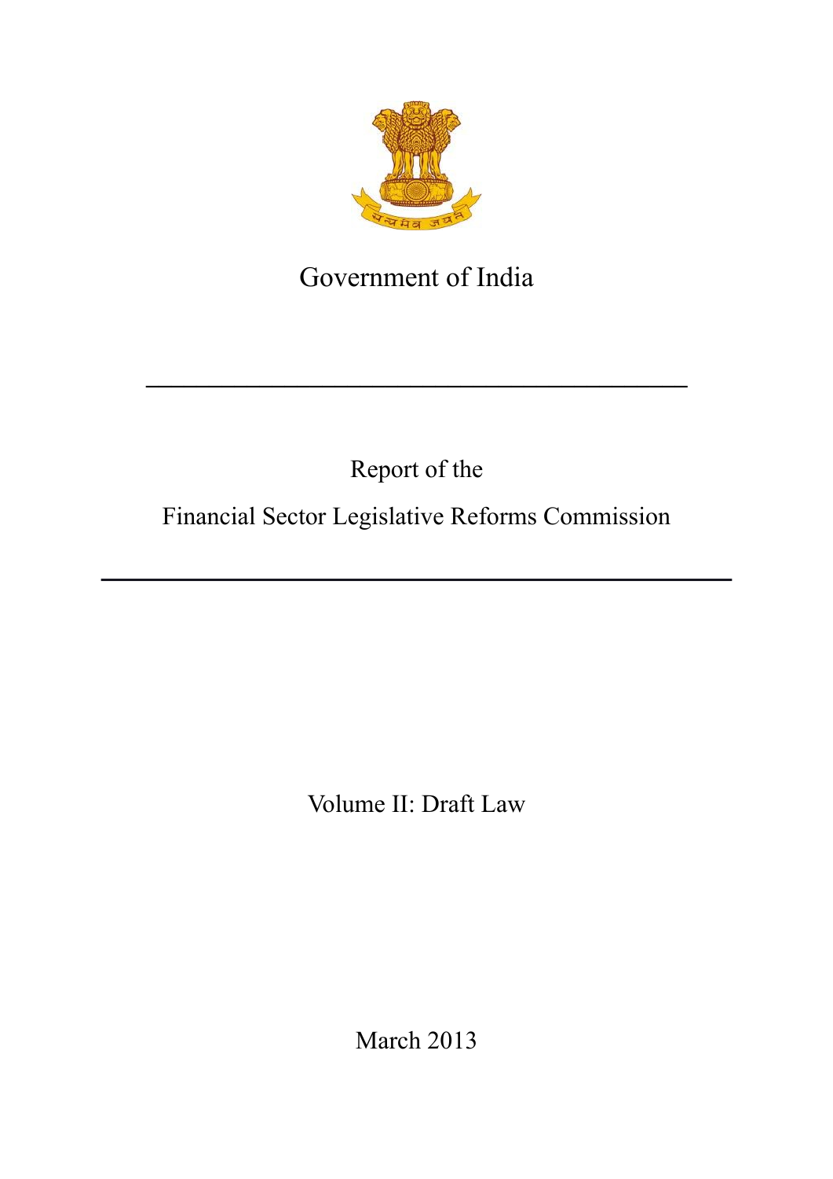Government of India

---

Report of the

Financial Sector Legislative Reforms Commission

---

Volume II: Draft Law

March 2013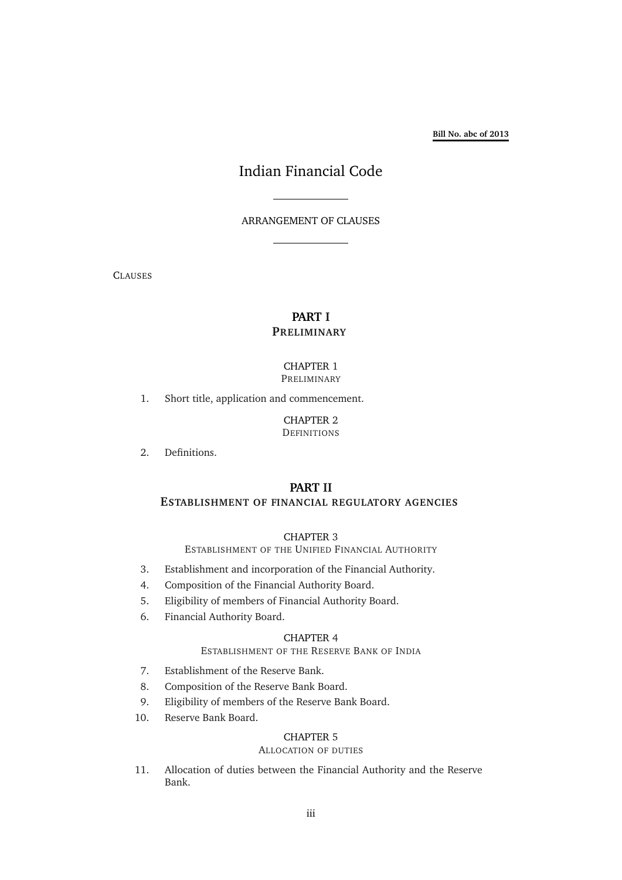**Bill No. abc of 2013**

# Indian Financial Code

ARRANGEMENT OF CLAUSES

CLAUSES

## PART I
## PRELIMINARY

### CHAPTER 1
PRELIMINARY

1. Short title, application and commencement.

### CHAPTER 2
DEFINITIONS

2. Definitions.

## PART II
## ESTABLISHMENT OF FINANCIAL REGULATORY AGENCIES

### CHAPTER 3
ESTABLISHMENT OF THE UNIFIED FINANCIAL AUTHORITY

3. Establishment and incorporation of the Financial Authority.
4. Composition of the Financial Authority Board.
5. Eligibility of members of Financial Authority Board.
6. Financial Authority Board.

### CHAPTER 4
ESTABLISHMENT OF THE RESERVE BANK OF INDIA

7. Establishment of the Reserve Bank.
8. Composition of the Reserve Bank Board.
9. Eligibility of members of the Reserve Bank Board.
10. Reserve Bank Board.

### CHAPTER 5
ALLOCATION OF DUTIES

11. Allocation of duties between the Financial Authority and the Reserve Bank.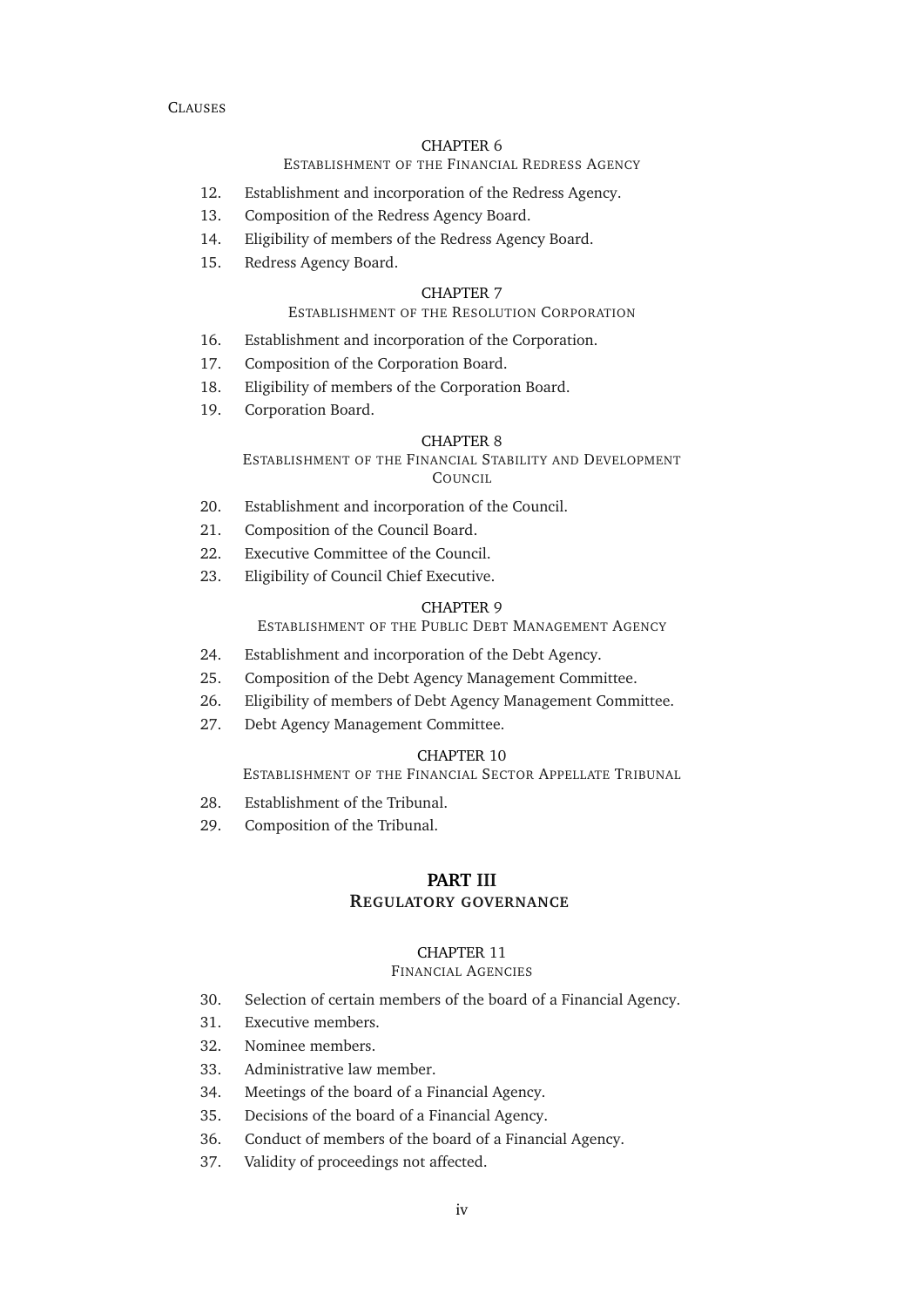CLAUSES

CHAPTER 6

ESTABLISHMENT OF THE FINANCIAL REDRESS AGENCY

12. Establishment and incorporation of the Redress Agency.
13. Composition of the Redress Agency Board.
14. Eligibility of members of the Redress Agency Board.
15. Redress Agency Board.

CHAPTER 7

ESTABLISHMENT OF THE RESOLUTION CORPORATION

16. Establishment and incorporation of the Corporation.
17. Composition of the Corporation Board.
18. Eligibility of members of the Corporation Board.
19. Corporation Board.

CHAPTER 8

ESTABLISHMENT OF THE FINANCIAL STABILITY AND DEVELOPMENT COUNCIL

20. Establishment and incorporation of the Council.
21. Composition of the Council Board.
22. Executive Committee of the Council.
23. Eligibility of Council Chief Executive.

CHAPTER 9

ESTABLISHMENT OF THE PUBLIC DEBT MANAGEMENT AGENCY

24. Establishment and incorporation of the Debt Agency.
25. Composition of the Debt Agency Management Committee.
26. Eligibility of members of Debt Agency Management Committee.
27. Debt Agency Management Committee.

CHAPTER 10

ESTABLISHMENT OF THE FINANCIAL SECTOR APPELLATE TRIBUNAL

28. Establishment of the Tribunal.
29. Composition of the Tribunal.

## PART III
## REGULATORY GOVERNANCE

CHAPTER 11

FINANCIAL AGENCIES

30. Selection of certain members of the board of a Financial Agency.
31. Executive members.
32. Nominee members.
33. Administrative law member.
34. Meetings of the board of a Financial Agency.
35. Decisions of the board of a Financial Agency.
36. Conduct of members of the board of a Financial Agency.
37. Validity of proceedings not affected.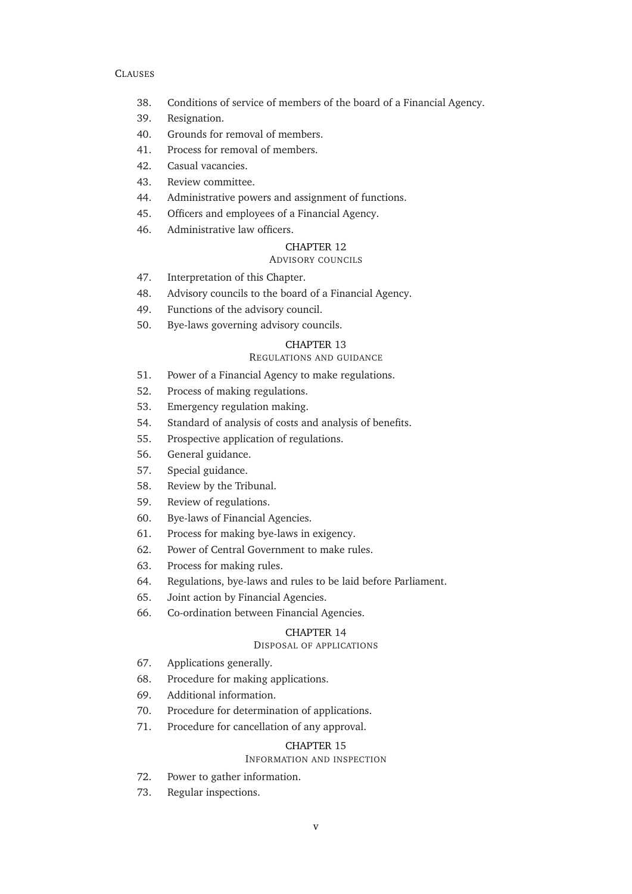CLAUSES

38. Conditions of service of members of the board of a Financial Agency.
39. Resignation.
40. Grounds for removal of members.
41. Process for removal of members.
42. Casual vacancies.
43. Review committee.
44. Administrative powers and assignment of functions.
45. Officers and employees of a Financial Agency.
46. Administrative law officers.

## CHAPTER 12
### ADVISORY COUNCILS

47. Interpretation of this Chapter.
48. Advisory councils to the board of a Financial Agency.
49. Functions of the advisory council.
50. Bye-laws governing advisory councils.

## CHAPTER 13
### REGULATIONS AND GUIDANCE

51. Power of a Financial Agency to make regulations.
52. Process of making regulations.
53. Emergency regulation making.
54. Standard of analysis of costs and analysis of benefits.
55. Prospective application of regulations.
56. General guidance.
57. Special guidance.
58. Review by the Tribunal.
59. Review of regulations.
60. Bye-laws of Financial Agencies.
61. Process for making bye-laws in exigency.
62. Power of Central Government to make rules.
63. Process for making rules.
64. Regulations, bye-laws and rules to be laid before Parliament.
65. Joint action by Financial Agencies.
66. Co-ordination between Financial Agencies.

## CHAPTER 14
### DISPOSAL OF APPLICATIONS

67. Applications generally.
68. Procedure for making applications.
69. Additional information.
70. Procedure for determination of applications.
71. Procedure for cancellation of any approval.

## CHAPTER 15
### INFORMATION AND INSPECTION

72. Power to gather information.
73. Regular inspections.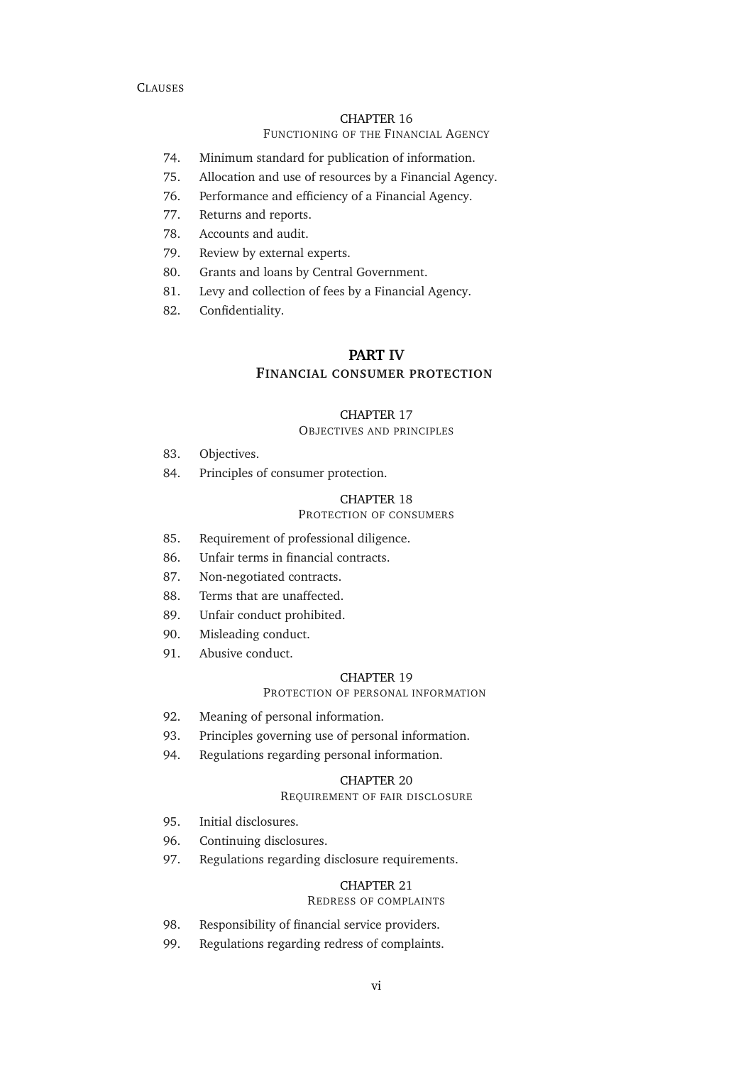CLAUSES

### CHAPTER 16
FUNCTIONING OF THE FINANCIAL AGENCY

74. Minimum standard for publication of information.
75. Allocation and use of resources by a Financial Agency.
76. Performance and efficiency of a Financial Agency.
77. Returns and reports.
78. Accounts and audit.
79. Review by external experts.
80. Grants and loans by Central Government.
81. Levy and collection of fees by a Financial Agency.
82. Confidentiality.

## PART IV
## FINANCIAL CONSUMER PROTECTION

### CHAPTER 17
OBJECTIVES AND PRINCIPLES

83. Objectives.
84. Principles of consumer protection.

### CHAPTER 18
PROTECTION OF CONSUMERS

85. Requirement of professional diligence.
86. Unfair terms in financial contracts.
87. Non-negotiated contracts.
88. Terms that are unaffected.
89. Unfair conduct prohibited.
90. Misleading conduct.
91. Abusive conduct.

### CHAPTER 19
PROTECTION OF PERSONAL INFORMATION

92. Meaning of personal information.
93. Principles governing use of personal information.
94. Regulations regarding personal information.

### CHAPTER 20
REQUIREMENT OF FAIR DISCLOSURE

95. Initial disclosures.
96. Continuing disclosures.
97. Regulations regarding disclosure requirements.

### CHAPTER 21
REDRESS OF COMPLAINTS

98. Responsibility of financial service providers.
99. Regulations regarding redress of complaints.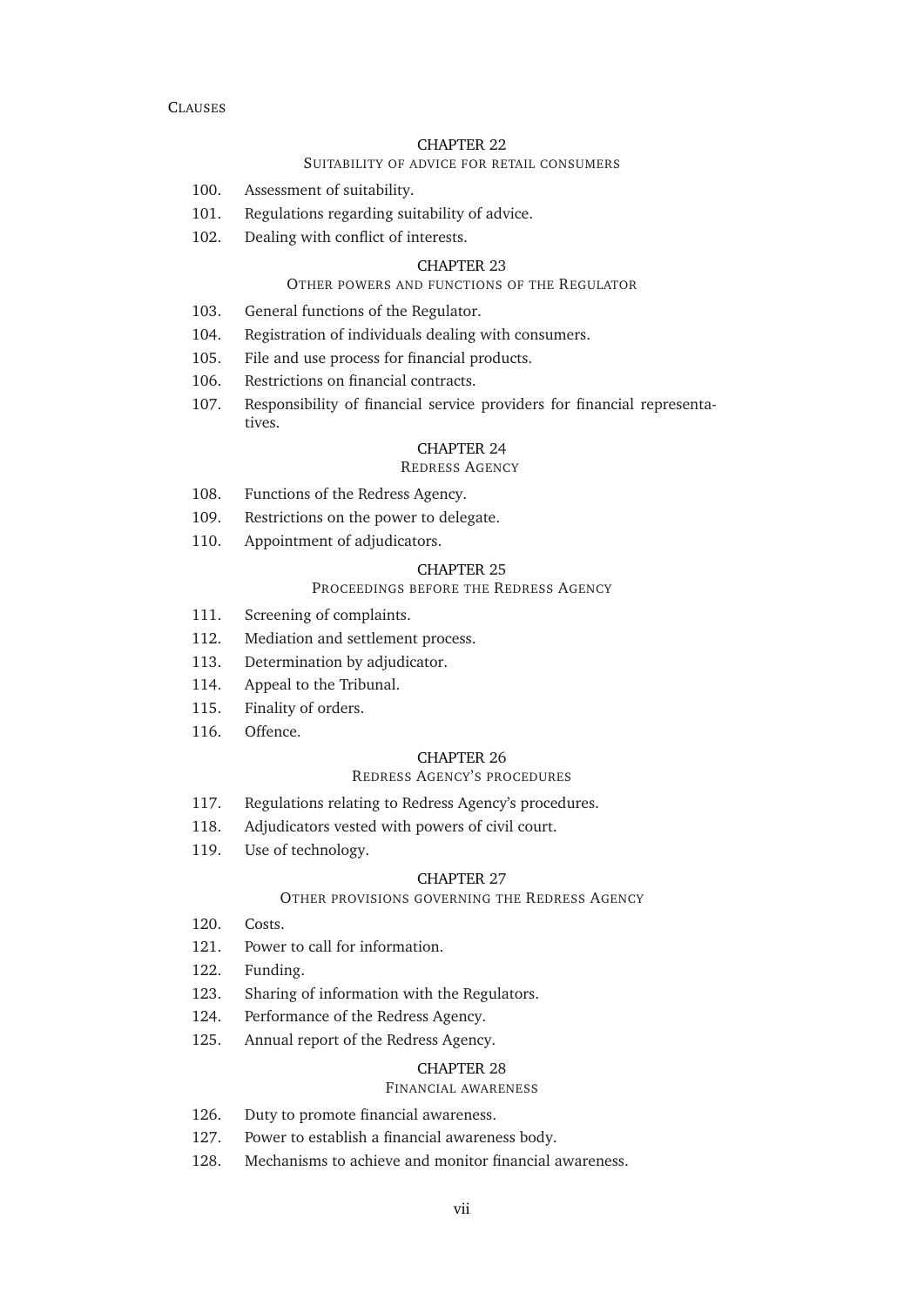CLAUSES

## CHAPTER 22

### SUITABILITY OF ADVICE FOR RETAIL CONSUMERS

100. Assessment of suitability.
101. Regulations regarding suitability of advice.
102. Dealing with conflict of interests.

## CHAPTER 23

### OTHER POWERS AND FUNCTIONS OF THE REGULATOR

103. General functions of the Regulator.
104. Registration of individuals dealing with consumers.
105. File and use process for financial products.
106. Restrictions on financial contracts.
107. Responsibility of financial service providers for financial representatives.

## CHAPTER 24

### REDRESS AGENCY

108. Functions of the Redress Agency.
109. Restrictions on the power to delegate.
110. Appointment of adjudicators.

## CHAPTER 25

### PROCEEDINGS BEFORE THE REDRESS AGENCY

111. Screening of complaints.
112. Mediation and settlement process.
113. Determination by adjudicator.
114. Appeal to the Tribunal.
115. Finality of orders.
116. Offence.

## CHAPTER 26

### REDRESS AGENCY'S PROCEDURES

117. Regulations relating to Redress Agency's procedures.
118. Adjudicators vested with powers of civil court.
119. Use of technology.

## CHAPTER 27

### OTHER PROVISIONS GOVERNING THE REDRESS AGENCY

120. Costs.
121. Power to call for information.
122. Funding.
123. Sharing of information with the Regulators.
124. Performance of the Redress Agency.
125. Annual report of the Redress Agency.

## CHAPTER 28

### FINANCIAL AWARENESS

126. Duty to promote financial awareness.
127. Power to establish a financial awareness body.
128. Mechanisms to achieve and monitor financial awareness.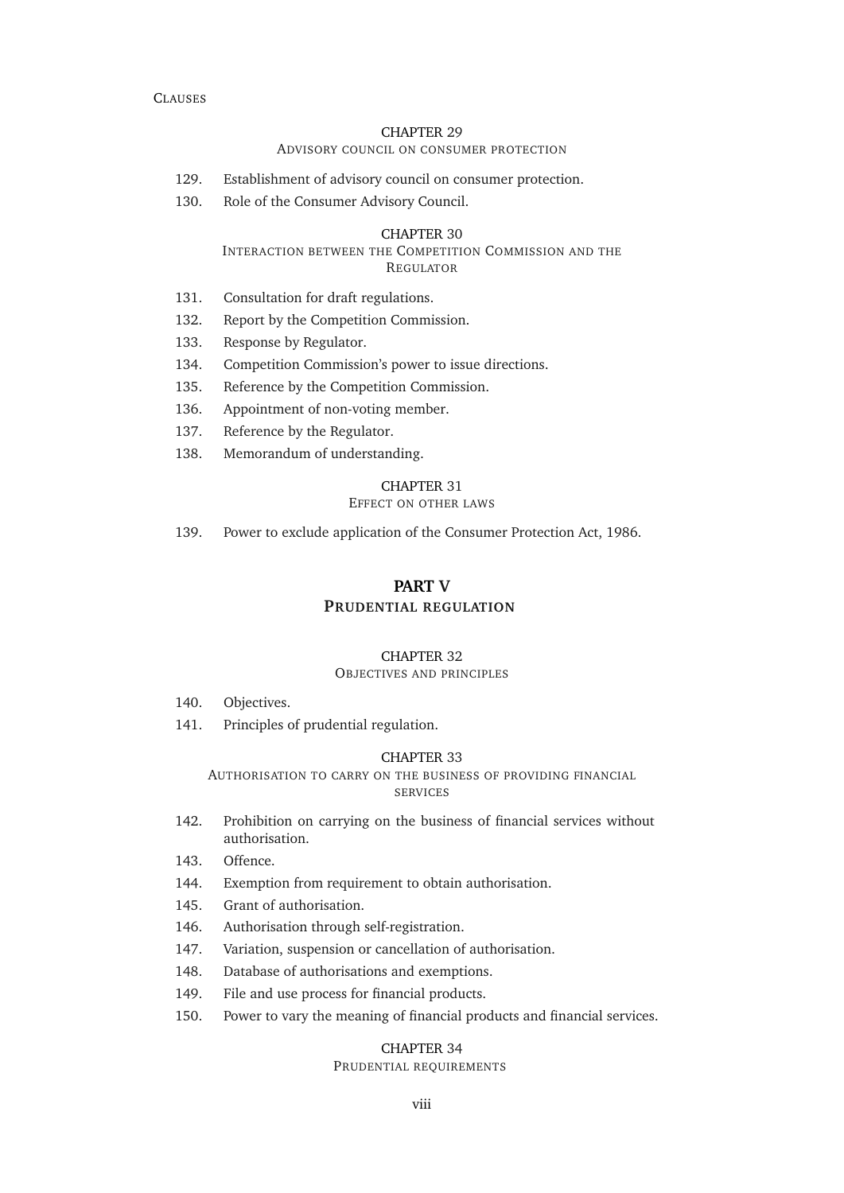CLAUSES

CHAPTER 29

ADVISORY COUNCIL ON CONSUMER PROTECTION

129. Establishment of advisory council on consumer protection.
130. Role of the Consumer Advisory Council.

CHAPTER 30

INTERACTION BETWEEN THE COMPETITION COMMISSION AND THE REGULATOR

131. Consultation for draft regulations.
132. Report by the Competition Commission.
133. Response by Regulator.
134. Competition Commission's power to issue directions.
135. Reference by the Competition Commission.
136. Appointment of non-voting member.
137. Reference by the Regulator.
138. Memorandum of understanding.

CHAPTER 31

EFFECT ON OTHER LAWS

139. Power to exclude application of the Consumer Protection Act, 1986.

## PART V
## PRUDENTIAL REGULATION

CHAPTER 32

OBJECTIVES AND PRINCIPLES

140. Objectives.
141. Principles of prudential regulation.

CHAPTER 33

AUTHORISATION TO CARRY ON THE BUSINESS OF PROVIDING FINANCIAL SERVICES

142. Prohibition on carrying on the business of financial services without authorisation.
143. Offence.
144. Exemption from requirement to obtain authorisation.
145. Grant of authorisation.
146. Authorisation through self-registration.
147. Variation, suspension or cancellation of authorisation.
148. Database of authorisations and exemptions.
149. File and use process for financial products.
150. Power to vary the meaning of financial products and financial services.

CHAPTER 34

PRUDENTIAL REQUIREMENTS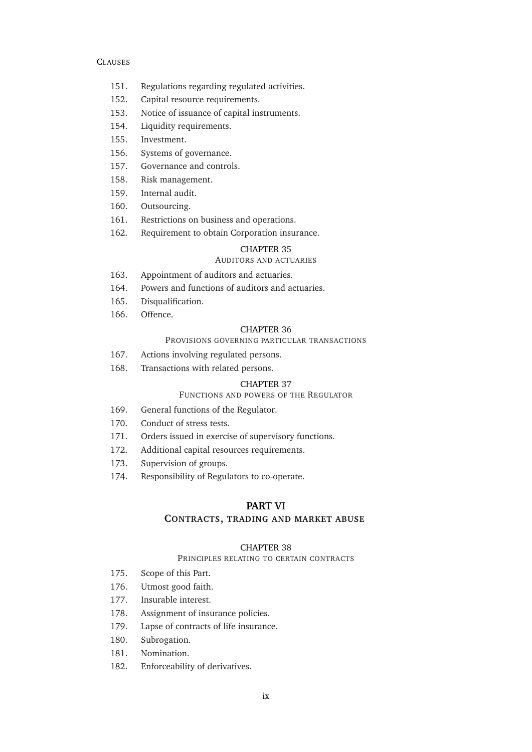CLAUSES

151. Regulations regarding regulated activities.
152. Capital resource requirements.
153. Notice of issuance of capital instruments.
154. Liquidity requirements.
155. Investment.
156. Systems of governance.
157. Governance and controls.
158. Risk management.
159. Internal audit.
160. Outsourcing.
161. Restrictions on business and operations.
162. Requirement to obtain Corporation insurance.

CHAPTER 35

AUDITORS AND ACTUARIES

163. Appointment of auditors and actuaries.
164. Powers and functions of auditors and actuaries.
165. Disqualification.
166. Offence.

CHAPTER 36

PROVISIONS GOVERNING PARTICULAR TRANSACTIONS

167. Actions involving regulated persons.
168. Transactions with related persons.

CHAPTER 37

FUNCTIONS AND POWERS OF THE REGULATOR

169. General functions of the Regulator.
170. Conduct of stress tests.
171. Orders issued in exercise of supervisory functions.
172. Additional capital resources requirements.
173. Supervision of groups.
174. Responsibility of Regulators to co-operate.

## PART VI

## CONTRACTS, TRADING AND MARKET ABUSE

CHAPTER 38

PRINCIPLES RELATING TO CERTAIN CONTRACTS

175. Scope of this Part.
176. Utmost good faith.
177. Insurable interest.
178. Assignment of insurance policies.
179. Lapse of contracts of life insurance.
180. Subrogation.
181. Nomination.
182. Enforceability of derivatives.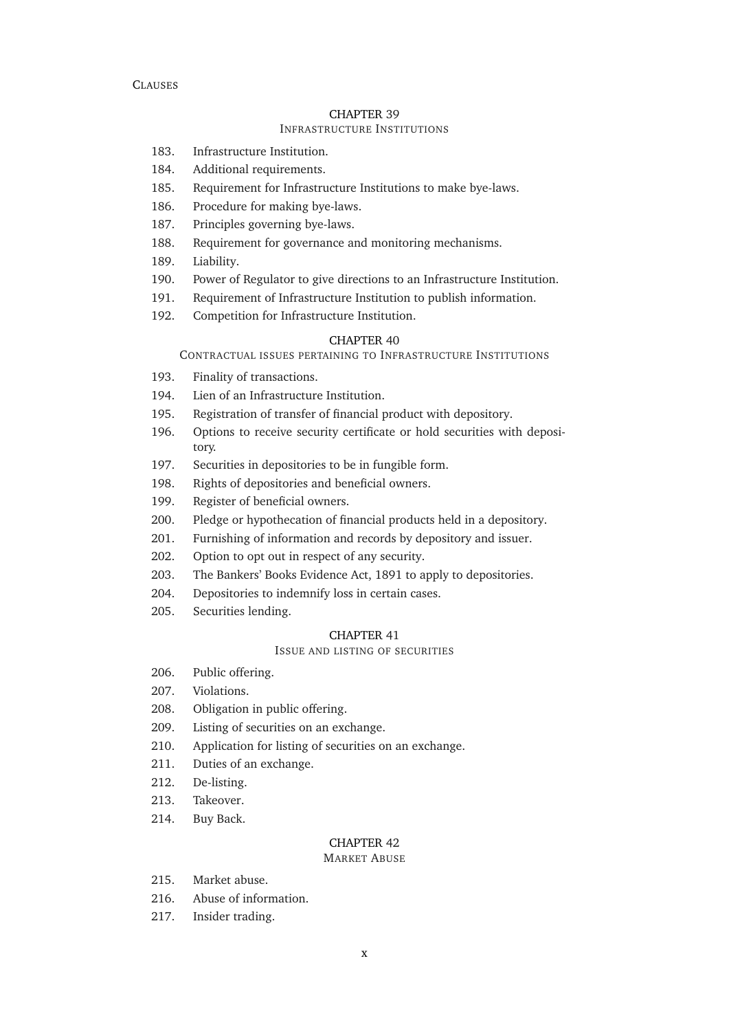CLAUSES

## CHAPTER 39

### INFRASTRUCTURE INSTITUTIONS

183. Infrastructure Institution.
184. Additional requirements.
185. Requirement for Infrastructure Institutions to make bye-laws.
186. Procedure for making bye-laws.
187. Principles governing bye-laws.
188. Requirement for governance and monitoring mechanisms.
189. Liability.
190. Power of Regulator to give directions to an Infrastructure Institution.
191. Requirement of Infrastructure Institution to publish information.
192. Competition for Infrastructure Institution.

## CHAPTER 40

### CONTRACTUAL ISSUES PERTAINING TO INFRASTRUCTURE INSTITUTIONS

193. Finality of transactions.
194. Lien of an Infrastructure Institution.
195. Registration of transfer of financial product with depository.
196. Options to receive security certificate or hold securities with depository.
197. Securities in depositories to be in fungible form.
198. Rights of depositories and beneficial owners.
199. Register of beneficial owners.
200. Pledge or hypothecation of financial products held in a depository.
201. Furnishing of information and records by depository and issuer.
202. Option to opt out in respect of any security.
203. The Bankers' Books Evidence Act, 1891 to apply to depositories.
204. Depositories to indemnify loss in certain cases.
205. Securities lending.

## CHAPTER 41

### ISSUE AND LISTING OF SECURITIES

206. Public offering.
207. Violations.
208. Obligation in public offering.
209. Listing of securities on an exchange.
210. Application for listing of securities on an exchange.
211. Duties of an exchange.
212. De-listing.
213. Takeover.
214. Buy Back.

## CHAPTER 42

### MARKET ABUSE

215. Market abuse.
216. Abuse of information.
217. Insider trading.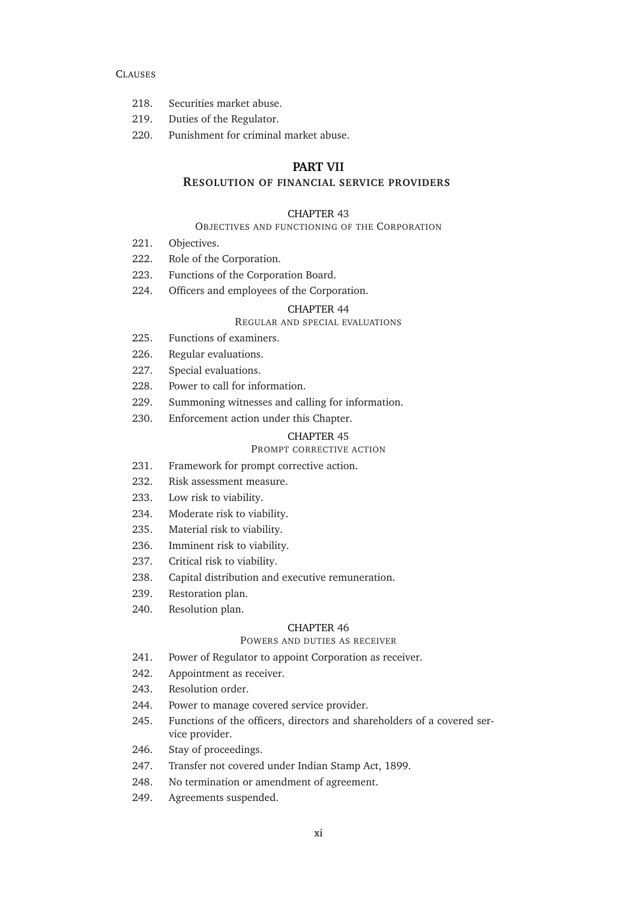CLAUSES

218. Securities market abuse.
219. Duties of the Regulator.
220. Punishment for criminal market abuse.

## PART VII

## RESOLUTION OF FINANCIAL SERVICE PROVIDERS

### CHAPTER 43

#### OBJECTIVES AND FUNCTIONING OF THE CORPORATION

221. Objectives.
222. Role of the Corporation.
223. Functions of the Corporation Board.
224. Officers and employees of the Corporation.

### CHAPTER 44

#### REGULAR AND SPECIAL EVALUATIONS

225. Functions of examiners.
226. Regular evaluations.
227. Special evaluations.
228. Power to call for information.
229. Summoning witnesses and calling for information.
230. Enforcement action under this Chapter.

### CHAPTER 45

#### PROMPT CORRECTIVE ACTION

231. Framework for prompt corrective action.
232. Risk assessment measure.
233. Low risk to viability.
234. Moderate risk to viability.
235. Material risk to viability.
236. Imminent risk to viability.
237. Critical risk to viability.
238. Capital distribution and executive remuneration.
239. Restoration plan.
240. Resolution plan.

### CHAPTER 46

#### POWERS AND DUTIES AS RECEIVER

241. Power of Regulator to appoint Corporation as receiver.
242. Appointment as receiver.
243. Resolution order.
244. Power to manage covered service provider.
245. Functions of the officers, directors and shareholders of a covered service provider.
246. Stay of proceedings.
247. Transfer not covered under Indian Stamp Act, 1899.
248. No termination or amendment of agreement.
249. Agreements suspended.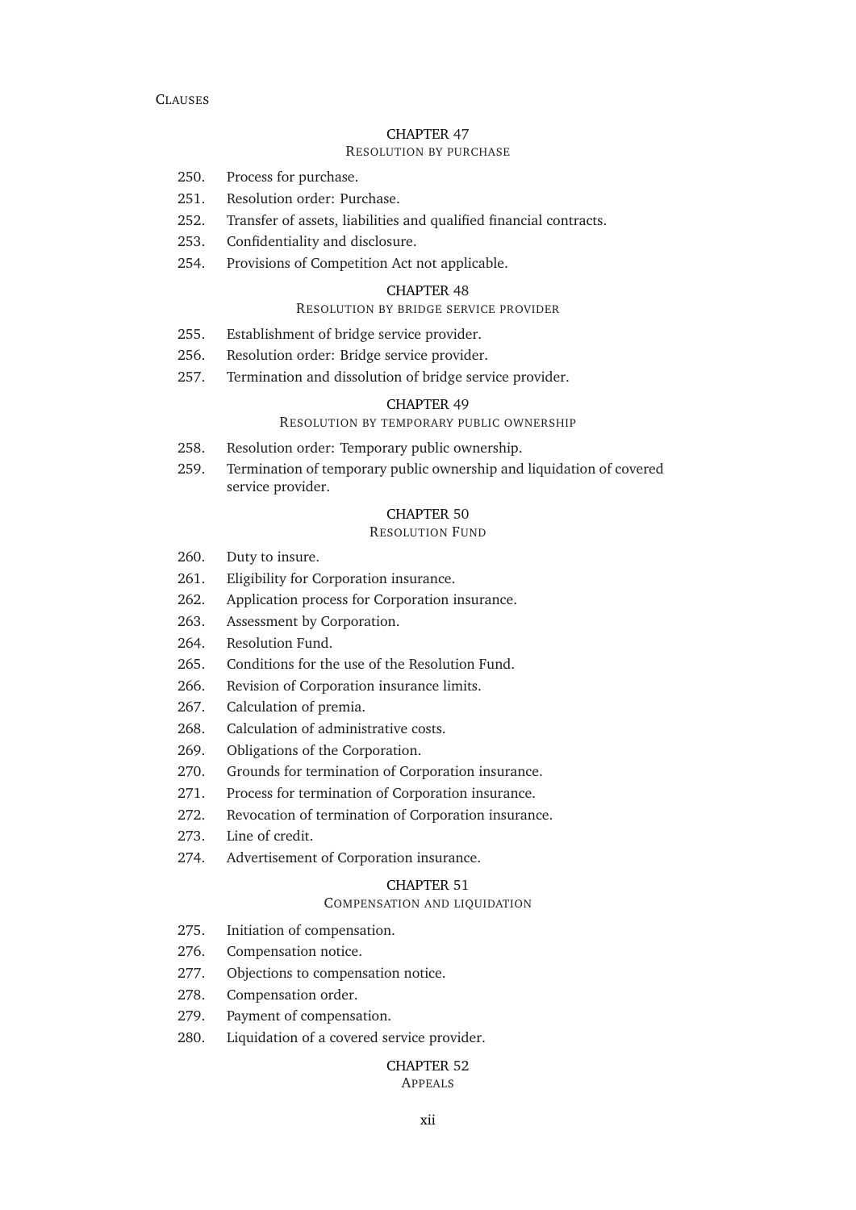CLAUSES

## CHAPTER 47
### RESOLUTION BY PURCHASE

250. Process for purchase.
251. Resolution order: Purchase.
252. Transfer of assets, liabilities and qualified financial contracts.
253. Confidentiality and disclosure.
254. Provisions of Competition Act not applicable.

## CHAPTER 48
### RESOLUTION BY BRIDGE SERVICE PROVIDER

255. Establishment of bridge service provider.
256. Resolution order: Bridge service provider.
257. Termination and dissolution of bridge service provider.

## CHAPTER 49
### RESOLUTION BY TEMPORARY PUBLIC OWNERSHIP

258. Resolution order: Temporary public ownership.
259. Termination of temporary public ownership and liquidation of covered service provider.

## CHAPTER 50
### RESOLUTION FUND

260. Duty to insure.
261. Eligibility for Corporation insurance.
262. Application process for Corporation insurance.
263. Assessment by Corporation.
264. Resolution Fund.
265. Conditions for the use of the Resolution Fund.
266. Revision of Corporation insurance limits.
267. Calculation of premia.
268. Calculation of administrative costs.
269. Obligations of the Corporation.
270. Grounds for termination of Corporation insurance.
271. Process for termination of Corporation insurance.
272. Revocation of termination of Corporation insurance.
273. Line of credit.
274. Advertisement of Corporation insurance.

## CHAPTER 51
### COMPENSATION AND LIQUIDATION

275. Initiation of compensation.
276. Compensation notice.
277. Objections to compensation notice.
278. Compensation order.
279. Payment of compensation.
280. Liquidation of a covered service provider.

## CHAPTER 52
### APPEALS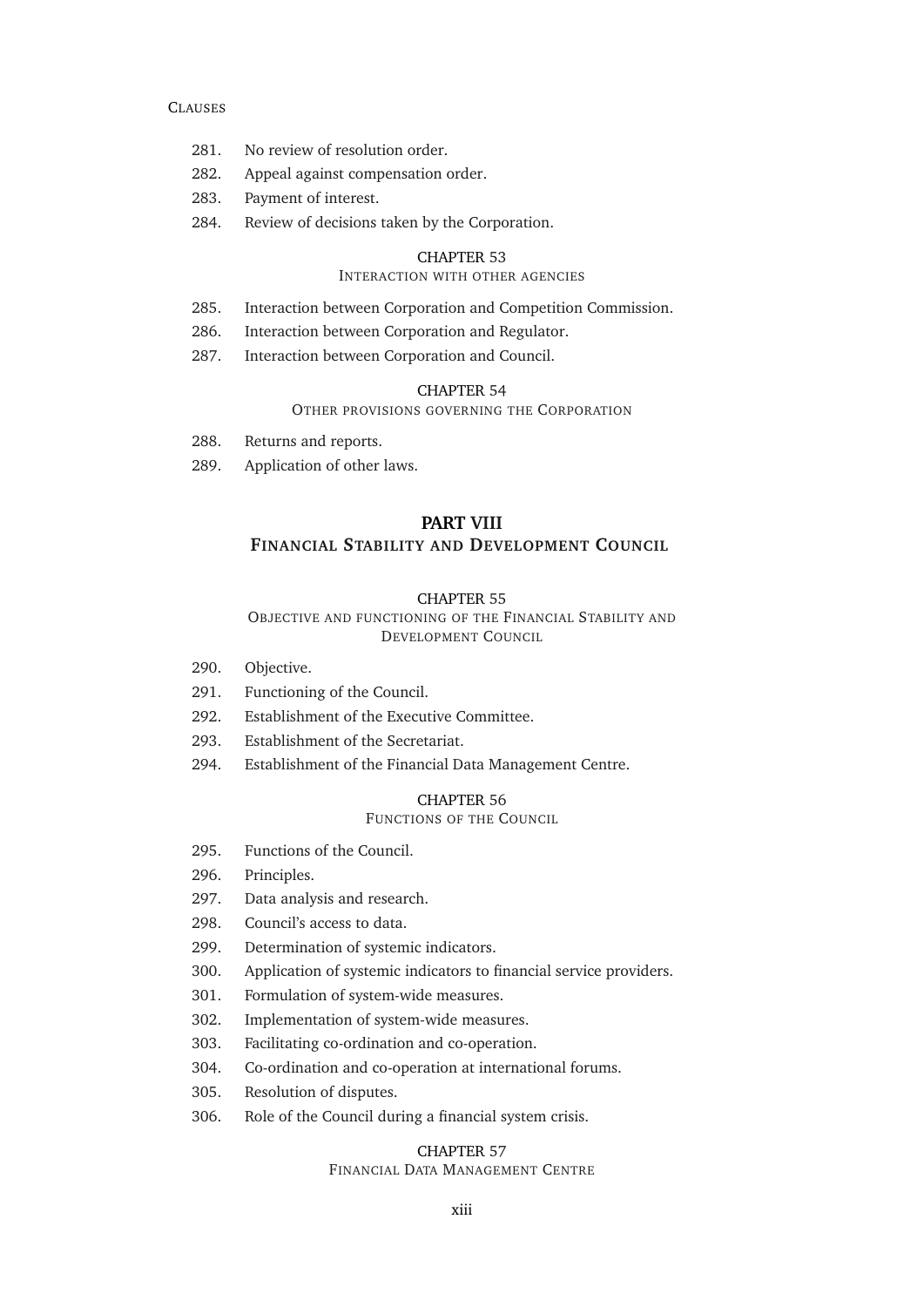CLAUSES

281. No review of resolution order.
282. Appeal against compensation order.
283. Payment of interest.
284. Review of decisions taken by the Corporation.

CHAPTER 53

INTERACTION WITH OTHER AGENCIES

285. Interaction between Corporation and Competition Commission.
286. Interaction between Corporation and Regulator.
287. Interaction between Corporation and Council.

CHAPTER 54

OTHER PROVISIONS GOVERNING THE CORPORATION

288. Returns and reports.
289. Application of other laws.

## PART VIII

## FINANCIAL STABILITY AND DEVELOPMENT COUNCIL

CHAPTER 55

OBJECTIVE AND FUNCTIONING OF THE FINANCIAL STABILITY AND DEVELOPMENT COUNCIL

290. Objective.
291. Functioning of the Council.
292. Establishment of the Executive Committee.
293. Establishment of the Secretariat.
294. Establishment of the Financial Data Management Centre.

CHAPTER 56

FUNCTIONS OF THE COUNCIL

295. Functions of the Council.
296. Principles.
297. Data analysis and research.
298. Council's access to data.
299. Determination of systemic indicators.
300. Application of systemic indicators to financial service providers.
301. Formulation of system-wide measures.
302. Implementation of system-wide measures.
303. Facilitating co-ordination and co-operation.
304. Co-ordination and co-operation at international forums.
305. Resolution of disputes.
306. Role of the Council during a financial system crisis.

CHAPTER 57

FINANCIAL DATA MANAGEMENT CENTRE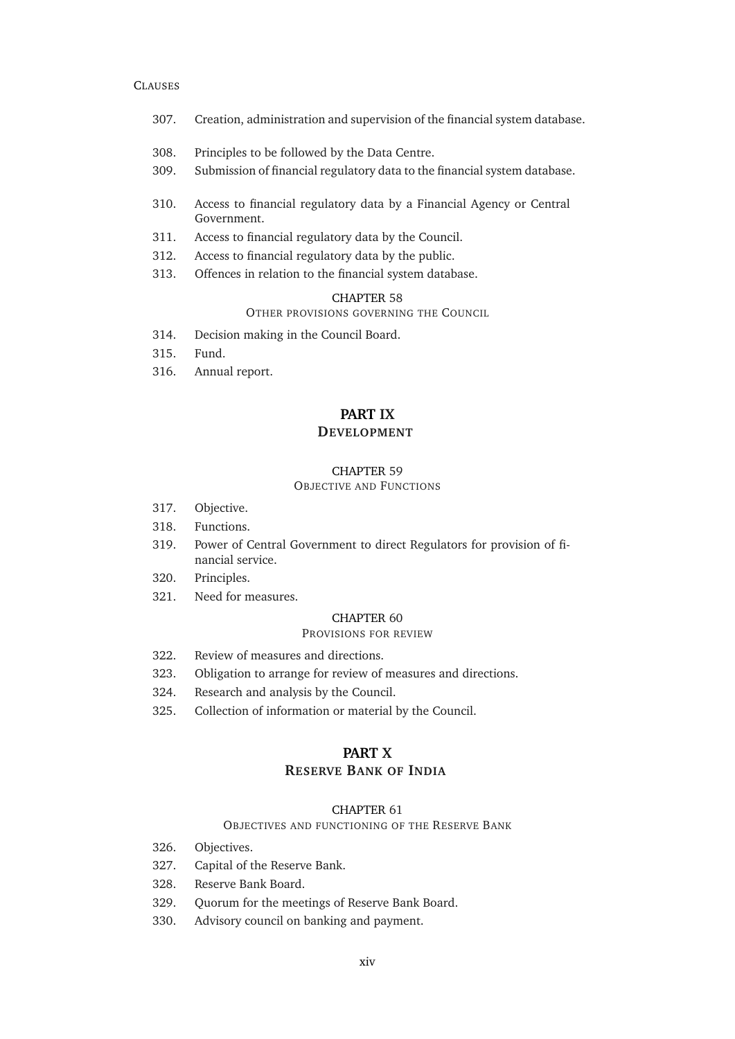CLAUSES

307. Creation, administration and supervision of the financial system database.
308. Principles to be followed by the Data Centre.
309. Submission of financial regulatory data to the financial system database.
310. Access to financial regulatory data by a Financial Agency or Central Government.
311. Access to financial regulatory data by the Council.
312. Access to financial regulatory data by the public.
313. Offences in relation to the financial system database.

CHAPTER 58

OTHER PROVISIONS GOVERNING THE COUNCIL

314. Decision making in the Council Board.
315. Fund.
316. Annual report.

## PART IX
## DEVELOPMENT

CHAPTER 59

OBJECTIVE AND FUNCTIONS

317. Objective.
318. Functions.
319. Power of Central Government to direct Regulators for provision of financial service.
320. Principles.
321. Need for measures.

CHAPTER 60

PROVISIONS FOR REVIEW

322. Review of measures and directions.
323. Obligation to arrange for review of measures and directions.
324. Research and analysis by the Council.
325. Collection of information or material by the Council.

## PART X
## RESERVE BANK OF INDIA

CHAPTER 61

OBJECTIVES AND FUNCTIONING OF THE RESERVE BANK

326. Objectives.
327. Capital of the Reserve Bank.
328. Reserve Bank Board.
329. Quorum for the meetings of Reserve Bank Board.
330. Advisory council on banking and payment.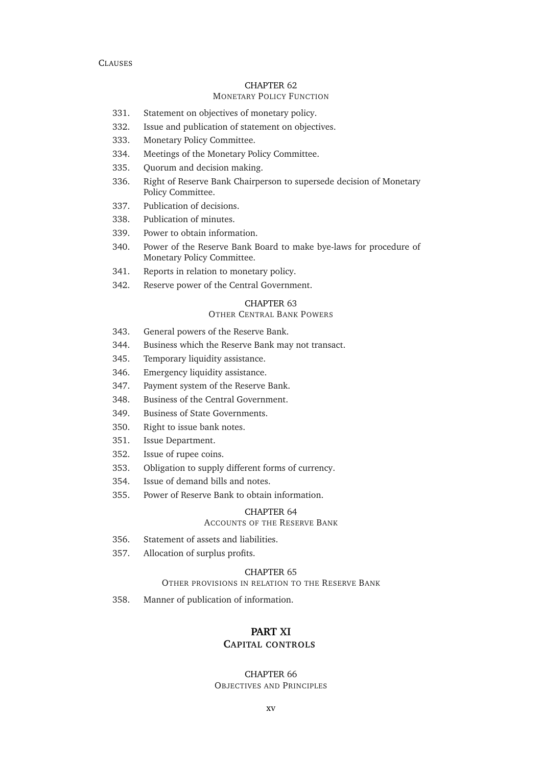CLAUSES

CHAPTER 62
MONETARY POLICY FUNCTION

331. Statement on objectives of monetary policy.
332. Issue and publication of statement on objectives.
333. Monetary Policy Committee.
334. Meetings of the Monetary Policy Committee.
335. Quorum and decision making.
336. Right of Reserve Bank Chairperson to supersede decision of Monetary Policy Committee.
337. Publication of decisions.
338. Publication of minutes.
339. Power to obtain information.
340. Power of the Reserve Bank Board to make bye-laws for procedure of Monetary Policy Committee.
341. Reports in relation to monetary policy.
342. Reserve power of the Central Government.

CHAPTER 63
OTHER CENTRAL BANK POWERS

343. General powers of the Reserve Bank.
344. Business which the Reserve Bank may not transact.
345. Temporary liquidity assistance.
346. Emergency liquidity assistance.
347. Payment system of the Reserve Bank.
348. Business of the Central Government.
349. Business of State Governments.
350. Right to issue bank notes.
351. Issue Department.
352. Issue of rupee coins.
353. Obligation to supply different forms of currency.
354. Issue of demand bills and notes.
355. Power of Reserve Bank to obtain information.

CHAPTER 64
ACCOUNTS OF THE RESERVE BANK

356. Statement of assets and liabilities.
357. Allocation of surplus profits.

CHAPTER 65
OTHER PROVISIONS IN RELATION TO THE RESERVE BANK

358. Manner of publication of information.

## PART XI
## CAPITAL CONTROLS

CHAPTER 66
OBJECTIVES AND PRINCIPLES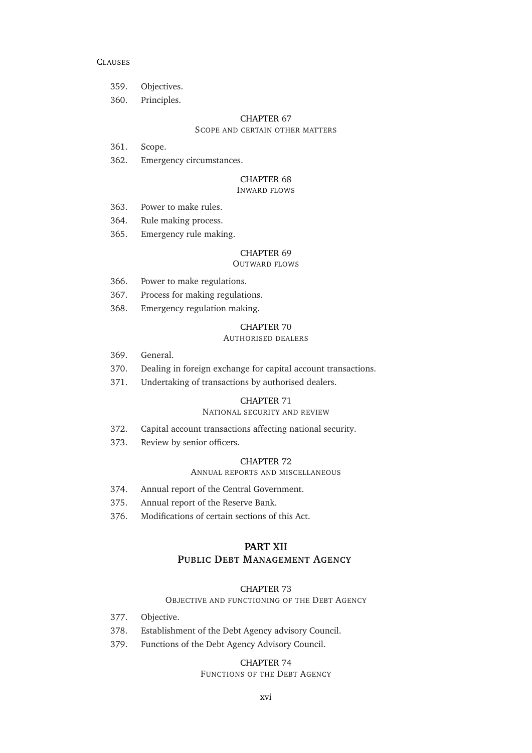CLAUSES

359. Objectives.
360. Principles.

CHAPTER 67
SCOPE AND CERTAIN OTHER MATTERS

361. Scope.
362. Emergency circumstances.

CHAPTER 68
INWARD FLOWS

363. Power to make rules.
364. Rule making process.
365. Emergency rule making.

CHAPTER 69
OUTWARD FLOWS

366. Power to make regulations.
367. Process for making regulations.
368. Emergency regulation making.

CHAPTER 70
AUTHORISED DEALERS

369. General.
370. Dealing in foreign exchange for capital account transactions.
371. Undertaking of transactions by authorised dealers.

CHAPTER 71
NATIONAL SECURITY AND REVIEW

372. Capital account transactions affecting national security.
373. Review by senior officers.

CHAPTER 72
ANNUAL REPORTS AND MISCELLANEOUS

374. Annual report of the Central Government.
375. Annual report of the Reserve Bank.
376. Modifications of certain sections of this Act.

## PART XII
## PUBLIC DEBT MANAGEMENT AGENCY

CHAPTER 73
OBJECTIVE AND FUNCTIONING OF THE DEBT AGENCY

377. Objective.
378. Establishment of the Debt Agency advisory Council.
379. Functions of the Debt Agency Advisory Council.

CHAPTER 74
FUNCTIONS OF THE DEBT AGENCY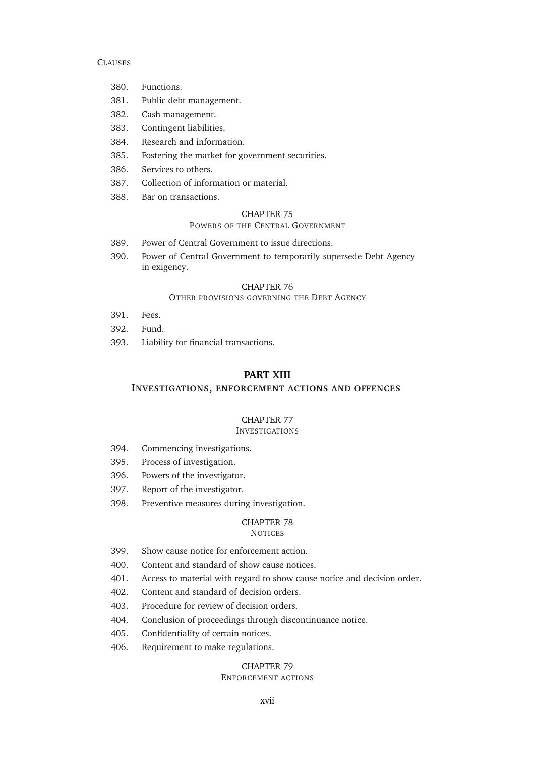CLAUSES

380. Functions.
381. Public debt management.
382. Cash management.
383. Contingent liabilities.
384. Research and information.
385. Fostering the market for government securities.
386. Services to others.
387. Collection of information or material.
388. Bar on transactions.

CHAPTER 75

POWERS OF THE CENTRAL GOVERNMENT

389. Power of Central Government to issue directions.
390. Power of Central Government to temporarily supersede Debt Agency in exigency.

CHAPTER 76

OTHER PROVISIONS GOVERNING THE DEBT AGENCY

391. Fees.
392. Fund.
393. Liability for financial transactions.

## PART XIII

### INVESTIGATIONS, ENFORCEMENT ACTIONS AND OFFENCES

CHAPTER 77

INVESTIGATIONS

394. Commencing investigations.
395. Process of investigation.
396. Powers of the investigator.
397. Report of the investigator.
398. Preventive measures during investigation.

CHAPTER 78

NOTICES

399. Show cause notice for enforcement action.
400. Content and standard of show cause notices.
401. Access to material with regard to show cause notice and decision order.
402. Content and standard of decision orders.
403. Procedure for review of decision orders.
404. Conclusion of proceedings through discontinuance notice.
405. Confidentiality of certain notices.
406. Requirement to make regulations.

CHAPTER 79

ENFORCEMENT ACTIONS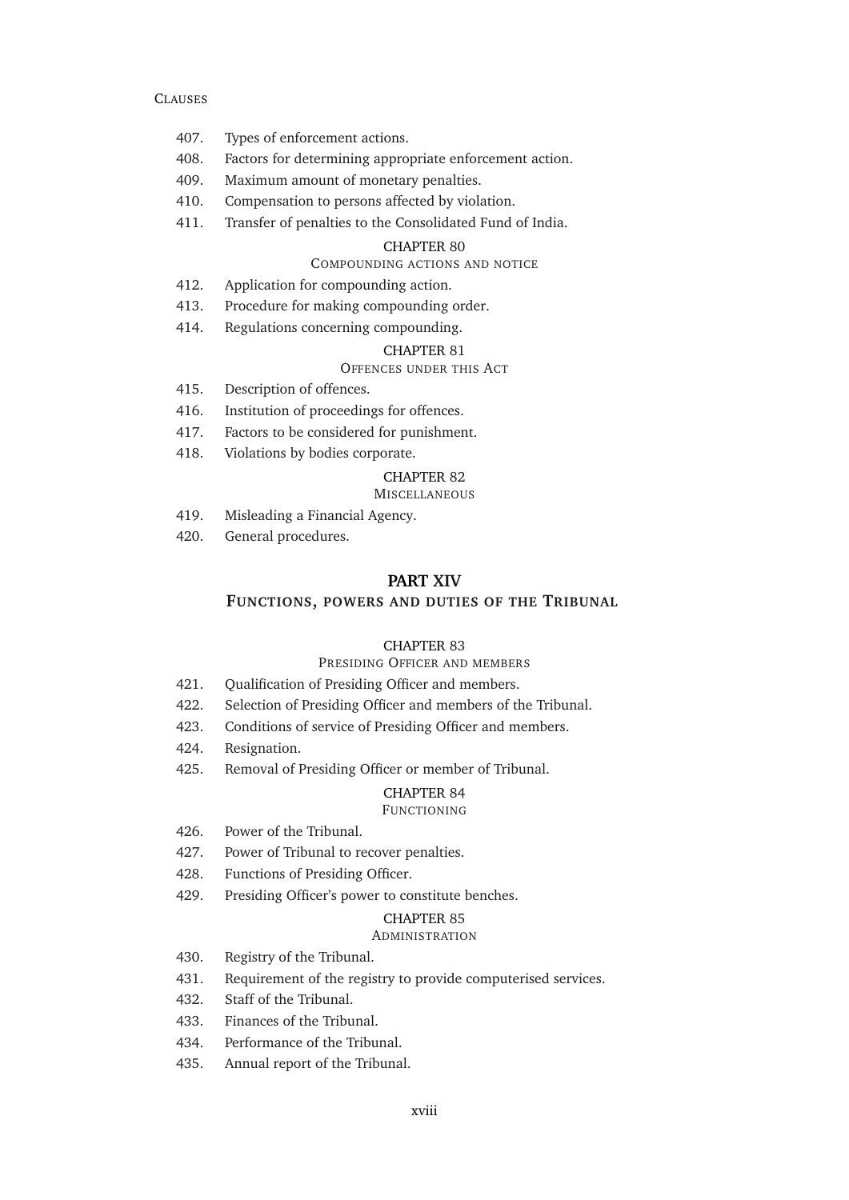CLAUSES

407. Types of enforcement actions.
408. Factors for determining appropriate enforcement action.
409. Maximum amount of monetary penalties.
410. Compensation to persons affected by violation.
411. Transfer of penalties to the Consolidated Fund of India.

CHAPTER 80

COMPOUNDING ACTIONS AND NOTICE

412. Application for compounding action.
413. Procedure for making compounding order.
414. Regulations concerning compounding.

CHAPTER 81

OFFENCES UNDER THIS ACT

415. Description of offences.
416. Institution of proceedings for offences.
417. Factors to be considered for punishment.
418. Violations by bodies corporate.

CHAPTER 82

MISCELLANEOUS

419. Misleading a Financial Agency.
420. General procedures.

## PART XIV

## FUNCTIONS, POWERS AND DUTIES OF THE TRIBUNAL

CHAPTER 83

PRESIDING OFFICER AND MEMBERS

421. Qualification of Presiding Officer and members.
422. Selection of Presiding Officer and members of the Tribunal.
423. Conditions of service of Presiding Officer and members.
424. Resignation.
425. Removal of Presiding Officer or member of Tribunal.

CHAPTER 84

FUNCTIONING

426. Power of the Tribunal.
427. Power of Tribunal to recover penalties.
428. Functions of Presiding Officer.
429. Presiding Officer's power to constitute benches.

CHAPTER 85

ADMINISTRATION

430. Registry of the Tribunal.
431. Requirement of the registry to provide computerised services.
432. Staff of the Tribunal.
433. Finances of the Tribunal.
434. Performance of the Tribunal.
435. Annual report of the Tribunal.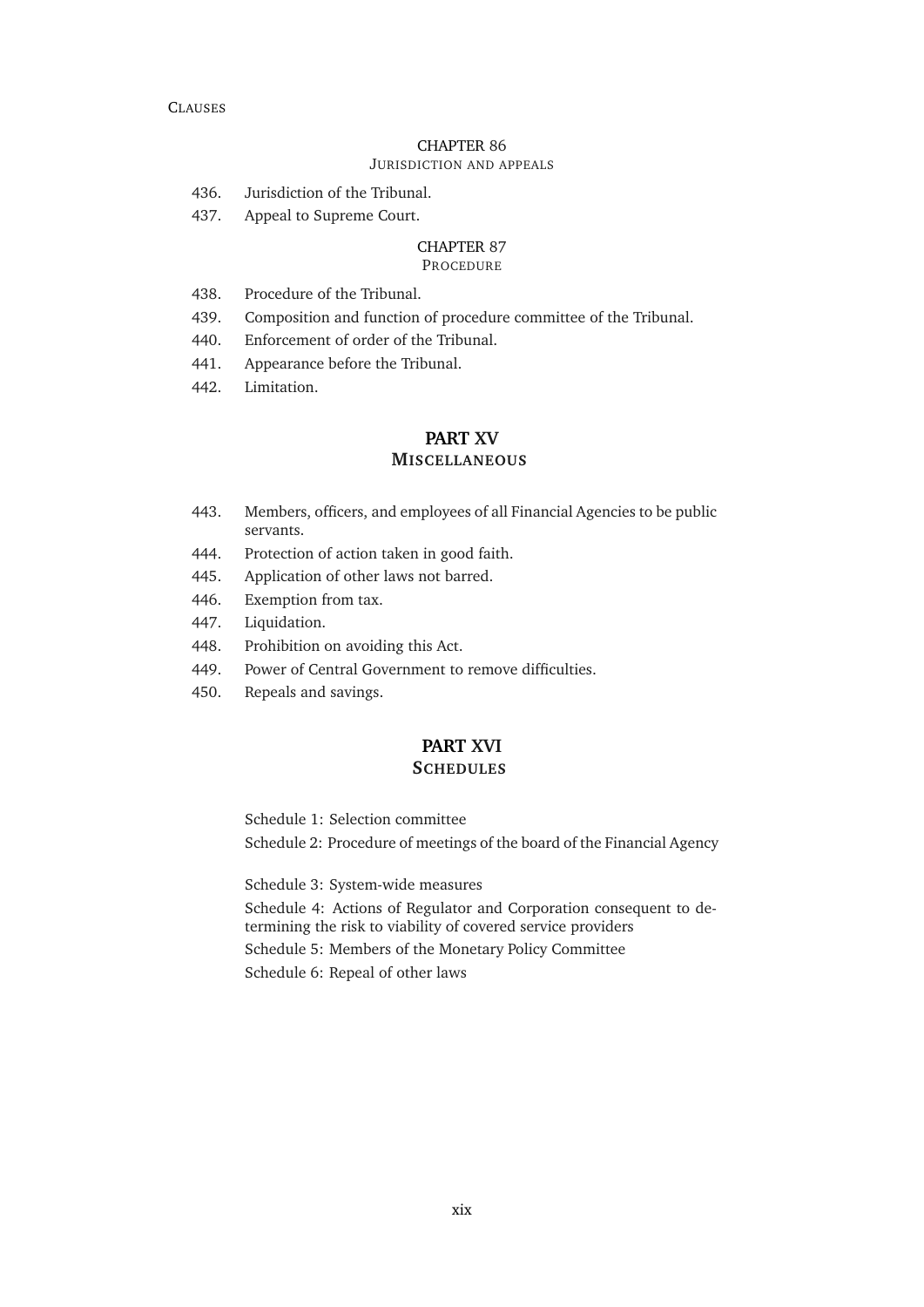### CHAPTER 86

#### JURISDICTION AND APPEALS

436. Jurisdiction of the Tribunal.
437. Appeal to Supreme Court.

### CHAPTER 87

#### PROCEDURE

438. Procedure of the Tribunal.
439. Composition and function of procedure committee of the Tribunal.
440. Enforcement of order of the Tribunal.
441. Appearance before the Tribunal.
442. Limitation.

## PART XV

## MISCELLANEOUS

443. Members, officers, and employees of all Financial Agencies to be public servants.
444. Protection of action taken in good faith.
445. Application of other laws not barred.
446. Exemption from tax.
447. Liquidation.
448. Prohibition on avoiding this Act.
449. Power of Central Government to remove difficulties.
450. Repeals and savings.

## PART XVI

## SCHEDULES

Schedule 1: Selection committee

Schedule 2: Procedure of meetings of the board of the Financial Agency

Schedule 3: System-wide measures

Schedule 4: Actions of Regulator and Corporation consequent to determining the risk to viability of covered service providers

Schedule 5: Members of the Monetary Policy Committee

Schedule 6: Repeal of other laws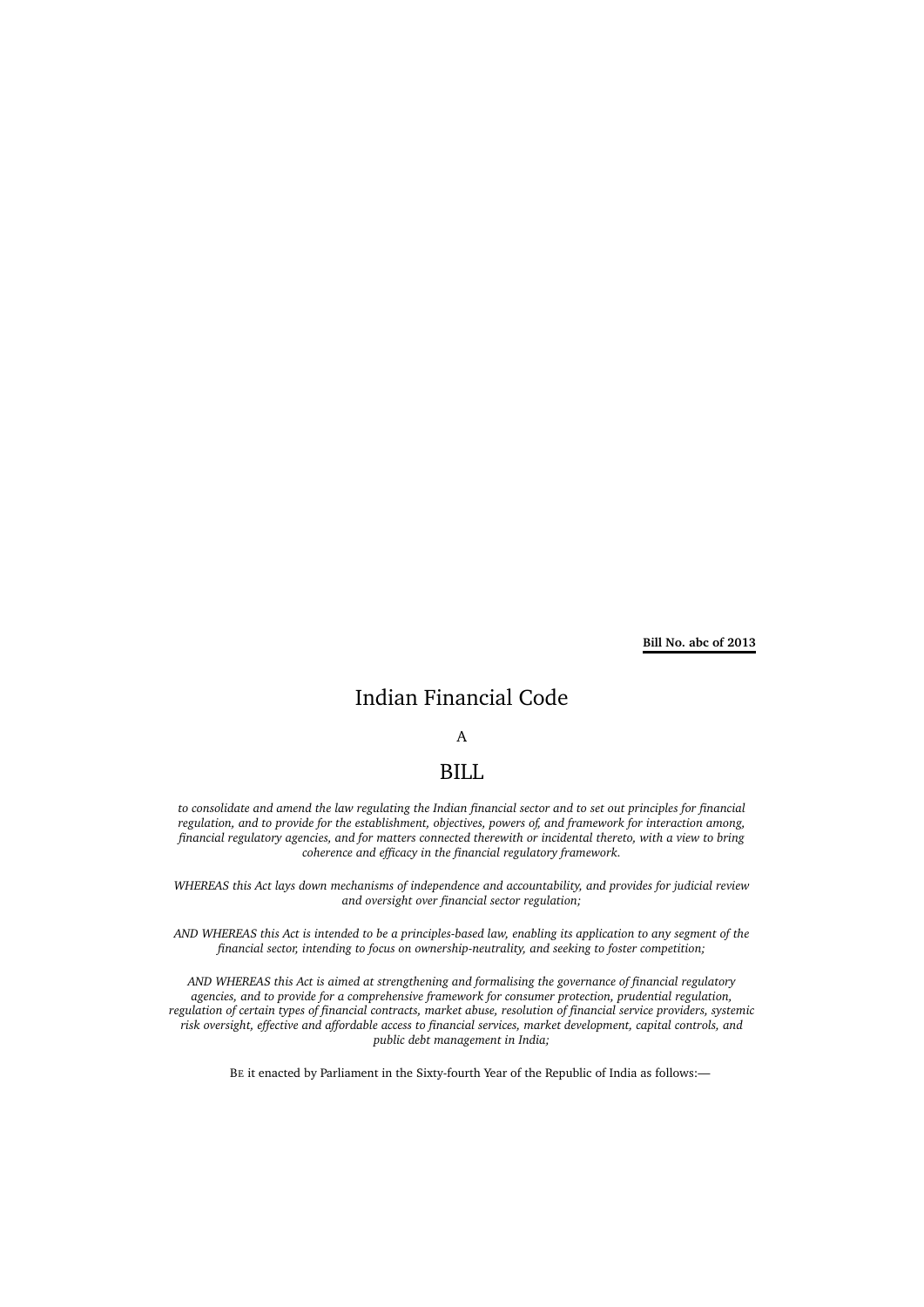**Bill No. abc of 2013**

# Indian Financial Code

A

# BILL

*to consolidate and amend the law regulating the Indian financial sector and to set out principles for financial regulation, and to provide for the establishment, objectives, powers of, and framework for interaction among, financial regulatory agencies, and for matters connected therewith or incidental thereto, with a view to bring coherence and efficacy in the financial regulatory framework.*

*WHEREAS this Act lays down mechanisms of independence and accountability, and provides for judicial review and oversight over financial sector regulation;*

*AND WHEREAS this Act is intended to be a principles-based law, enabling its application to any segment of the financial sector, intending to focus on ownership-neutrality, and seeking to foster competition;*

*AND WHEREAS this Act is aimed at strengthening and formalising the governance of financial regulatory agencies, and to provide for a comprehensive framework for consumer protection, prudential regulation, regulation of certain types of financial contracts, market abuse, resolution of financial service providers, systemic risk oversight, effective and affordable access to financial services, market development, capital controls, and public debt management in India;*

BE it enacted by Parliament in the Sixty-fourth Year of the Republic of India as follows:—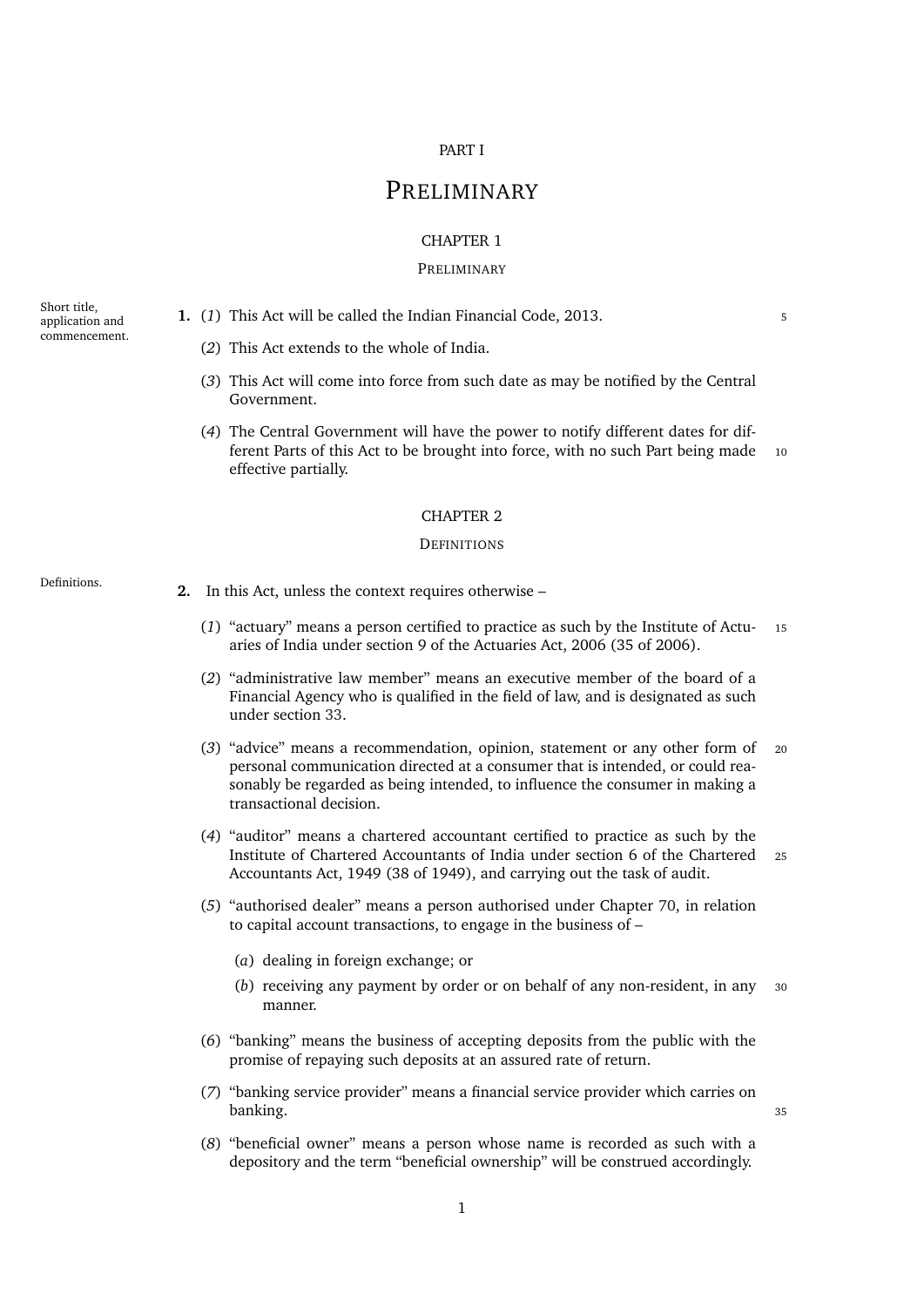PART I

# PRELIMINARY

## CHAPTER 1

### PRELIMINARY

Short title, application and commencement.

**1.** (*1*) This Act will be called the Indian Financial Code, 2013.

(*2*) This Act extends to the whole of India.

(*3*) This Act will come into force from such date as may be notified by the Central Government.

(*4*) The Central Government will have the power to notify different dates for different Parts of this Act to be brought into force, with no such Part being made effective partially.

## CHAPTER 2

### DEFINITIONS

Definitions.

**2.** In this Act, unless the context requires otherwise –

(*1*) "actuary" means a person certified to practice as such by the Institute of Actuaries of India under section 9 of the Actuaries Act, 2006 (35 of 2006).

(*2*) "administrative law member" means an executive member of the board of a Financial Agency who is qualified in the field of law, and is designated as such under section 33.

(*3*) "advice" means a recommendation, opinion, statement or any other form of personal communication directed at a consumer that is intended, or could reasonably be regarded as being intended, to influence the consumer in making a transactional decision.

(*4*) "auditor" means a chartered accountant certified to practice as such by the Institute of Chartered Accountants of India under section 6 of the Chartered Accountants Act, 1949 (38 of 1949), and carrying out the task of audit.

(*5*) "authorised dealer" means a person authorised under Chapter 70, in relation to capital account transactions, to engage in the business of –

(*a*) dealing in foreign exchange; or

(*b*) receiving any payment by order or on behalf of any non-resident, in any manner.

(*6*) "banking" means the business of accepting deposits from the public with the promise of repaying such deposits at an assured rate of return.

(*7*) "banking service provider" means a financial service provider which carries on banking.

(*8*) "beneficial owner" means a person whose name is recorded as such with a depository and the term "beneficial ownership" will be construed accordingly.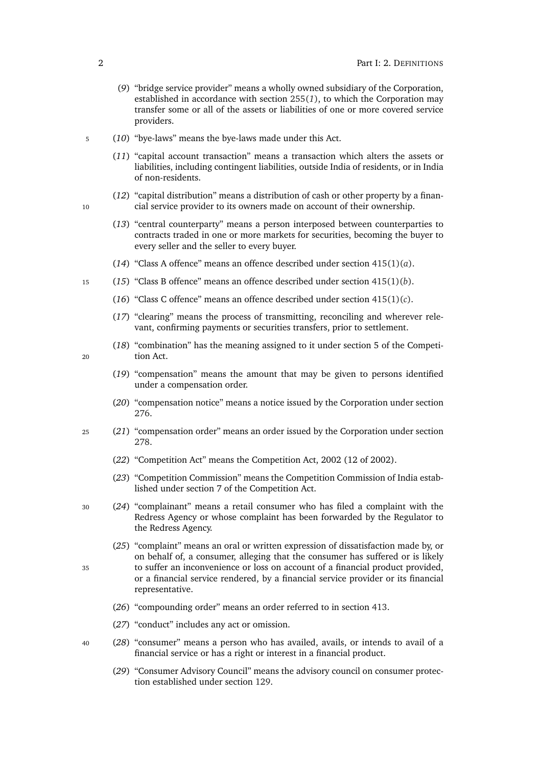(*9*) “bridge service provider” means a wholly owned subsidiary of the Corporation, established in accordance with section 255(*1*), to which the Corporation may transfer some or all of the assets or liabilities of one or more covered service providers.

(*10*) “bye-laws” means the bye-laws made under this Act.

(*11*) “capital account transaction” means a transaction which alters the assets or liabilities, including contingent liabilities, outside India of residents, or in India of non-residents.

(*12*) “capital distribution” means a distribution of cash or other property by a financial service provider to its owners made on account of their ownership.

(*13*) “central counterparty” means a person interposed between counterparties to contracts traded in one or more markets for securities, becoming the buyer to every seller and the seller to every buyer.

(*14*) “Class A offence” means an offence described under section 415(1)(*a*).

(*15*) “Class B offence” means an offence described under section 415(1)(*b*).

(*16*) “Class C offence” means an offence described under section 415(1)(*c*).

(*17*) “clearing” means the process of transmitting, reconciling and wherever relevant, confirming payments or securities transfers, prior to settlement.

(*18*) “combination” has the meaning assigned to it under section 5 of the Competition Act.

(*19*) “compensation” means the amount that may be given to persons identified under a compensation order.

(*20*) “compensation notice” means a notice issued by the Corporation under section 276.

(*21*) “compensation order” means an order issued by the Corporation under section 278.

(*22*) “Competition Act” means the Competition Act, 2002 (12 of 2002).

(*23*) “Competition Commission” means the Competition Commission of India established under section 7 of the Competition Act.

(*24*) “complainant” means a retail consumer who has filed a complaint with the Redress Agency or whose complaint has been forwarded by the Regulator to the Redress Agency.

(*25*) “complaint” means an oral or written expression of dissatisfaction made by, or on behalf of, a consumer, alleging that the consumer has suffered or is likely to suffer an inconvenience or loss on account of a financial product provided, or a financial service rendered, by a financial service provider or its financial representative.

(*26*) “compounding order” means an order referred to in section 413.

(*27*) “conduct” includes any act or omission.

(*28*) “consumer” means a person who has availed, avails, or intends to avail of a financial service or has a right or interest in a financial product.

(*29*) “Consumer Advisory Council” means the advisory council on consumer protection established under section 129.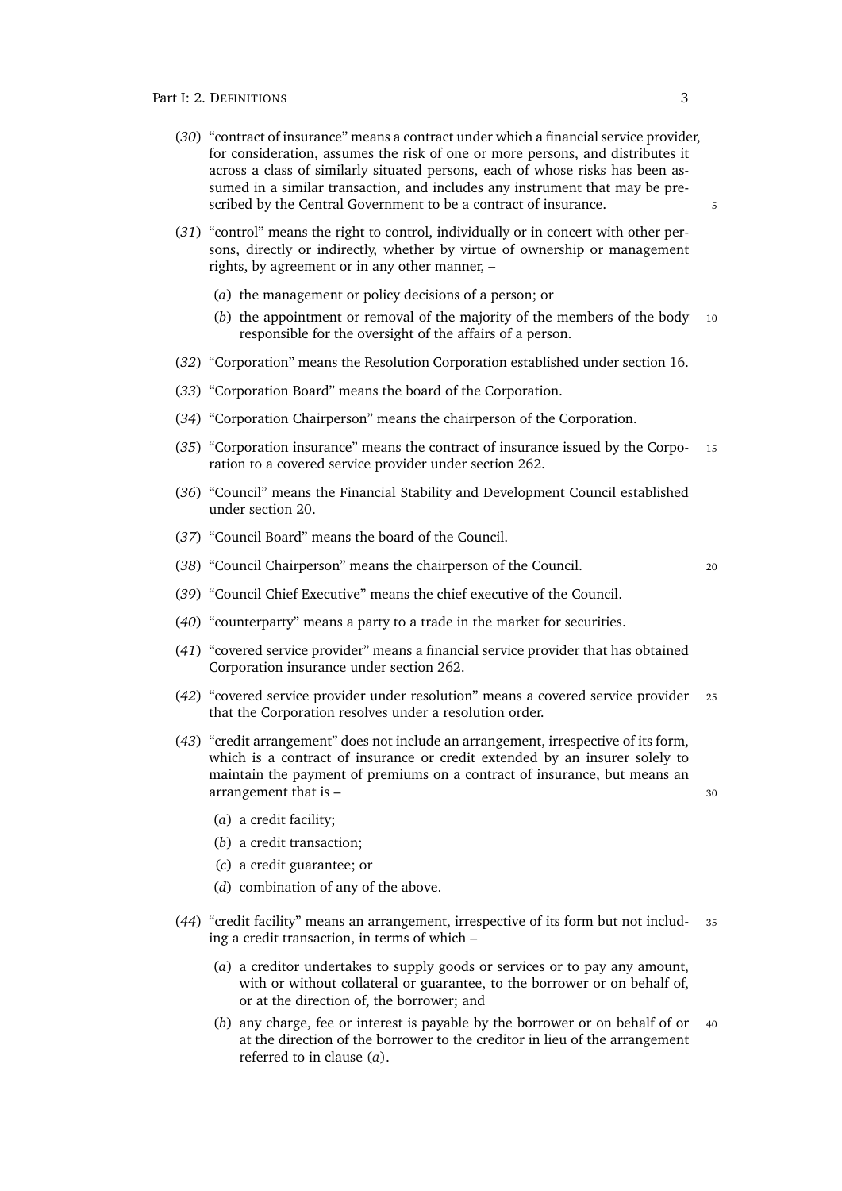(*30*) "contract of insurance" means a contract under which a financial service provider, for consideration, assumes the risk of one or more persons, and distributes it across a class of similarly situated persons, each of whose risks has been assumed in a similar transaction, and includes any instrument that may be prescribed by the Central Government to be a contract of insurance.

(*31*) "control" means the right to control, individually or in concert with other persons, directly or indirectly, whether by virtue of ownership or management rights, by agreement or in any other manner, –

- (*a*) the management or policy decisions of a person; or
- (*b*) the appointment or removal of the majority of the members of the body responsible for the oversight of the affairs of a person.

(*32*) "Corporation" means the Resolution Corporation established under section 16.

(*33*) "Corporation Board" means the board of the Corporation.

(*34*) "Corporation Chairperson" means the chairperson of the Corporation.

(*35*) "Corporation insurance" means the contract of insurance issued by the Corporation to a covered service provider under section 262.

(*36*) "Council" means the Financial Stability and Development Council established under section 20.

(*37*) "Council Board" means the board of the Council.

(*38*) "Council Chairperson" means the chairperson of the Council.

(*39*) "Council Chief Executive" means the chief executive of the Council.

(*40*) "counterparty" means a party to a trade in the market for securities.

(*41*) "covered service provider" means a financial service provider that has obtained Corporation insurance under section 262.

(*42*) "covered service provider under resolution" means a covered service provider that the Corporation resolves under a resolution order.

(*43*) "credit arrangement" does not include an arrangement, irrespective of its form, which is a contract of insurance or credit extended by an insurer solely to maintain the payment of premiums on a contract of insurance, but means an arrangement that is –

- (*a*) a credit facility;
- (*b*) a credit transaction;
- (*c*) a credit guarantee; or
- (*d*) combination of any of the above.

(*44*) "credit facility" means an arrangement, irrespective of its form but not including a credit transaction, in terms of which –

- (*a*) a creditor undertakes to supply goods or services or to pay any amount, with or without collateral or guarantee, to the borrower or on behalf of, or at the direction of, the borrower; and
- (*b*) any charge, fee or interest is payable by the borrower or on behalf of or at the direction of the borrower to the creditor in lieu of the arrangement referred to in clause (*a*).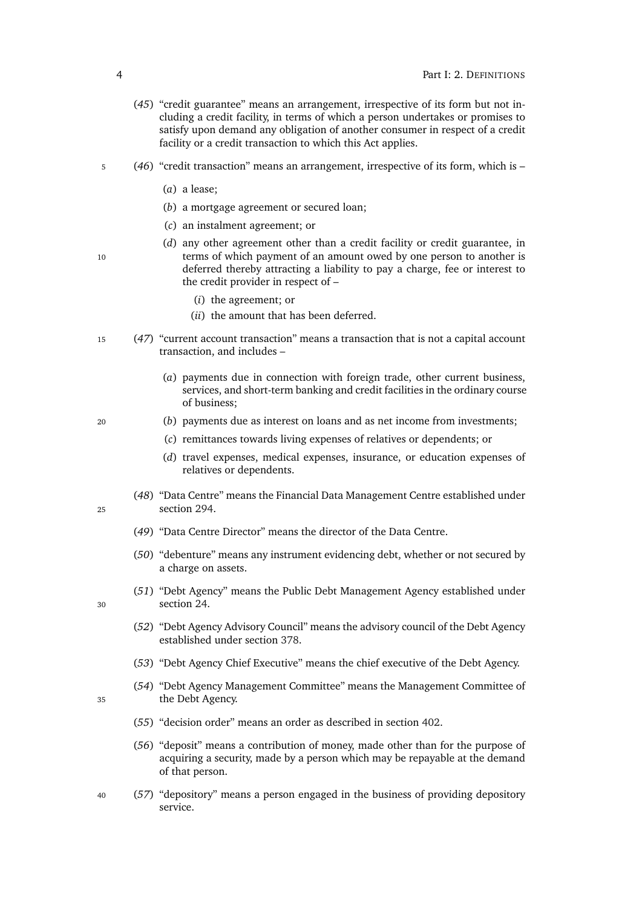(*45*) "credit guarantee" means an arrangement, irrespective of its form but not including a credit facility, in terms of which a person undertakes or promises to satisfy upon demand any obligation of another consumer in respect of a credit facility or a credit transaction to which this Act applies.

(*46*) "credit transaction" means an arrangement, irrespective of its form, which is –

- (*a*) a lease;
- (*b*) a mortgage agreement or secured loan;
- (*c*) an instalment agreement; or
- (*d*) any other agreement other than a credit facility or credit guarantee, in terms of which payment of an amount owed by one person to another is deferred thereby attracting a liability to pay a charge, fee or interest to the credit provider in respect of –
  - (*i*) the agreement; or
  - (*ii*) the amount that has been deferred.

(*47*) "current account transaction" means a transaction that is not a capital account transaction, and includes –

- (*a*) payments due in connection with foreign trade, other current business, services, and short-term banking and credit facilities in the ordinary course of business;
- (*b*) payments due as interest on loans and as net income from investments;
- (*c*) remittances towards living expenses of relatives or dependents; or
- (*d*) travel expenses, medical expenses, insurance, or education expenses of relatives or dependents.

(*48*) "Data Centre" means the Financial Data Management Centre established under section 294.

(*49*) "Data Centre Director" means the director of the Data Centre.

(*50*) "debenture" means any instrument evidencing debt, whether or not secured by a charge on assets.

(*51*) "Debt Agency" means the Public Debt Management Agency established under section 24.

(*52*) "Debt Agency Advisory Council" means the advisory council of the Debt Agency established under section 378.

(*53*) "Debt Agency Chief Executive" means the chief executive of the Debt Agency.

(*54*) "Debt Agency Management Committee" means the Management Committee of the Debt Agency.

(*55*) "decision order" means an order as described in section 402.

(*56*) "deposit" means a contribution of money, made other than for the purpose of acquiring a security, made by a person which may be repayable at the demand of that person.

(*57*) "depository" means a person engaged in the business of providing depository service.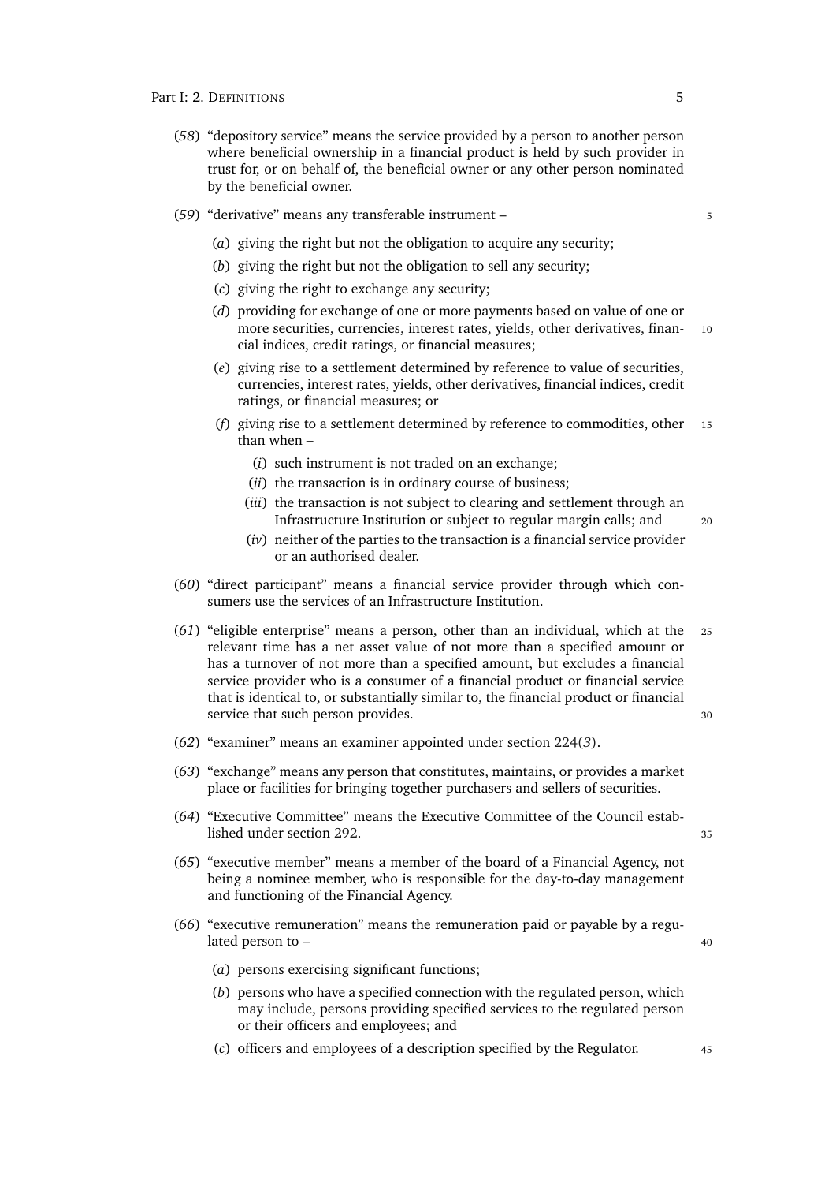(*58*) "depository service" means the service provided by a person to another person where beneficial ownership in a financial product is held by such provider in trust for, or on behalf of, the beneficial owner or any other person nominated by the beneficial owner.

(*59*) "derivative" means any transferable instrument –

- (*a*) giving the right but not the obligation to acquire any security;
- (*b*) giving the right but not the obligation to sell any security;
- (*c*) giving the right to exchange any security;
- (*d*) providing for exchange of one or more payments based on value of one or more securities, currencies, interest rates, yields, other derivatives, financial indices, credit ratings, or financial measures;
- (*e*) giving rise to a settlement determined by reference to value of securities, currencies, interest rates, yields, other derivatives, financial indices, credit ratings, or financial measures; or
- (*f*) giving rise to a settlement determined by reference to commodities, other than when –
  - (*i*) such instrument is not traded on an exchange;
  - (*ii*) the transaction is in ordinary course of business;
  - (*iii*) the transaction is not subject to clearing and settlement through an Infrastructure Institution or subject to regular margin calls; and
  - (*iv*) neither of the parties to the transaction is a financial service provider or an authorised dealer.

(*60*) "direct participant" means a financial service provider through which consumers use the services of an Infrastructure Institution.

(*61*) "eligible enterprise" means a person, other than an individual, which at the relevant time has a net asset value of not more than a specified amount or has a turnover of not more than a specified amount, but excludes a financial service provider who is a consumer of a financial product or financial service that is identical to, or substantially similar to, the financial product or financial service that such person provides.

(*62*) "examiner" means an examiner appointed under section 224(*3*).

(*63*) "exchange" means any person that constitutes, maintains, or provides a market place or facilities for bringing together purchasers and sellers of securities.

(*64*) "Executive Committee" means the Executive Committee of the Council established under section 292.

(*65*) "executive member" means a member of the board of a Financial Agency, not being a nominee member, who is responsible for the day-to-day management and functioning of the Financial Agency.

(*66*) "executive remuneration" means the remuneration paid or payable by a regulated person to –

- (*a*) persons exercising significant functions;
- (*b*) persons who have a specified connection with the regulated person, which may include, persons providing specified services to the regulated person or their officers and employees; and
- (*c*) officers and employees of a description specified by the Regulator.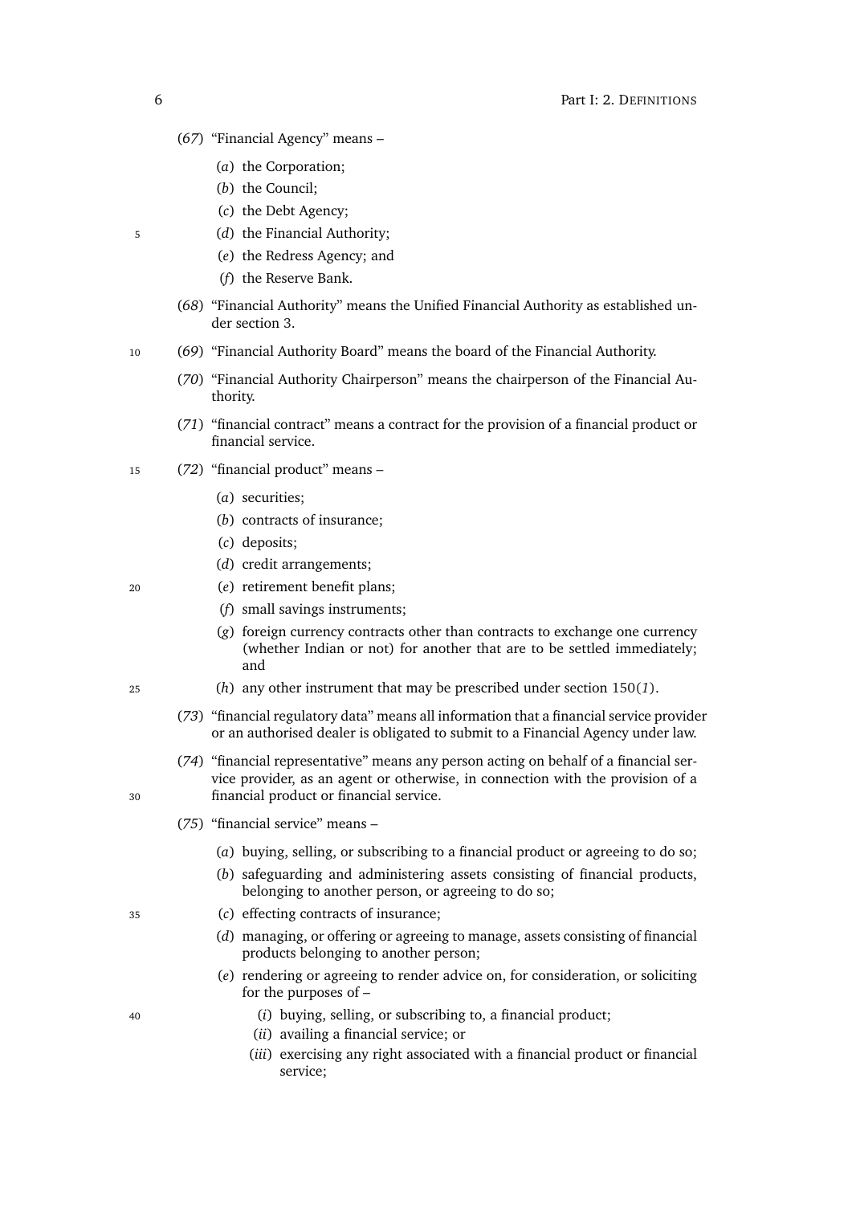(*67*) "Financial Agency" means –

(*a*) the Corporation;

(*b*) the Council;

(*c*) the Debt Agency;

(*d*) the Financial Authority;

(*e*) the Redress Agency; and

(*f*) the Reserve Bank.

(*68*) "Financial Authority" means the Unified Financial Authority as established under section 3.

(*69*) "Financial Authority Board" means the board of the Financial Authority.

(*70*) "Financial Authority Chairperson" means the chairperson of the Financial Authority.

(*71*) "financial contract" means a contract for the provision of a financial product or financial service.

(*72*) "financial product" means –

(*a*) securities;

(*b*) contracts of insurance;

(*c*) deposits;

(*d*) credit arrangements;

(*e*) retirement benefit plans;

(*f*) small savings instruments;

(*g*) foreign currency contracts other than contracts to exchange one currency (whether Indian or not) for another that are to be settled immediately; and

(*h*) any other instrument that may be prescribed under section 150(*1*).

(*73*) "financial regulatory data" means all information that a financial service provider or an authorised dealer is obligated to submit to a Financial Agency under law.

(*74*) "financial representative" means any person acting on behalf of a financial service provider, as an agent or otherwise, in connection with the provision of a financial product or financial service.

(*75*) "financial service" means –

(*a*) buying, selling, or subscribing to a financial product or agreeing to do so;

(*b*) safeguarding and administering assets consisting of financial products, belonging to another person, or agreeing to do so;

(*c*) effecting contracts of insurance;

(*d*) managing, or offering or agreeing to manage, assets consisting of financial products belonging to another person;

(*e*) rendering or agreeing to render advice on, for consideration, or soliciting for the purposes of –

(*i*) buying, selling, or subscribing to, a financial product;

(*ii*) availing a financial service; or

(*iii*) exercising any right associated with a financial product or financial service;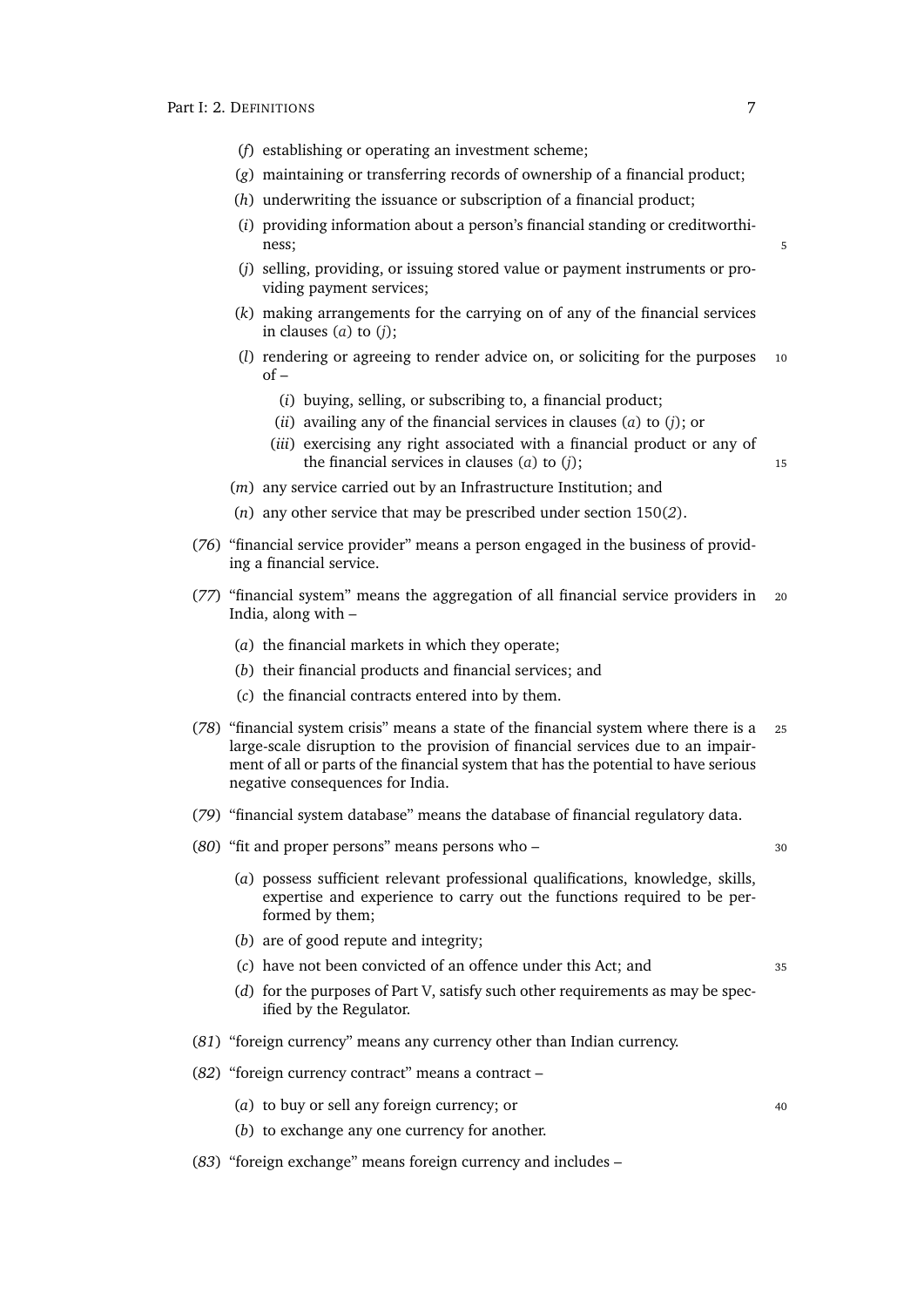(*f*) establishing or operating an investment scheme;

(*g*) maintaining or transferring records of ownership of a financial product;

(*h*) underwriting the issuance or subscription of a financial product;

(*i*) providing information about a person's financial standing or creditworthiness;

(*j*) selling, providing, or issuing stored value or payment instruments or providing payment services;

(*k*) making arrangements for the carrying on of any of the financial services in clauses (*a*) to (*j*);

(*l*) rendering or agreeing to render advice on, or soliciting for the purposes of –

(*i*) buying, selling, or subscribing to, a financial product;

(*ii*) availing any of the financial services in clauses (*a*) to (*j*); or

(*iii*) exercising any right associated with a financial product or any of the financial services in clauses (*a*) to (*j*);

(*m*) any service carried out by an Infrastructure Institution; and

(*n*) any other service that may be prescribed under section 150(*2*).

(*76*) "financial service provider" means a person engaged in the business of providing a financial service.

(*77*) "financial system" means the aggregation of all financial service providers in India, along with –

(*a*) the financial markets in which they operate;

(*b*) their financial products and financial services; and

(*c*) the financial contracts entered into by them.

(*78*) "financial system crisis" means a state of the financial system where there is a large-scale disruption to the provision of financial services due to an impairment of all or parts of the financial system that has the potential to have serious negative consequences for India.

(*79*) "financial system database" means the database of financial regulatory data.

(*80*) "fit and proper persons" means persons who –

(*a*) possess sufficient relevant professional qualifications, knowledge, skills, expertise and experience to carry out the functions required to be performed by them;

(*b*) are of good repute and integrity;

(*c*) have not been convicted of an offence under this Act; and

(*d*) for the purposes of Part V, satisfy such other requirements as may be specified by the Regulator.

(*81*) "foreign currency" means any currency other than Indian currency.

(*82*) "foreign currency contract" means a contract –

(*a*) to buy or sell any foreign currency; or

(*b*) to exchange any one currency for another.

(*83*) "foreign exchange" means foreign currency and includes –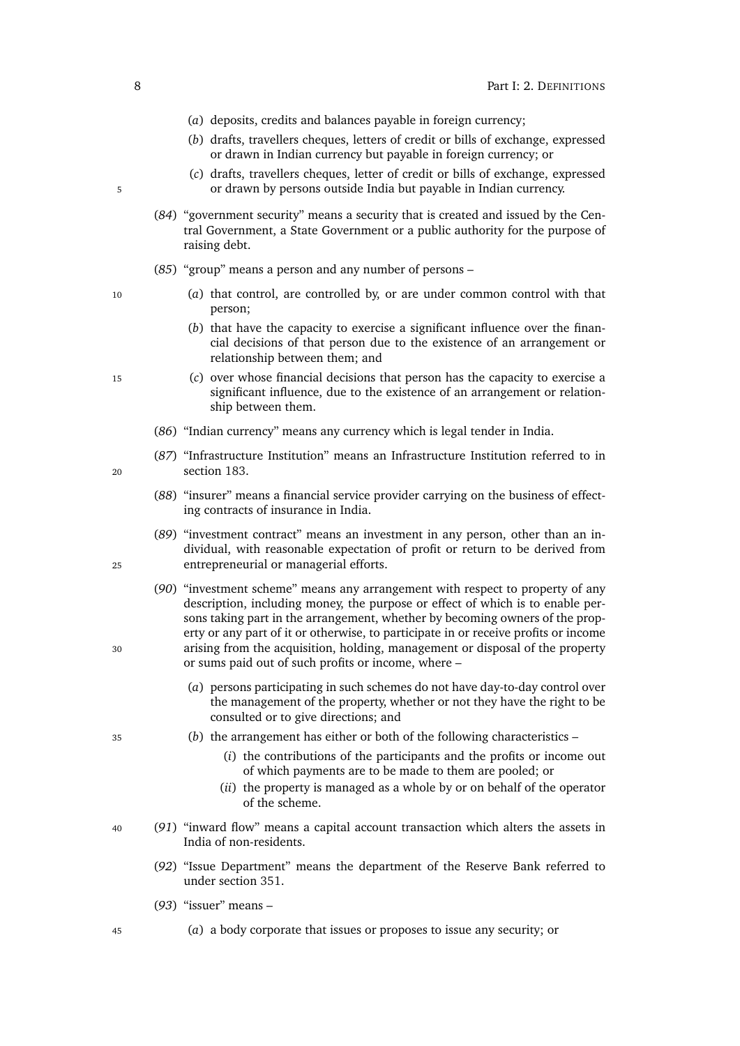(*a*) deposits, credits and balances payable in foreign currency;

(*b*) drafts, travellers cheques, letters of credit or bills of exchange, expressed or drawn in Indian currency but payable in foreign currency; or

(*c*) drafts, travellers cheques, letter of credit or bills of exchange, expressed or drawn by persons outside India but payable in Indian currency.

(*84*) "government security" means a security that is created and issued by the Central Government, a State Government or a public authority for the purpose of raising debt.

(*85*) "group" means a person and any number of persons –

(*a*) that control, are controlled by, or are under common control with that person;

(*b*) that have the capacity to exercise a significant influence over the financial decisions of that person due to the existence of an arrangement or relationship between them; and

(*c*) over whose financial decisions that person has the capacity to exercise a significant influence, due to the existence of an arrangement or relationship between them.

(*86*) "Indian currency" means any currency which is legal tender in India.

(*87*) "Infrastructure Institution" means an Infrastructure Institution referred to in section 183.

(*88*) "insurer" means a financial service provider carrying on the business of effecting contracts of insurance in India.

(*89*) "investment contract" means an investment in any person, other than an individual, with reasonable expectation of profit or return to be derived from entrepreneurial or managerial efforts.

(*90*) "investment scheme" means any arrangement with respect to property of any description, including money, the purpose or effect of which is to enable persons taking part in the arrangement, whether by becoming owners of the property or any part of it or otherwise, to participate in or receive profits or income arising from the acquisition, holding, management or disposal of the property or sums paid out of such profits or income, where –

(*a*) persons participating in such schemes do not have day-to-day control over the management of the property, whether or not they have the right to be consulted or to give directions; and

(*b*) the arrangement has either or both of the following characteristics –

(*i*) the contributions of the participants and the profits or income out of which payments are to be made to them are pooled; or

(*ii*) the property is managed as a whole by or on behalf of the operator of the scheme.

(*91*) "inward flow" means a capital account transaction which alters the assets in India of non-residents.

(*92*) "Issue Department" means the department of the Reserve Bank referred to under section 351.

(*93*) "issuer" means –

(*a*) a body corporate that issues or proposes to issue any security; or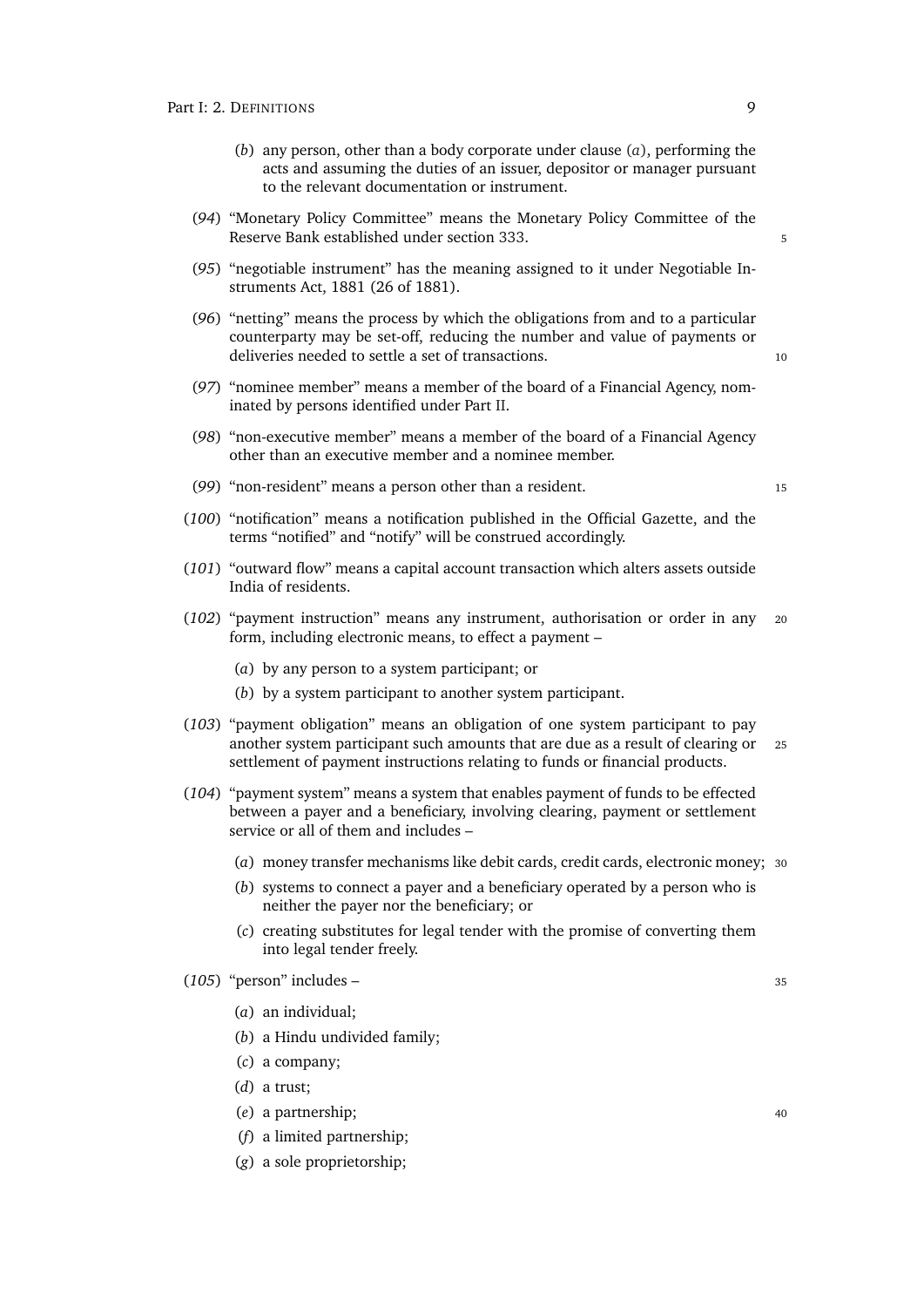(*b*) any person, other than a body corporate under clause (*a*), performing the acts and assuming the duties of an issuer, depositor or manager pursuant to the relevant documentation or instrument.

(*94*) "Monetary Policy Committee" means the Monetary Policy Committee of the Reserve Bank established under section 333.

(*95*) "negotiable instrument" has the meaning assigned to it under Negotiable Instruments Act, 1881 (26 of 1881).

(*96*) "netting" means the process by which the obligations from and to a particular counterparty may be set-off, reducing the number and value of payments or deliveries needed to settle a set of transactions.

(*97*) "nominee member" means a member of the board of a Financial Agency, nominated by persons identified under Part II.

(*98*) "non-executive member" means a member of the board of a Financial Agency other than an executive member and a nominee member.

(*99*) "non-resident" means a person other than a resident.

(*100*) "notification" means a notification published in the Official Gazette, and the terms "notified" and "notify" will be construed accordingly.

(*101*) "outward flow" means a capital account transaction which alters assets outside India of residents.

(*102*) "payment instruction" means any instrument, authorisation or order in any form, including electronic means, to effect a payment –

(*a*) by any person to a system participant; or

(*b*) by a system participant to another system participant.

(*103*) "payment obligation" means an obligation of one system participant to pay another system participant such amounts that are due as a result of clearing or settlement of payment instructions relating to funds or financial products.

(*104*) "payment system" means a system that enables payment of funds to be effected between a payer and a beneficiary, involving clearing, payment or settlement service or all of them and includes –

(*a*) money transfer mechanisms like debit cards, credit cards, electronic money;

(*b*) systems to connect a payer and a beneficiary operated by a person who is neither the payer nor the beneficiary; or

(*c*) creating substitutes for legal tender with the promise of converting them into legal tender freely.

(*105*) "person" includes –

(*a*) an individual;

(*b*) a Hindu undivided family;

(*c*) a company;

(*d*) a trust;

(*e*) a partnership;

(*f*) a limited partnership;

(*g*) a sole proprietorship;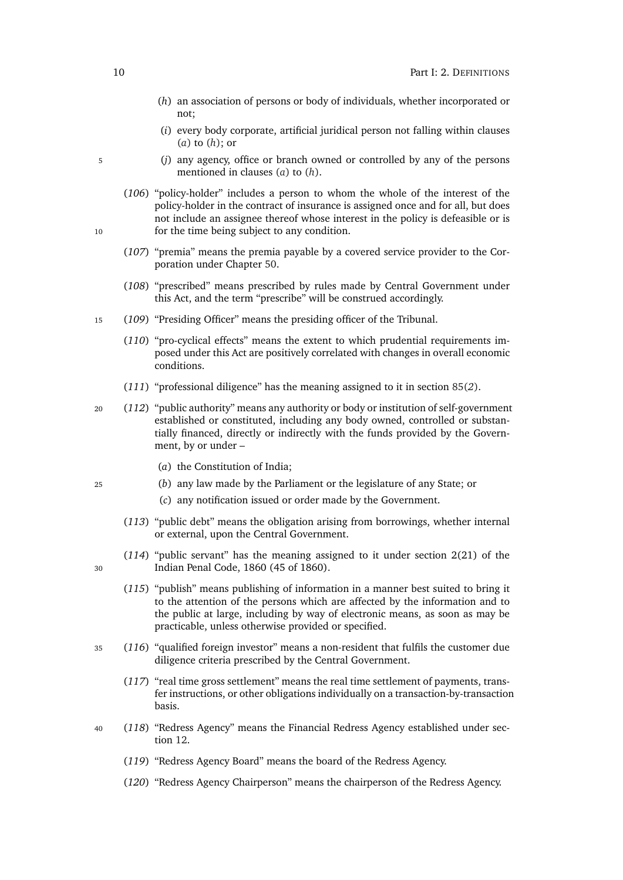(*h*) an association of persons or body of individuals, whether incorporated or not;

(*i*) every body corporate, artificial juridical person not falling within clauses (*a*) to (*h*); or

(*j*) any agency, office or branch owned or controlled by any of the persons mentioned in clauses (*a*) to (*h*).

(*106*) "policy-holder" includes a person to whom the whole of the interest of the policy-holder in the contract of insurance is assigned once and for all, but does not include an assignee thereof whose interest in the policy is defeasible or is for the time being subject to any condition.

(*107*) "premia" means the premia payable by a covered service provider to the Corporation under Chapter 50.

(*108*) "prescribed" means prescribed by rules made by Central Government under this Act, and the term "prescribe" will be construed accordingly.

(*109*) "Presiding Officer" means the presiding officer of the Tribunal.

(*110*) "pro-cyclical effects" means the extent to which prudential requirements imposed under this Act are positively correlated with changes in overall economic conditions.

(*111*) "professional diligence" has the meaning assigned to it in section 85(*2*).

(*112*) "public authority" means any authority or body or institution of self-government established or constituted, including any body owned, controlled or substantially financed, directly or indirectly with the funds provided by the Government, by or under –

(*a*) the Constitution of India;

(*b*) any law made by the Parliament or the legislature of any State; or

(*c*) any notification issued or order made by the Government.

(*113*) "public debt" means the obligation arising from borrowings, whether internal or external, upon the Central Government.

(*114*) "public servant" has the meaning assigned to it under section 2(21) of the Indian Penal Code, 1860 (45 of 1860).

(*115*) "publish" means publishing of information in a manner best suited to bring it to the attention of the persons which are affected by the information and to the public at large, including by way of electronic means, as soon as may be practicable, unless otherwise provided or specified.

(*116*) "qualified foreign investor" means a non-resident that fulfils the customer due diligence criteria prescribed by the Central Government.

(*117*) "real time gross settlement" means the real time settlement of payments, transfer instructions, or other obligations individually on a transaction-by-transaction basis.

(*118*) "Redress Agency" means the Financial Redress Agency established under section 12.

(*119*) "Redress Agency Board" means the board of the Redress Agency.

(*120*) "Redress Agency Chairperson" means the chairperson of the Redress Agency.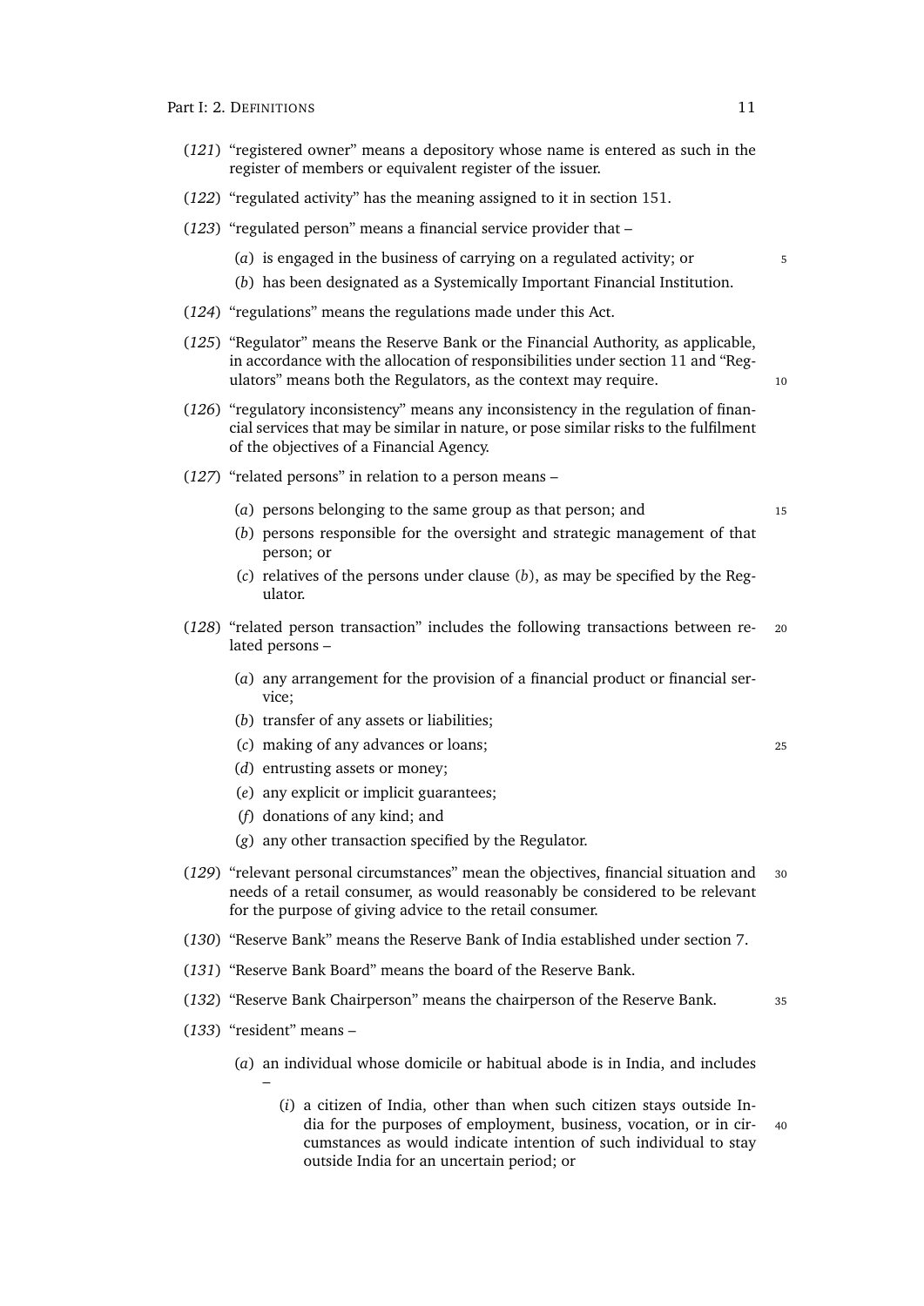(*121*) "registered owner" means a depository whose name is entered as such in the register of members or equivalent register of the issuer.

(*122*) "regulated activity" has the meaning assigned to it in section 151.

(*123*) "regulated person" means a financial service provider that –

(*a*) is engaged in the business of carrying on a regulated activity; or

(*b*) has been designated as a Systemically Important Financial Institution.

(*124*) "regulations" means the regulations made under this Act.

(*125*) "Regulator" means the Reserve Bank or the Financial Authority, as applicable, in accordance with the allocation of responsibilities under section 11 and "Regulators" means both the Regulators, as the context may require.

(*126*) "regulatory inconsistency" means any inconsistency in the regulation of financial services that may be similar in nature, or pose similar risks to the fulfilment of the objectives of a Financial Agency.

(*127*) "related persons" in relation to a person means –

(*a*) persons belonging to the same group as that person; and

(*b*) persons responsible for the oversight and strategic management of that person; or

(*c*) relatives of the persons under clause (*b*), as may be specified by the Regulator.

(*128*) "related person transaction" includes the following transactions between related persons –

(*a*) any arrangement for the provision of a financial product or financial service;

(*b*) transfer of any assets or liabilities;

(*c*) making of any advances or loans;

(*d*) entrusting assets or money;

(*e*) any explicit or implicit guarantees;

(*f*) donations of any kind; and

(*g*) any other transaction specified by the Regulator.

(*129*) "relevant personal circumstances" mean the objectives, financial situation and needs of a retail consumer, as would reasonably be considered to be relevant for the purpose of giving advice to the retail consumer.

(*130*) "Reserve Bank" means the Reserve Bank of India established under section 7.

(*131*) "Reserve Bank Board" means the board of the Reserve Bank.

(*132*) "Reserve Bank Chairperson" means the chairperson of the Reserve Bank.

(*133*) "resident" means –

(*a*) an individual whose domicile or habitual abode is in India, and includes –

(*i*) a citizen of India, other than when such citizen stays outside India for the purposes of employment, business, vocation, or in circumstances as would indicate intention of such individual to stay outside India for an uncertain period; or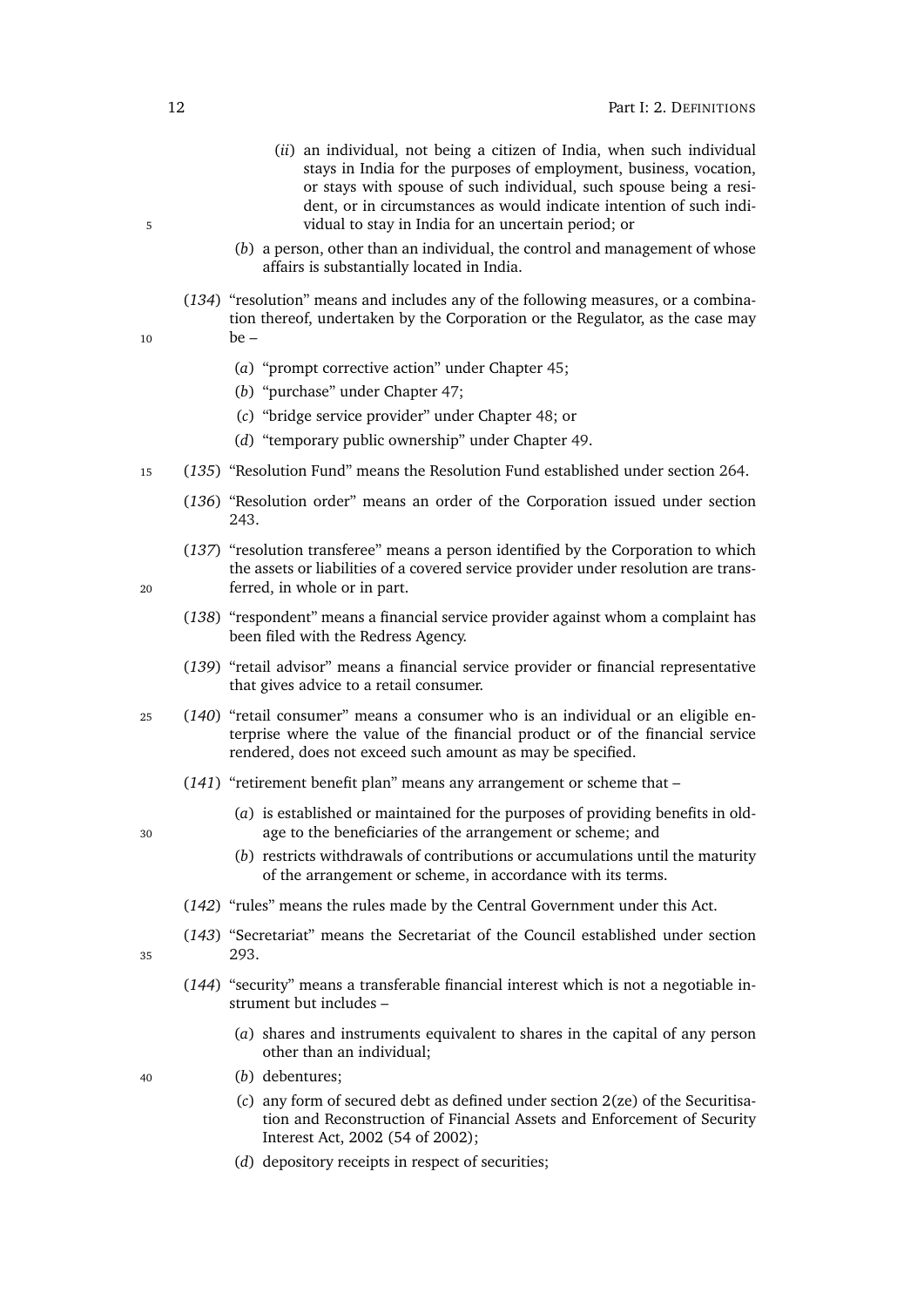(*ii*) an individual, not being a citizen of India, when such individual stays in India for the purposes of employment, business, vocation, or stays with spouse of such individual, such spouse being a resident, or in circumstances as would indicate intention of such individual to stay in India for an uncertain period; or

(*b*) a person, other than an individual, the control and management of whose affairs is substantially located in India.

(*134*) "resolution" means and includes any of the following measures, or a combination thereof, undertaken by the Corporation or the Regulator, as the case may be –

(*a*) "prompt corrective action" under Chapter 45;

(*b*) "purchase" under Chapter 47;

(*c*) "bridge service provider" under Chapter 48; or

(*d*) "temporary public ownership" under Chapter 49.

(*135*) "Resolution Fund" means the Resolution Fund established under section 264.

(*136*) "Resolution order" means an order of the Corporation issued under section 243.

(*137*) "resolution transferee" means a person identified by the Corporation to which the assets or liabilities of a covered service provider under resolution are transferred, in whole or in part.

(*138*) "respondent" means a financial service provider against whom a complaint has been filed with the Redress Agency.

(*139*) "retail advisor" means a financial service provider or financial representative that gives advice to a retail consumer.

(*140*) "retail consumer" means a consumer who is an individual or an eligible enterprise where the value of the financial product or of the financial service rendered, does not exceed such amount as may be specified.

(*141*) "retirement benefit plan" means any arrangement or scheme that –

(*a*) is established or maintained for the purposes of providing benefits in old-age to the beneficiaries of the arrangement or scheme; and

(*b*) restricts withdrawals of contributions or accumulations until the maturity of the arrangement or scheme, in accordance with its terms.

(*142*) "rules" means the rules made by the Central Government under this Act.

(*143*) "Secretariat" means the Secretariat of the Council established under section 293.

(*144*) "security" means a transferable financial interest which is not a negotiable instrument but includes –

(*a*) shares and instruments equivalent to shares in the capital of any person other than an individual;

(*b*) debentures;

(*c*) any form of secured debt as defined under section 2(ze) of the Securitisation and Reconstruction of Financial Assets and Enforcement of Security Interest Act, 2002 (54 of 2002);

(*d*) depository receipts in respect of securities;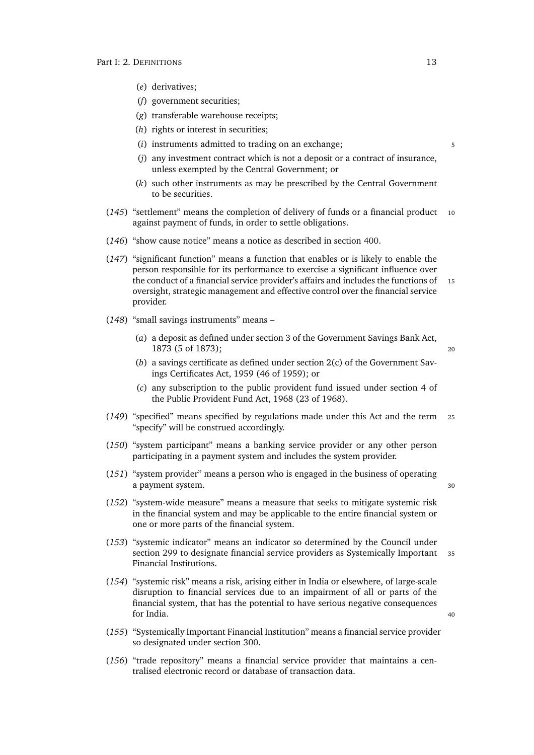(*e*) derivatives;

(*f*) government securities;

(*g*) transferable warehouse receipts;

(*h*) rights or interest in securities;

(*i*) instruments admitted to trading on an exchange;

(*j*) any investment contract which is not a deposit or a contract of insurance, unless exempted by the Central Government; or

(*k*) such other instruments as may be prescribed by the Central Government to be securities.

(*145*) "settlement" means the completion of delivery of funds or a financial product against payment of funds, in order to settle obligations.

(*146*) "show cause notice" means a notice as described in section 400.

(*147*) "significant function" means a function that enables or is likely to enable the person responsible for its performance to exercise a significant influence over the conduct of a financial service provider's affairs and includes the functions of oversight, strategic management and effective control over the financial service provider.

(*148*) "small savings instruments" means –

(*a*) a deposit as defined under section 3 of the Government Savings Bank Act, 1873 (5 of 1873);

(*b*) a savings certificate as defined under section 2(c) of the Government Savings Certificates Act, 1959 (46 of 1959); or

(*c*) any subscription to the public provident fund issued under section 4 of the Public Provident Fund Act, 1968 (23 of 1968).

(*149*) "specified" means specified by regulations made under this Act and the term "specify" will be construed accordingly.

(*150*) "system participant" means a banking service provider or any other person participating in a payment system and includes the system provider.

(*151*) "system provider" means a person who is engaged in the business of operating a payment system.

(*152*) "system-wide measure" means a measure that seeks to mitigate systemic risk in the financial system and may be applicable to the entire financial system or one or more parts of the financial system.

(*153*) "systemic indicator" means an indicator so determined by the Council under section 299 to designate financial service providers as Systemically Important Financial Institutions.

(*154*) "systemic risk" means a risk, arising either in India or elsewhere, of large-scale disruption to financial services due to an impairment of all or parts of the financial system, that has the potential to have serious negative consequences for India.

(*155*) "Systemically Important Financial Institution" means a financial service provider so designated under section 300.

(*156*) "trade repository" means a financial service provider that maintains a centralised electronic record or database of transaction data.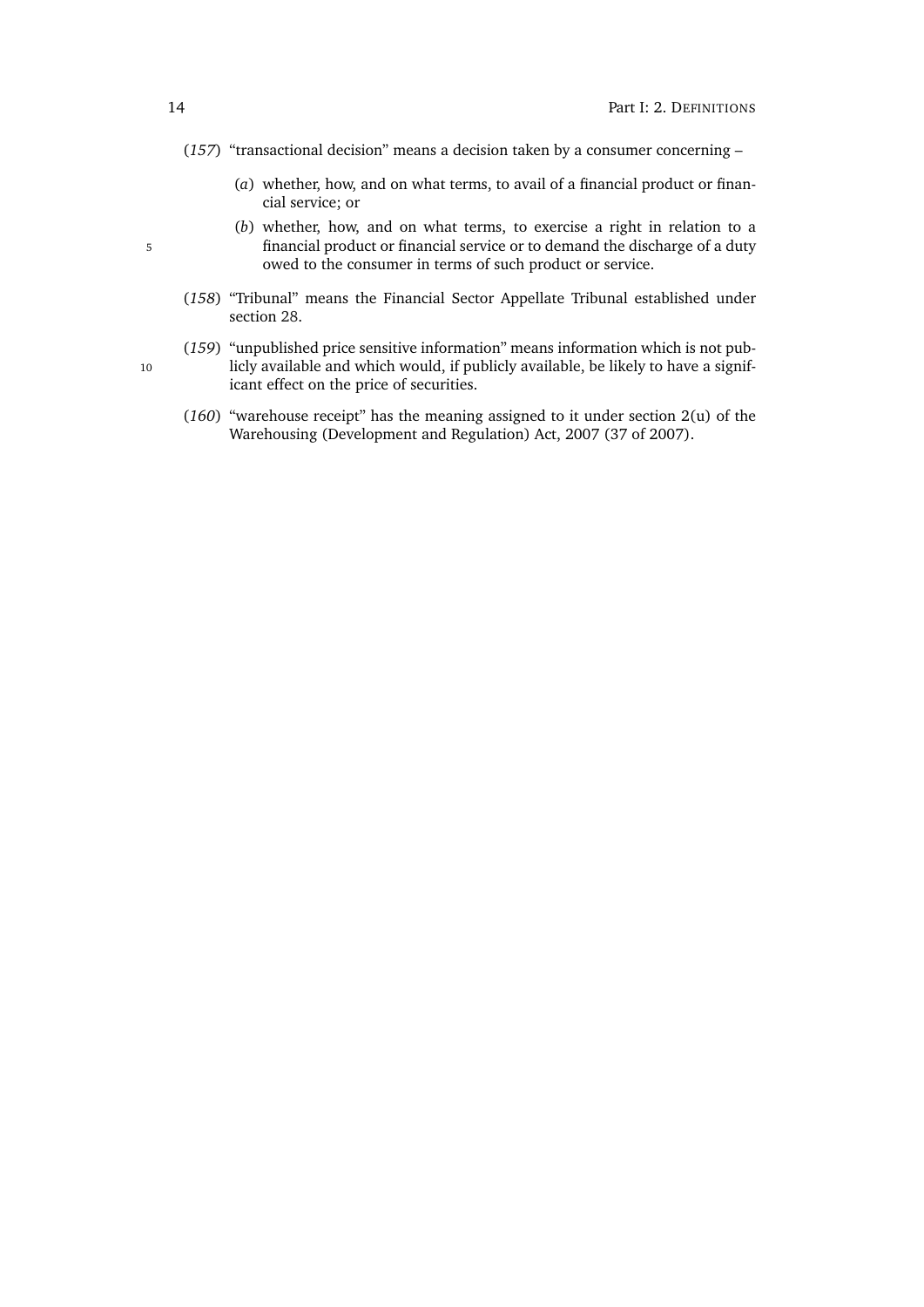(*157*) "transactional decision" means a decision taken by a consumer concerning –

(*a*) whether, how, and on what terms, to avail of a financial product or financial service; or

(*b*) whether, how, and on what terms, to exercise a right in relation to a financial product or financial service or to demand the discharge of a duty owed to the consumer in terms of such product or service.

(*158*) "Tribunal" means the Financial Sector Appellate Tribunal established under section 28.

(*159*) "unpublished price sensitive information" means information which is not publicly available and which would, if publicly available, be likely to have a significant effect on the price of securities.

(*160*) "warehouse receipt" has the meaning assigned to it under section 2(u) of the Warehousing (Development and Regulation) Act, 2007 (37 of 2007).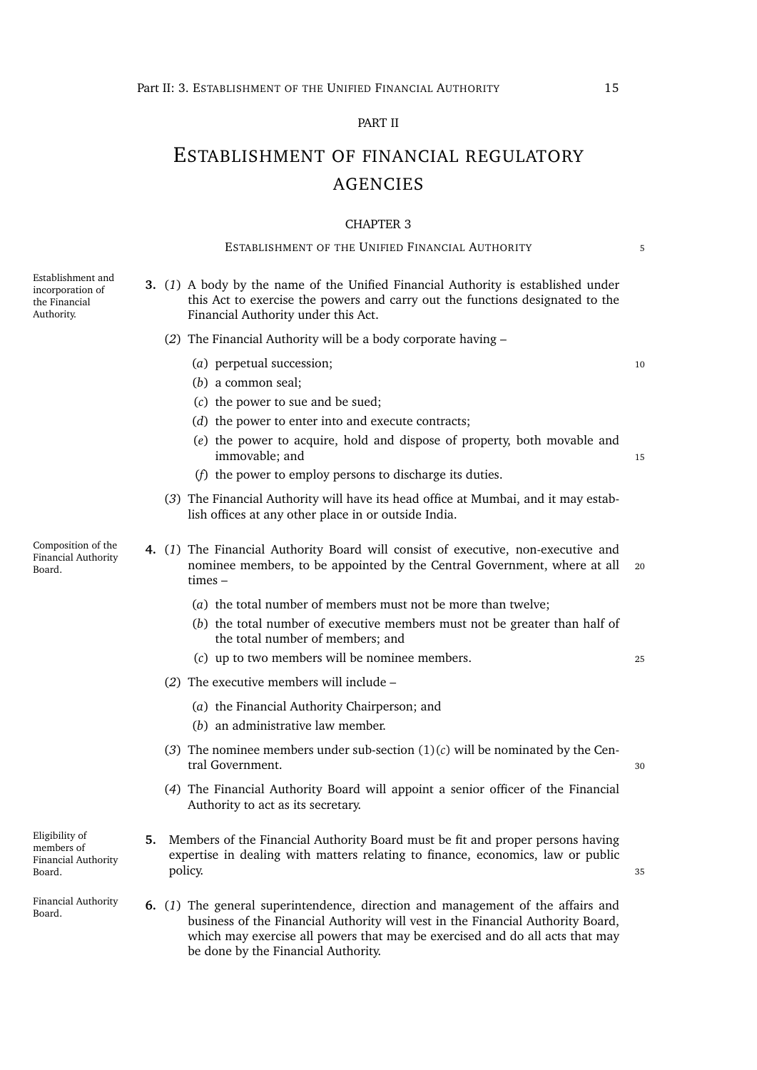# PART II

# ESTABLISHMENT OF FINANCIAL REGULATORY AGENCIES

## CHAPTER 3

### ESTABLISHMENT OF THE UNIFIED FINANCIAL AUTHORITY

*Establishment and incorporation of the Financial Authority.*

**3.** (*1*) A body by the name of the Unified Financial Authority is established under this Act to exercise the powers and carry out the functions designated to the Financial Authority under this Act.

(*2*) The Financial Authority will be a body corporate having –

(*a*) perpetual succession;

(*b*) a common seal;

(*c*) the power to sue and be sued;

(*d*) the power to enter into and execute contracts;

(*e*) the power to acquire, hold and dispose of property, both movable and immovable; and

(*f*) the power to employ persons to discharge its duties.

(*3*) The Financial Authority will have its head office at Mumbai, and it may establish offices at any other place in or outside India.

*Composition of the Financial Authority Board.*

**4.** (*1*) The Financial Authority Board will consist of executive, non-executive and nominee members, to be appointed by the Central Government, where at all times –

(*a*) the total number of members must not be more than twelve;

(*b*) the total number of executive members must not be greater than half of the total number of members; and

(*c*) up to two members will be nominee members.

(*2*) The executive members will include –

(*a*) the Financial Authority Chairperson; and

(*b*) an administrative law member.

(*3*) The nominee members under sub-section (1)(*c*) will be nominated by the Central Government.

(*4*) The Financial Authority Board will appoint a senior officer of the Financial Authority to act as its secretary.

*Eligibility of members of Financial Authority Board.*

**5.** Members of the Financial Authority Board must be fit and proper persons having expertise in dealing with matters relating to finance, economics, law or public policy.

*Financial Authority Board.*

**6.** (*1*) The general superintendence, direction and management of the affairs and business of the Financial Authority will vest in the Financial Authority Board, which may exercise all powers that may be exercised and do all acts that may be done by the Financial Authority.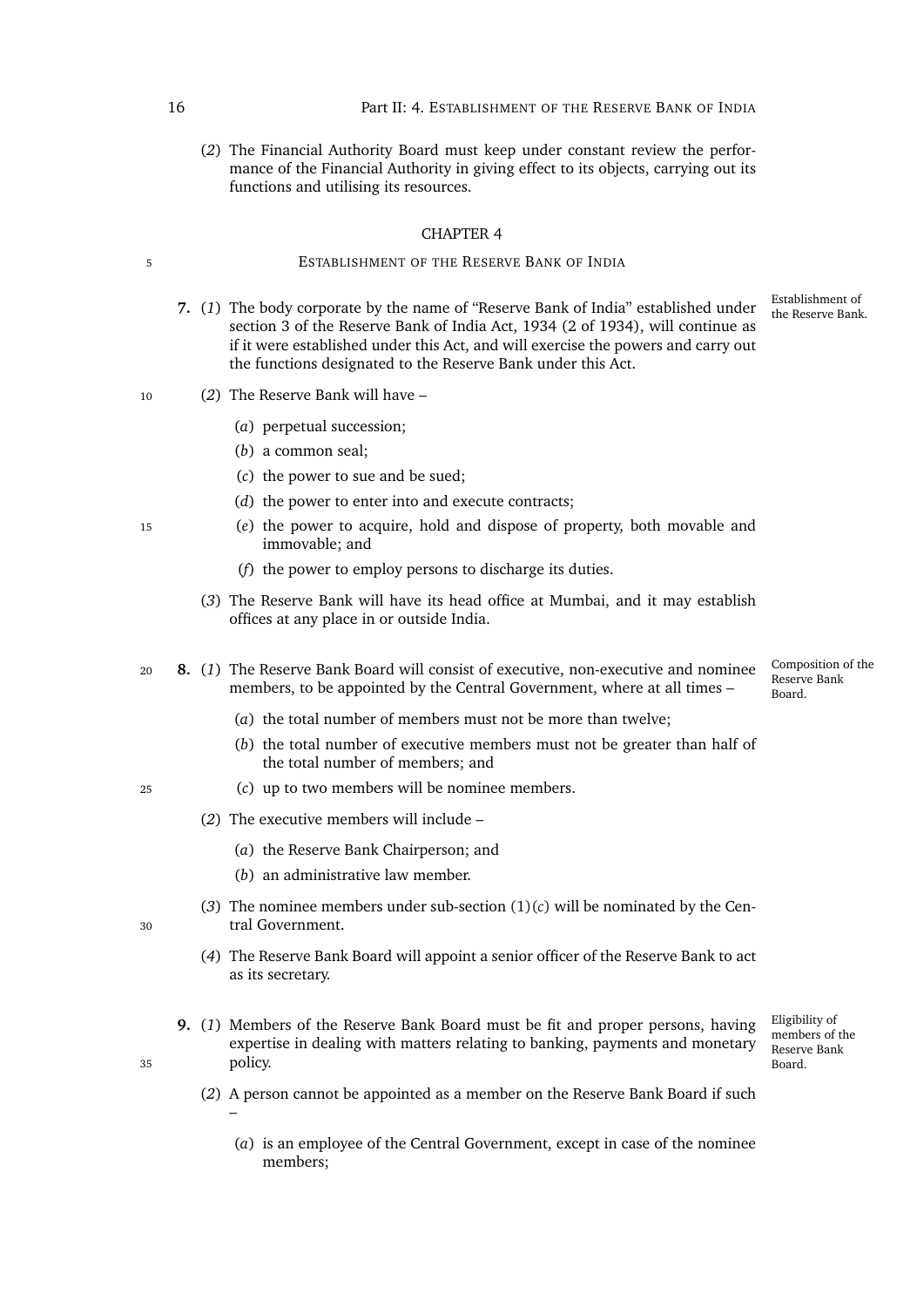(*2*) The Financial Authority Board must keep under constant review the performance of the Financial Authority in giving effect to its objects, carrying out its functions and utilising its resources.

## CHAPTER 4

## ESTABLISHMENT OF THE RESERVE BANK OF INDIA

*Establishment of the Reserve Bank.*

**7.** (*1*) The body corporate by the name of "Reserve Bank of India" established under section 3 of the Reserve Bank of India Act, 1934 (2 of 1934), will continue as if it were established under this Act, and will exercise the powers and carry out the functions designated to the Reserve Bank under this Act.

(*2*) The Reserve Bank will have –

(*a*) perpetual succession;

(*b*) a common seal;

(*c*) the power to sue and be sued;

(*d*) the power to enter into and execute contracts;

(*e*) the power to acquire, hold and dispose of property, both movable and immovable; and

(*f*) the power to employ persons to discharge its duties.

(*3*) The Reserve Bank will have its head office at Mumbai, and it may establish offices at any place in or outside India.

*Composition of the Reserve Bank Board.*

**8.** (*1*) The Reserve Bank Board will consist of executive, non-executive and nominee members, to be appointed by the Central Government, where at all times –

(*a*) the total number of members must not be more than twelve;

(*b*) the total number of executive members must not be greater than half of the total number of members; and

(*c*) up to two members will be nominee members.

(*2*) The executive members will include –

(*a*) the Reserve Bank Chairperson; and

(*b*) an administrative law member.

(*3*) The nominee members under sub-section (1)(*c*) will be nominated by the Central Government.

(*4*) The Reserve Bank Board will appoint a senior officer of the Reserve Bank to act as its secretary.

*Eligibility of members of the Reserve Bank Board.*

**9.** (*1*) Members of the Reserve Bank Board must be fit and proper persons, having expertise in dealing with matters relating to banking, payments and monetary policy.

(*2*) A person cannot be appointed as a member on the Reserve Bank Board if such –

(*a*) is an employee of the Central Government, except in case of the nominee members;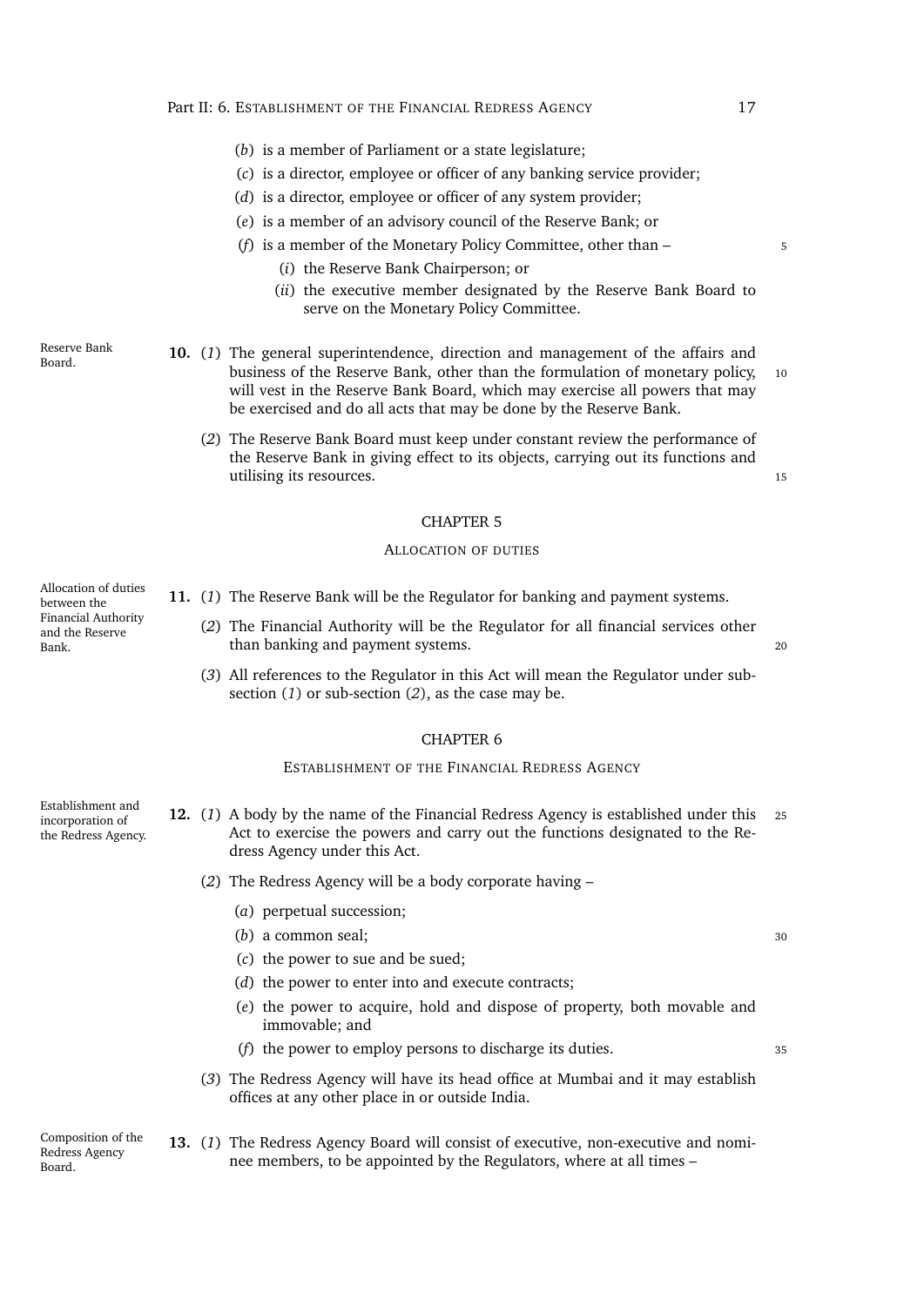(*b*) is a member of Parliament or a state legislature;

(*c*) is a director, employee or officer of any banking service provider;

(*d*) is a director, employee or officer of any system provider;

(*e*) is a member of an advisory council of the Reserve Bank; or

(*f*) is a member of the Monetary Policy Committee, other than –

(*i*) the Reserve Bank Chairperson; or

(*ii*) the executive member designated by the Reserve Bank Board to serve on the Monetary Policy Committee.

*Reserve Bank Board.*

**10.** (*1*) The general superintendence, direction and management of the affairs and business of the Reserve Bank, other than the formulation of monetary policy, will vest in the Reserve Bank Board, which may exercise all powers that may be exercised and do all acts that may be done by the Reserve Bank.

(*2*) The Reserve Bank Board must keep under constant review the performance of the Reserve Bank in giving effect to its objects, carrying out its functions and utilising its resources.

## CHAPTER 5

### ALLOCATION OF DUTIES

*Allocation of duties between the Financial Authority and the Reserve Bank.*

**11.** (*1*) The Reserve Bank will be the Regulator for banking and payment systems.

(*2*) The Financial Authority will be the Regulator for all financial services other than banking and payment systems.

(*3*) All references to the Regulator in this Act will mean the Regulator under sub-section (*1*) or sub-section (*2*), as the case may be.

## CHAPTER 6

### ESTABLISHMENT OF THE FINANCIAL REDRESS AGENCY

*Establishment and incorporation of the Redress Agency.*

**12.** (*1*) A body by the name of the Financial Redress Agency is established under this Act to exercise the powers and carry out the functions designated to the Redress Agency under this Act.

(*2*) The Redress Agency will be a body corporate having –

(*a*) perpetual succession;

(*b*) a common seal;

(*c*) the power to sue and be sued;

(*d*) the power to enter into and execute contracts;

(*e*) the power to acquire, hold and dispose of property, both movable and immovable; and

(*f*) the power to employ persons to discharge its duties.

(*3*) The Redress Agency will have its head office at Mumbai and it may establish offices at any other place in or outside India.

*Composition of the Redress Agency Board.*

**13.** (*1*) The Redress Agency Board will consist of executive, non-executive and nominee members, to be appointed by the Regulators, where at all times –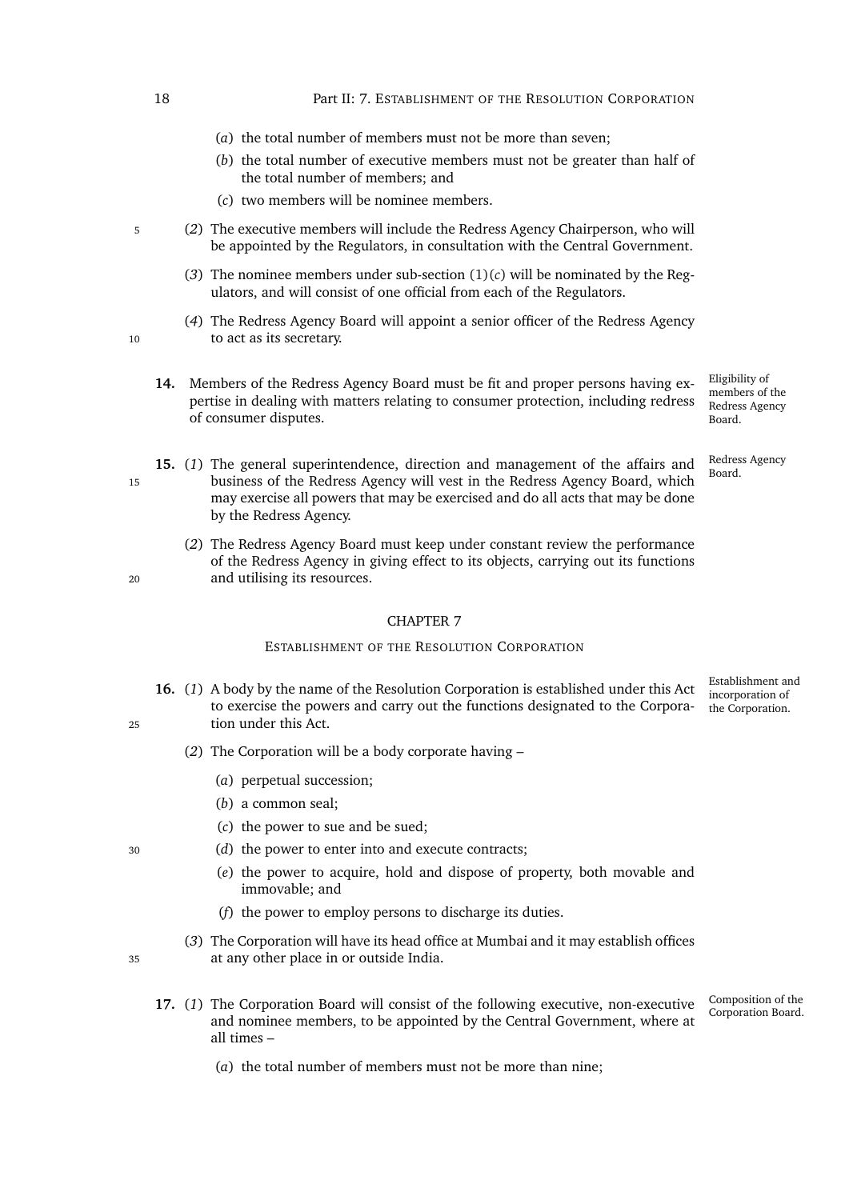(*a*) the total number of members must not be more than seven;

(*b*) the total number of executive members must not be greater than half of the total number of members; and

(*c*) two members will be nominee members.

(*2*) The executive members will include the Redress Agency Chairperson, who will be appointed by the Regulators, in consultation with the Central Government.

(*3*) The nominee members under sub-section (1)(*c*) will be nominated by the Regulators, and will consist of one official from each of the Regulators.

(*4*) The Redress Agency Board will appoint a senior officer of the Redress Agency to act as its secretary.

*Eligibility of members of the Redress Agency Board.*

**14.** Members of the Redress Agency Board must be fit and proper persons having expertise in dealing with matters relating to consumer protection, including redress of consumer disputes.

*Redress Agency Board.*

**15.** (*1*) The general superintendence, direction and management of the affairs and business of the Redress Agency will vest in the Redress Agency Board, which may exercise all powers that may be exercised and do all acts that may be done by the Redress Agency.

(*2*) The Redress Agency Board must keep under constant review the performance of the Redress Agency in giving effect to its objects, carrying out its functions and utilising its resources.

## CHAPTER 7

### ESTABLISHMENT OF THE RESOLUTION CORPORATION

*Establishment and incorporation of the Corporation.*

**16.** (*1*) A body by the name of the Resolution Corporation is established under this Act to exercise the powers and carry out the functions designated to the Corporation under this Act.

(*2*) The Corporation will be a body corporate having –

(*a*) perpetual succession;

(*b*) a common seal;

(*c*) the power to sue and be sued;

(*d*) the power to enter into and execute contracts;

(*e*) the power to acquire, hold and dispose of property, both movable and immovable; and

(*f*) the power to employ persons to discharge its duties.

(*3*) The Corporation will have its head office at Mumbai and it may establish offices at any other place in or outside India.

*Composition of the Corporation Board.*

**17.** (*1*) The Corporation Board will consist of the following executive, non-executive and nominee members, to be appointed by the Central Government, where at all times –

(*a*) the total number of members must not be more than nine;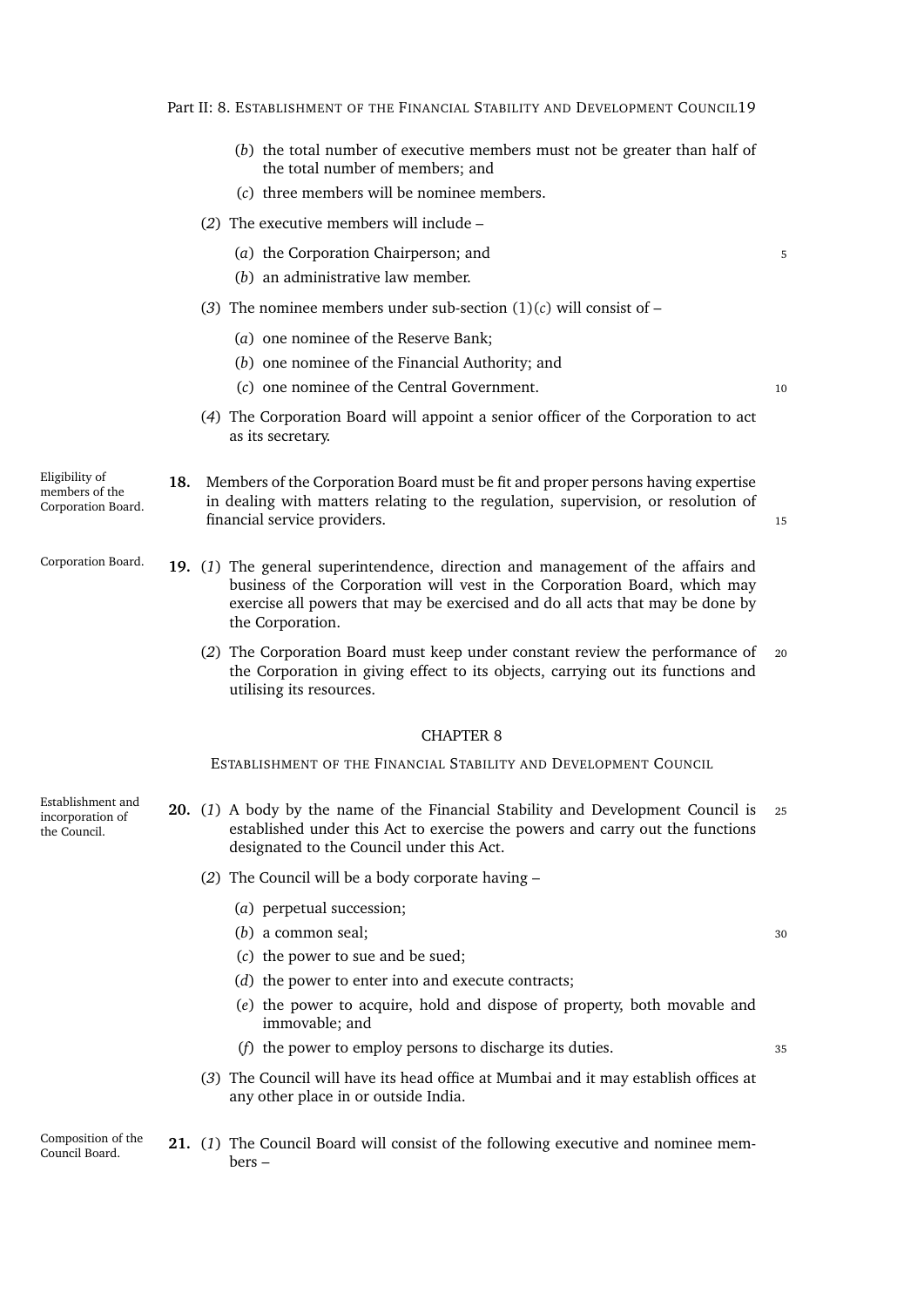(*b*) the total number of executive members must not be greater than half of the total number of members; and

(*c*) three members will be nominee members.

(*2*) The executive members will include –

(*a*) the Corporation Chairperson; and

(*b*) an administrative law member.

(*3*) The nominee members under sub-section (1)(*c*) will consist of –

(*a*) one nominee of the Reserve Bank;

(*b*) one nominee of the Financial Authority; and

(*c*) one nominee of the Central Government.

(*4*) The Corporation Board will appoint a senior officer of the Corporation to act as its secretary.

*Eligibility of members of the Corporation Board.*

**18.** Members of the Corporation Board must be fit and proper persons having expertise in dealing with matters relating to the regulation, supervision, or resolution of financial service providers.

*Corporation Board.*

**19.** (*1*) The general superintendence, direction and management of the affairs and business of the Corporation will vest in the Corporation Board, which may exercise all powers that may be exercised and do all acts that may be done by the Corporation.

(*2*) The Corporation Board must keep under constant review the performance of the Corporation in giving effect to its objects, carrying out its functions and utilising its resources.

## CHAPTER 8

### ESTABLISHMENT OF THE FINANCIAL STABILITY AND DEVELOPMENT COUNCIL

*Establishment and incorporation of the Council.*

**20.** (*1*) A body by the name of the Financial Stability and Development Council is established under this Act to exercise the powers and carry out the functions designated to the Council under this Act.

(*2*) The Council will be a body corporate having –

(*a*) perpetual succession;

(*b*) a common seal;

(*c*) the power to sue and be sued;

(*d*) the power to enter into and execute contracts;

(*e*) the power to acquire, hold and dispose of property, both movable and immovable; and

(*f*) the power to employ persons to discharge its duties.

(*3*) The Council will have its head office at Mumbai and it may establish offices at any other place in or outside India.

*Composition of the Council Board.*

**21.** (*1*) The Council Board will consist of the following executive and nominee members –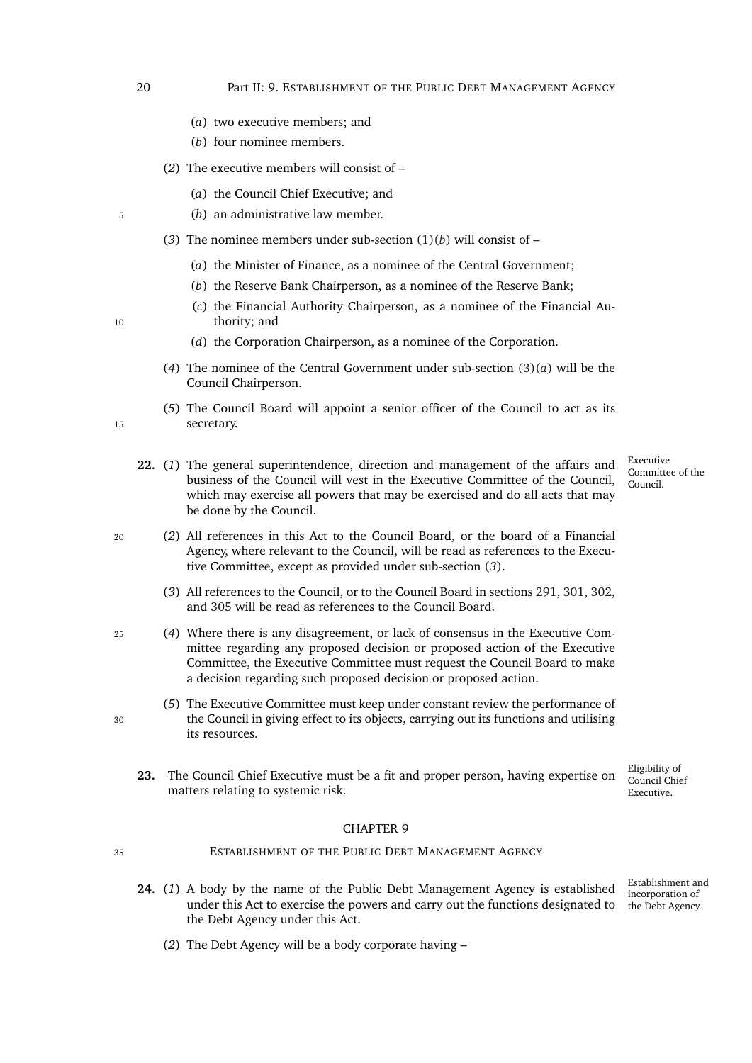(*a*) two executive members; and

(*b*) four nominee members.

(*2*) The executive members will consist of –

(*a*) the Council Chief Executive; and

(*b*) an administrative law member.

(*3*) The nominee members under sub-section (1)(*b*) will consist of –

(*a*) the Minister of Finance, as a nominee of the Central Government;

(*b*) the Reserve Bank Chairperson, as a nominee of the Reserve Bank;

(*c*) the Financial Authority Chairperson, as a nominee of the Financial Authority; and

(*d*) the Corporation Chairperson, as a nominee of the Corporation.

(*4*) The nominee of the Central Government under sub-section (3)(*a*) will be the Council Chairperson.

(*5*) The Council Board will appoint a senior officer of the Council to act as its secretary.

*Executive Committee of the Council.*

**22.** (*1*) The general superintendence, direction and management of the affairs and business of the Council will vest in the Executive Committee of the Council, which may exercise all powers that may be exercised and do all acts that may be done by the Council.

(*2*) All references in this Act to the Council Board, or the board of a Financial Agency, where relevant to the Council, will be read as references to the Executive Committee, except as provided under sub-section (*3*).

(*3*) All references to the Council, or to the Council Board in sections 291, 301, 302, and 305 will be read as references to the Council Board.

(*4*) Where there is any disagreement, or lack of consensus in the Executive Committee regarding any proposed decision or proposed action of the Executive Committee, the Executive Committee must request the Council Board to make a decision regarding such proposed decision or proposed action.

(*5*) The Executive Committee must keep under constant review the performance of the Council in giving effect to its objects, carrying out its functions and utilising its resources.

*Eligibility of Council Chief Executive.*

**23.** The Council Chief Executive must be a fit and proper person, having expertise on matters relating to systemic risk.

## CHAPTER 9

## ESTABLISHMENT OF THE PUBLIC DEBT MANAGEMENT AGENCY

*Establishment and incorporation of the Debt Agency.*

**24.** (*1*) A body by the name of the Public Debt Management Agency is established under this Act to exercise the powers and carry out the functions designated to the Debt Agency under this Act.

(*2*) The Debt Agency will be a body corporate having –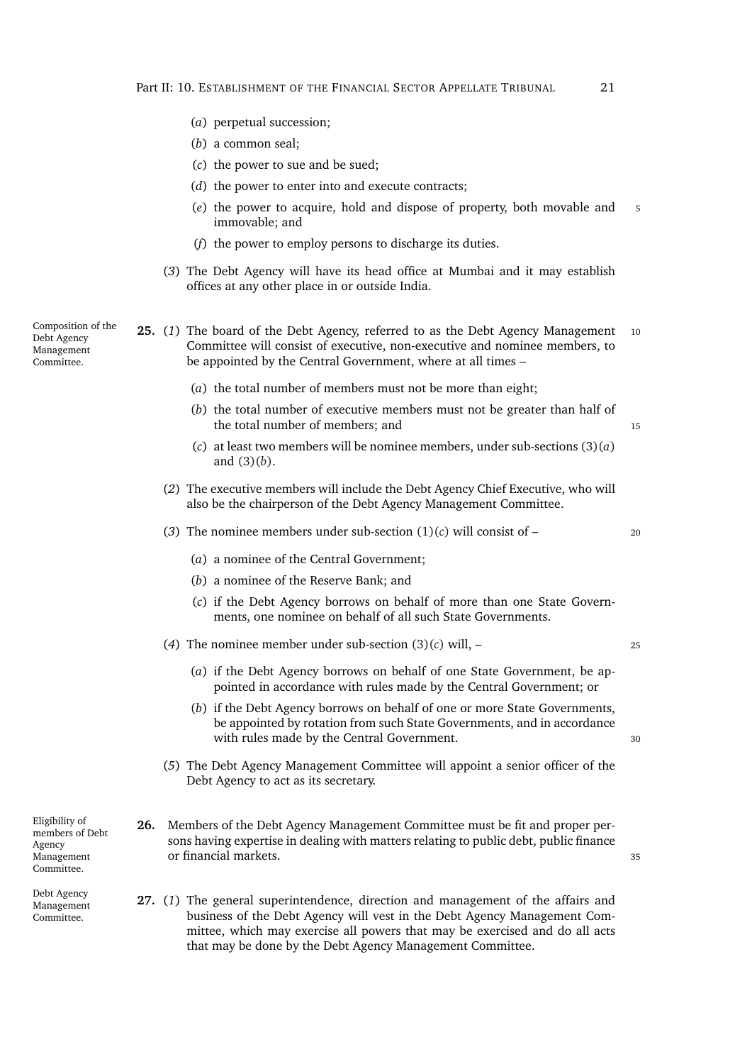(*a*) perpetual succession;

(*b*) a common seal;

(*c*) the power to sue and be sued;

(*d*) the power to enter into and execute contracts;

(*e*) the power to acquire, hold and dispose of property, both movable and immovable; and

(*f*) the power to employ persons to discharge its duties.

(*3*) The Debt Agency will have its head office at Mumbai and it may establish offices at any other place in or outside India.

*Composition of the Debt Agency Management Committee.*

**25.** (*1*) The board of the Debt Agency, referred to as the Debt Agency Management Committee will consist of executive, non-executive and nominee members, to be appointed by the Central Government, where at all times –

(*a*) the total number of members must not be more than eight;

(*b*) the total number of executive members must not be greater than half of the total number of members; and

(*c*) at least two members will be nominee members, under sub-sections (3)(*a*) and (3)(*b*).

(*2*) The executive members will include the Debt Agency Chief Executive, who will also be the chairperson of the Debt Agency Management Committee.

(*3*) The nominee members under sub-section (1)(*c*) will consist of –

(*a*) a nominee of the Central Government;

(*b*) a nominee of the Reserve Bank; and

(*c*) if the Debt Agency borrows on behalf of more than one State Governments, one nominee on behalf of all such State Governments.

(*4*) The nominee member under sub-section (3)(*c*) will, –

(*a*) if the Debt Agency borrows on behalf of one State Government, be appointed in accordance with rules made by the Central Government; or

(*b*) if the Debt Agency borrows on behalf of one or more State Governments, be appointed by rotation from such State Governments, and in accordance with rules made by the Central Government.

(*5*) The Debt Agency Management Committee will appoint a senior officer of the Debt Agency to act as its secretary.

*Eligibility of members of Debt Agency Management Committee.*

**26.** Members of the Debt Agency Management Committee must be fit and proper persons having expertise in dealing with matters relating to public debt, public finance or financial markets.

*Debt Agency Management Committee.*

**27.** (*1*) The general superintendence, direction and management of the affairs and business of the Debt Agency will vest in the Debt Agency Management Committee, which may exercise all powers that may be exercised and do all acts that may be done by the Debt Agency Management Committee.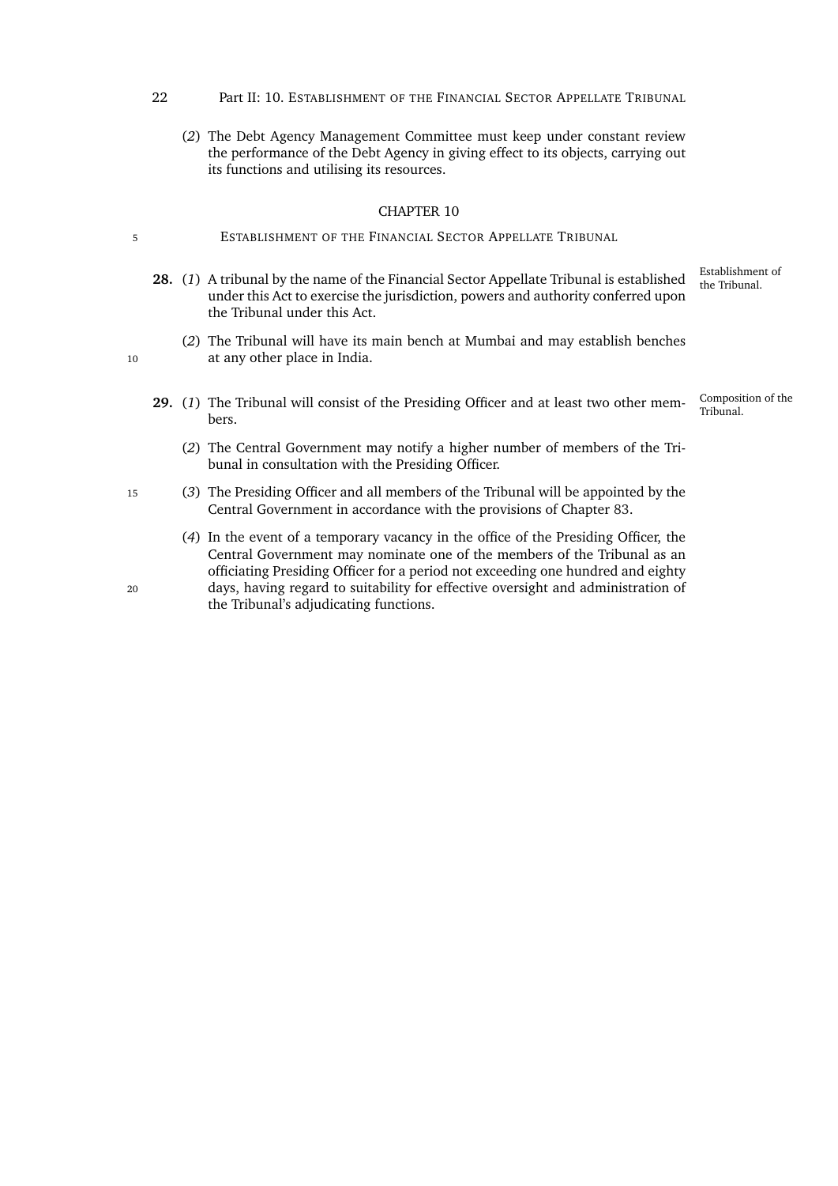(2) The Debt Agency Management Committee must keep under constant review the performance of the Debt Agency in giving effect to its objects, carrying out its functions and utilising its resources.

## CHAPTER 10

## ESTABLISHMENT OF THE FINANCIAL SECTOR APPELLATE TRIBUNAL

*Establishment of the Tribunal.*

**28.** (1) A tribunal by the name of the Financial Sector Appellate Tribunal is established under this Act to exercise the jurisdiction, powers and authority conferred upon the Tribunal under this Act.

(2) The Tribunal will have its main bench at Mumbai and may establish benches at any other place in India.

*Composition of the Tribunal.*

**29.** (1) The Tribunal will consist of the Presiding Officer and at least two other members.

(2) The Central Government may notify a higher number of members of the Tribunal in consultation with the Presiding Officer.

(3) The Presiding Officer and all members of the Tribunal will be appointed by the Central Government in accordance with the provisions of Chapter 83.

(4) In the event of a temporary vacancy in the office of the Presiding Officer, the Central Government may nominate one of the members of the Tribunal as an officiating Presiding Officer for a period not exceeding one hundred and eighty days, having regard to suitability for effective oversight and administration of the Tribunal's adjudicating functions.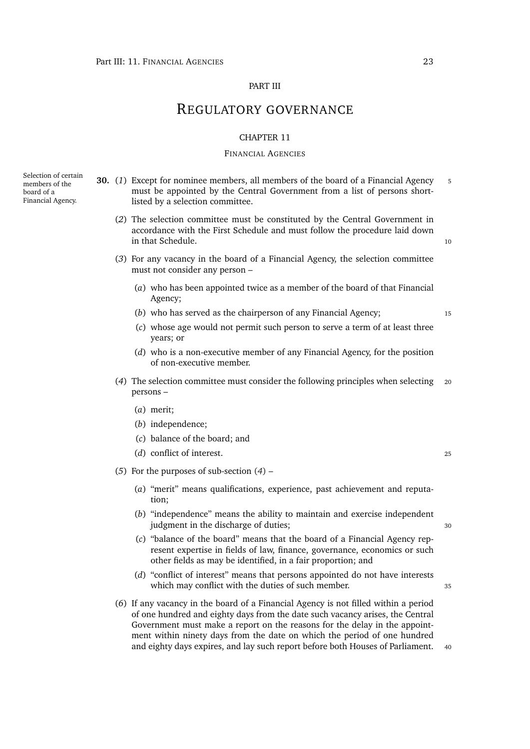PART III

# REGULATORY GOVERNANCE

## CHAPTER 11

### FINANCIAL AGENCIES

*Selection of certain members of the board of a Financial Agency.*

**30.** (*1*) Except for nominee members, all members of the board of a Financial Agency must be appointed by the Central Government from a list of persons short-listed by a selection committee.

(*2*) The selection committee must be constituted by the Central Government in accordance with the First Schedule and must follow the procedure laid down in that Schedule.

(*3*) For any vacancy in the board of a Financial Agency, the selection committee must not consider any person –

(*a*) who has been appointed twice as a member of the board of that Financial Agency;

(*b*) who has served as the chairperson of any Financial Agency;

(*c*) whose age would not permit such person to serve a term of at least three years; or

(*d*) who is a non-executive member of any Financial Agency, for the position of non-executive member.

(*4*) The selection committee must consider the following principles when selecting persons –

(*a*) merit;

(*b*) independence;

(*c*) balance of the board; and

(*d*) conflict of interest.

(*5*) For the purposes of sub-section (*4*) –

(*a*) "merit" means qualifications, experience, past achievement and reputation;

(*b*) "independence" means the ability to maintain and exercise independent judgment in the discharge of duties;

(*c*) "balance of the board" means that the board of a Financial Agency represent expertise in fields of law, finance, governance, economics or such other fields as may be identified, in a fair proportion; and

(*d*) "conflict of interest" means that persons appointed do not have interests which may conflict with the duties of such member.

(*6*) If any vacancy in the board of a Financial Agency is not filled within a period of one hundred and eighty days from the date such vacancy arises, the Central Government must make a report on the reasons for the delay in the appointment within ninety days from the date on which the period of one hundred and eighty days expires, and lay such report before both Houses of Parliament.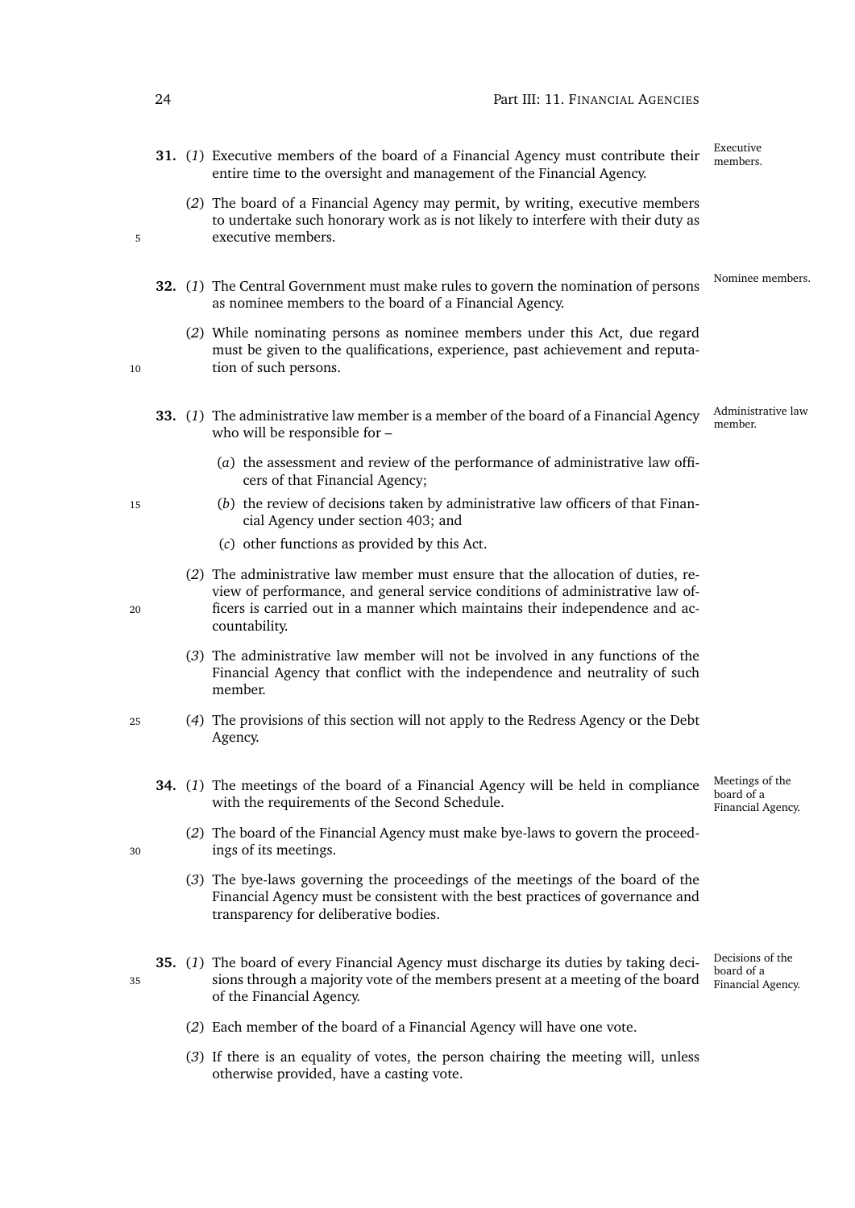**31.** (*1*) Executive members of the board of a Financial Agency must contribute their entire time to the oversight and management of the Financial Agency.

*Executive members.*

(*2*) The board of a Financial Agency may permit, by writing, executive members to undertake such honorary work as is not likely to interfere with their duty as executive members.

**32.** (*1*) The Central Government must make rules to govern the nomination of persons as nominee members to the board of a Financial Agency.

*Nominee members.*

(*2*) While nominating persons as nominee members under this Act, due regard must be given to the qualifications, experience, past achievement and reputation of such persons.

**33.** (*1*) The administrative law member is a member of the board of a Financial Agency who will be responsible for –

*Administrative law member.*

(*a*) the assessment and review of the performance of administrative law officers of that Financial Agency;

(*b*) the review of decisions taken by administrative law officers of that Financial Agency under section 403; and

(*c*) other functions as provided by this Act.

(*2*) The administrative law member must ensure that the allocation of duties, review of performance, and general service conditions of administrative law officers is carried out in a manner which maintains their independence and accountability.

(*3*) The administrative law member will not be involved in any functions of the Financial Agency that conflict with the independence and neutrality of such member.

(*4*) The provisions of this section will not apply to the Redress Agency or the Debt Agency.

**34.** (*1*) The meetings of the board of a Financial Agency will be held in compliance with the requirements of the Second Schedule.

*Meetings of the board of a Financial Agency.*

(*2*) The board of the Financial Agency must make bye-laws to govern the proceedings of its meetings.

(*3*) The bye-laws governing the proceedings of the meetings of the board of the Financial Agency must be consistent with the best practices of governance and transparency for deliberative bodies.

**35.** (*1*) The board of every Financial Agency must discharge its duties by taking decisions through a majority vote of the members present at a meeting of the board of the Financial Agency.

*Decisions of the board of a Financial Agency.*

(*2*) Each member of the board of a Financial Agency will have one vote.

(*3*) If there is an equality of votes, the person chairing the meeting will, unless otherwise provided, have a casting vote.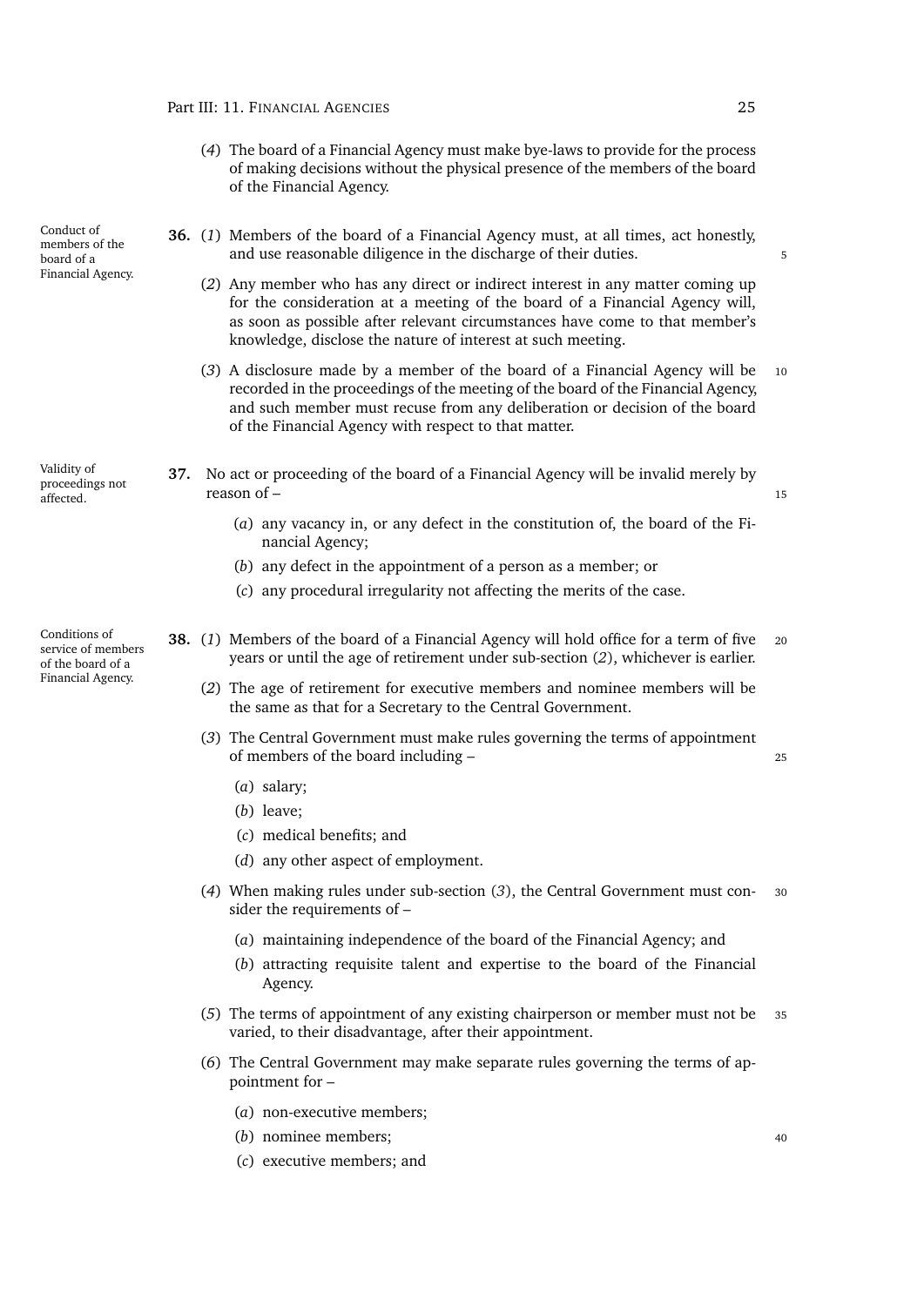(*4*) The board of a Financial Agency must make bye-laws to provide for the process of making decisions without the physical presence of the members of the board of the Financial Agency.

**Conduct of members of the board of a Financial Agency.**

**36.** (*1*) Members of the board of a Financial Agency must, at all times, act honestly, and use reasonable diligence in the discharge of their duties.

(*2*) Any member who has any direct or indirect interest in any matter coming up for the consideration at a meeting of the board of a Financial Agency will, as soon as possible after relevant circumstances have come to that member's knowledge, disclose the nature of interest at such meeting.

(*3*) A disclosure made by a member of the board of a Financial Agency will be recorded in the proceedings of the meeting of the board of the Financial Agency, and such member must recuse from any deliberation or decision of the board of the Financial Agency with respect to that matter.

**Validity of proceedings not affected.**

**37.** No act or proceeding of the board of a Financial Agency will be invalid merely by reason of –

(*a*) any vacancy in, or any defect in the constitution of, the board of the Financial Agency;

(*b*) any defect in the appointment of a person as a member; or

(*c*) any procedural irregularity not affecting the merits of the case.

**Conditions of service of members of the board of a Financial Agency.**

**38.** (*1*) Members of the board of a Financial Agency will hold office for a term of five years or until the age of retirement under sub-section (*2*), whichever is earlier.

(*2*) The age of retirement for executive members and nominee members will be the same as that for a Secretary to the Central Government.

(*3*) The Central Government must make rules governing the terms of appointment of members of the board including –

(*a*) salary;

(*b*) leave;

(*c*) medical benefits; and

(*d*) any other aspect of employment.

(*4*) When making rules under sub-section (*3*), the Central Government must consider the requirements of –

(*a*) maintaining independence of the board of the Financial Agency; and

(*b*) attracting requisite talent and expertise to the board of the Financial Agency.

(*5*) The terms of appointment of any existing chairperson or member must not be varied, to their disadvantage, after their appointment.

(*6*) The Central Government may make separate rules governing the terms of appointment for –

(*a*) non-executive members;

(*b*) nominee members;

(*c*) executive members; and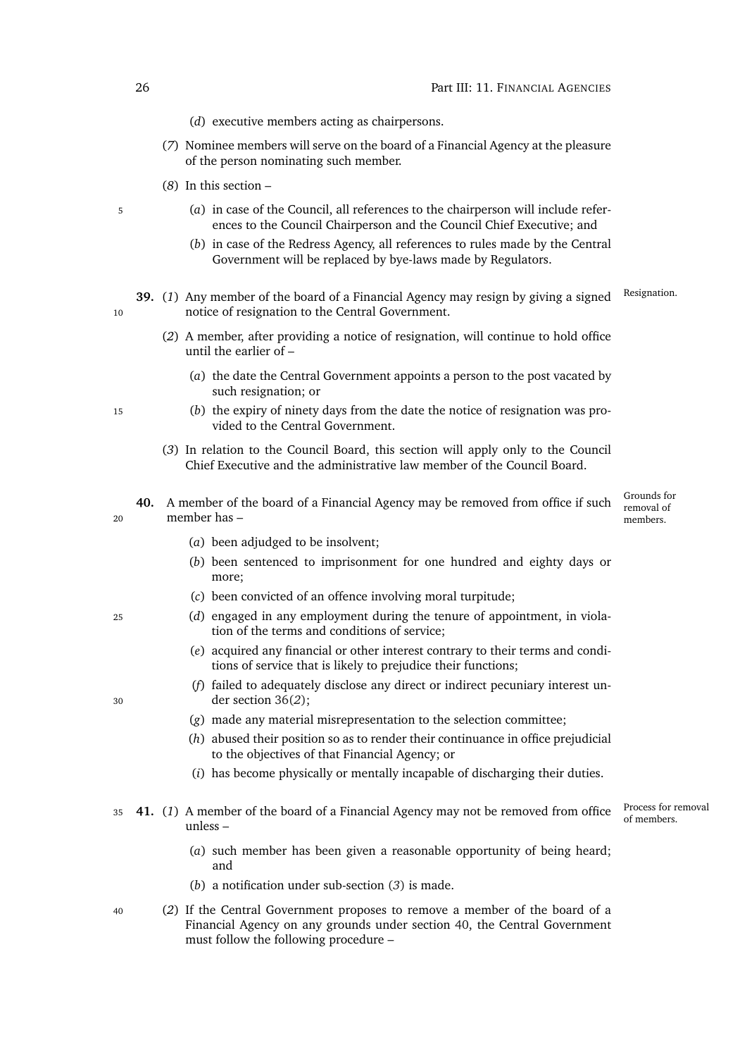(*d*) executive members acting as chairpersons.

(*7*) Nominee members will serve on the board of a Financial Agency at the pleasure of the person nominating such member.

(*8*) In this section –

(*a*) in case of the Council, all references to the chairperson will include references to the Council Chairperson and the Council Chief Executive; and

(*b*) in case of the Redress Agency, all references to rules made by the Central Government will be replaced by bye-laws made by Regulators.

**39.** *Resignation.* (*1*) Any member of the board of a Financial Agency may resign by giving a signed notice of resignation to the Central Government.

(*2*) A member, after providing a notice of resignation, will continue to hold office until the earlier of –

(*a*) the date the Central Government appoints a person to the post vacated by such resignation; or

(*b*) the expiry of ninety days from the date the notice of resignation was provided to the Central Government.

(*3*) In relation to the Council Board, this section will apply only to the Council Chief Executive and the administrative law member of the Council Board.

**40.** *Grounds for removal of members.* A member of the board of a Financial Agency may be removed from office if such member has –

(*a*) been adjudged to be insolvent;

(*b*) been sentenced to imprisonment for one hundred and eighty days or more;

(*c*) been convicted of an offence involving moral turpitude;

(*d*) engaged in any employment during the tenure of appointment, in violation of the terms and conditions of service;

(*e*) acquired any financial or other interest contrary to their terms and conditions of service that is likely to prejudice their functions;

(*f*) failed to adequately disclose any direct or indirect pecuniary interest under section 36(*2*);

(*g*) made any material misrepresentation to the selection committee;

(*h*) abused their position so as to render their continuance in office prejudicial to the objectives of that Financial Agency; or

(*i*) has become physically or mentally incapable of discharging their duties.

**41.** *Process for removal of members.* (*1*) A member of the board of a Financial Agency may not be removed from office unless –

(*a*) such member has been given a reasonable opportunity of being heard; and

(*b*) a notification under sub-section (*3*) is made.

(*2*) If the Central Government proposes to remove a member of the board of a Financial Agency on any grounds under section 40, the Central Government must follow the following procedure –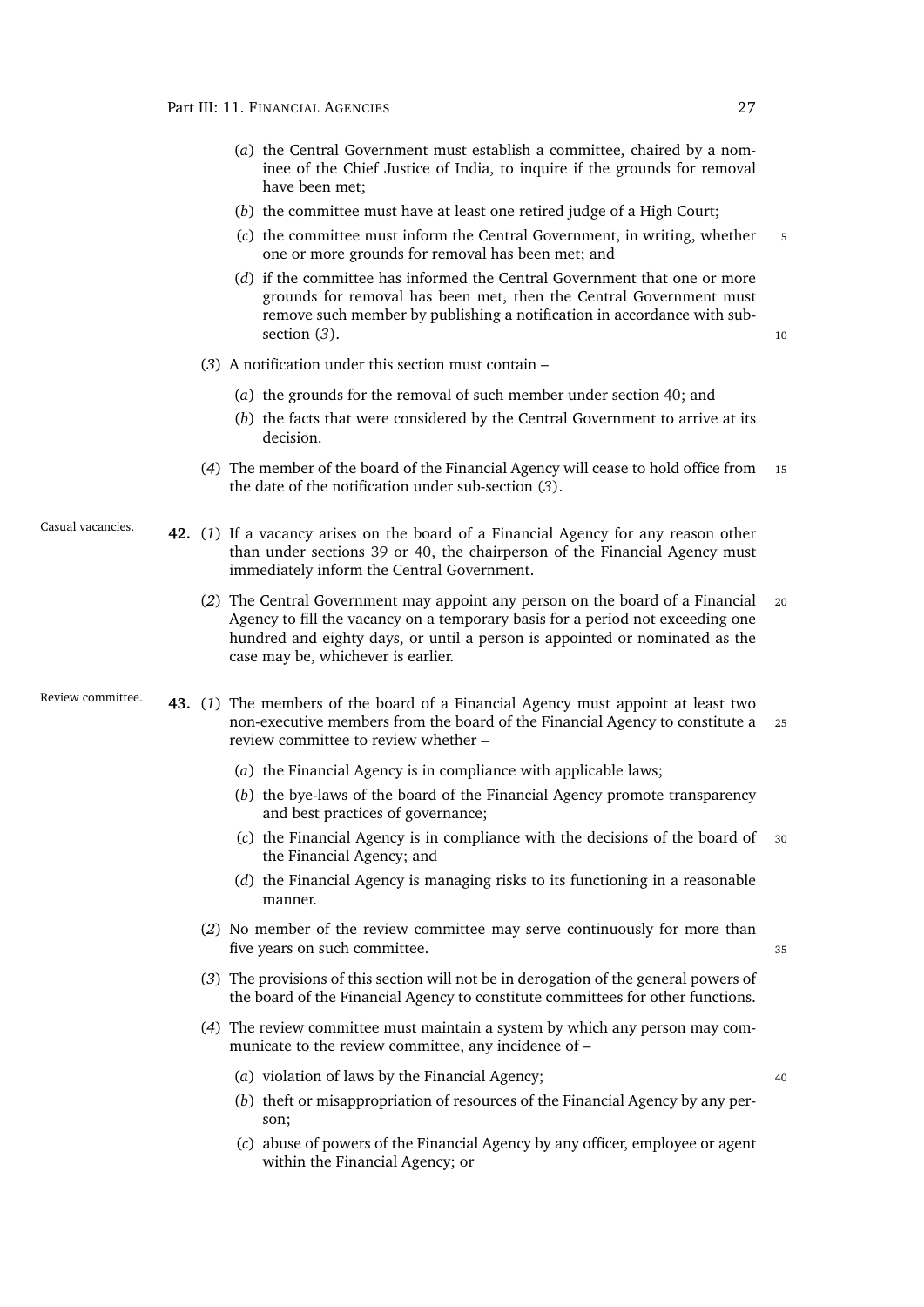(*a*) the Central Government must establish a committee, chaired by a nominee of the Chief Justice of India, to inquire if the grounds for removal have been met;

(*b*) the committee must have at least one retired judge of a High Court;

(*c*) the committee must inform the Central Government, in writing, whether one or more grounds for removal has been met; and

(*d*) if the committee has informed the Central Government that one or more grounds for removal has been met, then the Central Government must remove such member by publishing a notification in accordance with sub-section (*3*).

(*3*) A notification under this section must contain –

(*a*) the grounds for the removal of such member under section 40; and

(*b*) the facts that were considered by the Central Government to arrive at its decision.

(*4*) The member of the board of the Financial Agency will cease to hold office from the date of the notification under sub-section (*3*).

Casual vacancies.

**42.** (*1*) If a vacancy arises on the board of a Financial Agency for any reason other than under sections 39 or 40, the chairperson of the Financial Agency must immediately inform the Central Government.

(*2*) The Central Government may appoint any person on the board of a Financial Agency to fill the vacancy on a temporary basis for a period not exceeding one hundred and eighty days, or until a person is appointed or nominated as the case may be, whichever is earlier.

Review committee.

**43.** (*1*) The members of the board of a Financial Agency must appoint at least two non-executive members from the board of the Financial Agency to constitute a review committee to review whether –

(*a*) the Financial Agency is in compliance with applicable laws;

(*b*) the bye-laws of the board of the Financial Agency promote transparency and best practices of governance;

(*c*) the Financial Agency is in compliance with the decisions of the board of the Financial Agency; and

(*d*) the Financial Agency is managing risks to its functioning in a reasonable manner.

(*2*) No member of the review committee may serve continuously for more than five years on such committee.

(*3*) The provisions of this section will not be in derogation of the general powers of the board of the Financial Agency to constitute committees for other functions.

(*4*) The review committee must maintain a system by which any person may communicate to the review committee, any incidence of –

(*a*) violation of laws by the Financial Agency;

(*b*) theft or misappropriation of resources of the Financial Agency by any person;

(*c*) abuse of powers of the Financial Agency by any officer, employee or agent within the Financial Agency; or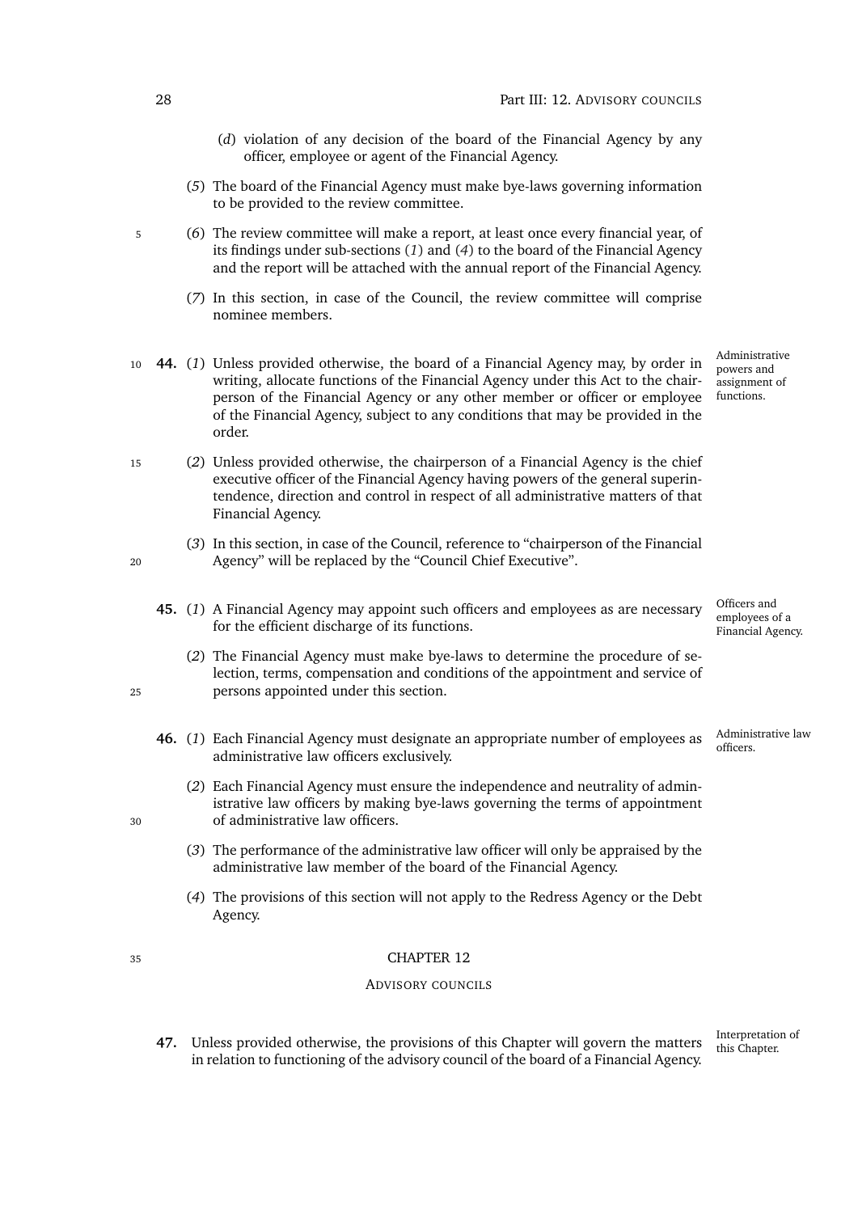(*d*) violation of any decision of the board of the Financial Agency by any officer, employee or agent of the Financial Agency.

(*5*) The board of the Financial Agency must make bye-laws governing information to be provided to the review committee.

(*6*) The review committee will make a report, at least once every financial year, of its findings under sub-sections (*1*) and (*4*) to the board of the Financial Agency and the report will be attached with the annual report of the Financial Agency.

(*7*) In this section, in case of the Council, the review committee will comprise nominee members.

*Administrative powers and assignment of functions.*

**44.** (*1*) Unless provided otherwise, the board of a Financial Agency may, by order in writing, allocate functions of the Financial Agency under this Act to the chairperson of the Financial Agency or any other member or officer or employee of the Financial Agency, subject to any conditions that may be provided in the order.

(*2*) Unless provided otherwise, the chairperson of a Financial Agency is the chief executive officer of the Financial Agency having powers of the general superintendence, direction and control in respect of all administrative matters of that Financial Agency.

(*3*) In this section, in case of the Council, reference to "chairperson of the Financial Agency" will be replaced by the "Council Chief Executive".

*Officers and employees of a Financial Agency.*

**45.** (*1*) A Financial Agency may appoint such officers and employees as are necessary for the efficient discharge of its functions.

(*2*) The Financial Agency must make bye-laws to determine the procedure of selection, terms, compensation and conditions of the appointment and service of persons appointed under this section.

*Administrative law officers.*

**46.** (*1*) Each Financial Agency must designate an appropriate number of employees as administrative law officers exclusively.

(*2*) Each Financial Agency must ensure the independence and neutrality of administrative law officers by making bye-laws governing the terms of appointment of administrative law officers.

(*3*) The performance of the administrative law officer will only be appraised by the administrative law member of the board of the Financial Agency.

(*4*) The provisions of this section will not apply to the Redress Agency or the Debt Agency.

## CHAPTER 12

### ADVISORY COUNCILS

*Interpretation of this Chapter.*

**47.** Unless provided otherwise, the provisions of this Chapter will govern the matters in relation to functioning of the advisory council of the board of a Financial Agency.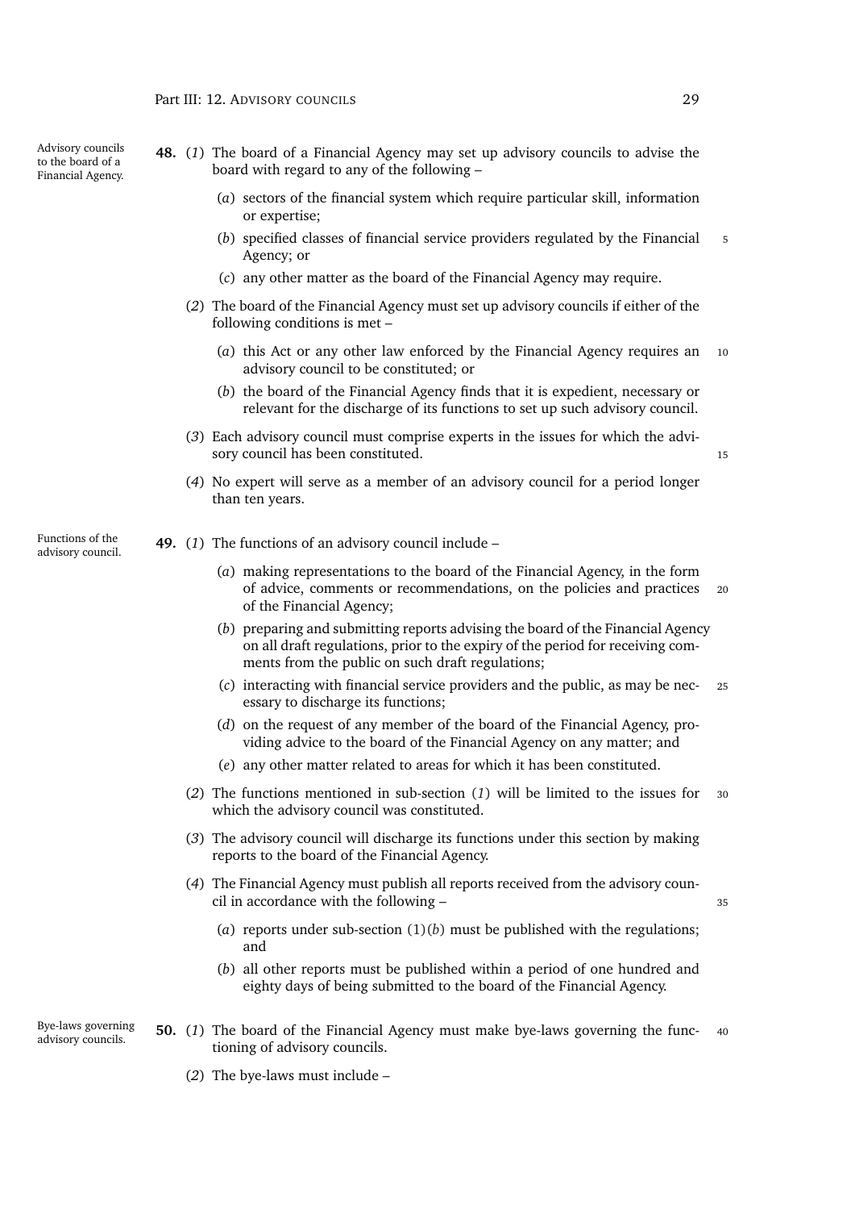**Advisory councils to the board of a Financial Agency.**

**48.** (*1*) The board of a Financial Agency may set up advisory councils to advise the board with regard to any of the following –

(*a*) sectors of the financial system which require particular skill, information or expertise;

(*b*) specified classes of financial service providers regulated by the Financial Agency; or

(*c*) any other matter as the board of the Financial Agency may require.

(*2*) The board of the Financial Agency must set up advisory councils if either of the following conditions is met –

(*a*) this Act or any other law enforced by the Financial Agency requires an advisory council to be constituted; or

(*b*) the board of the Financial Agency finds that it is expedient, necessary or relevant for the discharge of its functions to set up such advisory council.

(*3*) Each advisory council must comprise experts in the issues for which the advisory council has been constituted.

(*4*) No expert will serve as a member of an advisory council for a period longer than ten years.

**Functions of the advisory council.**

**49.** (*1*) The functions of an advisory council include –

(*a*) making representations to the board of the Financial Agency, in the form of advice, comments or recommendations, on the policies and practices of the Financial Agency;

(*b*) preparing and submitting reports advising the board of the Financial Agency on all draft regulations, prior to the expiry of the period for receiving comments from the public on such draft regulations;

(*c*) interacting with financial service providers and the public, as may be necessary to discharge its functions;

(*d*) on the request of any member of the board of the Financial Agency, providing advice to the board of the Financial Agency on any matter; and

(*e*) any other matter related to areas for which it has been constituted.

(*2*) The functions mentioned in sub-section (*1*) will be limited to the issues for which the advisory council was constituted.

(*3*) The advisory council will discharge its functions under this section by making reports to the board of the Financial Agency.

(*4*) The Financial Agency must publish all reports received from the advisory council in accordance with the following –

(*a*) reports under sub-section (1)(*b*) must be published with the regulations; and

(*b*) all other reports must be published within a period of one hundred and eighty days of being submitted to the board of the Financial Agency.

**Bye-laws governing advisory councils.**

**50.** (*1*) The board of the Financial Agency must make bye-laws governing the functioning of advisory councils.

(*2*) The bye-laws must include –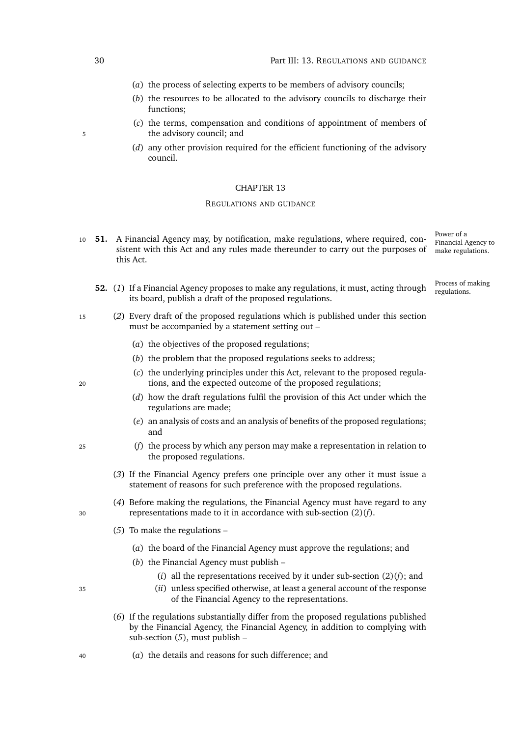(*a*) the process of selecting experts to be members of advisory councils;

(*b*) the resources to be allocated to the advisory councils to discharge their functions;

(*c*) the terms, compensation and conditions of appointment of members of the advisory council; and

(*d*) any other provision required for the efficient functioning of the advisory council.

## CHAPTER 13

### REGULATIONS AND GUIDANCE

*Power of a Financial Agency to make regulations.*

**51.** A Financial Agency may, by notification, make regulations, where required, consistent with this Act and any rules made thereunder to carry out the purposes of this Act.

*Process of making regulations.*

**52.** (*1*) If a Financial Agency proposes to make any regulations, it must, acting through its board, publish a draft of the proposed regulations.

(*2*) Every draft of the proposed regulations which is published under this section must be accompanied by a statement setting out –

(*a*) the objectives of the proposed regulations;

(*b*) the problem that the proposed regulations seeks to address;

(*c*) the underlying principles under this Act, relevant to the proposed regulations, and the expected outcome of the proposed regulations;

(*d*) how the draft regulations fulfil the provision of this Act under which the regulations are made;

(*e*) an analysis of costs and an analysis of benefits of the proposed regulations; and

(*f*) the process by which any person may make a representation in relation to the proposed regulations.

(*3*) If the Financial Agency prefers one principle over any other it must issue a statement of reasons for such preference with the proposed regulations.

(*4*) Before making the regulations, the Financial Agency must have regard to any representations made to it in accordance with sub-section (2)(*f*).

(*5*) To make the regulations –

(*a*) the board of the Financial Agency must approve the regulations; and

(*b*) the Financial Agency must publish –

(*i*) all the representations received by it under sub-section (2)(*f*); and

(*ii*) unless specified otherwise, at least a general account of the response of the Financial Agency to the representations.

(*6*) If the regulations substantially differ from the proposed regulations published by the Financial Agency, the Financial Agency, in addition to complying with sub-section (*5*), must publish –

(*a*) the details and reasons for such difference; and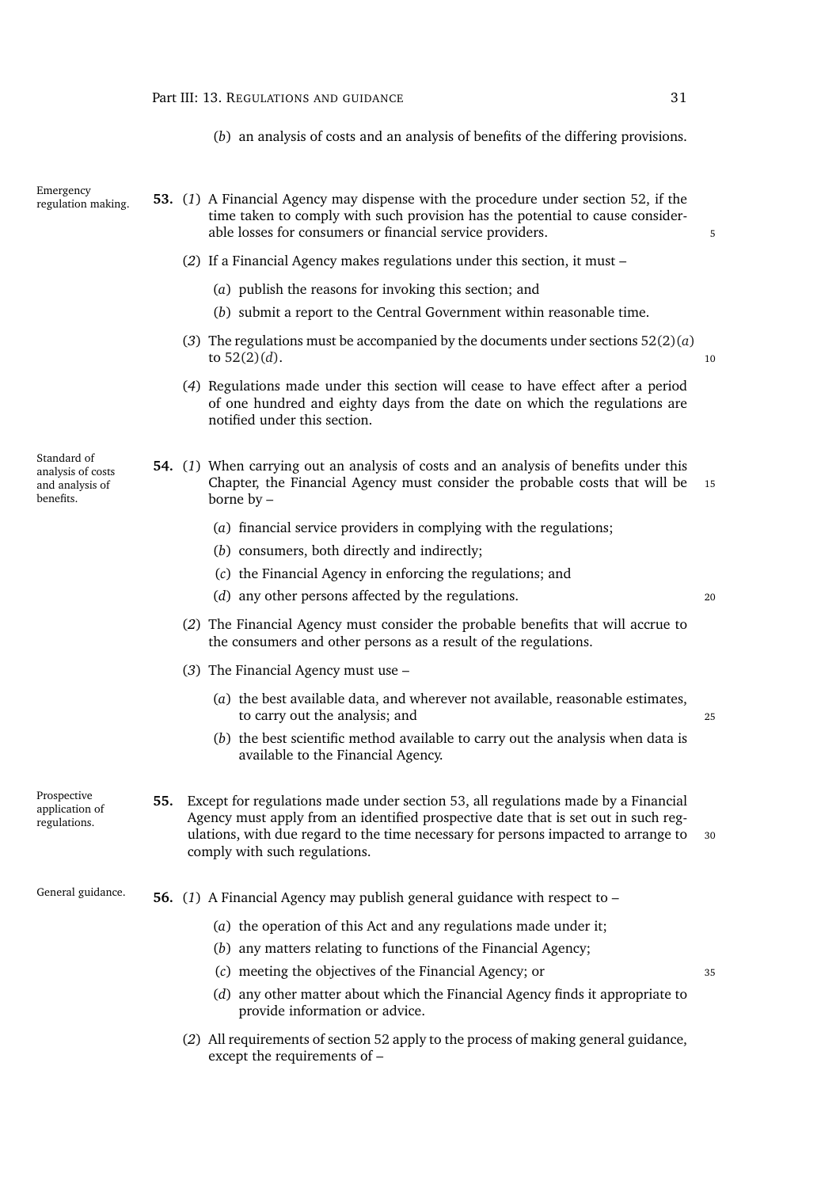(*b*) an analysis of costs and an analysis of benefits of the differing provisions.

*Emergency regulation making.*

**53.** (*1*) A Financial Agency may dispense with the procedure under section 52, if the time taken to comply with such provision has the potential to cause considerable losses for consumers or financial service providers.

(*2*) If a Financial Agency makes regulations under this section, it must –

(*a*) publish the reasons for invoking this section; and

(*b*) submit a report to the Central Government within reasonable time.

(*3*) The regulations must be accompanied by the documents under sections 52(2)(*a*) to 52(2)(*d*).

(*4*) Regulations made under this section will cease to have effect after a period of one hundred and eighty days from the date on which the regulations are notified under this section.

*Standard of analysis of costs and analysis of benefits.*

**54.** (*1*) When carrying out an analysis of costs and an analysis of benefits under this Chapter, the Financial Agency must consider the probable costs that will be borne by –

(*a*) financial service providers in complying with the regulations;

(*b*) consumers, both directly and indirectly;

(*c*) the Financial Agency in enforcing the regulations; and

(*d*) any other persons affected by the regulations.

(*2*) The Financial Agency must consider the probable benefits that will accrue to the consumers and other persons as a result of the regulations.

(*3*) The Financial Agency must use –

(*a*) the best available data, and wherever not available, reasonable estimates, to carry out the analysis; and

(*b*) the best scientific method available to carry out the analysis when data is available to the Financial Agency.

*Prospective application of regulations.*

**55.** Except for regulations made under section 53, all regulations made by a Financial Agency must apply from an identified prospective date that is set out in such regulations, with due regard to the time necessary for persons impacted to arrange to comply with such regulations.

*General guidance.*

**56.** (*1*) A Financial Agency may publish general guidance with respect to –

(*a*) the operation of this Act and any regulations made under it;

(*b*) any matters relating to functions of the Financial Agency;

(*c*) meeting the objectives of the Financial Agency; or

(*d*) any other matter about which the Financial Agency finds it appropriate to provide information or advice.

(*2*) All requirements of section 52 apply to the process of making general guidance, except the requirements of –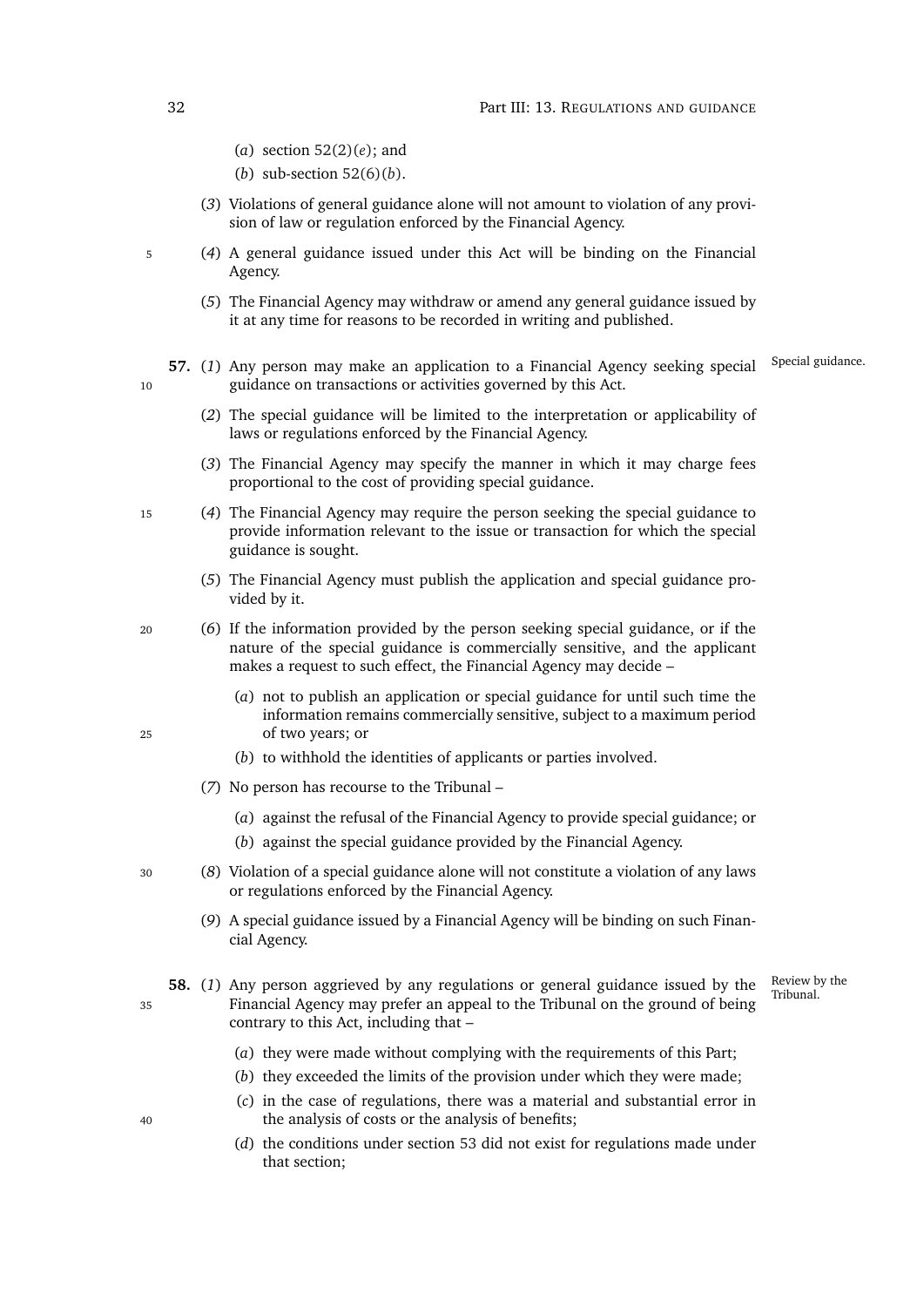(*a*) section 52(2)(*e*); and

(*b*) sub-section 52(6)(*b*).

(*3*) Violations of general guidance alone will not amount to violation of any provision of law or regulation enforced by the Financial Agency.

(*4*) A general guidance issued under this Act will be binding on the Financial Agency.

(*5*) The Financial Agency may withdraw or amend any general guidance issued by it at any time for reasons to be recorded in writing and published.

Special guidance.

**57.** (*1*) Any person may make an application to a Financial Agency seeking special guidance on transactions or activities governed by this Act.

(*2*) The special guidance will be limited to the interpretation or applicability of laws or regulations enforced by the Financial Agency.

(*3*) The Financial Agency may specify the manner in which it may charge fees proportional to the cost of providing special guidance.

(*4*) The Financial Agency may require the person seeking the special guidance to provide information relevant to the issue or transaction for which the special guidance is sought.

(*5*) The Financial Agency must publish the application and special guidance provided by it.

(*6*) If the information provided by the person seeking special guidance, or if the nature of the special guidance is commercially sensitive, and the applicant makes a request to such effect, the Financial Agency may decide –

(*a*) not to publish an application or special guidance for until such time the information remains commercially sensitive, subject to a maximum period of two years; or

(*b*) to withhold the identities of applicants or parties involved.

(*7*) No person has recourse to the Tribunal –

(*a*) against the refusal of the Financial Agency to provide special guidance; or

(*b*) against the special guidance provided by the Financial Agency.

(*8*) Violation of a special guidance alone will not constitute a violation of any laws or regulations enforced by the Financial Agency.

(*9*) A special guidance issued by a Financial Agency will be binding on such Financial Agency.

Review by the Tribunal.

**58.** (*1*) Any person aggrieved by any regulations or general guidance issued by the Financial Agency may prefer an appeal to the Tribunal on the ground of being contrary to this Act, including that –

(*a*) they were made without complying with the requirements of this Part;

(*b*) they exceeded the limits of the provision under which they were made;

(*c*) in the case of regulations, there was a material and substantial error in the analysis of costs or the analysis of benefits;

(*d*) the conditions under section 53 did not exist for regulations made under that section;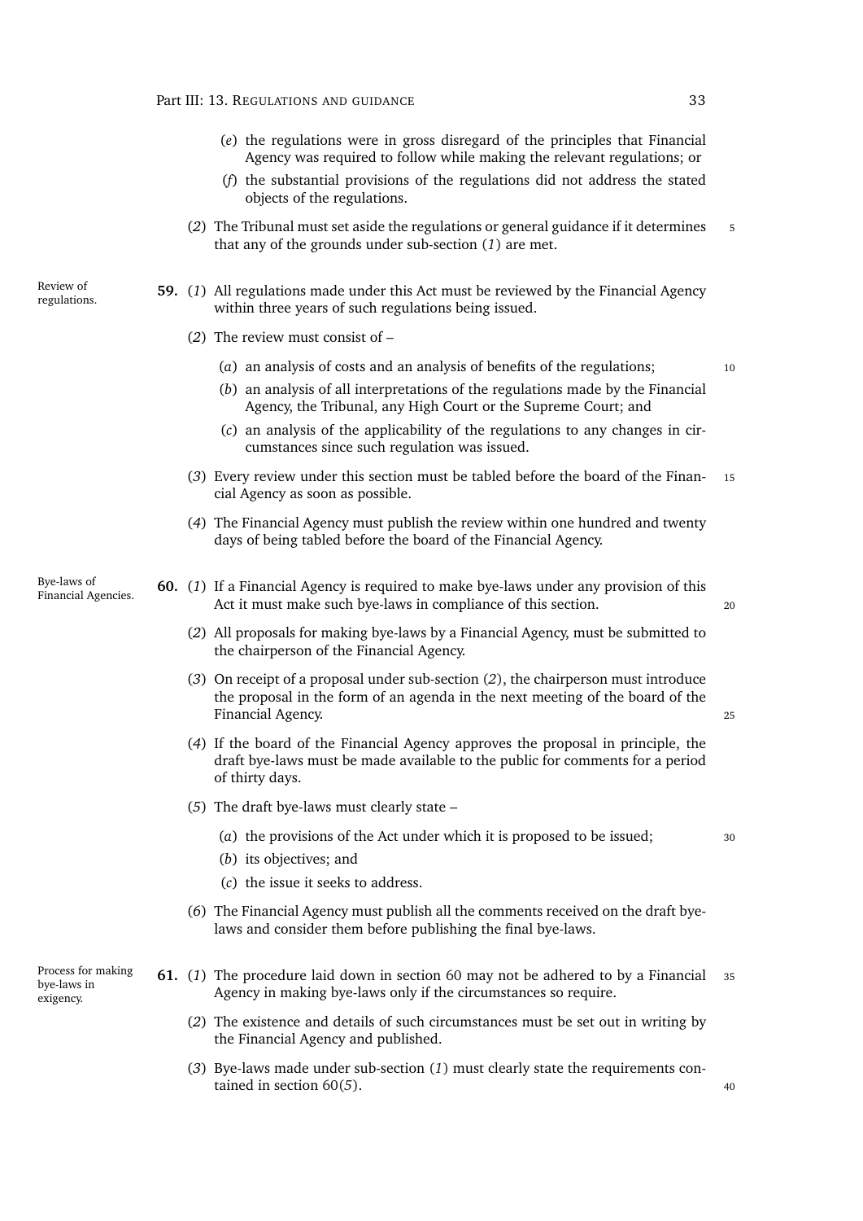(*e*) the regulations were in gross disregard of the principles that Financial Agency was required to follow while making the relevant regulations; or

(*f*) the substantial provisions of the regulations did not address the stated objects of the regulations.

(*2*) The Tribunal must set aside the regulations or general guidance if it determines that any of the grounds under sub-section (*1*) are met.

*Review of regulations.*

**59.** (*1*) All regulations made under this Act must be reviewed by the Financial Agency within three years of such regulations being issued.

(*2*) The review must consist of –

(*a*) an analysis of costs and an analysis of benefits of the regulations;

(*b*) an analysis of all interpretations of the regulations made by the Financial Agency, the Tribunal, any High Court or the Supreme Court; and

(*c*) an analysis of the applicability of the regulations to any changes in circumstances since such regulation was issued.

(*3*) Every review under this section must be tabled before the board of the Financial Agency as soon as possible.

(*4*) The Financial Agency must publish the review within one hundred and twenty days of being tabled before the board of the Financial Agency.

*Bye-laws of Financial Agencies.*

**60.** (*1*) If a Financial Agency is required to make bye-laws under any provision of this Act it must make such bye-laws in compliance of this section.

(*2*) All proposals for making bye-laws by a Financial Agency, must be submitted to the chairperson of the Financial Agency.

(*3*) On receipt of a proposal under sub-section (*2*), the chairperson must introduce the proposal in the form of an agenda in the next meeting of the board of the Financial Agency.

(*4*) If the board of the Financial Agency approves the proposal in principle, the draft bye-laws must be made available to the public for comments for a period of thirty days.

(*5*) The draft bye-laws must clearly state –

(*a*) the provisions of the Act under which it is proposed to be issued;

(*b*) its objectives; and

(*c*) the issue it seeks to address.

(*6*) The Financial Agency must publish all the comments received on the draft bye-laws and consider them before publishing the final bye-laws.

*Process for making bye-laws in exigency.*

**61.** (*1*) The procedure laid down in section 60 may not be adhered to by a Financial Agency in making bye-laws only if the circumstances so require.

(*2*) The existence and details of such circumstances must be set out in writing by the Financial Agency and published.

(*3*) Bye-laws made under sub-section (*1*) must clearly state the requirements contained in section 60(*5*).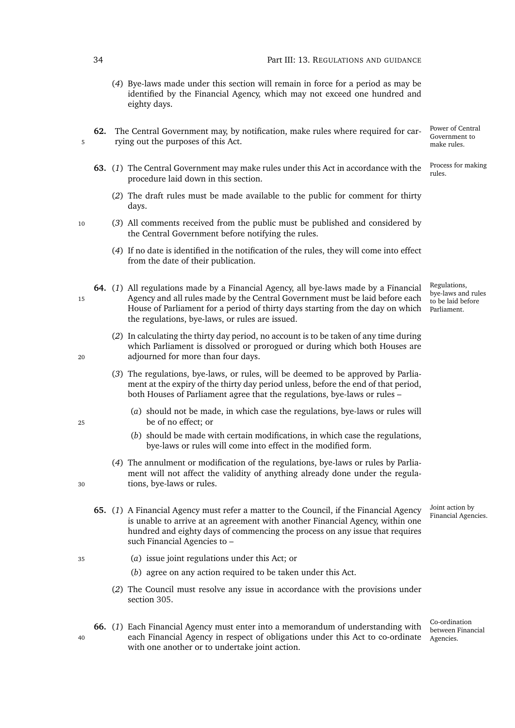(*4*) Bye-laws made under this section will remain in force for a period as may be identified by the Financial Agency, which may not exceed one hundred and eighty days.

**Power of Central Government to make rules.**

**62.** The Central Government may, by notification, make rules where required for carrying out the purposes of this Act.

**Process for making rules.**

**63.** (*1*) The Central Government may make rules under this Act in accordance with the procedure laid down in this section.

(*2*) The draft rules must be made available to the public for comment for thirty days.

(*3*) All comments received from the public must be published and considered by the Central Government before notifying the rules.

(*4*) If no date is identified in the notification of the rules, they will come into effect from the date of their publication.

**Regulations, bye-laws and rules to be laid before Parliament.**

**64.** (*1*) All regulations made by a Financial Agency, all bye-laws made by a Financial Agency and all rules made by the Central Government must be laid before each House of Parliament for a period of thirty days starting from the day on which the regulations, bye-laws, or rules are issued.

(*2*) In calculating the thirty day period, no account is to be taken of any time during which Parliament is dissolved or prorogued or during which both Houses are adjourned for more than four days.

(*3*) The regulations, bye-laws, or rules, will be deemed to be approved by Parliament at the expiry of the thirty day period unless, before the end of that period, both Houses of Parliament agree that the regulations, bye-laws or rules –

(*a*) should not be made, in which case the regulations, bye-laws or rules will be of no effect; or

(*b*) should be made with certain modifications, in which case the regulations, bye-laws or rules will come into effect in the modified form.

(*4*) The annulment or modification of the regulations, bye-laws or rules by Parliament will not affect the validity of anything already done under the regulations, bye-laws or rules.

**Joint action by Financial Agencies.**

**65.** (*1*) A Financial Agency must refer a matter to the Council, if the Financial Agency is unable to arrive at an agreement with another Financial Agency, within one hundred and eighty days of commencing the process on any issue that requires such Financial Agencies to –

(*a*) issue joint regulations under this Act; or

(*b*) agree on any action required to be taken under this Act.

(*2*) The Council must resolve any issue in accordance with the provisions under section 305.

**Co-ordination between Financial Agencies.**

**66.** (*1*) Each Financial Agency must enter into a memorandum of understanding with each Financial Agency in respect of obligations under this Act to co-ordinate with one another or to undertake joint action.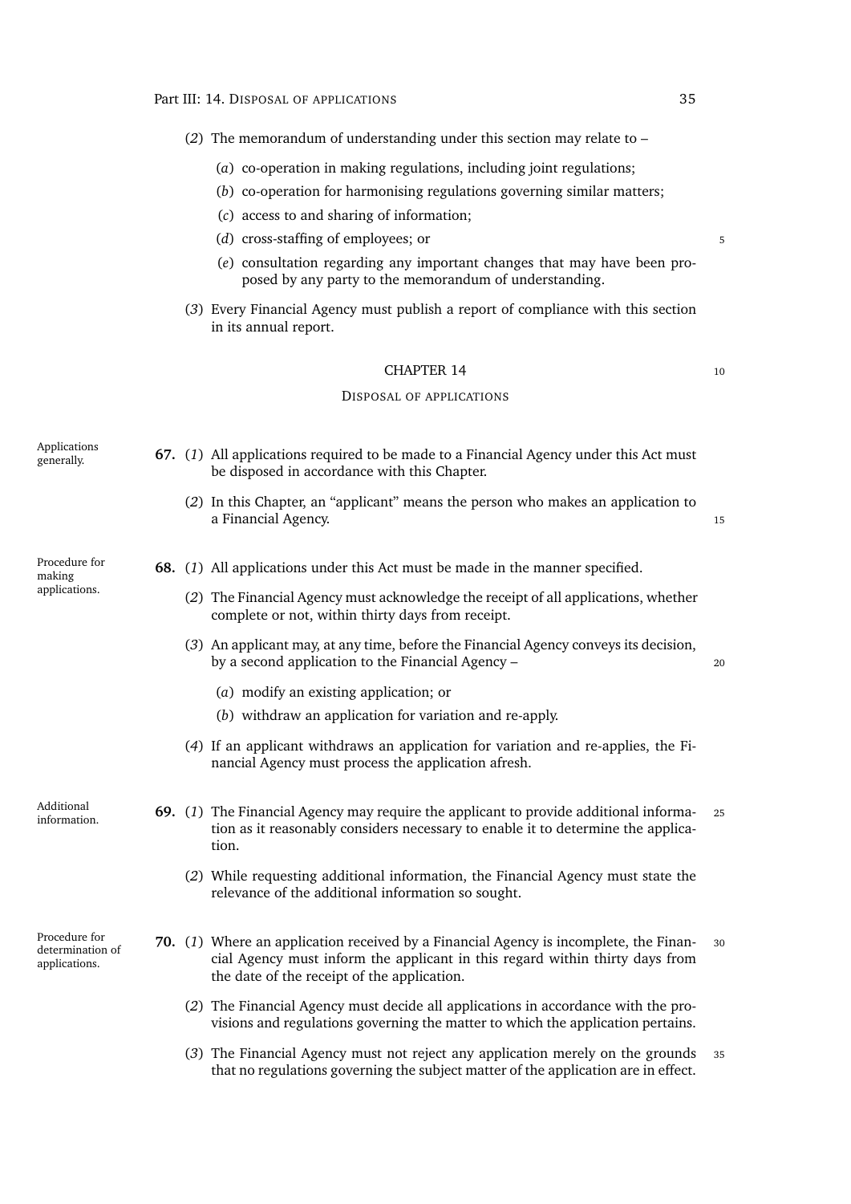(*2*) The memorandum of understanding under this section may relate to –

(*a*) co-operation in making regulations, including joint regulations;

(*b*) co-operation for harmonising regulations governing similar matters;

(*c*) access to and sharing of information;

(*d*) cross-staffing of employees; or

(*e*) consultation regarding any important changes that may have been proposed by any party to the memorandum of understanding.

(*3*) Every Financial Agency must publish a report of compliance with this section in its annual report.

## CHAPTER 14

### DISPOSAL OF APPLICATIONS

*Applications generally.*

**67.** (*1*) All applications required to be made to a Financial Agency under this Act must be disposed in accordance with this Chapter.

(*2*) In this Chapter, an "applicant" means the person who makes an application to a Financial Agency.

*Procedure for making applications.*

**68.** (*1*) All applications under this Act must be made in the manner specified.

(*2*) The Financial Agency must acknowledge the receipt of all applications, whether complete or not, within thirty days from receipt.

(*3*) An applicant may, at any time, before the Financial Agency conveys its decision, by a second application to the Financial Agency –

(*a*) modify an existing application; or

(*b*) withdraw an application for variation and re-apply.

(*4*) If an applicant withdraws an application for variation and re-applies, the Financial Agency must process the application afresh.

*Additional information.*

**69.** (*1*) The Financial Agency may require the applicant to provide additional information as it reasonably considers necessary to enable it to determine the application.

(*2*) While requesting additional information, the Financial Agency must state the relevance of the additional information so sought.

*Procedure for determination of applications.*

**70.** (*1*) Where an application received by a Financial Agency is incomplete, the Financial Agency must inform the applicant in this regard within thirty days from the date of the receipt of the application.

(*2*) The Financial Agency must decide all applications in accordance with the provisions and regulations governing the matter to which the application pertains.

(*3*) The Financial Agency must not reject any application merely on the grounds that no regulations governing the subject matter of the application are in effect.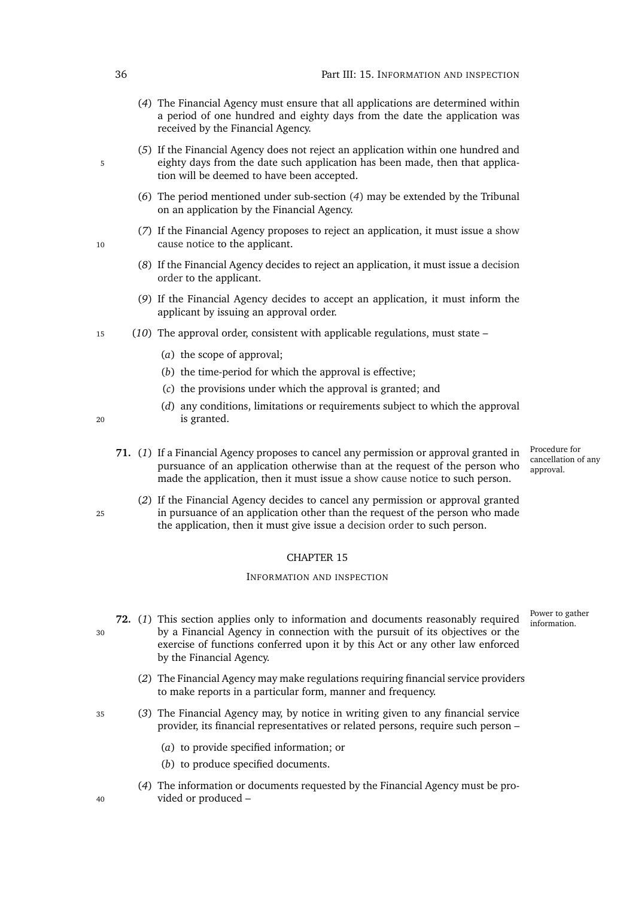(*4*) The Financial Agency must ensure that all applications are determined within a period of one hundred and eighty days from the date the application was received by the Financial Agency.

(*5*) If the Financial Agency does not reject an application within one hundred and eighty days from the date such application has been made, then that application will be deemed to have been accepted.

(*6*) The period mentioned under sub-section (*4*) may be extended by the Tribunal on an application by the Financial Agency.

(*7*) If the Financial Agency proposes to reject an application, it must issue a show cause notice to the applicant.

(*8*) If the Financial Agency decides to reject an application, it must issue a decision order to the applicant.

(*9*) If the Financial Agency decides to accept an application, it must inform the applicant by issuing an approval order.

(*10*) The approval order, consistent with applicable regulations, must state –

- (*a*) the scope of approval;
- (*b*) the time-period for which the approval is effective;
- (*c*) the provisions under which the approval is granted; and
- (*d*) any conditions, limitations or requirements subject to which the approval is granted.

*Procedure for cancellation of any approval.*

**71.** (*1*) If a Financial Agency proposes to cancel any permission or approval granted in pursuance of an application otherwise than at the request of the person who made the application, then it must issue a show cause notice to such person.

(*2*) If the Financial Agency decides to cancel any permission or approval granted in pursuance of an application other than the request of the person who made the application, then it must give issue a decision order to such person.

## CHAPTER 15

### INFORMATION AND INSPECTION

*Power to gather information.*

**72.** (*1*) This section applies only to information and documents reasonably required by a Financial Agency in connection with the pursuit of its objectives or the exercise of functions conferred upon it by this Act or any other law enforced by the Financial Agency.

(*2*) The Financial Agency may make regulations requiring financial service providers to make reports in a particular form, manner and frequency.

(*3*) The Financial Agency may, by notice in writing given to any financial service provider, its financial representatives or related persons, require such person –

- (*a*) to provide specified information; or
- (*b*) to produce specified documents.

(*4*) The information or documents requested by the Financial Agency must be provided or produced –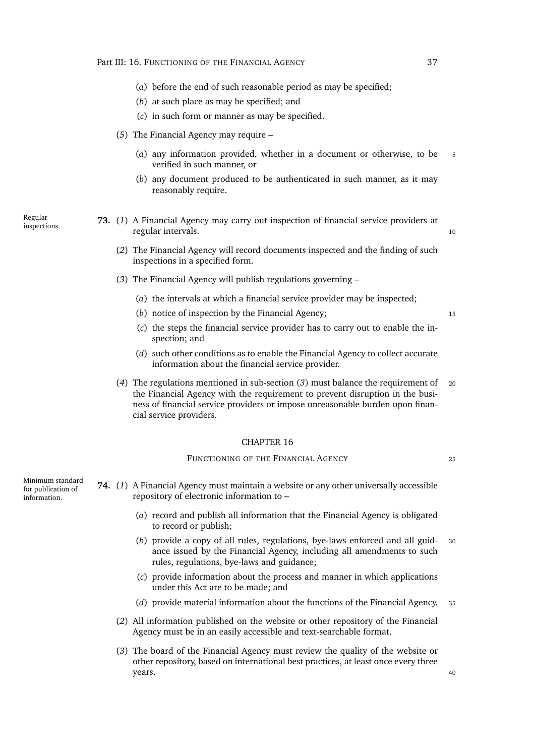(*a*) before the end of such reasonable period as may be specified;

(*b*) at such place as may be specified; and

(*c*) in such form or manner as may be specified.

(*5*) The Financial Agency may require –

(*a*) any information provided, whether in a document or otherwise, to be verified in such manner, or

(*b*) any document produced to be authenticated in such manner, as it may reasonably require.

Regular inspections.

**73.** (*1*) A Financial Agency may carry out inspection of financial service providers at regular intervals.

(*2*) The Financial Agency will record documents inspected and the finding of such inspections in a specified form.

(*3*) The Financial Agency will publish regulations governing –

(*a*) the intervals at which a financial service provider may be inspected;

(*b*) notice of inspection by the Financial Agency;

(*c*) the steps the financial service provider has to carry out to enable the inspection; and

(*d*) such other conditions as to enable the Financial Agency to collect accurate information about the financial service provider.

(*4*) The regulations mentioned in sub-section (*3*) must balance the requirement of the Financial Agency with the requirement to prevent disruption in the business of financial service providers or impose unreasonable burden upon financial service providers.

## CHAPTER 16

### FUNCTIONING OF THE FINANCIAL AGENCY

Minimum standard for publication of information.

**74.** (*1*) A Financial Agency must maintain a website or any other universally accessible repository of electronic information to –

(*a*) record and publish all information that the Financial Agency is obligated to record or publish;

(*b*) provide a copy of all rules, regulations, bye-laws enforced and all guidance issued by the Financial Agency, including all amendments to such rules, regulations, bye-laws and guidance;

(*c*) provide information about the process and manner in which applications under this Act are to be made; and

(*d*) provide material information about the functions of the Financial Agency.

(*2*) All information published on the website or other repository of the Financial Agency must be in an easily accessible and text-searchable format.

(*3*) The board of the Financial Agency must review the quality of the website or other repository, based on international best practices, at least once every three years.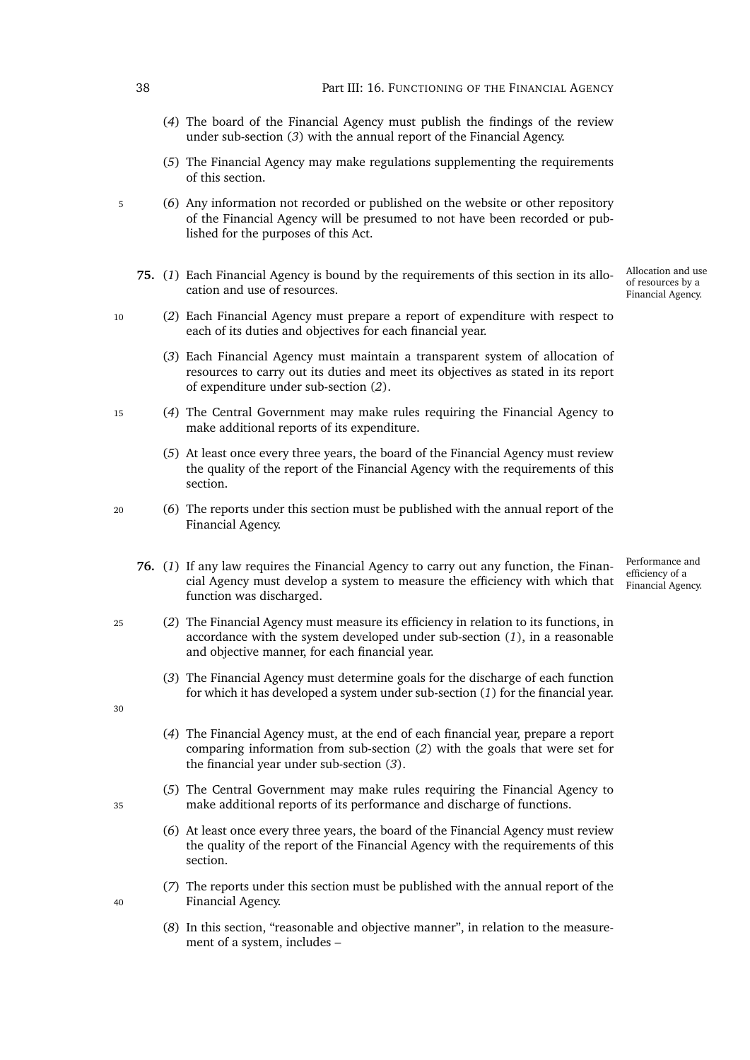(*4*) The board of the Financial Agency must publish the findings of the review under sub-section (*3*) with the annual report of the Financial Agency.

(*5*) The Financial Agency may make regulations supplementing the requirements of this section.

(*6*) Any information not recorded or published on the website or other repository of the Financial Agency will be presumed to not have been recorded or published for the purposes of this Act.

**75.** (*1*) Each Financial Agency is bound by the requirements of this section in its allocation and use of resources.

*Allocation and use of resources by a Financial Agency.*

(*2*) Each Financial Agency must prepare a report of expenditure with respect to each of its duties and objectives for each financial year.

(*3*) Each Financial Agency must maintain a transparent system of allocation of resources to carry out its duties and meet its objectives as stated in its report of expenditure under sub-section (*2*).

(*4*) The Central Government may make rules requiring the Financial Agency to make additional reports of its expenditure.

(*5*) At least once every three years, the board of the Financial Agency must review the quality of the report of the Financial Agency with the requirements of this section.

(*6*) The reports under this section must be published with the annual report of the Financial Agency.

**76.** (*1*) If any law requires the Financial Agency to carry out any function, the Financial Agency must develop a system to measure the efficiency with which that function was discharged.

*Performance and efficiency of a Financial Agency.*

(*2*) The Financial Agency must measure its efficiency in relation to its functions, in accordance with the system developed under sub-section (*1*), in a reasonable and objective manner, for each financial year.

(*3*) The Financial Agency must determine goals for the discharge of each function for which it has developed a system under sub-section (*1*) for the financial year.

(*4*) The Financial Agency must, at the end of each financial year, prepare a report comparing information from sub-section (*2*) with the goals that were set for the financial year under sub-section (*3*).

(*5*) The Central Government may make rules requiring the Financial Agency to make additional reports of its performance and discharge of functions.

(*6*) At least once every three years, the board of the Financial Agency must review the quality of the report of the Financial Agency with the requirements of this section.

(*7*) The reports under this section must be published with the annual report of the Financial Agency.

(*8*) In this section, "reasonable and objective manner", in relation to the measurement of a system, includes –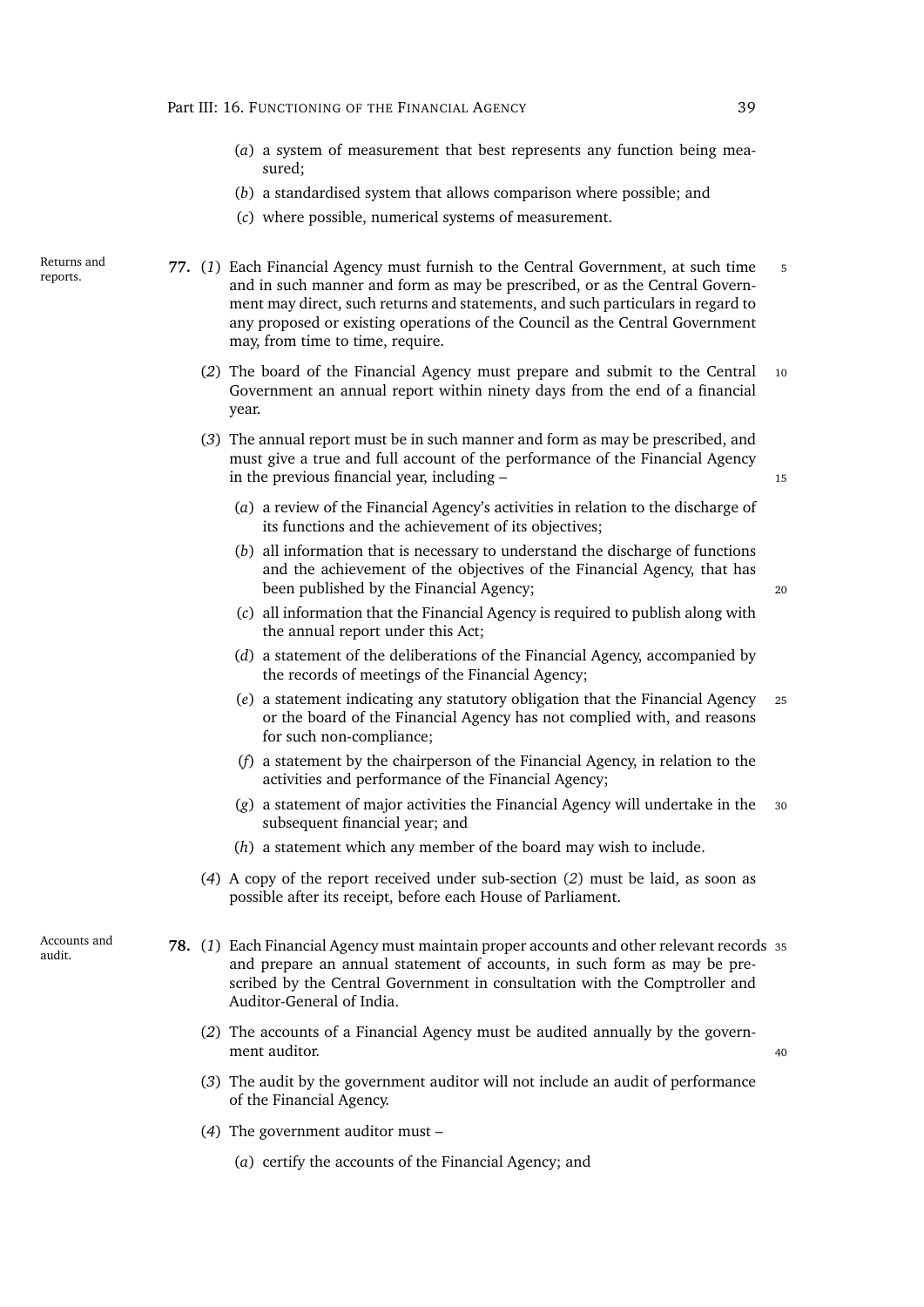(*a*) a system of measurement that best represents any function being measured;

(*b*) a standardised system that allows comparison where possible; and

(*c*) where possible, numerical systems of measurement.

Returns and reports.

**77.** (*1*) Each Financial Agency must furnish to the Central Government, at such time and in such manner and form as may be prescribed, or as the Central Government may direct, such returns and statements, and such particulars in regard to any proposed or existing operations of the Council as the Central Government may, from time to time, require.

(*2*) The board of the Financial Agency must prepare and submit to the Central Government an annual report within ninety days from the end of a financial year.

(*3*) The annual report must be in such manner and form as may be prescribed, and must give a true and full account of the performance of the Financial Agency in the previous financial year, including –

(*a*) a review of the Financial Agency's activities in relation to the discharge of its functions and the achievement of its objectives;

(*b*) all information that is necessary to understand the discharge of functions and the achievement of the objectives of the Financial Agency, that has been published by the Financial Agency;

(*c*) all information that the Financial Agency is required to publish along with the annual report under this Act;

(*d*) a statement of the deliberations of the Financial Agency, accompanied by the records of meetings of the Financial Agency;

(*e*) a statement indicating any statutory obligation that the Financial Agency or the board of the Financial Agency has not complied with, and reasons for such non-compliance;

(*f*) a statement by the chairperson of the Financial Agency, in relation to the activities and performance of the Financial Agency;

(*g*) a statement of major activities the Financial Agency will undertake in the subsequent financial year; and

(*h*) a statement which any member of the board may wish to include.

(*4*) A copy of the report received under sub-section (*2*) must be laid, as soon as possible after its receipt, before each House of Parliament.

Accounts and audit.

**78.** (*1*) Each Financial Agency must maintain proper accounts and other relevant records and prepare an annual statement of accounts, in such form as may be prescribed by the Central Government in consultation with the Comptroller and Auditor-General of India.

(*2*) The accounts of a Financial Agency must be audited annually by the government auditor.

(*3*) The audit by the government auditor will not include an audit of performance of the Financial Agency.

(*4*) The government auditor must –

(*a*) certify the accounts of the Financial Agency; and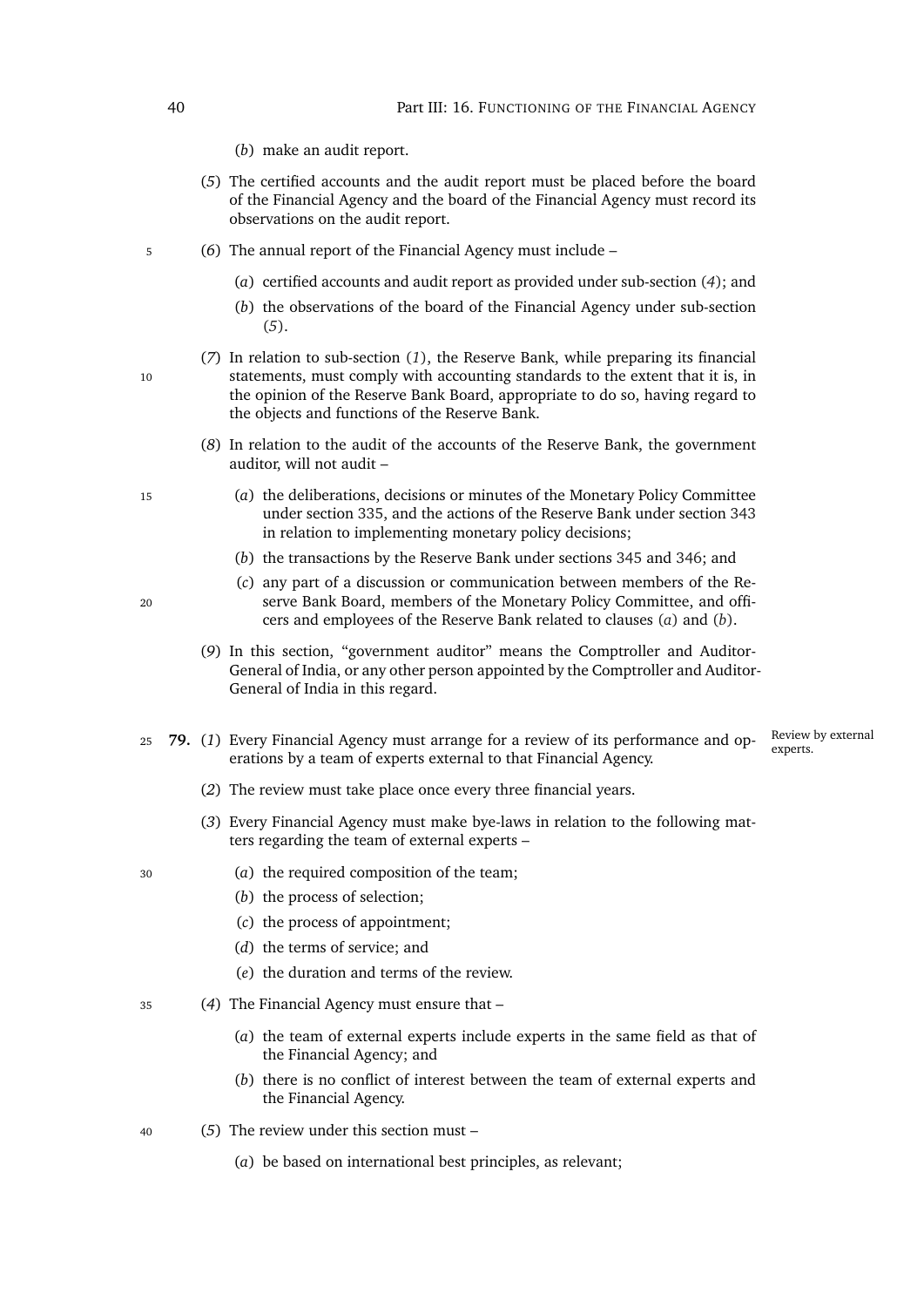(*b*) make an audit report.

(*5*) The certified accounts and the audit report must be placed before the board of the Financial Agency and the board of the Financial Agency must record its observations on the audit report.

(*6*) The annual report of the Financial Agency must include –

(*a*) certified accounts and audit report as provided under sub-section (*4*); and

(*b*) the observations of the board of the Financial Agency under sub-section (*5*).

(*7*) In relation to sub-section (*1*), the Reserve Bank, while preparing its financial statements, must comply with accounting standards to the extent that it is, in the opinion of the Reserve Bank Board, appropriate to do so, having regard to the objects and functions of the Reserve Bank.

(*8*) In relation to the audit of the accounts of the Reserve Bank, the government auditor, will not audit –

(*a*) the deliberations, decisions or minutes of the Monetary Policy Committee under section 335, and the actions of the Reserve Bank under section 343 in relation to implementing monetary policy decisions;

(*b*) the transactions by the Reserve Bank under sections 345 and 346; and

(*c*) any part of a discussion or communication between members of the Reserve Bank Board, members of the Monetary Policy Committee, and officers and employees of the Reserve Bank related to clauses (*a*) and (*b*).

(*9*) In this section, "government auditor" means the Comptroller and Auditor-General of India, or any other person appointed by the Comptroller and Auditor-General of India in this regard.

*Review by external experts.*

**79.** (*1*) Every Financial Agency must arrange for a review of its performance and operations by a team of experts external to that Financial Agency.

(*2*) The review must take place once every three financial years.

(*3*) Every Financial Agency must make bye-laws in relation to the following matters regarding the team of external experts –

(*a*) the required composition of the team;

(*b*) the process of selection;

(*c*) the process of appointment;

(*d*) the terms of service; and

(*e*) the duration and terms of the review.

(*4*) The Financial Agency must ensure that –

(*a*) the team of external experts include experts in the same field as that of the Financial Agency; and

(*b*) there is no conflict of interest between the team of external experts and the Financial Agency.

(*5*) The review under this section must –

(*a*) be based on international best principles, as relevant;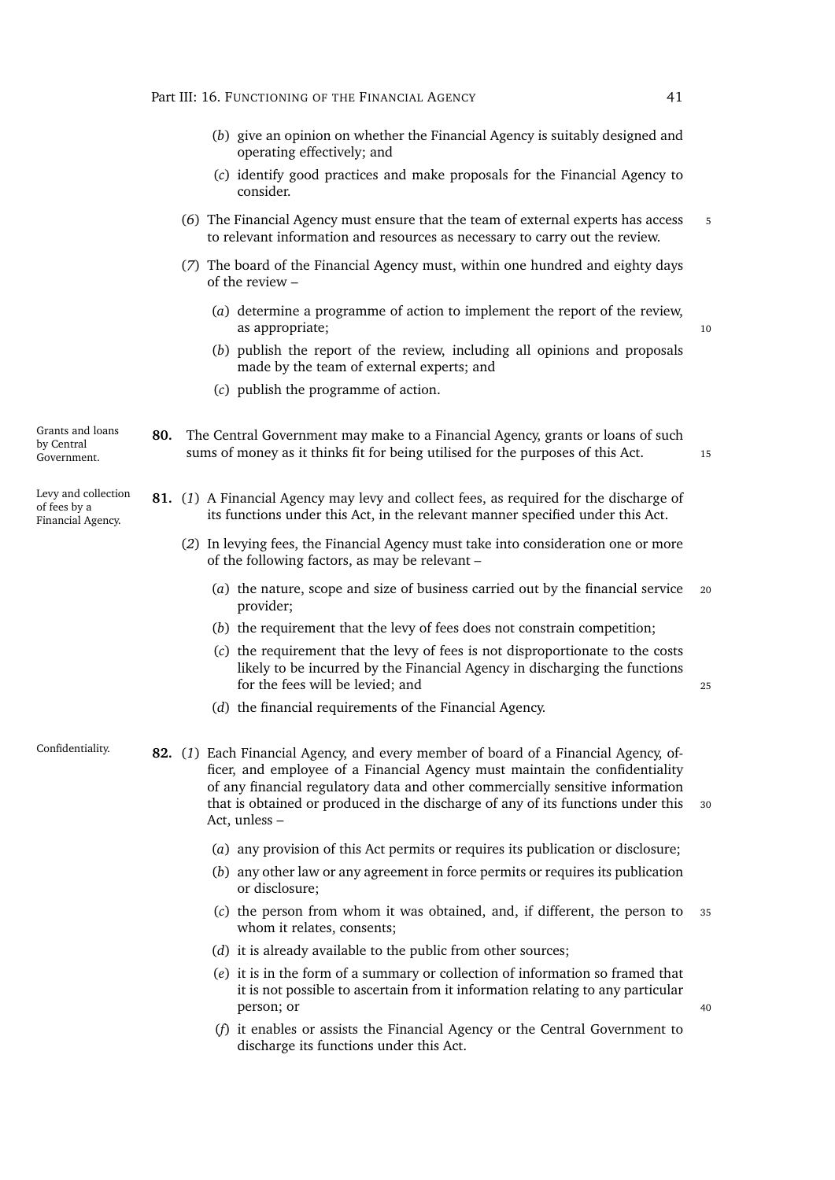(*b*) give an opinion on whether the Financial Agency is suitably designed and operating effectively; and

(*c*) identify good practices and make proposals for the Financial Agency to consider.

(*6*) The Financial Agency must ensure that the team of external experts has access to relevant information and resources as necessary to carry out the review.

(*7*) The board of the Financial Agency must, within one hundred and eighty days of the review –

(*a*) determine a programme of action to implement the report of the review, as appropriate;

(*b*) publish the report of the review, including all opinions and proposals made by the team of external experts; and

(*c*) publish the programme of action.

*Grants and loans by Central Government.*

**80.** The Central Government may make to a Financial Agency, grants or loans of such sums of money as it thinks fit for being utilised for the purposes of this Act.

*Levy and collection of fees by a Financial Agency.*

**81.** (*1*) A Financial Agency may levy and collect fees, as required for the discharge of its functions under this Act, in the relevant manner specified under this Act.

(*2*) In levying fees, the Financial Agency must take into consideration one or more of the following factors, as may be relevant –

(*a*) the nature, scope and size of business carried out by the financial service provider;

(*b*) the requirement that the levy of fees does not constrain competition;

(*c*) the requirement that the levy of fees is not disproportionate to the costs likely to be incurred by the Financial Agency in discharging the functions for the fees will be levied; and

(*d*) the financial requirements of the Financial Agency.

*Confidentiality.*

**82.** (*1*) Each Financial Agency, and every member of board of a Financial Agency, officer, and employee of a Financial Agency must maintain the confidentiality of any financial regulatory data and other commercially sensitive information that is obtained or produced in the discharge of any of its functions under this Act, unless –

(*a*) any provision of this Act permits or requires its publication or disclosure;

(*b*) any other law or any agreement in force permits or requires its publication or disclosure;

(*c*) the person from whom it was obtained, and, if different, the person to whom it relates, consents;

(*d*) it is already available to the public from other sources;

(*e*) it is in the form of a summary or collection of information so framed that it is not possible to ascertain from it information relating to any particular person; or

(*f*) it enables or assists the Financial Agency or the Central Government to discharge its functions under this Act.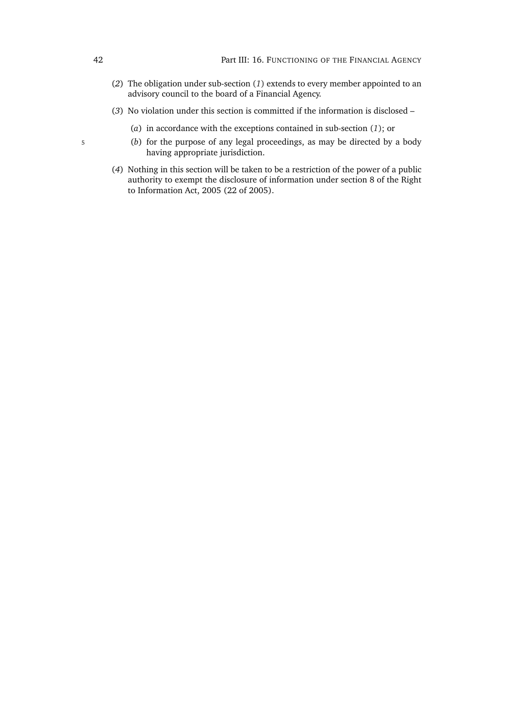(*2*) The obligation under sub-section (*1*) extends to every member appointed to an advisory council to the board of a Financial Agency.

(*3*) No violation under this section is committed if the information is disclosed –

(*a*) in accordance with the exceptions contained in sub-section (*1*); or

(*b*) for the purpose of any legal proceedings, as may be directed by a body having appropriate jurisdiction.

(*4*) Nothing in this section will be taken to be a restriction of the power of a public authority to exempt the disclosure of information under section 8 of the Right to Information Act, 2005 (22 of 2005).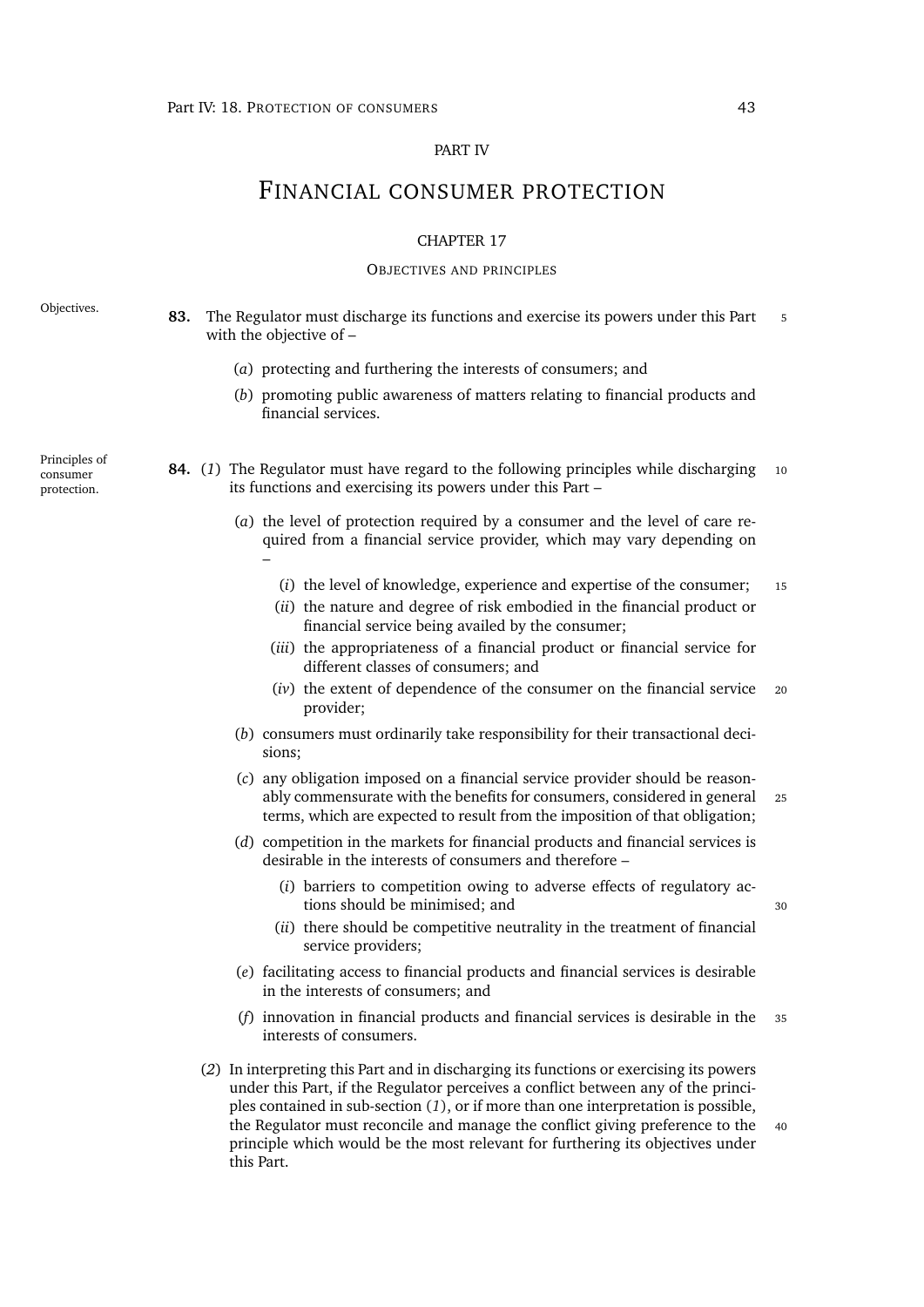# PART IV

# FINANCIAL CONSUMER PROTECTION

## CHAPTER 17

### OBJECTIVES AND PRINCIPLES

Objectives.

**83.** The Regulator must discharge its functions and exercise its powers under this Part with the objective of –

(*a*) protecting and furthering the interests of consumers; and

(*b*) promoting public awareness of matters relating to financial products and financial services.

Principles of consumer protection.

**84.** (*1*) The Regulator must have regard to the following principles while discharging its functions and exercising its powers under this Part –

(*a*) the level of protection required by a consumer and the level of care required from a financial service provider, which may vary depending on –

(*i*) the level of knowledge, experience and expertise of the consumer;

(*ii*) the nature and degree of risk embodied in the financial product or financial service being availed by the consumer;

(*iii*) the appropriateness of a financial product or financial service for different classes of consumers; and

(*iv*) the extent of dependence of the consumer on the financial service provider;

(*b*) consumers must ordinarily take responsibility for their transactional decisions;

(*c*) any obligation imposed on a financial service provider should be reasonably commensurate with the benefits for consumers, considered in general terms, which are expected to result from the imposition of that obligation;

(*d*) competition in the markets for financial products and financial services is desirable in the interests of consumers and therefore –

(*i*) barriers to competition owing to adverse effects of regulatory actions should be minimised; and

(*ii*) there should be competitive neutrality in the treatment of financial service providers;

(*e*) facilitating access to financial products and financial services is desirable in the interests of consumers; and

(*f*) innovation in financial products and financial services is desirable in the interests of consumers.

(*2*) In interpreting this Part and in discharging its functions or exercising its powers under this Part, if the Regulator perceives a conflict between any of the principles contained in sub-section (*1*), or if more than one interpretation is possible, the Regulator must reconcile and manage the conflict giving preference to the principle which would be the most relevant for furthering its objectives under this Part.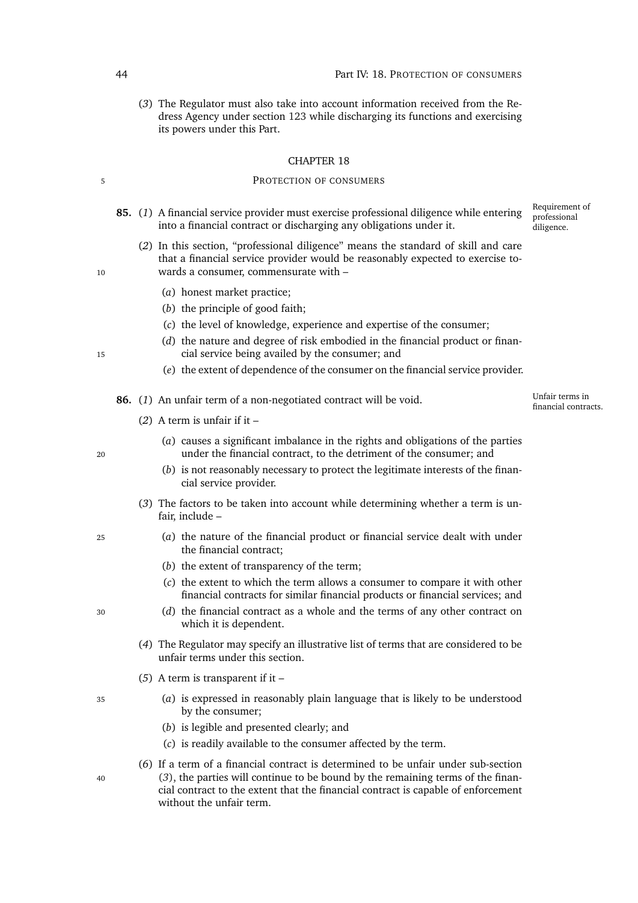(*3*) The Regulator must also take into account information received from the Redress Agency under section 123 while discharging its functions and exercising its powers under this Part.

## CHAPTER 18

## PROTECTION OF CONSUMERS

*Requirement of professional diligence.*

**85.** (*1*) A financial service provider must exercise professional diligence while entering into a financial contract or discharging any obligations under it.

(*2*) In this section, "professional diligence" means the standard of skill and care that a financial service provider would be reasonably expected to exercise towards a consumer, commensurate with –

(*a*) honest market practice;

(*b*) the principle of good faith;

(*c*) the level of knowledge, experience and expertise of the consumer;

(*d*) the nature and degree of risk embodied in the financial product or financial service being availed by the consumer; and

(*e*) the extent of dependence of the consumer on the financial service provider.

*Unfair terms in financial contracts.*

**86.** (*1*) An unfair term of a non-negotiated contract will be void.

(*2*) A term is unfair if it –

(*a*) causes a significant imbalance in the rights and obligations of the parties under the financial contract, to the detriment of the consumer; and

(*b*) is not reasonably necessary to protect the legitimate interests of the financial service provider.

(*3*) The factors to be taken into account while determining whether a term is unfair, include –

(*a*) the nature of the financial product or financial service dealt with under the financial contract;

(*b*) the extent of transparency of the term;

(*c*) the extent to which the term allows a consumer to compare it with other financial contracts for similar financial products or financial services; and

(*d*) the financial contract as a whole and the terms of any other contract on which it is dependent.

(*4*) The Regulator may specify an illustrative list of terms that are considered to be unfair terms under this section.

(*5*) A term is transparent if it –

(*a*) is expressed in reasonably plain language that is likely to be understood by the consumer;

(*b*) is legible and presented clearly; and

(*c*) is readily available to the consumer affected by the term.

(*6*) If a term of a financial contract is determined to be unfair under sub-section (*3*), the parties will continue to be bound by the remaining terms of the financial contract to the extent that the financial contract is capable of enforcement without the unfair term.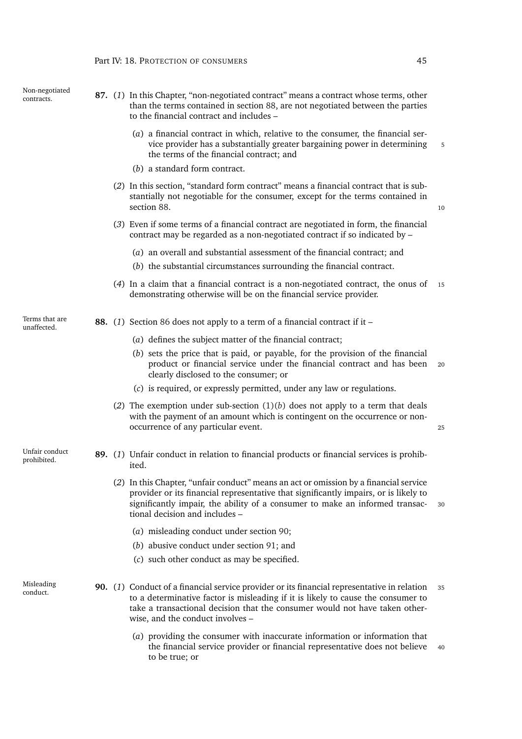**87. Non-negotiated contracts.** (*1*) In this Chapter, "non-negotiated contract" means a contract whose terms, other than the terms contained in section 88, are not negotiated between the parties to the financial contract and includes –

(*a*) a financial contract in which, relative to the consumer, the financial service provider has a substantially greater bargaining power in determining the terms of the financial contract; and

(*b*) a standard form contract.

(*2*) In this section, "standard form contract" means a financial contract that is substantially not negotiable for the consumer, except for the terms contained in section 88.

(*3*) Even if some terms of a financial contract are negotiated in form, the financial contract may be regarded as a non-negotiated contract if so indicated by –

(*a*) an overall and substantial assessment of the financial contract; and

(*b*) the substantial circumstances surrounding the financial contract.

(*4*) In a claim that a financial contract is a non-negotiated contract, the onus of demonstrating otherwise will be on the financial service provider.

**88. Terms that are unaffected.** (*1*) Section 86 does not apply to a term of a financial contract if it –

(*a*) defines the subject matter of the financial contract;

(*b*) sets the price that is paid, or payable, for the provision of the financial product or financial service under the financial contract and has been clearly disclosed to the consumer; or

(*c*) is required, or expressly permitted, under any law or regulations.

(*2*) The exemption under sub-section (1)(*b*) does not apply to a term that deals with the payment of an amount which is contingent on the occurrence or non-occurrence of any particular event.

**89. Unfair conduct prohibited.** (*1*) Unfair conduct in relation to financial products or financial services is prohibited.

(*2*) In this Chapter, "unfair conduct" means an act or omission by a financial service provider or its financial representative that significantly impairs, or is likely to significantly impair, the ability of a consumer to make an informed transactional decision and includes –

(*a*) misleading conduct under section 90;

(*b*) abusive conduct under section 91; and

(*c*) such other conduct as may be specified.

**90. Misleading conduct.** (*1*) Conduct of a financial service provider or its financial representative in relation to a determinative factor is misleading if it is likely to cause the consumer to take a transactional decision that the consumer would not have taken otherwise, and the conduct involves –

(*a*) providing the consumer with inaccurate information or information that the financial service provider or financial representative does not believe to be true; or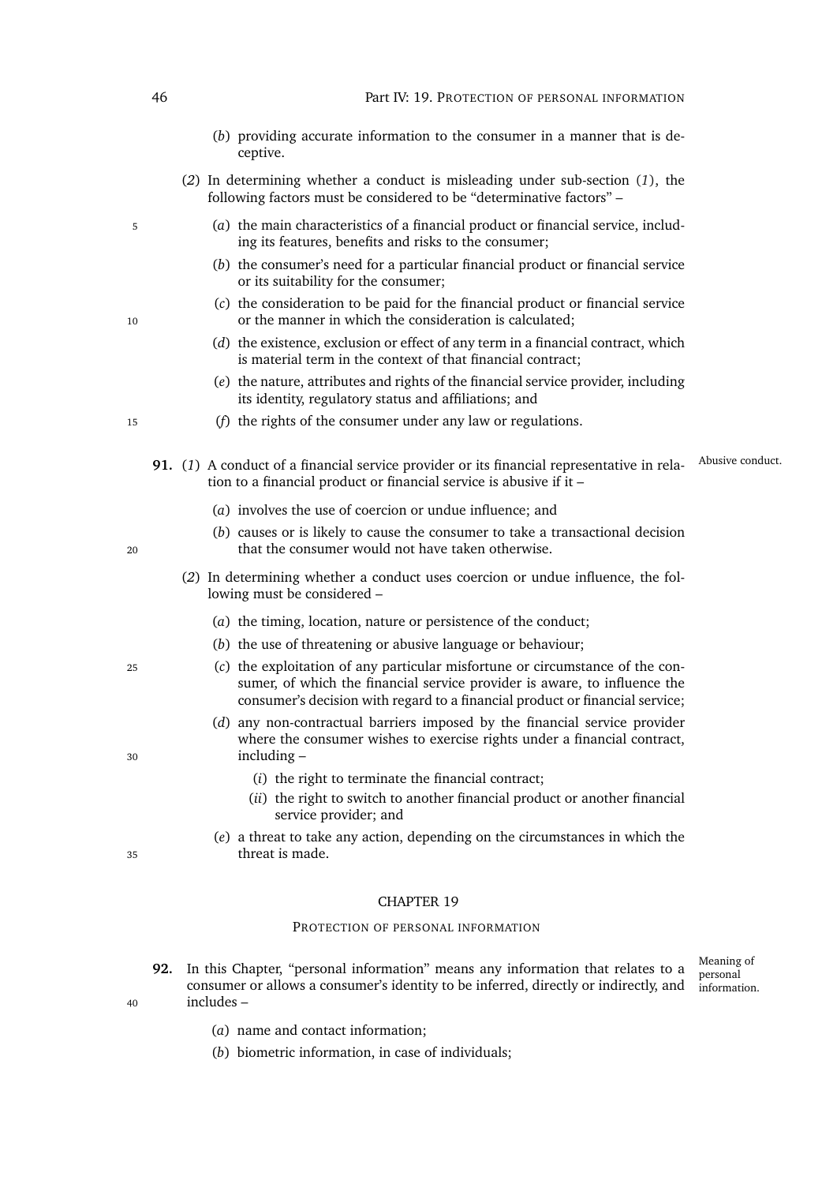(*b*) providing accurate information to the consumer in a manner that is deceptive.

(*2*) In determining whether a conduct is misleading under sub-section (*1*), the following factors must be considered to be "determinative factors" –

(*a*) the main characteristics of a financial product or financial service, including its features, benefits and risks to the consumer;

(*b*) the consumer's need for a particular financial product or financial service or its suitability for the consumer;

(*c*) the consideration to be paid for the financial product or financial service or the manner in which the consideration is calculated;

(*d*) the existence, exclusion or effect of any term in a financial contract, which is material term in the context of that financial contract;

(*e*) the nature, attributes and rights of the financial service provider, including its identity, regulatory status and affiliations; and

(*f*) the rights of the consumer under any law or regulations.

Abusive conduct.

**91.** (*1*) A conduct of a financial service provider or its financial representative in relation to a financial product or financial service is abusive if it –

(*a*) involves the use of coercion or undue influence; and

(*b*) causes or is likely to cause the consumer to take a transactional decision that the consumer would not have taken otherwise.

(*2*) In determining whether a conduct uses coercion or undue influence, the following must be considered –

(*a*) the timing, location, nature or persistence of the conduct;

(*b*) the use of threatening or abusive language or behaviour;

(*c*) the exploitation of any particular misfortune or circumstance of the consumer, of which the financial service provider is aware, to influence the consumer's decision with regard to a financial product or financial service;

(*d*) any non-contractual barriers imposed by the financial service provider where the consumer wishes to exercise rights under a financial contract, including –

(*i*) the right to terminate the financial contract;

(*ii*) the right to switch to another financial product or another financial service provider; and

(*e*) a threat to take any action, depending on the circumstances in which the threat is made.

## CHAPTER 19

### PROTECTION OF PERSONAL INFORMATION

Meaning of personal information.

**92.** In this Chapter, "personal information" means any information that relates to a consumer or allows a consumer's identity to be inferred, directly or indirectly, and includes –

(*a*) name and contact information;

(*b*) biometric information, in case of individuals;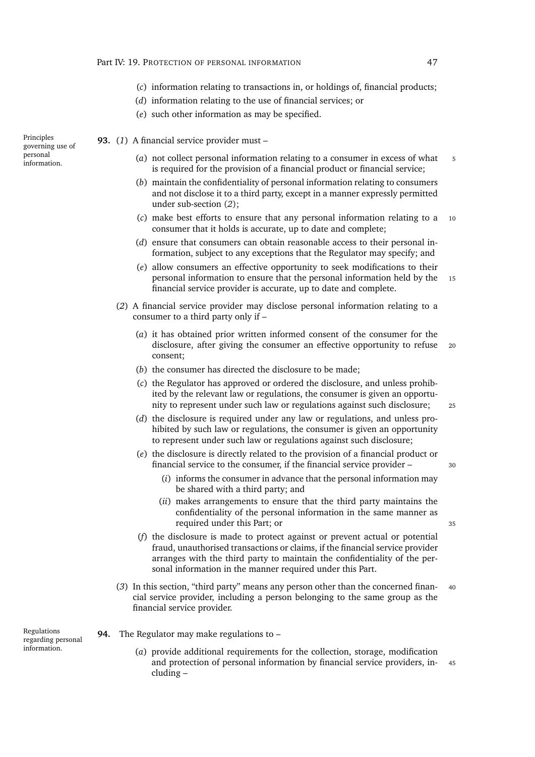(*c*) information relating to transactions in, or holdings of, financial products;

(*d*) information relating to the use of financial services; or

(*e*) such other information as may be specified.

Principles governing use of personal information.

**93.** (*1*) A financial service provider must –

(*a*) not collect personal information relating to a consumer in excess of what is required for the provision of a financial product or financial service;

(*b*) maintain the confidentiality of personal information relating to consumers and not disclose it to a third party, except in a manner expressly permitted under sub-section (*2*);

(*c*) make best efforts to ensure that any personal information relating to a consumer that it holds is accurate, up to date and complete;

(*d*) ensure that consumers can obtain reasonable access to their personal information, subject to any exceptions that the Regulator may specify; and

(*e*) allow consumers an effective opportunity to seek modifications to their personal information to ensure that the personal information held by the financial service provider is accurate, up to date and complete.

(*2*) A financial service provider may disclose personal information relating to a consumer to a third party only if –

(*a*) it has obtained prior written informed consent of the consumer for the disclosure, after giving the consumer an effective opportunity to refuse consent;

(*b*) the consumer has directed the disclosure to be made;

(*c*) the Regulator has approved or ordered the disclosure, and unless prohibited by the relevant law or regulations, the consumer is given an opportunity to represent under such law or regulations against such disclosure;

(*d*) the disclosure is required under any law or regulations, and unless prohibited by such law or regulations, the consumer is given an opportunity to represent under such law or regulations against such disclosure;

(*e*) the disclosure is directly related to the provision of a financial product or financial service to the consumer, if the financial service provider –

(*i*) informs the consumer in advance that the personal information may be shared with a third party; and

(*ii*) makes arrangements to ensure that the third party maintains the confidentiality of the personal information in the same manner as required under this Part; or

(*f*) the disclosure is made to protect against or prevent actual or potential fraud, unauthorised transactions or claims, if the financial service provider arranges with the third party to maintain the confidentiality of the personal information in the manner required under this Part.

(*3*) In this section, "third party" means any person other than the concerned financial service provider, including a person belonging to the same group as the financial service provider.

Regulations regarding personal information.

**94.** The Regulator may make regulations to –

(*a*) provide additional requirements for the collection, storage, modification and protection of personal information by financial service providers, including –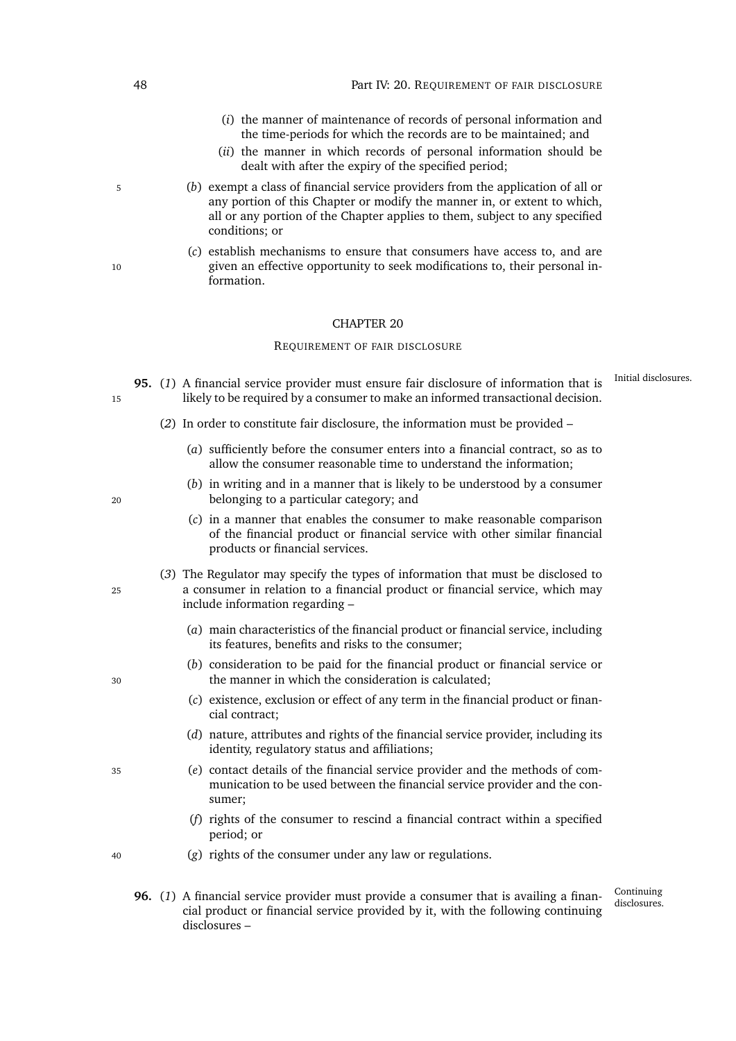(*i*) the manner of maintenance of records of personal information and the time-periods for which the records are to be maintained; and

(*ii*) the manner in which records of personal information should be dealt with after the expiry of the specified period;

(*b*) exempt a class of financial service providers from the application of all or any portion of this Chapter or modify the manner in, or extent to which, all or any portion of the Chapter applies to them, subject to any specified conditions; or

(*c*) establish mechanisms to ensure that consumers have access to, and are given an effective opportunity to seek modifications to, their personal information.

## CHAPTER 20

### REQUIREMENT OF FAIR DISCLOSURE

*Initial disclosures.*

**95.** (*1*) A financial service provider must ensure fair disclosure of information that is likely to be required by a consumer to make an informed transactional decision.

(*2*) In order to constitute fair disclosure, the information must be provided –

(*a*) sufficiently before the consumer enters into a financial contract, so as to allow the consumer reasonable time to understand the information;

(*b*) in writing and in a manner that is likely to be understood by a consumer belonging to a particular category; and

(*c*) in a manner that enables the consumer to make reasonable comparison of the financial product or financial service with other similar financial products or financial services.

(*3*) The Regulator may specify the types of information that must be disclosed to a consumer in relation to a financial product or financial service, which may include information regarding –

(*a*) main characteristics of the financial product or financial service, including its features, benefits and risks to the consumer;

(*b*) consideration to be paid for the financial product or financial service or the manner in which the consideration is calculated;

(*c*) existence, exclusion or effect of any term in the financial product or financial contract;

(*d*) nature, attributes and rights of the financial service provider, including its identity, regulatory status and affiliations;

(*e*) contact details of the financial service provider and the methods of communication to be used between the financial service provider and the consumer;

(*f*) rights of the consumer to rescind a financial contract within a specified period; or

(*g*) rights of the consumer under any law or regulations.

*Continuing disclosures.*

**96.** (*1*) A financial service provider must provide a consumer that is availing a financial product or financial service provided by it, with the following continuing disclosures –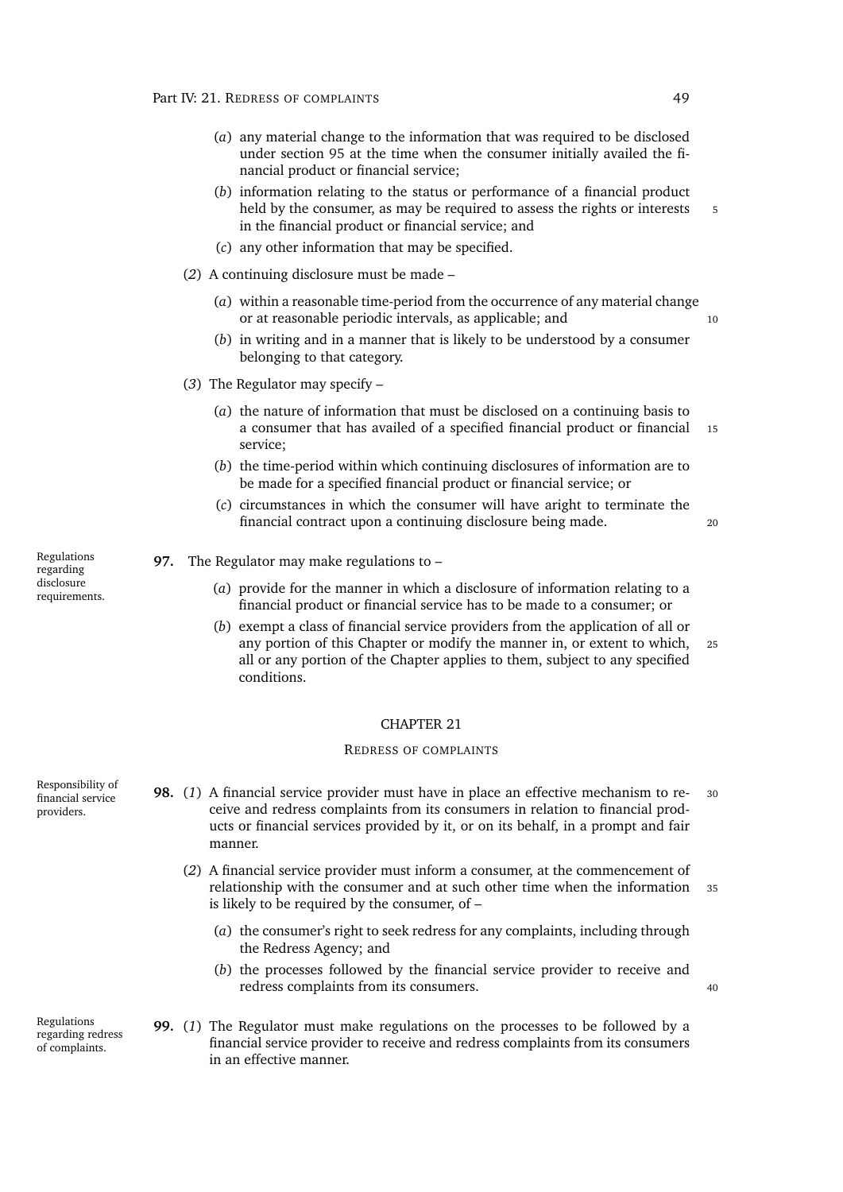(*a*) any material change to the information that was required to be disclosed under section 95 at the time when the consumer initially availed the financial product or financial service;

(*b*) information relating to the status or performance of a financial product held by the consumer, as may be required to assess the rights or interests in the financial product or financial service; and

(*c*) any other information that may be specified.

(*2*) A continuing disclosure must be made –

(*a*) within a reasonable time-period from the occurrence of any material change or at reasonable periodic intervals, as applicable; and

(*b*) in writing and in a manner that is likely to be understood by a consumer belonging to that category.

(*3*) The Regulator may specify –

(*a*) the nature of information that must be disclosed on a continuing basis to a consumer that has availed of a specified financial product or financial service;

(*b*) the time-period within which continuing disclosures of information are to be made for a specified financial product or financial service; or

(*c*) circumstances in which the consumer will have aright to terminate the financial contract upon a continuing disclosure being made.

*Regulations regarding disclosure requirements.*

**97.** The Regulator may make regulations to –

(*a*) provide for the manner in which a disclosure of information relating to a financial product or financial service has to be made to a consumer; or

(*b*) exempt a class of financial service providers from the application of all or any portion of this Chapter or modify the manner in, or extent to which, all or any portion of the Chapter applies to them, subject to any specified conditions.

## CHAPTER 21

### REDRESS OF COMPLAINTS

*Responsibility of financial service providers.*

**98.** (*1*) A financial service provider must have in place an effective mechanism to receive and redress complaints from its consumers in relation to financial products or financial services provided by it, or on its behalf, in a prompt and fair manner.

(*2*) A financial service provider must inform a consumer, at the commencement of relationship with the consumer and at such other time when the information is likely to be required by the consumer, of –

(*a*) the consumer's right to seek redress for any complaints, including through the Redress Agency; and

(*b*) the processes followed by the financial service provider to receive and redress complaints from its consumers.

*Regulations regarding redress of complaints.*

**99.** (*1*) The Regulator must make regulations on the processes to be followed by a financial service provider to receive and redress complaints from its consumers in an effective manner.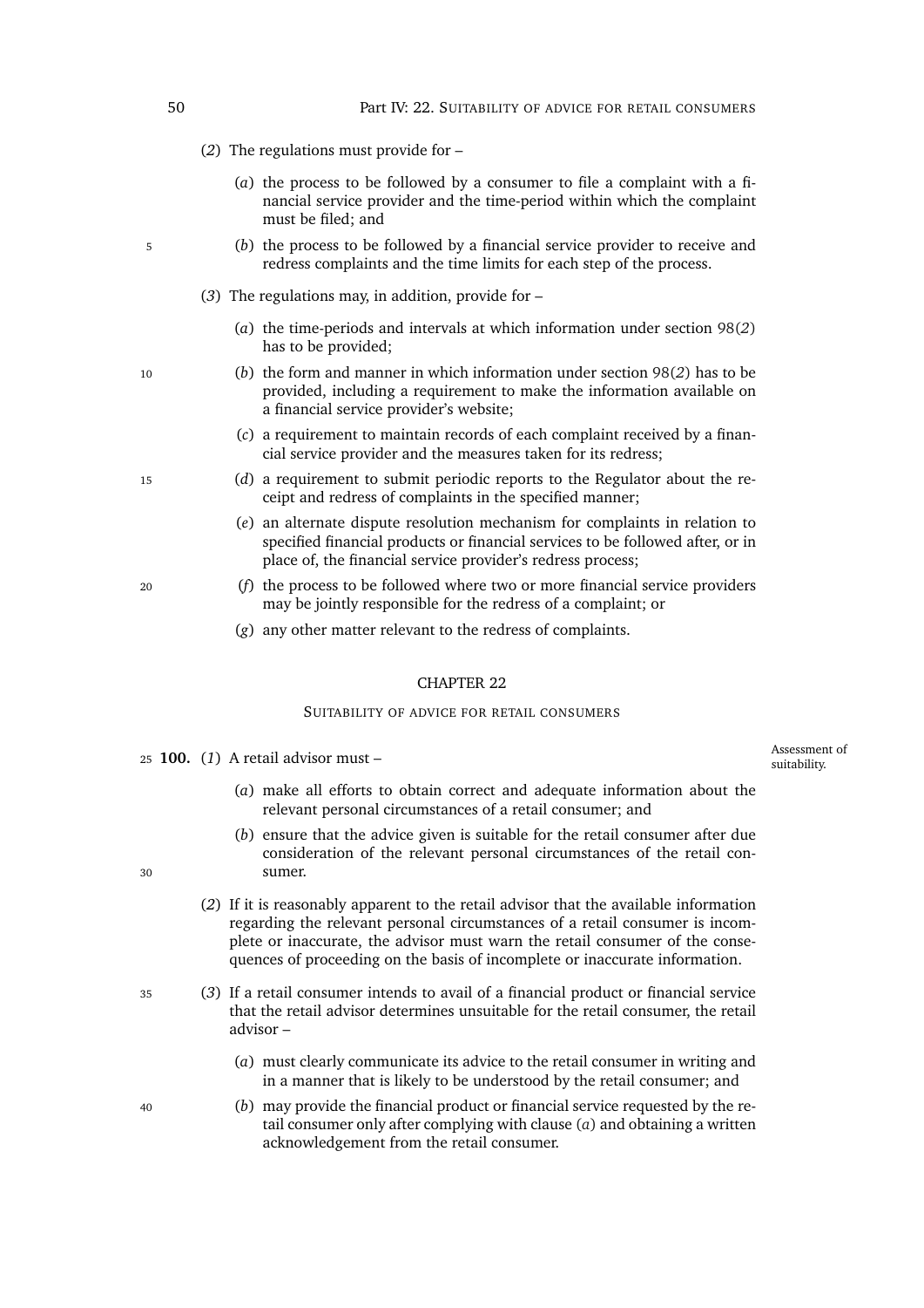(*2*) The regulations must provide for –

(*a*) the process to be followed by a consumer to file a complaint with a financial service provider and the time-period within which the complaint must be filed; and

(*b*) the process to be followed by a financial service provider to receive and redress complaints and the time limits for each step of the process.

(*3*) The regulations may, in addition, provide for –

(*a*) the time-periods and intervals at which information under section 98(*2*) has to be provided;

(*b*) the form and manner in which information under section 98(*2*) has to be provided, including a requirement to make the information available on a financial service provider's website;

(*c*) a requirement to maintain records of each complaint received by a financial service provider and the measures taken for its redress;

(*d*) a requirement to submit periodic reports to the Regulator about the receipt and redress of complaints in the specified manner;

(*e*) an alternate dispute resolution mechanism for complaints in relation to specified financial products or financial services to be followed after, or in place of, the financial service provider's redress process;

(*f*) the process to be followed where two or more financial service providers may be jointly responsible for the redress of a complaint; or

(*g*) any other matter relevant to the redress of complaints.

## CHAPTER 22

### SUITABILITY OF ADVICE FOR RETAIL CONSUMERS

*Assessment of suitability.*

**100.** (*1*) A retail advisor must –

(*a*) make all efforts to obtain correct and adequate information about the relevant personal circumstances of a retail consumer; and

(*b*) ensure that the advice given is suitable for the retail consumer after due consideration of the relevant personal circumstances of the retail consumer.

(*2*) If it is reasonably apparent to the retail advisor that the available information regarding the relevant personal circumstances of a retail consumer is incomplete or inaccurate, the advisor must warn the retail consumer of the consequences of proceeding on the basis of incomplete or inaccurate information.

(*3*) If a retail consumer intends to avail of a financial product or financial service that the retail advisor determines unsuitable for the retail consumer, the retail advisor –

(*a*) must clearly communicate its advice to the retail consumer in writing and in a manner that is likely to be understood by the retail consumer; and

(*b*) may provide the financial product or financial service requested by the retail consumer only after complying with clause (*a*) and obtaining a written acknowledgement from the retail consumer.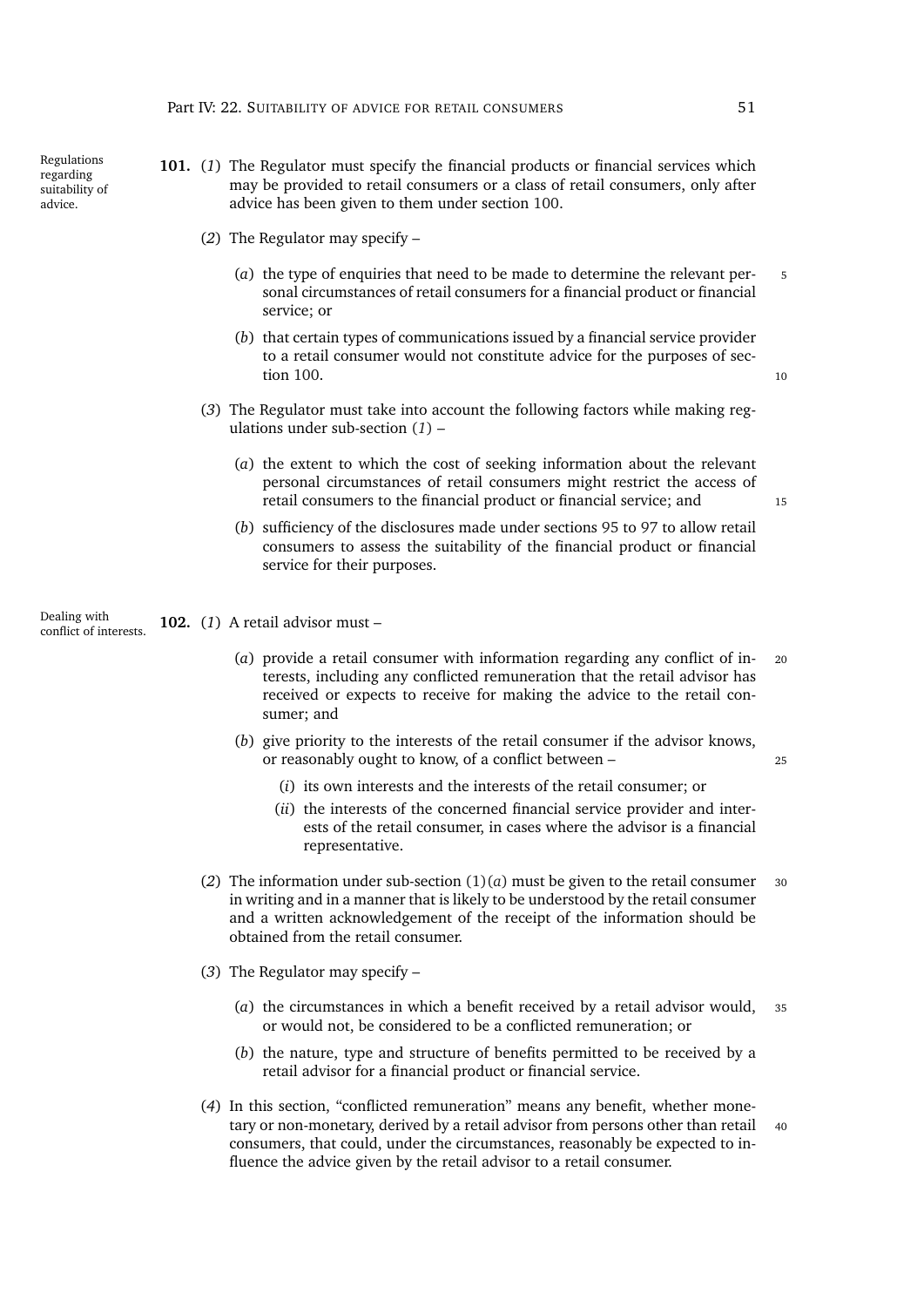**101. Regulations regarding suitability of advice.** (*1*) The Regulator must specify the financial products or financial services which may be provided to retail consumers or a class of retail consumers, only after advice has been given to them under section 100.

(*2*) The Regulator may specify –

(*a*) the type of enquiries that need to be made to determine the relevant personal circumstances of retail consumers for a financial product or financial service; or

(*b*) that certain types of communications issued by a financial service provider to a retail consumer would not constitute advice for the purposes of section 100.

(*3*) The Regulator must take into account the following factors while making regulations under sub-section (*1*) –

(*a*) the extent to which the cost of seeking information about the relevant personal circumstances of retail consumers might restrict the access of retail consumers to the financial product or financial service; and

(*b*) sufficiency of the disclosures made under sections 95 to 97 to allow retail consumers to assess the suitability of the financial product or financial service for their purposes.

**102. Dealing with conflict of interests.** (*1*) A retail advisor must –

(*a*) provide a retail consumer with information regarding any conflict of interests, including any conflicted remuneration that the retail advisor has received or expects to receive for making the advice to the retail consumer; and

(*b*) give priority to the interests of the retail consumer if the advisor knows, or reasonably ought to know, of a conflict between –

(*i*) its own interests and the interests of the retail consumer; or

(*ii*) the interests of the concerned financial service provider and interests of the retail consumer, in cases where the advisor is a financial representative.

(*2*) The information under sub-section (1)(*a*) must be given to the retail consumer in writing and in a manner that is likely to be understood by the retail consumer and a written acknowledgement of the receipt of the information should be obtained from the retail consumer.

(*3*) The Regulator may specify –

(*a*) the circumstances in which a benefit received by a retail advisor would, or would not, be considered to be a conflicted remuneration; or

(*b*) the nature, type and structure of benefits permitted to be received by a retail advisor for a financial product or financial service.

(*4*) In this section, "conflicted remuneration" means any benefit, whether monetary or non-monetary, derived by a retail advisor from persons other than retail consumers, that could, under the circumstances, reasonably be expected to influence the advice given by the retail advisor to a retail consumer.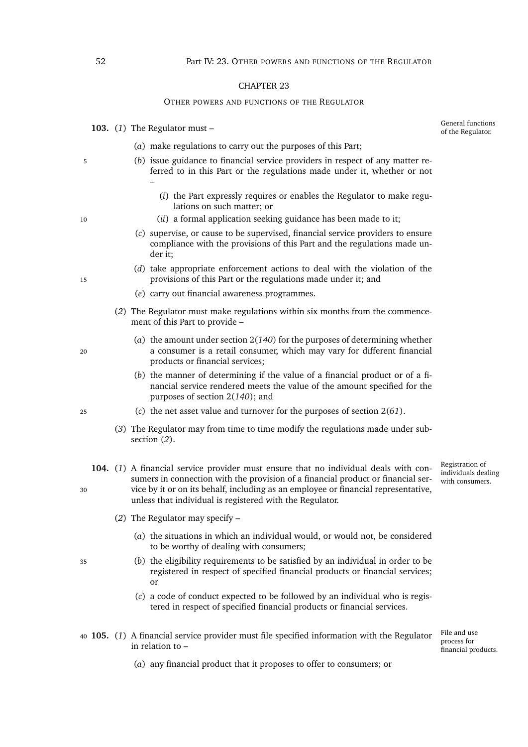## CHAPTER 23

### OTHER POWERS AND FUNCTIONS OF THE REGULATOR

*General functions of the Regulator.*

**103.** (*1*) The Regulator must –

(*a*) make regulations to carry out the purposes of this Part;

(*b*) issue guidance to financial service providers in respect of any matter referred to in this Part or the regulations made under it, whether or not –

(*i*) the Part expressly requires or enables the Regulator to make regulations on such matter; or

(*ii*) a formal application seeking guidance has been made to it;

(*c*) supervise, or cause to be supervised, financial service providers to ensure compliance with the provisions of this Part and the regulations made under it;

(*d*) take appropriate enforcement actions to deal with the violation of the provisions of this Part or the regulations made under it; and

(*e*) carry out financial awareness programmes.

(*2*) The Regulator must make regulations within six months from the commencement of this Part to provide –

(*a*) the amount under section 2(*140*) for the purposes of determining whether a consumer is a retail consumer, which may vary for different financial products or financial services;

(*b*) the manner of determining if the value of a financial product or of a financial service rendered meets the value of the amount specified for the purposes of section 2(*140*); and

(*c*) the net asset value and turnover for the purposes of section 2(*61*).

(*3*) The Regulator may from time to time modify the regulations made under subsection (*2*).

*Registration of individuals dealing with consumers.*

**104.** (*1*) A financial service provider must ensure that no individual deals with consumers in connection with the provision of a financial product or financial service by it or on its behalf, including as an employee or financial representative, unless that individual is registered with the Regulator.

(*2*) The Regulator may specify –

(*a*) the situations in which an individual would, or would not, be considered to be worthy of dealing with consumers;

(*b*) the eligibility requirements to be satisfied by an individual in order to be registered in respect of specified financial products or financial services; or

(*c*) a code of conduct expected to be followed by an individual who is registered in respect of specified financial products or financial services.

*File and use process for financial products.*

**105.** (*1*) A financial service provider must file specified information with the Regulator in relation to –

(*a*) any financial product that it proposes to offer to consumers; or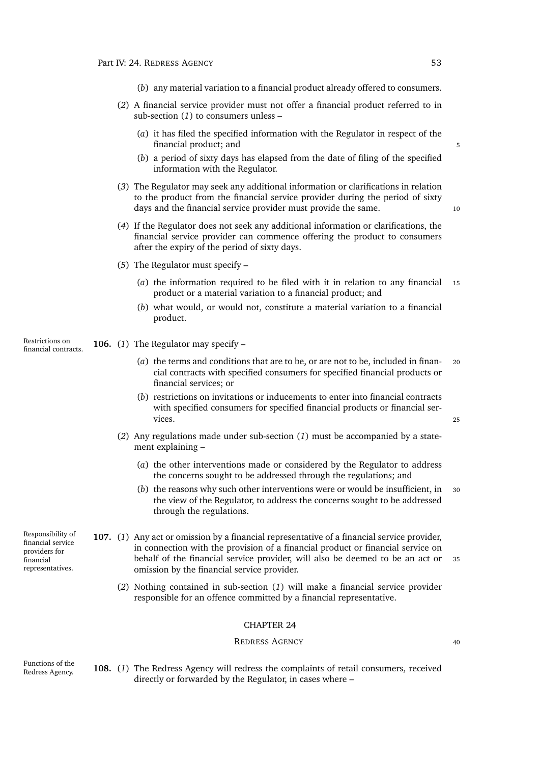(*b*) any material variation to a financial product already offered to consumers.

(*2*) A financial service provider must not offer a financial product referred to in sub-section (*1*) to consumers unless –

(*a*) it has filed the specified information with the Regulator in respect of the financial product; and

(*b*) a period of sixty days has elapsed from the date of filing of the specified information with the Regulator.

(*3*) The Regulator may seek any additional information or clarifications in relation to the product from the financial service provider during the period of sixty days and the financial service provider must provide the same.

(*4*) If the Regulator does not seek any additional information or clarifications, the financial service provider can commence offering the product to consumers after the expiry of the period of sixty days.

(*5*) The Regulator must specify –

(*a*) the information required to be filed with it in relation to any financial product or a material variation to a financial product; and

(*b*) what would, or would not, constitute a material variation to a financial product.

*Restrictions on financial contracts.*

**106.** (*1*) The Regulator may specify –

(*a*) the terms and conditions that are to be, or are not to be, included in financial contracts with specified consumers for specified financial products or financial services; or

(*b*) restrictions on invitations or inducements to enter into financial contracts with specified consumers for specified financial products or financial services.

(*2*) Any regulations made under sub-section (*1*) must be accompanied by a statement explaining –

(*a*) the other interventions made or considered by the Regulator to address the concerns sought to be addressed through the regulations; and

(*b*) the reasons why such other interventions were or would be insufficient, in the view of the Regulator, to address the concerns sought to be addressed through the regulations.

*Responsibility of financial service providers for financial representatives.*

**107.** (*1*) Any act or omission by a financial representative of a financial service provider, in connection with the provision of a financial product or financial service on behalf of the financial service provider, will also be deemed to be an act or omission by the financial service provider.

(*2*) Nothing contained in sub-section (*1*) will make a financial service provider responsible for an offence committed by a financial representative.

## CHAPTER 24

### REDRESS AGENCY

*Functions of the Redress Agency.*

**108.** (*1*) The Redress Agency will redress the complaints of retail consumers, received directly or forwarded by the Regulator, in cases where –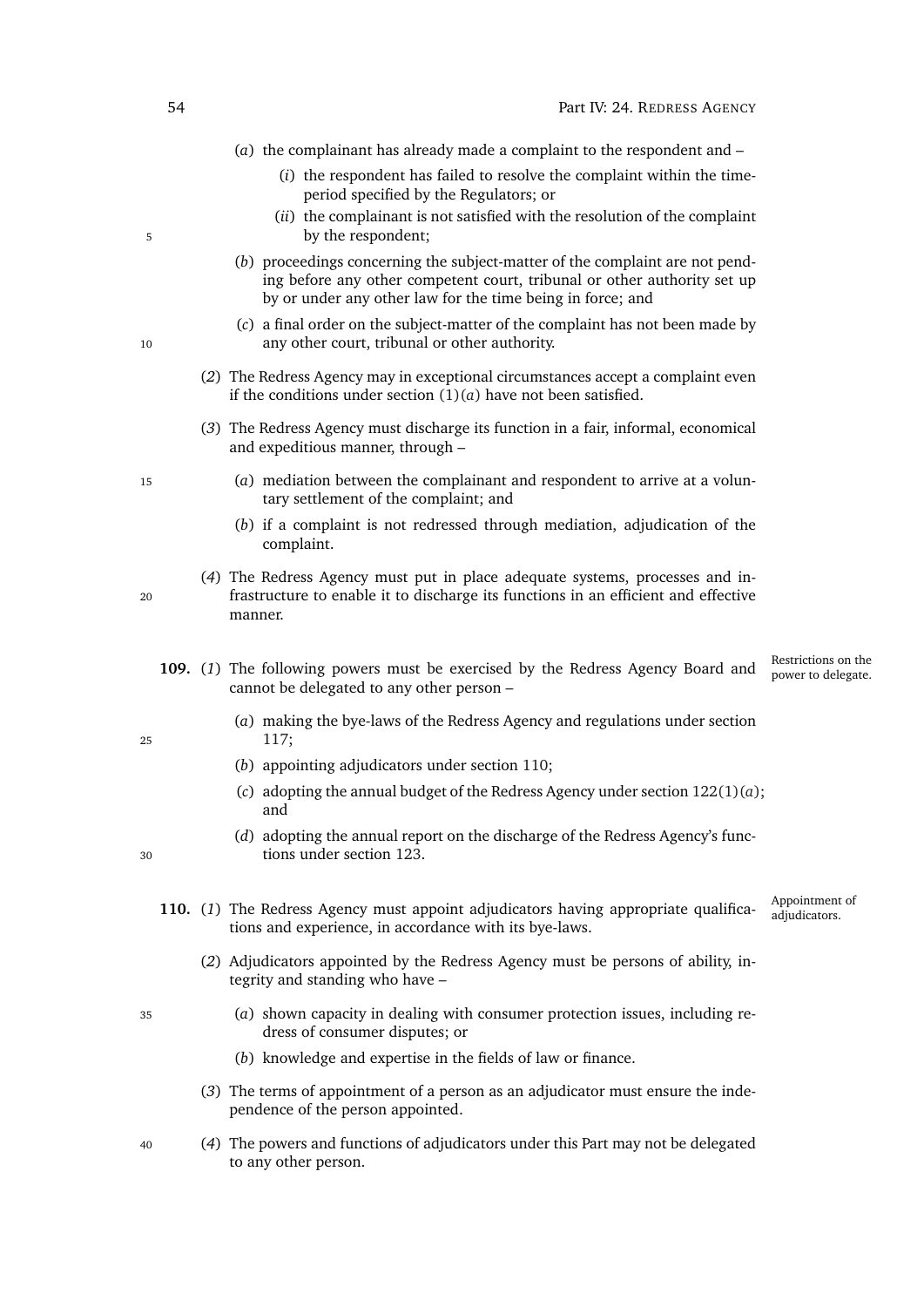(*a*) the complainant has already made a complaint to the respondent and –

(*i*) the respondent has failed to resolve the complaint within the time-period specified by the Regulators; or

(*ii*) the complainant is not satisfied with the resolution of the complaint by the respondent;

(*b*) proceedings concerning the subject-matter of the complaint are not pending before any other competent court, tribunal or other authority set up by or under any other law for the time being in force; and

(*c*) a final order on the subject-matter of the complaint has not been made by any other court, tribunal or other authority.

(*2*) The Redress Agency may in exceptional circumstances accept a complaint even if the conditions under section (1)(*a*) have not been satisfied.

(*3*) The Redress Agency must discharge its function in a fair, informal, economical and expeditious manner, through –

(*a*) mediation between the complainant and respondent to arrive at a voluntary settlement of the complaint; and

(*b*) if a complaint is not redressed through mediation, adjudication of the complaint.

(*4*) The Redress Agency must put in place adequate systems, processes and infrastructure to enable it to discharge its functions in an efficient and effective manner.

*Restrictions on the power to delegate.*

**109.** (*1*) The following powers must be exercised by the Redress Agency Board and cannot be delegated to any other person –

(*a*) making the bye-laws of the Redress Agency and regulations under section 117;

(*b*) appointing adjudicators under section 110;

(*c*) adopting the annual budget of the Redress Agency under section 122(1)(*a*); and

(*d*) adopting the annual report on the discharge of the Redress Agency's functions under section 123.

*Appointment of adjudicators.*

**110.** (*1*) The Redress Agency must appoint adjudicators having appropriate qualifications and experience, in accordance with its bye-laws.

(*2*) Adjudicators appointed by the Redress Agency must be persons of ability, integrity and standing who have –

(*a*) shown capacity in dealing with consumer protection issues, including redress of consumer disputes; or

(*b*) knowledge and expertise in the fields of law or finance.

(*3*) The terms of appointment of a person as an adjudicator must ensure the independence of the person appointed.

(*4*) The powers and functions of adjudicators under this Part may not be delegated to any other person.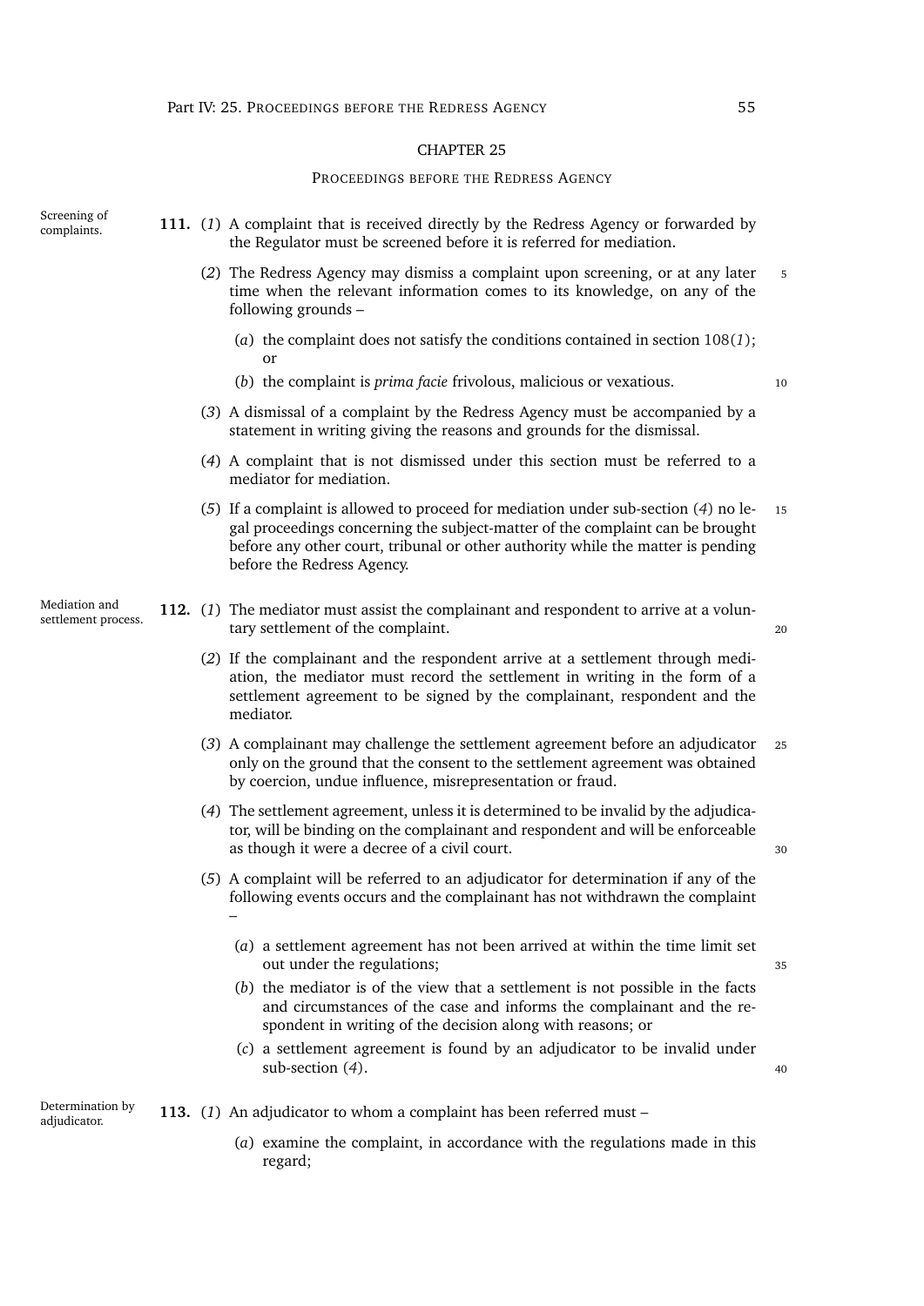## CHAPTER 25

### PROCEEDINGS BEFORE THE REDRESS AGENCY

Screening of complaints.

**111.** (*1*) A complaint that is received directly by the Redress Agency or forwarded by the Regulator must be screened before it is referred for mediation.

(*2*) The Redress Agency may dismiss a complaint upon screening, or at any later time when the relevant information comes to its knowledge, on any of the following grounds –

(*a*) the complaint does not satisfy the conditions contained in section 108(*1*); or

(*b*) the complaint is *prima facie* frivolous, malicious or vexatious.

(*3*) A dismissal of a complaint by the Redress Agency must be accompanied by a statement in writing giving the reasons and grounds for the dismissal.

(*4*) A complaint that is not dismissed under this section must be referred to a mediator for mediation.

(*5*) If a complaint is allowed to proceed for mediation under sub-section (*4*) no legal proceedings concerning the subject-matter of the complaint can be brought before any other court, tribunal or other authority while the matter is pending before the Redress Agency.

Mediation and settlement process.

**112.** (*1*) The mediator must assist the complainant and respondent to arrive at a voluntary settlement of the complaint.

(*2*) If the complainant and the respondent arrive at a settlement through mediation, the mediator must record the settlement in writing in the form of a settlement agreement to be signed by the complainant, respondent and the mediator.

(*3*) A complainant may challenge the settlement agreement before an adjudicator only on the ground that the consent to the settlement agreement was obtained by coercion, undue influence, misrepresentation or fraud.

(*4*) The settlement agreement, unless it is determined to be invalid by the adjudicator, will be binding on the complainant and respondent and will be enforceable as though it were a decree of a civil court.

(*5*) A complaint will be referred to an adjudicator for determination if any of the following events occurs and the complainant has not withdrawn the complaint –

(*a*) a settlement agreement has not been arrived at within the time limit set out under the regulations;

(*b*) the mediator is of the view that a settlement is not possible in the facts and circumstances of the case and informs the complainant and the respondent in writing of the decision along with reasons; or

(*c*) a settlement agreement is found by an adjudicator to be invalid under sub-section (*4*).

Determination by adjudicator.

**113.** (*1*) An adjudicator to whom a complaint has been referred must –

(*a*) examine the complaint, in accordance with the regulations made in this regard;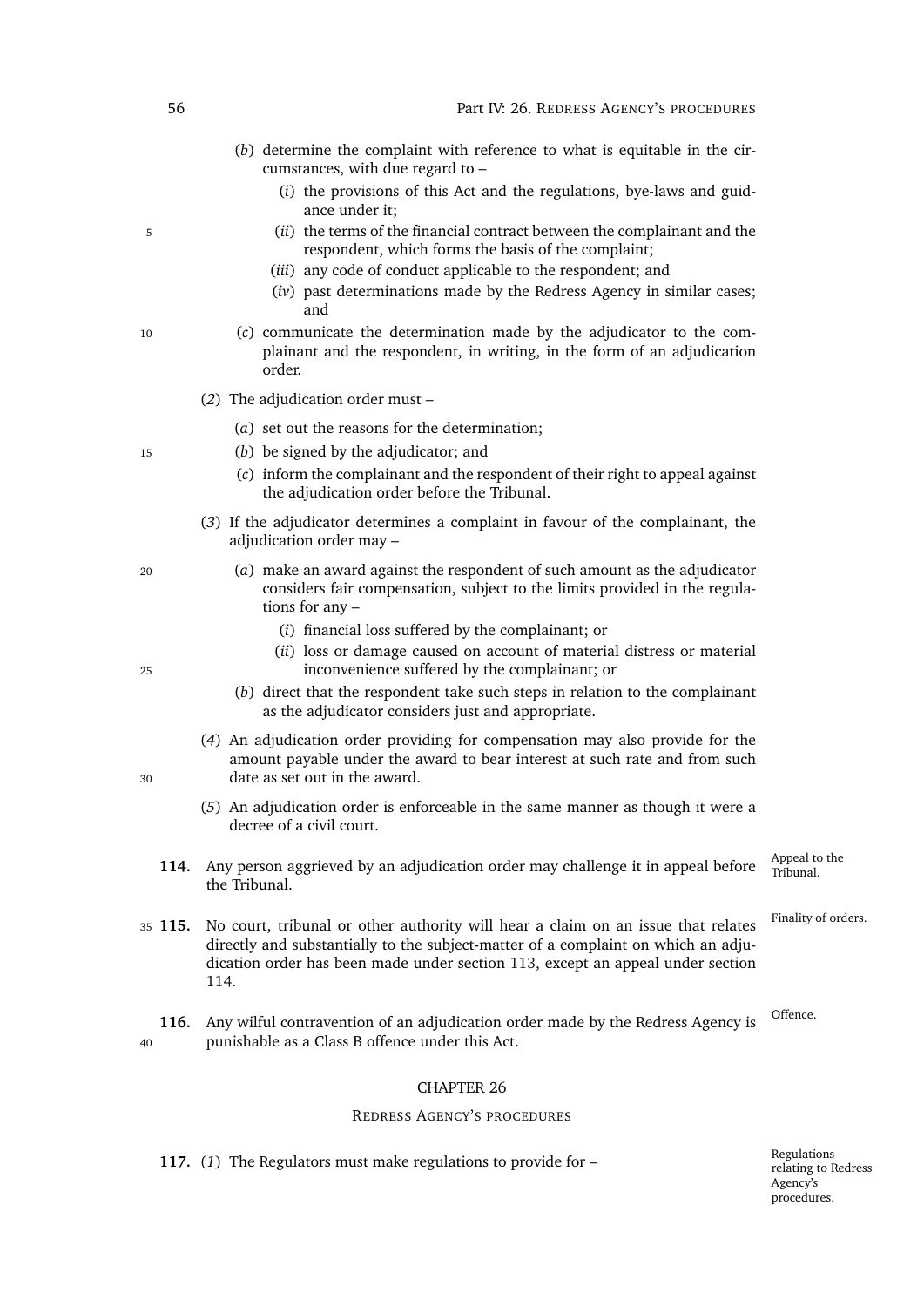(*b*) determine the complaint with reference to what is equitable in the circumstances, with due regard to –

(*i*) the provisions of this Act and the regulations, bye-laws and guidance under it;

(*ii*) the terms of the financial contract between the complainant and the respondent, which forms the basis of the complaint;

(*iii*) any code of conduct applicable to the respondent; and

(*iv*) past determinations made by the Redress Agency in similar cases; and

(*c*) communicate the determination made by the adjudicator to the complainant and the respondent, in writing, in the form of an adjudication order.

(*2*) The adjudication order must –

(*a*) set out the reasons for the determination;

(*b*) be signed by the adjudicator; and

(*c*) inform the complainant and the respondent of their right to appeal against the adjudication order before the Tribunal.

(*3*) If the adjudicator determines a complaint in favour of the complainant, the adjudication order may –

(*a*) make an award against the respondent of such amount as the adjudicator considers fair compensation, subject to the limits provided in the regulations for any –

(*i*) financial loss suffered by the complainant; or

(*ii*) loss or damage caused on account of material distress or material inconvenience suffered by the complainant; or

(*b*) direct that the respondent take such steps in relation to the complainant as the adjudicator considers just and appropriate.

(*4*) An adjudication order providing for compensation may also provide for the amount payable under the award to bear interest at such rate and from such date as set out in the award.

(*5*) An adjudication order is enforceable in the same manner as though it were a decree of a civil court.

**114.** Any person aggrieved by an adjudication order may challenge it in appeal before the Tribunal. *Appeal to the Tribunal.*

**115.** No court, tribunal or other authority will hear a claim on an issue that relates directly and substantially to the subject-matter of a complaint on which an adjudication order has been made under section 113, except an appeal under section 114. *Finality of orders.*

**116.** Any wilful contravention of an adjudication order made by the Redress Agency is punishable as a Class B offence under this Act. *Offence.*

## CHAPTER 26

### REDRESS AGENCY'S PROCEDURES

**117.** (*1*) The Regulators must make regulations to provide for – *Regulations relating to Redress Agency's procedures.*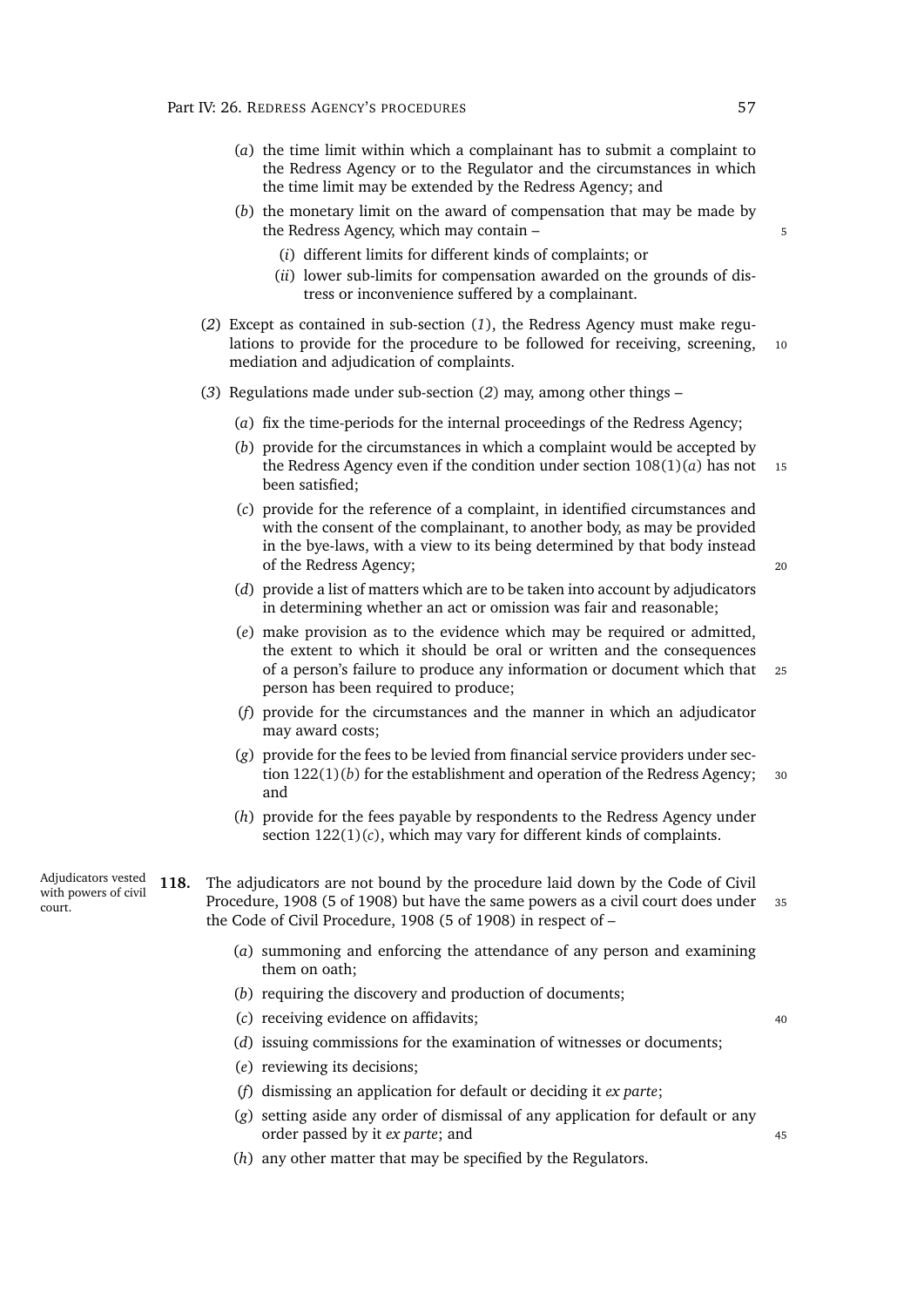(*a*) the time limit within which a complainant has to submit a complaint to the Redress Agency or to the Regulator and the circumstances in which the time limit may be extended by the Redress Agency; and

(*b*) the monetary limit on the award of compensation that may be made by the Redress Agency, which may contain –

(*i*) different limits for different kinds of complaints; or

(*ii*) lower sub-limits for compensation awarded on the grounds of distress or inconvenience suffered by a complainant.

(*2*) Except as contained in sub-section (*1*), the Redress Agency must make regulations to provide for the procedure to be followed for receiving, screening, mediation and adjudication of complaints.

(*3*) Regulations made under sub-section (*2*) may, among other things –

(*a*) fix the time-periods for the internal proceedings of the Redress Agency;

(*b*) provide for the circumstances in which a complaint would be accepted by the Redress Agency even if the condition under section 108(1)(*a*) has not been satisfied;

(*c*) provide for the reference of a complaint, in identified circumstances and with the consent of the complainant, to another body, as may be provided in the bye-laws, with a view to its being determined by that body instead of the Redress Agency;

(*d*) provide a list of matters which are to be taken into account by adjudicators in determining whether an act or omission was fair and reasonable;

(*e*) make provision as to the evidence which may be required or admitted, the extent to which it should be oral or written and the consequences of a person's failure to produce any information or document which that person has been required to produce;

(*f*) provide for the circumstances and the manner in which an adjudicator may award costs;

(*g*) provide for the fees to be levied from financial service providers under section 122(1)(*b*) for the establishment and operation of the Redress Agency; and

(*h*) provide for the fees payable by respondents to the Redress Agency under section 122(1)(*c*), which may vary for different kinds of complaints.

Adjudicators vested with powers of civil court.

**118.** The adjudicators are not bound by the procedure laid down by the Code of Civil Procedure, 1908 (5 of 1908) but have the same powers as a civil court does under the Code of Civil Procedure, 1908 (5 of 1908) in respect of –

(*a*) summoning and enforcing the attendance of any person and examining them on oath;

(*b*) requiring the discovery and production of documents;

(*c*) receiving evidence on affidavits;

(*d*) issuing commissions for the examination of witnesses or documents;

(*e*) reviewing its decisions;

(*f*) dismissing an application for default or deciding it *ex parte*;

(*g*) setting aside any order of dismissal of any application for default or any order passed by it *ex parte*; and

(*h*) any other matter that may be specified by the Regulators.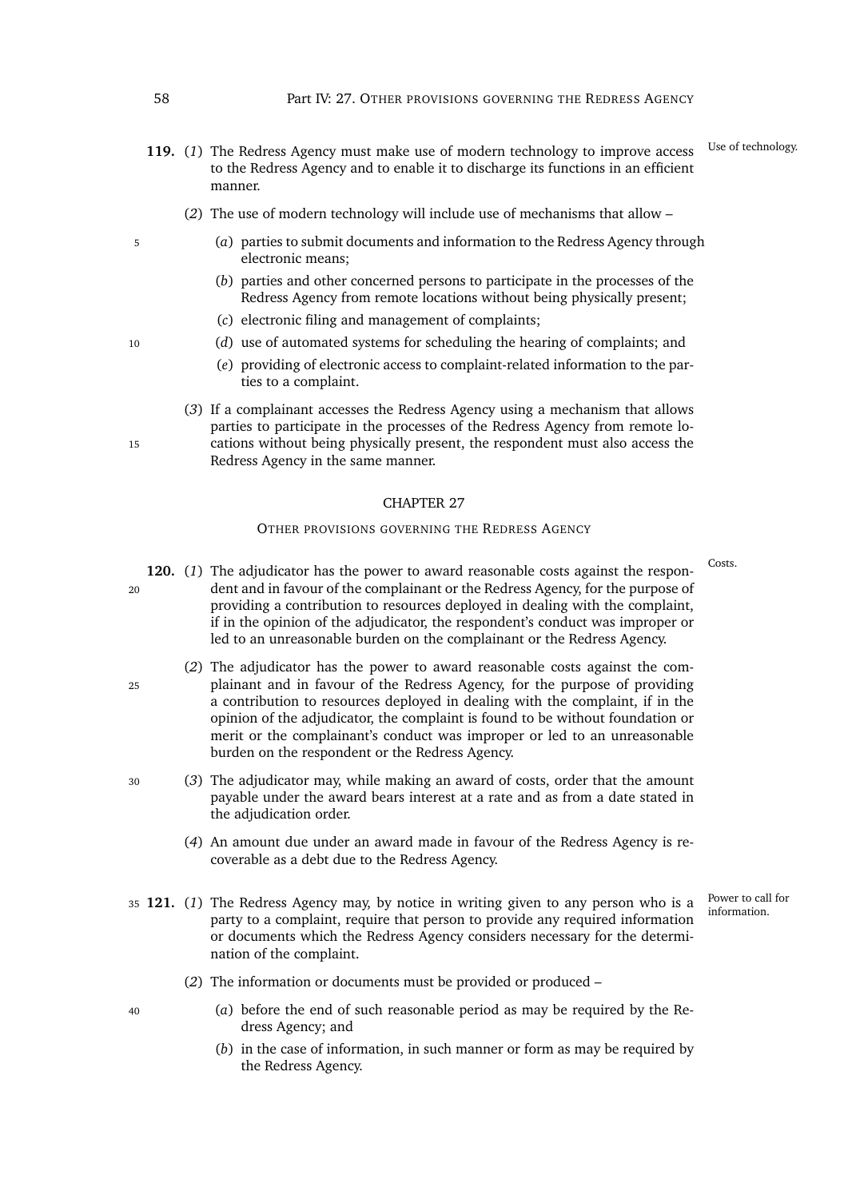**119.** (*1*) The Redress Agency must make use of modern technology to improve access to the Redress Agency and to enable it to discharge its functions in an efficient manner. *Use of technology.*

(*2*) The use of modern technology will include use of mechanisms that allow –

(*a*) parties to submit documents and information to the Redress Agency through electronic means;

(*b*) parties and other concerned persons to participate in the processes of the Redress Agency from remote locations without being physically present;

(*c*) electronic filing and management of complaints;

(*d*) use of automated systems for scheduling the hearing of complaints; and

(*e*) providing of electronic access to complaint-related information to the parties to a complaint.

(*3*) If a complainant accesses the Redress Agency using a mechanism that allows parties to participate in the processes of the Redress Agency from remote locations without being physically present, the respondent must also access the Redress Agency in the same manner.

## CHAPTER 27

### OTHER PROVISIONS GOVERNING THE REDRESS AGENCY

**120.** (*1*) The adjudicator has the power to award reasonable costs against the respondent and in favour of the complainant or the Redress Agency, for the purpose of providing a contribution to resources deployed in dealing with the complaint, if in the opinion of the adjudicator, the respondent's conduct was improper or led to an unreasonable burden on the complainant or the Redress Agency. *Costs.*

(*2*) The adjudicator has the power to award reasonable costs against the complainant and in favour of the Redress Agency, for the purpose of providing a contribution to resources deployed in dealing with the complaint, if in the opinion of the adjudicator, the complaint is found to be without foundation or merit or the complainant's conduct was improper or led to an unreasonable burden on the respondent or the Redress Agency.

(*3*) The adjudicator may, while making an award of costs, order that the amount payable under the award bears interest at a rate and as from a date stated in the adjudication order.

(*4*) An amount due under an award made in favour of the Redress Agency is recoverable as a debt due to the Redress Agency.

**121.** (*1*) The Redress Agency may, by notice in writing given to any person who is a party to a complaint, require that person to provide any required information or documents which the Redress Agency considers necessary for the determination of the complaint. *Power to call for information.*

(*2*) The information or documents must be provided or produced –

(*a*) before the end of such reasonable period as may be required by the Redress Agency; and

(*b*) in the case of information, in such manner or form as may be required by the Redress Agency.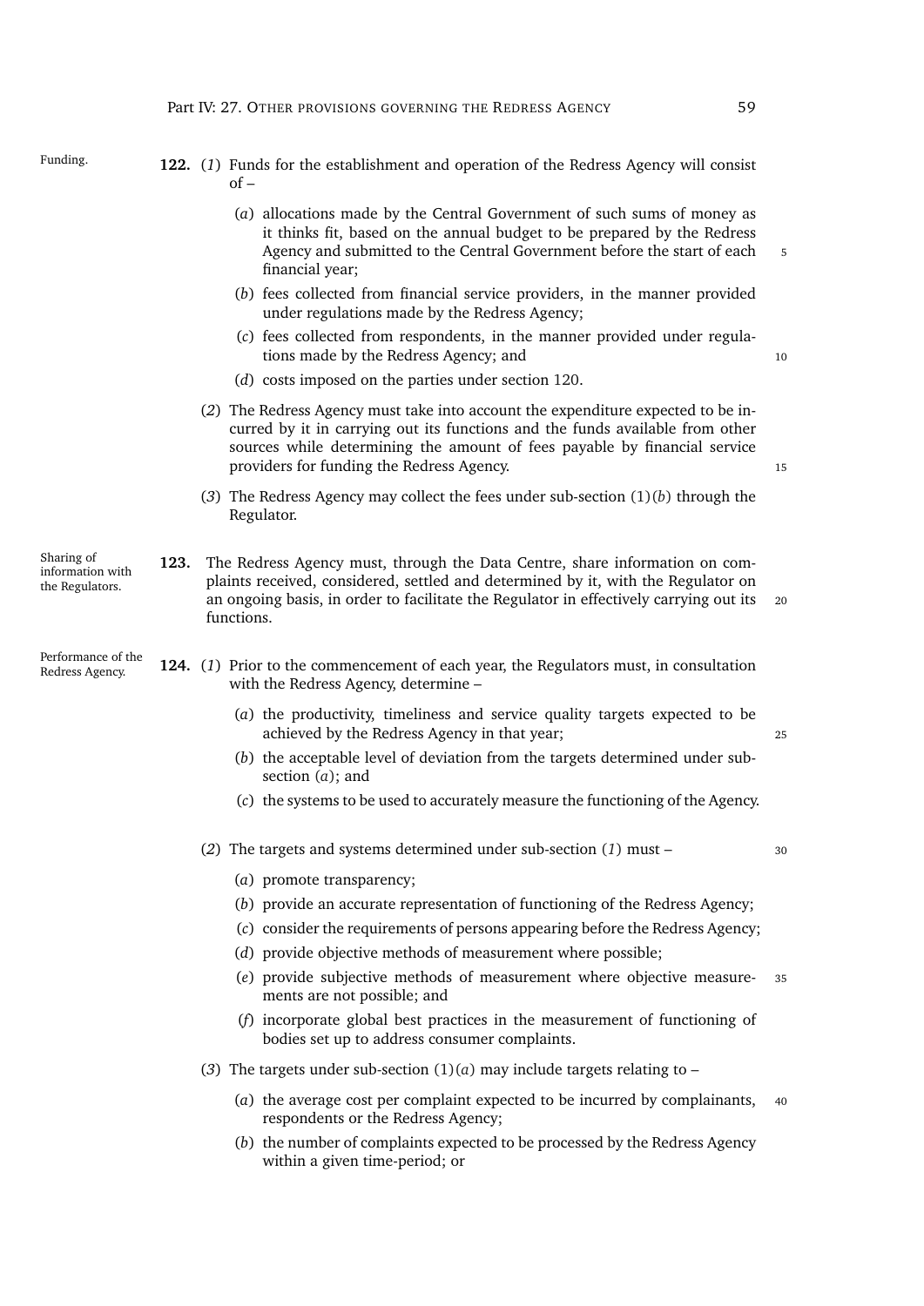**Funding.**

**122.** (*1*) Funds for the establishment and operation of the Redress Agency will consist of –

(*a*) allocations made by the Central Government of such sums of money as it thinks fit, based on the annual budget to be prepared by the Redress Agency and submitted to the Central Government before the start of each financial year;

(*b*) fees collected from financial service providers, in the manner provided under regulations made by the Redress Agency;

(*c*) fees collected from respondents, in the manner provided under regulations made by the Redress Agency; and

(*d*) costs imposed on the parties under section 120.

(*2*) The Redress Agency must take into account the expenditure expected to be incurred by it in carrying out its functions and the funds available from other sources while determining the amount of fees payable by financial service providers for funding the Redress Agency.

(*3*) The Redress Agency may collect the fees under sub-section (1)(*b*) through the Regulator.

**Sharing of information with the Regulators.**

**123.** The Redress Agency must, through the Data Centre, share information on complaints received, considered, settled and determined by it, with the Regulator on an ongoing basis, in order to facilitate the Regulator in effectively carrying out its functions.

**Performance of the Redress Agency.**

**124.** (*1*) Prior to the commencement of each year, the Regulators must, in consultation with the Redress Agency, determine –

(*a*) the productivity, timeliness and service quality targets expected to be achieved by the Redress Agency in that year;

(*b*) the acceptable level of deviation from the targets determined under sub-section (*a*); and

(*c*) the systems to be used to accurately measure the functioning of the Agency.

(*2*) The targets and systems determined under sub-section (*1*) must –

(*a*) promote transparency;

(*b*) provide an accurate representation of functioning of the Redress Agency;

(*c*) consider the requirements of persons appearing before the Redress Agency;

(*d*) provide objective methods of measurement where possible;

(*e*) provide subjective methods of measurement where objective measurements are not possible; and

(*f*) incorporate global best practices in the measurement of functioning of bodies set up to address consumer complaints.

(*3*) The targets under sub-section (1)(*a*) may include targets relating to –

(*a*) the average cost per complaint expected to be incurred by complainants, respondents or the Redress Agency;

(*b*) the number of complaints expected to be processed by the Redress Agency within a given time-period; or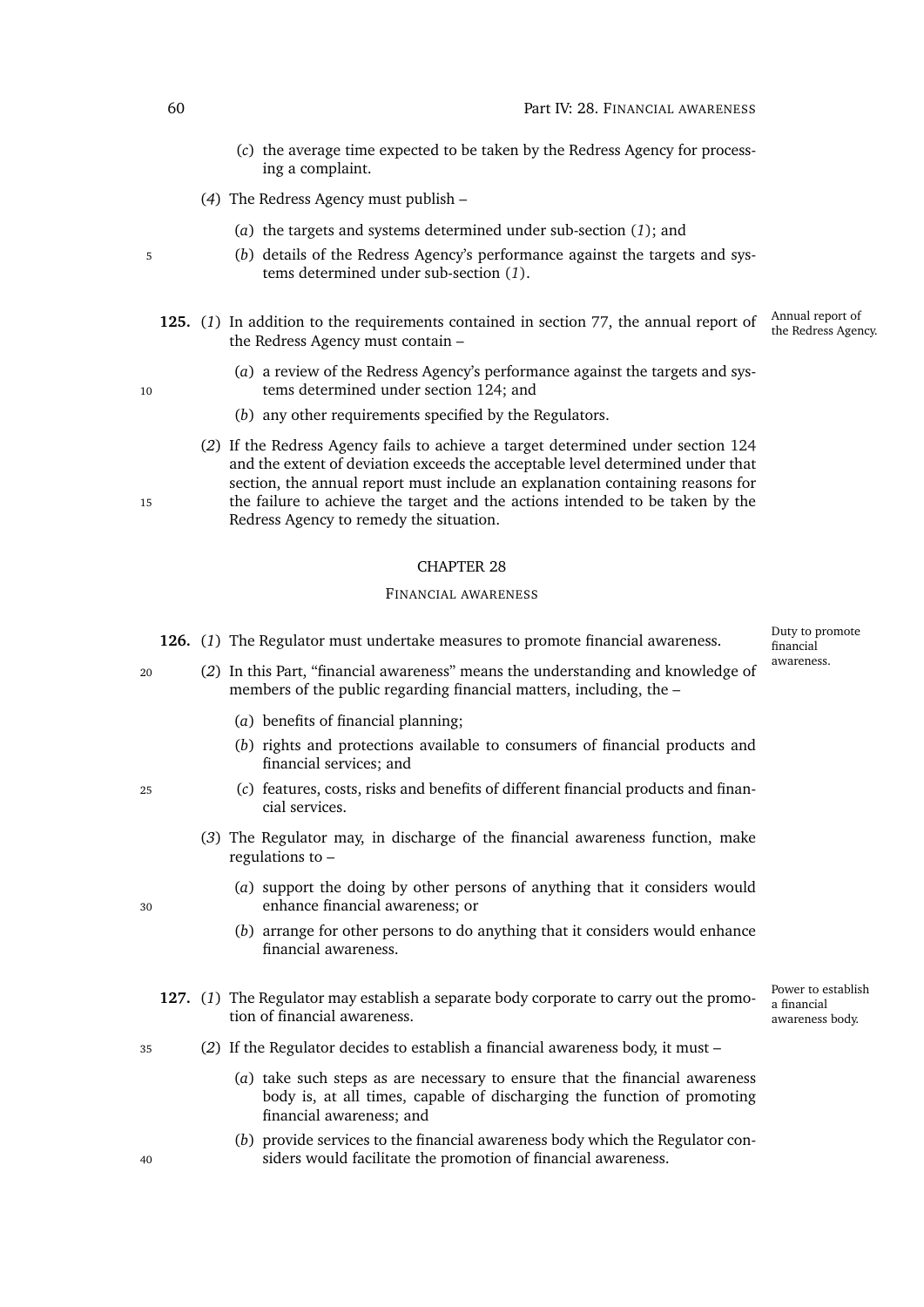(*c*) the average time expected to be taken by the Redress Agency for processing a complaint.

(*4*) The Redress Agency must publish –

(*a*) the targets and systems determined under sub-section (*1*); and

(*b*) details of the Redress Agency's performance against the targets and systems determined under sub-section (*1*).

**125.** (*1*) In addition to the requirements contained in section 77, the annual report of the Redress Agency must contain –

*Annual report of the Redress Agency.*

(*a*) a review of the Redress Agency's performance against the targets and systems determined under section 124; and

(*b*) any other requirements specified by the Regulators.

(*2*) If the Redress Agency fails to achieve a target determined under section 124 and the extent of deviation exceeds the acceptable level determined under that section, the annual report must include an explanation containing reasons for the failure to achieve the target and the actions intended to be taken by the Redress Agency to remedy the situation.

## CHAPTER 28

### FINANCIAL AWARENESS

**126.** (*1*) The Regulator must undertake measures to promote financial awareness.

*Duty to promote financial awareness.*

(*2*) In this Part, "financial awareness" means the understanding and knowledge of members of the public regarding financial matters, including, the –

(*a*) benefits of financial planning;

(*b*) rights and protections available to consumers of financial products and financial services; and

(*c*) features, costs, risks and benefits of different financial products and financial services.

(*3*) The Regulator may, in discharge of the financial awareness function, make regulations to –

(*a*) support the doing by other persons of anything that it considers would enhance financial awareness; or

(*b*) arrange for other persons to do anything that it considers would enhance financial awareness.

**127.** (*1*) The Regulator may establish a separate body corporate to carry out the promotion of financial awareness.

*Power to establish a financial awareness body.*

(*2*) If the Regulator decides to establish a financial awareness body, it must –

(*a*) take such steps as are necessary to ensure that the financial awareness body is, at all times, capable of discharging the function of promoting financial awareness; and

(*b*) provide services to the financial awareness body which the Regulator considers would facilitate the promotion of financial awareness.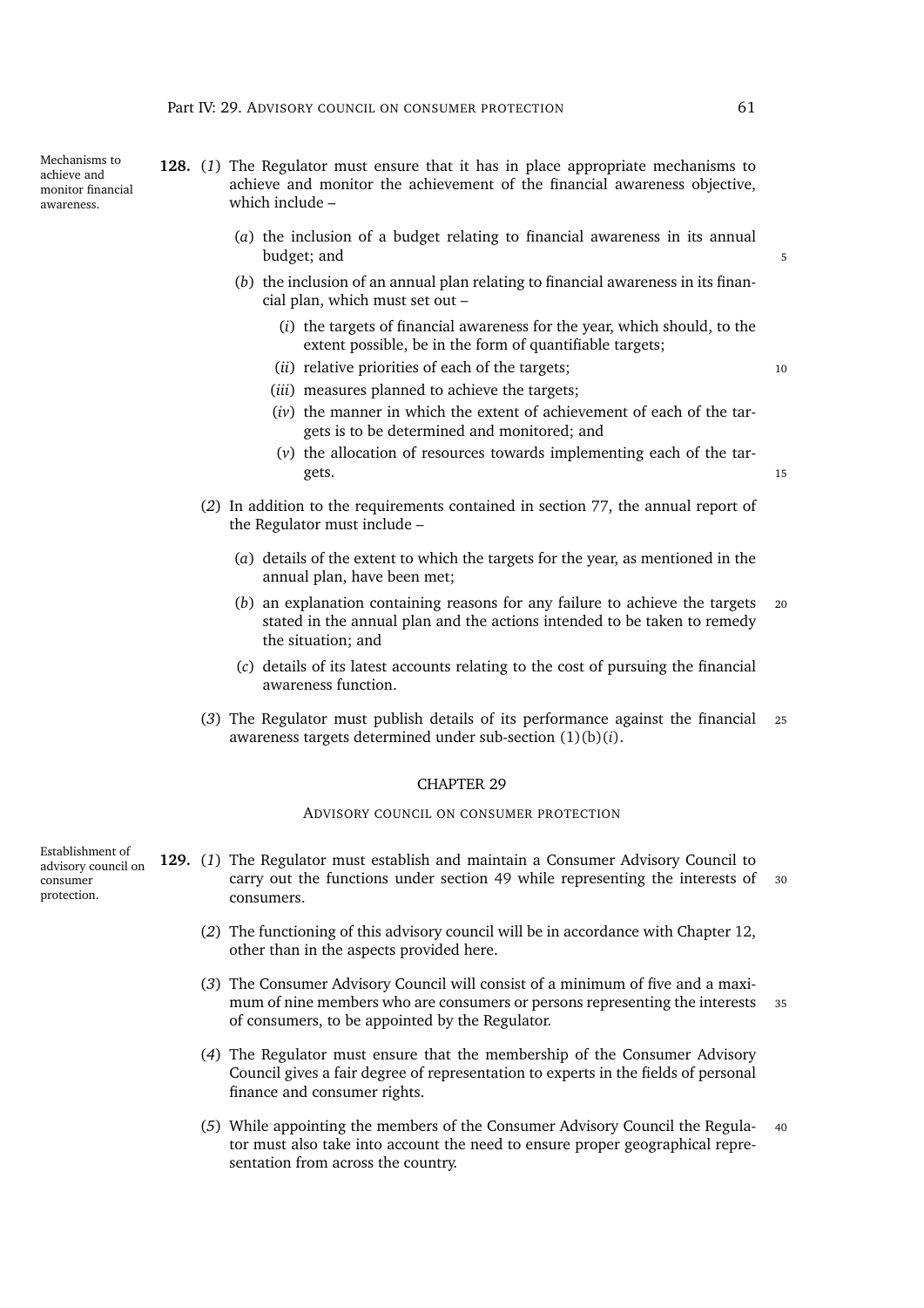**Mechanisms to achieve and monitor financial awareness.**

**128.** (*1*) The Regulator must ensure that it has in place appropriate mechanisms to achieve and monitor the achievement of the financial awareness objective, which include –

(*a*) the inclusion of a budget relating to financial awareness in its annual budget; and

(*b*) the inclusion of an annual plan relating to financial awareness in its financial plan, which must set out –

(*i*) the targets of financial awareness for the year, which should, to the extent possible, be in the form of quantifiable targets;

(*ii*) relative priorities of each of the targets;

(*iii*) measures planned to achieve the targets;

(*iv*) the manner in which the extent of achievement of each of the targets is to be determined and monitored; and

(*v*) the allocation of resources towards implementing each of the targets.

(*2*) In addition to the requirements contained in section 77, the annual report of the Regulator must include –

(*a*) details of the extent to which the targets for the year, as mentioned in the annual plan, have been met;

(*b*) an explanation containing reasons for any failure to achieve the targets stated in the annual plan and the actions intended to be taken to remedy the situation; and

(*c*) details of its latest accounts relating to the cost of pursuing the financial awareness function.

(*3*) The Regulator must publish details of its performance against the financial awareness targets determined under sub-section (1)(b)(*i*).

## CHAPTER 29

### ADVISORY COUNCIL ON CONSUMER PROTECTION

**Establishment of advisory council on consumer protection.**

**129.** (*1*) The Regulator must establish and maintain a Consumer Advisory Council to carry out the functions under section 49 while representing the interests of consumers.

(*2*) The functioning of this advisory council will be in accordance with Chapter 12, other than in the aspects provided here.

(*3*) The Consumer Advisory Council will consist of a minimum of five and a maximum of nine members who are consumers or persons representing the interests of consumers, to be appointed by the Regulator.

(*4*) The Regulator must ensure that the membership of the Consumer Advisory Council gives a fair degree of representation to experts in the fields of personal finance and consumer rights.

(*5*) While appointing the members of the Consumer Advisory Council the Regulator must also take into account the need to ensure proper geographical representation from across the country.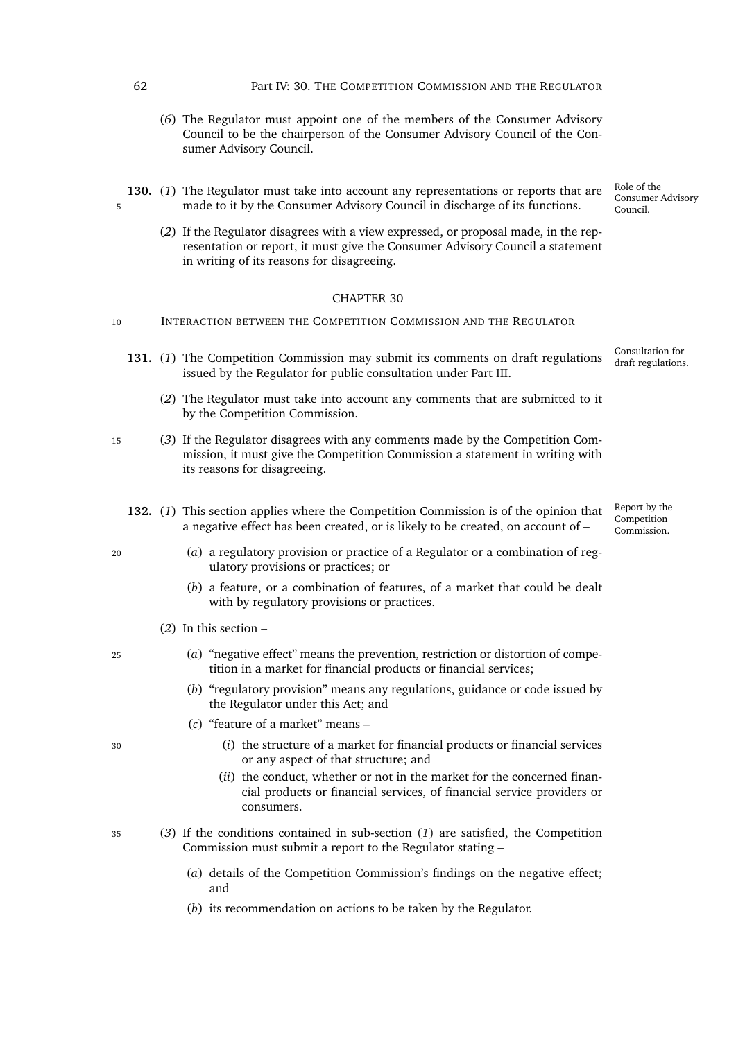(*6*) The Regulator must appoint one of the members of the Consumer Advisory Council to be the chairperson of the Consumer Advisory Council of the Consumer Advisory Council.

*Role of the Consumer Advisory Council.*

**130.** (*1*) The Regulator must take into account any representations or reports that are made to it by the Consumer Advisory Council in discharge of its functions.

(*2*) If the Regulator disagrees with a view expressed, or proposal made, in the representation or report, it must give the Consumer Advisory Council a statement in writing of its reasons for disagreeing.

## CHAPTER 30

### INTERACTION BETWEEN THE COMPETITION COMMISSION AND THE REGULATOR

*Consultation for draft regulations.*

**131.** (*1*) The Competition Commission may submit its comments on draft regulations issued by the Regulator for public consultation under Part III.

(*2*) The Regulator must take into account any comments that are submitted to it by the Competition Commission.

(*3*) If the Regulator disagrees with any comments made by the Competition Commission, it must give the Competition Commission a statement in writing with its reasons for disagreeing.

*Report by the Competition Commission.*

**132.** (*1*) This section applies where the Competition Commission is of the opinion that a negative effect has been created, or is likely to be created, on account of –

(*a*) a regulatory provision or practice of a Regulator or a combination of regulatory provisions or practices; or

(*b*) a feature, or a combination of features, of a market that could be dealt with by regulatory provisions or practices.

(*2*) In this section –

(*a*) "negative effect" means the prevention, restriction or distortion of competition in a market for financial products or financial services;

(*b*) "regulatory provision" means any regulations, guidance or code issued by the Regulator under this Act; and

(*c*) "feature of a market" means –

(*i*) the structure of a market for financial products or financial services or any aspect of that structure; and

(*ii*) the conduct, whether or not in the market for the concerned financial products or financial services, of financial service providers or consumers.

(*3*) If the conditions contained in sub-section (*1*) are satisfied, the Competition Commission must submit a report to the Regulator stating –

(*a*) details of the Competition Commission's findings on the negative effect; and

(*b*) its recommendation on actions to be taken by the Regulator.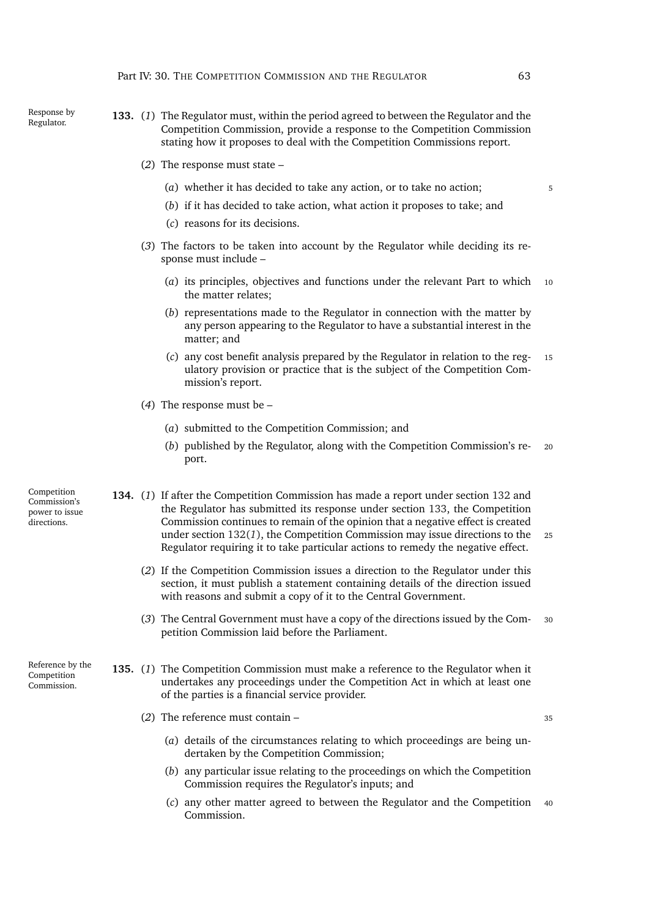**Response by Regulator.**

**133.** (*1*) The Regulator must, within the period agreed to between the Regulator and the Competition Commission, provide a response to the Competition Commission stating how it proposes to deal with the Competition Commissions report.

(*2*) The response must state –

(*a*) whether it has decided to take any action, or to take no action;

(*b*) if it has decided to take action, what action it proposes to take; and

(*c*) reasons for its decisions.

(*3*) The factors to be taken into account by the Regulator while deciding its response must include –

(*a*) its principles, objectives and functions under the relevant Part to which the matter relates;

(*b*) representations made to the Regulator in connection with the matter by any person appearing to the Regulator to have a substantial interest in the matter; and

(*c*) any cost benefit analysis prepared by the Regulator in relation to the regulatory provision or practice that is the subject of the Competition Commission's report.

(*4*) The response must be –

(*a*) submitted to the Competition Commission; and

(*b*) published by the Regulator, along with the Competition Commission's report.

**Competition Commission's power to issue directions.**

**134.** (*1*) If after the Competition Commission has made a report under section 132 and the Regulator has submitted its response under section 133, the Competition Commission continues to remain of the opinion that a negative effect is created under section 132(*1*), the Competition Commission may issue directions to the Regulator requiring it to take particular actions to remedy the negative effect.

(*2*) If the Competition Commission issues a direction to the Regulator under this section, it must publish a statement containing details of the direction issued with reasons and submit a copy of it to the Central Government.

(*3*) The Central Government must have a copy of the directions issued by the Competition Commission laid before the Parliament.

**Reference by the Competition Commission.**

**135.** (*1*) The Competition Commission must make a reference to the Regulator when it undertakes any proceedings under the Competition Act in which at least one of the parties is a financial service provider.

(*2*) The reference must contain –

(*a*) details of the circumstances relating to which proceedings are being undertaken by the Competition Commission;

(*b*) any particular issue relating to the proceedings on which the Competition Commission requires the Regulator's inputs; and

(*c*) any other matter agreed to between the Regulator and the Competition Commission.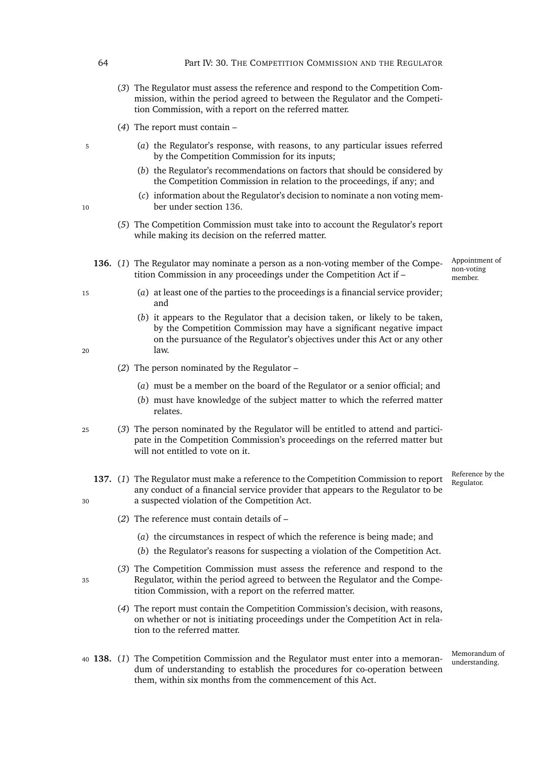(*3*) The Regulator must assess the reference and respond to the Competition Commission, within the period agreed to between the Regulator and the Competition Commission, with a report on the referred matter.

(*4*) The report must contain –

(*a*) the Regulator's response, with reasons, to any particular issues referred by the Competition Commission for its inputs;

(*b*) the Regulator's recommendations on factors that should be considered by the Competition Commission in relation to the proceedings, if any; and

(*c*) information about the Regulator's decision to nominate a non voting member under section 136.

(*5*) The Competition Commission must take into to account the Regulator's report while making its decision on the referred matter.

*Appointment of non-voting member.*

**136.** (*1*) The Regulator may nominate a person as a non-voting member of the Competition Commission in any proceedings under the Competition Act if –

(*a*) at least one of the parties to the proceedings is a financial service provider; and

(*b*) it appears to the Regulator that a decision taken, or likely to be taken, by the Competition Commission may have a significant negative impact on the pursuance of the Regulator's objectives under this Act or any other law.

(*2*) The person nominated by the Regulator –

(*a*) must be a member on the board of the Regulator or a senior official; and

(*b*) must have knowledge of the subject matter to which the referred matter relates.

(*3*) The person nominated by the Regulator will be entitled to attend and participate in the Competition Commission's proceedings on the referred matter but will not entitled to vote on it.

*Reference by the Regulator.*

**137.** (*1*) The Regulator must make a reference to the Competition Commission to report any conduct of a financial service provider that appears to the Regulator to be a suspected violation of the Competition Act.

(*2*) The reference must contain details of –

(*a*) the circumstances in respect of which the reference is being made; and

(*b*) the Regulator's reasons for suspecting a violation of the Competition Act.

(*3*) The Competition Commission must assess the reference and respond to the Regulator, within the period agreed to between the Regulator and the Competition Commission, with a report on the referred matter.

(*4*) The report must contain the Competition Commission's decision, with reasons, on whether or not is initiating proceedings under the Competition Act in relation to the referred matter.

*Memorandum of understanding.*

**138.** (*1*) The Competition Commission and the Regulator must enter into a memorandum of understanding to establish the procedures for co-operation between them, within six months from the commencement of this Act.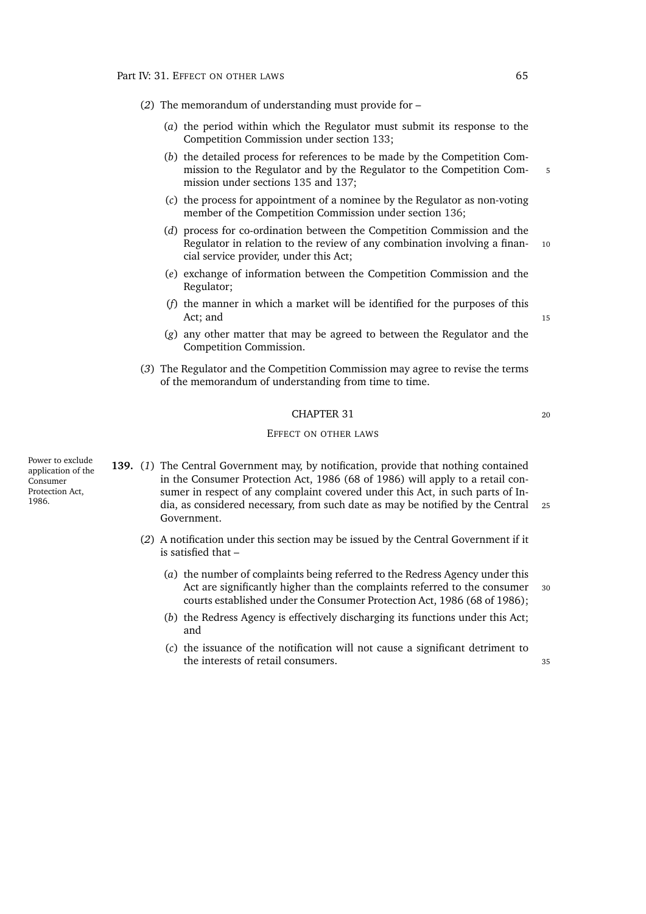(*2*) The memorandum of understanding must provide for –

(*a*) the period within which the Regulator must submit its response to the Competition Commission under section 133;

(*b*) the detailed process for references to be made by the Competition Commission to the Regulator and by the Regulator to the Competition Commission under sections 135 and 137;

(*c*) the process for appointment of a nominee by the Regulator as non-voting member of the Competition Commission under section 136;

(*d*) process for co-ordination between the Competition Commission and the Regulator in relation to the review of any combination involving a financial service provider, under this Act;

(*e*) exchange of information between the Competition Commission and the Regulator;

(*f*) the manner in which a market will be identified for the purposes of this Act; and

(*g*) any other matter that may be agreed to between the Regulator and the Competition Commission.

(*3*) The Regulator and the Competition Commission may agree to revise the terms of the memorandum of understanding from time to time.

## CHAPTER 31

### EFFECT ON OTHER LAWS

Power to exclude application of the Consumer Protection Act, 1986.

**139.** (*1*) The Central Government may, by notification, provide that nothing contained in the Consumer Protection Act, 1986 (68 of 1986) will apply to a retail consumer in respect of any complaint covered under this Act, in such parts of India, as considered necessary, from such date as may be notified by the Central Government.

(*2*) A notification under this section may be issued by the Central Government if it is satisfied that –

(*a*) the number of complaints being referred to the Redress Agency under this Act are significantly higher than the complaints referred to the consumer courts established under the Consumer Protection Act, 1986 (68 of 1986);

(*b*) the Redress Agency is effectively discharging its functions under this Act; and

(*c*) the issuance of the notification will not cause a significant detriment to the interests of retail consumers.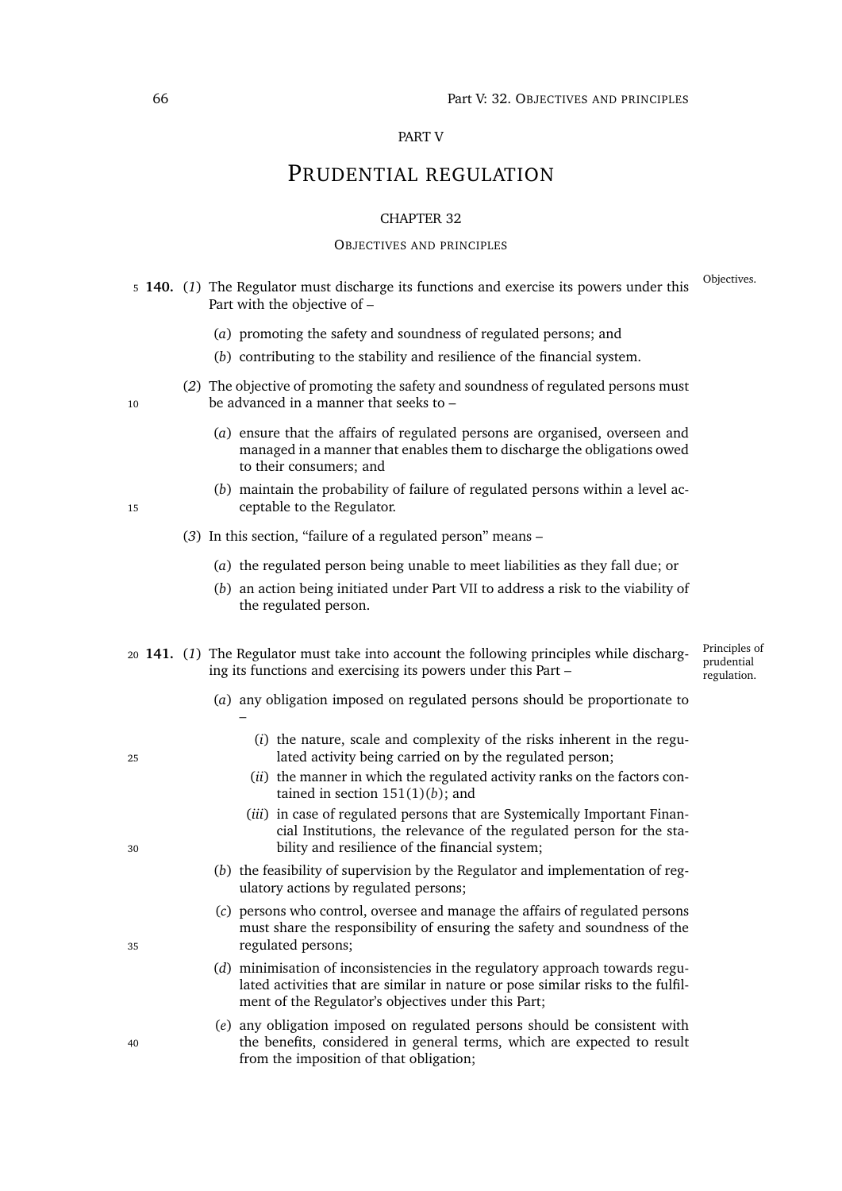PART V

# PRUDENTIAL REGULATION

## CHAPTER 32

### OBJECTIVES AND PRINCIPLES

*Objectives.*

**140.** (*1*) The Regulator must discharge its functions and exercise its powers under this Part with the objective of –

(*a*) promoting the safety and soundness of regulated persons; and

(*b*) contributing to the stability and resilience of the financial system.

(*2*) The objective of promoting the safety and soundness of regulated persons must be advanced in a manner that seeks to –

(*a*) ensure that the affairs of regulated persons are organised, overseen and managed in a manner that enables them to discharge the obligations owed to their consumers; and

(*b*) maintain the probability of failure of regulated persons within a level acceptable to the Regulator.

(*3*) In this section, "failure of a regulated person" means –

(*a*) the regulated person being unable to meet liabilities as they fall due; or

(*b*) an action being initiated under Part VII to address a risk to the viability of the regulated person.

*Principles of prudential regulation.*

**141.** (*1*) The Regulator must take into account the following principles while discharging its functions and exercising its powers under this Part –

(*a*) any obligation imposed on regulated persons should be proportionate to –

(*i*) the nature, scale and complexity of the risks inherent in the regulated activity being carried on by the regulated person;

(*ii*) the manner in which the regulated activity ranks on the factors contained in section 151(1)(*b*); and

(*iii*) in case of regulated persons that are Systemically Important Financial Institutions, the relevance of the regulated person for the stability and resilience of the financial system;

(*b*) the feasibility of supervision by the Regulator and implementation of regulatory actions by regulated persons;

(*c*) persons who control, oversee and manage the affairs of regulated persons must share the responsibility of ensuring the safety and soundness of the regulated persons;

(*d*) minimisation of inconsistencies in the regulatory approach towards regulated activities that are similar in nature or pose similar risks to the fulfilment of the Regulator's objectives under this Part;

(*e*) any obligation imposed on regulated persons should be consistent with the benefits, considered in general terms, which are expected to result from the imposition of that obligation;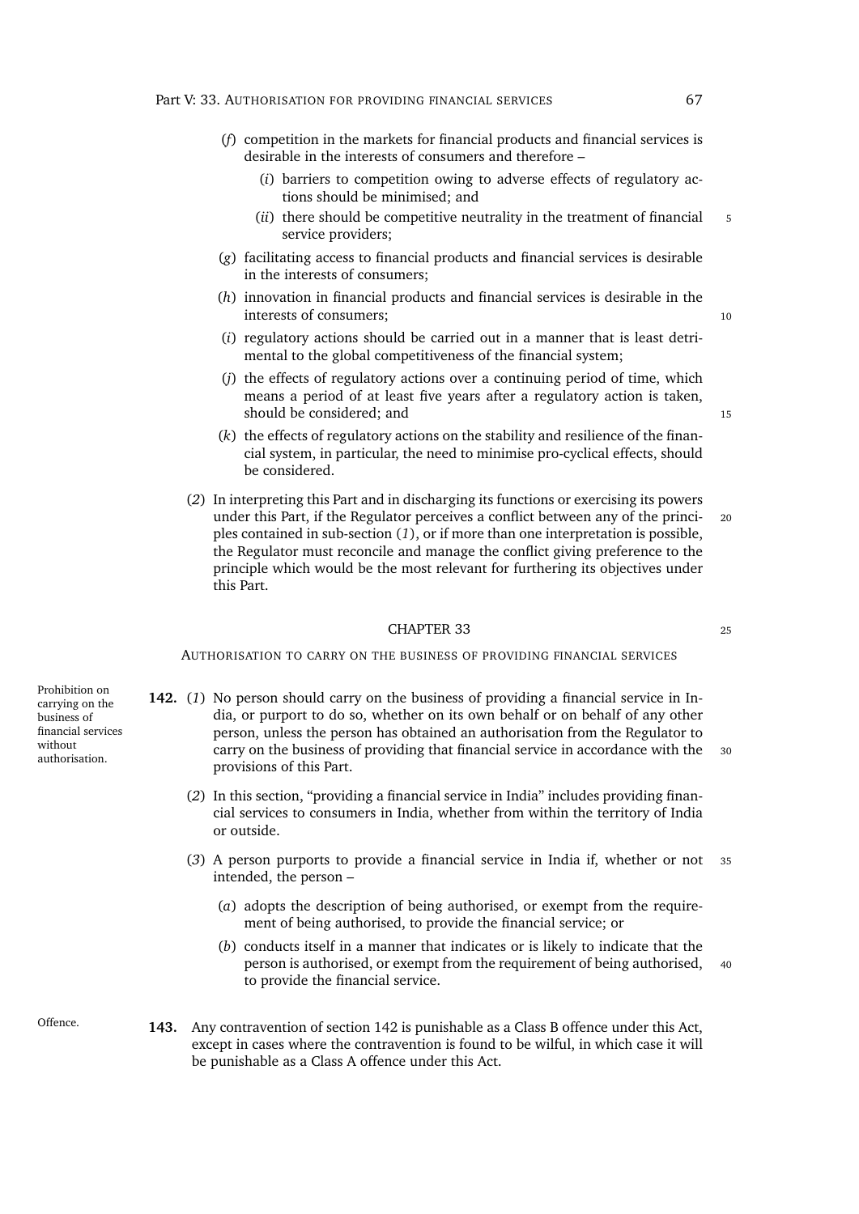(*f*) competition in the markets for financial products and financial services is desirable in the interests of consumers and therefore –

(*i*) barriers to competition owing to adverse effects of regulatory actions should be minimised; and

(*ii*) there should be competitive neutrality in the treatment of financial service providers;

(*g*) facilitating access to financial products and financial services is desirable in the interests of consumers;

(*h*) innovation in financial products and financial services is desirable in the interests of consumers;

(*i*) regulatory actions should be carried out in a manner that is least detrimental to the global competitiveness of the financial system;

(*j*) the effects of regulatory actions over a continuing period of time, which means a period of at least five years after a regulatory action is taken, should be considered; and

(*k*) the effects of regulatory actions on the stability and resilience of the financial system, in particular, the need to minimise pro-cyclical effects, should be considered.

(*2*) In interpreting this Part and in discharging its functions or exercising its powers under this Part, if the Regulator perceives a conflict between any of the principles contained in sub-section (*1*), or if more than one interpretation is possible, the Regulator must reconcile and manage the conflict giving preference to the principle which would be the most relevant for furthering its objectives under this Part.

## CHAPTER 33

### AUTHORISATION TO CARRY ON THE BUSINESS OF PROVIDING FINANCIAL SERVICES

*Prohibition on carrying on the business of financial services without authorisation.*

**142.** (*1*) No person should carry on the business of providing a financial service in India, or purport to do so, whether on its own behalf or on behalf of any other person, unless the person has obtained an authorisation from the Regulator to carry on the business of providing that financial service in accordance with the provisions of this Part.

(*2*) In this section, "providing a financial service in India" includes providing financial services to consumers in India, whether from within the territory of India or outside.

(*3*) A person purports to provide a financial service in India if, whether or not intended, the person –

(*a*) adopts the description of being authorised, or exempt from the requirement of being authorised, to provide the financial service; or

(*b*) conducts itself in a manner that indicates or is likely to indicate that the person is authorised, or exempt from the requirement of being authorised, to provide the financial service.

*Offence.*

**143.** Any contravention of section 142 is punishable as a Class B offence under this Act, except in cases where the contravention is found to be wilful, in which case it will be punishable as a Class A offence under this Act.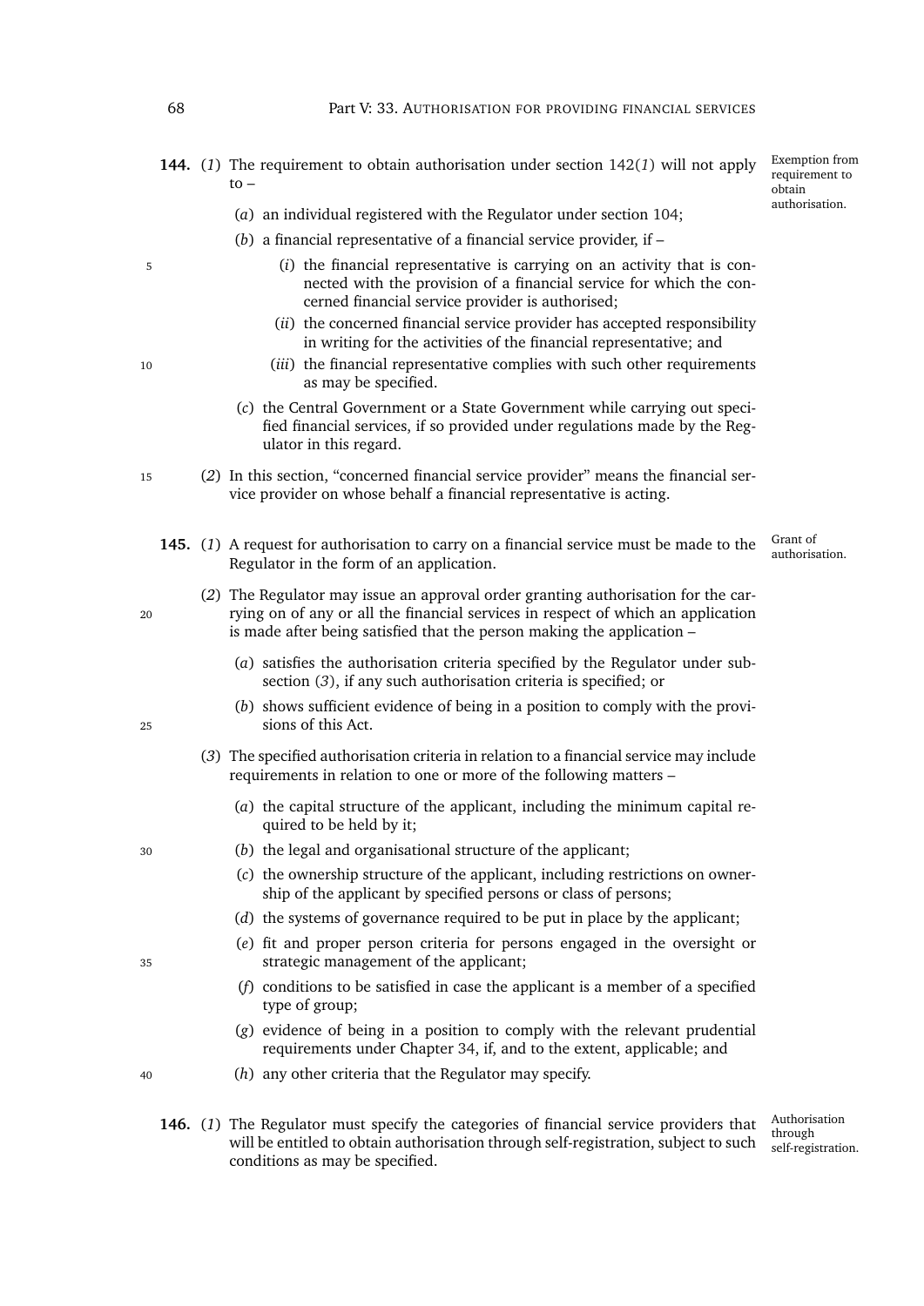**144.** (*1*) The requirement to obtain authorisation under section 142(*1*) will not apply to –

Exemption from requirement to obtain authorisation.

(*a*) an individual registered with the Regulator under section 104;

(*b*) a financial representative of a financial service provider, if –

(*i*) the financial representative is carrying on an activity that is connected with the provision of a financial service for which the concerned financial service provider is authorised;

(*ii*) the concerned financial service provider has accepted responsibility in writing for the activities of the financial representative; and

(*iii*) the financial representative complies with such other requirements as may be specified.

(*c*) the Central Government or a State Government while carrying out specified financial services, if so provided under regulations made by the Regulator in this regard.

(*2*) In this section, "concerned financial service provider" means the financial service provider on whose behalf a financial representative is acting.

**145.** (*1*) A request for authorisation to carry on a financial service must be made to the Regulator in the form of an application.

Grant of authorisation.

(*2*) The Regulator may issue an approval order granting authorisation for the carrying on of any or all the financial services in respect of which an application is made after being satisfied that the person making the application –

(*a*) satisfies the authorisation criteria specified by the Regulator under subsection (*3*), if any such authorisation criteria is specified; or

(*b*) shows sufficient evidence of being in a position to comply with the provisions of this Act.

(*3*) The specified authorisation criteria in relation to a financial service may include requirements in relation to one or more of the following matters –

(*a*) the capital structure of the applicant, including the minimum capital required to be held by it;

(*b*) the legal and organisational structure of the applicant;

(*c*) the ownership structure of the applicant, including restrictions on ownership of the applicant by specified persons or class of persons;

(*d*) the systems of governance required to be put in place by the applicant;

(*e*) fit and proper person criteria for persons engaged in the oversight or strategic management of the applicant;

(*f*) conditions to be satisfied in case the applicant is a member of a specified type of group;

(*g*) evidence of being in a position to comply with the relevant prudential requirements under Chapter 34, if, and to the extent, applicable; and

(*h*) any other criteria that the Regulator may specify.

**146.** (*1*) The Regulator must specify the categories of financial service providers that will be entitled to obtain authorisation through self-registration, subject to such conditions as may be specified.

Authorisation through self-registration.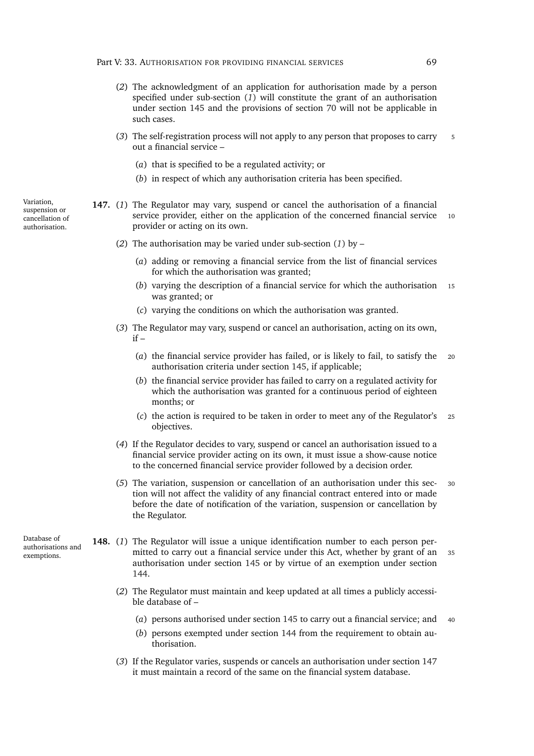(*2*) The acknowledgment of an application for authorisation made by a person specified under sub-section (*1*) will constitute the grant of an authorisation under section 145 and the provisions of section 70 will not be applicable in such cases.

(*3*) The self-registration process will not apply to any person that proposes to carry out a financial service –

(*a*) that is specified to be a regulated activity; or

(*b*) in respect of which any authorisation criteria has been specified.

*Variation, suspension or cancellation of authorisation.*

**147.** (*1*) The Regulator may vary, suspend or cancel the authorisation of a financial service provider, either on the application of the concerned financial service provider or acting on its own.

(*2*) The authorisation may be varied under sub-section (*1*) by –

(*a*) adding or removing a financial service from the list of financial services for which the authorisation was granted;

(*b*) varying the description of a financial service for which the authorisation was granted; or

(*c*) varying the conditions on which the authorisation was granted.

(*3*) The Regulator may vary, suspend or cancel an authorisation, acting on its own, if –

(*a*) the financial service provider has failed, or is likely to fail, to satisfy the authorisation criteria under section 145, if applicable;

(*b*) the financial service provider has failed to carry on a regulated activity for which the authorisation was granted for a continuous period of eighteen months; or

(*c*) the action is required to be taken in order to meet any of the Regulator's objectives.

(*4*) If the Regulator decides to vary, suspend or cancel an authorisation issued to a financial service provider acting on its own, it must issue a show-cause notice to the concerned financial service provider followed by a decision order.

(*5*) The variation, suspension or cancellation of an authorisation under this section will not affect the validity of any financial contract entered into or made before the date of notification of the variation, suspension or cancellation by the Regulator.

*Database of authorisations and exemptions.*

**148.** (*1*) The Regulator will issue a unique identification number to each person permitted to carry out a financial service under this Act, whether by grant of an authorisation under section 145 or by virtue of an exemption under section 144.

(*2*) The Regulator must maintain and keep updated at all times a publicly accessible database of –

(*a*) persons authorised under section 145 to carry out a financial service; and

(*b*) persons exempted under section 144 from the requirement to obtain authorisation.

(*3*) If the Regulator varies, suspends or cancels an authorisation under section 147 it must maintain a record of the same on the financial system database.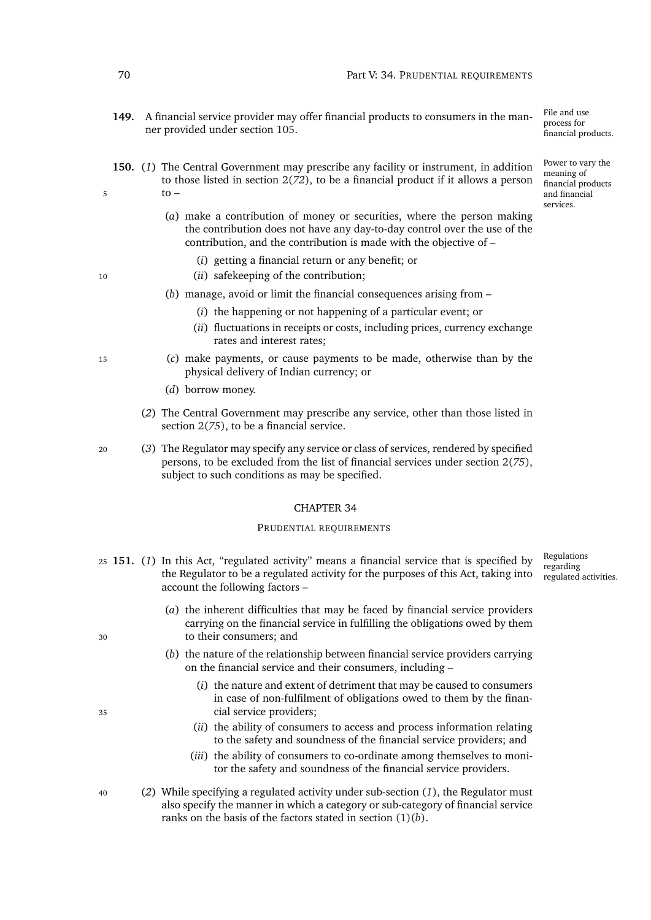**149.** A financial service provider may offer financial products to consumers in the manner provided under section 105.

*File and use process for financial products.*

**150.** (*1*) The Central Government may prescribe any facility or instrument, in addition to those listed in section 2(*72*), to be a financial product if it allows a person to –

*Power to vary the meaning of financial products and financial services.*

(*a*) make a contribution of money or securities, where the person making the contribution does not have any day-to-day control over the use of the contribution, and the contribution is made with the objective of –

(*i*) getting a financial return or any benefit; or

(*ii*) safekeeping of the contribution;

(*b*) manage, avoid or limit the financial consequences arising from –

(*i*) the happening or not happening of a particular event; or

(*ii*) fluctuations in receipts or costs, including prices, currency exchange rates and interest rates;

(*c*) make payments, or cause payments to be made, otherwise than by the physical delivery of Indian currency; or

(*d*) borrow money.

(*2*) The Central Government may prescribe any service, other than those listed in section 2(*75*), to be a financial service.

(*3*) The Regulator may specify any service or class of services, rendered by specified persons, to be excluded from the list of financial services under section 2(*75*), subject to such conditions as may be specified.

## CHAPTER 34

### PRUDENTIAL REQUIREMENTS

**151.** (*1*) In this Act, "regulated activity" means a financial service that is specified by the Regulator to be a regulated activity for the purposes of this Act, taking into account the following factors –

*Regulations regarding regulated activities.*

(*a*) the inherent difficulties that may be faced by financial service providers carrying on the financial service in fulfilling the obligations owed by them to their consumers; and

(*b*) the nature of the relationship between financial service providers carrying on the financial service and their consumers, including –

(*i*) the nature and extent of detriment that may be caused to consumers in case of non-fulfilment of obligations owed to them by the financial service providers;

(*ii*) the ability of consumers to access and process information relating to the safety and soundness of the financial service providers; and

(*iii*) the ability of consumers to co-ordinate among themselves to monitor the safety and soundness of the financial service providers.

(*2*) While specifying a regulated activity under sub-section (*1*), the Regulator must also specify the manner in which a category or sub-category of financial service ranks on the basis of the factors stated in section (1)(*b*).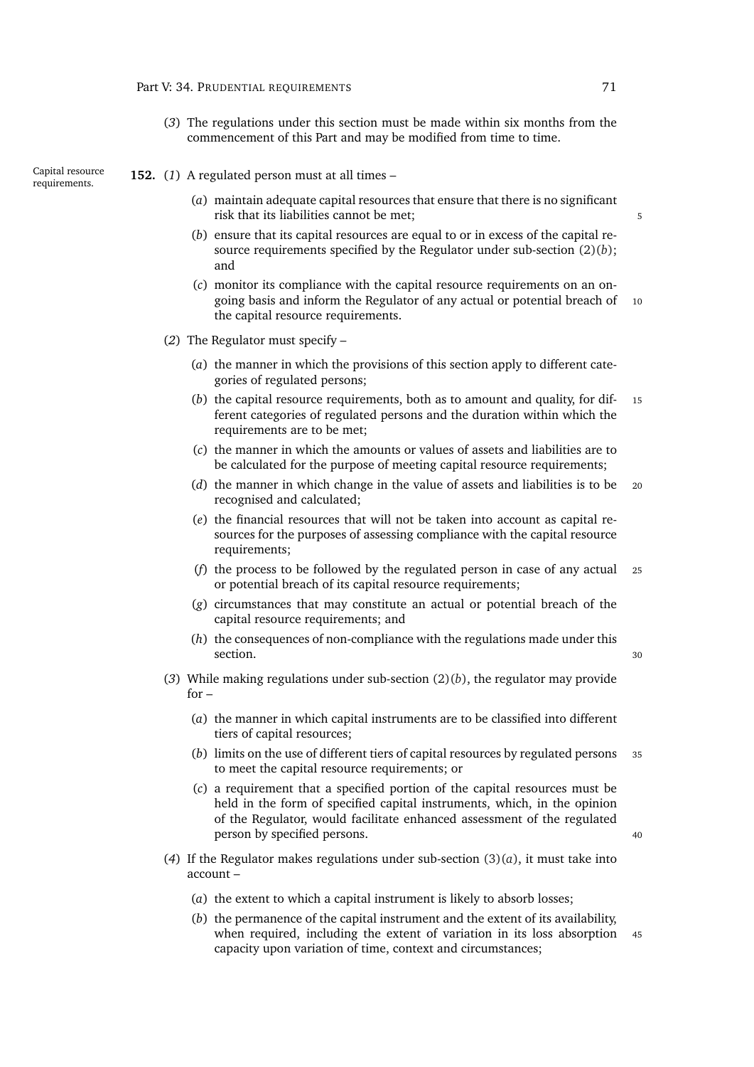(*3*) The regulations under this section must be made within six months from the commencement of this Part and may be modified from time to time.

**152.** (*1*) A regulated person must at all times –

*Capital resource requirements.*

(*a*) maintain adequate capital resources that ensure that there is no significant risk that its liabilities cannot be met;

(*b*) ensure that its capital resources are equal to or in excess of the capital resource requirements specified by the Regulator under sub-section (2)(*b*); and

(*c*) monitor its compliance with the capital resource requirements on an ongoing basis and inform the Regulator of any actual or potential breach of the capital resource requirements.

(*2*) The Regulator must specify –

(*a*) the manner in which the provisions of this section apply to different categories of regulated persons;

(*b*) the capital resource requirements, both as to amount and quality, for different categories of regulated persons and the duration within which the requirements are to be met;

(*c*) the manner in which the amounts or values of assets and liabilities are to be calculated for the purpose of meeting capital resource requirements;

(*d*) the manner in which change in the value of assets and liabilities is to be recognised and calculated;

(*e*) the financial resources that will not be taken into account as capital resources for the purposes of assessing compliance with the capital resource requirements;

(*f*) the process to be followed by the regulated person in case of any actual or potential breach of its capital resource requirements;

(*g*) circumstances that may constitute an actual or potential breach of the capital resource requirements; and

(*h*) the consequences of non-compliance with the regulations made under this section.

(*3*) While making regulations under sub-section (2)(*b*), the regulator may provide for –

(*a*) the manner in which capital instruments are to be classified into different tiers of capital resources;

(*b*) limits on the use of different tiers of capital resources by regulated persons to meet the capital resource requirements; or

(*c*) a requirement that a specified portion of the capital resources must be held in the form of specified capital instruments, which, in the opinion of the Regulator, would facilitate enhanced assessment of the regulated person by specified persons.

(*4*) If the Regulator makes regulations under sub-section (3)(*a*), it must take into account –

(*a*) the extent to which a capital instrument is likely to absorb losses;

(*b*) the permanence of the capital instrument and the extent of its availability, when required, including the extent of variation in its loss absorption capacity upon variation of time, context and circumstances;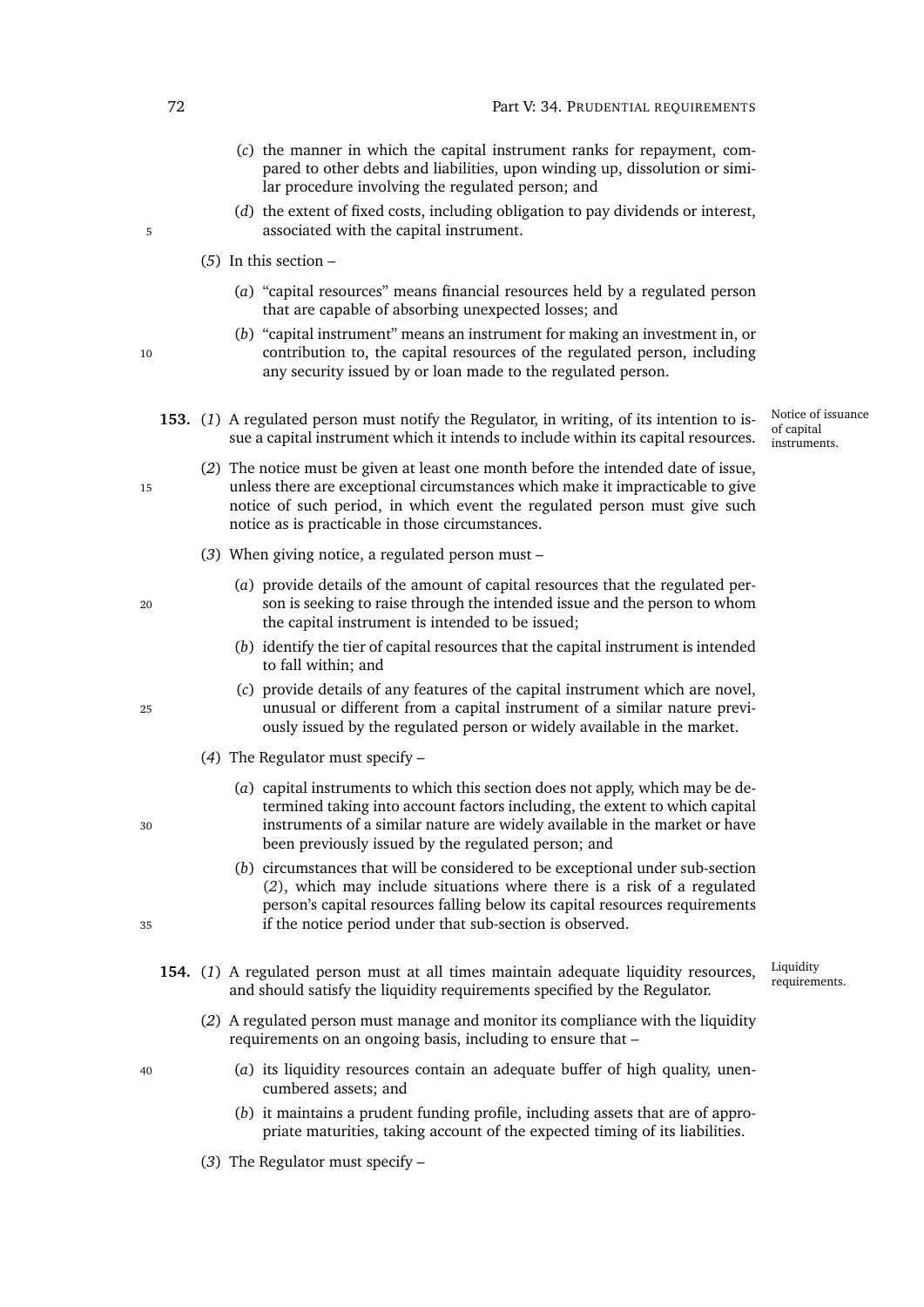(*c*) the manner in which the capital instrument ranks for repayment, compared to other debts and liabilities, upon winding up, dissolution or similar procedure involving the regulated person; and

(*d*) the extent of fixed costs, including obligation to pay dividends or interest, associated with the capital instrument.

(*5*) In this section –

(*a*) "capital resources" means financial resources held by a regulated person that are capable of absorbing unexpected losses; and

(*b*) "capital instrument" means an instrument for making an investment in, or contribution to, the capital resources of the regulated person, including any security issued by or loan made to the regulated person.

*Notice of issuance of capital instruments.*

**153.** (*1*) A regulated person must notify the Regulator, in writing, of its intention to issue a capital instrument which it intends to include within its capital resources.

(*2*) The notice must be given at least one month before the intended date of issue, unless there are exceptional circumstances which make it impracticable to give notice of such period, in which event the regulated person must give such notice as is practicable in those circumstances.

(*3*) When giving notice, a regulated person must –

(*a*) provide details of the amount of capital resources that the regulated person is seeking to raise through the intended issue and the person to whom the capital instrument is intended to be issued;

(*b*) identify the tier of capital resources that the capital instrument is intended to fall within; and

(*c*) provide details of any features of the capital instrument which are novel, unusual or different from a capital instrument of a similar nature previously issued by the regulated person or widely available in the market.

(*4*) The Regulator must specify –

(*a*) capital instruments to which this section does not apply, which may be determined taking into account factors including, the extent to which capital instruments of a similar nature are widely available in the market or have been previously issued by the regulated person; and

(*b*) circumstances that will be considered to be exceptional under sub-section (*2*), which may include situations where there is a risk of a regulated person's capital resources falling below its capital resources requirements if the notice period under that sub-section is observed.

*Liquidity requirements.*

**154.** (*1*) A regulated person must at all times maintain adequate liquidity resources, and should satisfy the liquidity requirements specified by the Regulator.

(*2*) A regulated person must manage and monitor its compliance with the liquidity requirements on an ongoing basis, including to ensure that –

(*a*) its liquidity resources contain an adequate buffer of high quality, unencumbered assets; and

(*b*) it maintains a prudent funding profile, including assets that are of appropriate maturities, taking account of the expected timing of its liabilities.

(*3*) The Regulator must specify –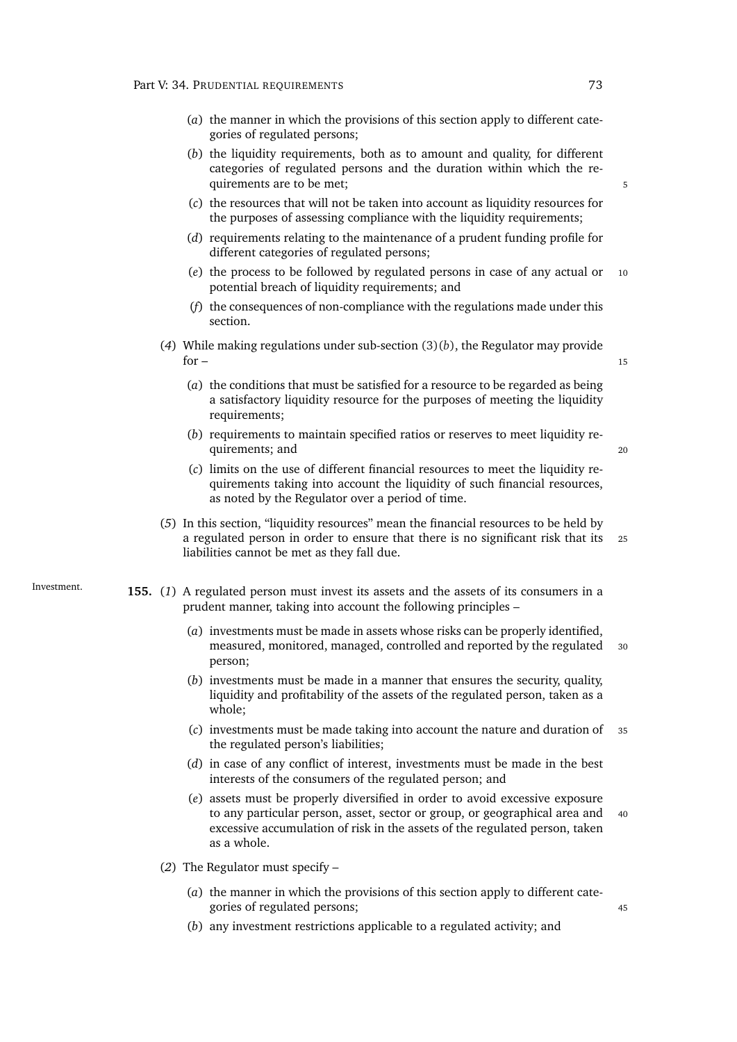(*a*) the manner in which the provisions of this section apply to different categories of regulated persons;

(*b*) the liquidity requirements, both as to amount and quality, for different categories of regulated persons and the duration within which the requirements are to be met;

(*c*) the resources that will not be taken into account as liquidity resources for the purposes of assessing compliance with the liquidity requirements;

(*d*) requirements relating to the maintenance of a prudent funding profile for different categories of regulated persons;

(*e*) the process to be followed by regulated persons in case of any actual or potential breach of liquidity requirements; and

(*f*) the consequences of non-compliance with the regulations made under this section.

(*4*) While making regulations under sub-section (3)(*b*), the Regulator may provide for –

(*a*) the conditions that must be satisfied for a resource to be regarded as being a satisfactory liquidity resource for the purposes of meeting the liquidity requirements;

(*b*) requirements to maintain specified ratios or reserves to meet liquidity requirements; and

(*c*) limits on the use of different financial resources to meet the liquidity requirements taking into account the liquidity of such financial resources, as noted by the Regulator over a period of time.

(*5*) In this section, "liquidity resources" mean the financial resources to be held by a regulated person in order to ensure that there is no significant risk that its liabilities cannot be met as they fall due.

Investment.

**155.** (*1*) A regulated person must invest its assets and the assets of its consumers in a prudent manner, taking into account the following principles –

(*a*) investments must be made in assets whose risks can be properly identified, measured, monitored, managed, controlled and reported by the regulated person;

(*b*) investments must be made in a manner that ensures the security, quality, liquidity and profitability of the assets of the regulated person, taken as a whole;

(*c*) investments must be made taking into account the nature and duration of the regulated person's liabilities;

(*d*) in case of any conflict of interest, investments must be made in the best interests of the consumers of the regulated person; and

(*e*) assets must be properly diversified in order to avoid excessive exposure to any particular person, asset, sector or group, or geographical area and excessive accumulation of risk in the assets of the regulated person, taken as a whole.

(*2*) The Regulator must specify –

(*a*) the manner in which the provisions of this section apply to different categories of regulated persons;

(*b*) any investment restrictions applicable to a regulated activity; and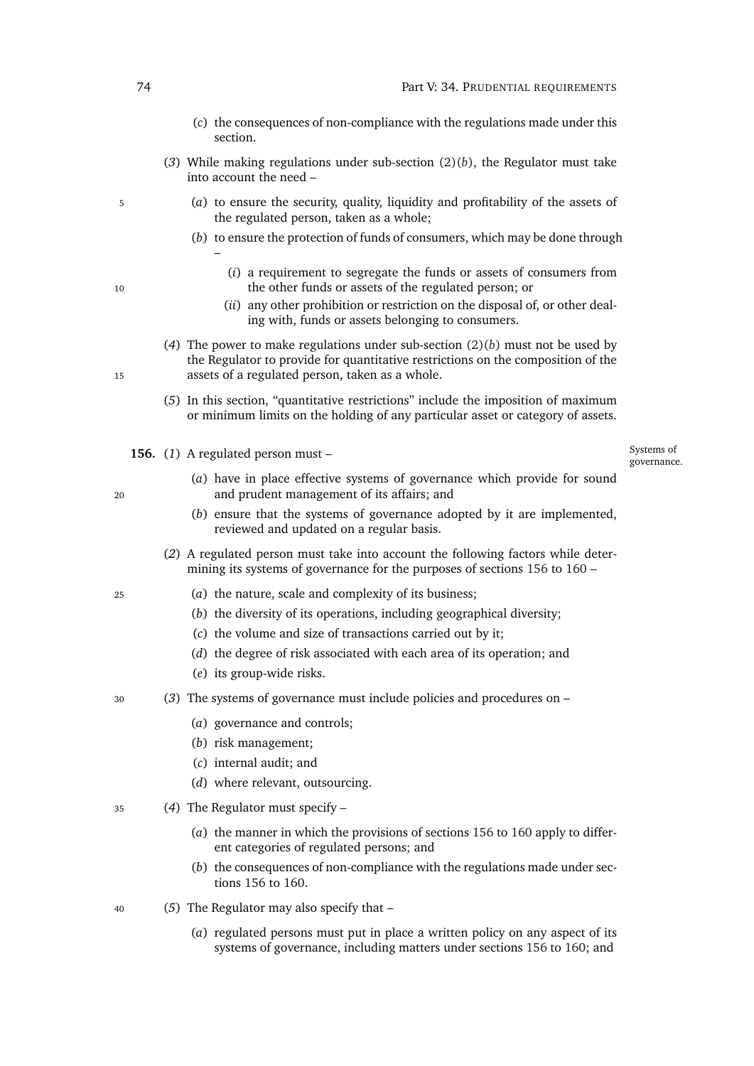(*c*) the consequences of non-compliance with the regulations made under this section.

(*3*) While making regulations under sub-section (2)(*b*), the Regulator must take into account the need –

(*a*) to ensure the security, quality, liquidity and profitability of the assets of the regulated person, taken as a whole;

(*b*) to ensure the protection of funds of consumers, which may be done through –

(*i*) a requirement to segregate the funds or assets of consumers from the other funds or assets of the regulated person; or

(*ii*) any other prohibition or restriction on the disposal of, or other dealing with, funds or assets belonging to consumers.

(*4*) The power to make regulations under sub-section (2)(*b*) must not be used by the Regulator to provide for quantitative restrictions on the composition of the assets of a regulated person, taken as a whole.

(*5*) In this section, "quantitative restrictions" include the imposition of maximum or minimum limits on the holding of any particular asset or category of assets.

Systems of governance.

**156.** (*1*) A regulated person must –

(*a*) have in place effective systems of governance which provide for sound and prudent management of its affairs; and

(*b*) ensure that the systems of governance adopted by it are implemented, reviewed and updated on a regular basis.

(*2*) A regulated person must take into account the following factors while determining its systems of governance for the purposes of sections 156 to 160 –

(*a*) the nature, scale and complexity of its business;

(*b*) the diversity of its operations, including geographical diversity;

(*c*) the volume and size of transactions carried out by it;

(*d*) the degree of risk associated with each area of its operation; and

(*e*) its group-wide risks.

(*3*) The systems of governance must include policies and procedures on –

(*a*) governance and controls;

(*b*) risk management;

(*c*) internal audit; and

(*d*) where relevant, outsourcing.

(*4*) The Regulator must specify –

(*a*) the manner in which the provisions of sections 156 to 160 apply to different categories of regulated persons; and

(*b*) the consequences of non-compliance with the regulations made under sections 156 to 160.

(*5*) The Regulator may also specify that –

(*a*) regulated persons must put in place a written policy on any aspect of its systems of governance, including matters under sections 156 to 160; and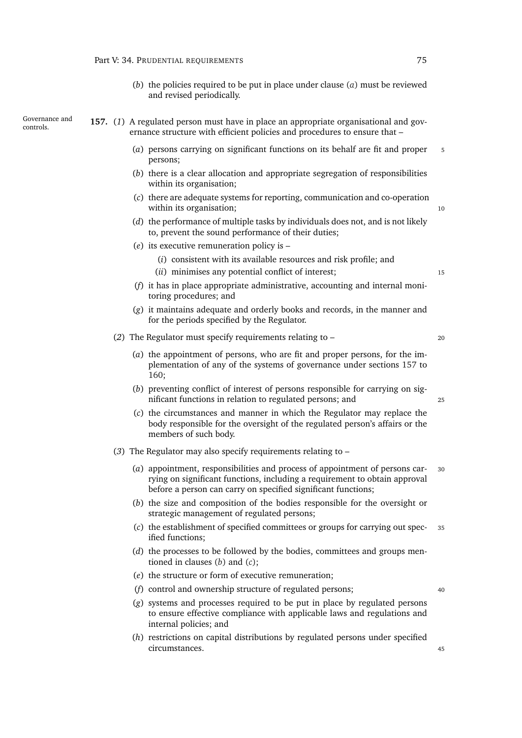(*b*) the policies required to be put in place under clause (*a*) must be reviewed and revised periodically.

**157.** (*1*) A regulated person must have in place an appropriate organisational and governance structure with efficient policies and procedures to ensure that –

Governance and controls.

(*a*) persons carrying on significant functions on its behalf are fit and proper persons;

(*b*) there is a clear allocation and appropriate segregation of responsibilities within its organisation;

(*c*) there are adequate systems for reporting, communication and co-operation within its organisation;

(*d*) the performance of multiple tasks by individuals does not, and is not likely to, prevent the sound performance of their duties;

(*e*) its executive remuneration policy is –

(*i*) consistent with its available resources and risk profile; and

(*ii*) minimises any potential conflict of interest;

(*f*) it has in place appropriate administrative, accounting and internal monitoring procedures; and

(*g*) it maintains adequate and orderly books and records, in the manner and for the periods specified by the Regulator.

(*2*) The Regulator must specify requirements relating to –

(*a*) the appointment of persons, who are fit and proper persons, for the implementation of any of the systems of governance under sections 157 to 160;

(*b*) preventing conflict of interest of persons responsible for carrying on significant functions in relation to regulated persons; and

(*c*) the circumstances and manner in which the Regulator may replace the body responsible for the oversight of the regulated person's affairs or the members of such body.

(*3*) The Regulator may also specify requirements relating to –

(*a*) appointment, responsibilities and process of appointment of persons carrying on significant functions, including a requirement to obtain approval before a person can carry on specified significant functions;

(*b*) the size and composition of the bodies responsible for the oversight or strategic management of regulated persons;

(*c*) the establishment of specified committees or groups for carrying out specified functions;

(*d*) the processes to be followed by the bodies, committees and groups mentioned in clauses (*b*) and (*c*);

(*e*) the structure or form of executive remuneration;

(*f*) control and ownership structure of regulated persons;

(*g*) systems and processes required to be put in place by regulated persons to ensure effective compliance with applicable laws and regulations and internal policies; and

(*h*) restrictions on capital distributions by regulated persons under specified circumstances.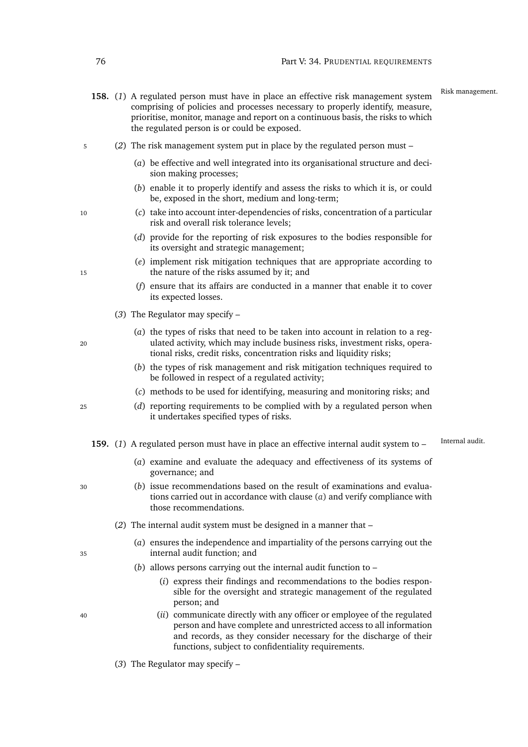**158.** (*1*) A regulated person must have in place an effective risk management system comprising of policies and processes necessary to properly identify, measure, prioritise, monitor, manage and report on a continuous basis, the risks to which the regulated person is or could be exposed.

Risk management.

(*2*) The risk management system put in place by the regulated person must –

(*a*) be effective and well integrated into its organisational structure and decision making processes;

(*b*) enable it to properly identify and assess the risks to which it is, or could be, exposed in the short, medium and long-term;

(*c*) take into account inter-dependencies of risks, concentration of a particular risk and overall risk tolerance levels;

(*d*) provide for the reporting of risk exposures to the bodies responsible for its oversight and strategic management;

(*e*) implement risk mitigation techniques that are appropriate according to the nature of the risks assumed by it; and

(*f*) ensure that its affairs are conducted in a manner that enable it to cover its expected losses.

(*3*) The Regulator may specify –

(*a*) the types of risks that need to be taken into account in relation to a regulated activity, which may include business risks, investment risks, operational risks, credit risks, concentration risks and liquidity risks;

(*b*) the types of risk management and risk mitigation techniques required to be followed in respect of a regulated activity;

(*c*) methods to be used for identifying, measuring and monitoring risks; and

(*d*) reporting requirements to be complied with by a regulated person when it undertakes specified types of risks.

**159.** (*1*) A regulated person must have in place an effective internal audit system to –

Internal audit.

(*a*) examine and evaluate the adequacy and effectiveness of its systems of governance; and

(*b*) issue recommendations based on the result of examinations and evaluations carried out in accordance with clause (*a*) and verify compliance with those recommendations.

(*2*) The internal audit system must be designed in a manner that –

(*a*) ensures the independence and impartiality of the persons carrying out the internal audit function; and

(*b*) allows persons carrying out the internal audit function to –

(*i*) express their findings and recommendations to the bodies responsible for the oversight and strategic management of the regulated person; and

(*ii*) communicate directly with any officer or employee of the regulated person and have complete and unrestricted access to all information and records, as they consider necessary for the discharge of their functions, subject to confidentiality requirements.

(*3*) The Regulator may specify –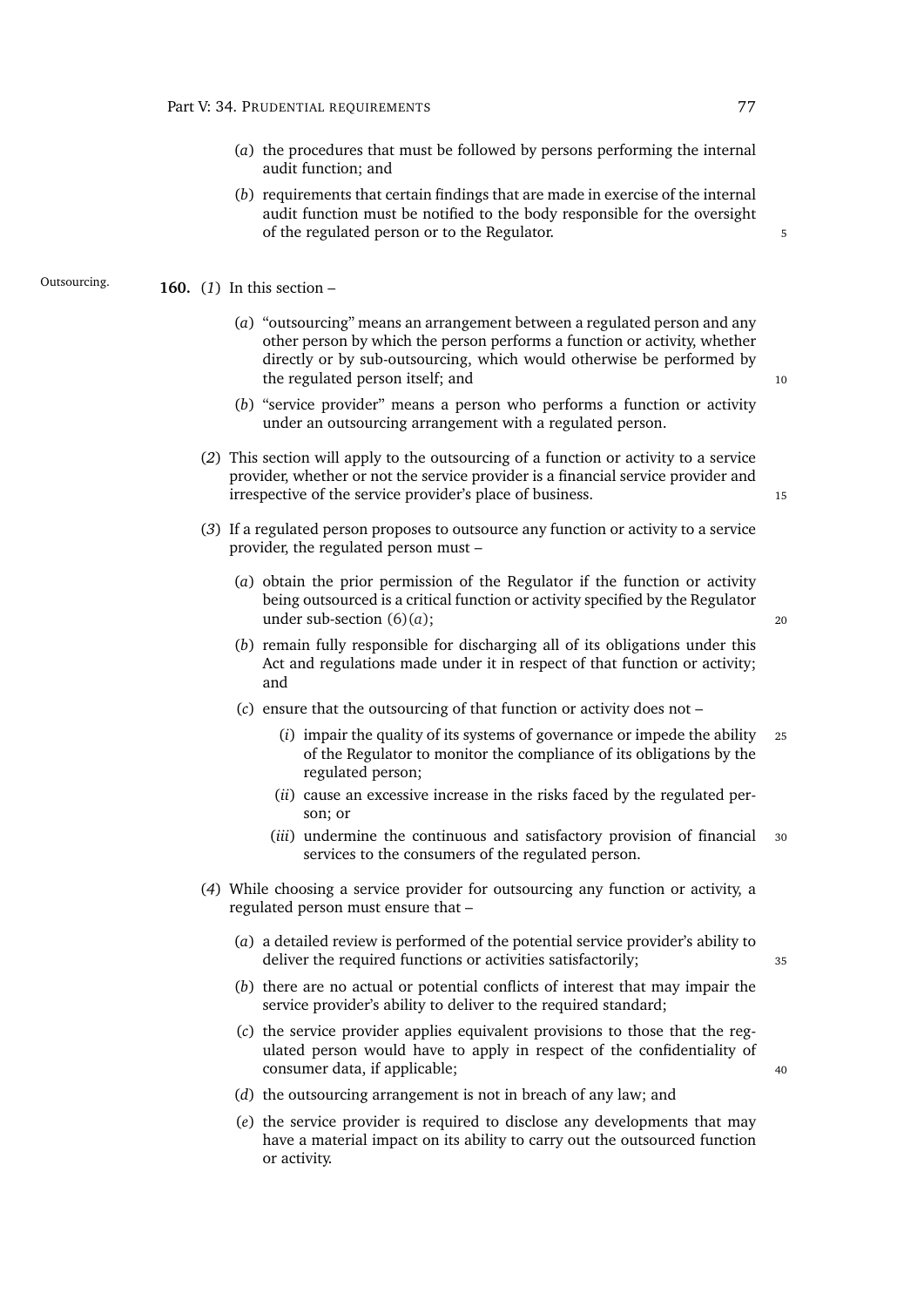(*a*) the procedures that must be followed by persons performing the internal audit function; and

(*b*) requirements that certain findings that are made in exercise of the internal audit function must be notified to the body responsible for the oversight of the regulated person or to the Regulator.

Outsourcing.

**160.** (*1*) In this section –

(*a*) "outsourcing" means an arrangement between a regulated person and any other person by which the person performs a function or activity, whether directly or by sub-outsourcing, which would otherwise be performed by the regulated person itself; and

(*b*) "service provider" means a person who performs a function or activity under an outsourcing arrangement with a regulated person.

(*2*) This section will apply to the outsourcing of a function or activity to a service provider, whether or not the service provider is a financial service provider and irrespective of the service provider's place of business.

(*3*) If a regulated person proposes to outsource any function or activity to a service provider, the regulated person must –

(*a*) obtain the prior permission of the Regulator if the function or activity being outsourced is a critical function or activity specified by the Regulator under sub-section (6)(*a*);

(*b*) remain fully responsible for discharging all of its obligations under this Act and regulations made under it in respect of that function or activity; and

(*c*) ensure that the outsourcing of that function or activity does not –

(*i*) impair the quality of its systems of governance or impede the ability of the Regulator to monitor the compliance of its obligations by the regulated person;

(*ii*) cause an excessive increase in the risks faced by the regulated person; or

(*iii*) undermine the continuous and satisfactory provision of financial services to the consumers of the regulated person.

(*4*) While choosing a service provider for outsourcing any function or activity, a regulated person must ensure that –

(*a*) a detailed review is performed of the potential service provider's ability to deliver the required functions or activities satisfactorily;

(*b*) there are no actual or potential conflicts of interest that may impair the service provider's ability to deliver to the required standard;

(*c*) the service provider applies equivalent provisions to those that the regulated person would have to apply in respect of the confidentiality of consumer data, if applicable;

(*d*) the outsourcing arrangement is not in breach of any law; and

(*e*) the service provider is required to disclose any developments that may have a material impact on its ability to carry out the outsourced function or activity.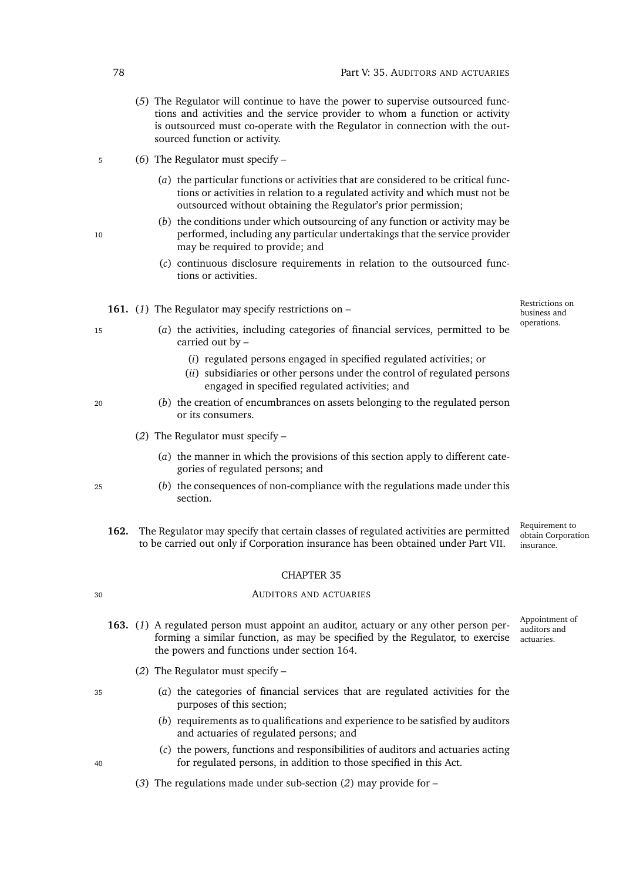(*5*) The Regulator will continue to have the power to supervise outsourced functions and activities and the service provider to whom a function or activity is outsourced must co-operate with the Regulator in connection with the outsourced function or activity.

(*6*) The Regulator must specify –

(*a*) the particular functions or activities that are considered to be critical functions or activities in relation to a regulated activity and which must not be outsourced without obtaining the Regulator's prior permission;

(*b*) the conditions under which outsourcing of any function or activity may be performed, including any particular undertakings that the service provider may be required to provide; and

(*c*) continuous disclosure requirements in relation to the outsourced functions or activities.

*Restrictions on business and operations.*

**161.** (*1*) The Regulator may specify restrictions on –

(*a*) the activities, including categories of financial services, permitted to be carried out by –

(*i*) regulated persons engaged in specified regulated activities; or

(*ii*) subsidiaries or other persons under the control of regulated persons engaged in specified regulated activities; and

(*b*) the creation of encumbrances on assets belonging to the regulated person or its consumers.

(*2*) The Regulator must specify –

(*a*) the manner in which the provisions of this section apply to different categories of regulated persons; and

(*b*) the consequences of non-compliance with the regulations made under this section.

*Requirement to obtain Corporation insurance.*

**162.** The Regulator may specify that certain classes of regulated activities are permitted to be carried out only if Corporation insurance has been obtained under Part VII.

## CHAPTER 35

## AUDITORS AND ACTUARIES

*Appointment of auditors and actuaries.*

**163.** (*1*) A regulated person must appoint an auditor, actuary or any other person performing a similar function, as may be specified by the Regulator, to exercise the powers and functions under section 164.

(*2*) The Regulator must specify –

(*a*) the categories of financial services that are regulated activities for the purposes of this section;

(*b*) requirements as to qualifications and experience to be satisfied by auditors and actuaries of regulated persons; and

(*c*) the powers, functions and responsibilities of auditors and actuaries acting for regulated persons, in addition to those specified in this Act.

(*3*) The regulations made under sub-section (*2*) may provide for –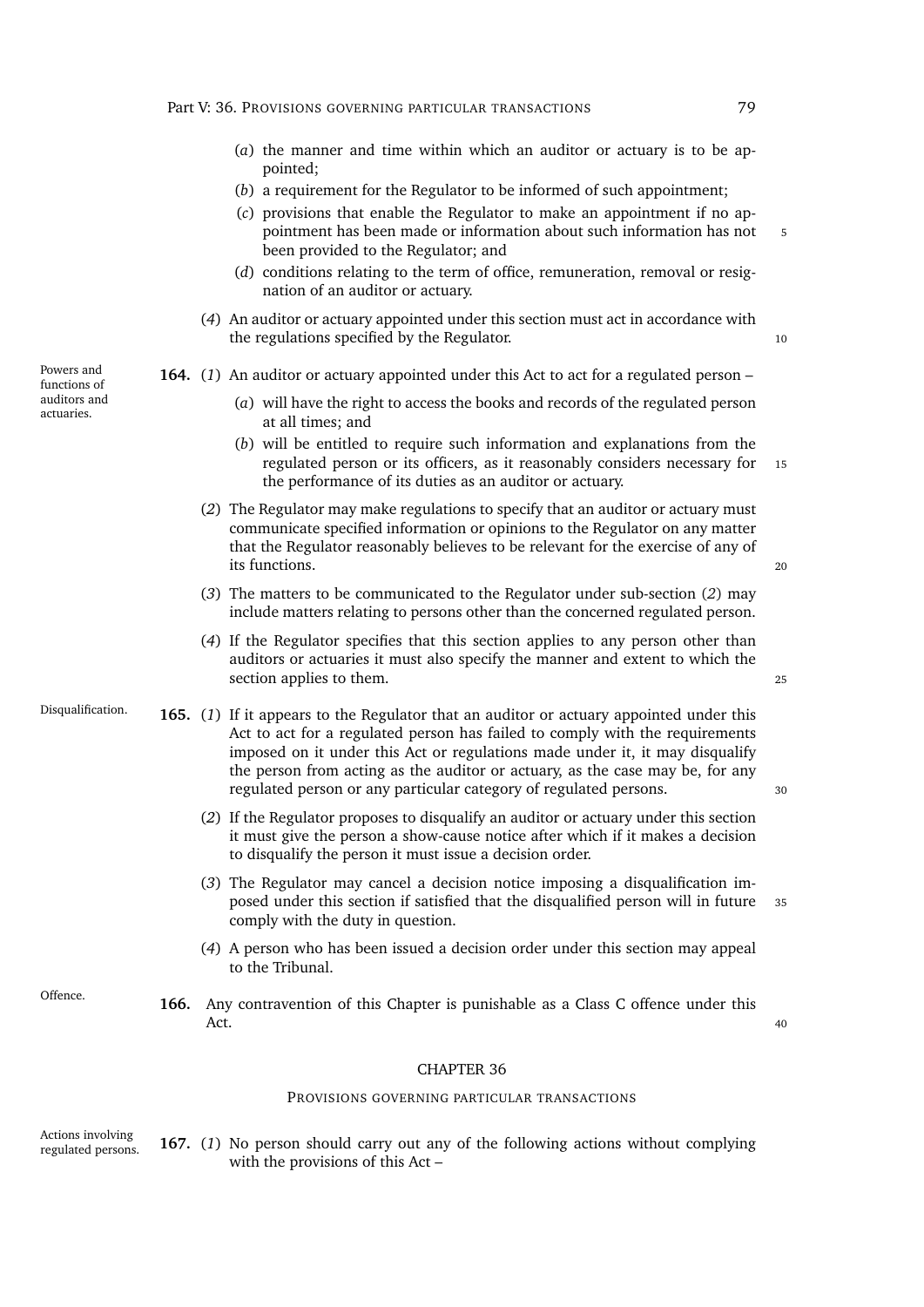(*a*) the manner and time within which an auditor or actuary is to be appointed;

(*b*) a requirement for the Regulator to be informed of such appointment;

(*c*) provisions that enable the Regulator to make an appointment if no appointment has been made or information about such information has not been provided to the Regulator; and

(*d*) conditions relating to the term of office, remuneration, removal or resignation of an auditor or actuary.

(*4*) An auditor or actuary appointed under this section must act in accordance with the regulations specified by the Regulator.

*Powers and functions of auditors and actuaries.*

**164.** (*1*) An auditor or actuary appointed under this Act to act for a regulated person –

(*a*) will have the right to access the books and records of the regulated person at all times; and

(*b*) will be entitled to require such information and explanations from the regulated person or its officers, as it reasonably considers necessary for the performance of its duties as an auditor or actuary.

(*2*) The Regulator may make regulations to specify that an auditor or actuary must communicate specified information or opinions to the Regulator on any matter that the Regulator reasonably believes to be relevant for the exercise of any of its functions.

(*3*) The matters to be communicated to the Regulator under sub-section (*2*) may include matters relating to persons other than the concerned regulated person.

(*4*) If the Regulator specifies that this section applies to any person other than auditors or actuaries it must also specify the manner and extent to which the section applies to them.

*Disqualification.*

**165.** (*1*) If it appears to the Regulator that an auditor or actuary appointed under this Act to act for a regulated person has failed to comply with the requirements imposed on it under this Act or regulations made under it, it may disqualify the person from acting as the auditor or actuary, as the case may be, for any regulated person or any particular category of regulated persons.

(*2*) If the Regulator proposes to disqualify an auditor or actuary under this section it must give the person a show-cause notice after which if it makes a decision to disqualify the person it must issue a decision order.

(*3*) The Regulator may cancel a decision notice imposing a disqualification imposed under this section if satisfied that the disqualified person will in future comply with the duty in question.

(*4*) A person who has been issued a decision order under this section may appeal to the Tribunal.

*Offence.*

**166.** Any contravention of this Chapter is punishable as a Class C offence under this Act.

## CHAPTER 36

### PROVISIONS GOVERNING PARTICULAR TRANSACTIONS

*Actions involving regulated persons.*

**167.** (*1*) No person should carry out any of the following actions without complying with the provisions of this Act –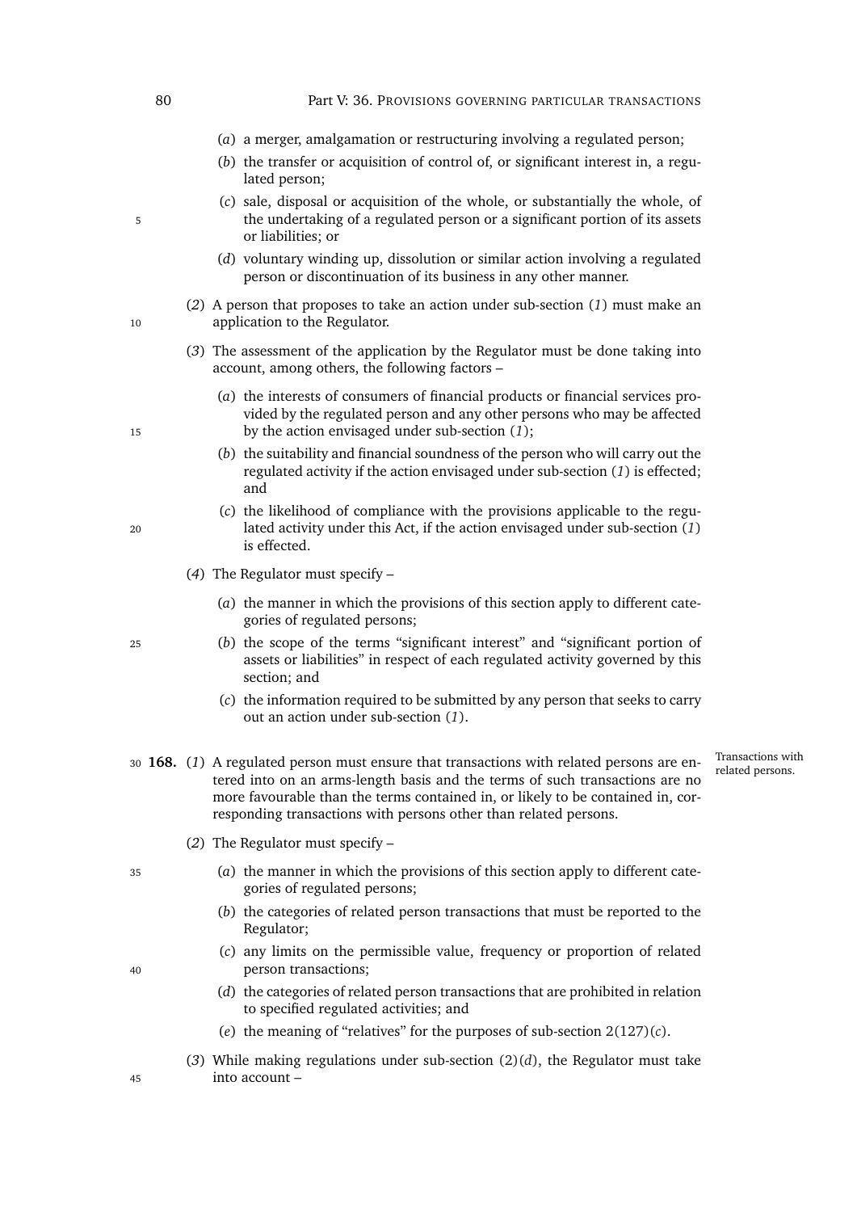(*a*) a merger, amalgamation or restructuring involving a regulated person;

(*b*) the transfer or acquisition of control of, or significant interest in, a regulated person;

(*c*) sale, disposal or acquisition of the whole, or substantially the whole, of the undertaking of a regulated person or a significant portion of its assets or liabilities; or

(*d*) voluntary winding up, dissolution or similar action involving a regulated person or discontinuation of its business in any other manner.

(*2*) A person that proposes to take an action under sub-section (*1*) must make an application to the Regulator.

(*3*) The assessment of the application by the Regulator must be done taking into account, among others, the following factors –

(*a*) the interests of consumers of financial products or financial services provided by the regulated person and any other persons who may be affected by the action envisaged under sub-section (*1*);

(*b*) the suitability and financial soundness of the person who will carry out the regulated activity if the action envisaged under sub-section (*1*) is effected; and

(*c*) the likelihood of compliance with the provisions applicable to the regulated activity under this Act, if the action envisaged under sub-section (*1*) is effected.

(*4*) The Regulator must specify –

(*a*) the manner in which the provisions of this section apply to different categories of regulated persons;

(*b*) the scope of the terms "significant interest" and "significant portion of assets or liabilities" in respect of each regulated activity governed by this section; and

(*c*) the information required to be submitted by any person that seeks to carry out an action under sub-section (*1*).

**168.** (*1*) A regulated person must ensure that transactions with related persons are entered into on an arms-length basis and the terms of such transactions are no more favourable than the terms contained in, or likely to be contained in, corresponding transactions with persons other than related persons.

Transactions with related persons.

(*2*) The Regulator must specify –

(*a*) the manner in which the provisions of this section apply to different categories of regulated persons;

(*b*) the categories of related person transactions that must be reported to the Regulator;

(*c*) any limits on the permissible value, frequency or proportion of related person transactions;

(*d*) the categories of related person transactions that are prohibited in relation to specified regulated activities; and

(*e*) the meaning of "relatives" for the purposes of sub-section 2(127)(*c*).

(*3*) While making regulations under sub-section (2)(*d*), the Regulator must take into account –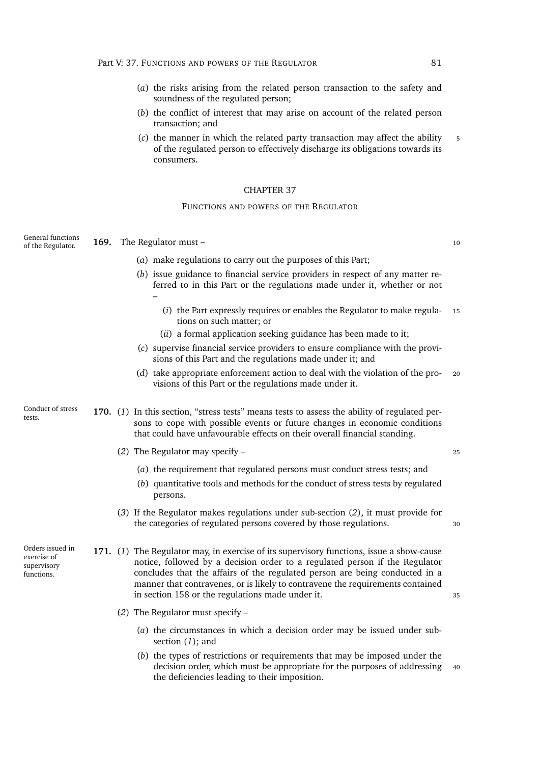(*a*) the risks arising from the related person transaction to the safety and soundness of the regulated person;

(*b*) the conflict of interest that may arise on account of the related person transaction; and

(*c*) the manner in which the related party transaction may affect the ability of the regulated person to effectively discharge its obligations towards its consumers.

## CHAPTER 37

### FUNCTIONS AND POWERS OF THE REGULATOR

*General functions of the Regulator.*

**169.** The Regulator must –

(*a*) make regulations to carry out the purposes of this Part;

(*b*) issue guidance to financial service providers in respect of any matter referred to in this Part or the regulations made under it, whether or not –

(*i*) the Part expressly requires or enables the Regulator to make regulations on such matter; or

(*ii*) a formal application seeking guidance has been made to it;

(*c*) supervise financial service providers to ensure compliance with the provisions of this Part and the regulations made under it; and

(*d*) take appropriate enforcement action to deal with the violation of the provisions of this Part or the regulations made under it.

*Conduct of stress tests.*

**170.** (*1*) In this section, "stress tests" means tests to assess the ability of regulated persons to cope with possible events or future changes in economic conditions that could have unfavourable effects on their overall financial standing.

(*2*) The Regulator may specify –

(*a*) the requirement that regulated persons must conduct stress tests; and

(*b*) quantitative tools and methods for the conduct of stress tests by regulated persons.

(*3*) If the Regulator makes regulations under sub-section (*2*), it must provide for the categories of regulated persons covered by those regulations.

*Orders issued in exercise of supervisory functions.*

**171.** (*1*) The Regulator may, in exercise of its supervisory functions, issue a show-cause notice, followed by a decision order to a regulated person if the Regulator concludes that the affairs of the regulated person are being conducted in a manner that contravenes, or is likely to contravene the requirements contained in section 158 or the regulations made under it.

(*2*) The Regulator must specify –

(*a*) the circumstances in which a decision order may be issued under sub-section (*1*); and

(*b*) the types of restrictions or requirements that may be imposed under the decision order, which must be appropriate for the purposes of addressing the deficiencies leading to their imposition.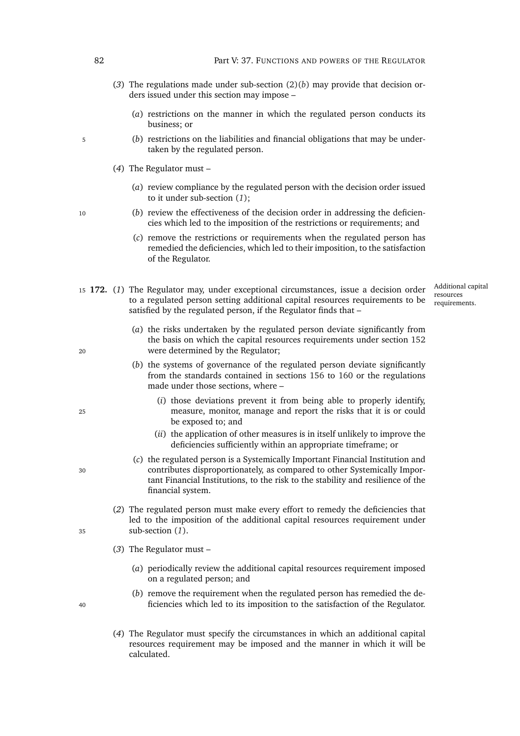(*3*) The regulations made under sub-section (2)(*b*) may provide that decision orders issued under this section may impose –

(*a*) restrictions on the manner in which the regulated person conducts its business; or

(*b*) restrictions on the liabilities and financial obligations that may be undertaken by the regulated person.

(*4*) The Regulator must –

(*a*) review compliance by the regulated person with the decision order issued to it under sub-section (*1*);

(*b*) review the effectiveness of the decision order in addressing the deficiencies which led to the imposition of the restrictions or requirements; and

(*c*) remove the restrictions or requirements when the regulated person has remedied the deficiencies, which led to their imposition, to the satisfaction of the Regulator.

*Additional capital resources requirements.*

**172.** (*1*) The Regulator may, under exceptional circumstances, issue a decision order to a regulated person setting additional capital resources requirements to be satisfied by the regulated person, if the Regulator finds that –

(*a*) the risks undertaken by the regulated person deviate significantly from the basis on which the capital resources requirements under section 152 were determined by the Regulator;

(*b*) the systems of governance of the regulated person deviate significantly from the standards contained in sections 156 to 160 or the regulations made under those sections, where –

(*i*) those deviations prevent it from being able to properly identify, measure, monitor, manage and report the risks that it is or could be exposed to; and

(*ii*) the application of other measures is in itself unlikely to improve the deficiencies sufficiently within an appropriate timeframe; or

(*c*) the regulated person is a Systemically Important Financial Institution and contributes disproportionately, as compared to other Systemically Important Financial Institutions, to the risk to the stability and resilience of the financial system.

(*2*) The regulated person must make every effort to remedy the deficiencies that led to the imposition of the additional capital resources requirement under sub-section (*1*).

(*3*) The Regulator must –

(*a*) periodically review the additional capital resources requirement imposed on a regulated person; and

(*b*) remove the requirement when the regulated person has remedied the deficiencies which led to its imposition to the satisfaction of the Regulator.

(*4*) The Regulator must specify the circumstances in which an additional capital resources requirement may be imposed and the manner in which it will be calculated.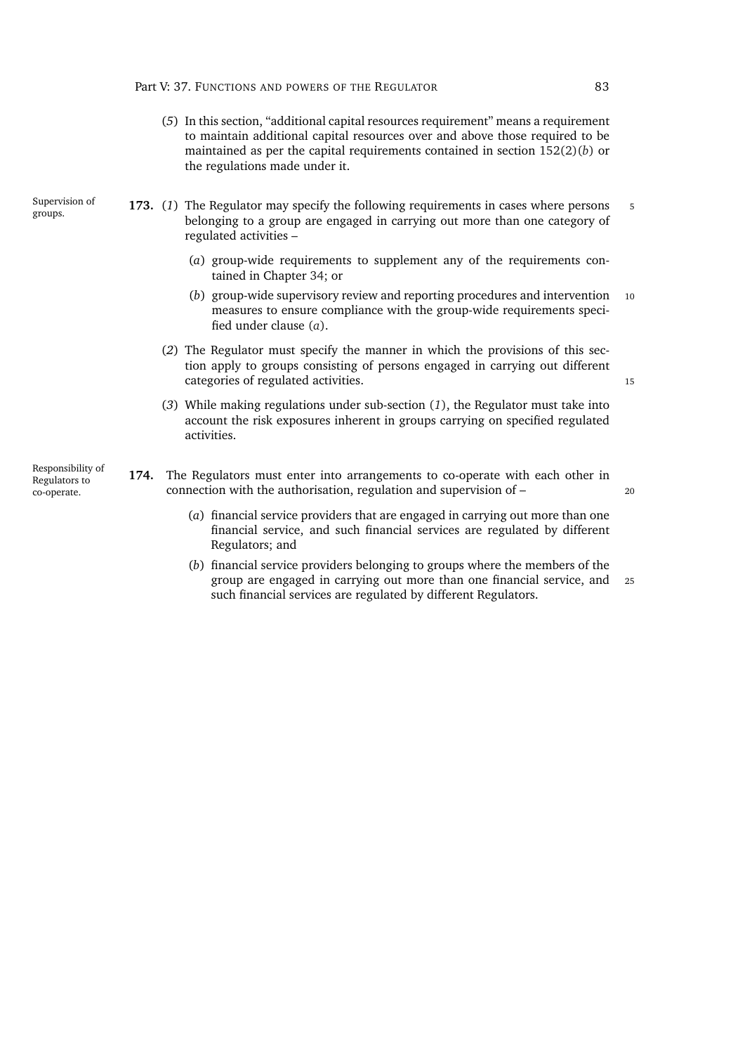(*5*) In this section, "additional capital resources requirement" means a requirement to maintain additional capital resources over and above those required to be maintained as per the capital requirements contained in section 152(2)(*b*) or the regulations made under it.

Supervision of groups.

**173.** (*1*) The Regulator may specify the following requirements in cases where persons belonging to a group are engaged in carrying out more than one category of regulated activities –

(*a*) group-wide requirements to supplement any of the requirements contained in Chapter 34; or

(*b*) group-wide supervisory review and reporting procedures and intervention measures to ensure compliance with the group-wide requirements specified under clause (*a*).

(*2*) The Regulator must specify the manner in which the provisions of this section apply to groups consisting of persons engaged in carrying out different categories of regulated activities.

(*3*) While making regulations under sub-section (*1*), the Regulator must take into account the risk exposures inherent in groups carrying on specified regulated activities.

Responsibility of Regulators to co-operate.

**174.** The Regulators must enter into arrangements to co-operate with each other in connection with the authorisation, regulation and supervision of –

(*a*) financial service providers that are engaged in carrying out more than one financial service, and such financial services are regulated by different Regulators; and

(*b*) financial service providers belonging to groups where the members of the group are engaged in carrying out more than one financial service, and such financial services are regulated by different Regulators.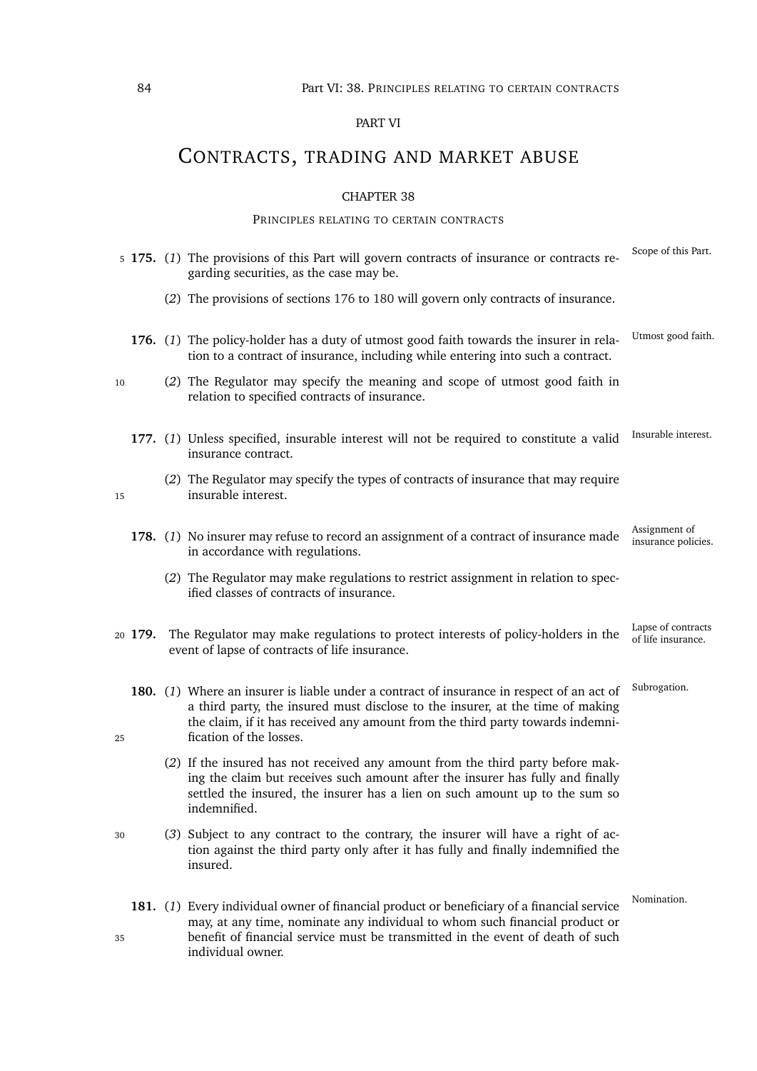PART VI

# CONTRACTS, TRADING AND MARKET ABUSE

CHAPTER 38

PRINCIPLES RELATING TO CERTAIN CONTRACTS

**175.** (*1*) The provisions of this Part will govern contracts of insurance or contracts regarding securities, as the case may be. *Scope of this Part.*

(*2*) The provisions of sections 176 to 180 will govern only contracts of insurance.

**176.** (*1*) The policy-holder has a duty of utmost good faith towards the insurer in relation to a contract of insurance, including while entering into such a contract. *Utmost good faith.*

(*2*) The Regulator may specify the meaning and scope of utmost good faith in relation to specified contracts of insurance.

**177.** (*1*) Unless specified, insurable interest will not be required to constitute a valid insurance contract. *Insurable interest.*

(*2*) The Regulator may specify the types of contracts of insurance that may require insurable interest.

**178.** (*1*) No insurer may refuse to record an assignment of a contract of insurance made in accordance with regulations. *Assignment of insurance policies.*

(*2*) The Regulator may make regulations to restrict assignment in relation to specified classes of contracts of insurance.

**179.** The Regulator may make regulations to protect interests of policy-holders in the event of lapse of contracts of life insurance. *Lapse of contracts of life insurance.*

**180.** (*1*) Where an insurer is liable under a contract of insurance in respect of an act of a third party, the insured must disclose to the insurer, at the time of making the claim, if it has received any amount from the third party towards indemnification of the losses. *Subrogation.*

(*2*) If the insured has not received any amount from the third party before making the claim but receives such amount after the insurer has fully and finally settled the insured, the insurer has a lien on such amount up to the sum so indemnified.

(*3*) Subject to any contract to the contrary, the insurer will have a right of action against the third party only after it has fully and finally indemnified the insured.

**181.** (*1*) Every individual owner of financial product or beneficiary of a financial service may, at any time, nominate any individual to whom such financial product or benefit of financial service must be transmitted in the event of death of such individual owner. *Nomination.*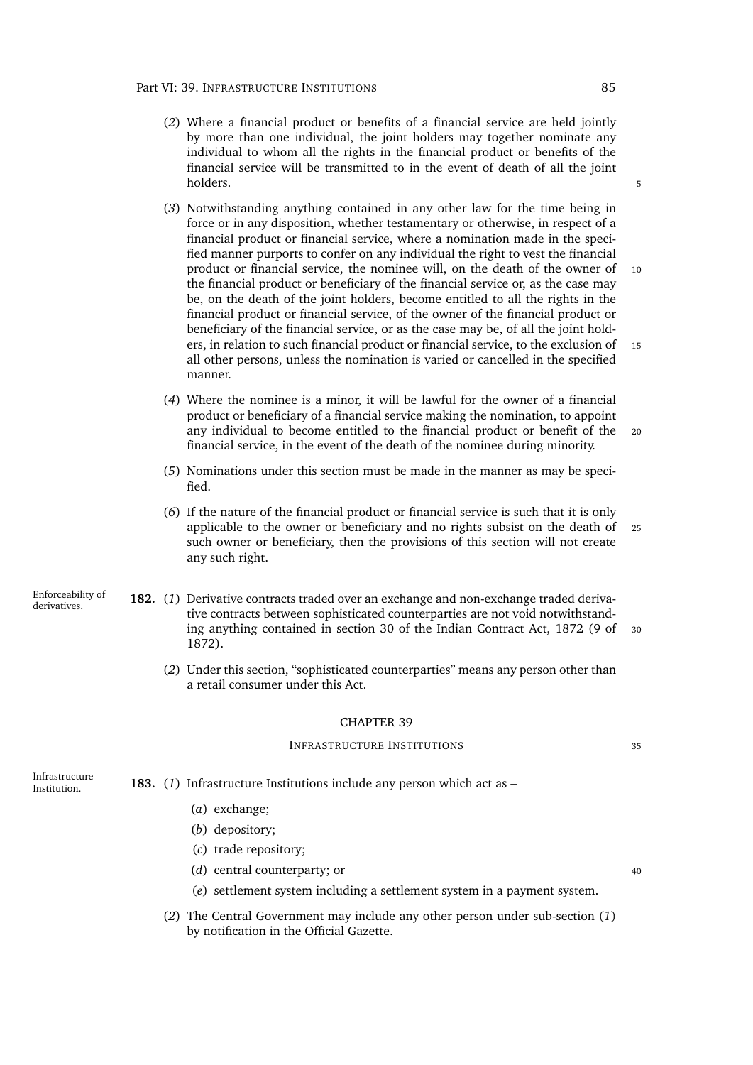(*2*) Where a financial product or benefits of a financial service are held jointly by more than one individual, the joint holders may together nominate any individual to whom all the rights in the financial product or benefits of the financial service will be transmitted to in the event of death of all the joint holders.

(*3*) Notwithstanding anything contained in any other law for the time being in force or in any disposition, whether testamentary or otherwise, in respect of a financial product or financial service, where a nomination made in the specified manner purports to confer on any individual the right to vest the financial product or financial service, the nominee will, on the death of the owner of the financial product or beneficiary of the financial service or, as the case may be, on the death of the joint holders, become entitled to all the rights in the financial product or financial service, of the owner of the financial product or beneficiary of the financial service, or as the case may be, of all the joint holders, in relation to such financial product or financial service, to the exclusion of all other persons, unless the nomination is varied or cancelled in the specified manner.

(*4*) Where the nominee is a minor, it will be lawful for the owner of a financial product or beneficiary of a financial service making the nomination, to appoint any individual to become entitled to the financial product or benefit of the financial service, in the event of the death of the nominee during minority.

(*5*) Nominations under this section must be made in the manner as may be specified.

(*6*) If the nature of the financial product or financial service is such that it is only applicable to the owner or beneficiary and no rights subsist on the death of such owner or beneficiary, then the provisions of this section will not create any such right.

Enforceability of derivatives.

**182.** (*1*) Derivative contracts traded over an exchange and non-exchange traded derivative contracts between sophisticated counterparties are not void notwithstanding anything contained in section 30 of the Indian Contract Act, 1872 (9 of 1872).

(*2*) Under this section, "sophisticated counterparties" means any person other than a retail consumer under this Act.

## CHAPTER 39

### INFRASTRUCTURE INSTITUTIONS

Infrastructure Institution.

**183.** (*1*) Infrastructure Institutions include any person which act as –

(*a*) exchange;

(*b*) depository;

(*c*) trade repository;

(*d*) central counterparty; or

(*e*) settlement system including a settlement system in a payment system.

(*2*) The Central Government may include any other person under sub-section (*1*) by notification in the Official Gazette.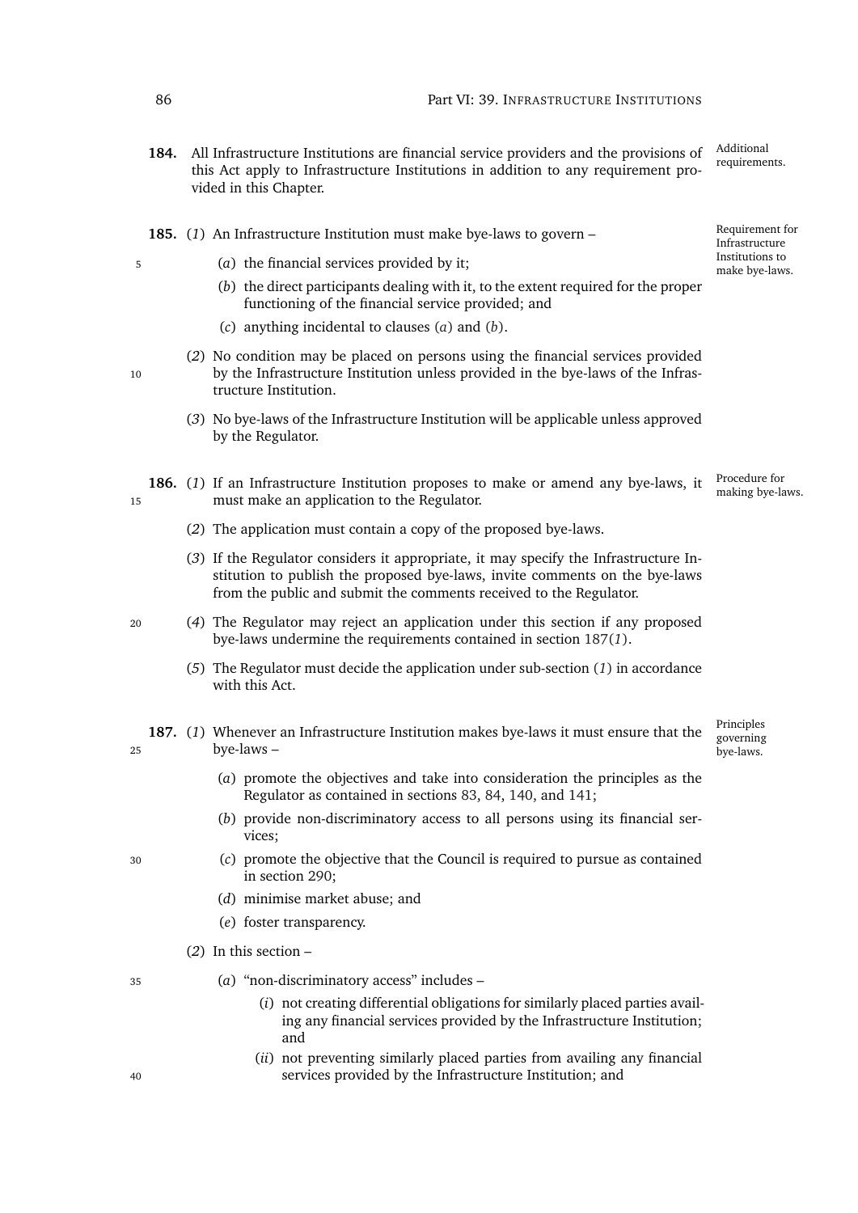**184.** All Infrastructure Institutions are financial service providers and the provisions of this Act apply to Infrastructure Institutions in addition to any requirement provided in this Chapter.

*Additional requirements.*

**185.** (*1*) An Infrastructure Institution must make bye-laws to govern –

*Requirement for Infrastructure Institutions to make bye-laws.*

(*a*) the financial services provided by it;

(*b*) the direct participants dealing with it, to the extent required for the proper functioning of the financial service provided; and

(*c*) anything incidental to clauses (*a*) and (*b*).

(*2*) No condition may be placed on persons using the financial services provided by the Infrastructure Institution unless provided in the bye-laws of the Infrastructure Institution.

(*3*) No bye-laws of the Infrastructure Institution will be applicable unless approved by the Regulator.

**186.** (*1*) If an Infrastructure Institution proposes to make or amend any bye-laws, it must make an application to the Regulator.

*Procedure for making bye-laws.*

(*2*) The application must contain a copy of the proposed bye-laws.

(*3*) If the Regulator considers it appropriate, it may specify the Infrastructure Institution to publish the proposed bye-laws, invite comments on the bye-laws from the public and submit the comments received to the Regulator.

(*4*) The Regulator may reject an application under this section if any proposed bye-laws undermine the requirements contained in section 187(*1*).

(*5*) The Regulator must decide the application under sub-section (*1*) in accordance with this Act.

**187.** (*1*) Whenever an Infrastructure Institution makes bye-laws it must ensure that the bye-laws –

*Principles governing bye-laws.*

(*a*) promote the objectives and take into consideration the principles as the Regulator as contained in sections 83, 84, 140, and 141;

(*b*) provide non-discriminatory access to all persons using its financial services;

(*c*) promote the objective that the Council is required to pursue as contained in section 290;

(*d*) minimise market abuse; and

(*e*) foster transparency.

(*2*) In this section –

(*a*) "non-discriminatory access" includes –

(*i*) not creating differential obligations for similarly placed parties availing any financial services provided by the Infrastructure Institution; and

(*ii*) not preventing similarly placed parties from availing any financial services provided by the Infrastructure Institution; and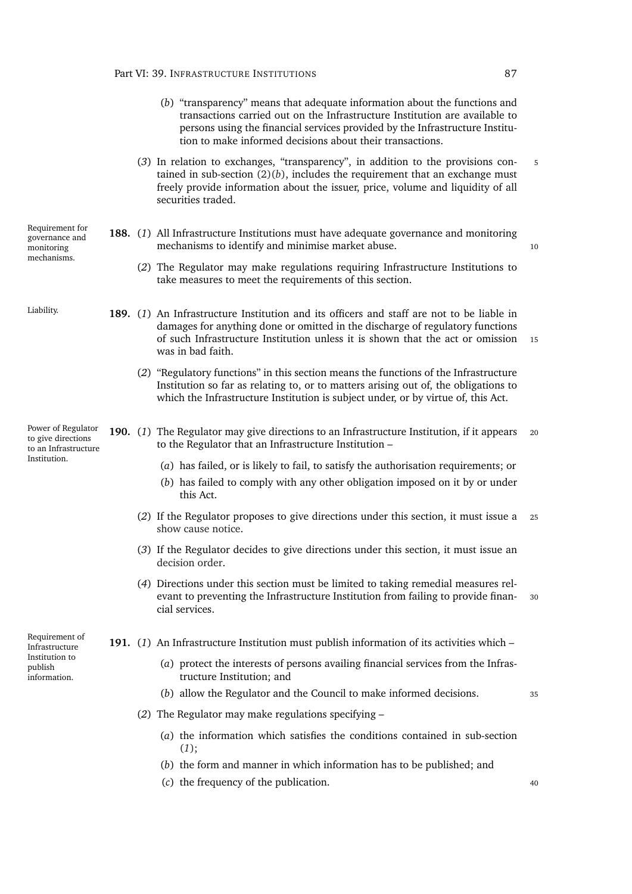(*b*) "transparency" means that adequate information about the functions and transactions carried out on the Infrastructure Institution are available to persons using the financial services provided by the Infrastructure Institution to make informed decisions about their transactions.

(*3*) In relation to exchanges, "transparency", in addition to the provisions contained in sub-section (2)(*b*), includes the requirement that an exchange must freely provide information about the issuer, price, volume and liquidity of all securities traded.

*Requirement for governance and monitoring mechanisms.*

**188.** (*1*) All Infrastructure Institutions must have adequate governance and monitoring mechanisms to identify and minimise market abuse.

(*2*) The Regulator may make regulations requiring Infrastructure Institutions to take measures to meet the requirements of this section.

*Liability.*

**189.** (*1*) An Infrastructure Institution and its officers and staff are not to be liable in damages for anything done or omitted in the discharge of regulatory functions of such Infrastructure Institution unless it is shown that the act or omission was in bad faith.

(*2*) "Regulatory functions" in this section means the functions of the Infrastructure Institution so far as relating to, or to matters arising out of, the obligations to which the Infrastructure Institution is subject under, or by virtue of, this Act.

*Power of Regulator to give directions to an Infrastructure Institution.*

**190.** (*1*) The Regulator may give directions to an Infrastructure Institution, if it appears to the Regulator that an Infrastructure Institution –

(*a*) has failed, or is likely to fail, to satisfy the authorisation requirements; or

(*b*) has failed to comply with any other obligation imposed on it by or under this Act.

(*2*) If the Regulator proposes to give directions under this section, it must issue a show cause notice.

(*3*) If the Regulator decides to give directions under this section, it must issue an decision order.

(*4*) Directions under this section must be limited to taking remedial measures relevant to preventing the Infrastructure Institution from failing to provide financial services.

*Requirement of Infrastructure Institution to publish information.*

**191.** (*1*) An Infrastructure Institution must publish information of its activities which –

(*a*) protect the interests of persons availing financial services from the Infrastructure Institution; and

(*b*) allow the Regulator and the Council to make informed decisions.

(*2*) The Regulator may make regulations specifying –

(*a*) the information which satisfies the conditions contained in sub-section (*1*);

(*b*) the form and manner in which information has to be published; and

(*c*) the frequency of the publication.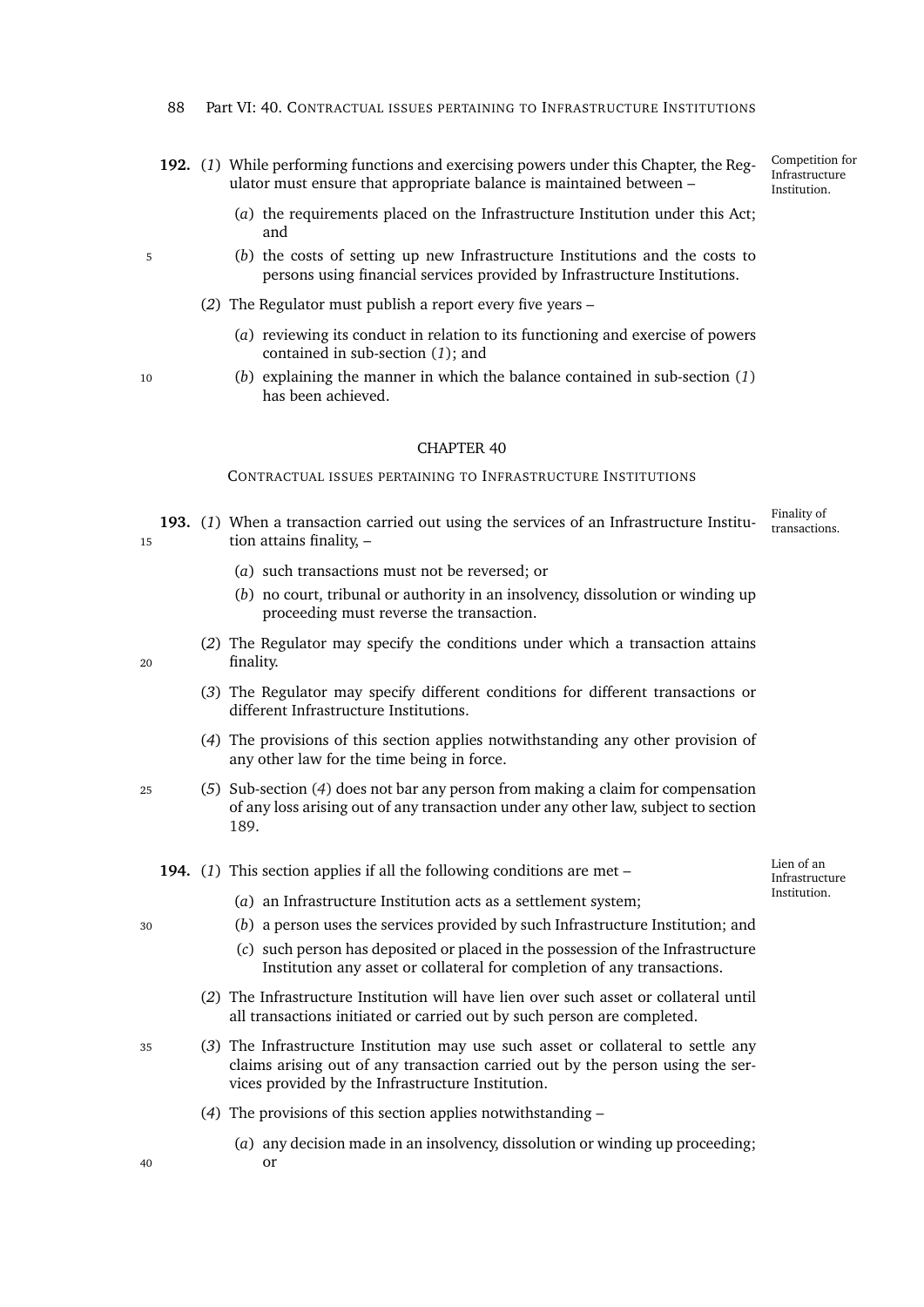**192.** (*1*) While performing functions and exercising powers under this Chapter, the Regulator must ensure that appropriate balance is maintained between – *Competition for Infrastructure Institution.*

(*a*) the requirements placed on the Infrastructure Institution under this Act; and

(*b*) the costs of setting up new Infrastructure Institutions and the costs to persons using financial services provided by Infrastructure Institutions.

(*2*) The Regulator must publish a report every five years –

(*a*) reviewing its conduct in relation to its functioning and exercise of powers contained in sub-section (*1*); and

(*b*) explaining the manner in which the balance contained in sub-section (*1*) has been achieved.

## CHAPTER 40

### CONTRACTUAL ISSUES PERTAINING TO INFRASTRUCTURE INSTITUTIONS

**193.** (*1*) When a transaction carried out using the services of an Infrastructure Institution attains finality, – *Finality of transactions.*

(*a*) such transactions must not be reversed; or

(*b*) no court, tribunal or authority in an insolvency, dissolution or winding up proceeding must reverse the transaction.

(*2*) The Regulator may specify the conditions under which a transaction attains finality.

(*3*) The Regulator may specify different conditions for different transactions or different Infrastructure Institutions.

(*4*) The provisions of this section applies notwithstanding any other provision of any other law for the time being in force.

(*5*) Sub-section (*4*) does not bar any person from making a claim for compensation of any loss arising out of any transaction under any other law, subject to section 189.

**194.** (*1*) This section applies if all the following conditions are met – *Lien of an Infrastructure Institution.*

(*a*) an Infrastructure Institution acts as a settlement system;

(*b*) a person uses the services provided by such Infrastructure Institution; and

(*c*) such person has deposited or placed in the possession of the Infrastructure Institution any asset or collateral for completion of any transactions.

(*2*) The Infrastructure Institution will have lien over such asset or collateral until all transactions initiated or carried out by such person are completed.

(*3*) The Infrastructure Institution may use such asset or collateral to settle any claims arising out of any transaction carried out by the person using the services provided by the Infrastructure Institution.

(*4*) The provisions of this section applies notwithstanding –

(*a*) any decision made in an insolvency, dissolution or winding up proceeding; or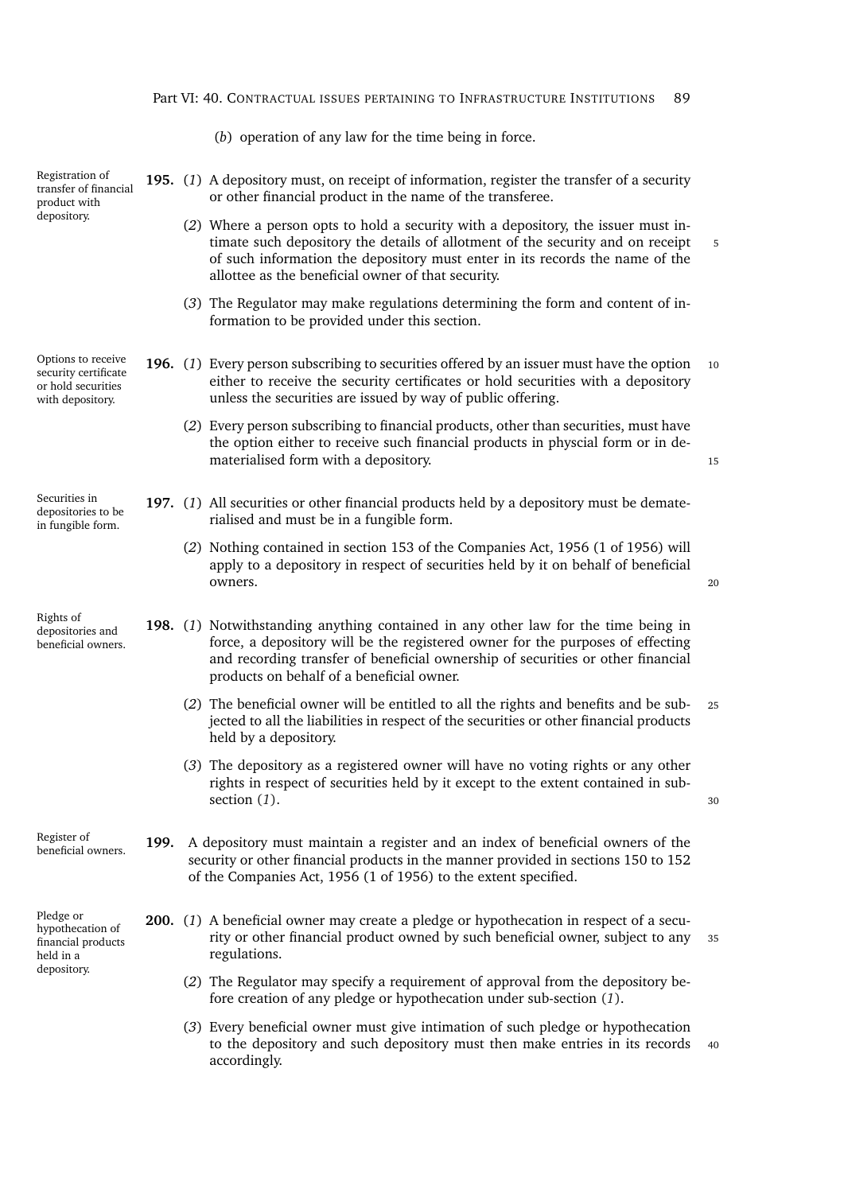(*b*) operation of any law for the time being in force.

**195.** Registration of transfer of financial product with depository.

(*1*) A depository must, on receipt of information, register the transfer of a security or other financial product in the name of the transferee.

(*2*) Where a person opts to hold a security with a depository, the issuer must intimate such depository the details of allotment of the security and on receipt of such information the depository must enter in its records the name of the allottee as the beneficial owner of that security.

(*3*) The Regulator may make regulations determining the form and content of information to be provided under this section.

**196.** Options to receive security certificate or hold securities with depository.

(*1*) Every person subscribing to securities offered by an issuer must have the option either to receive the security certificates or hold securities with a depository unless the securities are issued by way of public offering.

(*2*) Every person subscribing to financial products, other than securities, must have the option either to receive such financial products in physcial form or in dematerialised form with a depository.

**197.** Securities in depositories to be in fungible form.

(*1*) All securities or other financial products held by a depository must be dematerialised and must be in a fungible form.

(*2*) Nothing contained in section 153 of the Companies Act, 1956 (1 of 1956) will apply to a depository in respect of securities held by it on behalf of beneficial owners.

**198.** Rights of depositories and beneficial owners.

(*1*) Notwithstanding anything contained in any other law for the time being in force, a depository will be the registered owner for the purposes of effecting and recording transfer of beneficial ownership of securities or other financial products on behalf of a beneficial owner.

(*2*) The beneficial owner will be entitled to all the rights and benefits and be subjected to all the liabilities in respect of the securities or other financial products held by a depository.

(*3*) The depository as a registered owner will have no voting rights or any other rights in respect of securities held by it except to the extent contained in sub-section (*1*).

**199.** Register of beneficial owners.

A depository must maintain a register and an index of beneficial owners of the security or other financial products in the manner provided in sections 150 to 152 of the Companies Act, 1956 (1 of 1956) to the extent specified.

**200.** Pledge or hypothecation of financial products held in a depository.

(*1*) A beneficial owner may create a pledge or hypothecation in respect of a security or other financial product owned by such beneficial owner, subject to any regulations.

(*2*) The Regulator may specify a requirement of approval from the depository before creation of any pledge or hypothecation under sub-section (*1*).

(*3*) Every beneficial owner must give intimation of such pledge or hypothecation to the depository and such depository must then make entries in its records accordingly.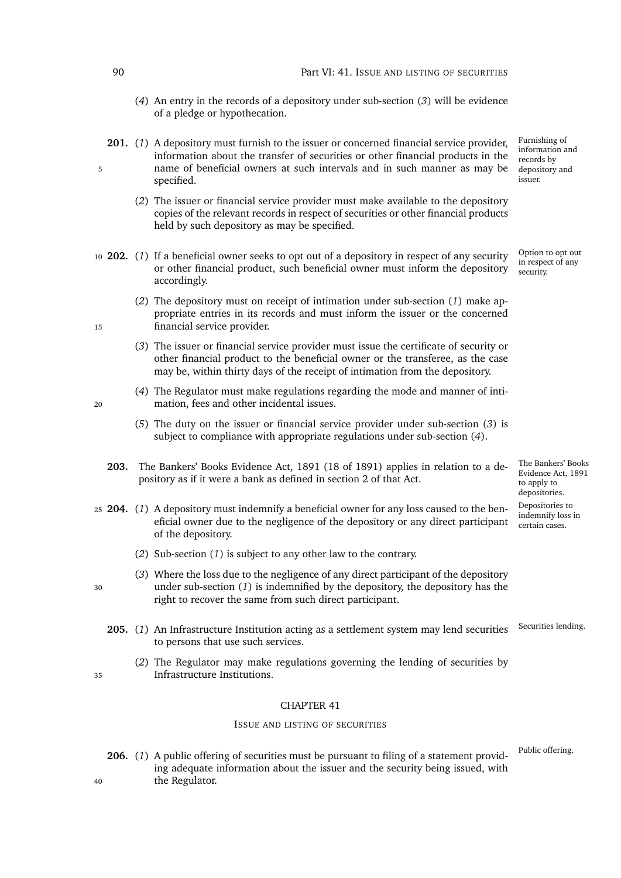(*4*) An entry in the records of a depository under sub-section (*3*) will be evidence of a pledge or hypothecation.

**201.** (*1*) A depository must furnish to the issuer or concerned financial service provider, information about the transfer of securities or other financial products in the name of beneficial owners at such intervals and in such manner as may be specified.

Furnishing of information and records by depository and issuer.

(*2*) The issuer or financial service provider must make available to the depository copies of the relevant records in respect of securities or other financial products held by such depository as may be specified.

**202.** (*1*) If a beneficial owner seeks to opt out of a depository in respect of any security or other financial product, such beneficial owner must inform the depository accordingly.

Option to opt out in respect of any security.

(*2*) The depository must on receipt of intimation under sub-section (*1*) make appropriate entries in its records and must inform the issuer or the concerned financial service provider.

(*3*) The issuer or financial service provider must issue the certificate of security or other financial product to the beneficial owner or the transferee, as the case may be, within thirty days of the receipt of intimation from the depository.

(*4*) The Regulator must make regulations regarding the mode and manner of intimation, fees and other incidental issues.

(*5*) The duty on the issuer or financial service provider under sub-section (*3*) is subject to compliance with appropriate regulations under sub-section (*4*).

**203.** The Bankers' Books Evidence Act, 1891 (18 of 1891) applies in relation to a depository as if it were a bank as defined in section 2 of that Act.

The Bankers' Books Evidence Act, 1891 to apply to depositories.

**204.** (*1*) A depository must indemnify a beneficial owner for any loss caused to the beneficial owner due to the negligence of the depository or any direct participant of the depository.

Depositories to indemnify loss in certain cases.

(*2*) Sub-section (*1*) is subject to any other law to the contrary.

(*3*) Where the loss due to the negligence of any direct participant of the depository under sub-section (*1*) is indemnified by the depository, the depository has the right to recover the same from such direct participant.

**205.** (*1*) An Infrastructure Institution acting as a settlement system may lend securities to persons that use such services.

Securities lending.

(*2*) The Regulator may make regulations governing the lending of securities by Infrastructure Institutions.

## CHAPTER 41

### ISSUE AND LISTING OF SECURITIES

**206.** (*1*) A public offering of securities must be pursuant to filing of a statement providing adequate information about the issuer and the security being issued, with the Regulator.

Public offering.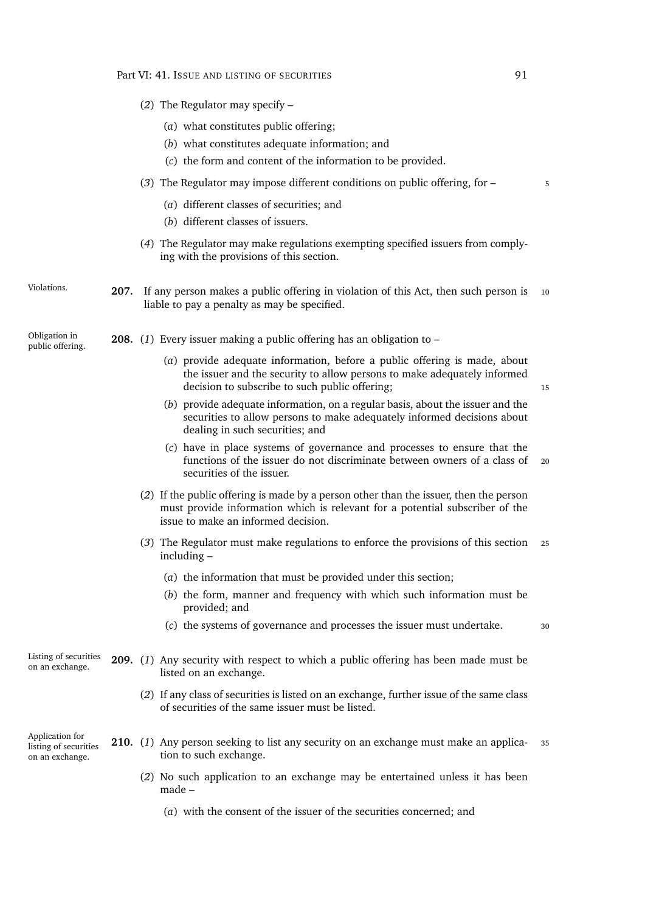(*2*) The Regulator may specify –

(*a*) what constitutes public offering;

(*b*) what constitutes adequate information; and

(*c*) the form and content of the information to be provided.

(*3*) The Regulator may impose different conditions on public offering, for –

(*a*) different classes of securities; and

(*b*) different classes of issuers.

(*4*) The Regulator may make regulations exempting specified issuers from complying with the provisions of this section.

Violations.

**207.** If any person makes a public offering in violation of this Act, then such person is liable to pay a penalty as may be specified.

Obligation in public offering.

**208.** (*1*) Every issuer making a public offering has an obligation to –

(*a*) provide adequate information, before a public offering is made, about the issuer and the security to allow persons to make adequately informed decision to subscribe to such public offering;

(*b*) provide adequate information, on a regular basis, about the issuer and the securities to allow persons to make adequately informed decisions about dealing in such securities; and

(*c*) have in place systems of governance and processes to ensure that the functions of the issuer do not discriminate between owners of a class of securities of the issuer.

(*2*) If the public offering is made by a person other than the issuer, then the person must provide information which is relevant for a potential subscriber of the issue to make an informed decision.

(*3*) The Regulator must make regulations to enforce the provisions of this section including –

(*a*) the information that must be provided under this section;

(*b*) the form, manner and frequency with which such information must be provided; and

(*c*) the systems of governance and processes the issuer must undertake.

Listing of securities on an exchange.

**209.** (*1*) Any security with respect to which a public offering has been made must be listed on an exchange.

(*2*) If any class of securities is listed on an exchange, further issue of the same class of securities of the same issuer must be listed.

Application for listing of securities on an exchange.

**210.** (*1*) Any person seeking to list any security on an exchange must make an application to such exchange.

(*2*) No such application to an exchange may be entertained unless it has been made –

(*a*) with the consent of the issuer of the securities concerned; and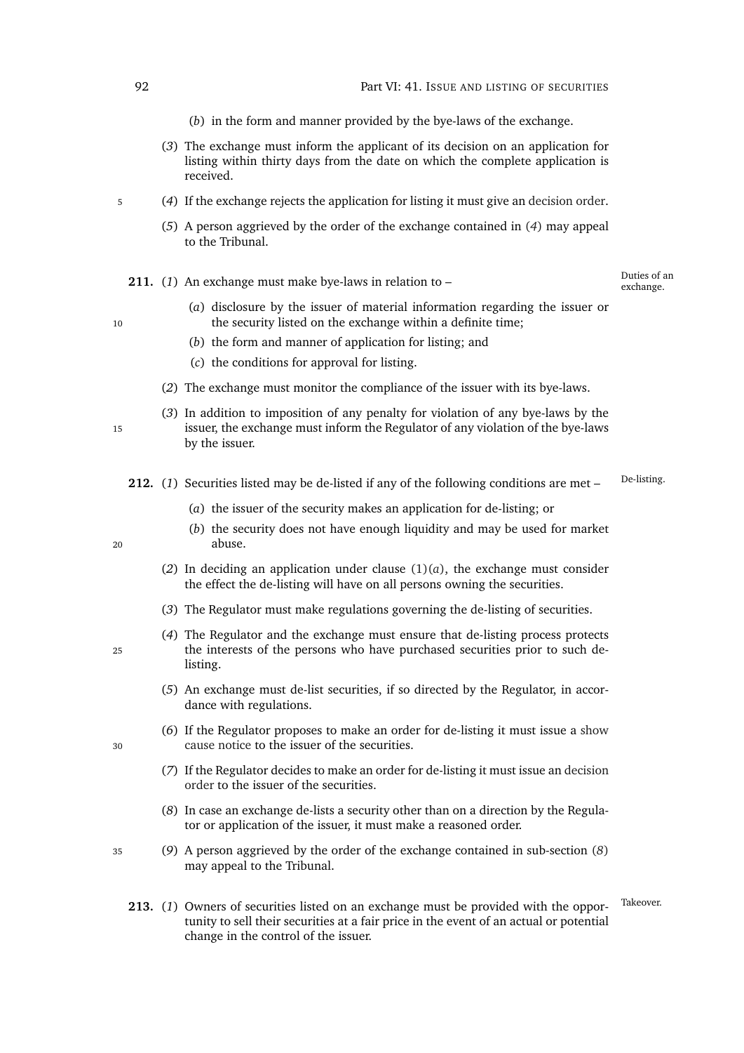(*b*) in the form and manner provided by the bye-laws of the exchange.

(*3*) The exchange must inform the applicant of its decision on an application for listing within thirty days from the date on which the complete application is received.

(*4*) If the exchange rejects the application for listing it must give an decision order.

(*5*) A person aggrieved by the order of the exchange contained in (*4*) may appeal to the Tribunal.

**211.** (*1*) An exchange must make bye-laws in relation to – *Duties of an exchange.*

(*a*) disclosure by the issuer of material information regarding the issuer or the security listed on the exchange within a definite time;

(*b*) the form and manner of application for listing; and

(*c*) the conditions for approval for listing.

(*2*) The exchange must monitor the compliance of the issuer with its bye-laws.

(*3*) In addition to imposition of any penalty for violation of any bye-laws by the issuer, the exchange must inform the Regulator of any violation of the bye-laws by the issuer.

**212.** (*1*) Securities listed may be de-listed if any of the following conditions are met – *De-listing.*

(*a*) the issuer of the security makes an application for de-listing; or

(*b*) the security does not have enough liquidity and may be used for market abuse.

(*2*) In deciding an application under clause (1)(*a*), the exchange must consider the effect the de-listing will have on all persons owning the securities.

(*3*) The Regulator must make regulations governing the de-listing of securities.

(*4*) The Regulator and the exchange must ensure that de-listing process protects the interests of the persons who have purchased securities prior to such de-listing.

(*5*) An exchange must de-list securities, if so directed by the Regulator, in accordance with regulations.

(*6*) If the Regulator proposes to make an order for de-listing it must issue a show cause notice to the issuer of the securities.

(*7*) If the Regulator decides to make an order for de-listing it must issue an decision order to the issuer of the securities.

(*8*) In case an exchange de-lists a security other than on a direction by the Regulator or application of the issuer, it must make a reasoned order.

(*9*) A person aggrieved by the order of the exchange contained in sub-section (*8*) may appeal to the Tribunal.

**213.** (*1*) Owners of securities listed on an exchange must be provided with the opportunity to sell their securities at a fair price in the event of an actual or potential change in the control of the issuer. *Takeover.*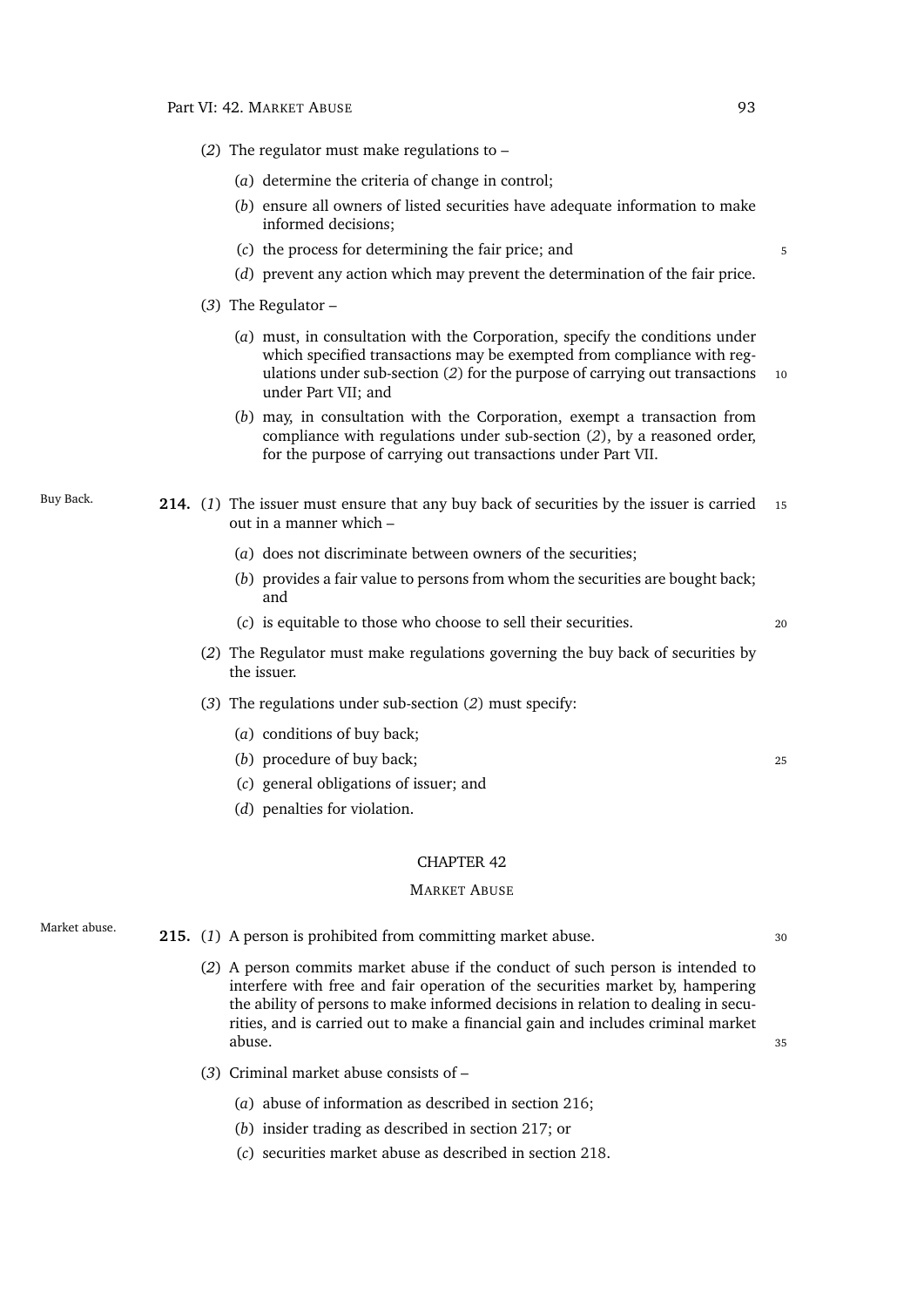(*2*) The regulator must make regulations to –

(*a*) determine the criteria of change in control;

(*b*) ensure all owners of listed securities have adequate information to make informed decisions;

(*c*) the process for determining the fair price; and

(*d*) prevent any action which may prevent the determination of the fair price.

(*3*) The Regulator –

(*a*) must, in consultation with the Corporation, specify the conditions under which specified transactions may be exempted from compliance with regulations under sub-section (*2*) for the purpose of carrying out transactions under Part VII; and

(*b*) may, in consultation with the Corporation, exempt a transaction from compliance with regulations under sub-section (*2*), by a reasoned order, for the purpose of carrying out transactions under Part VII.

Buy Back.

**214.** (*1*) The issuer must ensure that any buy back of securities by the issuer is carried out in a manner which –

(*a*) does not discriminate between owners of the securities;

(*b*) provides a fair value to persons from whom the securities are bought back; and

(*c*) is equitable to those who choose to sell their securities.

(*2*) The Regulator must make regulations governing the buy back of securities by the issuer.

(*3*) The regulations under sub-section (*2*) must specify:

(*a*) conditions of buy back;

(*b*) procedure of buy back;

(*c*) general obligations of issuer; and

(*d*) penalties for violation.

## CHAPTER 42

## MARKET ABUSE

Market abuse.

**215.** (*1*) A person is prohibited from committing market abuse.

(*2*) A person commits market abuse if the conduct of such person is intended to interfere with free and fair operation of the securities market by, hampering the ability of persons to make informed decisions in relation to dealing in securities, and is carried out to make a financial gain and includes criminal market abuse.

(*3*) Criminal market abuse consists of –

(*a*) abuse of information as described in section 216;

(*b*) insider trading as described in section 217; or

(*c*) securities market abuse as described in section 218.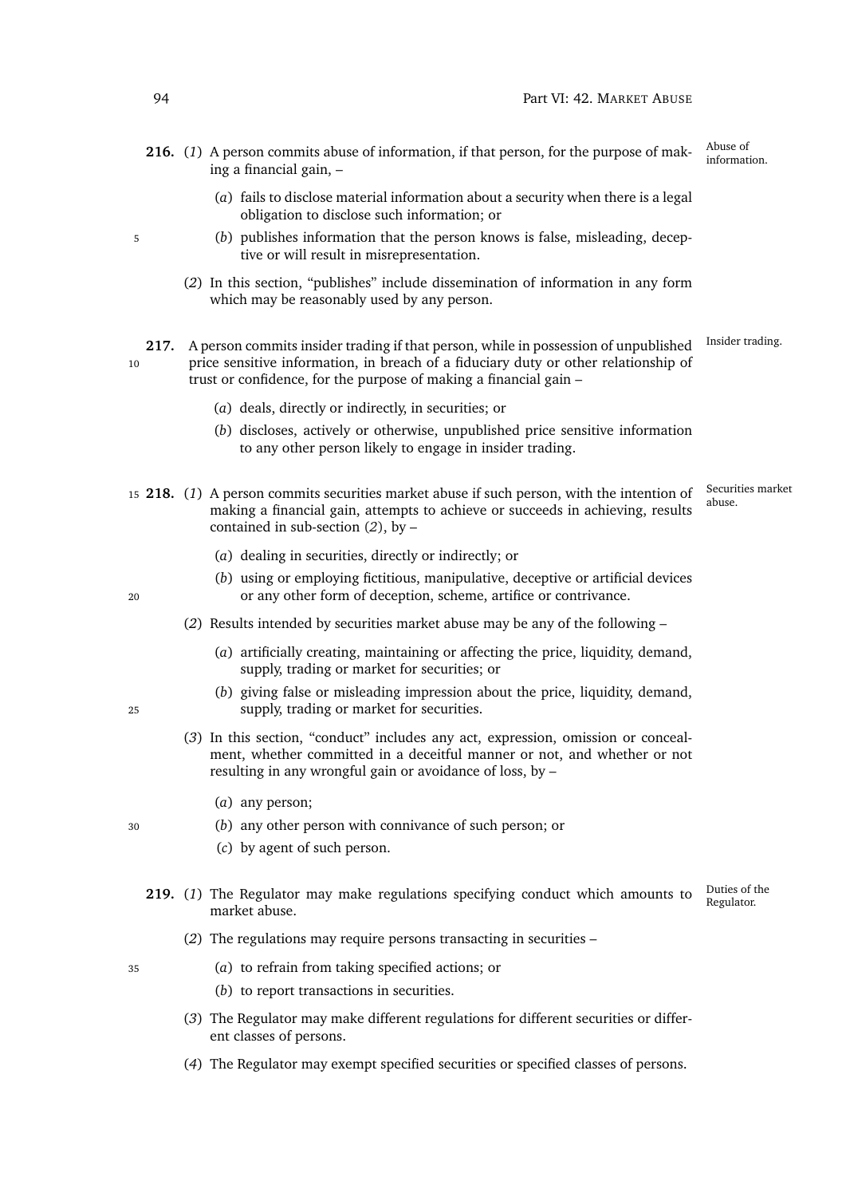**216.** (*1*) A person commits abuse of information, if that person, for the purpose of making a financial gain, –

Abuse of information.

(*a*) fails to disclose material information about a security when there is a legal obligation to disclose such information; or

(*b*) publishes information that the person knows is false, misleading, deceptive or will result in misrepresentation.

(*2*) In this section, "publishes" include dissemination of information in any form which may be reasonably used by any person.

**217.** A person commits insider trading if that person, while in possession of unpublished price sensitive information, in breach of a fiduciary duty or other relationship of trust or confidence, for the purpose of making a financial gain –

Insider trading.

(*a*) deals, directly or indirectly, in securities; or

(*b*) discloses, actively or otherwise, unpublished price sensitive information to any other person likely to engage in insider trading.

**218.** (*1*) A person commits securities market abuse if such person, with the intention of making a financial gain, attempts to achieve or succeeds in achieving, results contained in sub-section (*2*), by –

Securities market abuse.

(*a*) dealing in securities, directly or indirectly; or

(*b*) using or employing fictitious, manipulative, deceptive or artificial devices or any other form of deception, scheme, artifice or contrivance.

(*2*) Results intended by securities market abuse may be any of the following –

(*a*) artificially creating, maintaining or affecting the price, liquidity, demand, supply, trading or market for securities; or

(*b*) giving false or misleading impression about the price, liquidity, demand, supply, trading or market for securities.

(*3*) In this section, "conduct" includes any act, expression, omission or concealment, whether committed in a deceitful manner or not, and whether or not resulting in any wrongful gain or avoidance of loss, by –

(*a*) any person;

(*b*) any other person with connivance of such person; or

(*c*) by agent of such person.

**219.** (*1*) The Regulator may make regulations specifying conduct which amounts to market abuse.

Duties of the Regulator.

(*2*) The regulations may require persons transacting in securities –

(*a*) to refrain from taking specified actions; or

(*b*) to report transactions in securities.

(*3*) The Regulator may make different regulations for different securities or different classes of persons.

(*4*) The Regulator may exempt specified securities or specified classes of persons.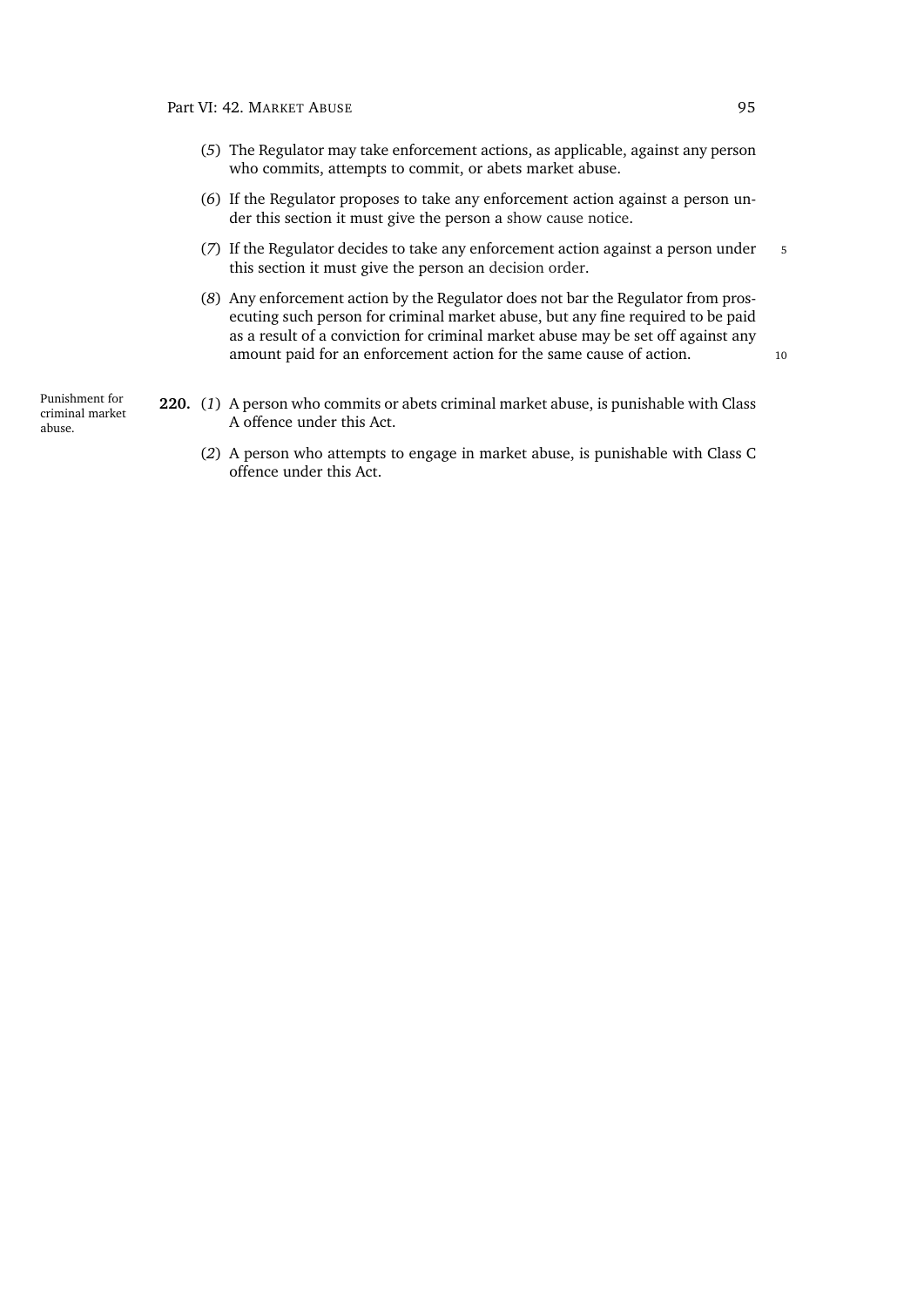(*5*) The Regulator may take enforcement actions, as applicable, against any person who commits, attempts to commit, or abets market abuse.

(*6*) If the Regulator proposes to take any enforcement action against a person under this section it must give the person a show cause notice.

(*7*) If the Regulator decides to take any enforcement action against a person under this section it must give the person an decision order.

(*8*) Any enforcement action by the Regulator does not bar the Regulator from prosecuting such person for criminal market abuse, but any fine required to be paid as a result of a conviction for criminal market abuse may be set off against any amount paid for an enforcement action for the same cause of action.

Punishment for criminal market abuse.

**220.** (*1*) A person who commits or abets criminal market abuse, is punishable with Class A offence under this Act.

(*2*) A person who attempts to engage in market abuse, is punishable with Class C offence under this Act.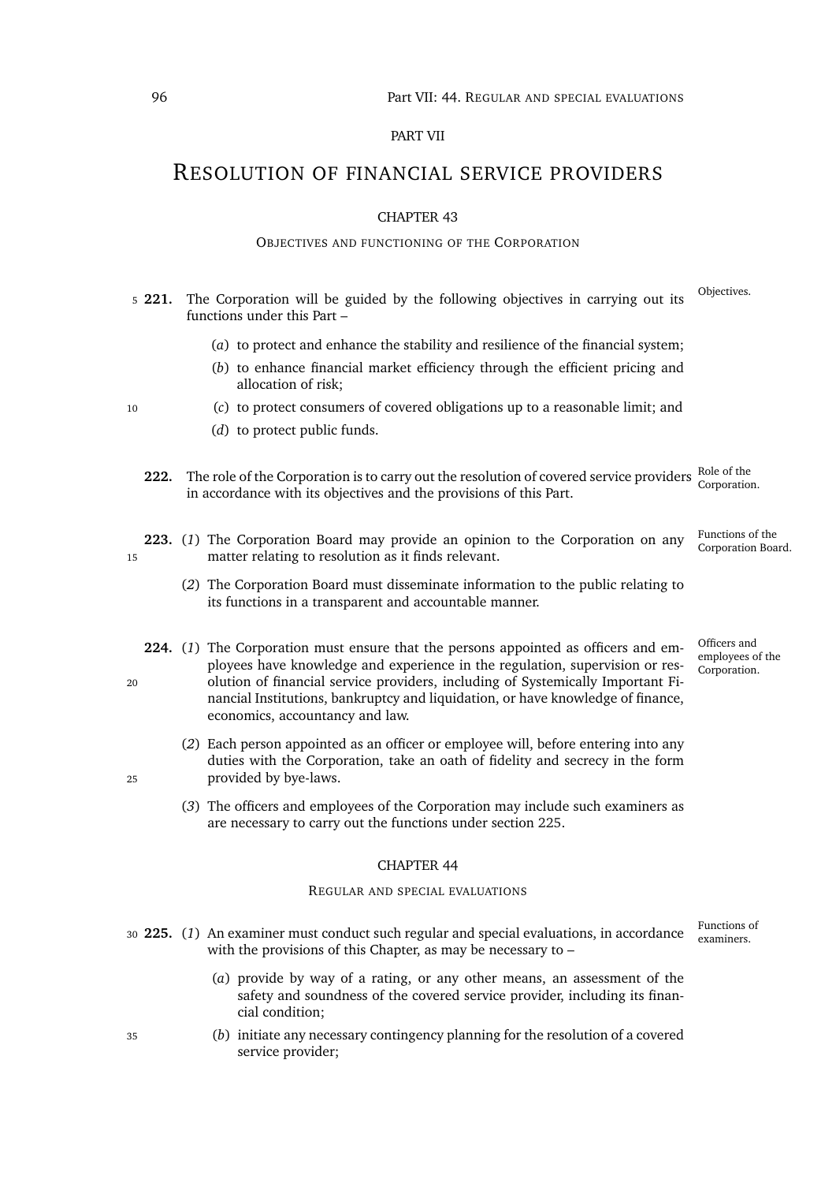PART VII

# Resolution of financial service providers

## CHAPTER 43

### Objectives and functioning of the Corporation

**221.** The Corporation will be guided by the following objectives in carrying out its functions under this Part –

*Objectives.*

(*a*) to protect and enhance the stability and resilience of the financial system;

(*b*) to enhance financial market efficiency through the efficient pricing and allocation of risk;

(*c*) to protect consumers of covered obligations up to a reasonable limit; and

(*d*) to protect public funds.

**222.** The role of the Corporation is to carry out the resolution of covered service providers in accordance with its objectives and the provisions of this Part.

*Role of the Corporation.*

**223.** (*1*) The Corporation Board may provide an opinion to the Corporation on any matter relating to resolution as it finds relevant.

*Functions of the Corporation Board.*

(*2*) The Corporation Board must disseminate information to the public relating to its functions in a transparent and accountable manner.

**224.** (*1*) The Corporation must ensure that the persons appointed as officers and employees have knowledge and experience in the regulation, supervision or resolution of financial service providers, including of Systemically Important Financial Institutions, bankruptcy and liquidation, or have knowledge of finance, economics, accountancy and law.

*Officers and employees of the Corporation.*

(*2*) Each person appointed as an officer or employee will, before entering into any duties with the Corporation, take an oath of fidelity and secrecy in the form provided by bye-laws.

(*3*) The officers and employees of the Corporation may include such examiners as are necessary to carry out the functions under section 225.

## CHAPTER 44

### Regular and special evaluations

**225.** (*1*) An examiner must conduct such regular and special evaluations, in accordance with the provisions of this Chapter, as may be necessary to –

*Functions of examiners.*

(*a*) provide by way of a rating, or any other means, an assessment of the safety and soundness of the covered service provider, including its financial condition;

(*b*) initiate any necessary contingency planning for the resolution of a covered service provider;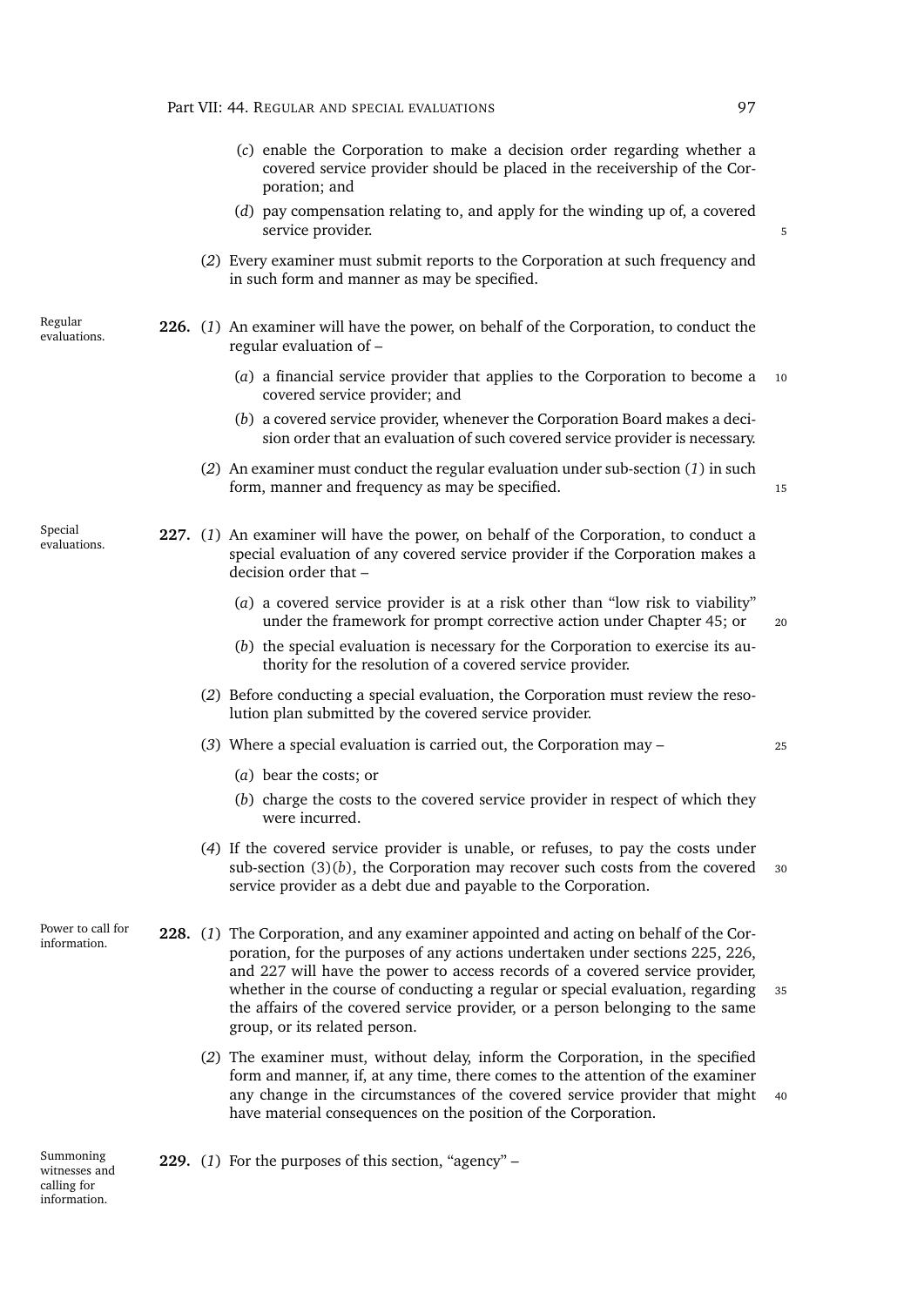(*c*) enable the Corporation to make a decision order regarding whether a covered service provider should be placed in the receivership of the Corporation; and

(*d*) pay compensation relating to, and apply for the winding up of, a covered service provider.

(*2*) Every examiner must submit reports to the Corporation at such frequency and in such form and manner as may be specified.

Regular evaluations.

**226.** (*1*) An examiner will have the power, on behalf of the Corporation, to conduct the regular evaluation of –

(*a*) a financial service provider that applies to the Corporation to become a covered service provider; and

(*b*) a covered service provider, whenever the Corporation Board makes a decision order that an evaluation of such covered service provider is necessary.

(*2*) An examiner must conduct the regular evaluation under sub-section (*1*) in such form, manner and frequency as may be specified.

Special evaluations.

**227.** (*1*) An examiner will have the power, on behalf of the Corporation, to conduct a special evaluation of any covered service provider if the Corporation makes a decision order that –

(*a*) a covered service provider is at a risk other than "low risk to viability" under the framework for prompt corrective action under Chapter 45; or

(*b*) the special evaluation is necessary for the Corporation to exercise its authority for the resolution of a covered service provider.

(*2*) Before conducting a special evaluation, the Corporation must review the resolution plan submitted by the covered service provider.

(*3*) Where a special evaluation is carried out, the Corporation may –

(*a*) bear the costs; or

(*b*) charge the costs to the covered service provider in respect of which they were incurred.

(*4*) If the covered service provider is unable, or refuses, to pay the costs under sub-section (3)(*b*), the Corporation may recover such costs from the covered service provider as a debt due and payable to the Corporation.

Power to call for information.

**228.** (*1*) The Corporation, and any examiner appointed and acting on behalf of the Corporation, for the purposes of any actions undertaken under sections 225, 226, and 227 will have the power to access records of a covered service provider, whether in the course of conducting a regular or special evaluation, regarding the affairs of the covered service provider, or a person belonging to the same group, or its related person.

(*2*) The examiner must, without delay, inform the Corporation, in the specified form and manner, if, at any time, there comes to the attention of the examiner any change in the circumstances of the covered service provider that might have material consequences on the position of the Corporation.

Summoning witnesses and calling for information.

**229.** (*1*) For the purposes of this section, "agency" –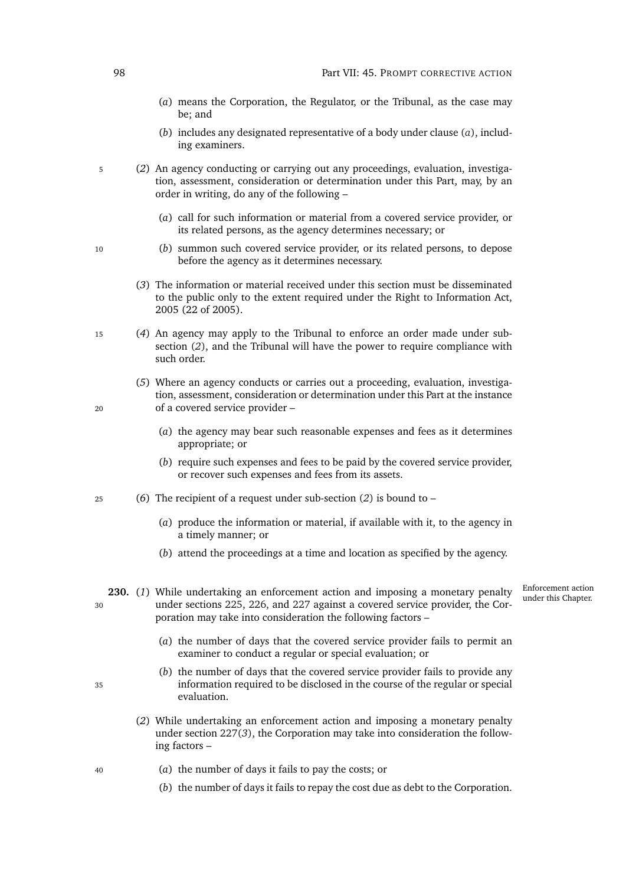(*a*) means the Corporation, the Regulator, or the Tribunal, as the case may be; and

(*b*) includes any designated representative of a body under clause (*a*), including examiners.

(*2*) An agency conducting or carrying out any proceedings, evaluation, investigation, assessment, consideration or determination under this Part, may, by an order in writing, do any of the following –

(*a*) call for such information or material from a covered service provider, or its related persons, as the agency determines necessary; or

(*b*) summon such covered service provider, or its related persons, to depose before the agency as it determines necessary.

(*3*) The information or material received under this section must be disseminated to the public only to the extent required under the Right to Information Act, 2005 (22 of 2005).

(*4*) An agency may apply to the Tribunal to enforce an order made under sub-section (*2*), and the Tribunal will have the power to require compliance with such order.

(*5*) Where an agency conducts or carries out a proceeding, evaluation, investigation, assessment, consideration or determination under this Part at the instance of a covered service provider –

(*a*) the agency may bear such reasonable expenses and fees as it determines appropriate; or

(*b*) require such expenses and fees to be paid by the covered service provider, or recover such expenses and fees from its assets.

(*6*) The recipient of a request under sub-section (*2*) is bound to –

(*a*) produce the information or material, if available with it, to the agency in a timely manner; or

(*b*) attend the proceedings at a time and location as specified by the agency.

Enforcement action under this Chapter.

**230.** (*1*) While undertaking an enforcement action and imposing a monetary penalty under sections 225, 226, and 227 against a covered service provider, the Corporation may take into consideration the following factors –

(*a*) the number of days that the covered service provider fails to permit an examiner to conduct a regular or special evaluation; or

(*b*) the number of days that the covered service provider fails to provide any information required to be disclosed in the course of the regular or special evaluation.

(*2*) While undertaking an enforcement action and imposing a monetary penalty under section 227(*3*), the Corporation may take into consideration the following factors –

(*a*) the number of days it fails to pay the costs; or

(*b*) the number of days it fails to repay the cost due as debt to the Corporation.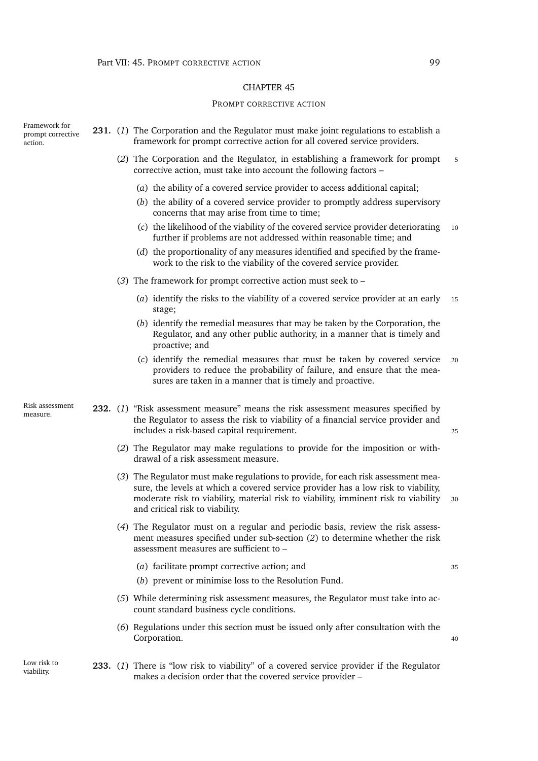## CHAPTER 45

### PROMPT CORRECTIVE ACTION

**231.** *Framework for prompt corrective action.* (*1*) The Corporation and the Regulator must make joint regulations to establish a framework for prompt corrective action for all covered service providers.

(*2*) The Corporation and the Regulator, in establishing a framework for prompt corrective action, must take into account the following factors –

(*a*) the ability of a covered service provider to access additional capital;

(*b*) the ability of a covered service provider to promptly address supervisory concerns that may arise from time to time;

(*c*) the likelihood of the viability of the covered service provider deteriorating further if problems are not addressed within reasonable time; and

(*d*) the proportionality of any measures identified and specified by the framework to the risk to the viability of the covered service provider.

(*3*) The framework for prompt corrective action must seek to –

(*a*) identify the risks to the viability of a covered service provider at an early stage;

(*b*) identify the remedial measures that may be taken by the Corporation, the Regulator, and any other public authority, in a manner that is timely and proactive; and

(*c*) identify the remedial measures that must be taken by covered service providers to reduce the probability of failure, and ensure that the measures are taken in a manner that is timely and proactive.

**232.** *Risk assessment measure.* (*1*) "Risk assessment measure" means the risk assessment measures specified by the Regulator to assess the risk to viability of a financial service provider and includes a risk-based capital requirement.

(*2*) The Regulator may make regulations to provide for the imposition or withdrawal of a risk assessment measure.

(*3*) The Regulator must make regulations to provide, for each risk assessment measure, the levels at which a covered service provider has a low risk to viability, moderate risk to viability, material risk to viability, imminent risk to viability and critical risk to viability.

(*4*) The Regulator must on a regular and periodic basis, review the risk assessment measures specified under sub-section (*2*) to determine whether the risk assessment measures are sufficient to –

(*a*) facilitate prompt corrective action; and

(*b*) prevent or minimise loss to the Resolution Fund.

(*5*) While determining risk assessment measures, the Regulator must take into account standard business cycle conditions.

(*6*) Regulations under this section must be issued only after consultation with the Corporation.

**233.** *Low risk to viability.* (*1*) There is "low risk to viability" of a covered service provider if the Regulator makes a decision order that the covered service provider –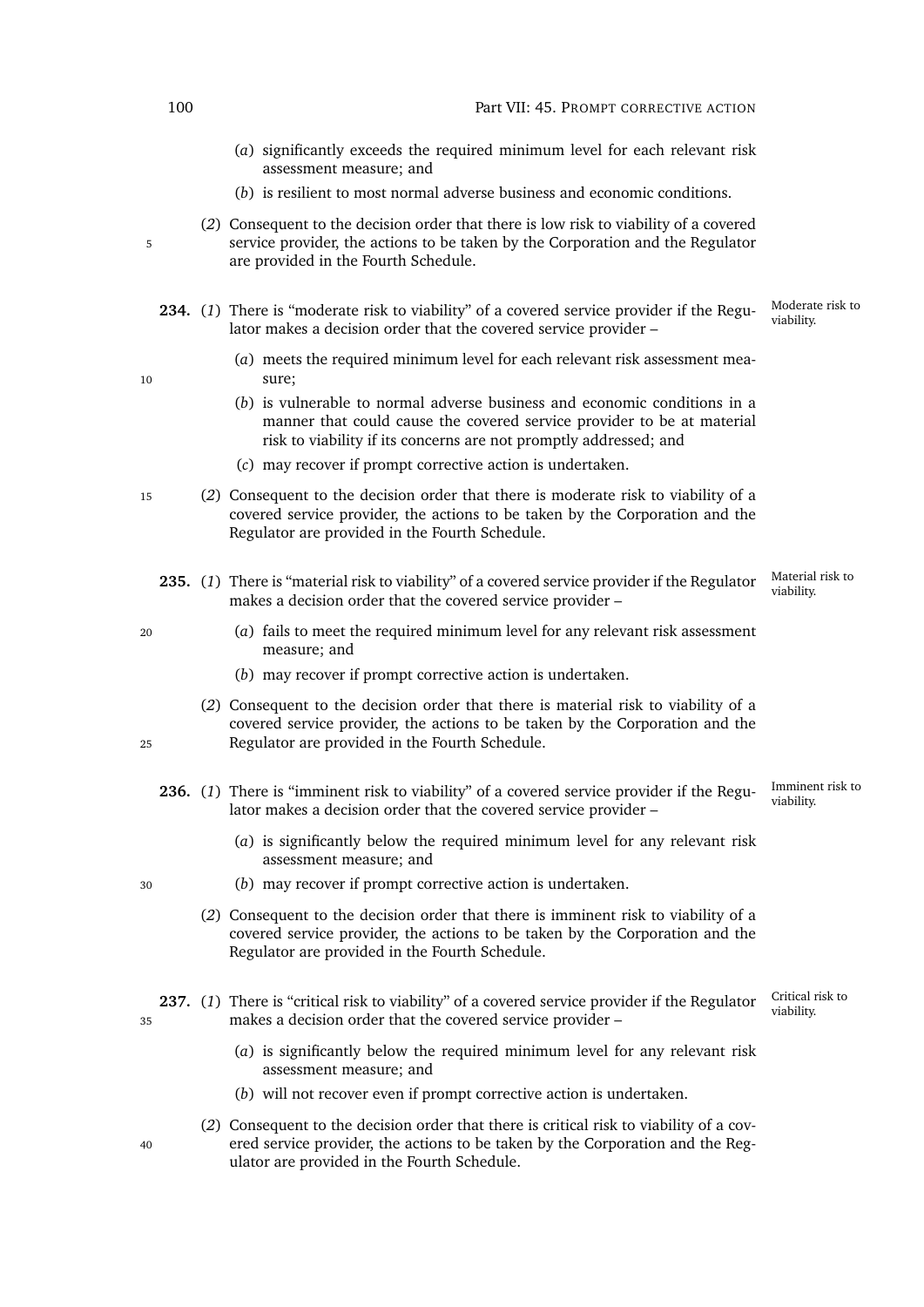(*a*) significantly exceeds the required minimum level for each relevant risk assessment measure; and

(*b*) is resilient to most normal adverse business and economic conditions.

(*2*) Consequent to the decision order that there is low risk to viability of a covered service provider, the actions to be taken by the Corporation and the Regulator are provided in the Fourth Schedule.

**234.** (*1*) There is "moderate risk to viability" of a covered service provider if the Regulator makes a decision order that the covered service provider – *Moderate risk to viability.*

(*a*) meets the required minimum level for each relevant risk assessment measure;

(*b*) is vulnerable to normal adverse business and economic conditions in a manner that could cause the covered service provider to be at material risk to viability if its concerns are not promptly addressed; and

(*c*) may recover if prompt corrective action is undertaken.

(*2*) Consequent to the decision order that there is moderate risk to viability of a covered service provider, the actions to be taken by the Corporation and the Regulator are provided in the Fourth Schedule.

**235.** (*1*) There is "material risk to viability" of a covered service provider if the Regulator makes a decision order that the covered service provider – *Material risk to viability.*

(*a*) fails to meet the required minimum level for any relevant risk assessment measure; and

(*b*) may recover if prompt corrective action is undertaken.

(*2*) Consequent to the decision order that there is material risk to viability of a covered service provider, the actions to be taken by the Corporation and the Regulator are provided in the Fourth Schedule.

**236.** (*1*) There is "imminent risk to viability" of a covered service provider if the Regulator makes a decision order that the covered service provider – *Imminent risk to viability.*

(*a*) is significantly below the required minimum level for any relevant risk assessment measure; and

(*b*) may recover if prompt corrective action is undertaken.

(*2*) Consequent to the decision order that there is imminent risk to viability of a covered service provider, the actions to be taken by the Corporation and the Regulator are provided in the Fourth Schedule.

**237.** (*1*) There is "critical risk to viability" of a covered service provider if the Regulator makes a decision order that the covered service provider – *Critical risk to viability.*

(*a*) is significantly below the required minimum level for any relevant risk assessment measure; and

(*b*) will not recover even if prompt corrective action is undertaken.

(*2*) Consequent to the decision order that there is critical risk to viability of a covered service provider, the actions to be taken by the Corporation and the Regulator are provided in the Fourth Schedule.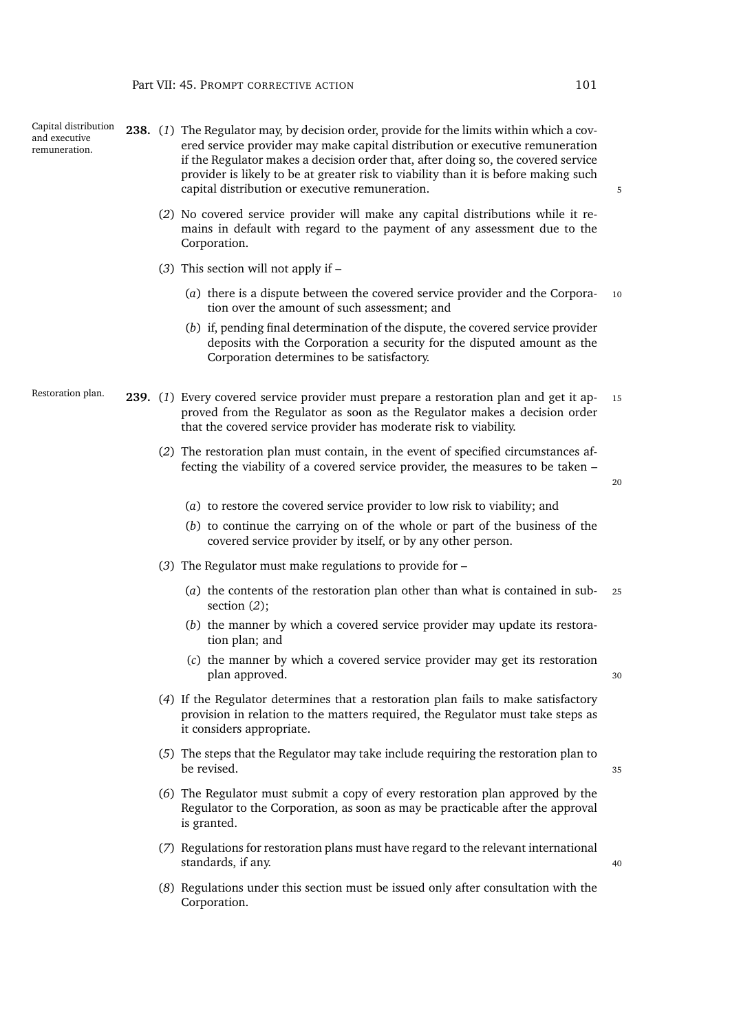**238. Capital distribution and executive remuneration.** (*1*) The Regulator may, by decision order, provide for the limits within which a covered service provider may make capital distribution or executive remuneration if the Regulator makes a decision order that, after doing so, the covered service provider is likely to be at greater risk to viability than it is before making such capital distribution or executive remuneration.

(*2*) No covered service provider will make any capital distributions while it remains in default with regard to the payment of any assessment due to the Corporation.

(*3*) This section will not apply if –

(*a*) there is a dispute between the covered service provider and the Corporation over the amount of such assessment; and

(*b*) if, pending final determination of the dispute, the covered service provider deposits with the Corporation a security for the disputed amount as the Corporation determines to be satisfactory.

**239. Restoration plan.** (*1*) Every covered service provider must prepare a restoration plan and get it approved from the Regulator as soon as the Regulator makes a decision order that the covered service provider has moderate risk to viability.

(*2*) The restoration plan must contain, in the event of specified circumstances affecting the viability of a covered service provider, the measures to be taken –

(*a*) to restore the covered service provider to low risk to viability; and

(*b*) to continue the carrying on of the whole or part of the business of the covered service provider by itself, or by any other person.

(*3*) The Regulator must make regulations to provide for –

(*a*) the contents of the restoration plan other than what is contained in subsection (*2*);

(*b*) the manner by which a covered service provider may update its restoration plan; and

(*c*) the manner by which a covered service provider may get its restoration plan approved.

(*4*) If the Regulator determines that a restoration plan fails to make satisfactory provision in relation to the matters required, the Regulator must take steps as it considers appropriate.

(*5*) The steps that the Regulator may take include requiring the restoration plan to be revised.

(*6*) The Regulator must submit a copy of every restoration plan approved by the Regulator to the Corporation, as soon as may be practicable after the approval is granted.

(*7*) Regulations for restoration plans must have regard to the relevant international standards, if any.

(*8*) Regulations under this section must be issued only after consultation with the Corporation.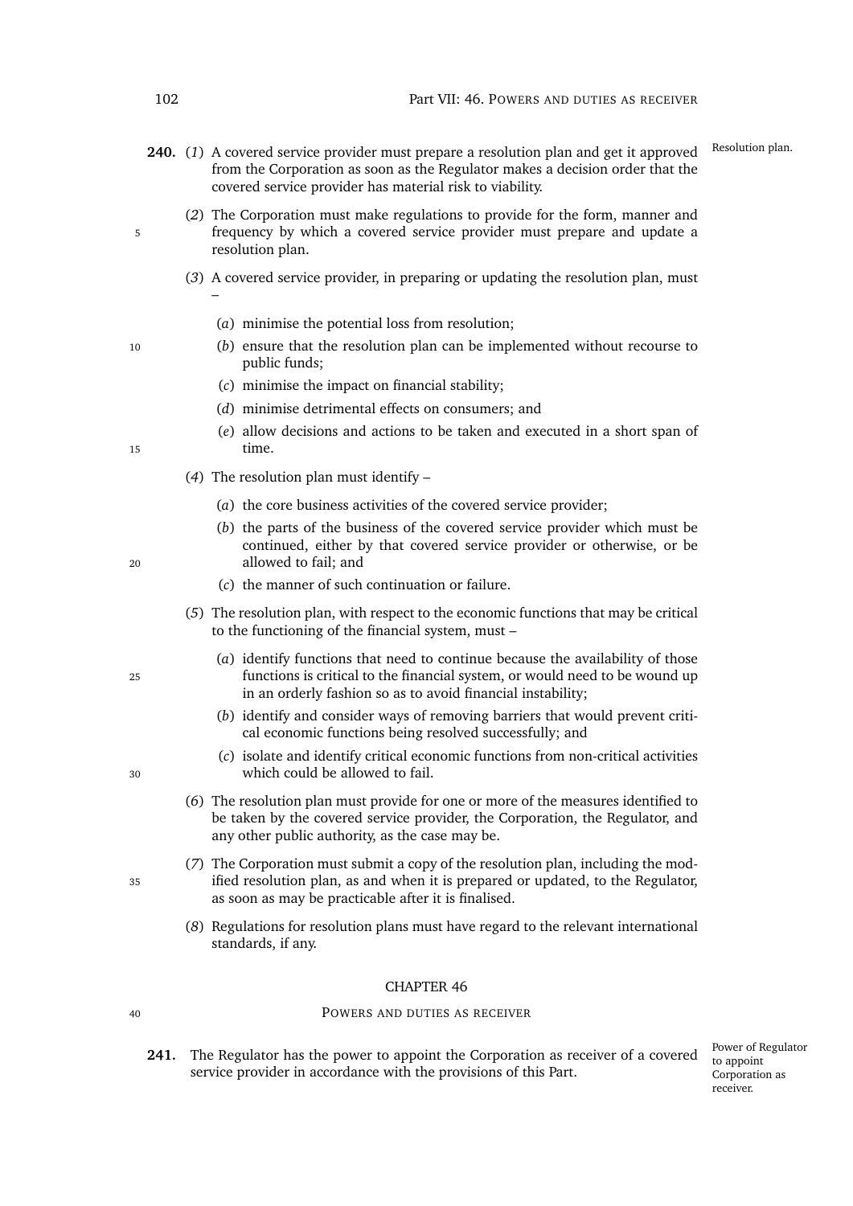**240.** (*1*) A covered service provider must prepare a resolution plan and get it approved from the Corporation as soon as the Regulator makes a decision order that the covered service provider has material risk to viability.

Resolution plan.

(*2*) The Corporation must make regulations to provide for the form, manner and frequency by which a covered service provider must prepare and update a resolution plan.

(*3*) A covered service provider, in preparing or updating the resolution plan, must –

(*a*) minimise the potential loss from resolution;

(*b*) ensure that the resolution plan can be implemented without recourse to public funds;

(*c*) minimise the impact on financial stability;

(*d*) minimise detrimental effects on consumers; and

(*e*) allow decisions and actions to be taken and executed in a short span of time.

(*4*) The resolution plan must identify –

(*a*) the core business activities of the covered service provider;

(*b*) the parts of the business of the covered service provider which must be continued, either by that covered service provider or otherwise, or be allowed to fail; and

(*c*) the manner of such continuation or failure.

(*5*) The resolution plan, with respect to the economic functions that may be critical to the functioning of the financial system, must –

(*a*) identify functions that need to continue because the availability of those functions is critical to the financial system, or would need to be wound up in an orderly fashion so as to avoid financial instability;

(*b*) identify and consider ways of removing barriers that would prevent critical economic functions being resolved successfully; and

(*c*) isolate and identify critical economic functions from non-critical activities which could be allowed to fail.

(*6*) The resolution plan must provide for one or more of the measures identified to be taken by the covered service provider, the Corporation, the Regulator, and any other public authority, as the case may be.

(*7*) The Corporation must submit a copy of the resolution plan, including the modified resolution plan, as and when it is prepared or updated, to the Regulator, as soon as may be practicable after it is finalised.

(*8*) Regulations for resolution plans must have regard to the relevant international standards, if any.

## CHAPTER 46

### POWERS AND DUTIES AS RECEIVER

**241.** The Regulator has the power to appoint the Corporation as receiver of a covered service provider in accordance with the provisions of this Part.

Power of Regulator to appoint Corporation as receiver.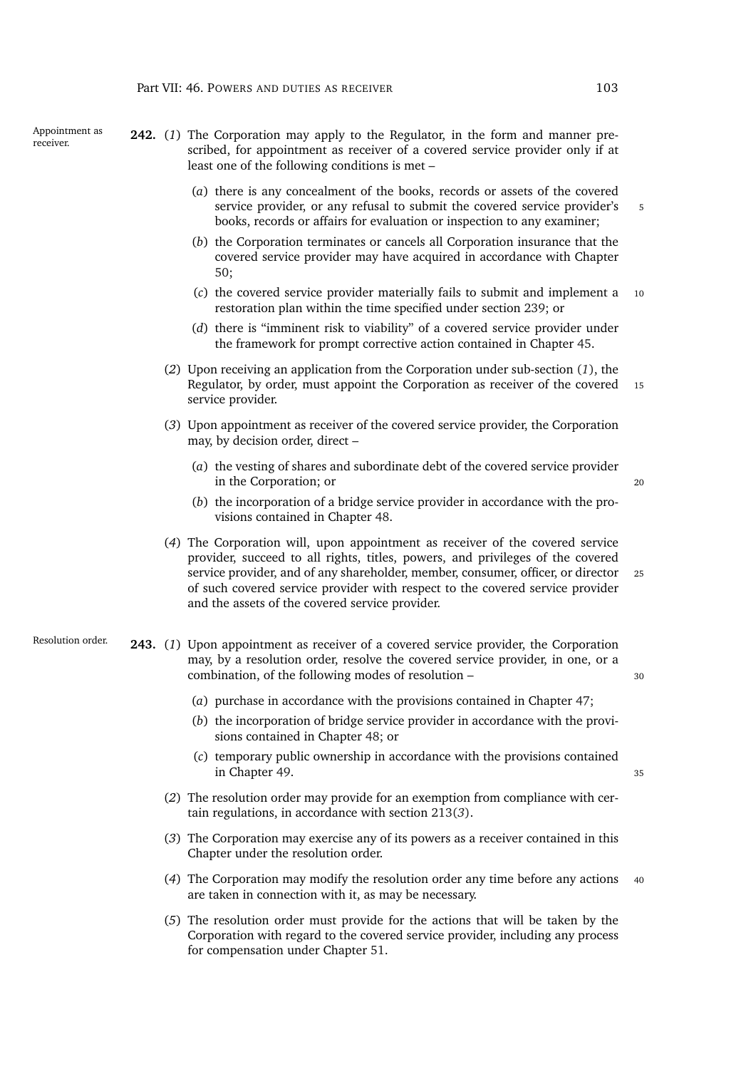**Appointment as receiver.**

**242.** (*1*) The Corporation may apply to the Regulator, in the form and manner prescribed, for appointment as receiver of a covered service provider only if at least one of the following conditions is met –

(*a*) there is any concealment of the books, records or assets of the covered service provider, or any refusal to submit the covered service provider's books, records or affairs for evaluation or inspection to any examiner;

(*b*) the Corporation terminates or cancels all Corporation insurance that the covered service provider may have acquired in accordance with Chapter 50;

(*c*) the covered service provider materially fails to submit and implement a restoration plan within the time specified under section 239; or

(*d*) there is "imminent risk to viability" of a covered service provider under the framework for prompt corrective action contained in Chapter 45.

(*2*) Upon receiving an application from the Corporation under sub-section (*1*), the Regulator, by order, must appoint the Corporation as receiver of the covered service provider.

(*3*) Upon appointment as receiver of the covered service provider, the Corporation may, by decision order, direct –

(*a*) the vesting of shares and subordinate debt of the covered service provider in the Corporation; or

(*b*) the incorporation of a bridge service provider in accordance with the provisions contained in Chapter 48.

(*4*) The Corporation will, upon appointment as receiver of the covered service provider, succeed to all rights, titles, powers, and privileges of the covered service provider, and of any shareholder, member, consumer, officer, or director of such covered service provider with respect to the covered service provider and the assets of the covered service provider.

**Resolution order.**

**243.** (*1*) Upon appointment as receiver of a covered service provider, the Corporation may, by a resolution order, resolve the covered service provider, in one, or a combination, of the following modes of resolution –

(*a*) purchase in accordance with the provisions contained in Chapter 47;

(*b*) the incorporation of bridge service provider in accordance with the provisions contained in Chapter 48; or

(*c*) temporary public ownership in accordance with the provisions contained in Chapter 49.

(*2*) The resolution order may provide for an exemption from compliance with certain regulations, in accordance with section 213(*3*).

(*3*) The Corporation may exercise any of its powers as a receiver contained in this Chapter under the resolution order.

(*4*) The Corporation may modify the resolution order any time before any actions are taken in connection with it, as may be necessary.

(*5*) The resolution order must provide for the actions that will be taken by the Corporation with regard to the covered service provider, including any process for compensation under Chapter 51.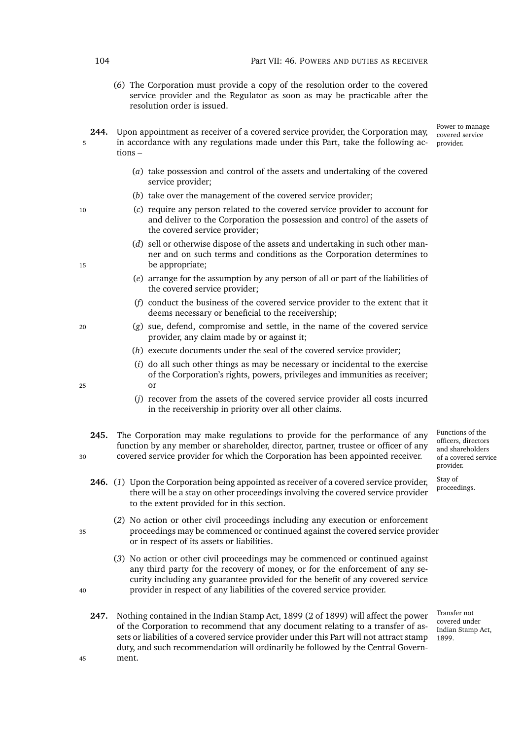(6) The Corporation must provide a copy of the resolution order to the covered service provider and the Regulator as soon as may be practicable after the resolution order is issued.

**244.** Upon appointment as receiver of a covered service provider, the Corporation may, in accordance with any regulations made under this Part, take the following actions –

*Power to manage covered service provider.*

(*a*) take possession and control of the assets and undertaking of the covered service provider;

(*b*) take over the management of the covered service provider;

(*c*) require any person related to the covered service provider to account for and deliver to the Corporation the possession and control of the assets of the covered service provider;

(*d*) sell or otherwise dispose of the assets and undertaking in such other manner and on such terms and conditions as the Corporation determines to be appropriate;

(*e*) arrange for the assumption by any person of all or part of the liabilities of the covered service provider;

(*f*) conduct the business of the covered service provider to the extent that it deems necessary or beneficial to the receivership;

(*g*) sue, defend, compromise and settle, in the name of the covered service provider, any claim made by or against it;

(*h*) execute documents under the seal of the covered service provider;

(*i*) do all such other things as may be necessary or incidental to the exercise of the Corporation's rights, powers, privileges and immunities as receiver; or

(*j*) recover from the assets of the covered service provider all costs incurred in the receivership in priority over all other claims.

**245.** The Corporation may make regulations to provide for the performance of any function by any member or shareholder, director, partner, trustee or officer of any covered service provider for which the Corporation has been appointed receiver.

*Functions of the officers, directors and shareholders of a covered service provider.*

**246.** (*1*) Upon the Corporation being appointed as receiver of a covered service provider, there will be a stay on other proceedings involving the covered service provider to the extent provided for in this section.

*Stay of proceedings.*

(*2*) No action or other civil proceedings including any execution or enforcement proceedings may be commenced or continued against the covered service provider or in respect of its assets or liabilities.

(*3*) No action or other civil proceedings may be commenced or continued against any third party for the recovery of money, or for the enforcement of any security including any guarantee provided for the benefit of any covered service provider in respect of any liabilities of the covered service provider.

**247.** Nothing contained in the Indian Stamp Act, 1899 (2 of 1899) will affect the power of the Corporation to recommend that any document relating to a transfer of assets or liabilities of a covered service provider under this Part will not attract stamp duty, and such recommendation will ordinarily be followed by the Central Government.

*Transfer not covered under Indian Stamp Act, 1899.*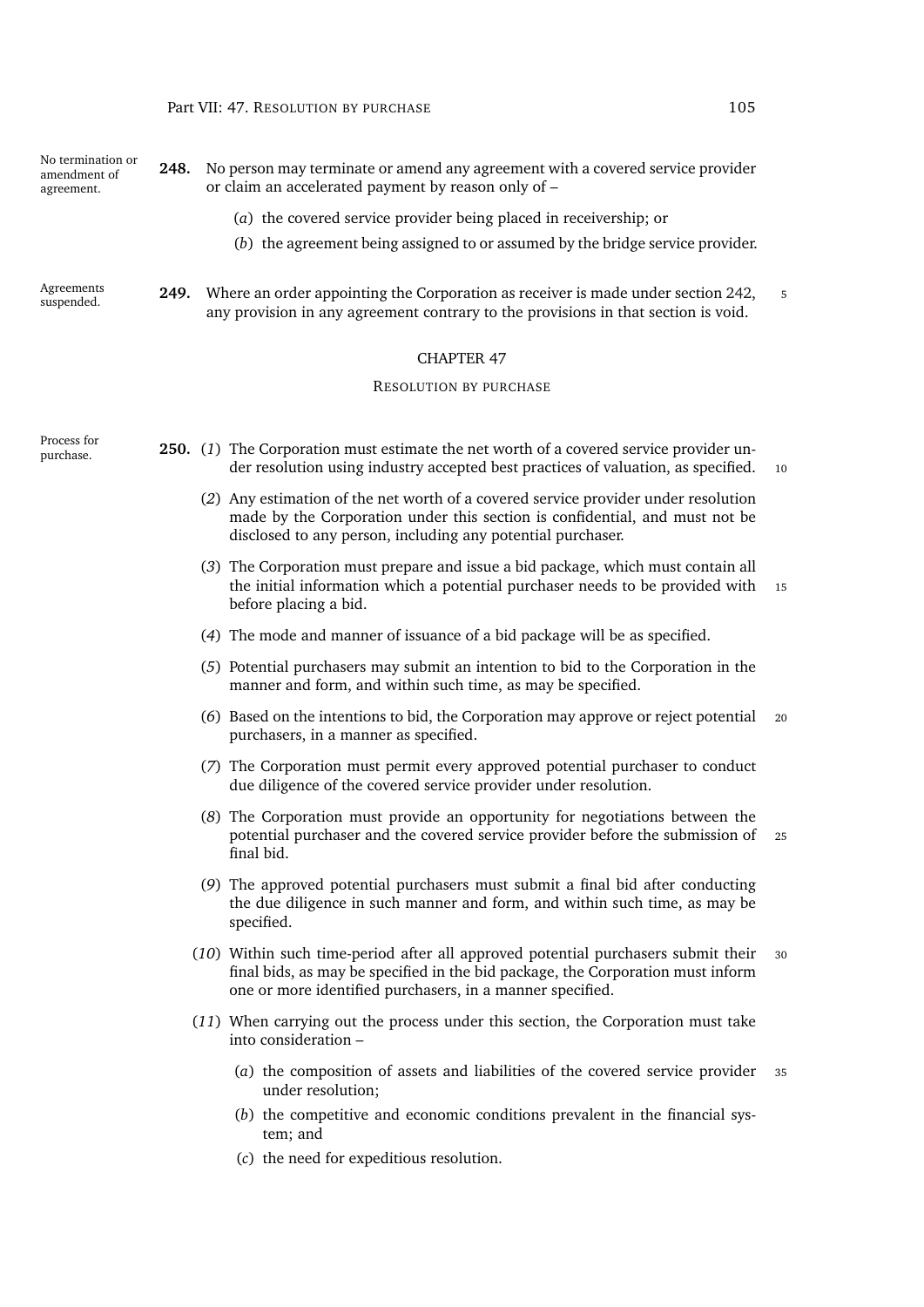**No termination or amendment of agreement.**

**248.** No person may terminate or amend any agreement with a covered service provider or claim an accelerated payment by reason only of –

(*a*) the covered service provider being placed in receivership; or

(*b*) the agreement being assigned to or assumed by the bridge service provider.

**Agreements suspended.**

**249.** Where an order appointing the Corporation as receiver is made under section 242, any provision in any agreement contrary to the provisions in that section is void.

## CHAPTER 47

### RESOLUTION BY PURCHASE

**Process for purchase.**

**250.** (*1*) The Corporation must estimate the net worth of a covered service provider under resolution using industry accepted best practices of valuation, as specified.

(*2*) Any estimation of the net worth of a covered service provider under resolution made by the Corporation under this section is confidential, and must not be disclosed to any person, including any potential purchaser.

(*3*) The Corporation must prepare and issue a bid package, which must contain all the initial information which a potential purchaser needs to be provided with before placing a bid.

(*4*) The mode and manner of issuance of a bid package will be as specified.

(*5*) Potential purchasers may submit an intention to bid to the Corporation in the manner and form, and within such time, as may be specified.

(*6*) Based on the intentions to bid, the Corporation may approve or reject potential purchasers, in a manner as specified.

(*7*) The Corporation must permit every approved potential purchaser to conduct due diligence of the covered service provider under resolution.

(*8*) The Corporation must provide an opportunity for negotiations between the potential purchaser and the covered service provider before the submission of final bid.

(*9*) The approved potential purchasers must submit a final bid after conducting the due diligence in such manner and form, and within such time, as may be specified.

(*10*) Within such time-period after all approved potential purchasers submit their final bids, as may be specified in the bid package, the Corporation must inform one or more identified purchasers, in a manner specified.

(*11*) When carrying out the process under this section, the Corporation must take into consideration –

(*a*) the composition of assets and liabilities of the covered service provider under resolution;

(*b*) the competitive and economic conditions prevalent in the financial system; and

(*c*) the need for expeditious resolution.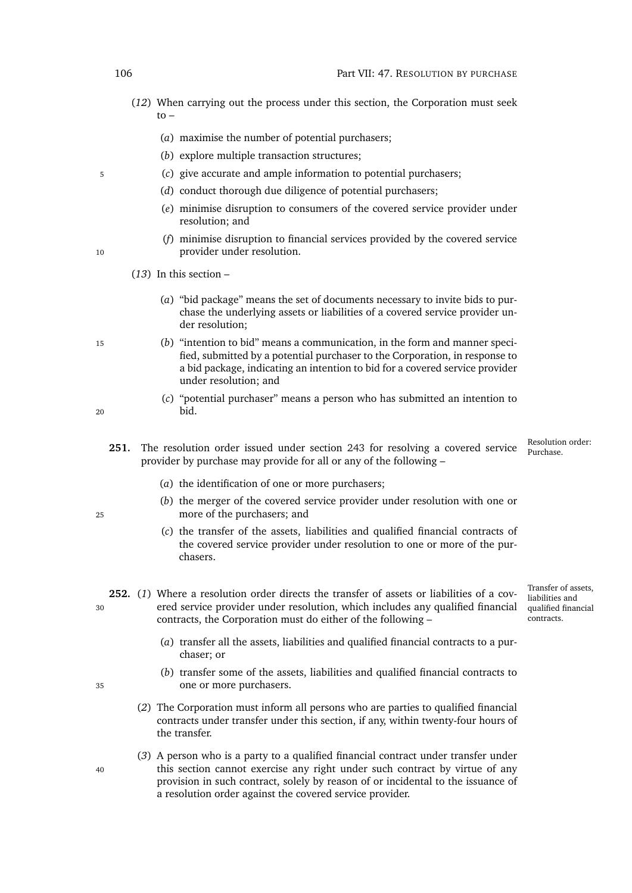(*12*) When carrying out the process under this section, the Corporation must seek to –

(*a*) maximise the number of potential purchasers;

(*b*) explore multiple transaction structures;

(*c*) give accurate and ample information to potential purchasers;

(*d*) conduct thorough due diligence of potential purchasers;

(*e*) minimise disruption to consumers of the covered service provider under resolution; and

(*f*) minimise disruption to financial services provided by the covered service provider under resolution.

(*13*) In this section –

(*a*) "bid package" means the set of documents necessary to invite bids to purchase the underlying assets or liabilities of a covered service provider under resolution;

(*b*) "intention to bid" means a communication, in the form and manner specified, submitted by a potential purchaser to the Corporation, in response to a bid package, indicating an intention to bid for a covered service provider under resolution; and

(*c*) "potential purchaser" means a person who has submitted an intention to bid.

*Resolution order: Purchase.*

**251.** The resolution order issued under section 243 for resolving a covered service provider by purchase may provide for all or any of the following –

(*a*) the identification of one or more purchasers;

(*b*) the merger of the covered service provider under resolution with one or more of the purchasers; and

(*c*) the transfer of the assets, liabilities and qualified financial contracts of the covered service provider under resolution to one or more of the purchasers.

*Transfer of assets, liabilities and qualified financial contracts.*

**252.** (*1*) Where a resolution order directs the transfer of assets or liabilities of a covered service provider under resolution, which includes any qualified financial contracts, the Corporation must do either of the following –

(*a*) transfer all the assets, liabilities and qualified financial contracts to a purchaser; or

(*b*) transfer some of the assets, liabilities and qualified financial contracts to one or more purchasers.

(*2*) The Corporation must inform all persons who are parties to qualified financial contracts under transfer under this section, if any, within twenty-four hours of the transfer.

(*3*) A person who is a party to a qualified financial contract under transfer under this section cannot exercise any right under such contract by virtue of any provision in such contract, solely by reason of or incidental to the issuance of a resolution order against the covered service provider.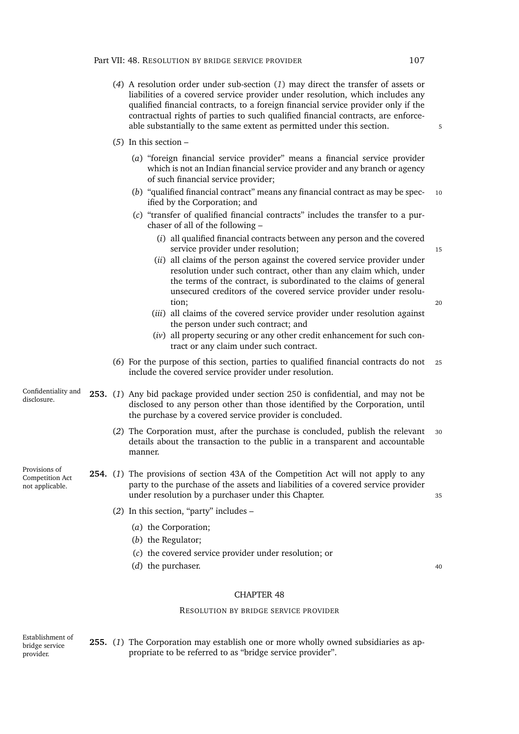(*4*) A resolution order under sub-section (*1*) may direct the transfer of assets or liabilities of a covered service provider under resolution, which includes any qualified financial contracts, to a foreign financial service provider only if the contractual rights of parties to such qualified financial contracts, are enforceable substantially to the same extent as permitted under this section.

(*5*) In this section –

(*a*) "foreign financial service provider" means a financial service provider which is not an Indian financial service provider and any branch or agency of such financial service provider;

(*b*) "qualified financial contract" means any financial contract as may be specified by the Corporation; and

(*c*) "transfer of qualified financial contracts" includes the transfer to a purchaser of all of the following –

(*i*) all qualified financial contracts between any person and the covered service provider under resolution;

(*ii*) all claims of the person against the covered service provider under resolution under such contract, other than any claim which, under the terms of the contract, is subordinated to the claims of general unsecured creditors of the covered service provider under resolution;

(*iii*) all claims of the covered service provider under resolution against the person under such contract; and

(*iv*) all property securing or any other credit enhancement for such contract or any claim under such contract.

(*6*) For the purpose of this section, parties to qualified financial contracts do not include the covered service provider under resolution.

Confidentiality and disclosure.

**253.** (*1*) Any bid package provided under section 250 is confidential, and may not be disclosed to any person other than those identified by the Corporation, until the purchase by a covered service provider is concluded.

(*2*) The Corporation must, after the purchase is concluded, publish the relevant details about the transaction to the public in a transparent and accountable manner.

Provisions of Competition Act not applicable.

**254.** (*1*) The provisions of section 43A of the Competition Act will not apply to any party to the purchase of the assets and liabilities of a covered service provider under resolution by a purchaser under this Chapter.

(*2*) In this section, "party" includes –

(*a*) the Corporation;

(*b*) the Regulator;

(*c*) the covered service provider under resolution; or

(*d*) the purchaser.

## CHAPTER 48

### RESOLUTION BY BRIDGE SERVICE PROVIDER

Establishment of bridge service provider.

**255.** (*1*) The Corporation may establish one or more wholly owned subsidiaries as appropriate to be referred to as "bridge service provider".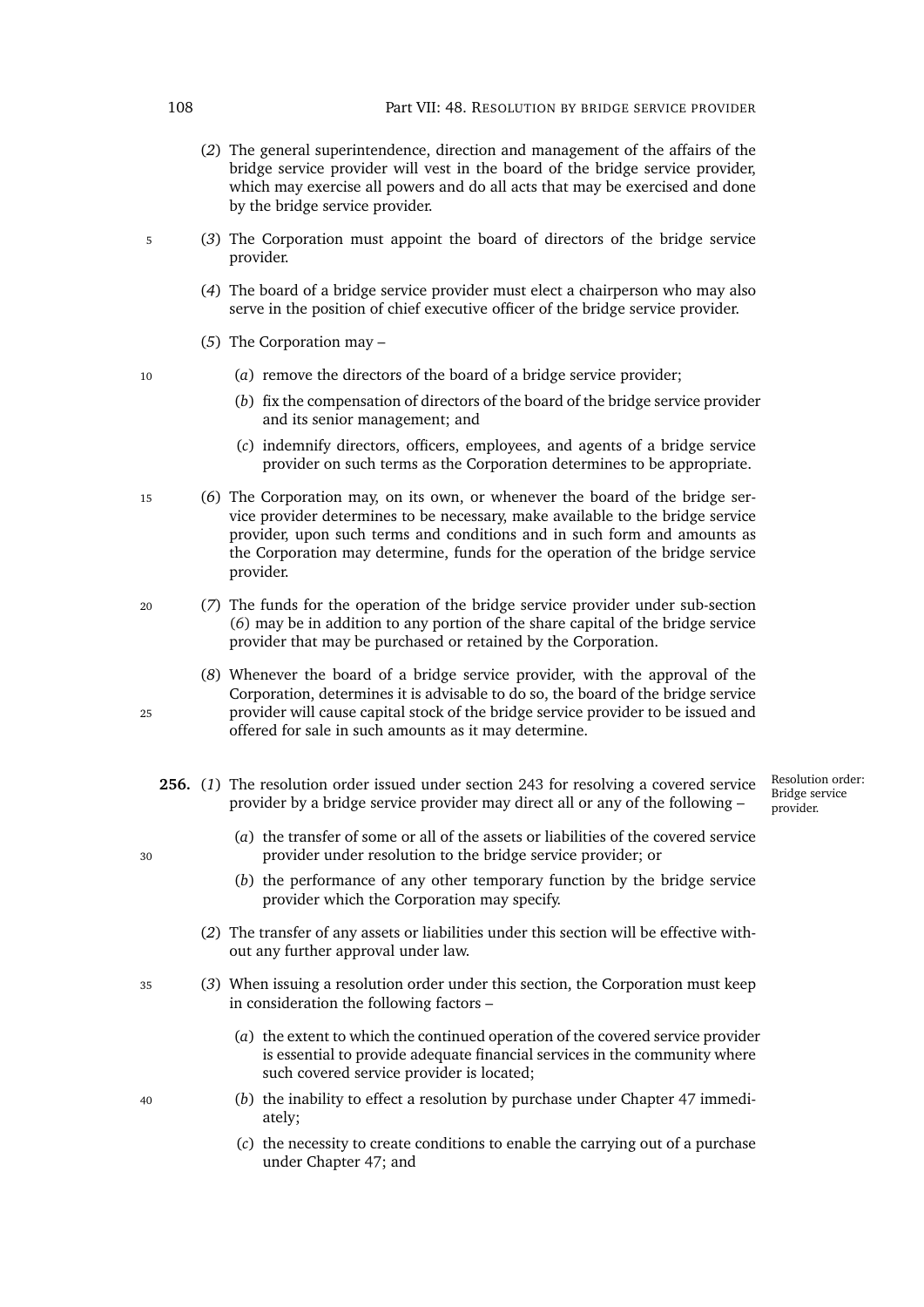(*2*) The general superintendence, direction and management of the affairs of the bridge service provider will vest in the board of the bridge service provider, which may exercise all powers and do all acts that may be exercised and done by the bridge service provider.

(*3*) The Corporation must appoint the board of directors of the bridge service provider.

(*4*) The board of a bridge service provider must elect a chairperson who may also serve in the position of chief executive officer of the bridge service provider.

(*5*) The Corporation may –

(*a*) remove the directors of the board of a bridge service provider;

(*b*) fix the compensation of directors of the board of the bridge service provider and its senior management; and

(*c*) indemnify directors, officers, employees, and agents of a bridge service provider on such terms as the Corporation determines to be appropriate.

(*6*) The Corporation may, on its own, or whenever the board of the bridge service provider determines to be necessary, make available to the bridge service provider, upon such terms and conditions and in such form and amounts as the Corporation may determine, funds for the operation of the bridge service provider.

(*7*) The funds for the operation of the bridge service provider under sub-section (*6*) may be in addition to any portion of the share capital of the bridge service provider that may be purchased or retained by the Corporation.

(*8*) Whenever the board of a bridge service provider, with the approval of the Corporation, determines it is advisable to do so, the board of the bridge service provider will cause capital stock of the bridge service provider to be issued and offered for sale in such amounts as it may determine.

*Resolution order: Bridge service provider.*

**256.** (*1*) The resolution order issued under section 243 for resolving a covered service provider by a bridge service provider may direct all or any of the following –

(*a*) the transfer of some or all of the assets or liabilities of the covered service provider under resolution to the bridge service provider; or

(*b*) the performance of any other temporary function by the bridge service provider which the Corporation may specify.

(*2*) The transfer of any assets or liabilities under this section will be effective without any further approval under law.

(*3*) When issuing a resolution order under this section, the Corporation must keep in consideration the following factors –

(*a*) the extent to which the continued operation of the covered service provider is essential to provide adequate financial services in the community where such covered service provider is located;

(*b*) the inability to effect a resolution by purchase under Chapter 47 immediately;

(*c*) the necessity to create conditions to enable the carrying out of a purchase under Chapter 47; and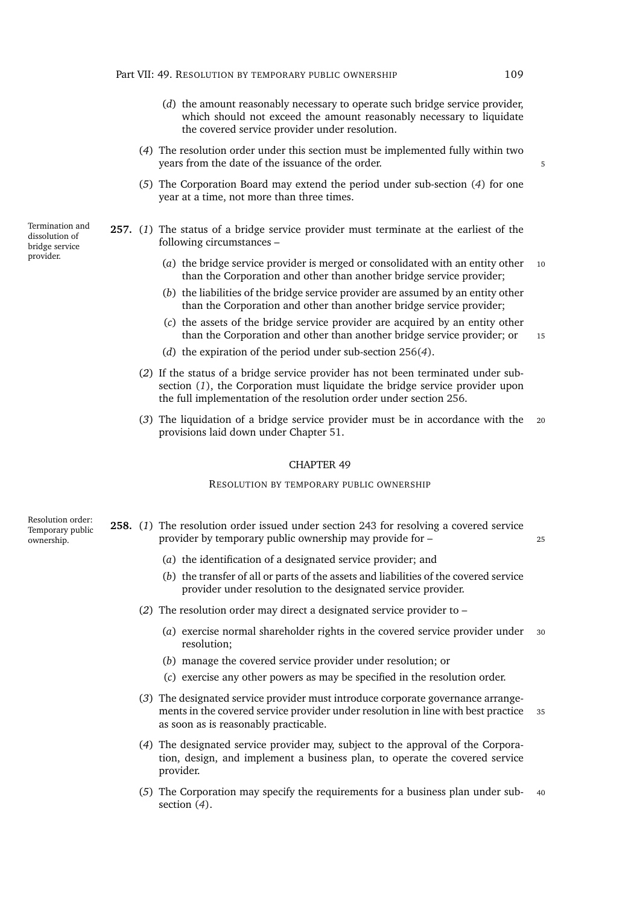(*d*) the amount reasonably necessary to operate such bridge service provider, which should not exceed the amount reasonably necessary to liquidate the covered service provider under resolution.

(*4*) The resolution order under this section must be implemented fully within two years from the date of the issuance of the order.

(*5*) The Corporation Board may extend the period under sub-section (*4*) for one year at a time, not more than three times.

*Termination and dissolution of bridge service provider.*

**257.** (*1*) The status of a bridge service provider must terminate at the earliest of the following circumstances –

(*a*) the bridge service provider is merged or consolidated with an entity other than the Corporation and other than another bridge service provider;

(*b*) the liabilities of the bridge service provider are assumed by an entity other than the Corporation and other than another bridge service provider;

(*c*) the assets of the bridge service provider are acquired by an entity other than the Corporation and other than another bridge service provider; or

(*d*) the expiration of the period under sub-section 256(*4*).

(*2*) If the status of a bridge service provider has not been terminated under sub-section (*1*), the Corporation must liquidate the bridge service provider upon the full implementation of the resolution order under section 256.

(*3*) The liquidation of a bridge service provider must be in accordance with the provisions laid down under Chapter 51.

## CHAPTER 49

### RESOLUTION BY TEMPORARY PUBLIC OWNERSHIP

*Resolution order: Temporary public ownership.*

**258.** (*1*) The resolution order issued under section 243 for resolving a covered service provider by temporary public ownership may provide for –

(*a*) the identification of a designated service provider; and

(*b*) the transfer of all or parts of the assets and liabilities of the covered service provider under resolution to the designated service provider.

(*2*) The resolution order may direct a designated service provider to –

(*a*) exercise normal shareholder rights in the covered service provider under resolution;

(*b*) manage the covered service provider under resolution; or

(*c*) exercise any other powers as may be specified in the resolution order.

(*3*) The designated service provider must introduce corporate governance arrangements in the covered service provider under resolution in line with best practice as soon as is reasonably practicable.

(*4*) The designated service provider may, subject to the approval of the Corporation, design, and implement a business plan, to operate the covered service provider.

(*5*) The Corporation may specify the requirements for a business plan under sub-section (*4*).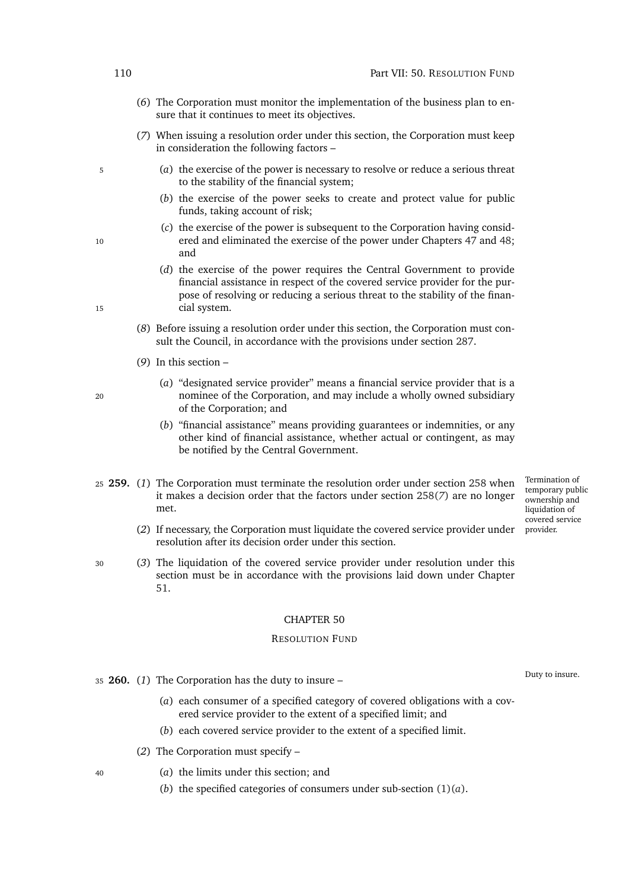(*6*) The Corporation must monitor the implementation of the business plan to ensure that it continues to meet its objectives.

(*7*) When issuing a resolution order under this section, the Corporation must keep in consideration the following factors –

(*a*) the exercise of the power is necessary to resolve or reduce a serious threat to the stability of the financial system;

(*b*) the exercise of the power seeks to create and protect value for public funds, taking account of risk;

(*c*) the exercise of the power is subsequent to the Corporation having considered and eliminated the exercise of the power under Chapters 47 and 48; and

(*d*) the exercise of the power requires the Central Government to provide financial assistance in respect of the covered service provider for the purpose of resolving or reducing a serious threat to the stability of the financial system.

(*8*) Before issuing a resolution order under this section, the Corporation must consult the Council, in accordance with the provisions under section 287.

(*9*) In this section –

(*a*) "designated service provider" means a financial service provider that is a nominee of the Corporation, and may include a wholly owned subsidiary of the Corporation; and

(*b*) "financial assistance" means providing guarantees or indemnities, or any other kind of financial assistance, whether actual or contingent, as may be notified by the Central Government.

*Termination of temporary public ownership and liquidation of covered service provider.*

**259.** (*1*) The Corporation must terminate the resolution order under section 258 when it makes a decision order that the factors under section 258(*7*) are no longer met.

(*2*) If necessary, the Corporation must liquidate the covered service provider under resolution after its decision order under this section.

(*3*) The liquidation of the covered service provider under resolution under this section must be in accordance with the provisions laid down under Chapter 51.

## CHAPTER 50

## RESOLUTION FUND

*Duty to insure.*

**260.** (*1*) The Corporation has the duty to insure –

(*a*) each consumer of a specified category of covered obligations with a covered service provider to the extent of a specified limit; and

(*b*) each covered service provider to the extent of a specified limit.

(*2*) The Corporation must specify –

(*a*) the limits under this section; and

(*b*) the specified categories of consumers under sub-section (1)(*a*).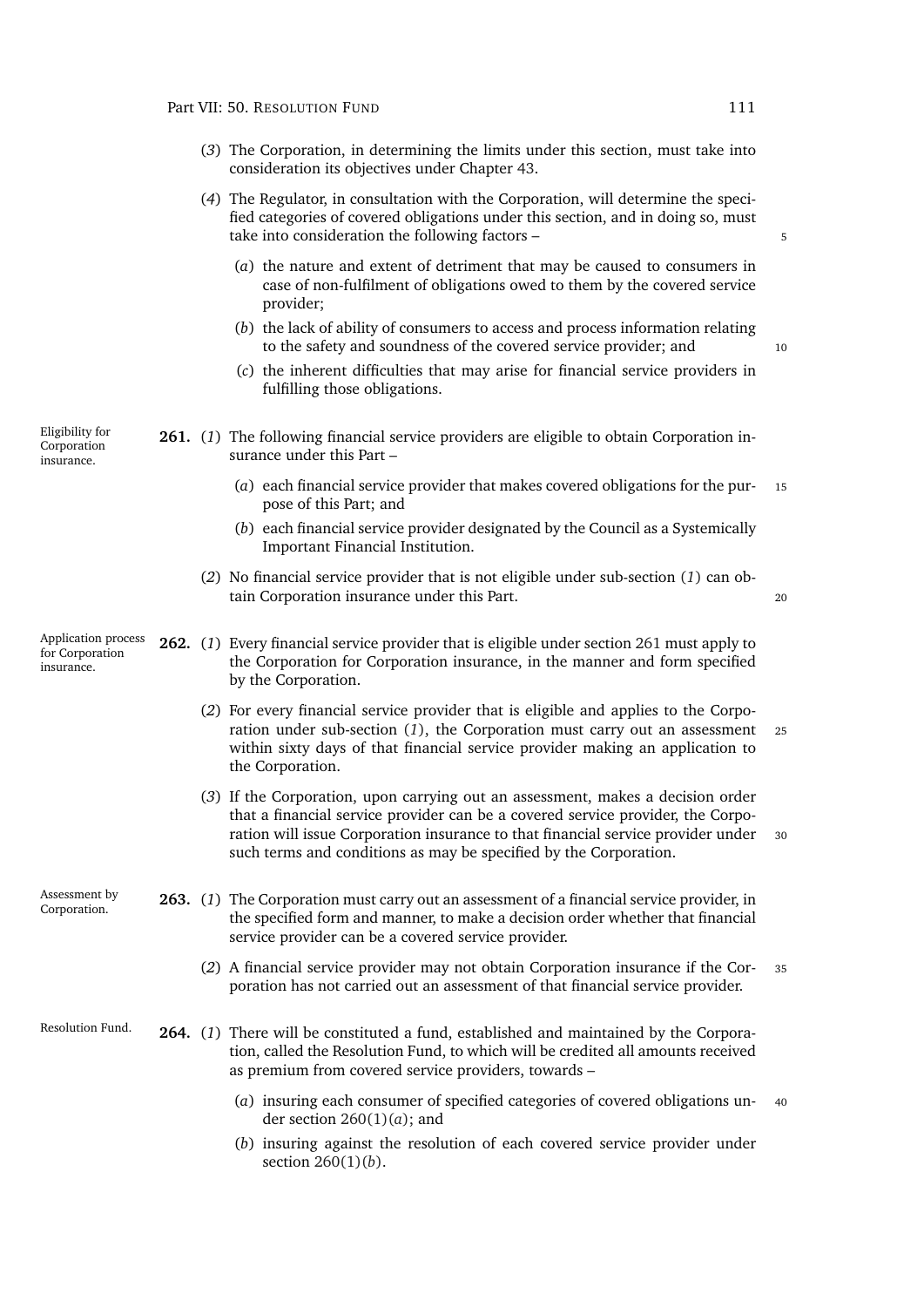(*3*) The Corporation, in determining the limits under this section, must take into consideration its objectives under Chapter 43.

(*4*) The Regulator, in consultation with the Corporation, will determine the specified categories of covered obligations under this section, and in doing so, must take into consideration the following factors –

- (*a*) the nature and extent of detriment that may be caused to consumers in case of non-fulfilment of obligations owed to them by the covered service provider;
- (*b*) the lack of ability of consumers to access and process information relating to the safety and soundness of the covered service provider; and
- (*c*) the inherent difficulties that may arise for financial service providers in fulfilling those obligations.

*Eligibility for Corporation insurance.*

**261.** (*1*) The following financial service providers are eligible to obtain Corporation insurance under this Part –

- (*a*) each financial service provider that makes covered obligations for the purpose of this Part; and
- (*b*) each financial service provider designated by the Council as a Systemically Important Financial Institution.

(*2*) No financial service provider that is not eligible under sub-section (*1*) can obtain Corporation insurance under this Part.

*Application process for Corporation insurance.*

**262.** (*1*) Every financial service provider that is eligible under section 261 must apply to the Corporation for Corporation insurance, in the manner and form specified by the Corporation.

(*2*) For every financial service provider that is eligible and applies to the Corporation under sub-section (*1*), the Corporation must carry out an assessment within sixty days of that financial service provider making an application to the Corporation.

(*3*) If the Corporation, upon carrying out an assessment, makes a decision order that a financial service provider can be a covered service provider, the Corporation will issue Corporation insurance to that financial service provider under such terms and conditions as may be specified by the Corporation.

*Assessment by Corporation.*

**263.** (*1*) The Corporation must carry out an assessment of a financial service provider, in the specified form and manner, to make a decision order whether that financial service provider can be a covered service provider.

(*2*) A financial service provider may not obtain Corporation insurance if the Corporation has not carried out an assessment of that financial service provider.

*Resolution Fund.*

**264.** (*1*) There will be constituted a fund, established and maintained by the Corporation, called the Resolution Fund, to which will be credited all amounts received as premium from covered service providers, towards –

- (*a*) insuring each consumer of specified categories of covered obligations under section 260(1)(*a*); and
- (*b*) insuring against the resolution of each covered service provider under section 260(1)(*b*).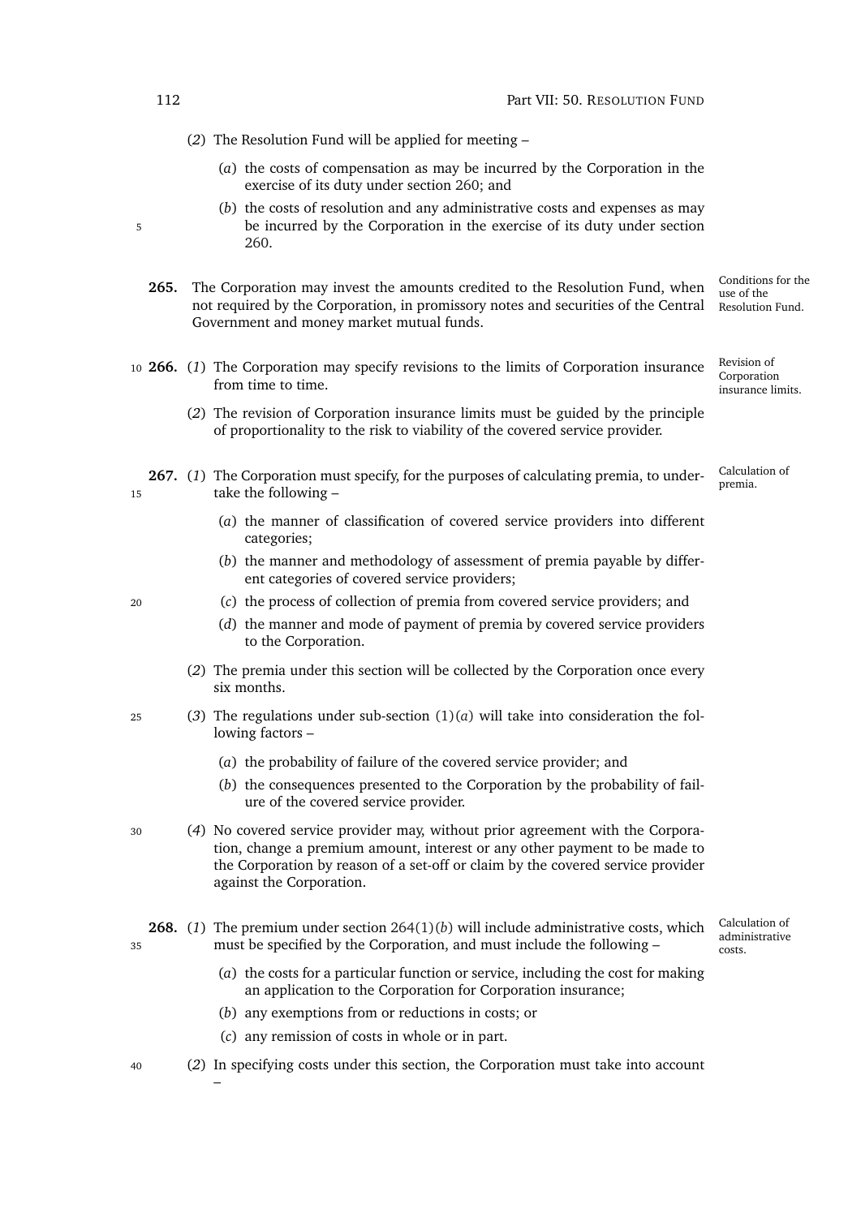(*2*) The Resolution Fund will be applied for meeting –

(*a*) the costs of compensation as may be incurred by the Corporation in the exercise of its duty under section 260; and

(*b*) the costs of resolution and any administrative costs and expenses as may be incurred by the Corporation in the exercise of its duty under section 260.

*Conditions for the use of the Resolution Fund.*

**265.** The Corporation may invest the amounts credited to the Resolution Fund, when not required by the Corporation, in promissory notes and securities of the Central Government and money market mutual funds.

*Revision of Corporation insurance limits.*

**266.** (*1*) The Corporation may specify revisions to the limits of Corporation insurance from time to time.

(*2*) The revision of Corporation insurance limits must be guided by the principle of proportionality to the risk to viability of the covered service provider.

*Calculation of premia.*

**267.** (*1*) The Corporation must specify, for the purposes of calculating premia, to undertake the following –

(*a*) the manner of classification of covered service providers into different categories;

(*b*) the manner and methodology of assessment of premia payable by different categories of covered service providers;

(*c*) the process of collection of premia from covered service providers; and

(*d*) the manner and mode of payment of premia by covered service providers to the Corporation.

(*2*) The premia under this section will be collected by the Corporation once every six months.

(*3*) The regulations under sub-section (1)(*a*) will take into consideration the following factors –

(*a*) the probability of failure of the covered service provider; and

(*b*) the consequences presented to the Corporation by the probability of failure of the covered service provider.

(*4*) No covered service provider may, without prior agreement with the Corporation, change a premium amount, interest or any other payment to be made to the Corporation by reason of a set-off or claim by the covered service provider against the Corporation.

*Calculation of administrative costs.*

**268.** (*1*) The premium under section 264(1)(*b*) will include administrative costs, which must be specified by the Corporation, and must include the following –

(*a*) the costs for a particular function or service, including the cost for making an application to the Corporation for Corporation insurance;

(*b*) any exemptions from or reductions in costs; or

(*c*) any remission of costs in whole or in part.

(*2*) In specifying costs under this section, the Corporation must take into account –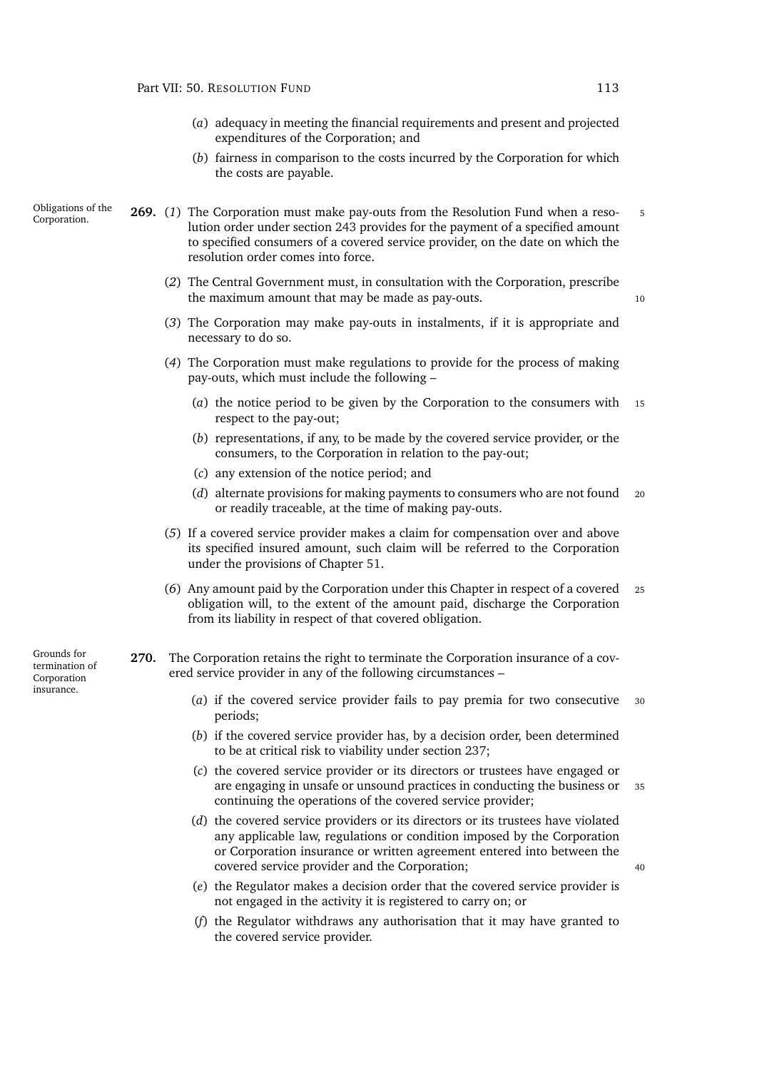(*a*) adequacy in meeting the financial requirements and present and projected expenditures of the Corporation; and

(*b*) fairness in comparison to the costs incurred by the Corporation for which the costs are payable.

Obligations of the Corporation.

**269.** (*1*) The Corporation must make pay-outs from the Resolution Fund when a resolution order under section 243 provides for the payment of a specified amount to specified consumers of a covered service provider, on the date on which the resolution order comes into force.

(*2*) The Central Government must, in consultation with the Corporation, prescribe the maximum amount that may be made as pay-outs.

(*3*) The Corporation may make pay-outs in instalments, if it is appropriate and necessary to do so.

(*4*) The Corporation must make regulations to provide for the process of making pay-outs, which must include the following –

(*a*) the notice period to be given by the Corporation to the consumers with respect to the pay-out;

(*b*) representations, if any, to be made by the covered service provider, or the consumers, to the Corporation in relation to the pay-out;

(*c*) any extension of the notice period; and

(*d*) alternate provisions for making payments to consumers who are not found or readily traceable, at the time of making pay-outs.

(*5*) If a covered service provider makes a claim for compensation over and above its specified insured amount, such claim will be referred to the Corporation under the provisions of Chapter 51.

(*6*) Any amount paid by the Corporation under this Chapter in respect of a covered obligation will, to the extent of the amount paid, discharge the Corporation from its liability in respect of that covered obligation.

Grounds for termination of Corporation insurance.

**270.** The Corporation retains the right to terminate the Corporation insurance of a covered service provider in any of the following circumstances –

(*a*) if the covered service provider fails to pay premia for two consecutive periods;

(*b*) if the covered service provider has, by a decision order, been determined to be at critical risk to viability under section 237;

(*c*) the covered service provider or its directors or trustees have engaged or are engaging in unsafe or unsound practices in conducting the business or continuing the operations of the covered service provider;

(*d*) the covered service providers or its directors or its trustees have violated any applicable law, regulations or condition imposed by the Corporation or Corporation insurance or written agreement entered into between the covered service provider and the Corporation;

(*e*) the Regulator makes a decision order that the covered service provider is not engaged in the activity it is registered to carry on; or

(*f*) the Regulator withdraws any authorisation that it may have granted to the covered service provider.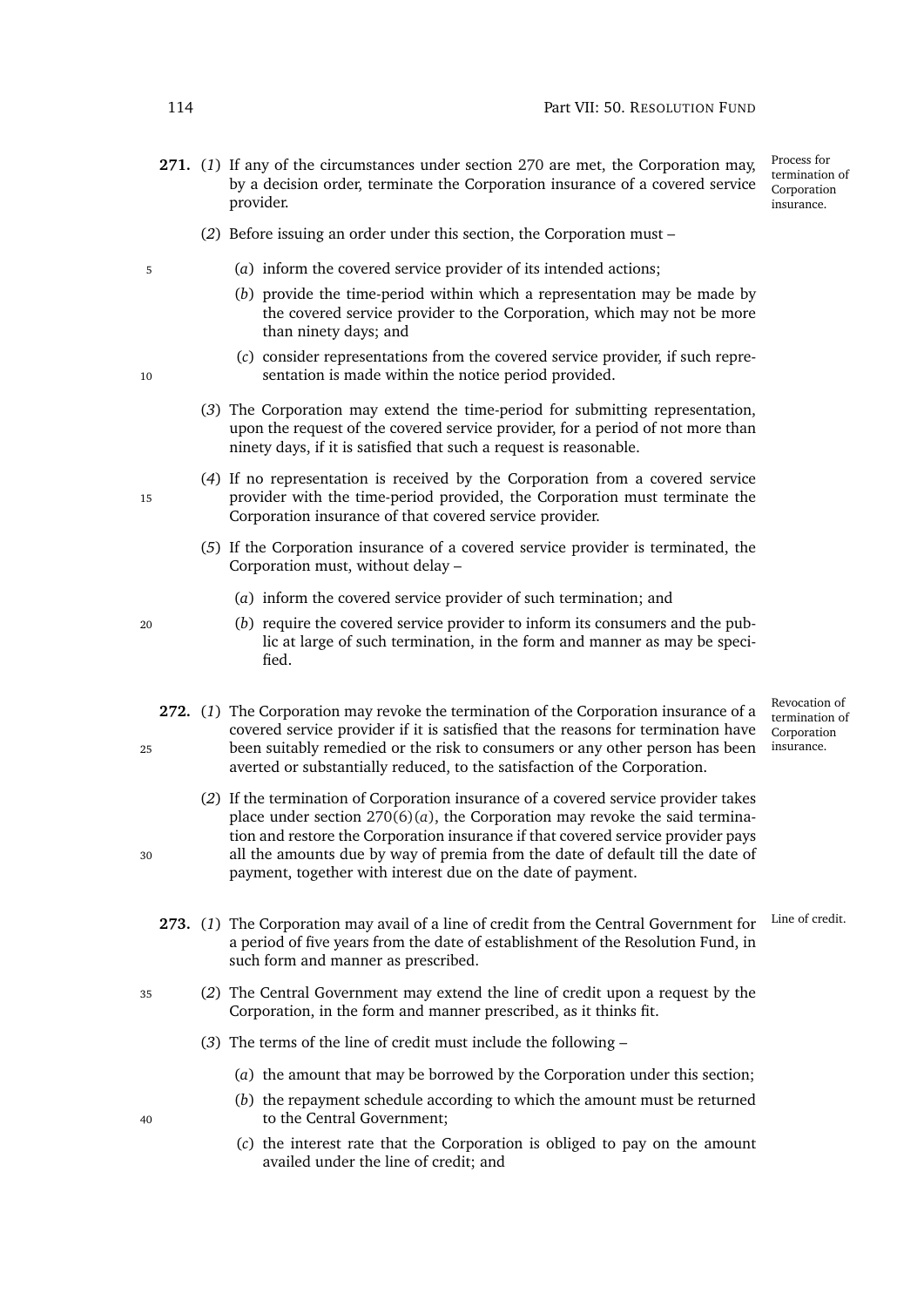**271.** (*1*) If any of the circumstances under section 270 are met, the Corporation may, by a decision order, terminate the Corporation insurance of a covered service provider.

Process for termination of Corporation insurance.

(*2*) Before issuing an order under this section, the Corporation must –

(*a*) inform the covered service provider of its intended actions;

(*b*) provide the time-period within which a representation may be made by the covered service provider to the Corporation, which may not be more than ninety days; and

(*c*) consider representations from the covered service provider, if such representation is made within the notice period provided.

(*3*) The Corporation may extend the time-period for submitting representation, upon the request of the covered service provider, for a period of not more than ninety days, if it is satisfied that such a request is reasonable.

(*4*) If no representation is received by the Corporation from a covered service provider with the time-period provided, the Corporation must terminate the Corporation insurance of that covered service provider.

(*5*) If the Corporation insurance of a covered service provider is terminated, the Corporation must, without delay –

(*a*) inform the covered service provider of such termination; and

(*b*) require the covered service provider to inform its consumers and the public at large of such termination, in the form and manner as may be specified.

**272.** (*1*) The Corporation may revoke the termination of the Corporation insurance of a covered service provider if it is satisfied that the reasons for termination have been suitably remedied or the risk to consumers or any other person has been averted or substantially reduced, to the satisfaction of the Corporation.

Revocation of termination of Corporation insurance.

(*2*) If the termination of Corporation insurance of a covered service provider takes place under section 270(6)(*a*), the Corporation may revoke the said termination and restore the Corporation insurance if that covered service provider pays all the amounts due by way of premia from the date of default till the date of payment, together with interest due on the date of payment.

**273.** (*1*) The Corporation may avail of a line of credit from the Central Government for a period of five years from the date of establishment of the Resolution Fund, in such form and manner as prescribed.

Line of credit.

(*2*) The Central Government may extend the line of credit upon a request by the Corporation, in the form and manner prescribed, as it thinks fit.

(*3*) The terms of the line of credit must include the following –

(*a*) the amount that may be borrowed by the Corporation under this section;

(*b*) the repayment schedule according to which the amount must be returned to the Central Government;

(*c*) the interest rate that the Corporation is obliged to pay on the amount availed under the line of credit; and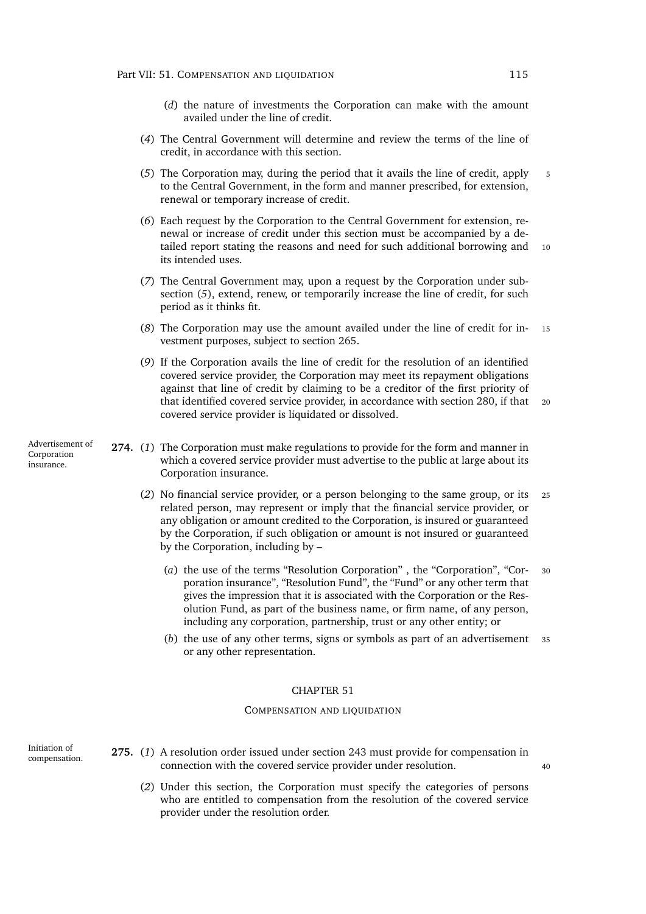(*d*) the nature of investments the Corporation can make with the amount availed under the line of credit.

(*4*) The Central Government will determine and review the terms of the line of credit, in accordance with this section.

(*5*) The Corporation may, during the period that it avails the line of credit, apply to the Central Government, in the form and manner prescribed, for extension, renewal or temporary increase of credit.

(*6*) Each request by the Corporation to the Central Government for extension, renewal or increase of credit under this section must be accompanied by a detailed report stating the reasons and need for such additional borrowing and its intended uses.

(*7*) The Central Government may, upon a request by the Corporation under sub-section (*5*), extend, renew, or temporarily increase the line of credit, for such period as it thinks fit.

(*8*) The Corporation may use the amount availed under the line of credit for investment purposes, subject to section 265.

(*9*) If the Corporation avails the line of credit for the resolution of an identified covered service provider, the Corporation may meet its repayment obligations against that line of credit by claiming to be a creditor of the first priority of that identified covered service provider, in accordance with section 280, if that covered service provider is liquidated or dissolved.

Advertisement of Corporation insurance.

**274.** (*1*) The Corporation must make regulations to provide for the form and manner in which a covered service provider must advertise to the public at large about its Corporation insurance.

(*2*) No financial service provider, or a person belonging to the same group, or its related person, may represent or imply that the financial service provider, or any obligation or amount credited to the Corporation, is insured or guaranteed by the Corporation, if such obligation or amount is not insured or guaranteed by the Corporation, including by –

(*a*) the use of the terms "Resolution Corporation" , the "Corporation", "Corporation insurance", "Resolution Fund", the "Fund" or any other term that gives the impression that it is associated with the Corporation or the Resolution Fund, as part of the business name, or firm name, of any person, including any corporation, partnership, trust or any other entity; or

(*b*) the use of any other terms, signs or symbols as part of an advertisement or any other representation.

## CHAPTER 51

### COMPENSATION AND LIQUIDATION

Initiation of compensation.

**275.** (*1*) A resolution order issued under section 243 must provide for compensation in connection with the covered service provider under resolution.

(*2*) Under this section, the Corporation must specify the categories of persons who are entitled to compensation from the resolution of the covered service provider under the resolution order.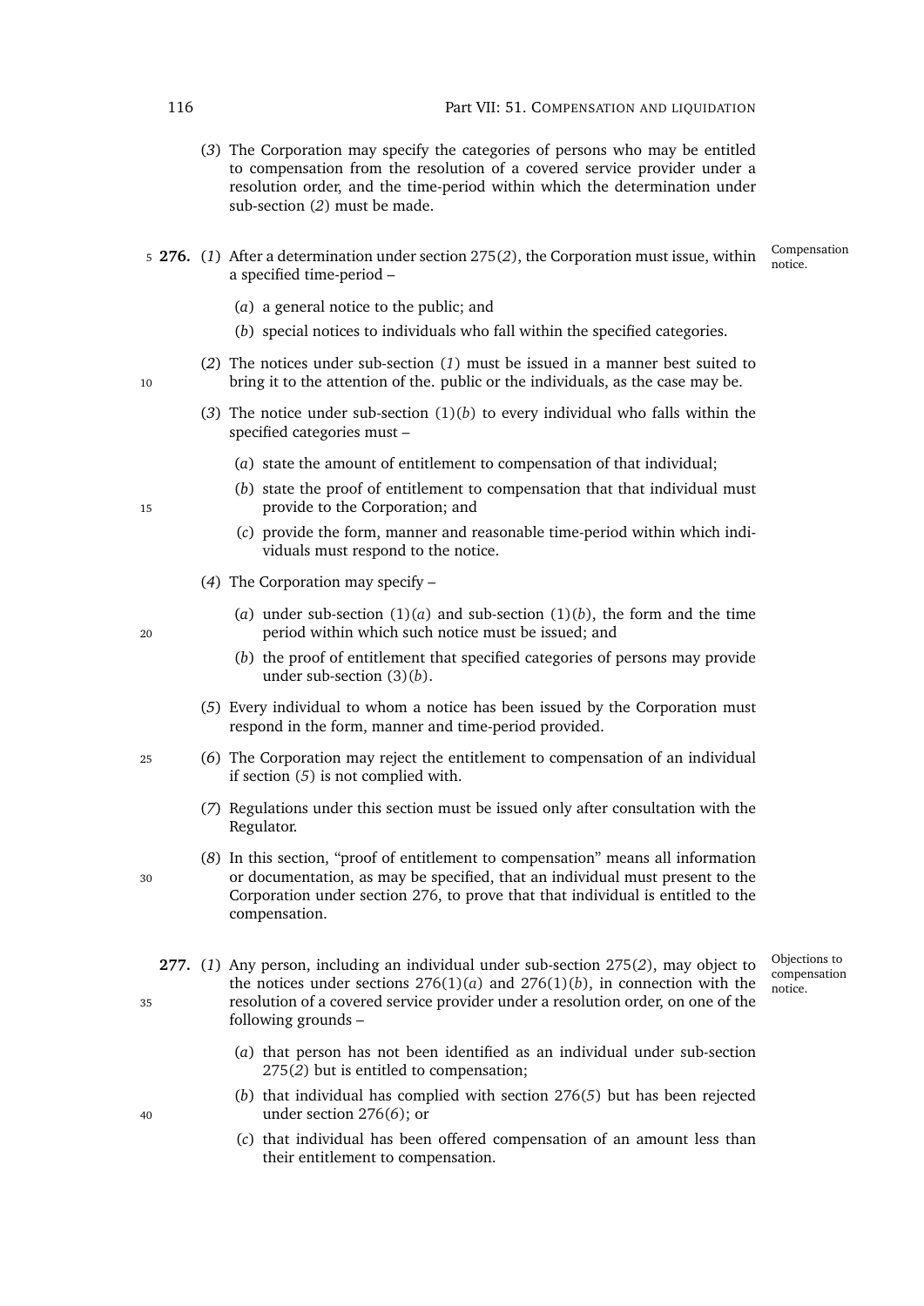(*3*) The Corporation may specify the categories of persons who may be entitled to compensation from the resolution of a covered service provider under a resolution order, and the time-period within which the determination under sub-section (*2*) must be made.

**276.** (*1*) After a determination under section 275(*2*), the Corporation must issue, within a specified time-period – *Compensation notice.*

(*a*) a general notice to the public; and

(*b*) special notices to individuals who fall within the specified categories.

(*2*) The notices under sub-section (*1*) must be issued in a manner best suited to bring it to the attention of the. public or the individuals, as the case may be.

(*3*) The notice under sub-section (1)(*b*) to every individual who falls within the specified categories must –

(*a*) state the amount of entitlement to compensation of that individual;

(*b*) state the proof of entitlement to compensation that that individual must provide to the Corporation; and

(*c*) provide the form, manner and reasonable time-period within which individuals must respond to the notice.

(*4*) The Corporation may specify –

(*a*) under sub-section (1)(*a*) and sub-section (1)(*b*), the form and the time period within which such notice must be issued; and

(*b*) the proof of entitlement that specified categories of persons may provide under sub-section (3)(*b*).

(*5*) Every individual to whom a notice has been issued by the Corporation must respond in the form, manner and time-period provided.

(*6*) The Corporation may reject the entitlement to compensation of an individual if section (*5*) is not complied with.

(*7*) Regulations under this section must be issued only after consultation with the Regulator.

(*8*) In this section, "proof of entitlement to compensation" means all information or documentation, as may be specified, that an individual must present to the Corporation under section 276, to prove that that individual is entitled to the compensation.

**277.** (*1*) Any person, including an individual under sub-section 275(*2*), may object to the notices under sections 276(1)(*a*) and 276(1)(*b*), in connection with the resolution of a covered service provider under a resolution order, on one of the following grounds – *Objections to compensation notice.*

(*a*) that person has not been identified as an individual under sub-section 275(*2*) but is entitled to compensation;

(*b*) that individual has complied with section 276(*5*) but has been rejected under section 276(*6*); or

(*c*) that individual has been offered compensation of an amount less than their entitlement to compensation.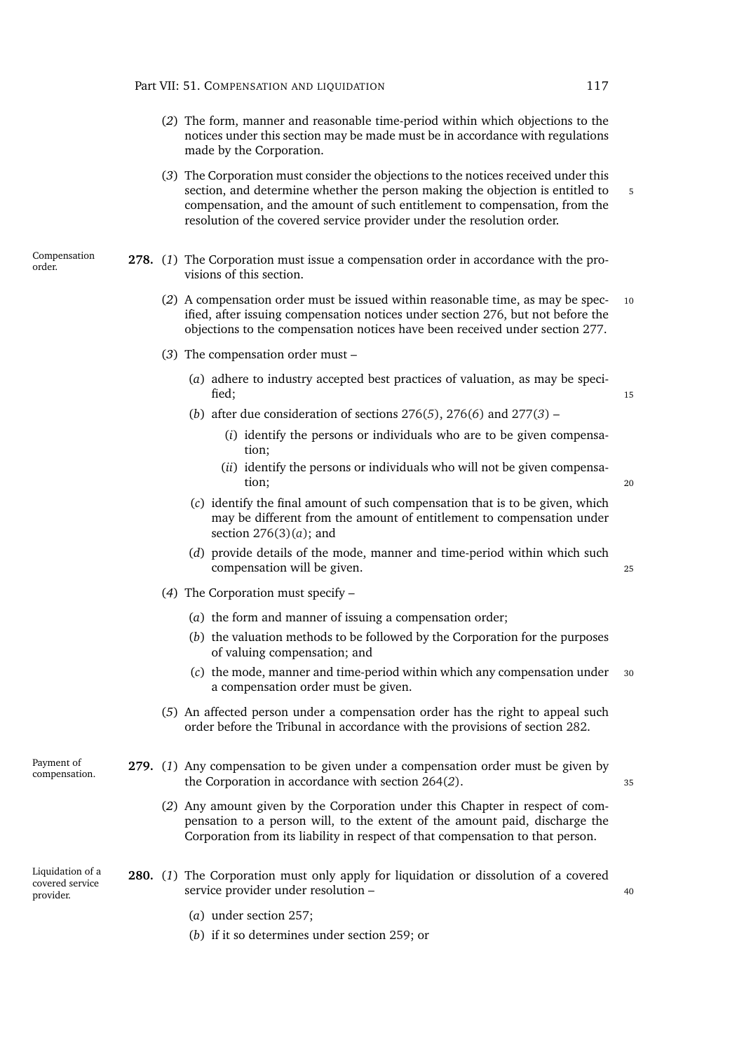(*2*) The form, manner and reasonable time-period within which objections to the notices under this section may be made must be in accordance with regulations made by the Corporation.

(*3*) The Corporation must consider the objections to the notices received under this section, and determine whether the person making the objection is entitled to compensation, and the amount of such entitlement to compensation, from the resolution of the covered service provider under the resolution order.

Compensation order.

**278.** (*1*) The Corporation must issue a compensation order in accordance with the provisions of this section.

(*2*) A compensation order must be issued within reasonable time, as may be specified, after issuing compensation notices under section 276, but not before the objections to the compensation notices have been received under section 277.

(*3*) The compensation order must –

(*a*) adhere to industry accepted best practices of valuation, as may be specified;

(*b*) after due consideration of sections 276(*5*), 276(*6*) and 277(*3*) –

(*i*) identify the persons or individuals who are to be given compensation;

(*ii*) identify the persons or individuals who will not be given compensation;

(*c*) identify the final amount of such compensation that is to be given, which may be different from the amount of entitlement to compensation under section 276(3)(*a*); and

(*d*) provide details of the mode, manner and time-period within which such compensation will be given.

(*4*) The Corporation must specify –

(*a*) the form and manner of issuing a compensation order;

(*b*) the valuation methods to be followed by the Corporation for the purposes of valuing compensation; and

(*c*) the mode, manner and time-period within which any compensation under a compensation order must be given.

(*5*) An affected person under a compensation order has the right to appeal such order before the Tribunal in accordance with the provisions of section 282.

Payment of compensation.

**279.** (*1*) Any compensation to be given under a compensation order must be given by the Corporation in accordance with section 264(*2*).

(*2*) Any amount given by the Corporation under this Chapter in respect of compensation to a person will, to the extent of the amount paid, discharge the Corporation from its liability in respect of that compensation to that person.

Liquidation of a covered service provider.

**280.** (*1*) The Corporation must only apply for liquidation or dissolution of a covered service provider under resolution –

(*a*) under section 257;

(*b*) if it so determines under section 259; or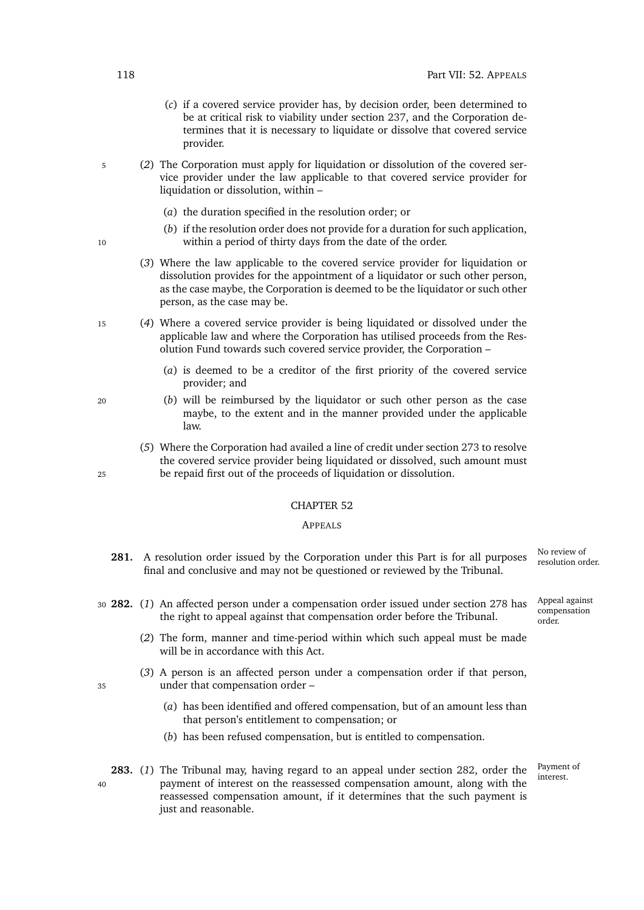(*c*) if a covered service provider has, by decision order, been determined to be at critical risk to viability under section 237, and the Corporation determines that it is necessary to liquidate or dissolve that covered service provider.

(*2*) The Corporation must apply for liquidation or dissolution of the covered service provider under the law applicable to that covered service provider for liquidation or dissolution, within –

(*a*) the duration specified in the resolution order; or

(*b*) if the resolution order does not provide for a duration for such application, within a period of thirty days from the date of the order.

(*3*) Where the law applicable to the covered service provider for liquidation or dissolution provides for the appointment of a liquidator or such other person, as the case maybe, the Corporation is deemed to be the liquidator or such other person, as the case may be.

(*4*) Where a covered service provider is being liquidated or dissolved under the applicable law and where the Corporation has utilised proceeds from the Resolution Fund towards such covered service provider, the Corporation –

(*a*) is deemed to be a creditor of the first priority of the covered service provider; and

(*b*) will be reimbursed by the liquidator or such other person as the case maybe, to the extent and in the manner provided under the applicable law.

(*5*) Where the Corporation had availed a line of credit under section 273 to resolve the covered service provider being liquidated or dissolved, such amount must be repaid first out of the proceeds of liquidation or dissolution.

## CHAPTER 52

### APPEALS

*No review of resolution order.*

**281.** A resolution order issued by the Corporation under this Part is for all purposes final and conclusive and may not be questioned or reviewed by the Tribunal.

*Appeal against compensation order.*

**282.** (*1*) An affected person under a compensation order issued under section 278 has the right to appeal against that compensation order before the Tribunal.

(*2*) The form, manner and time-period within which such appeal must be made will be in accordance with this Act.

(*3*) A person is an affected person under a compensation order if that person, under that compensation order –

(*a*) has been identified and offered compensation, but of an amount less than that person's entitlement to compensation; or

(*b*) has been refused compensation, but is entitled to compensation.

*Payment of interest.*

**283.** (*1*) The Tribunal may, having regard to an appeal under section 282, order the payment of interest on the reassessed compensation amount, along with the reassessed compensation amount, if it determines that the such payment is just and reasonable.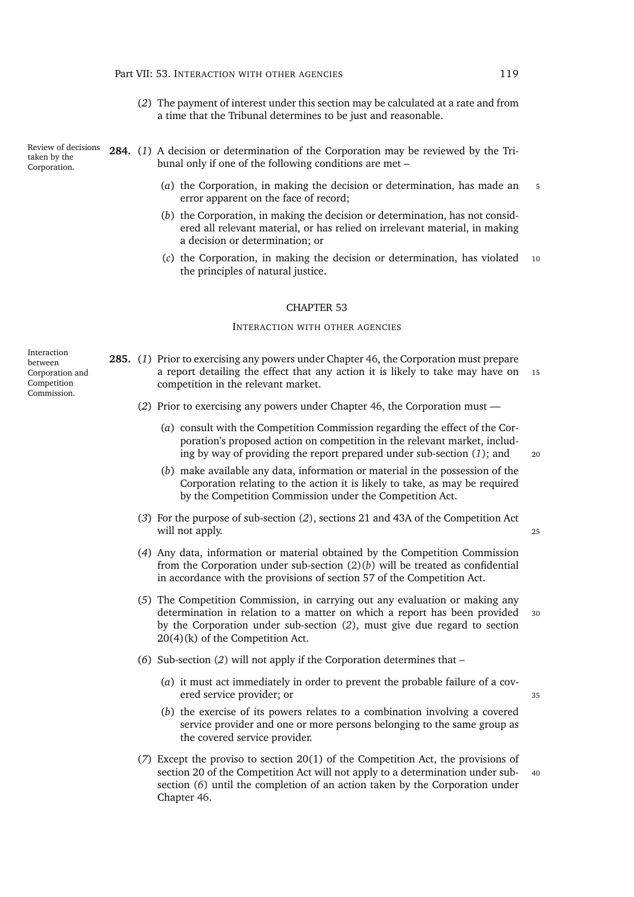(*2*) The payment of interest under this section may be calculated at a rate and from a time that the Tribunal determines to be just and reasonable.

Review of decisions taken by the Corporation.

**284.** (*1*) A decision or determination of the Corporation may be reviewed by the Tribunal only if one of the following conditions are met –

(*a*) the Corporation, in making the decision or determination, has made an error apparent on the face of record;

(*b*) the Corporation, in making the decision or determination, has not considered all relevant material, or has relied on irrelevant material, in making a decision or determination; or

(*c*) the Corporation, in making the decision or determination, has violated the principles of natural justice.

## CHAPTER 53

### INTERACTION WITH OTHER AGENCIES

Interaction between Corporation and Competition Commission.

**285.** (*1*) Prior to exercising any powers under Chapter 46, the Corporation must prepare a report detailing the effect that any action it is likely to take may have on competition in the relevant market.

(*2*) Prior to exercising any powers under Chapter 46, the Corporation must —

(*a*) consult with the Competition Commission regarding the effect of the Corporation's proposed action on competition in the relevant market, including by way of providing the report prepared under sub-section (*1*); and

(*b*) make available any data, information or material in the possession of the Corporation relating to the action it is likely to take, as may be required by the Competition Commission under the Competition Act.

(*3*) For the purpose of sub-section (*2*), sections 21 and 43A of the Competition Act will not apply.

(*4*) Any data, information or material obtained by the Competition Commission from the Corporation under sub-section (2)(*b*) will be treated as confidential in accordance with the provisions of section 57 of the Competition Act.

(*5*) The Competition Commission, in carrying out any evaluation or making any determination in relation to a matter on which a report has been provided by the Corporation under sub-section (*2*), must give due regard to section 20(4)(k) of the Competition Act.

(*6*) Sub-section (*2*) will not apply if the Corporation determines that –

(*a*) it must act immediately in order to prevent the probable failure of a covered service provider; or

(*b*) the exercise of its powers relates to a combination involving a covered service provider and one or more persons belonging to the same group as the covered service provider.

(*7*) Except the proviso to section 20(1) of the Competition Act, the provisions of section 20 of the Competition Act will not apply to a determination under sub-section (*6*) until the completion of an action taken by the Corporation under Chapter 46.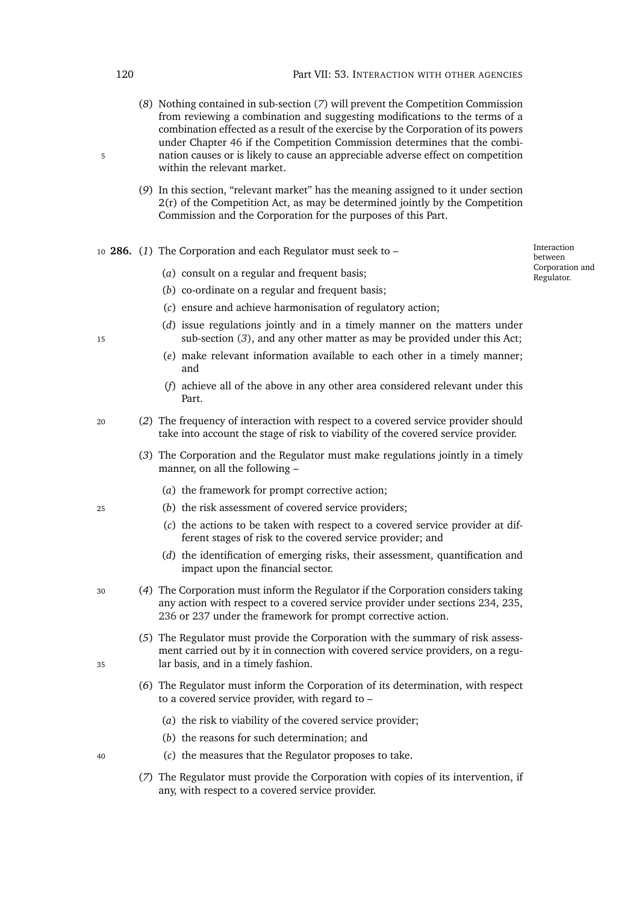(*8*) Nothing contained in sub-section (*7*) will prevent the Competition Commission from reviewing a combination and suggesting modifications to the terms of a combination effected as a result of the exercise by the Corporation of its powers under Chapter 46 if the Competition Commission determines that the combination causes or is likely to cause an appreciable adverse effect on competition within the relevant market.

(*9*) In this section, "relevant market" has the meaning assigned to it under section 2(r) of the Competition Act, as may be determined jointly by the Competition Commission and the Corporation for the purposes of this Part.

*Interaction between Corporation and Regulator.*

**286.** (*1*) The Corporation and each Regulator must seek to –

(*a*) consult on a regular and frequent basis;

(*b*) co-ordinate on a regular and frequent basis;

(*c*) ensure and achieve harmonisation of regulatory action;

(*d*) issue regulations jointly and in a timely manner on the matters under sub-section (*3*), and any other matter as may be provided under this Act;

(*e*) make relevant information available to each other in a timely manner; and

(*f*) achieve all of the above in any other area considered relevant under this Part.

(*2*) The frequency of interaction with respect to a covered service provider should take into account the stage of risk to viability of the covered service provider.

(*3*) The Corporation and the Regulator must make regulations jointly in a timely manner, on all the following –

(*a*) the framework for prompt corrective action;

(*b*) the risk assessment of covered service providers;

(*c*) the actions to be taken with respect to a covered service provider at different stages of risk to the covered service provider; and

(*d*) the identification of emerging risks, their assessment, quantification and impact upon the financial sector.

(*4*) The Corporation must inform the Regulator if the Corporation considers taking any action with respect to a covered service provider under sections 234, 235, 236 or 237 under the framework for prompt corrective action.

(*5*) The Regulator must provide the Corporation with the summary of risk assessment carried out by it in connection with covered service providers, on a regular basis, and in a timely fashion.

(*6*) The Regulator must inform the Corporation of its determination, with respect to a covered service provider, with regard to –

(*a*) the risk to viability of the covered service provider;

(*b*) the reasons for such determination; and

(*c*) the measures that the Regulator proposes to take.

(*7*) The Regulator must provide the Corporation with copies of its intervention, if any, with respect to a covered service provider.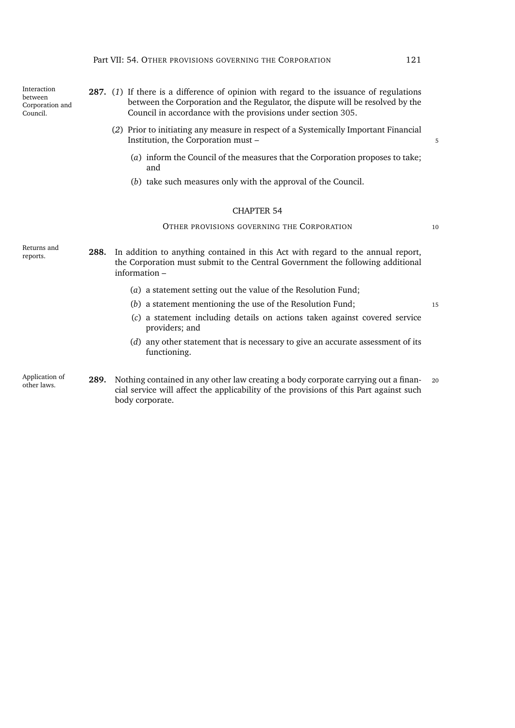*Interaction between Corporation and Council.*

**287.** (*1*) If there is a difference of opinion with regard to the issuance of regulations between the Corporation and the Regulator, the dispute will be resolved by the Council in accordance with the provisions under section 305.

(*2*) Prior to initiating any measure in respect of a Systemically Important Financial Institution, the Corporation must –

(*a*) inform the Council of the measures that the Corporation proposes to take; and

(*b*) take such measures only with the approval of the Council.

## CHAPTER 54

### OTHER PROVISIONS GOVERNING THE CORPORATION

*Returns and reports.*

**288.** In addition to anything contained in this Act with regard to the annual report, the Corporation must submit to the Central Government the following additional information –

(*a*) a statement setting out the value of the Resolution Fund;

(*b*) a statement mentioning the use of the Resolution Fund;

(*c*) a statement including details on actions taken against covered service providers; and

(*d*) any other statement that is necessary to give an accurate assessment of its functioning.

*Application of other laws.*

**289.** Nothing contained in any other law creating a body corporate carrying out a financial service will affect the applicability of the provisions of this Part against such body corporate.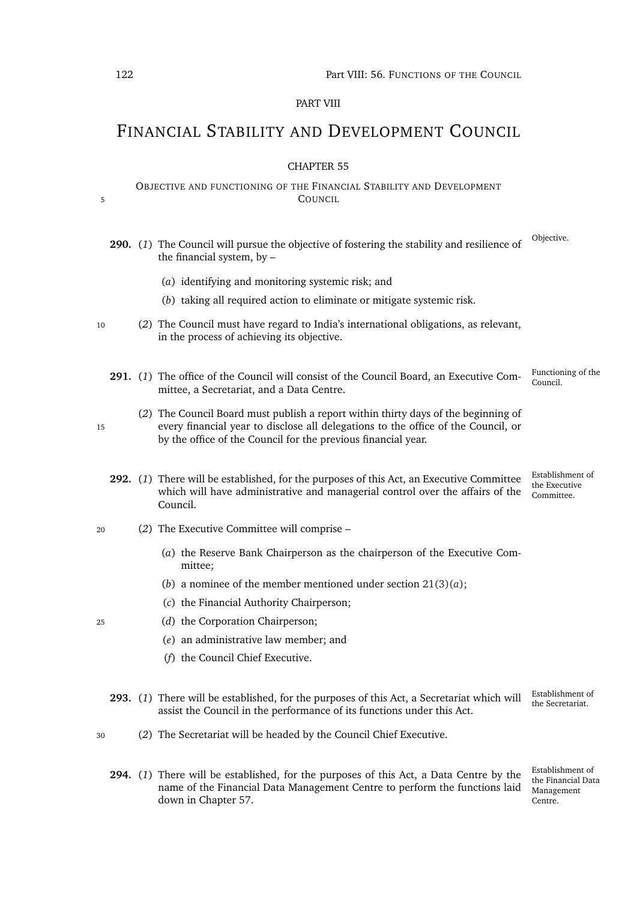PART VIII

# Financial Stability and Development Council

CHAPTER 55

## Objective and functioning of the Financial Stability and Development Council

**290.** (*1*) The Council will pursue the objective of fostering the stability and resilience of the financial system, by –

Objective.

(*a*) identifying and monitoring systemic risk; and

(*b*) taking all required action to eliminate or mitigate systemic risk.

(*2*) The Council must have regard to India's international obligations, as relevant, in the process of achieving its objective.

**291.** (*1*) The office of the Council will consist of the Council Board, an Executive Committee, a Secretariat, and a Data Centre.

Functioning of the Council.

(*2*) The Council Board must publish a report within thirty days of the beginning of every financial year to disclose all delegations to the office of the Council, or by the office of the Council for the previous financial year.

**292.** (*1*) There will be established, for the purposes of this Act, an Executive Committee which will have administrative and managerial control over the affairs of the Council.

Establishment of the Executive Committee.

(*2*) The Executive Committee will comprise –

(*a*) the Reserve Bank Chairperson as the chairperson of the Executive Committee;

(*b*) a nominee of the member mentioned under section 21(3)(*a*);

(*c*) the Financial Authority Chairperson;

(*d*) the Corporation Chairperson;

(*e*) an administrative law member; and

(*f*) the Council Chief Executive.

**293.** (*1*) There will be established, for the purposes of this Act, a Secretariat which will assist the Council in the performance of its functions under this Act.

Establishment of the Secretariat.

(*2*) The Secretariat will be headed by the Council Chief Executive.

**294.** (*1*) There will be established, for the purposes of this Act, a Data Centre by the name of the Financial Data Management Centre to perform the functions laid down in Chapter 57.

Establishment of the Financial Data Management Centre.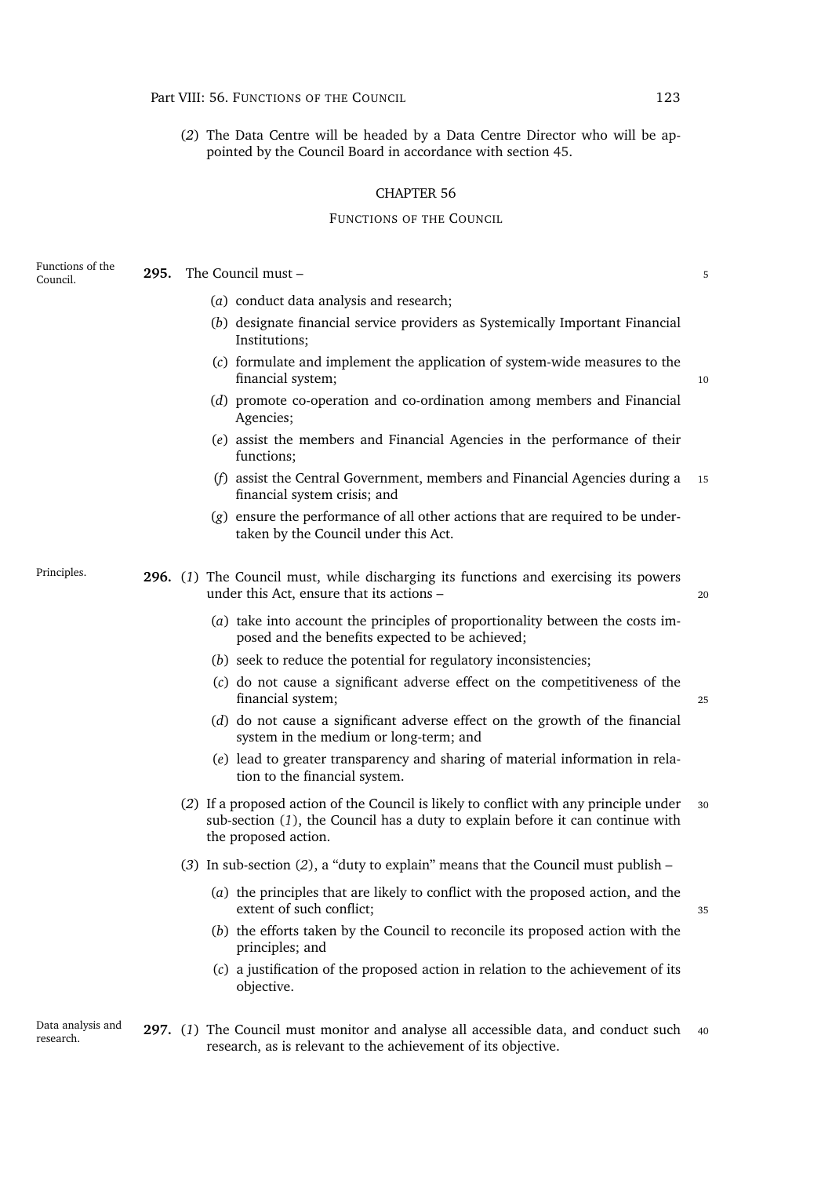(*2*) The Data Centre will be headed by a Data Centre Director who will be appointed by the Council Board in accordance with section 45.

## CHAPTER 56

### FUNCTIONS OF THE COUNCIL

*Functions of the Council.*

**295.** The Council must –

(*a*) conduct data analysis and research;

(*b*) designate financial service providers as Systemically Important Financial Institutions;

(*c*) formulate and implement the application of system-wide measures to the financial system;

(*d*) promote co-operation and co-ordination among members and Financial Agencies;

(*e*) assist the members and Financial Agencies in the performance of their functions;

(*f*) assist the Central Government, members and Financial Agencies during a financial system crisis; and

(*g*) ensure the performance of all other actions that are required to be undertaken by the Council under this Act.

*Principles.*

**296.** (*1*) The Council must, while discharging its functions and exercising its powers under this Act, ensure that its actions –

(*a*) take into account the principles of proportionality between the costs imposed and the benefits expected to be achieved;

(*b*) seek to reduce the potential for regulatory inconsistencies;

(*c*) do not cause a significant adverse effect on the competitiveness of the financial system;

(*d*) do not cause a significant adverse effect on the growth of the financial system in the medium or long-term; and

(*e*) lead to greater transparency and sharing of material information in relation to the financial system.

(*2*) If a proposed action of the Council is likely to conflict with any principle under sub-section (*1*), the Council has a duty to explain before it can continue with the proposed action.

(*3*) In sub-section (*2*), a "duty to explain" means that the Council must publish –

(*a*) the principles that are likely to conflict with the proposed action, and the extent of such conflict;

(*b*) the efforts taken by the Council to reconcile its proposed action with the principles; and

(*c*) a justification of the proposed action in relation to the achievement of its objective.

*Data analysis and research.*

**297.** (*1*) The Council must monitor and analyse all accessible data, and conduct such research, as is relevant to the achievement of its objective.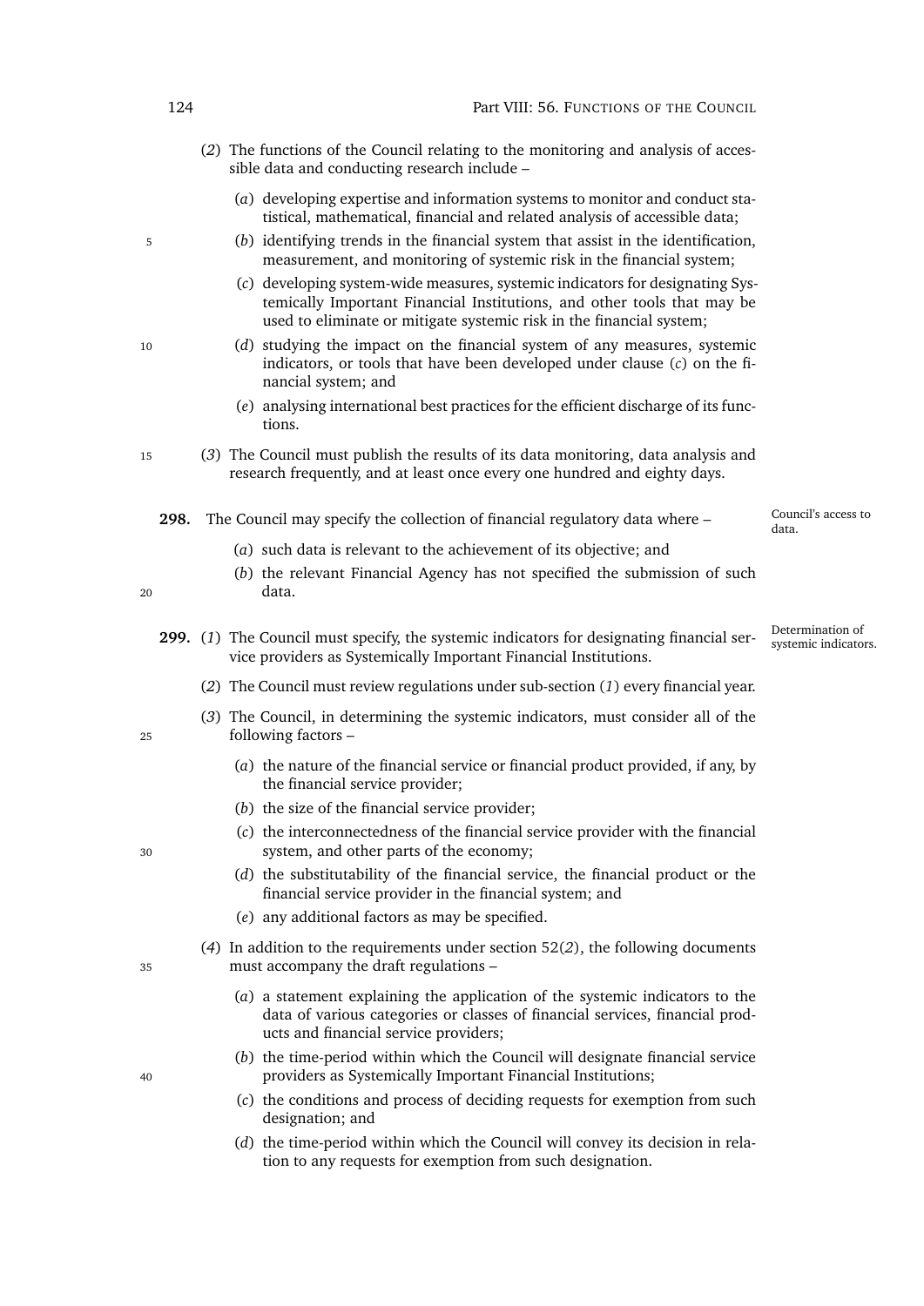(*2*) The functions of the Council relating to the monitoring and analysis of accessible data and conducting research include –

(*a*) developing expertise and information systems to monitor and conduct statistical, mathematical, financial and related analysis of accessible data;

(*b*) identifying trends in the financial system that assist in the identification, measurement, and monitoring of systemic risk in the financial system;

(*c*) developing system-wide measures, systemic indicators for designating Systemically Important Financial Institutions, and other tools that may be used to eliminate or mitigate systemic risk in the financial system;

(*d*) studying the impact on the financial system of any measures, systemic indicators, or tools that have been developed under clause (*c*) on the financial system; and

(*e*) analysing international best practices for the efficient discharge of its functions.

(*3*) The Council must publish the results of its data monitoring, data analysis and research frequently, and at least once every one hundred and eighty days.

*Council's access to data.*

**298.** The Council may specify the collection of financial regulatory data where –

(*a*) such data is relevant to the achievement of its objective; and

(*b*) the relevant Financial Agency has not specified the submission of such data.

*Determination of systemic indicators.*

**299.** (*1*) The Council must specify, the systemic indicators for designating financial service providers as Systemically Important Financial Institutions.

(*2*) The Council must review regulations under sub-section (*1*) every financial year.

(*3*) The Council, in determining the systemic indicators, must consider all of the following factors –

(*a*) the nature of the financial service or financial product provided, if any, by the financial service provider;

(*b*) the size of the financial service provider;

(*c*) the interconnectedness of the financial service provider with the financial system, and other parts of the economy;

(*d*) the substitutability of the financial service, the financial product or the financial service provider in the financial system; and

(*e*) any additional factors as may be specified.

(*4*) In addition to the requirements under section 52(*2*), the following documents must accompany the draft regulations –

(*a*) a statement explaining the application of the systemic indicators to the data of various categories or classes of financial services, financial products and financial service providers;

(*b*) the time-period within which the Council will designate financial service providers as Systemically Important Financial Institutions;

(*c*) the conditions and process of deciding requests for exemption from such designation; and

(*d*) the time-period within which the Council will convey its decision in relation to any requests for exemption from such designation.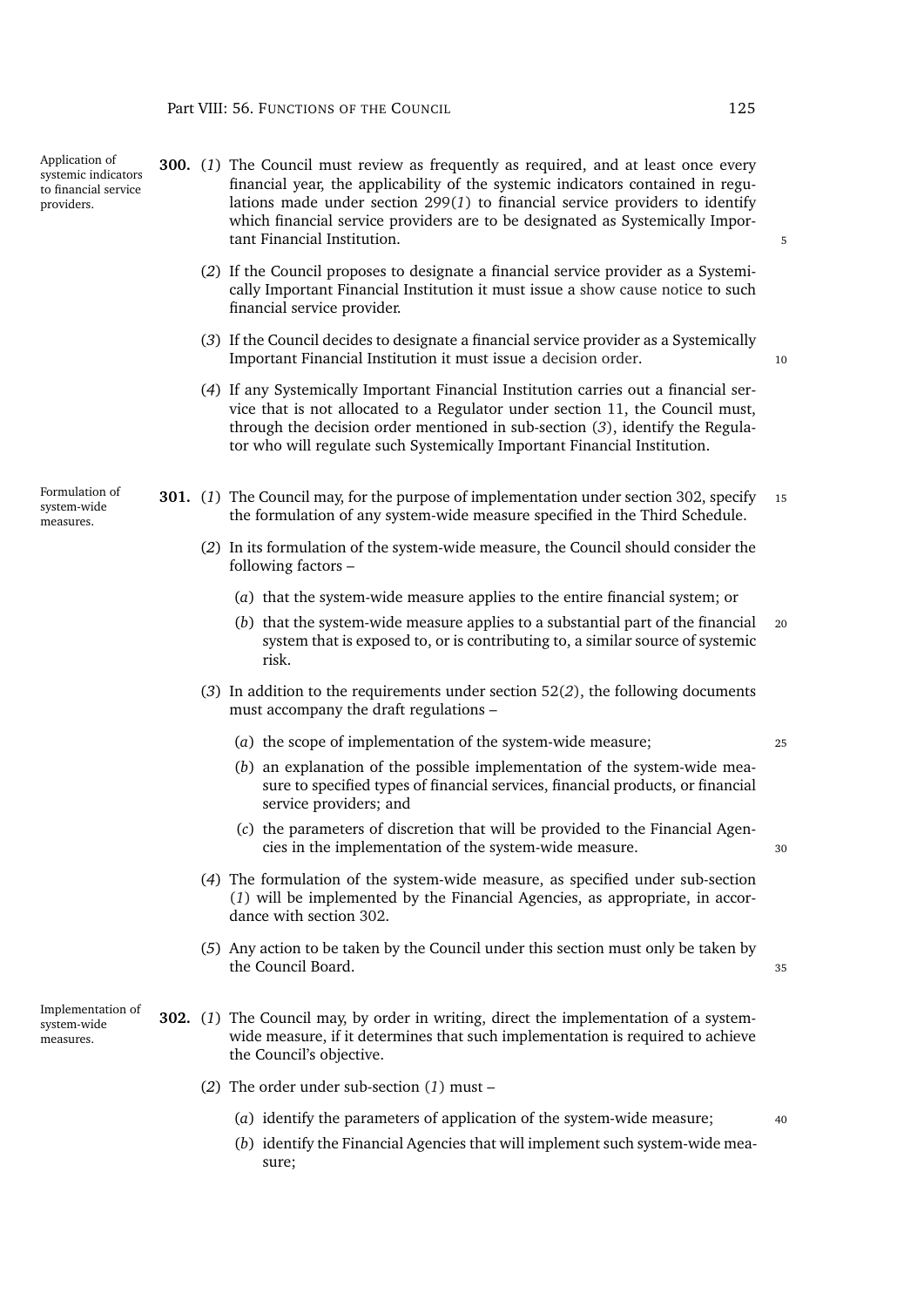**Application of systemic indicators to financial service providers.**

**300.** (*1*) The Council must review as frequently as required, and at least once every financial year, the applicability of the systemic indicators contained in regulations made under section 299(*1*) to financial service providers to identify which financial service providers are to be designated as Systemically Important Financial Institution.

(*2*) If the Council proposes to designate a financial service provider as a Systemically Important Financial Institution it must issue a show cause notice to such financial service provider.

(*3*) If the Council decides to designate a financial service provider as a Systemically Important Financial Institution it must issue a decision order.

(*4*) If any Systemically Important Financial Institution carries out a financial service that is not allocated to a Regulator under section 11, the Council must, through the decision order mentioned in sub-section (*3*), identify the Regulator who will regulate such Systemically Important Financial Institution.

**Formulation of system-wide measures.**

**301.** (*1*) The Council may, for the purpose of implementation under section 302, specify the formulation of any system-wide measure specified in the Third Schedule.

(*2*) In its formulation of the system-wide measure, the Council should consider the following factors –

(*a*) that the system-wide measure applies to the entire financial system; or

(*b*) that the system-wide measure applies to a substantial part of the financial system that is exposed to, or is contributing to, a similar source of systemic risk.

(*3*) In addition to the requirements under section 52(*2*), the following documents must accompany the draft regulations –

(*a*) the scope of implementation of the system-wide measure;

(*b*) an explanation of the possible implementation of the system-wide measure to specified types of financial services, financial products, or financial service providers; and

(*c*) the parameters of discretion that will be provided to the Financial Agencies in the implementation of the system-wide measure.

(*4*) The formulation of the system-wide measure, as specified under sub-section (*1*) will be implemented by the Financial Agencies, as appropriate, in accordance with section 302.

(*5*) Any action to be taken by the Council under this section must only be taken by the Council Board.

**Implementation of system-wide measures.**

**302.** (*1*) The Council may, by order in writing, direct the implementation of a system-wide measure, if it determines that such implementation is required to achieve the Council's objective.

(*2*) The order under sub-section (*1*) must –

(*a*) identify the parameters of application of the system-wide measure;

(*b*) identify the Financial Agencies that will implement such system-wide measure;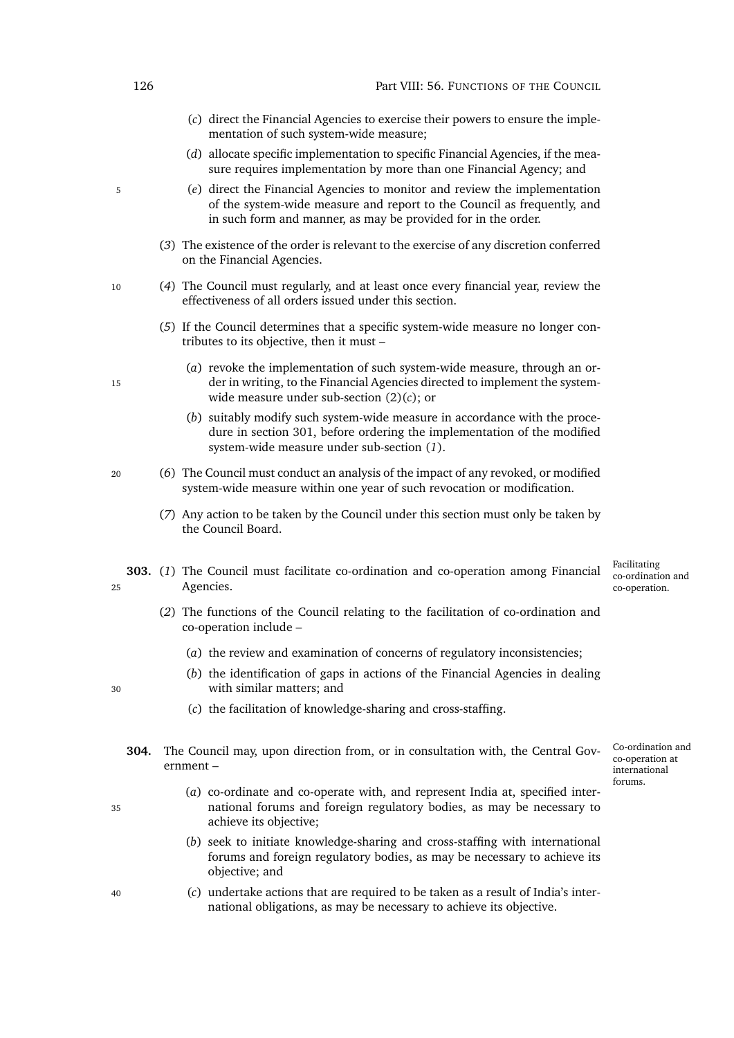(*c*) direct the Financial Agencies to exercise their powers to ensure the implementation of such system-wide measure;

(*d*) allocate specific implementation to specific Financial Agencies, if the measure requires implementation by more than one Financial Agency; and

(*e*) direct the Financial Agencies to monitor and review the implementation of the system-wide measure and report to the Council as frequently, and in such form and manner, as may be provided for in the order.

(*3*) The existence of the order is relevant to the exercise of any discretion conferred on the Financial Agencies.

(*4*) The Council must regularly, and at least once every financial year, review the effectiveness of all orders issued under this section.

(*5*) If the Council determines that a specific system-wide measure no longer contributes to its objective, then it must –

(*a*) revoke the implementation of such system-wide measure, through an order in writing, to the Financial Agencies directed to implement the system-wide measure under sub-section (2)(*c*); or

(*b*) suitably modify such system-wide measure in accordance with the procedure in section 301, before ordering the implementation of the modified system-wide measure under sub-section (*1*).

(*6*) The Council must conduct an analysis of the impact of any revoked, or modified system-wide measure within one year of such revocation or modification.

(*7*) Any action to be taken by the Council under this section must only be taken by the Council Board.

*Facilitating co-ordination and co-operation.*

**303.** (*1*) The Council must facilitate co-ordination and co-operation among Financial Agencies.

(*2*) The functions of the Council relating to the facilitation of co-ordination and co-operation include –

(*a*) the review and examination of concerns of regulatory inconsistencies;

(*b*) the identification of gaps in actions of the Financial Agencies in dealing with similar matters; and

(*c*) the facilitation of knowledge-sharing and cross-staffing.

*Co-ordination and co-operation at international forums.*

**304.** The Council may, upon direction from, or in consultation with, the Central Government –

(*a*) co-ordinate and co-operate with, and represent India at, specified international forums and foreign regulatory bodies, as may be necessary to achieve its objective;

(*b*) seek to initiate knowledge-sharing and cross-staffing with international forums and foreign regulatory bodies, as may be necessary to achieve its objective; and

(*c*) undertake actions that are required to be taken as a result of India's international obligations, as may be necessary to achieve its objective.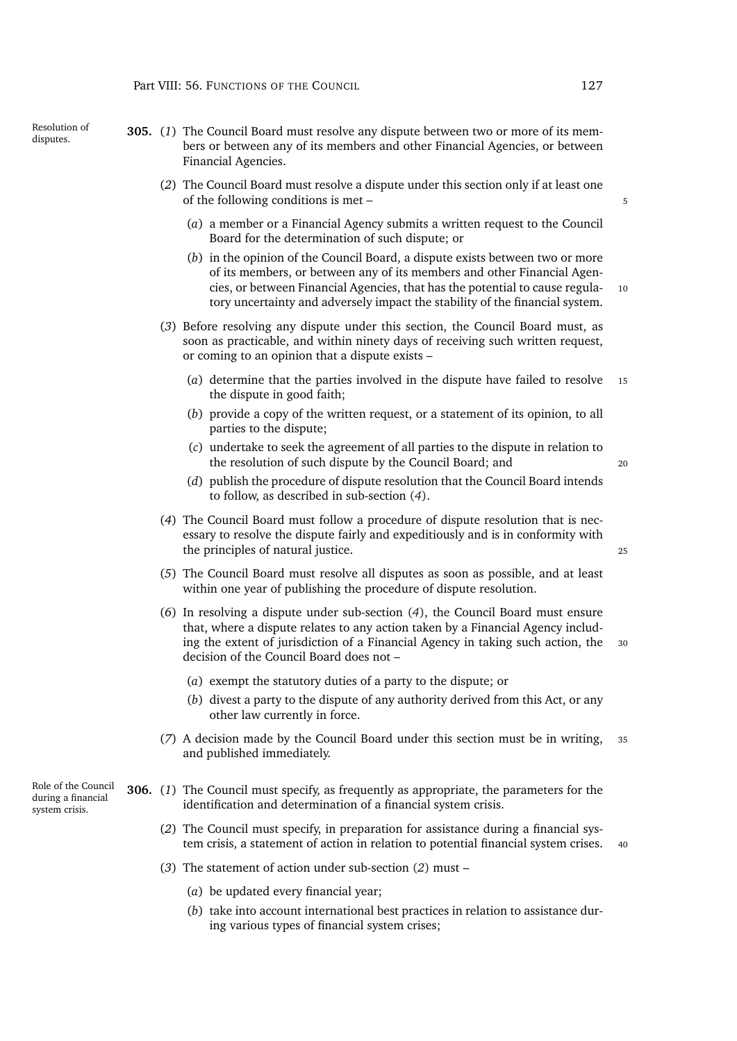**Resolution of disputes.**

**305.** (*1*) The Council Board must resolve any dispute between two or more of its members or between any of its members and other Financial Agencies, or between Financial Agencies.

(*2*) The Council Board must resolve a dispute under this section only if at least one of the following conditions is met –

(*a*) a member or a Financial Agency submits a written request to the Council Board for the determination of such dispute; or

(*b*) in the opinion of the Council Board, a dispute exists between two or more of its members, or between any of its members and other Financial Agencies, or between Financial Agencies, that has the potential to cause regulatory uncertainty and adversely impact the stability of the financial system.

(*3*) Before resolving any dispute under this section, the Council Board must, as soon as practicable, and within ninety days of receiving such written request, or coming to an opinion that a dispute exists –

(*a*) determine that the parties involved in the dispute have failed to resolve the dispute in good faith;

(*b*) provide a copy of the written request, or a statement of its opinion, to all parties to the dispute;

(*c*) undertake to seek the agreement of all parties to the dispute in relation to the resolution of such dispute by the Council Board; and

(*d*) publish the procedure of dispute resolution that the Council Board intends to follow, as described in sub-section (*4*).

(*4*) The Council Board must follow a procedure of dispute resolution that is necessary to resolve the dispute fairly and expeditiously and is in conformity with the principles of natural justice.

(*5*) The Council Board must resolve all disputes as soon as possible, and at least within one year of publishing the procedure of dispute resolution.

(*6*) In resolving a dispute under sub-section (*4*), the Council Board must ensure that, where a dispute relates to any action taken by a Financial Agency including the extent of jurisdiction of a Financial Agency in taking such action, the decision of the Council Board does not –

(*a*) exempt the statutory duties of a party to the dispute; or

(*b*) divest a party to the dispute of any authority derived from this Act, or any other law currently in force.

(*7*) A decision made by the Council Board under this section must be in writing, and published immediately.

**Role of the Council during a financial system crisis.**

**306.** (*1*) The Council must specify, as frequently as appropriate, the parameters for the identification and determination of a financial system crisis.

(*2*) The Council must specify, in preparation for assistance during a financial system crisis, a statement of action in relation to potential financial system crises.

(*3*) The statement of action under sub-section (*2*) must –

(*a*) be updated every financial year;

(*b*) take into account international best practices in relation to assistance during various types of financial system crises;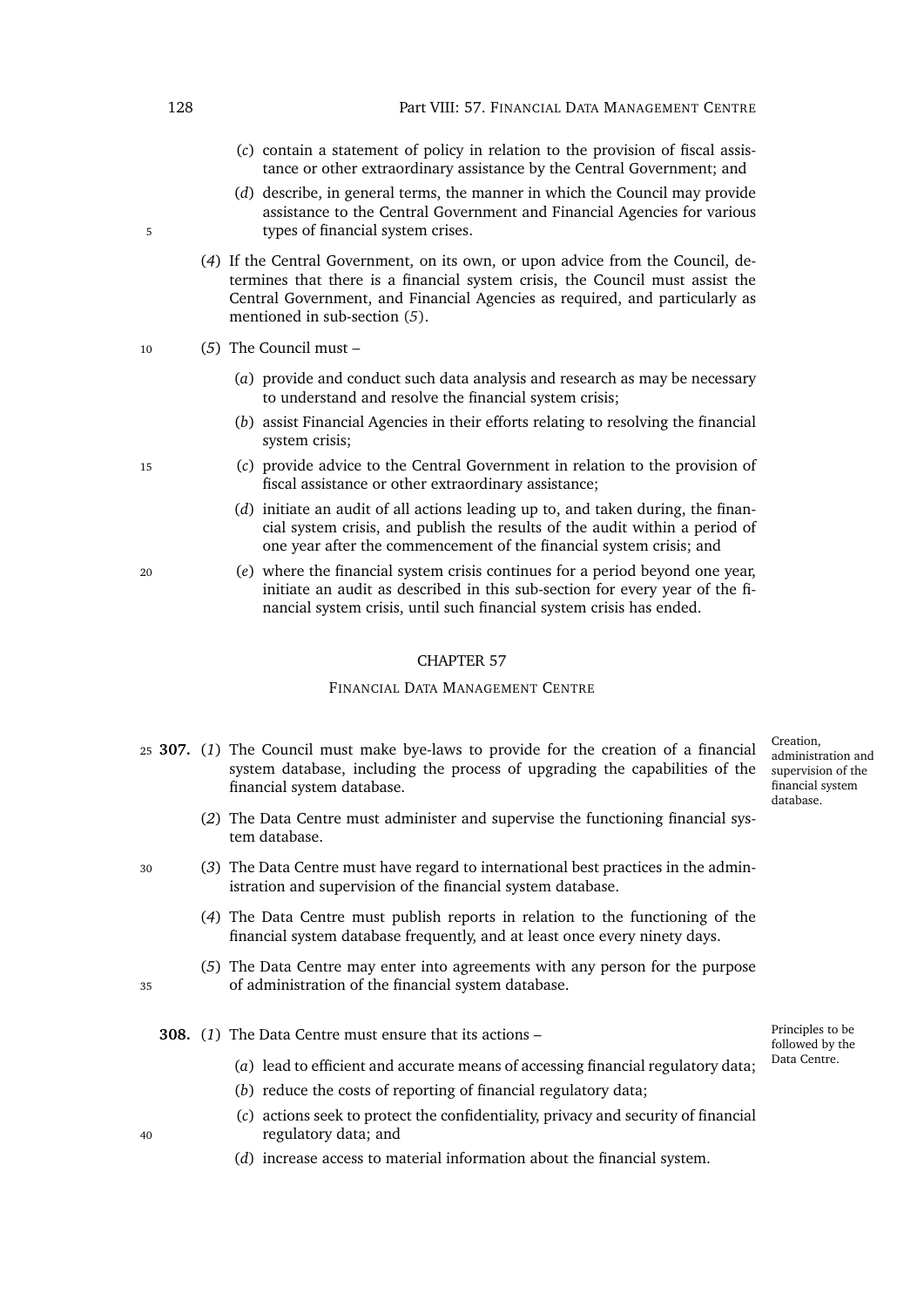(*c*) contain a statement of policy in relation to the provision of fiscal assistance or other extraordinary assistance by the Central Government; and

(*d*) describe, in general terms, the manner in which the Council may provide assistance to the Central Government and Financial Agencies for various types of financial system crises.

(*4*) If the Central Government, on its own, or upon advice from the Council, determines that there is a financial system crisis, the Council must assist the Central Government, and Financial Agencies as required, and particularly as mentioned in sub-section (*5*).

(*5*) The Council must –

(*a*) provide and conduct such data analysis and research as may be necessary to understand and resolve the financial system crisis;

(*b*) assist Financial Agencies in their efforts relating to resolving the financial system crisis;

(*c*) provide advice to the Central Government in relation to the provision of fiscal assistance or other extraordinary assistance;

(*d*) initiate an audit of all actions leading up to, and taken during, the financial system crisis, and publish the results of the audit within a period of one year after the commencement of the financial system crisis; and

(*e*) where the financial system crisis continues for a period beyond one year, initiate an audit as described in this sub-section for every year of the financial system crisis, until such financial system crisis has ended.

## CHAPTER 57

### FINANCIAL DATA MANAGEMENT CENTRE

*Creation, administration and supervision of the financial system database.*

**307.** (*1*) The Council must make bye-laws to provide for the creation of a financial system database, including the process of upgrading the capabilities of the financial system database.

(*2*) The Data Centre must administer and supervise the functioning financial system database.

(*3*) The Data Centre must have regard to international best practices in the administration and supervision of the financial system database.

(*4*) The Data Centre must publish reports in relation to the functioning of the financial system database frequently, and at least once every ninety days.

(*5*) The Data Centre may enter into agreements with any person for the purpose of administration of the financial system database.

*Principles to be followed by the Data Centre.*

**308.** (*1*) The Data Centre must ensure that its actions –

(*a*) lead to efficient and accurate means of accessing financial regulatory data;

(*b*) reduce the costs of reporting of financial regulatory data;

(*c*) actions seek to protect the confidentiality, privacy and security of financial regulatory data; and

(*d*) increase access to material information about the financial system.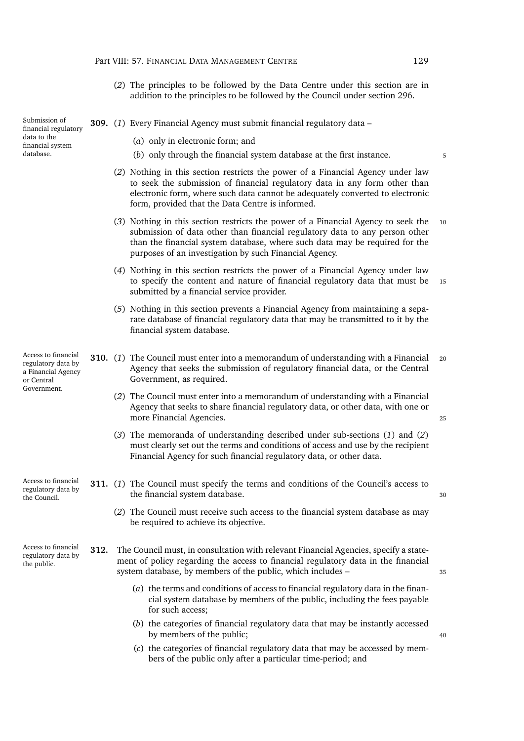(*2*) The principles to be followed by the Data Centre under this section are in addition to the principles to be followed by the Council under section 296.

*Submission of financial regulatory data to the financial system database.*

**309.** (*1*) Every Financial Agency must submit financial regulatory data –

(*a*) only in electronic form; and

(*b*) only through the financial system database at the first instance.

(*2*) Nothing in this section restricts the power of a Financial Agency under law to seek the submission of financial regulatory data in any form other than electronic form, where such data cannot be adequately converted to electronic form, provided that the Data Centre is informed.

(*3*) Nothing in this section restricts the power of a Financial Agency to seek the submission of data other than financial regulatory data to any person other than the financial system database, where such data may be required for the purposes of an investigation by such Financial Agency.

(*4*) Nothing in this section restricts the power of a Financial Agency under law to specify the content and nature of financial regulatory data that must be submitted by a financial service provider.

(*5*) Nothing in this section prevents a Financial Agency from maintaining a separate database of financial regulatory data that may be transmitted to it by the financial system database.

*Access to financial regulatory data by a Financial Agency or Central Government.*

**310.** (*1*) The Council must enter into a memorandum of understanding with a Financial Agency that seeks the submission of regulatory financial data, or the Central Government, as required.

(*2*) The Council must enter into a memorandum of understanding with a Financial Agency that seeks to share financial regulatory data, or other data, with one or more Financial Agencies.

(*3*) The memoranda of understanding described under sub-sections (*1*) and (*2*) must clearly set out the terms and conditions of access and use by the recipient Financial Agency for such financial regulatory data, or other data.

*Access to financial regulatory data by the Council.*

**311.** (*1*) The Council must specify the terms and conditions of the Council's access to the financial system database.

(*2*) The Council must receive such access to the financial system database as may be required to achieve its objective.

*Access to financial regulatory data by the public.*

**312.** The Council must, in consultation with relevant Financial Agencies, specify a statement of policy regarding the access to financial regulatory data in the financial system database, by members of the public, which includes –

(*a*) the terms and conditions of access to financial regulatory data in the financial system database by members of the public, including the fees payable for such access;

(*b*) the categories of financial regulatory data that may be instantly accessed by members of the public;

(*c*) the categories of financial regulatory data that may be accessed by members of the public only after a particular time-period; and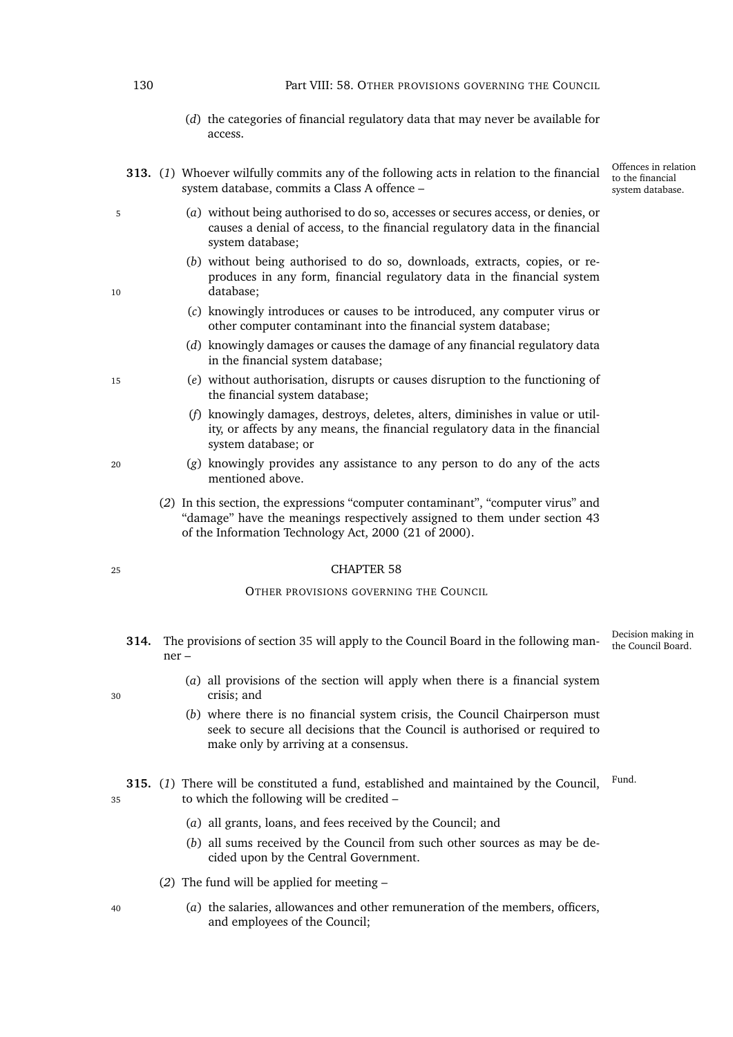(*d*) the categories of financial regulatory data that may never be available for access.

**313.** (*1*) Whoever wilfully commits any of the following acts in relation to the financial system database, commits a Class A offence –

*Offences in relation to the financial system database.*

(*a*) without being authorised to do so, accesses or secures access, or denies, or causes a denial of access, to the financial regulatory data in the financial system database;

(*b*) without being authorised to do so, downloads, extracts, copies, or reproduces in any form, financial regulatory data in the financial system database;

(*c*) knowingly introduces or causes to be introduced, any computer virus or other computer contaminant into the financial system database;

(*d*) knowingly damages or causes the damage of any financial regulatory data in the financial system database;

(*e*) without authorisation, disrupts or causes disruption to the functioning of the financial system database;

(*f*) knowingly damages, destroys, deletes, alters, diminishes in value or utility, or affects by any means, the financial regulatory data in the financial system database; or

(*g*) knowingly provides any assistance to any person to do any of the acts mentioned above.

(*2*) In this section, the expressions "computer contaminant", "computer virus" and "damage" have the meanings respectively assigned to them under section 43 of the Information Technology Act, 2000 (21 of 2000).

## CHAPTER 58

### OTHER PROVISIONS GOVERNING THE COUNCIL

**314.** The provisions of section 35 will apply to the Council Board in the following manner –

*Decision making in the Council Board.*

(*a*) all provisions of the section will apply when there is a financial system crisis; and

(*b*) where there is no financial system crisis, the Council Chairperson must seek to secure all decisions that the Council is authorised or required to make only by arriving at a consensus.

**315.** (*1*) There will be constituted a fund, established and maintained by the Council, to which the following will be credited –

*Fund.*

(*a*) all grants, loans, and fees received by the Council; and

(*b*) all sums received by the Council from such other sources as may be decided upon by the Central Government.

(*2*) The fund will be applied for meeting –

(*a*) the salaries, allowances and other remuneration of the members, officers, and employees of the Council;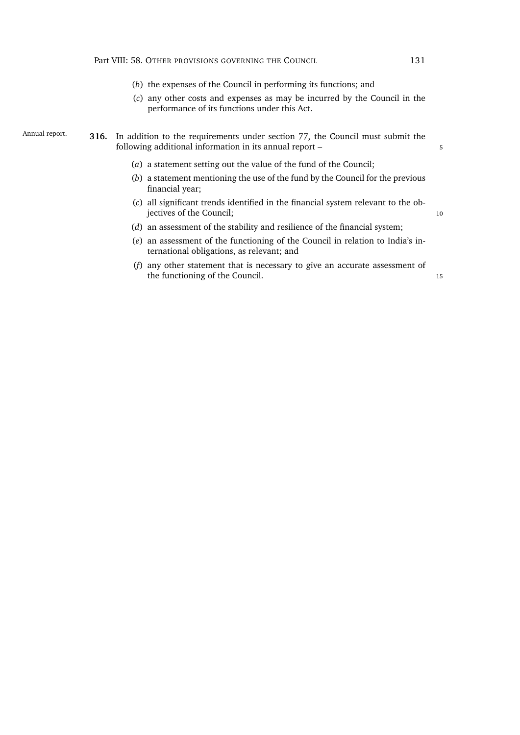(*b*) the expenses of the Council in performing its functions; and

(*c*) any other costs and expenses as may be incurred by the Council in the performance of its functions under this Act.

Annual report.

**316.** In addition to the requirements under section 77, the Council must submit the following additional information in its annual report –

(*a*) a statement setting out the value of the fund of the Council;

(*b*) a statement mentioning the use of the fund by the Council for the previous financial year;

(*c*) all significant trends identified in the financial system relevant to the objectives of the Council;

(*d*) an assessment of the stability and resilience of the financial system;

(*e*) an assessment of the functioning of the Council in relation to India's international obligations, as relevant; and

(*f*) any other statement that is necessary to give an accurate assessment of the functioning of the Council.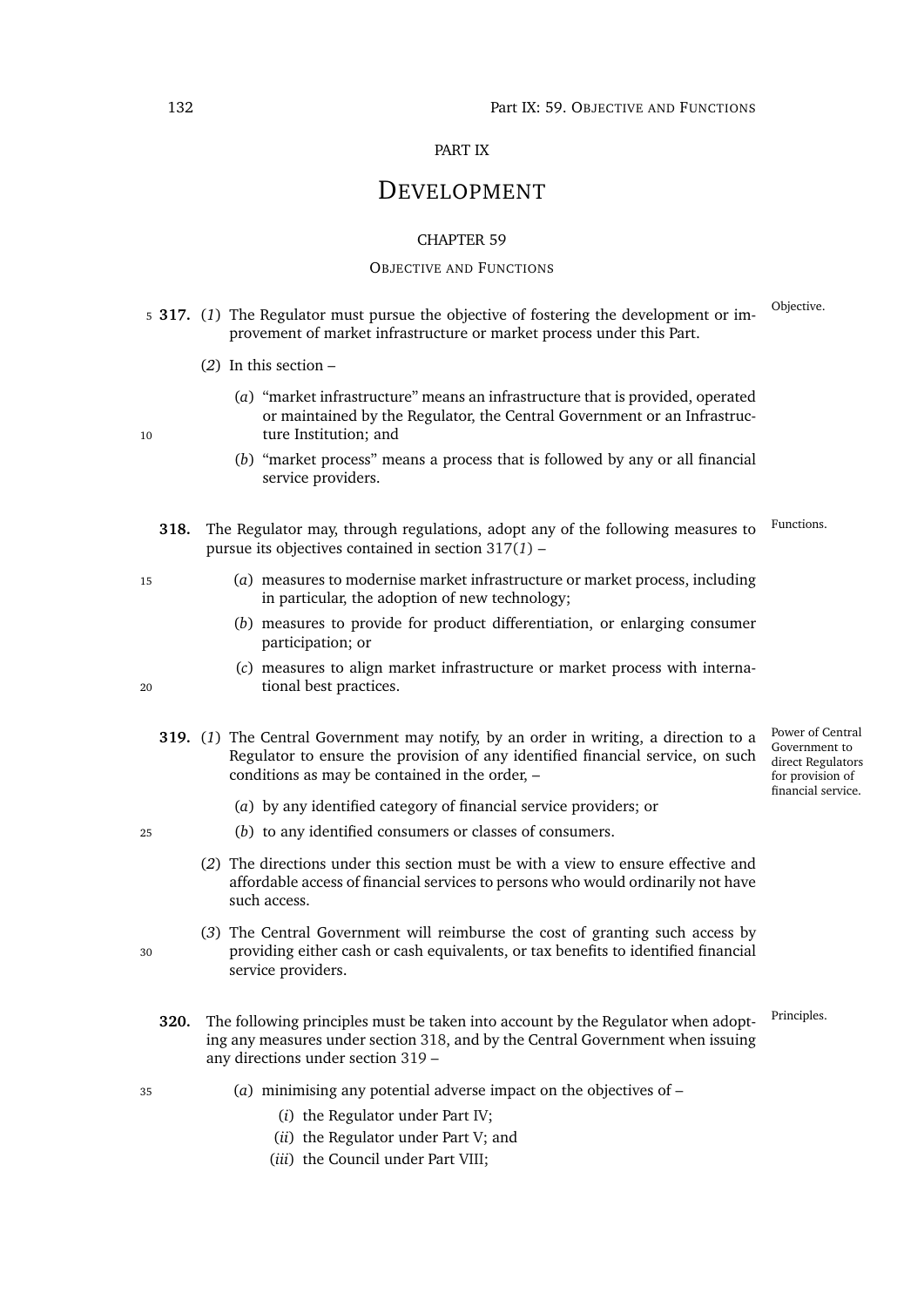PART IX

# DEVELOPMENT

## CHAPTER 59

### OBJECTIVE AND FUNCTIONS

*Objective.*

**317.** (*1*) The Regulator must pursue the objective of fostering the development or improvement of market infrastructure or market process under this Part.

(*2*) In this section –

(*a*) "market infrastructure" means an infrastructure that is provided, operated or maintained by the Regulator, the Central Government or an Infrastructure Institution; and

(*b*) "market process" means a process that is followed by any or all financial service providers.

*Functions.*

**318.** The Regulator may, through regulations, adopt any of the following measures to pursue its objectives contained in section 317(*1*) –

(*a*) measures to modernise market infrastructure or market process, including in particular, the adoption of new technology;

(*b*) measures to provide for product differentiation, or enlarging consumer participation; or

(*c*) measures to align market infrastructure or market process with international best practices.

*Power of Central Government to direct Regulators for provision of financial service.*

**319.** (*1*) The Central Government may notify, by an order in writing, a direction to a Regulator to ensure the provision of any identified financial service, on such conditions as may be contained in the order, –

(*a*) by any identified category of financial service providers; or

(*b*) to any identified consumers or classes of consumers.

(*2*) The directions under this section must be with a view to ensure effective and affordable access of financial services to persons who would ordinarily not have such access.

(*3*) The Central Government will reimburse the cost of granting such access by providing either cash or cash equivalents, or tax benefits to identified financial service providers.

*Principles.*

**320.** The following principles must be taken into account by the Regulator when adopting any measures under section 318, and by the Central Government when issuing any directions under section 319 –

(*a*) minimising any potential adverse impact on the objectives of –

(*i*) the Regulator under Part IV;

(*ii*) the Regulator under Part V; and

(*iii*) the Council under Part VIII;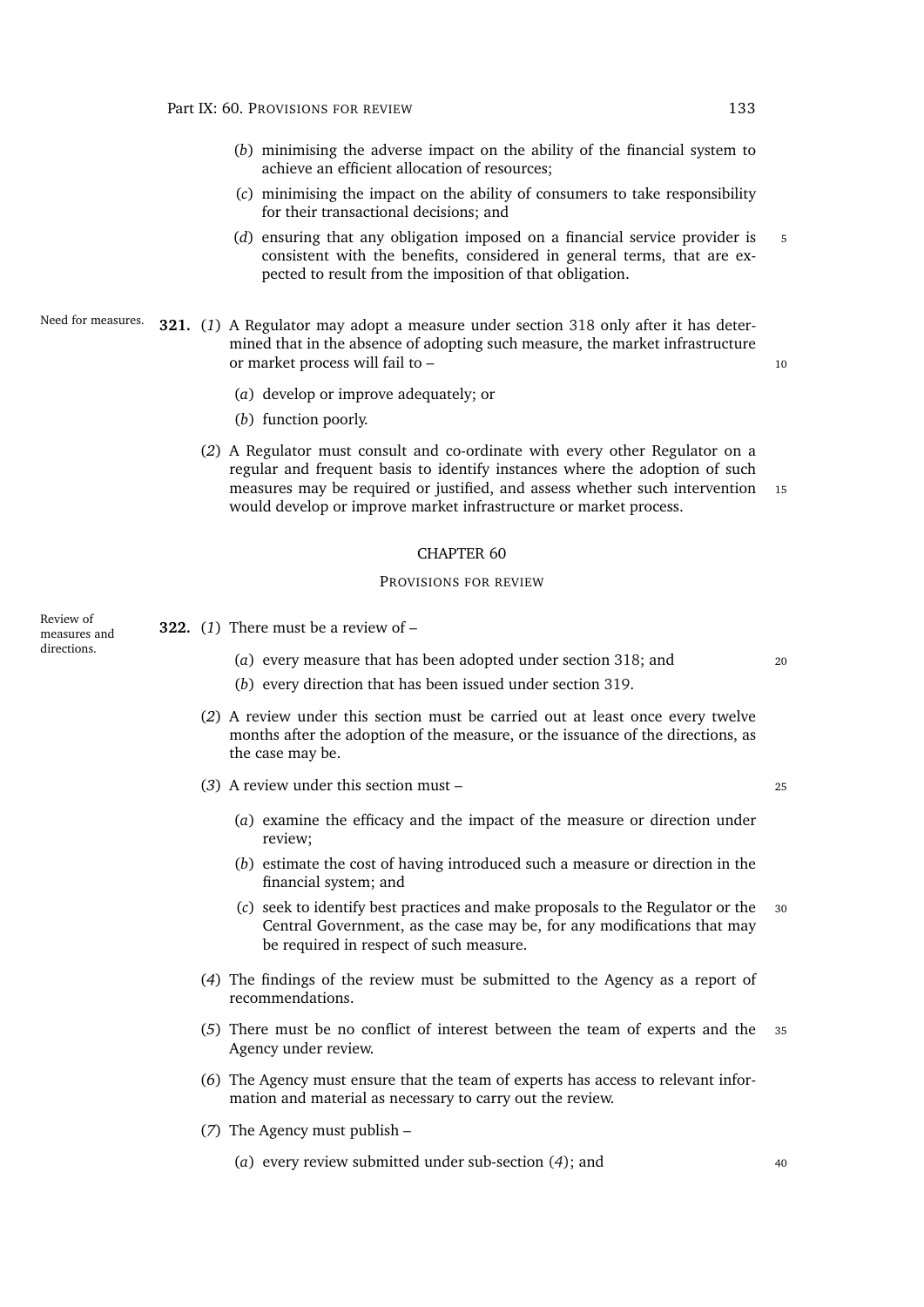(*b*) minimising the adverse impact on the ability of the financial system to achieve an efficient allocation of resources;

(*c*) minimising the impact on the ability of consumers to take responsibility for their transactional decisions; and

(*d*) ensuring that any obligation imposed on a financial service provider is consistent with the benefits, considered in general terms, that are expected to result from the imposition of that obligation.

Need for measures.

**321.** (*1*) A Regulator may adopt a measure under section 318 only after it has determined that in the absence of adopting such measure, the market infrastructure or market process will fail to –

(*a*) develop or improve adequately; or

(*b*) function poorly.

(*2*) A Regulator must consult and co-ordinate with every other Regulator on a regular and frequent basis to identify instances where the adoption of such measures may be required or justified, and assess whether such intervention would develop or improve market infrastructure or market process.

## CHAPTER 60

### PROVISIONS FOR REVIEW

Review of measures and directions.

**322.** (*1*) There must be a review of –

(*a*) every measure that has been adopted under section 318; and

(*b*) every direction that has been issued under section 319.

(*2*) A review under this section must be carried out at least once every twelve months after the adoption of the measure, or the issuance of the directions, as the case may be.

(*3*) A review under this section must –

(*a*) examine the efficacy and the impact of the measure or direction under review;

(*b*) estimate the cost of having introduced such a measure or direction in the financial system; and

(*c*) seek to identify best practices and make proposals to the Regulator or the Central Government, as the case may be, for any modifications that may be required in respect of such measure.

(*4*) The findings of the review must be submitted to the Agency as a report of recommendations.

(*5*) There must be no conflict of interest between the team of experts and the Agency under review.

(*6*) The Agency must ensure that the team of experts has access to relevant information and material as necessary to carry out the review.

(*7*) The Agency must publish –

(*a*) every review submitted under sub-section (*4*); and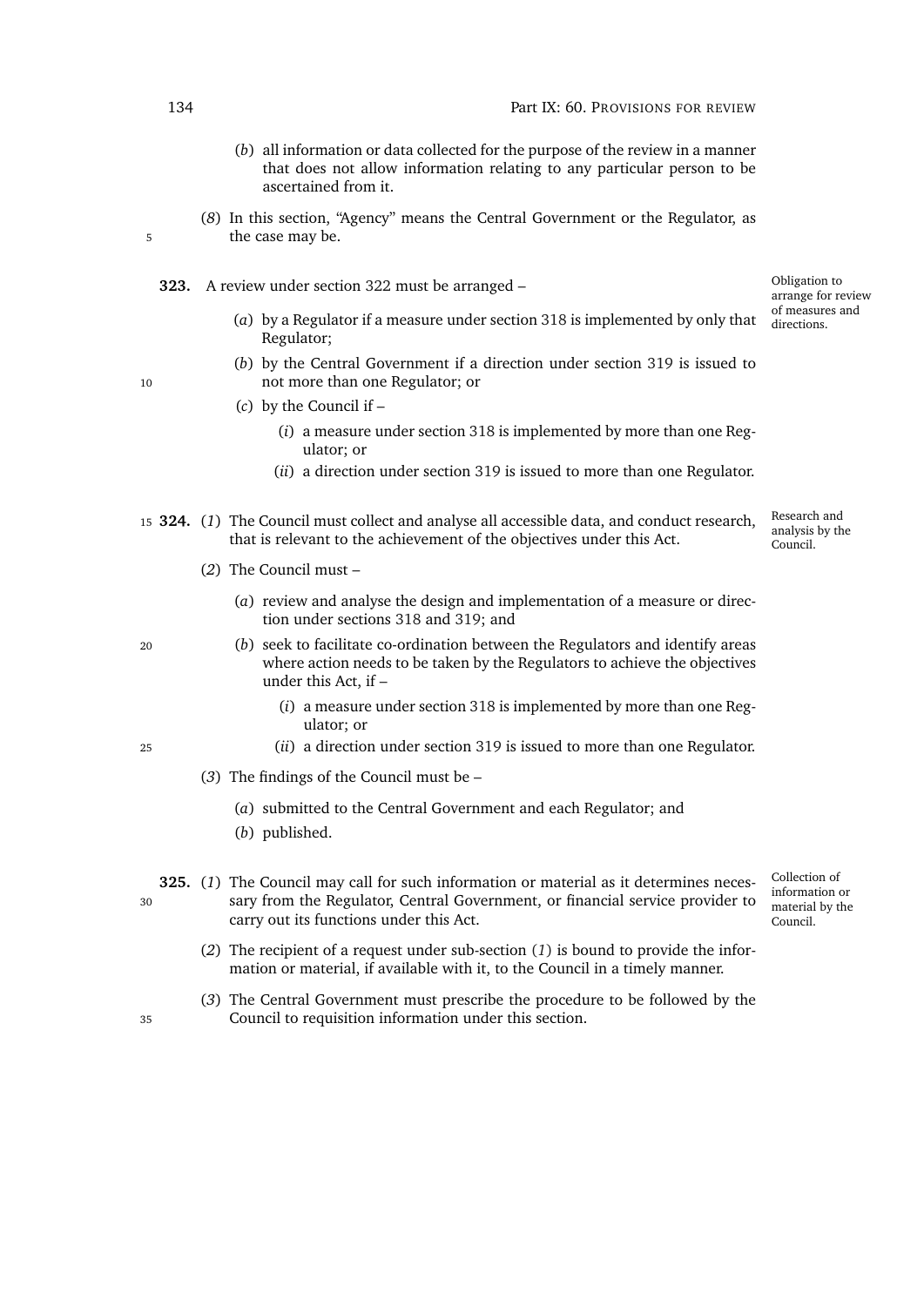(*b*) all information or data collected for the purpose of the review in a manner that does not allow information relating to any particular person to be ascertained from it.

(*8*) In this section, "Agency" means the Central Government or the Regulator, as the case may be.

**323.** A review under section 322 must be arranged –

*Obligation to arrange for review of measures and directions.*

(*a*) by a Regulator if a measure under section 318 is implemented by only that Regulator;

(*b*) by the Central Government if a direction under section 319 is issued to not more than one Regulator; or

(*c*) by the Council if –

(*i*) a measure under section 318 is implemented by more than one Regulator; or

(*ii*) a direction under section 319 is issued to more than one Regulator.

**324.** (*1*) The Council must collect and analyse all accessible data, and conduct research, that is relevant to the achievement of the objectives under this Act.

*Research and analysis by the Council.*

(*2*) The Council must –

(*a*) review and analyse the design and implementation of a measure or direction under sections 318 and 319; and

(*b*) seek to facilitate co-ordination between the Regulators and identify areas where action needs to be taken by the Regulators to achieve the objectives under this Act, if –

(*i*) a measure under section 318 is implemented by more than one Regulator; or

(*ii*) a direction under section 319 is issued to more than one Regulator.

(*3*) The findings of the Council must be –

(*a*) submitted to the Central Government and each Regulator; and

(*b*) published.

**325.** (*1*) The Council may call for such information or material as it determines necessary from the Regulator, Central Government, or financial service provider to carry out its functions under this Act.

*Collection of information or material by the Council.*

(*2*) The recipient of a request under sub-section (*1*) is bound to provide the information or material, if available with it, to the Council in a timely manner.

(*3*) The Central Government must prescribe the procedure to be followed by the Council to requisition information under this section.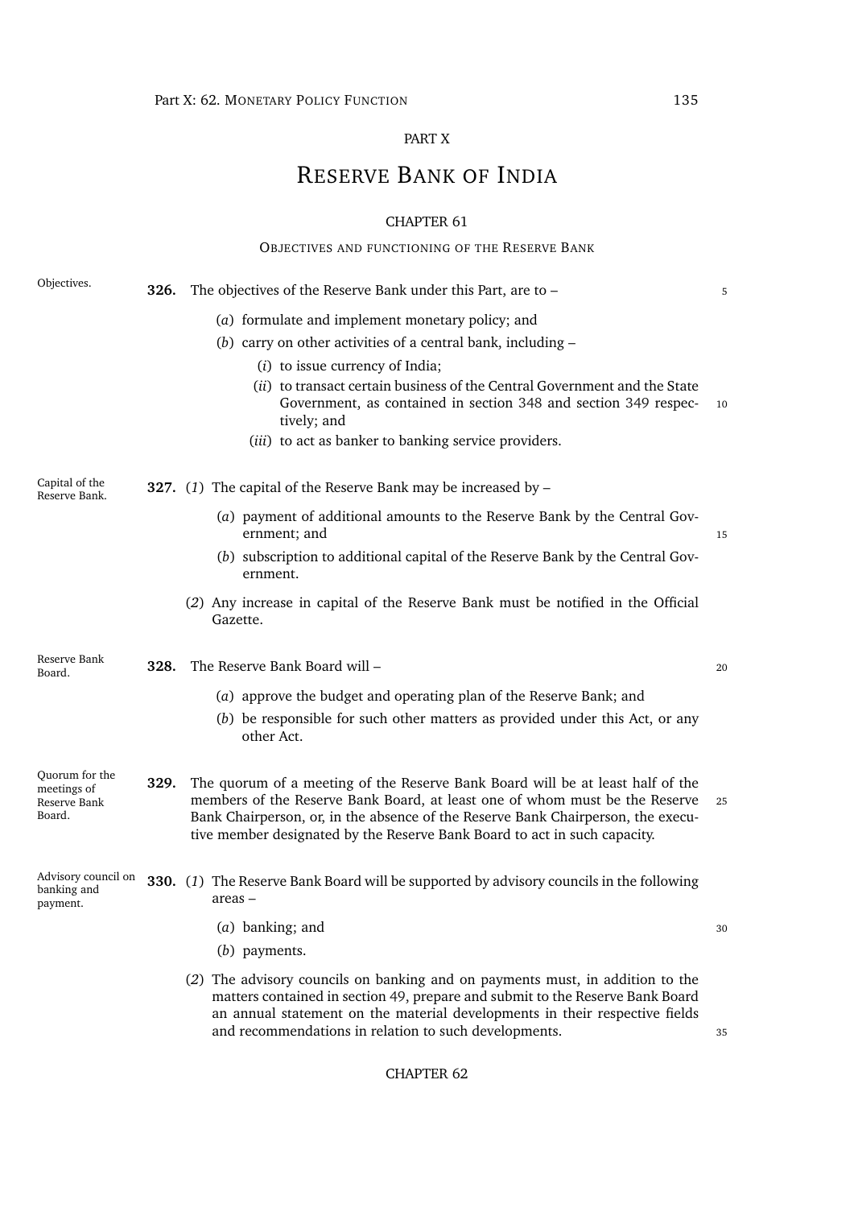PART X

# RESERVE BANK OF INDIA

## CHAPTER 61

### OBJECTIVES AND FUNCTIONING OF THE RESERVE BANK

Objectives.

**326.** The objectives of the Reserve Bank under this Part, are to –

(*a*) formulate and implement monetary policy; and

(*b*) carry on other activities of a central bank, including –

(*i*) to issue currency of India;

(*ii*) to transact certain business of the Central Government and the State Government, as contained in section 348 and section 349 respectively; and

(*iii*) to act as banker to banking service providers.

Capital of the Reserve Bank.

**327.** (*1*) The capital of the Reserve Bank may be increased by –

(*a*) payment of additional amounts to the Reserve Bank by the Central Government; and

(*b*) subscription to additional capital of the Reserve Bank by the Central Government.

(*2*) Any increase in capital of the Reserve Bank must be notified in the Official Gazette.

Reserve Bank Board.

**328.** The Reserve Bank Board will –

(*a*) approve the budget and operating plan of the Reserve Bank; and

(*b*) be responsible for such other matters as provided under this Act, or any other Act.

Quorum for the meetings of Reserve Bank Board.

**329.** The quorum of a meeting of the Reserve Bank Board will be at least half of the members of the Reserve Bank Board, at least one of whom must be the Reserve Bank Chairperson, or, in the absence of the Reserve Bank Chairperson, the executive member designated by the Reserve Bank Board to act in such capacity.

Advisory council on banking and payment.

**330.** (*1*) The Reserve Bank Board will be supported by advisory councils in the following areas –

(*a*) banking; and

(*b*) payments.

(*2*) The advisory councils on banking and on payments must, in addition to the matters contained in section 49, prepare and submit to the Reserve Bank Board an annual statement on the material developments in their respective fields and recommendations in relation to such developments.

## CHAPTER 62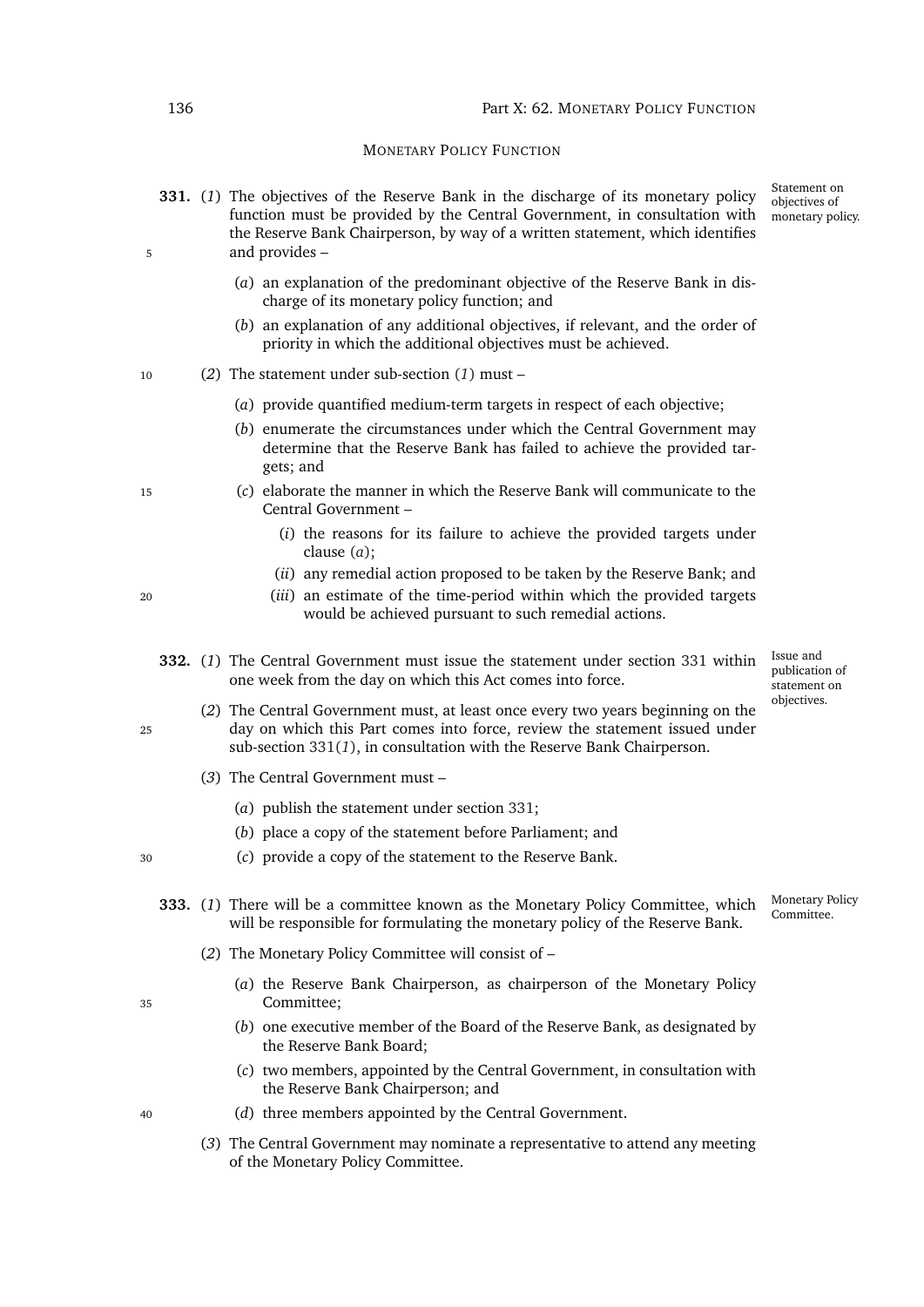## MONETARY POLICY FUNCTION

**331.** (*1*) The objectives of the Reserve Bank in the discharge of its monetary policy function must be provided by the Central Government, in consultation with the Reserve Bank Chairperson, by way of a written statement, which identifies and provides –

Statement on objectives of monetary policy.

(*a*) an explanation of the predominant objective of the Reserve Bank in discharge of its monetary policy function; and

(*b*) an explanation of any additional objectives, if relevant, and the order of priority in which the additional objectives must be achieved.

(*2*) The statement under sub-section (*1*) must –

(*a*) provide quantified medium-term targets in respect of each objective;

(*b*) enumerate the circumstances under which the Central Government may determine that the Reserve Bank has failed to achieve the provided targets; and

(*c*) elaborate the manner in which the Reserve Bank will communicate to the Central Government –

(*i*) the reasons for its failure to achieve the provided targets under clause (*a*);

(*ii*) any remedial action proposed to be taken by the Reserve Bank; and

(*iii*) an estimate of the time-period within which the provided targets would be achieved pursuant to such remedial actions.

**332.** (*1*) The Central Government must issue the statement under section 331 within one week from the day on which this Act comes into force.

Issue and publication of statement on objectives.

(*2*) The Central Government must, at least once every two years beginning on the day on which this Part comes into force, review the statement issued under sub-section 331(*1*), in consultation with the Reserve Bank Chairperson.

(*3*) The Central Government must –

(*a*) publish the statement under section 331;

(*b*) place a copy of the statement before Parliament; and

(*c*) provide a copy of the statement to the Reserve Bank.

**333.** (*1*) There will be a committee known as the Monetary Policy Committee, which will be responsible for formulating the monetary policy of the Reserve Bank.

Monetary Policy Committee.

(*2*) The Monetary Policy Committee will consist of –

(*a*) the Reserve Bank Chairperson, as chairperson of the Monetary Policy Committee;

(*b*) one executive member of the Board of the Reserve Bank, as designated by the Reserve Bank Board;

(*c*) two members, appointed by the Central Government, in consultation with the Reserve Bank Chairperson; and

(*d*) three members appointed by the Central Government.

(*3*) The Central Government may nominate a representative to attend any meeting of the Monetary Policy Committee.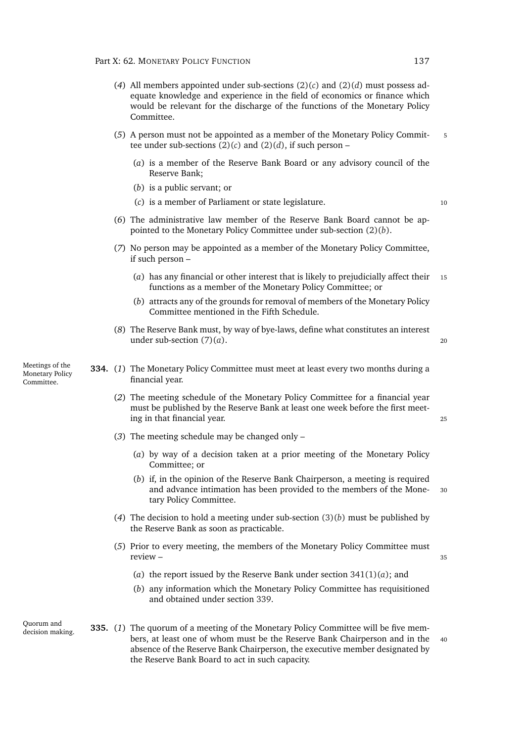(*4*) All members appointed under sub-sections (2)(*c*) and (2)(*d*) must possess adequate knowledge and experience in the field of economics or finance which would be relevant for the discharge of the functions of the Monetary Policy Committee.

(*5*) A person must not be appointed as a member of the Monetary Policy Committee under sub-sections (2)(*c*) and (2)(*d*), if such person –

- (*a*) is a member of the Reserve Bank Board or any advisory council of the Reserve Bank;
- (*b*) is a public servant; or
- (*c*) is a member of Parliament or state legislature.

(*6*) The administrative law member of the Reserve Bank Board cannot be appointed to the Monetary Policy Committee under sub-section (2)(*b*).

(*7*) No person may be appointed as a member of the Monetary Policy Committee, if such person –

- (*a*) has any financial or other interest that is likely to prejudicially affect their functions as a member of the Monetary Policy Committee; or
- (*b*) attracts any of the grounds for removal of members of the Monetary Policy Committee mentioned in the Fifth Schedule.

(*8*) The Reserve Bank must, by way of bye-laws, define what constitutes an interest under sub-section (7)(*a*).

*Meetings of the Monetary Policy Committee.*

**334.** (*1*) The Monetary Policy Committee must meet at least every two months during a financial year.

(*2*) The meeting schedule of the Monetary Policy Committee for a financial year must be published by the Reserve Bank at least one week before the first meeting in that financial year.

(*3*) The meeting schedule may be changed only –

- (*a*) by way of a decision taken at a prior meeting of the Monetary Policy Committee; or
- (*b*) if, in the opinion of the Reserve Bank Chairperson, a meeting is required and advance intimation has been provided to the members of the Monetary Policy Committee.

(*4*) The decision to hold a meeting under sub-section (3)(*b*) must be published by the Reserve Bank as soon as practicable.

(*5*) Prior to every meeting, the members of the Monetary Policy Committee must review –

- (*a*) the report issued by the Reserve Bank under section 341(1)(*a*); and
- (*b*) any information which the Monetary Policy Committee has requisitioned and obtained under section 339.

*Quorum and decision making.*

**335.** (*1*) The quorum of a meeting of the Monetary Policy Committee will be five members, at least one of whom must be the Reserve Bank Chairperson and in the absence of the Reserve Bank Chairperson, the executive member designated by the Reserve Bank Board to act in such capacity.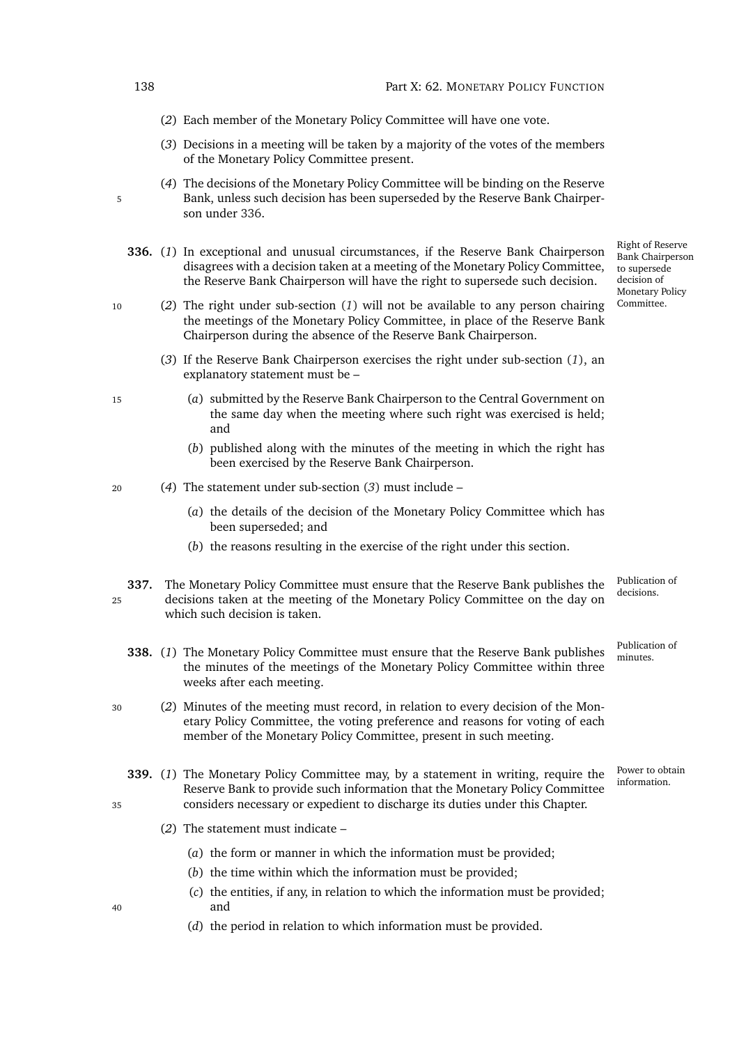(*2*) Each member of the Monetary Policy Committee will have one vote.

(*3*) Decisions in a meeting will be taken by a majority of the votes of the members of the Monetary Policy Committee present.

(*4*) The decisions of the Monetary Policy Committee will be binding on the Reserve Bank, unless such decision has been superseded by the Reserve Bank Chairperson under 336.

**336.** *Right of Reserve Bank Chairperson to supersede decision of Monetary Policy Committee.* (*1*) In exceptional and unusual circumstances, if the Reserve Bank Chairperson disagrees with a decision taken at a meeting of the Monetary Policy Committee, the Reserve Bank Chairperson will have the right to supersede such decision.

(*2*) The right under sub-section (*1*) will not be available to any person chairing the meetings of the Monetary Policy Committee, in place of the Reserve Bank Chairperson during the absence of the Reserve Bank Chairperson.

(*3*) If the Reserve Bank Chairperson exercises the right under sub-section (*1*), an explanatory statement must be –

(*a*) submitted by the Reserve Bank Chairperson to the Central Government on the same day when the meeting where such right was exercised is held; and

(*b*) published along with the minutes of the meeting in which the right has been exercised by the Reserve Bank Chairperson.

(*4*) The statement under sub-section (*3*) must include –

(*a*) the details of the decision of the Monetary Policy Committee which has been superseded; and

(*b*) the reasons resulting in the exercise of the right under this section.

**337.** *Publication of decisions.* The Monetary Policy Committee must ensure that the Reserve Bank publishes the decisions taken at the meeting of the Monetary Policy Committee on the day on which such decision is taken.

**338.** *Publication of minutes.* (*1*) The Monetary Policy Committee must ensure that the Reserve Bank publishes the minutes of the meetings of the Monetary Policy Committee within three weeks after each meeting.

(*2*) Minutes of the meeting must record, in relation to every decision of the Monetary Policy Committee, the voting preference and reasons for voting of each member of the Monetary Policy Committee, present in such meeting.

**339.** *Power to obtain information.* (*1*) The Monetary Policy Committee may, by a statement in writing, require the Reserve Bank to provide such information that the Monetary Policy Committee considers necessary or expedient to discharge its duties under this Chapter.

(*2*) The statement must indicate –

(*a*) the form or manner in which the information must be provided;

(*b*) the time within which the information must be provided;

(*c*) the entities, if any, in relation to which the information must be provided; and

(*d*) the period in relation to which information must be provided.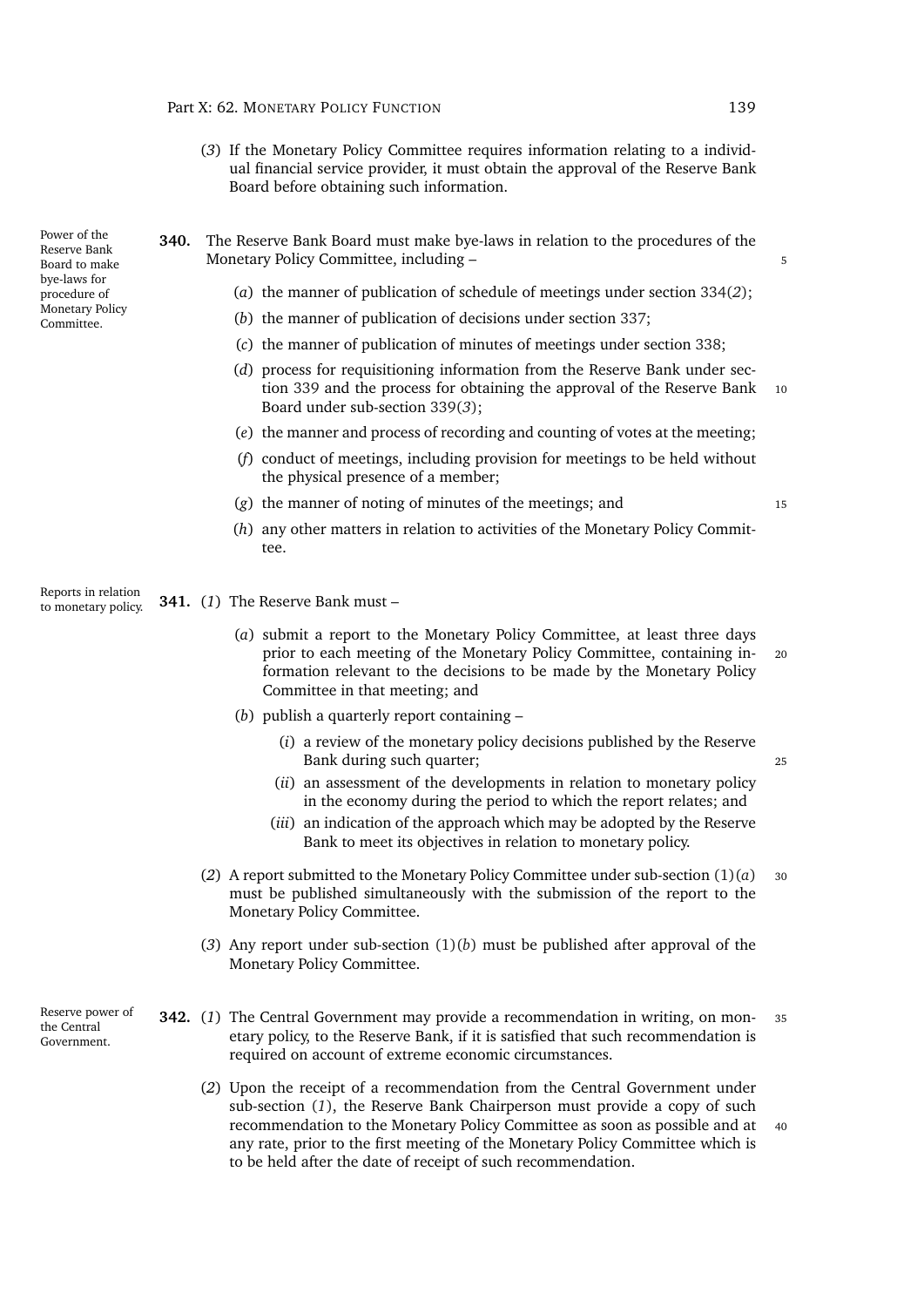(*3*) If the Monetary Policy Committee requires information relating to a individual financial service provider, it must obtain the approval of the Reserve Bank Board before obtaining such information.

*Power of the Reserve Bank Board to make bye-laws for procedure of Monetary Policy Committee.*

**340.** The Reserve Bank Board must make bye-laws in relation to the procedures of the Monetary Policy Committee, including –

(*a*) the manner of publication of schedule of meetings under section 334(*2*);

(*b*) the manner of publication of decisions under section 337;

(*c*) the manner of publication of minutes of meetings under section 338;

(*d*) process for requisitioning information from the Reserve Bank under section 339 and the process for obtaining the approval of the Reserve Bank Board under sub-section 339(*3*);

(*e*) the manner and process of recording and counting of votes at the meeting;

(*f*) conduct of meetings, including provision for meetings to be held without the physical presence of a member;

(*g*) the manner of noting of minutes of the meetings; and

(*h*) any other matters in relation to activities of the Monetary Policy Committee.

*Reports in relation to monetary policy.*

**341.** (*1*) The Reserve Bank must –

(*a*) submit a report to the Monetary Policy Committee, at least three days prior to each meeting of the Monetary Policy Committee, containing information relevant to the decisions to be made by the Monetary Policy Committee in that meeting; and

(*b*) publish a quarterly report containing –

(*i*) a review of the monetary policy decisions published by the Reserve Bank during such quarter;

(*ii*) an assessment of the developments in relation to monetary policy in the economy during the period to which the report relates; and

(*iii*) an indication of the approach which may be adopted by the Reserve Bank to meet its objectives in relation to monetary policy.

(*2*) A report submitted to the Monetary Policy Committee under sub-section (1)(*a*) must be published simultaneously with the submission of the report to the Monetary Policy Committee.

(*3*) Any report under sub-section (1)(*b*) must be published after approval of the Monetary Policy Committee.

*Reserve power of the Central Government.*

**342.** (*1*) The Central Government may provide a recommendation in writing, on monetary policy, to the Reserve Bank, if it is satisfied that such recommendation is required on account of extreme economic circumstances.

(*2*) Upon the receipt of a recommendation from the Central Government under sub-section (*1*), the Reserve Bank Chairperson must provide a copy of such recommendation to the Monetary Policy Committee as soon as possible and at any rate, prior to the first meeting of the Monetary Policy Committee which is to be held after the date of receipt of such recommendation.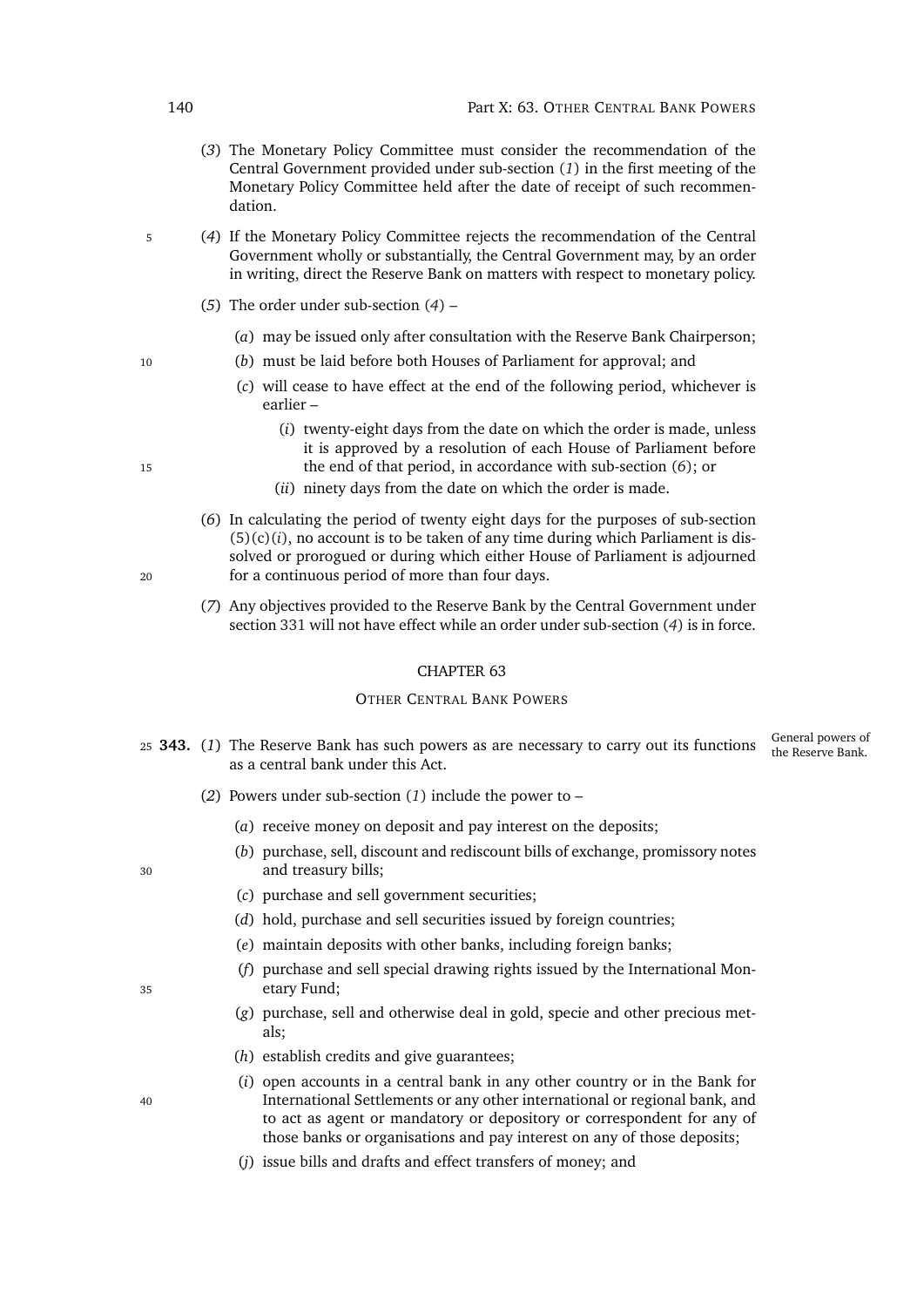(*3*) The Monetary Policy Committee must consider the recommendation of the Central Government provided under sub-section (*1*) in the first meeting of the Monetary Policy Committee held after the date of receipt of such recommendation.

(*4*) If the Monetary Policy Committee rejects the recommendation of the Central Government wholly or substantially, the Central Government may, by an order in writing, direct the Reserve Bank on matters with respect to monetary policy.

(*5*) The order under sub-section (*4*) –

- (*a*) may be issued only after consultation with the Reserve Bank Chairperson;
- (*b*) must be laid before both Houses of Parliament for approval; and
- (*c*) will cease to have effect at the end of the following period, whichever is earlier –
  - (*i*) twenty-eight days from the date on which the order is made, unless it is approved by a resolution of each House of Parliament before the end of that period, in accordance with sub-section (*6*); or
  - (*ii*) ninety days from the date on which the order is made.

(*6*) In calculating the period of twenty eight days for the purposes of sub-section (5)(c)(*i*), no account is to be taken of any time during which Parliament is dissolved or prorogued or during which either House of Parliament is adjourned for a continuous period of more than four days.

(*7*) Any objectives provided to the Reserve Bank by the Central Government under section 331 will not have effect while an order under sub-section (*4*) is in force.

## CHAPTER 63

### OTHER CENTRAL BANK POWERS

*General powers of the Reserve Bank.*

**343.** (*1*) The Reserve Bank has such powers as are necessary to carry out its functions as a central bank under this Act.

(*2*) Powers under sub-section (*1*) include the power to –

- (*a*) receive money on deposit and pay interest on the deposits;
- (*b*) purchase, sell, discount and rediscount bills of exchange, promissory notes and treasury bills;
- (*c*) purchase and sell government securities;
- (*d*) hold, purchase and sell securities issued by foreign countries;
- (*e*) maintain deposits with other banks, including foreign banks;
- (*f*) purchase and sell special drawing rights issued by the International Monetary Fund;
- (*g*) purchase, sell and otherwise deal in gold, specie and other precious metals;
- (*h*) establish credits and give guarantees;
- (*i*) open accounts in a central bank in any other country or in the Bank for International Settlements or any other international or regional bank, and to act as agent or mandatory or depository or correspondent for any of those banks or organisations and pay interest on any of those deposits;
- (*j*) issue bills and drafts and effect transfers of money; and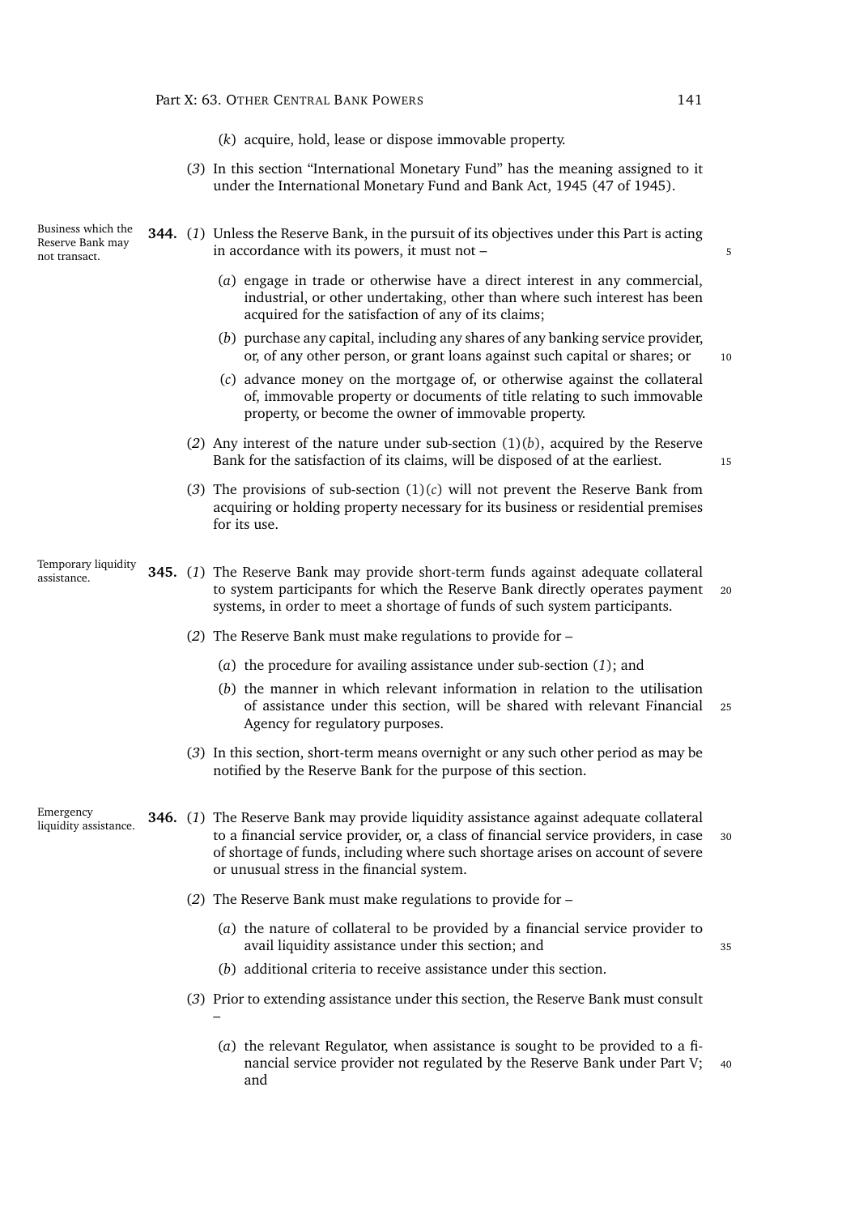(*k*) acquire, hold, lease or dispose immovable property.

(*3*) In this section "International Monetary Fund" has the meaning assigned to it under the International Monetary Fund and Bank Act, 1945 (47 of 1945).

**Business which the Reserve Bank may not transact.**

**344.** (*1*) Unless the Reserve Bank, in the pursuit of its objectives under this Part is acting in accordance with its powers, it must not –

(*a*) engage in trade or otherwise have a direct interest in any commercial, industrial, or other undertaking, other than where such interest has been acquired for the satisfaction of any of its claims;

(*b*) purchase any capital, including any shares of any banking service provider, or, of any other person, or grant loans against such capital or shares; or

(*c*) advance money on the mortgage of, or otherwise against the collateral of, immovable property or documents of title relating to such immovable property, or become the owner of immovable property.

(*2*) Any interest of the nature under sub-section (1)(*b*), acquired by the Reserve Bank for the satisfaction of its claims, will be disposed of at the earliest.

(*3*) The provisions of sub-section (1)(*c*) will not prevent the Reserve Bank from acquiring or holding property necessary for its business or residential premises for its use.

**Temporary liquidity assistance.**

**345.** (*1*) The Reserve Bank may provide short-term funds against adequate collateral to system participants for which the Reserve Bank directly operates payment systems, in order to meet a shortage of funds of such system participants.

(*2*) The Reserve Bank must make regulations to provide for –

(*a*) the procedure for availing assistance under sub-section (*1*); and

(*b*) the manner in which relevant information in relation to the utilisation of assistance under this section, will be shared with relevant Financial Agency for regulatory purposes.

(*3*) In this section, short-term means overnight or any such other period as may be notified by the Reserve Bank for the purpose of this section.

**Emergency liquidity assistance.**

**346.** (*1*) The Reserve Bank may provide liquidity assistance against adequate collateral to a financial service provider, or, a class of financial service providers, in case of shortage of funds, including where such shortage arises on account of severe or unusual stress in the financial system.

(*2*) The Reserve Bank must make regulations to provide for –

(*a*) the nature of collateral to be provided by a financial service provider to avail liquidity assistance under this section; and

(*b*) additional criteria to receive assistance under this section.

(*3*) Prior to extending assistance under this section, the Reserve Bank must consult –

(*a*) the relevant Regulator, when assistance is sought to be provided to a financial service provider not regulated by the Reserve Bank under Part V; and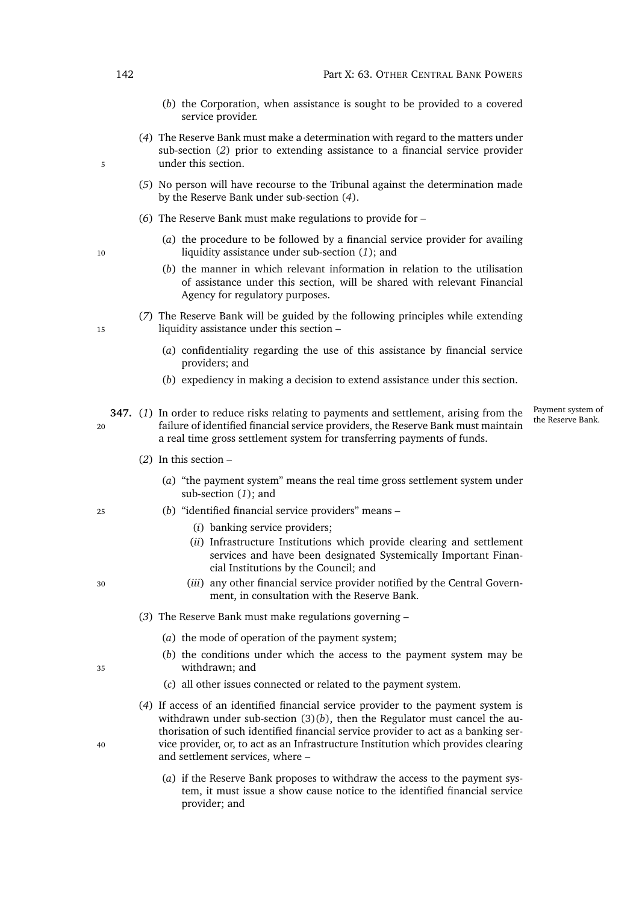(*b*) the Corporation, when assistance is sought to be provided to a covered service provider.

(*4*) The Reserve Bank must make a determination with regard to the matters under sub-section (*2*) prior to extending assistance to a financial service provider under this section.

(*5*) No person will have recourse to the Tribunal against the determination made by the Reserve Bank under sub-section (*4*).

(*6*) The Reserve Bank must make regulations to provide for –

(*a*) the procedure to be followed by a financial service provider for availing liquidity assistance under sub-section (*1*); and

(*b*) the manner in which relevant information in relation to the utilisation of assistance under this section, will be shared with relevant Financial Agency for regulatory purposes.

(*7*) The Reserve Bank will be guided by the following principles while extending liquidity assistance under this section –

(*a*) confidentiality regarding the use of this assistance by financial service providers; and

(*b*) expediency in making a decision to extend assistance under this section.

*Payment system of the Reserve Bank.*

**347.** (*1*) In order to reduce risks relating to payments and settlement, arising from the failure of identified financial service providers, the Reserve Bank must maintain a real time gross settlement system for transferring payments of funds.

(*2*) In this section –

(*a*) "the payment system" means the real time gross settlement system under sub-section (*1*); and

(*b*) "identified financial service providers" means –

(*i*) banking service providers;

(*ii*) Infrastructure Institutions which provide clearing and settlement services and have been designated Systemically Important Financial Institutions by the Council; and

(*iii*) any other financial service provider notified by the Central Government, in consultation with the Reserve Bank.

(*3*) The Reserve Bank must make regulations governing –

(*a*) the mode of operation of the payment system;

(*b*) the conditions under which the access to the payment system may be withdrawn; and

(*c*) all other issues connected or related to the payment system.

(*4*) If access of an identified financial service provider to the payment system is withdrawn under sub-section (3)(*b*), then the Regulator must cancel the authorisation of such identified financial service provider to act as a banking service provider, or, to act as an Infrastructure Institution which provides clearing and settlement services, where –

(*a*) if the Reserve Bank proposes to withdraw the access to the payment system, it must issue a show cause notice to the identified financial service provider; and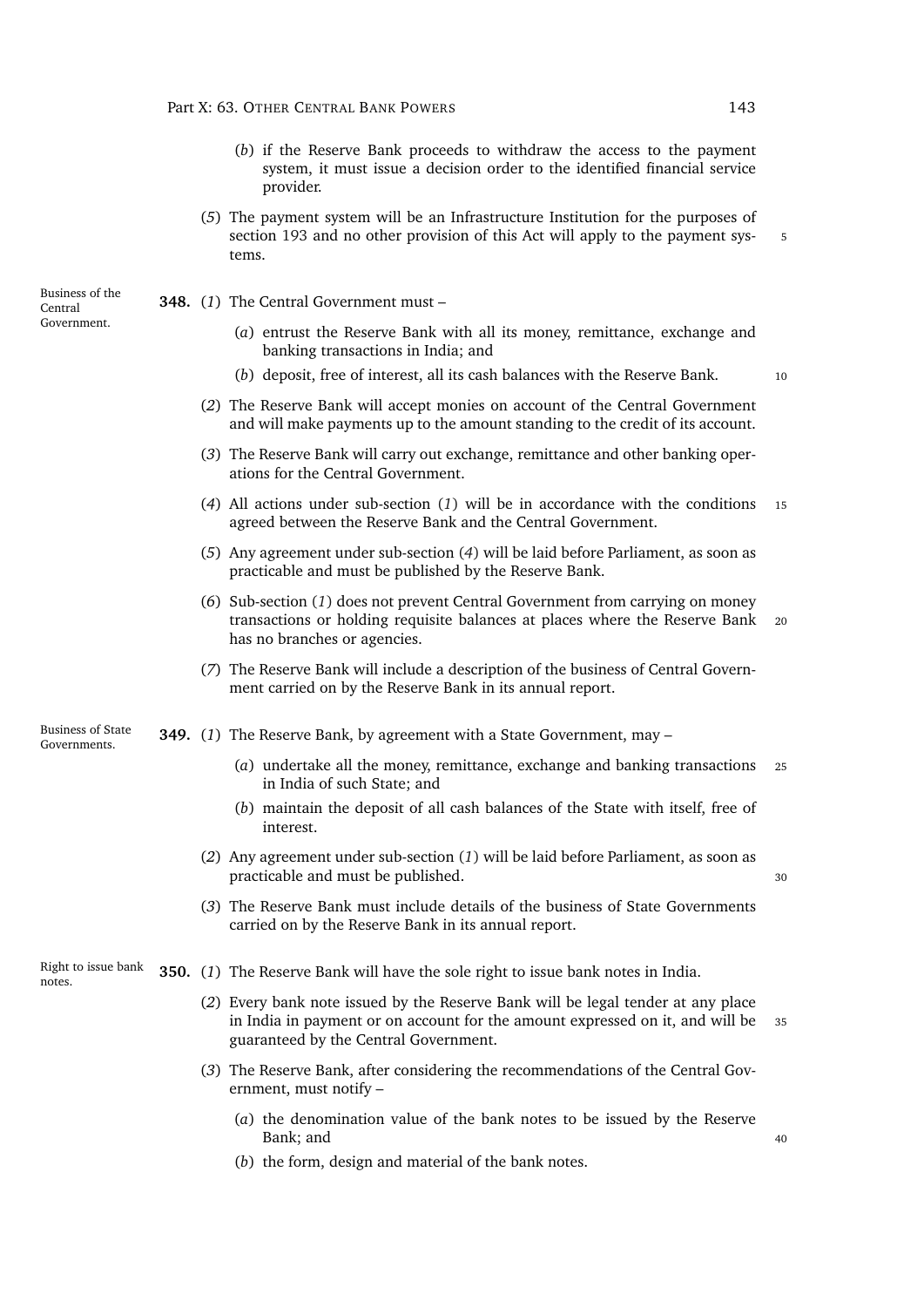(*b*) if the Reserve Bank proceeds to withdraw the access to the payment system, it must issue a decision order to the identified financial service provider.

(*5*) The payment system will be an Infrastructure Institution for the purposes of section 193 and no other provision of this Act will apply to the payment systems.

*Business of the Central Government.*

**348.** (*1*) The Central Government must –

(*a*) entrust the Reserve Bank with all its money, remittance, exchange and banking transactions in India; and

(*b*) deposit, free of interest, all its cash balances with the Reserve Bank.

(*2*) The Reserve Bank will accept monies on account of the Central Government and will make payments up to the amount standing to the credit of its account.

(*3*) The Reserve Bank will carry out exchange, remittance and other banking operations for the Central Government.

(*4*) All actions under sub-section (*1*) will be in accordance with the conditions agreed between the Reserve Bank and the Central Government.

(*5*) Any agreement under sub-section (*4*) will be laid before Parliament, as soon as practicable and must be published by the Reserve Bank.

(*6*) Sub-section (*1*) does not prevent Central Government from carrying on money transactions or holding requisite balances at places where the Reserve Bank has no branches or agencies.

(*7*) The Reserve Bank will include a description of the business of Central Government carried on by the Reserve Bank in its annual report.

*Business of State Governments.*

**349.** (*1*) The Reserve Bank, by agreement with a State Government, may –

(*a*) undertake all the money, remittance, exchange and banking transactions in India of such State; and

(*b*) maintain the deposit of all cash balances of the State with itself, free of interest.

(*2*) Any agreement under sub-section (*1*) will be laid before Parliament, as soon as practicable and must be published.

(*3*) The Reserve Bank must include details of the business of State Governments carried on by the Reserve Bank in its annual report.

*Right to issue bank notes.*

**350.** (*1*) The Reserve Bank will have the sole right to issue bank notes in India.

(*2*) Every bank note issued by the Reserve Bank will be legal tender at any place in India in payment or on account for the amount expressed on it, and will be guaranteed by the Central Government.

(*3*) The Reserve Bank, after considering the recommendations of the Central Government, must notify –

(*a*) the denomination value of the bank notes to be issued by the Reserve Bank; and

(*b*) the form, design and material of the bank notes.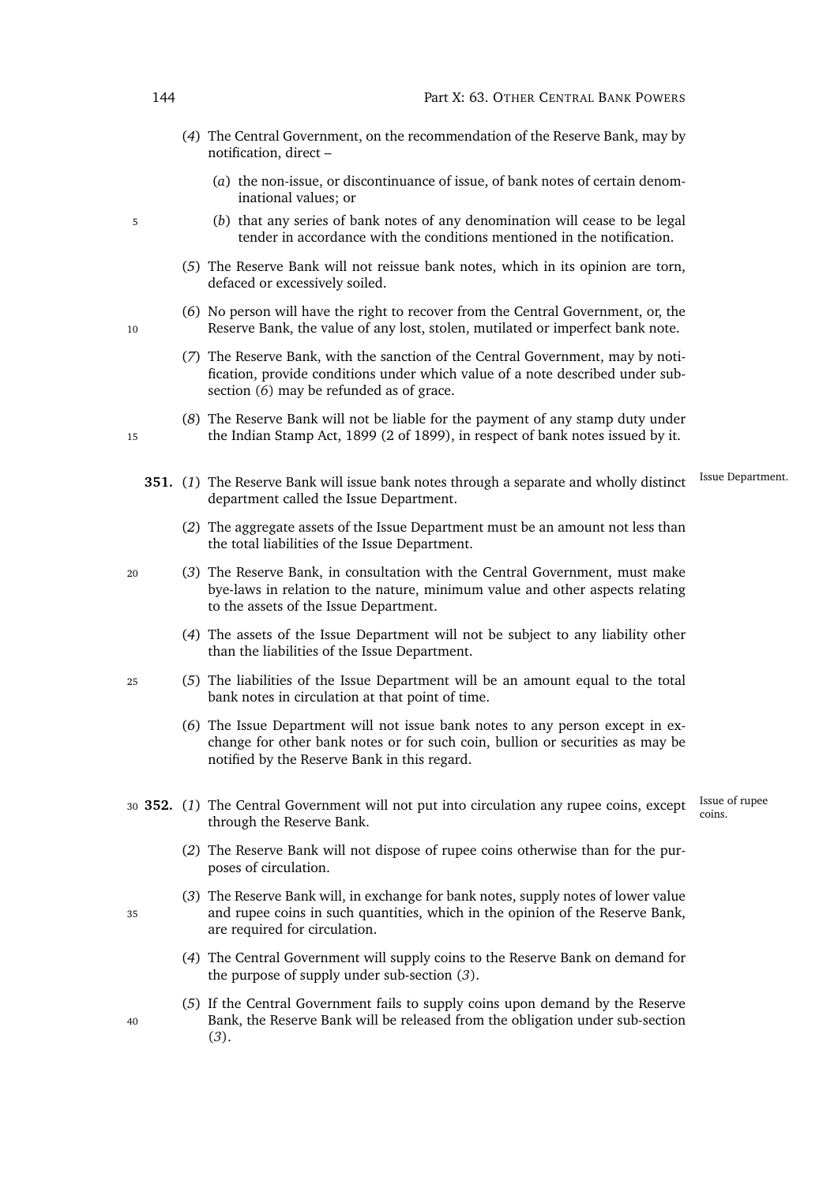(*4*) The Central Government, on the recommendation of the Reserve Bank, may by notification, direct –

(*a*) the non-issue, or discontinuance of issue, of bank notes of certain denominational values; or

(*b*) that any series of bank notes of any denomination will cease to be legal tender in accordance with the conditions mentioned in the notification.

(*5*) The Reserve Bank will not reissue bank notes, which in its opinion are torn, defaced or excessively soiled.

(*6*) No person will have the right to recover from the Central Government, or, the Reserve Bank, the value of any lost, stolen, mutilated or imperfect bank note.

(*7*) The Reserve Bank, with the sanction of the Central Government, may by notification, provide conditions under which value of a note described under subsection (*6*) may be refunded as of grace.

(*8*) The Reserve Bank will not be liable for the payment of any stamp duty under the Indian Stamp Act, 1899 (2 of 1899), in respect of bank notes issued by it.

Issue Department.

**351.** (*1*) The Reserve Bank will issue bank notes through a separate and wholly distinct department called the Issue Department.

(*2*) The aggregate assets of the Issue Department must be an amount not less than the total liabilities of the Issue Department.

(*3*) The Reserve Bank, in consultation with the Central Government, must make bye-laws in relation to the nature, minimum value and other aspects relating to the assets of the Issue Department.

(*4*) The assets of the Issue Department will not be subject to any liability other than the liabilities of the Issue Department.

(*5*) The liabilities of the Issue Department will be an amount equal to the total bank notes in circulation at that point of time.

(*6*) The Issue Department will not issue bank notes to any person except in exchange for other bank notes or for such coin, bullion or securities as may be notified by the Reserve Bank in this regard.

Issue of rupee coins.

**352.** (*1*) The Central Government will not put into circulation any rupee coins, except through the Reserve Bank.

(*2*) The Reserve Bank will not dispose of rupee coins otherwise than for the purposes of circulation.

(*3*) The Reserve Bank will, in exchange for bank notes, supply notes of lower value and rupee coins in such quantities, which in the opinion of the Reserve Bank, are required for circulation.

(*4*) The Central Government will supply coins to the Reserve Bank on demand for the purpose of supply under sub-section (*3*).

(*5*) If the Central Government fails to supply coins upon demand by the Reserve Bank, the Reserve Bank will be released from the obligation under sub-section (*3*).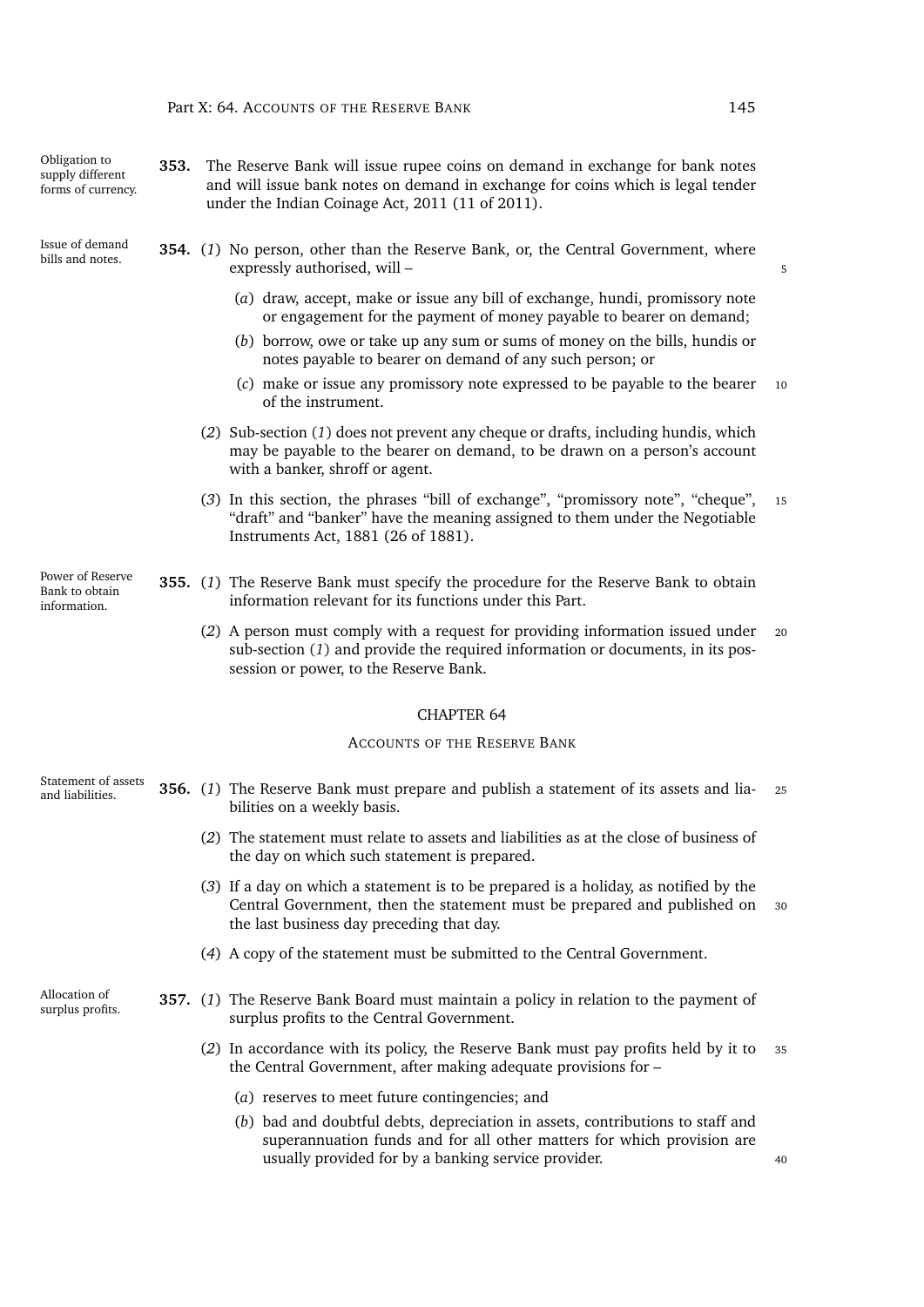**353.** The Reserve Bank will issue rupee coins on demand in exchange for bank notes and will issue bank notes on demand in exchange for coins which is legal tender under the Indian Coinage Act, 2011 (11 of 2011).

*Obligation to supply different forms of currency.*

**354.** (*1*) No person, other than the Reserve Bank, or, the Central Government, where expressly authorised, will –

*Issue of demand bills and notes.*

(*a*) draw, accept, make or issue any bill of exchange, hundi, promissory note or engagement for the payment of money payable to bearer on demand;

(*b*) borrow, owe or take up any sum or sums of money on the bills, hundis or notes payable to bearer on demand of any such person; or

(*c*) make or issue any promissory note expressed to be payable to the bearer of the instrument.

(*2*) Sub-section (*1*) does not prevent any cheque or drafts, including hundis, which may be payable to the bearer on demand, to be drawn on a person's account with a banker, shroff or agent.

(*3*) In this section, the phrases "bill of exchange", "promissory note", "cheque", "draft" and "banker" have the meaning assigned to them under the Negotiable Instruments Act, 1881 (26 of 1881).

**355.** (*1*) The Reserve Bank must specify the procedure for the Reserve Bank to obtain information relevant for its functions under this Part.

*Power of Reserve Bank to obtain information.*

(*2*) A person must comply with a request for providing information issued under sub-section (*1*) and provide the required information or documents, in its possession or power, to the Reserve Bank.

## CHAPTER 64

## ACCOUNTS OF THE RESERVE BANK

**356.** (*1*) The Reserve Bank must prepare and publish a statement of its assets and liabilities on a weekly basis.

*Statement of assets and liabilities.*

(*2*) The statement must relate to assets and liabilities as at the close of business of the day on which such statement is prepared.

(*3*) If a day on which a statement is to be prepared is a holiday, as notified by the Central Government, then the statement must be prepared and published on the last business day preceding that day.

(*4*) A copy of the statement must be submitted to the Central Government.

**357.** (*1*) The Reserve Bank Board must maintain a policy in relation to the payment of surplus profits to the Central Government.

*Allocation of surplus profits.*

(*2*) In accordance with its policy, the Reserve Bank must pay profits held by it to the Central Government, after making adequate provisions for –

(*a*) reserves to meet future contingencies; and

(*b*) bad and doubtful debts, depreciation in assets, contributions to staff and superannuation funds and for all other matters for which provision are usually provided for by a banking service provider.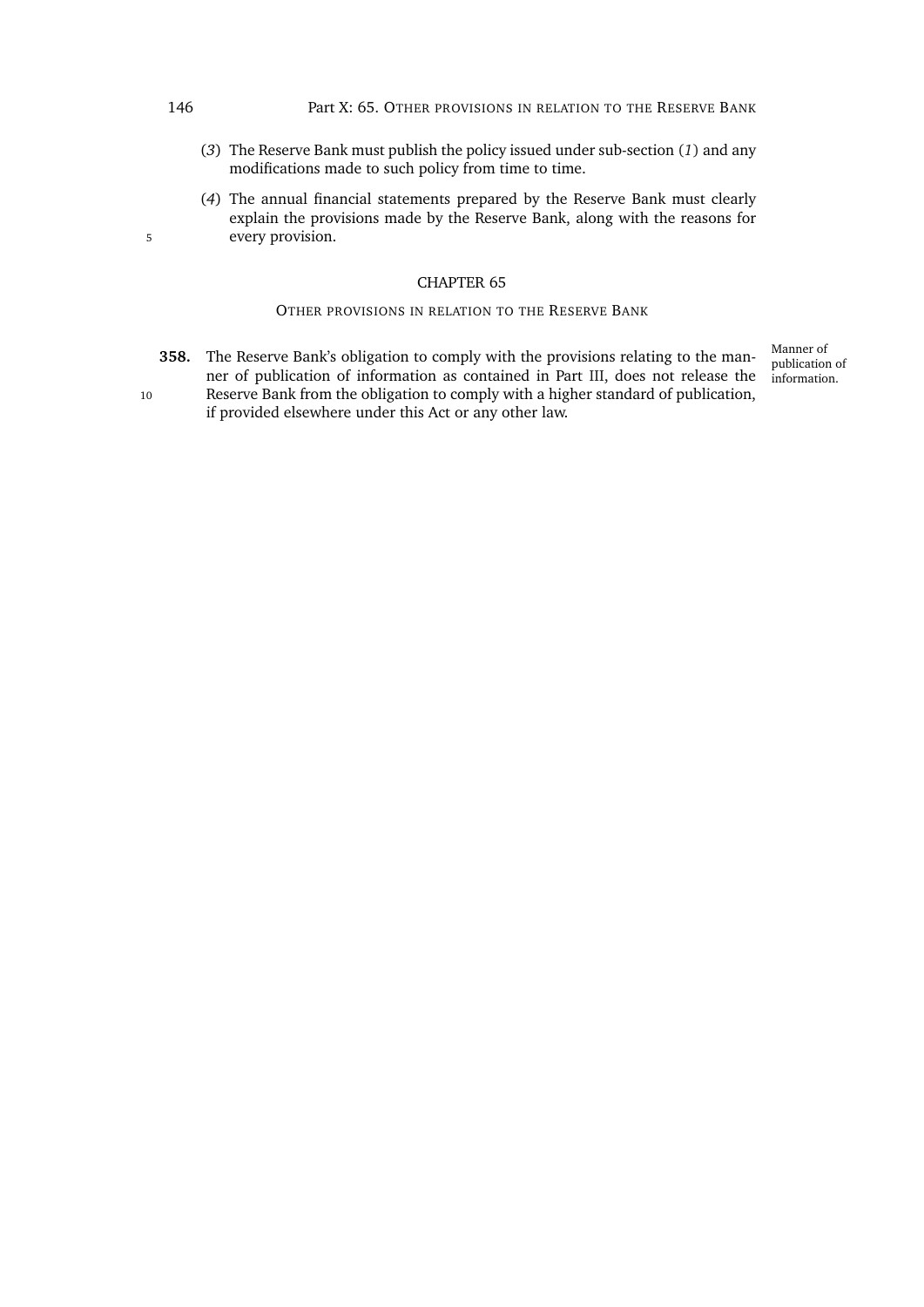(*3*) The Reserve Bank must publish the policy issued under sub-section (*1*) and any modifications made to such policy from time to time.

(*4*) The annual financial statements prepared by the Reserve Bank must clearly explain the provisions made by the Reserve Bank, along with the reasons for every provision.

## CHAPTER 65

### OTHER PROVISIONS IN RELATION TO THE RESERVE BANK

**358.** The Reserve Bank's obligation to comply with the provisions relating to the manner of publication of information as contained in Part III, does not release the Reserve Bank from the obligation to comply with a higher standard of publication, if provided elsewhere under this Act or any other law.

Manner of publication of information.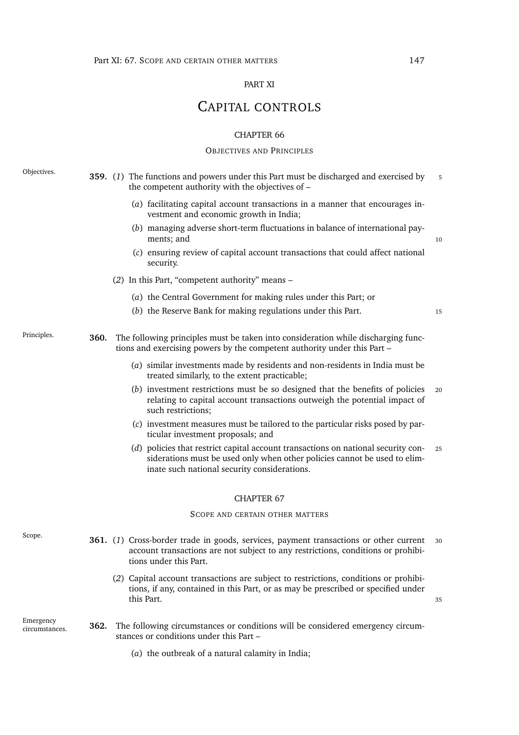# PART XI

# CAPITAL CONTROLS

## CHAPTER 66

### OBJECTIVES AND PRINCIPLES

Objectives.

**359.** (*1*) The functions and powers under this Part must be discharged and exercised by the competent authority with the objectives of –

(*a*) facilitating capital account transactions in a manner that encourages investment and economic growth in India;

(*b*) managing adverse short-term fluctuations in balance of international payments; and

(*c*) ensuring review of capital account transactions that could affect national security.

(*2*) In this Part, "competent authority" means –

(*a*) the Central Government for making rules under this Part; or

(*b*) the Reserve Bank for making regulations under this Part.

Principles.

**360.** The following principles must be taken into consideration while discharging functions and exercising powers by the competent authority under this Part –

(*a*) similar investments made by residents and non-residents in India must be treated similarly, to the extent practicable;

(*b*) investment restrictions must be so designed that the benefits of policies relating to capital account transactions outweigh the potential impact of such restrictions;

(*c*) investment measures must be tailored to the particular risks posed by particular investment proposals; and

(*d*) policies that restrict capital account transactions on national security considerations must be used only when other policies cannot be used to eliminate such national security considerations.

## CHAPTER 67

### SCOPE AND CERTAIN OTHER MATTERS

Scope.

**361.** (*1*) Cross-border trade in goods, services, payment transactions or other current account transactions are not subject to any restrictions, conditions or prohibitions under this Part.

(*2*) Capital account transactions are subject to restrictions, conditions or prohibitions, if any, contained in this Part, or as may be prescribed or specified under this Part.

Emergency circumstances.

**362.** The following circumstances or conditions will be considered emergency circumstances or conditions under this Part –

(*a*) the outbreak of a natural calamity in India;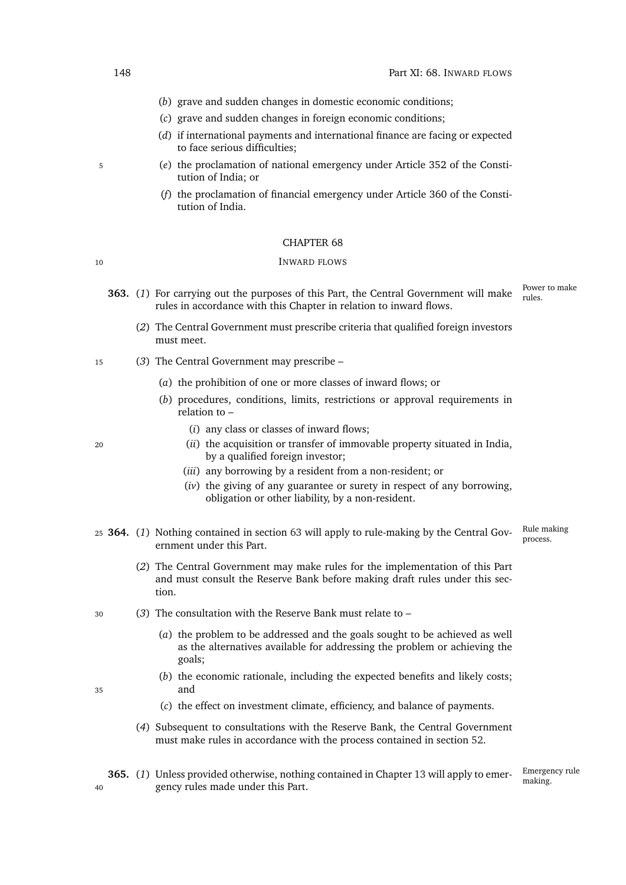(*b*) grave and sudden changes in domestic economic conditions;

(*c*) grave and sudden changes in foreign economic conditions;

(*d*) if international payments and international finance are facing or expected to face serious difficulties;

(*e*) the proclamation of national emergency under Article 352 of the Constitution of India; or

(*f*) the proclamation of financial emergency under Article 360 of the Constitution of India.

## CHAPTER 68

### INWARD FLOWS

*Power to make rules.*

**363.** (*1*) For carrying out the purposes of this Part, the Central Government will make rules in accordance with this Chapter in relation to inward flows.

(*2*) The Central Government must prescribe criteria that qualified foreign investors must meet.

(*3*) The Central Government may prescribe –

(*a*) the prohibition of one or more classes of inward flows; or

(*b*) procedures, conditions, limits, restrictions or approval requirements in relation to –

(*i*) any class or classes of inward flows;

(*ii*) the acquisition or transfer of immovable property situated in India, by a qualified foreign investor;

(*iii*) any borrowing by a resident from a non-resident; or

(*iv*) the giving of any guarantee or surety in respect of any borrowing, obligation or other liability, by a non-resident.

*Rule making process.*

**364.** (*1*) Nothing contained in section 63 will apply to rule-making by the Central Government under this Part.

(*2*) The Central Government may make rules for the implementation of this Part and must consult the Reserve Bank before making draft rules under this section.

(*3*) The consultation with the Reserve Bank must relate to –

(*a*) the problem to be addressed and the goals sought to be achieved as well as the alternatives available for addressing the problem or achieving the goals;

(*b*) the economic rationale, including the expected benefits and likely costs; and

(*c*) the effect on investment climate, efficiency, and balance of payments.

(*4*) Subsequent to consultations with the Reserve Bank, the Central Government must make rules in accordance with the process contained in section 52.

*Emergency rule making.*

**365.** (*1*) Unless provided otherwise, nothing contained in Chapter 13 will apply to emergency rules made under this Part.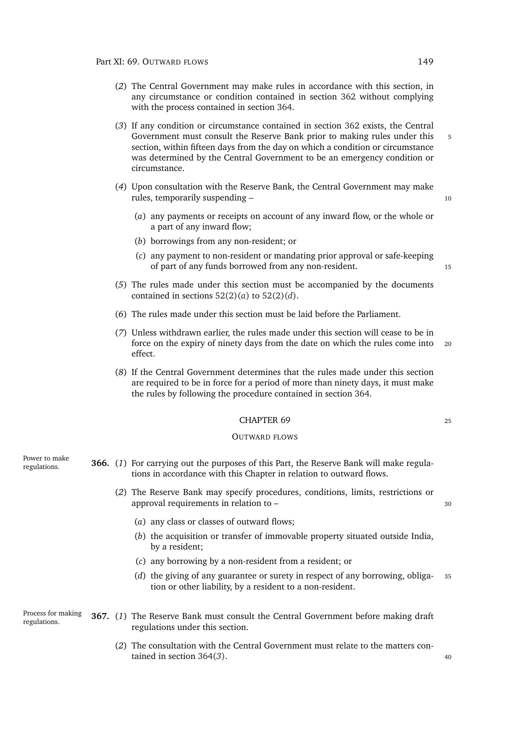(*2*) The Central Government may make rules in accordance with this section, in any circumstance or condition contained in section 362 without complying with the process contained in section 364.

(*3*) If any condition or circumstance contained in section 362 exists, the Central Government must consult the Reserve Bank prior to making rules under this section, within fifteen days from the day on which a condition or circumstance was determined by the Central Government to be an emergency condition or circumstance.

(*4*) Upon consultation with the Reserve Bank, the Central Government may make rules, temporarily suspending –

(*a*) any payments or receipts on account of any inward flow, or the whole or a part of any inward flow;

(*b*) borrowings from any non-resident; or

(*c*) any payment to non-resident or mandating prior approval or safe-keeping of part of any funds borrowed from any non-resident.

(*5*) The rules made under this section must be accompanied by the documents contained in sections 52(2)(*a*) to 52(2)(*d*).

(*6*) The rules made under this section must be laid before the Parliament.

(*7*) Unless withdrawn earlier, the rules made under this section will cease to be in force on the expiry of ninety days from the date on which the rules come into effect.

(*8*) If the Central Government determines that the rules made under this section are required to be in force for a period of more than ninety days, it must make the rules by following the procedure contained in section 364.

## CHAPTER 69

### OUTWARD FLOWS

Power to make regulations.

**366.** (*1*) For carrying out the purposes of this Part, the Reserve Bank will make regulations in accordance with this Chapter in relation to outward flows.

(*2*) The Reserve Bank may specify procedures, conditions, limits, restrictions or approval requirements in relation to –

(*a*) any class or classes of outward flows;

(*b*) the acquisition or transfer of immovable property situated outside India, by a resident;

(*c*) any borrowing by a non-resident from a resident; or

(*d*) the giving of any guarantee or surety in respect of any borrowing, obligation or other liability, by a resident to a non-resident.

Process for making regulations.

**367.** (*1*) The Reserve Bank must consult the Central Government before making draft regulations under this section.

(*2*) The consultation with the Central Government must relate to the matters contained in section 364(*3*).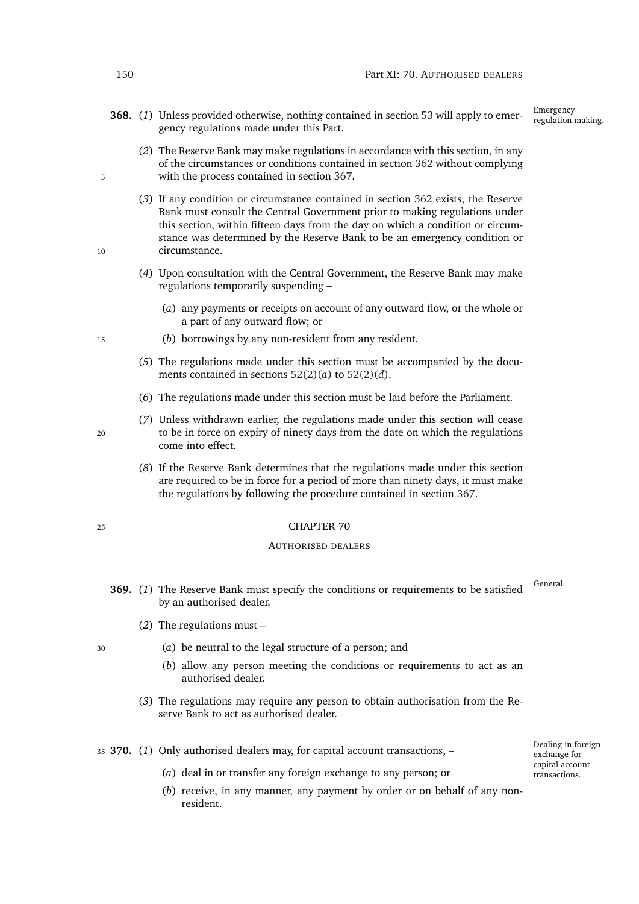**368.** (*1*) Unless provided otherwise, nothing contained in section 53 will apply to emergency regulations made under this Part. *Emergency regulation making.*

(*2*) The Reserve Bank may make regulations in accordance with this section, in any of the circumstances or conditions contained in section 362 without complying with the process contained in section 367.

(*3*) If any condition or circumstance contained in section 362 exists, the Reserve Bank must consult the Central Government prior to making regulations under this section, within fifteen days from the day on which a condition or circumstance was determined by the Reserve Bank to be an emergency condition or circumstance.

(*4*) Upon consultation with the Central Government, the Reserve Bank may make regulations temporarily suspending –

- (*a*) any payments or receipts on account of any outward flow, or the whole or a part of any outward flow; or
- (*b*) borrowings by any non-resident from any resident.

(*5*) The regulations made under this section must be accompanied by the documents contained in sections 52(2)(*a*) to 52(2)(*d*).

(*6*) The regulations made under this section must be laid before the Parliament.

(*7*) Unless withdrawn earlier, the regulations made under this section will cease to be in force on expiry of ninety days from the date on which the regulations come into effect.

(*8*) If the Reserve Bank determines that the regulations made under this section are required to be in force for a period of more than ninety days, it must make the regulations by following the procedure contained in section 367.

## CHAPTER 70

### AUTHORISED DEALERS

**369.** (*1*) The Reserve Bank must specify the conditions or requirements to be satisfied by an authorised dealer. *General.*

(*2*) The regulations must –

- (*a*) be neutral to the legal structure of a person; and
- (*b*) allow any person meeting the conditions or requirements to act as an authorised dealer.

(*3*) The regulations may require any person to obtain authorisation from the Reserve Bank to act as authorised dealer.

**370.** (*1*) Only authorised dealers may, for capital account transactions, – *Dealing in foreign exchange for capital account transactions.*

- (*a*) deal in or transfer any foreign exchange to any person; or
- (*b*) receive, in any manner, any payment by order or on behalf of any non-resident.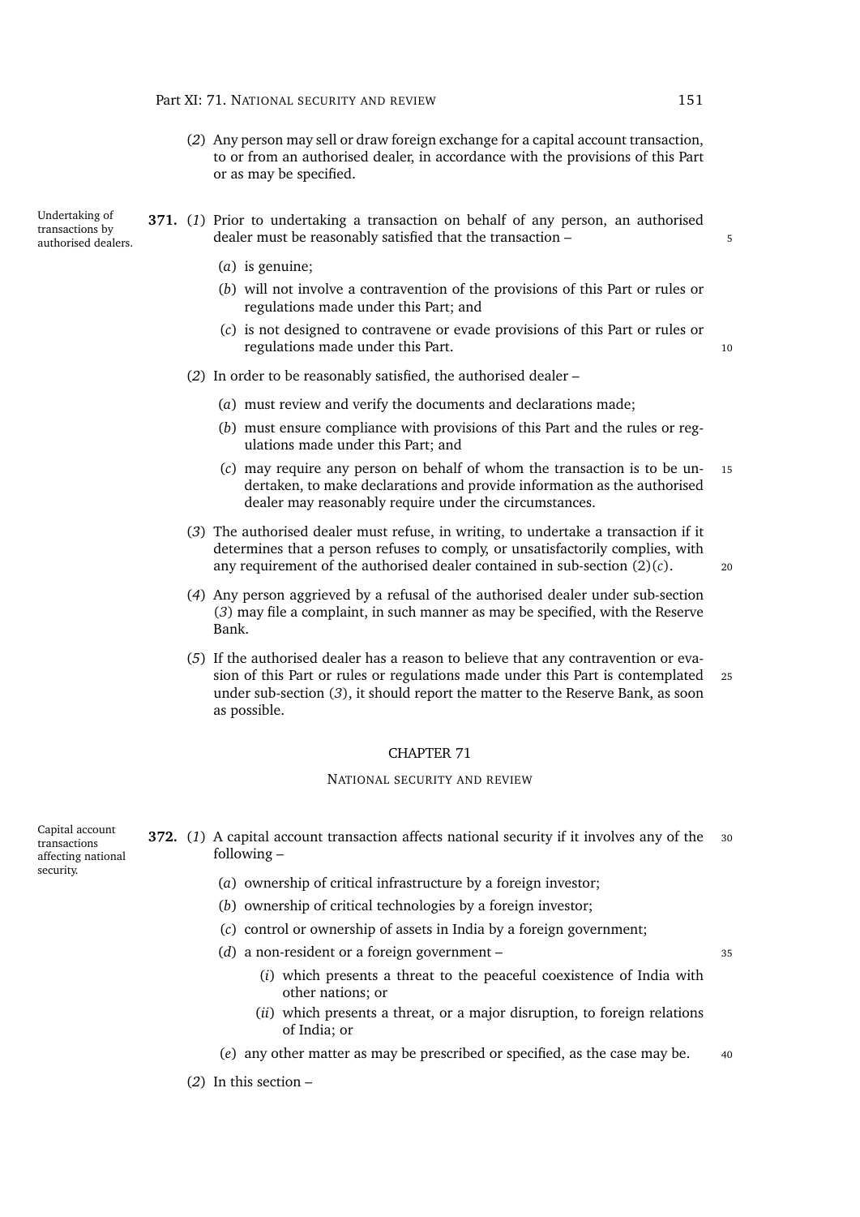(*2*) Any person may sell or draw foreign exchange for a capital account transaction, to or from an authorised dealer, in accordance with the provisions of this Part or as may be specified.

Undertaking of transactions by authorised dealers.

**371.** (*1*) Prior to undertaking a transaction on behalf of any person, an authorised dealer must be reasonably satisfied that the transaction –

(*a*) is genuine;

(*b*) will not involve a contravention of the provisions of this Part or rules or regulations made under this Part; and

(*c*) is not designed to contravene or evade provisions of this Part or rules or regulations made under this Part.

(*2*) In order to be reasonably satisfied, the authorised dealer –

(*a*) must review and verify the documents and declarations made;

(*b*) must ensure compliance with provisions of this Part and the rules or regulations made under this Part; and

(*c*) may require any person on behalf of whom the transaction is to be undertaken, to make declarations and provide information as the authorised dealer may reasonably require under the circumstances.

(*3*) The authorised dealer must refuse, in writing, to undertake a transaction if it determines that a person refuses to comply, or unsatisfactorily complies, with any requirement of the authorised dealer contained in sub-section (2)(*c*).

(*4*) Any person aggrieved by a refusal of the authorised dealer under sub-section (*3*) may file a complaint, in such manner as may be specified, with the Reserve Bank.

(*5*) If the authorised dealer has a reason to believe that any contravention or evasion of this Part or rules or regulations made under this Part is contemplated under sub-section (*3*), it should report the matter to the Reserve Bank, as soon as possible.

## CHAPTER 71

### NATIONAL SECURITY AND REVIEW

Capital account transactions affecting national security.

**372.** (*1*) A capital account transaction affects national security if it involves any of the following –

(*a*) ownership of critical infrastructure by a foreign investor;

(*b*) ownership of critical technologies by a foreign investor;

(*c*) control or ownership of assets in India by a foreign government;

(*d*) a non-resident or a foreign government –

(*i*) which presents a threat to the peaceful coexistence of India with other nations; or

(*ii*) which presents a threat, or a major disruption, to foreign relations of India; or

(*e*) any other matter as may be prescribed or specified, as the case may be.

(*2*) In this section –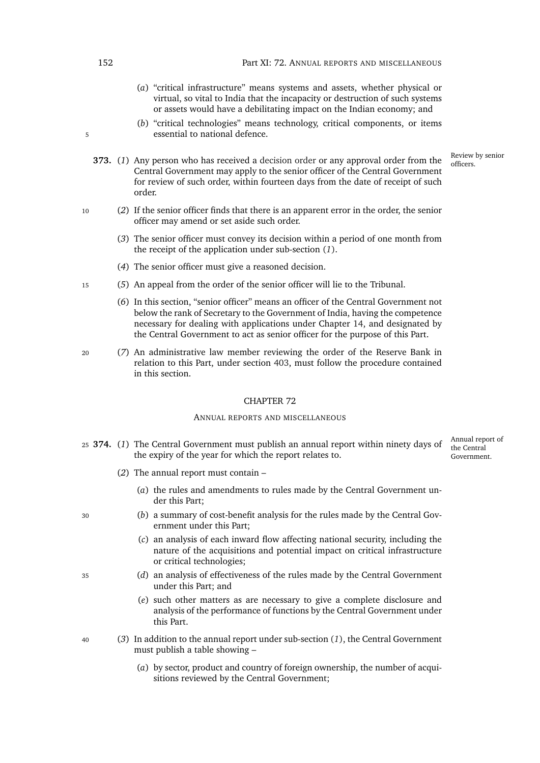(*a*) "critical infrastructure" means systems and assets, whether physical or virtual, so vital to India that the incapacity or destruction of such systems or assets would have a debilitating impact on the Indian economy; and

(*b*) "critical technologies" means technology, critical components, or items essential to national defence.

**373.** (*1*) Any person who has received a decision order or any approval order from the Central Government may apply to the senior officer of the Central Government for review of such order, within fourteen days from the date of receipt of such order.

Review by senior officers.

(*2*) If the senior officer finds that there is an apparent error in the order, the senior officer may amend or set aside such order.

(*3*) The senior officer must convey its decision within a period of one month from the receipt of the application under sub-section (*1*).

(*4*) The senior officer must give a reasoned decision.

(*5*) An appeal from the order of the senior officer will lie to the Tribunal.

(*6*) In this section, "senior officer" means an officer of the Central Government not below the rank of Secretary to the Government of India, having the competence necessary for dealing with applications under Chapter 14, and designated by the Central Government to act as senior officer for the purpose of this Part.

(*7*) An administrative law member reviewing the order of the Reserve Bank in relation to this Part, under section 403, must follow the procedure contained in this section.

## CHAPTER 72

### ANNUAL REPORTS AND MISCELLANEOUS

**374.** (*1*) The Central Government must publish an annual report within ninety days of the expiry of the year for which the report relates to.

Annual report of the Central Government.

(*2*) The annual report must contain –

(*a*) the rules and amendments to rules made by the Central Government under this Part;

(*b*) a summary of cost-benefit analysis for the rules made by the Central Government under this Part;

(*c*) an analysis of each inward flow affecting national security, including the nature of the acquisitions and potential impact on critical infrastructure or critical technologies;

(*d*) an analysis of effectiveness of the rules made by the Central Government under this Part; and

(*e*) such other matters as are necessary to give a complete disclosure and analysis of the performance of functions by the Central Government under this Part.

(*3*) In addition to the annual report under sub-section (*1*), the Central Government must publish a table showing –

(*a*) by sector, product and country of foreign ownership, the number of acquisitions reviewed by the Central Government;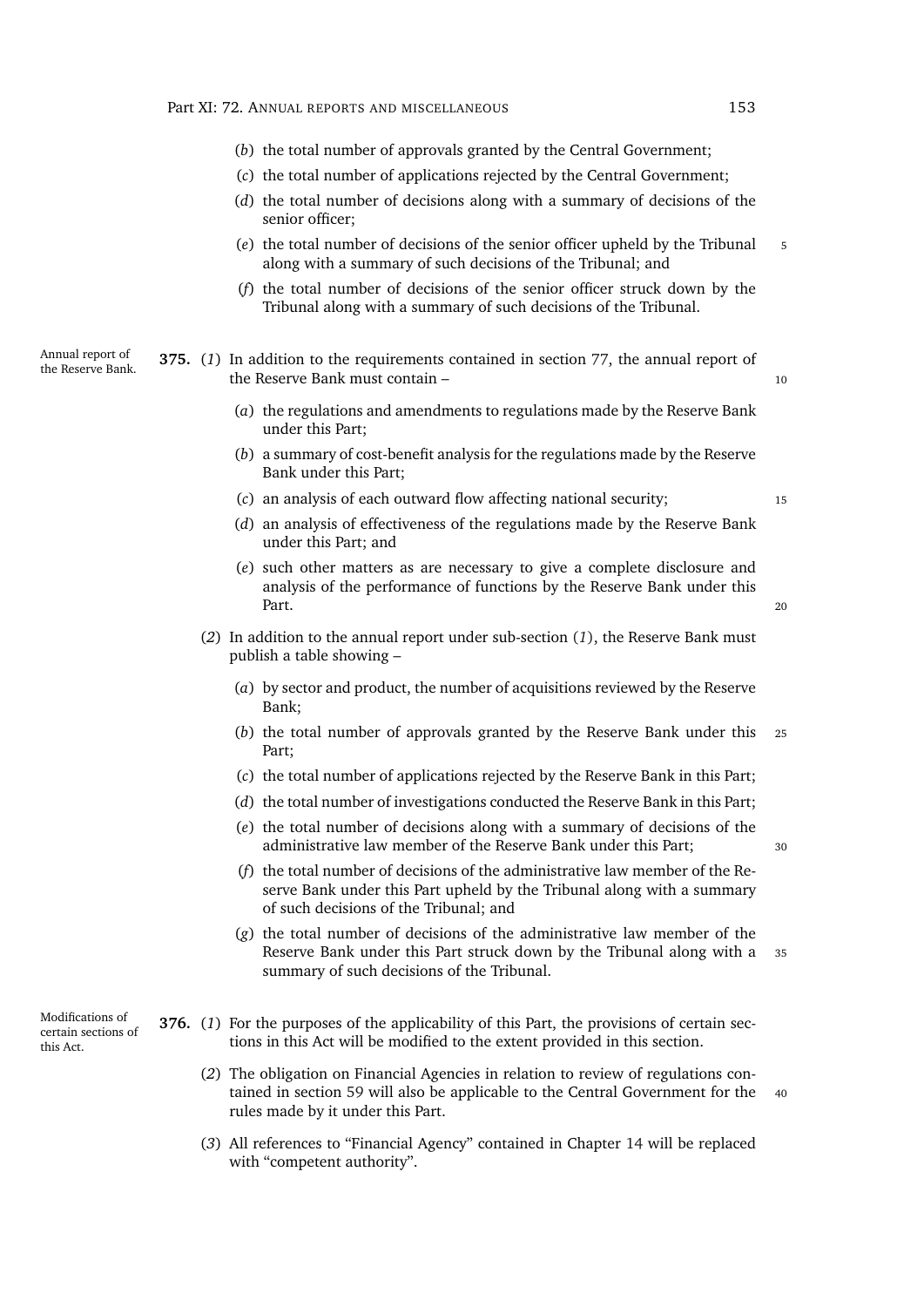(*b*) the total number of approvals granted by the Central Government;

(*c*) the total number of applications rejected by the Central Government;

(*d*) the total number of decisions along with a summary of decisions of the senior officer;

(*e*) the total number of decisions of the senior officer upheld by the Tribunal along with a summary of such decisions of the Tribunal; and

(*f*) the total number of decisions of the senior officer struck down by the Tribunal along with a summary of such decisions of the Tribunal.

Annual report of the Reserve Bank.

**375.** (*1*) In addition to the requirements contained in section 77, the annual report of the Reserve Bank must contain –

(*a*) the regulations and amendments to regulations made by the Reserve Bank under this Part;

(*b*) a summary of cost-benefit analysis for the regulations made by the Reserve Bank under this Part;

(*c*) an analysis of each outward flow affecting national security;

(*d*) an analysis of effectiveness of the regulations made by the Reserve Bank under this Part; and

(*e*) such other matters as are necessary to give a complete disclosure and analysis of the performance of functions by the Reserve Bank under this Part.

(*2*) In addition to the annual report under sub-section (*1*), the Reserve Bank must publish a table showing –

(*a*) by sector and product, the number of acquisitions reviewed by the Reserve Bank;

(*b*) the total number of approvals granted by the Reserve Bank under this Part;

(*c*) the total number of applications rejected by the Reserve Bank in this Part;

(*d*) the total number of investigations conducted the Reserve Bank in this Part;

(*e*) the total number of decisions along with a summary of decisions of the administrative law member of the Reserve Bank under this Part;

(*f*) the total number of decisions of the administrative law member of the Reserve Bank under this Part upheld by the Tribunal along with a summary of such decisions of the Tribunal; and

(*g*) the total number of decisions of the administrative law member of the Reserve Bank under this Part struck down by the Tribunal along with a summary of such decisions of the Tribunal.

Modifications of certain sections of this Act.

**376.** (*1*) For the purposes of the applicability of this Part, the provisions of certain sections in this Act will be modified to the extent provided in this section.

(*2*) The obligation on Financial Agencies in relation to review of regulations contained in section 59 will also be applicable to the Central Government for the rules made by it under this Part.

(*3*) All references to "Financial Agency" contained in Chapter 14 will be replaced with "competent authority".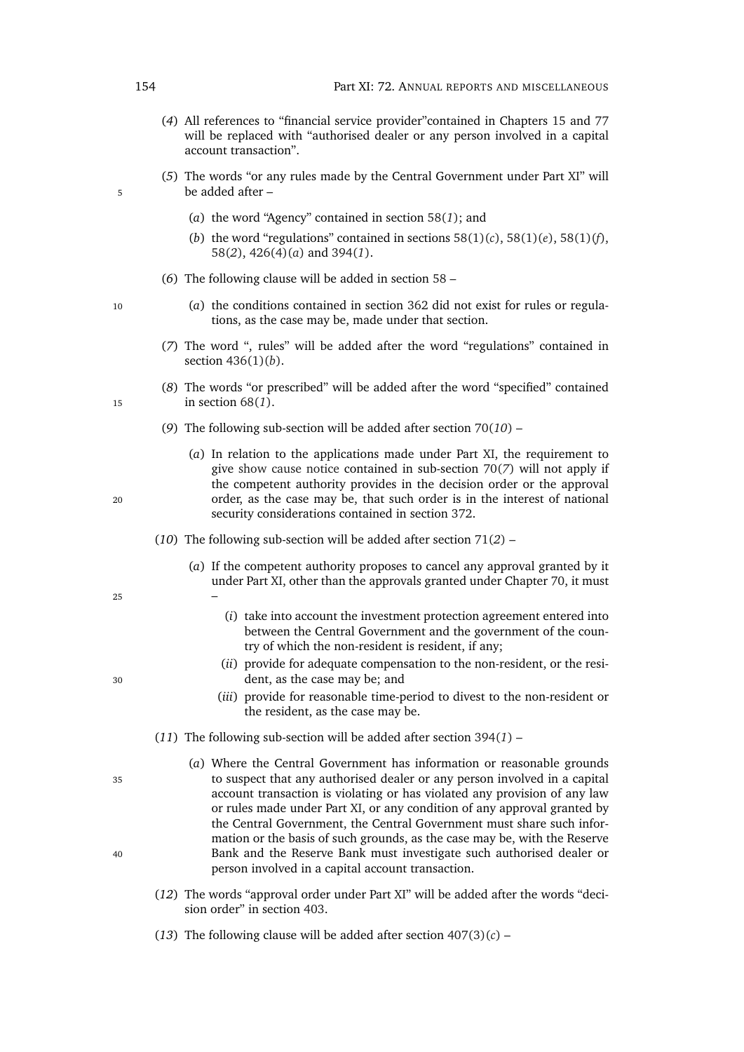(*4*) All references to “financial service provider”contained in Chapters 15 and 77 will be replaced with “authorised dealer or any person involved in a capital account transaction”.

(*5*) The words “or any rules made by the Central Government under Part XI” will be added after –

(*a*) the word “Agency” contained in section 58(*1*); and

(*b*) the word “regulations” contained in sections 58(1)(*c*), 58(1)(*e*), 58(1)(*f*), 58(*2*), 426(4)(*a*) and 394(*1*).

(*6*) The following clause will be added in section 58 –

(*a*) the conditions contained in section 362 did not exist for rules or regulations, as the case may be, made under that section.

(*7*) The word “, rules” will be added after the word “regulations” contained in section 436(1)(*b*).

(*8*) The words “or prescribed” will be added after the word “specified” contained in section 68(*1*).

(*9*) The following sub-section will be added after section 70(*10*) –

(*a*) In relation to the applications made under Part XI, the requirement to give show cause notice contained in sub-section 70(*7*) will not apply if the competent authority provides in the decision order or the approval order, as the case may be, that such order is in the interest of national security considerations contained in section 372.

(*10*) The following sub-section will be added after section 71(*2*) –

(*a*) If the competent authority proposes to cancel any approval granted by it under Part XI, other than the approvals granted under Chapter 70, it must –

(*i*) take into account the investment protection agreement entered into between the Central Government and the government of the country of which the non-resident is resident, if any;

(*ii*) provide for adequate compensation to the non-resident, or the resident, as the case may be; and

(*iii*) provide for reasonable time-period to divest to the non-resident or the resident, as the case may be.

(*11*) The following sub-section will be added after section 394(*1*) –

(*a*) Where the Central Government has information or reasonable grounds to suspect that any authorised dealer or any person involved in a capital account transaction is violating or has violated any provision of any law or rules made under Part XI, or any condition of any approval granted by the Central Government, the Central Government must share such information or the basis of such grounds, as the case may be, with the Reserve Bank and the Reserve Bank must investigate such authorised dealer or person involved in a capital account transaction.

(*12*) The words “approval order under Part XI” will be added after the words “decision order” in section 403.

(*13*) The following clause will be added after section 407(3)(*c*) –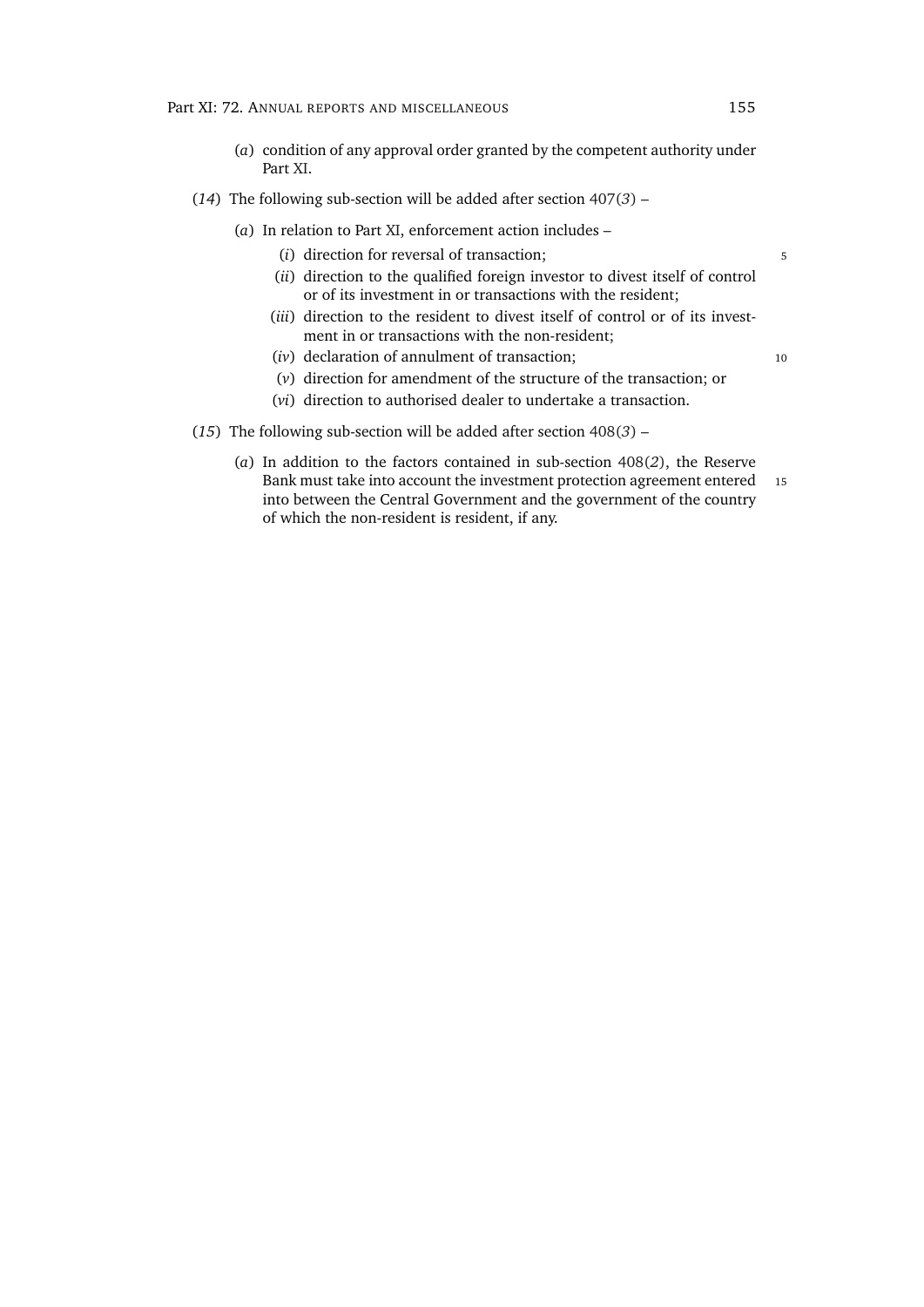(*a*) condition of any approval order granted by the competent authority under Part XI.

(*14*) The following sub-section will be added after section 407(*3*) –

(*a*) In relation to Part XI, enforcement action includes –

(*i*) direction for reversal of transaction;

(*ii*) direction to the qualified foreign investor to divest itself of control or of its investment in or transactions with the resident;

(*iii*) direction to the resident to divest itself of control or of its investment in or transactions with the non-resident;

(*iv*) declaration of annulment of transaction;

(*v*) direction for amendment of the structure of the transaction; or

(*vi*) direction to authorised dealer to undertake a transaction.

(*15*) The following sub-section will be added after section 408(*3*) –

(*a*) In addition to the factors contained in sub-section 408(*2*), the Reserve Bank must take into account the investment protection agreement entered into between the Central Government and the government of the country of which the non-resident is resident, if any.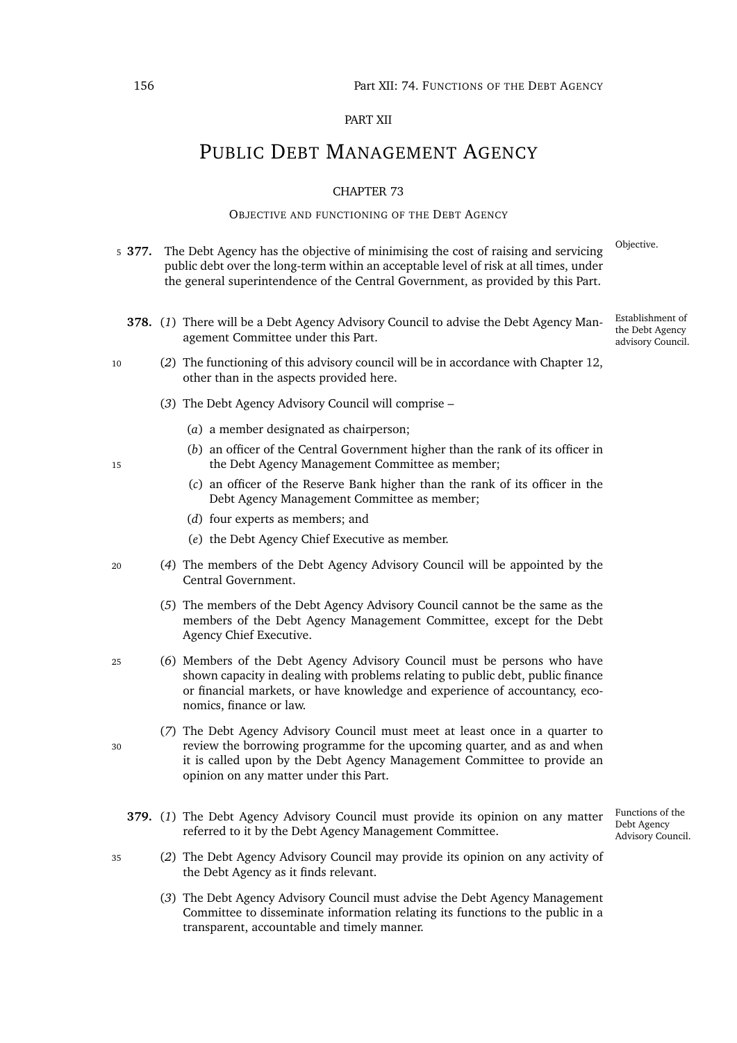PART XII

# Public Debt Management Agency

CHAPTER 73

## Objective and functioning of the Debt Agency

**377.** The Debt Agency has the objective of minimising the cost of raising and servicing public debt over the long-term within an acceptable level of risk at all times, under the general superintendence of the Central Government, as provided by this Part. *Objective.*

**378.** (*1*) There will be a Debt Agency Advisory Council to advise the Debt Agency Management Committee under this Part. *Establishment of the Debt Agency advisory Council.*

(*2*) The functioning of this advisory council will be in accordance with Chapter 12, other than in the aspects provided here.

(*3*) The Debt Agency Advisory Council will comprise –

(*a*) a member designated as chairperson;

(*b*) an officer of the Central Government higher than the rank of its officer in the Debt Agency Management Committee as member;

(*c*) an officer of the Reserve Bank higher than the rank of its officer in the Debt Agency Management Committee as member;

(*d*) four experts as members; and

(*e*) the Debt Agency Chief Executive as member.

(*4*) The members of the Debt Agency Advisory Council will be appointed by the Central Government.

(*5*) The members of the Debt Agency Advisory Council cannot be the same as the members of the Debt Agency Management Committee, except for the Debt Agency Chief Executive.

(*6*) Members of the Debt Agency Advisory Council must be persons who have shown capacity in dealing with problems relating to public debt, public finance or financial markets, or have knowledge and experience of accountancy, economics, finance or law.

(*7*) The Debt Agency Advisory Council must meet at least once in a quarter to review the borrowing programme for the upcoming quarter, and as and when it is called upon by the Debt Agency Management Committee to provide an opinion on any matter under this Part.

**379.** (*1*) The Debt Agency Advisory Council must provide its opinion on any matter referred to it by the Debt Agency Management Committee. *Functions of the Debt Agency Advisory Council.*

(*2*) The Debt Agency Advisory Council may provide its opinion on any activity of the Debt Agency as it finds relevant.

(*3*) The Debt Agency Advisory Council must advise the Debt Agency Management Committee to disseminate information relating its functions to the public in a transparent, accountable and timely manner.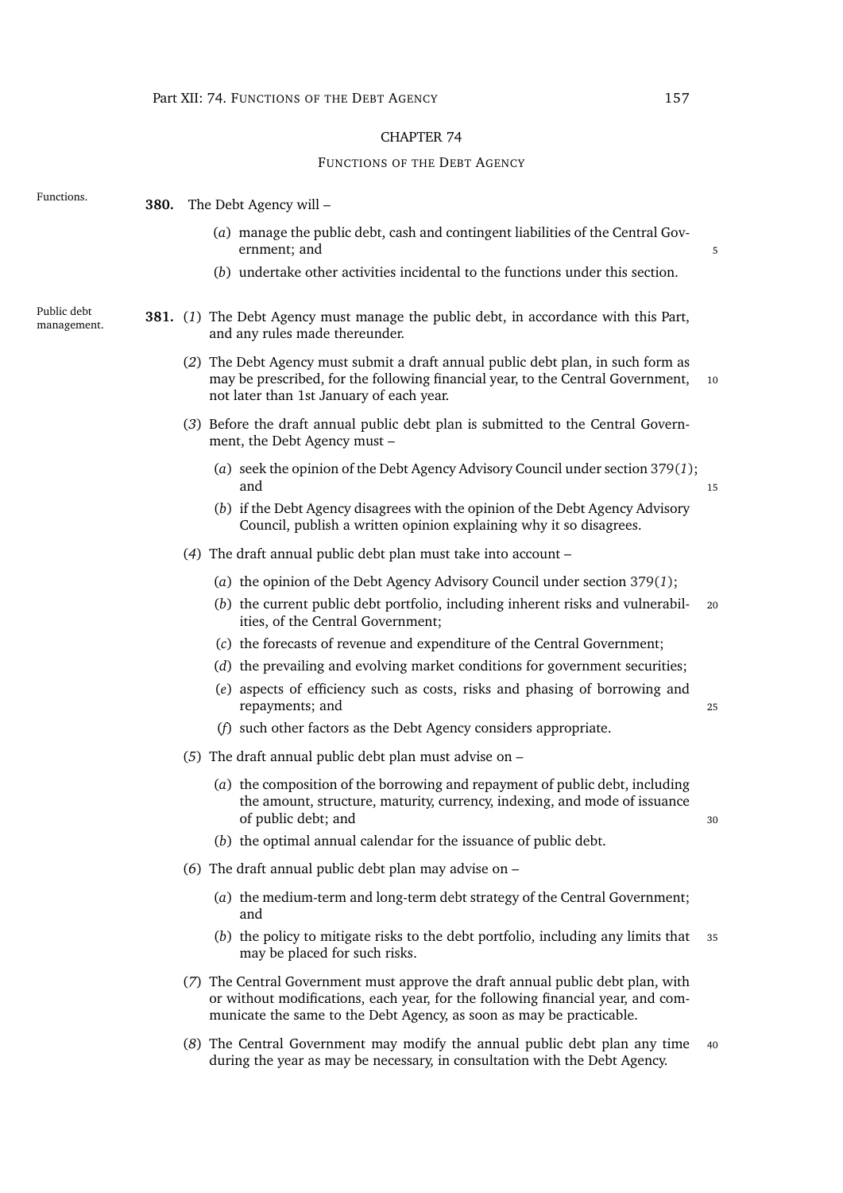## CHAPTER 74

### FUNCTIONS OF THE DEBT AGENCY

Functions.

**380.** The Debt Agency will –

(*a*) manage the public debt, cash and contingent liabilities of the Central Government; and

(*b*) undertake other activities incidental to the functions under this section.

Public debt management.

**381.** (*1*) The Debt Agency must manage the public debt, in accordance with this Part, and any rules made thereunder.

(*2*) The Debt Agency must submit a draft annual public debt plan, in such form as may be prescribed, for the following financial year, to the Central Government, not later than 1st January of each year.

(*3*) Before the draft annual public debt plan is submitted to the Central Government, the Debt Agency must –

(*a*) seek the opinion of the Debt Agency Advisory Council under section 379(*1*); and

(*b*) if the Debt Agency disagrees with the opinion of the Debt Agency Advisory Council, publish a written opinion explaining why it so disagrees.

(*4*) The draft annual public debt plan must take into account –

(*a*) the opinion of the Debt Agency Advisory Council under section 379(*1*);

(*b*) the current public debt portfolio, including inherent risks and vulnerabilities, of the Central Government;

(*c*) the forecasts of revenue and expenditure of the Central Government;

(*d*) the prevailing and evolving market conditions for government securities;

(*e*) aspects of efficiency such as costs, risks and phasing of borrowing and repayments; and

(*f*) such other factors as the Debt Agency considers appropriate.

(*5*) The draft annual public debt plan must advise on –

(*a*) the composition of the borrowing and repayment of public debt, including the amount, structure, maturity, currency, indexing, and mode of issuance of public debt; and

(*b*) the optimal annual calendar for the issuance of public debt.

(*6*) The draft annual public debt plan may advise on –

(*a*) the medium-term and long-term debt strategy of the Central Government; and

(*b*) the policy to mitigate risks to the debt portfolio, including any limits that may be placed for such risks.

(*7*) The Central Government must approve the draft annual public debt plan, with or without modifications, each year, for the following financial year, and communicate the same to the Debt Agency, as soon as may be practicable.

(*8*) The Central Government may modify the annual public debt plan any time during the year as may be necessary, in consultation with the Debt Agency.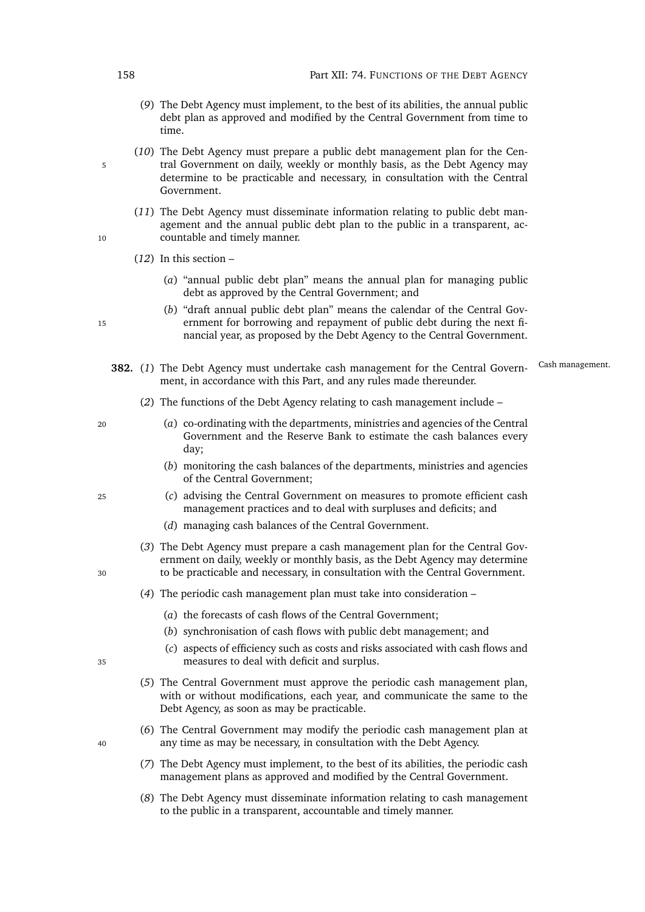(*9*) The Debt Agency must implement, to the best of its abilities, the annual public debt plan as approved and modified by the Central Government from time to time.

(*10*) The Debt Agency must prepare a public debt management plan for the Central Government on daily, weekly or monthly basis, as the Debt Agency may determine to be practicable and necessary, in consultation with the Central Government.

(*11*) The Debt Agency must disseminate information relating to public debt management and the annual public debt plan to the public in a transparent, accountable and timely manner.

(*12*) In this section –

(*a*) "annual public debt plan" means the annual plan for managing public debt as approved by the Central Government; and

(*b*) "draft annual public debt plan" means the calendar of the Central Government for borrowing and repayment of public debt during the next financial year, as proposed by the Debt Agency to the Central Government.

**382.** (*1*) The Debt Agency must undertake cash management for the Central Government, in accordance with this Part, and any rules made thereunder. *Cash management.*

(*2*) The functions of the Debt Agency relating to cash management include –

(*a*) co-ordinating with the departments, ministries and agencies of the Central Government and the Reserve Bank to estimate the cash balances every day;

(*b*) monitoring the cash balances of the departments, ministries and agencies of the Central Government;

(*c*) advising the Central Government on measures to promote efficient cash management practices and to deal with surpluses and deficits; and

(*d*) managing cash balances of the Central Government.

(*3*) The Debt Agency must prepare a cash management plan for the Central Government on daily, weekly or monthly basis, as the Debt Agency may determine to be practicable and necessary, in consultation with the Central Government.

(*4*) The periodic cash management plan must take into consideration –

(*a*) the forecasts of cash flows of the Central Government;

(*b*) synchronisation of cash flows with public debt management; and

(*c*) aspects of efficiency such as costs and risks associated with cash flows and measures to deal with deficit and surplus.

(*5*) The Central Government must approve the periodic cash management plan, with or without modifications, each year, and communicate the same to the Debt Agency, as soon as may be practicable.

(*6*) The Central Government may modify the periodic cash management plan at any time as may be necessary, in consultation with the Debt Agency.

(*7*) The Debt Agency must implement, to the best of its abilities, the periodic cash management plans as approved and modified by the Central Government.

(*8*) The Debt Agency must disseminate information relating to cash management to the public in a transparent, accountable and timely manner.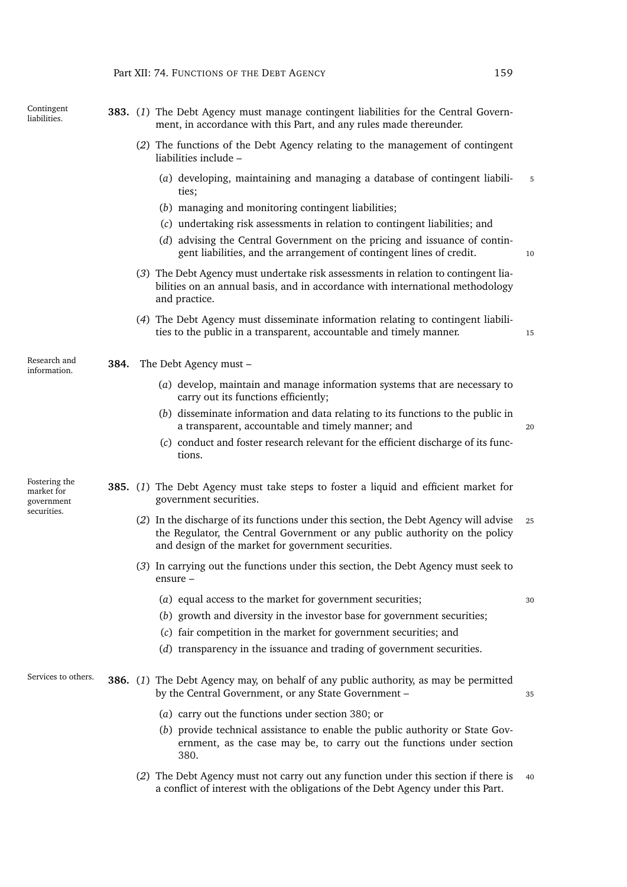**Contingent liabilities.**

**383.** (*1*) The Debt Agency must manage contingent liabilities for the Central Government, in accordance with this Part, and any rules made thereunder.

(*2*) The functions of the Debt Agency relating to the management of contingent liabilities include –

(*a*) developing, maintaining and managing a database of contingent liabilities;

(*b*) managing and monitoring contingent liabilities;

(*c*) undertaking risk assessments in relation to contingent liabilities; and

(*d*) advising the Central Government on the pricing and issuance of contingent liabilities, and the arrangement of contingent lines of credit.

(*3*) The Debt Agency must undertake risk assessments in relation to contingent liabilities on an annual basis, and in accordance with international methodology and practice.

(*4*) The Debt Agency must disseminate information relating to contingent liabilities to the public in a transparent, accountable and timely manner.

**Research and information.**

**384.** The Debt Agency must –

(*a*) develop, maintain and manage information systems that are necessary to carry out its functions efficiently;

(*b*) disseminate information and data relating to its functions to the public in a transparent, accountable and timely manner; and

(*c*) conduct and foster research relevant for the efficient discharge of its functions.

**Fostering the market for government securities.**

**385.** (*1*) The Debt Agency must take steps to foster a liquid and efficient market for government securities.

(*2*) In the discharge of its functions under this section, the Debt Agency will advise the Regulator, the Central Government or any public authority on the policy and design of the market for government securities.

(*3*) In carrying out the functions under this section, the Debt Agency must seek to ensure –

(*a*) equal access to the market for government securities;

(*b*) growth and diversity in the investor base for government securities;

(*c*) fair competition in the market for government securities; and

(*d*) transparency in the issuance and trading of government securities.

**Services to others.**

**386.** (*1*) The Debt Agency may, on behalf of any public authority, as may be permitted by the Central Government, or any State Government –

(*a*) carry out the functions under section 380; or

(*b*) provide technical assistance to enable the public authority or State Government, as the case may be, to carry out the functions under section 380.

(*2*) The Debt Agency must not carry out any function under this section if there is a conflict of interest with the obligations of the Debt Agency under this Part.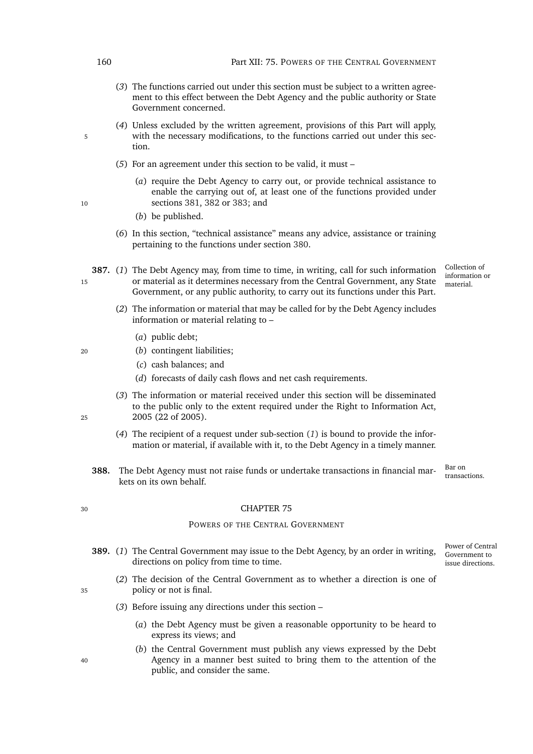(*3*) The functions carried out under this section must be subject to a written agreement to this effect between the Debt Agency and the public authority or State Government concerned.

(*4*) Unless excluded by the written agreement, provisions of this Part will apply, with the necessary modifications, to the functions carried out under this section.

(*5*) For an agreement under this section to be valid, it must –

(*a*) require the Debt Agency to carry out, or provide technical assistance to enable the carrying out of, at least one of the functions provided under sections 381, 382 or 383; and

(*b*) be published.

(*6*) In this section, "technical assistance" means any advice, assistance or training pertaining to the functions under section 380.

Collection of information or material.

**387.** (*1*) The Debt Agency may, from time to time, in writing, call for such information or material as it determines necessary from the Central Government, any State Government, or any public authority, to carry out its functions under this Part.

(*2*) The information or material that may be called for by the Debt Agency includes information or material relating to –

(*a*) public debt;

(*b*) contingent liabilities;

(*c*) cash balances; and

(*d*) forecasts of daily cash flows and net cash requirements.

(*3*) The information or material received under this section will be disseminated to the public only to the extent required under the Right to Information Act, 2005 (22 of 2005).

(*4*) The recipient of a request under sub-section (*1*) is bound to provide the information or material, if available with it, to the Debt Agency in a timely manner.

Bar on transactions.

**388.** The Debt Agency must not raise funds or undertake transactions in financial markets on its own behalf.

## CHAPTER 75

### POWERS OF THE CENTRAL GOVERNMENT

Power of Central Government to issue directions.

**389.** (*1*) The Central Government may issue to the Debt Agency, by an order in writing, directions on policy from time to time.

(*2*) The decision of the Central Government as to whether a direction is one of policy or not is final.

(*3*) Before issuing any directions under this section –

(*a*) the Debt Agency must be given a reasonable opportunity to be heard to express its views; and

(*b*) the Central Government must publish any views expressed by the Debt Agency in a manner best suited to bring them to the attention of the public, and consider the same.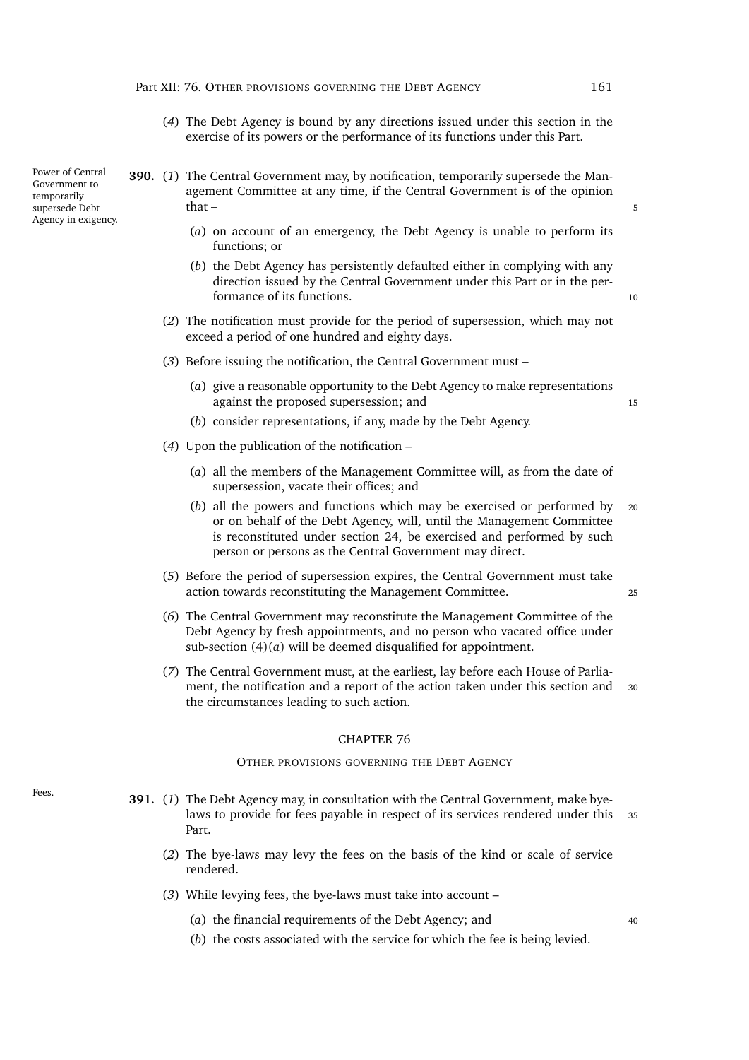(*4*) The Debt Agency is bound by any directions issued under this section in the exercise of its powers or the performance of its functions under this Part.

Power of Central Government to temporarily supersede Debt Agency in exigency.

**390.** (*1*) The Central Government may, by notification, temporarily supersede the Management Committee at any time, if the Central Government is of the opinion that –

(*a*) on account of an emergency, the Debt Agency is unable to perform its functions; or

(*b*) the Debt Agency has persistently defaulted either in complying with any direction issued by the Central Government under this Part or in the performance of its functions.

(*2*) The notification must provide for the period of supersession, which may not exceed a period of one hundred and eighty days.

(*3*) Before issuing the notification, the Central Government must –

(*a*) give a reasonable opportunity to the Debt Agency to make representations against the proposed supersession; and

(*b*) consider representations, if any, made by the Debt Agency.

(*4*) Upon the publication of the notification –

(*a*) all the members of the Management Committee will, as from the date of supersession, vacate their offices; and

(*b*) all the powers and functions which may be exercised or performed by or on behalf of the Debt Agency, will, until the Management Committee is reconstituted under section 24, be exercised and performed by such person or persons as the Central Government may direct.

(*5*) Before the period of supersession expires, the Central Government must take action towards reconstituting the Management Committee.

(*6*) The Central Government may reconstitute the Management Committee of the Debt Agency by fresh appointments, and no person who vacated office under sub-section (4)(*a*) will be deemed disqualified for appointment.

(*7*) The Central Government must, at the earliest, lay before each House of Parliament, the notification and a report of the action taken under this section and the circumstances leading to such action.

## CHAPTER 76

### OTHER PROVISIONS GOVERNING THE DEBT AGENCY

Fees.

**391.** (*1*) The Debt Agency may, in consultation with the Central Government, make bye-laws to provide for fees payable in respect of its services rendered under this Part.

(*2*) The bye-laws may levy the fees on the basis of the kind or scale of service rendered.

(*3*) While levying fees, the bye-laws must take into account –

(*a*) the financial requirements of the Debt Agency; and

(*b*) the costs associated with the service for which the fee is being levied.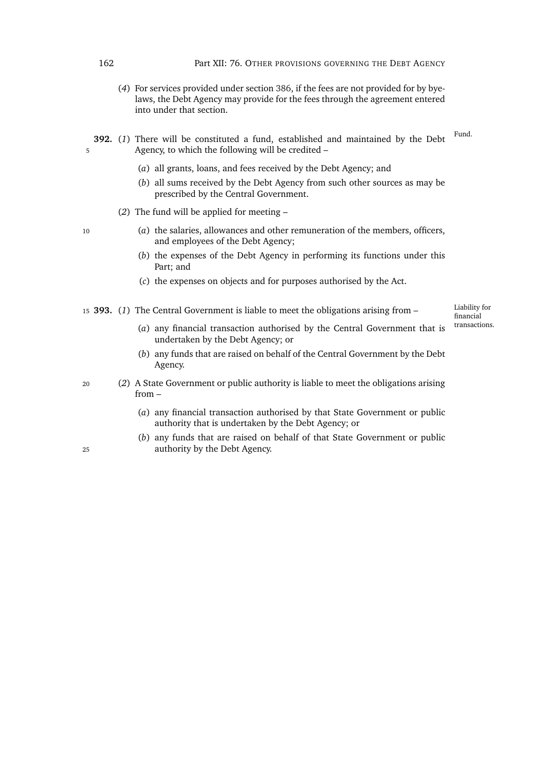(*4*) For services provided under section 386, if the fees are not provided for by bye-laws, the Debt Agency may provide for the fees through the agreement entered into under that section.

*Fund.*

**392.** (*1*) There will be constituted a fund, established and maintained by the Debt Agency, to which the following will be credited –

(*a*) all grants, loans, and fees received by the Debt Agency; and

(*b*) all sums received by the Debt Agency from such other sources as may be prescribed by the Central Government.

(*2*) The fund will be applied for meeting –

(*a*) the salaries, allowances and other remuneration of the members, officers, and employees of the Debt Agency;

(*b*) the expenses of the Debt Agency in performing its functions under this Part; and

(*c*) the expenses on objects and for purposes authorised by the Act.

*Liability for financial transactions.*

**393.** (*1*) The Central Government is liable to meet the obligations arising from –

(*a*) any financial transaction authorised by the Central Government that is undertaken by the Debt Agency; or

(*b*) any funds that are raised on behalf of the Central Government by the Debt Agency.

(*2*) A State Government or public authority is liable to meet the obligations arising from –

(*a*) any financial transaction authorised by that State Government or public authority that is undertaken by the Debt Agency; or

(*b*) any funds that are raised on behalf of that State Government or public authority by the Debt Agency.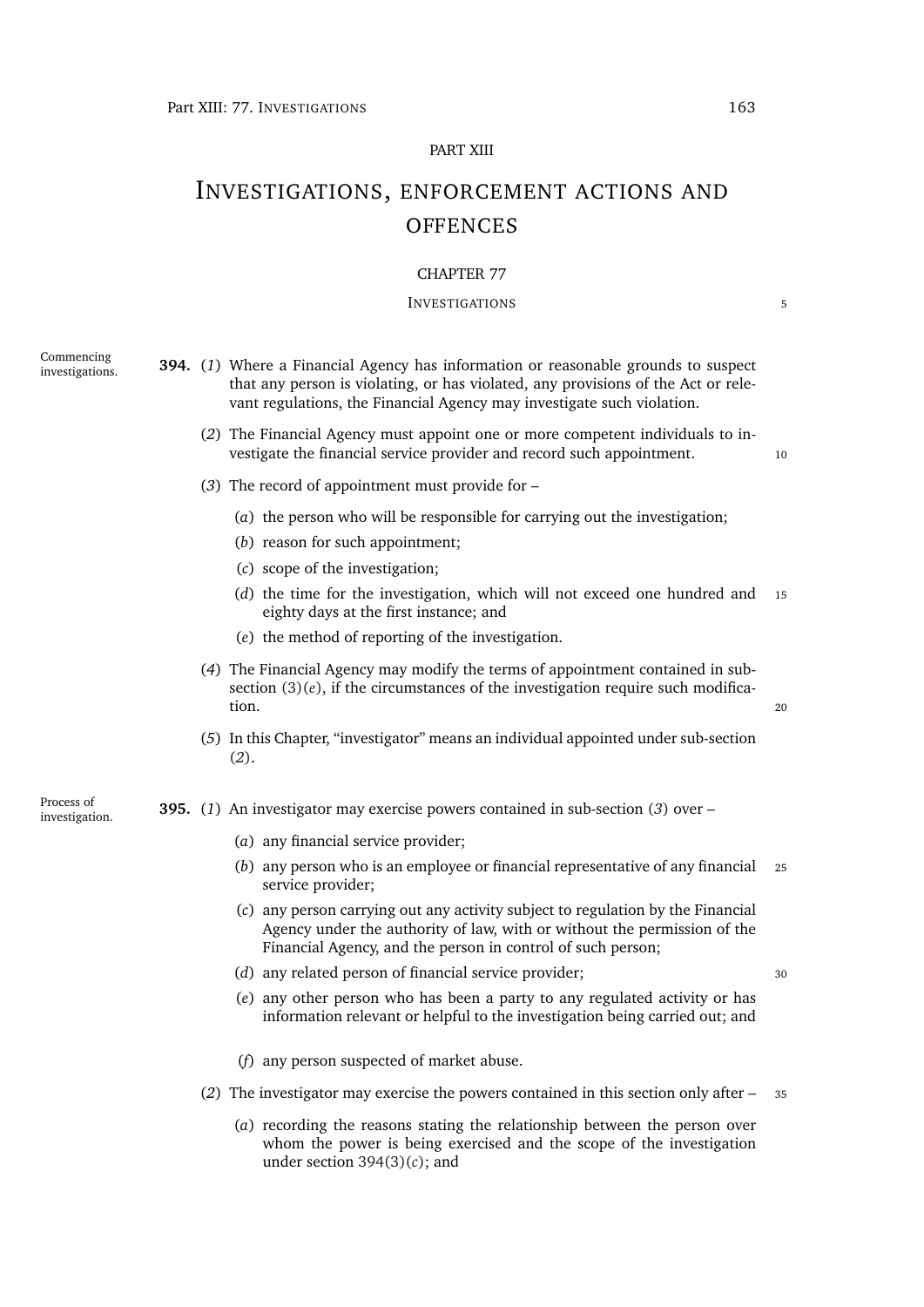PART XIII

# INVESTIGATIONS, ENFORCEMENT ACTIONS AND OFFENCES

## CHAPTER 77

### INVESTIGATIONS

Commencing investigations.

**394.** (*1*) Where a Financial Agency has information or reasonable grounds to suspect that any person is violating, or has violated, any provisions of the Act or relevant regulations, the Financial Agency may investigate such violation.

(*2*) The Financial Agency must appoint one or more competent individuals to investigate the financial service provider and record such appointment.

(*3*) The record of appointment must provide for –

(*a*) the person who will be responsible for carrying out the investigation;

(*b*) reason for such appointment;

(*c*) scope of the investigation;

(*d*) the time for the investigation, which will not exceed one hundred and eighty days at the first instance; and

(*e*) the method of reporting of the investigation.

(*4*) The Financial Agency may modify the terms of appointment contained in sub-section (3)(*e*), if the circumstances of the investigation require such modification.

(*5*) In this Chapter, "investigator" means an individual appointed under sub-section (*2*).

Process of investigation.

**395.** (*1*) An investigator may exercise powers contained in sub-section (*3*) over –

(*a*) any financial service provider;

(*b*) any person who is an employee or financial representative of any financial service provider;

(*c*) any person carrying out any activity subject to regulation by the Financial Agency under the authority of law, with or without the permission of the Financial Agency, and the person in control of such person;

(*d*) any related person of financial service provider;

(*e*) any other person who has been a party to any regulated activity or has information relevant or helpful to the investigation being carried out; and

(*f*) any person suspected of market abuse.

(*2*) The investigator may exercise the powers contained in this section only after –

(*a*) recording the reasons stating the relationship between the person over whom the power is being exercised and the scope of the investigation under section 394(3)(*c*); and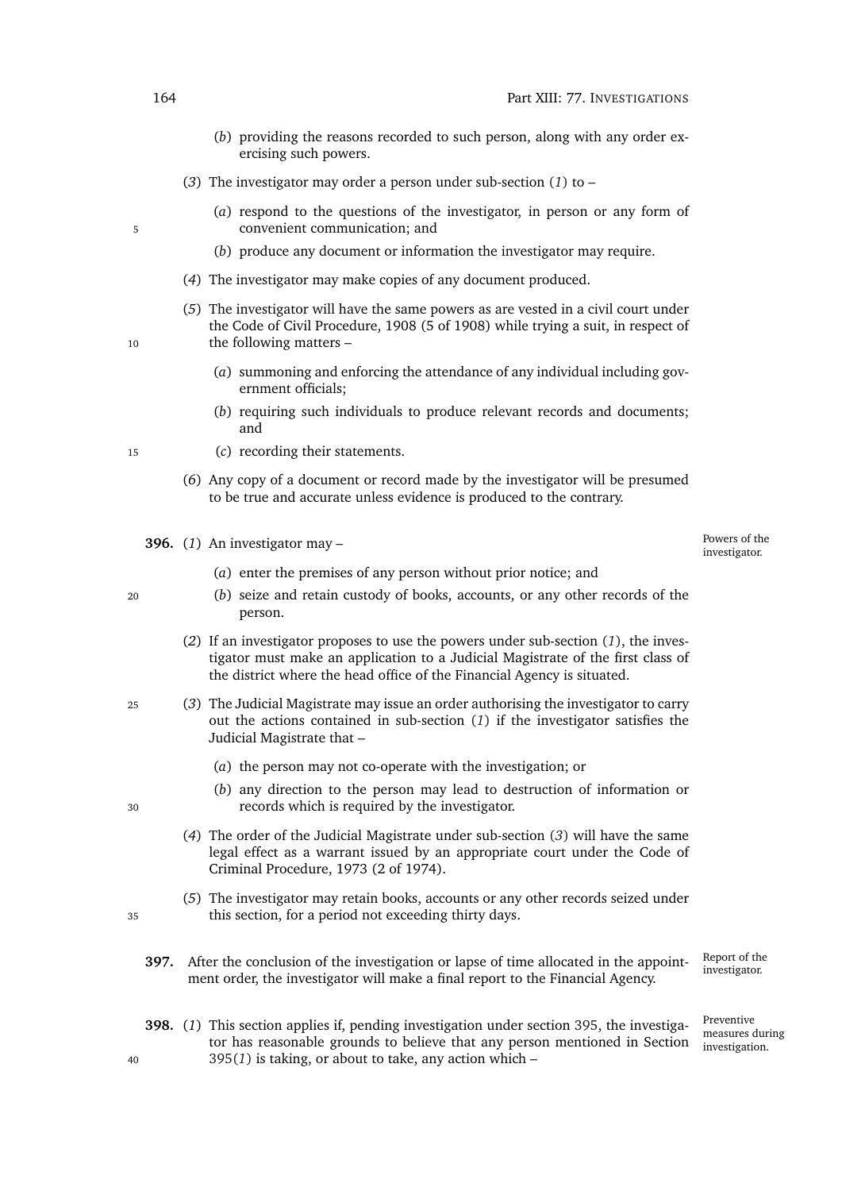(*b*) providing the reasons recorded to such person, along with any order exercising such powers.

(*3*) The investigator may order a person under sub-section (*1*) to –

(*a*) respond to the questions of the investigator, in person or any form of convenient communication; and

(*b*) produce any document or information the investigator may require.

(*4*) The investigator may make copies of any document produced.

(*5*) The investigator will have the same powers as are vested in a civil court under the Code of Civil Procedure, 1908 (5 of 1908) while trying a suit, in respect of the following matters –

(*a*) summoning and enforcing the attendance of any individual including government officials;

(*b*) requiring such individuals to produce relevant records and documents; and

(*c*) recording their statements.

(*6*) Any copy of a document or record made by the investigator will be presumed to be true and accurate unless evidence is produced to the contrary.

**396.** (*1*) An investigator may –

*Powers of the investigator.*

(*a*) enter the premises of any person without prior notice; and

(*b*) seize and retain custody of books, accounts, or any other records of the person.

(*2*) If an investigator proposes to use the powers under sub-section (*1*), the investigator must make an application to a Judicial Magistrate of the first class of the district where the head office of the Financial Agency is situated.

(*3*) The Judicial Magistrate may issue an order authorising the investigator to carry out the actions contained in sub-section (*1*) if the investigator satisfies the Judicial Magistrate that –

(*a*) the person may not co-operate with the investigation; or

(*b*) any direction to the person may lead to destruction of information or records which is required by the investigator.

(*4*) The order of the Judicial Magistrate under sub-section (*3*) will have the same legal effect as a warrant issued by an appropriate court under the Code of Criminal Procedure, 1973 (2 of 1974).

(*5*) The investigator may retain books, accounts or any other records seized under this section, for a period not exceeding thirty days.

**397.** After the conclusion of the investigation or lapse of time allocated in the appointment order, the investigator will make a final report to the Financial Agency.

*Report of the investigator.*

**398.** (*1*) This section applies if, pending investigation under section 395, the investigator has reasonable grounds to believe that any person mentioned in Section 395(*1*) is taking, or about to take, any action which –

*Preventive measures during investigation.*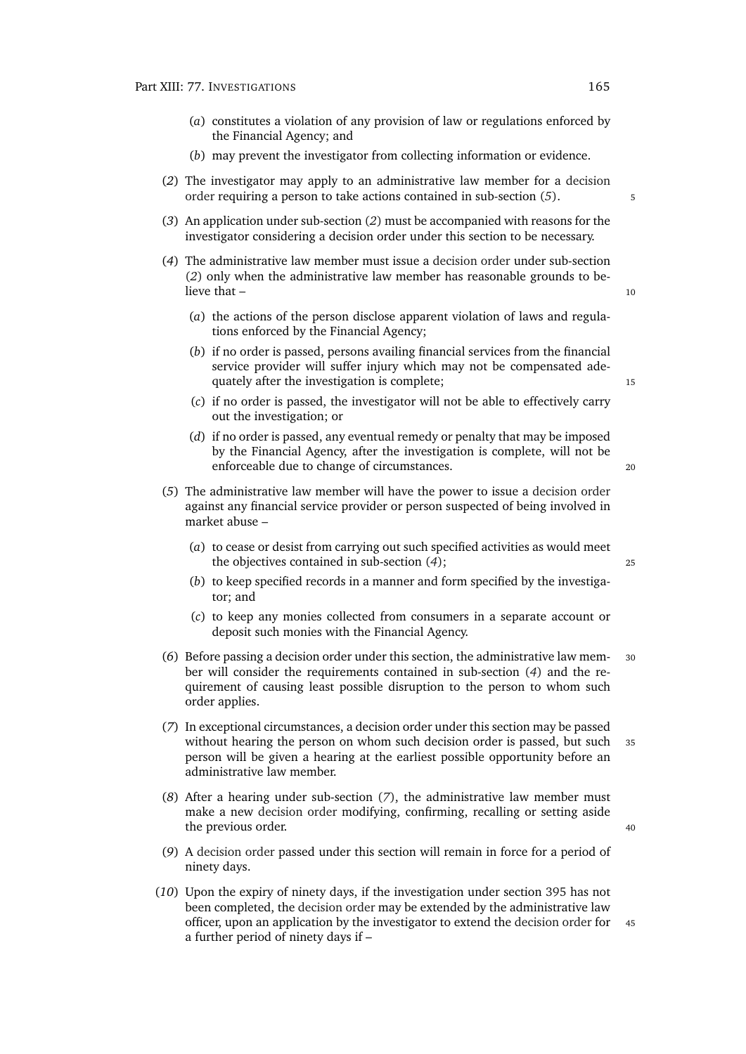(*a*) constitutes a violation of any provision of law or regulations enforced by the Financial Agency; and

(*b*) may prevent the investigator from collecting information or evidence.

(*2*) The investigator may apply to an administrative law member for a decision order requiring a person to take actions contained in sub-section (*5*).

(*3*) An application under sub-section (*2*) must be accompanied with reasons for the investigator considering a decision order under this section to be necessary.

(*4*) The administrative law member must issue a decision order under sub-section (*2*) only when the administrative law member has reasonable grounds to believe that –

(*a*) the actions of the person disclose apparent violation of laws and regulations enforced by the Financial Agency;

(*b*) if no order is passed, persons availing financial services from the financial service provider will suffer injury which may not be compensated adequately after the investigation is complete;

(*c*) if no order is passed, the investigator will not be able to effectively carry out the investigation; or

(*d*) if no order is passed, any eventual remedy or penalty that may be imposed by the Financial Agency, after the investigation is complete, will not be enforceable due to change of circumstances.

(*5*) The administrative law member will have the power to issue a decision order against any financial service provider or person suspected of being involved in market abuse –

(*a*) to cease or desist from carrying out such specified activities as would meet the objectives contained in sub-section (*4*);

(*b*) to keep specified records in a manner and form specified by the investigator; and

(*c*) to keep any monies collected from consumers in a separate account or deposit such monies with the Financial Agency.

(*6*) Before passing a decision order under this section, the administrative law member will consider the requirements contained in sub-section (*4*) and the requirement of causing least possible disruption to the person to whom such order applies.

(*7*) In exceptional circumstances, a decision order under this section may be passed without hearing the person on whom such decision order is passed, but such person will be given a hearing at the earliest possible opportunity before an administrative law member.

(*8*) After a hearing under sub-section (*7*), the administrative law member must make a new decision order modifying, confirming, recalling or setting aside the previous order.

(*9*) A decision order passed under this section will remain in force for a period of ninety days.

(*10*) Upon the expiry of ninety days, if the investigation under section 395 has not been completed, the decision order may be extended by the administrative law officer, upon an application by the investigator to extend the decision order for a further period of ninety days if –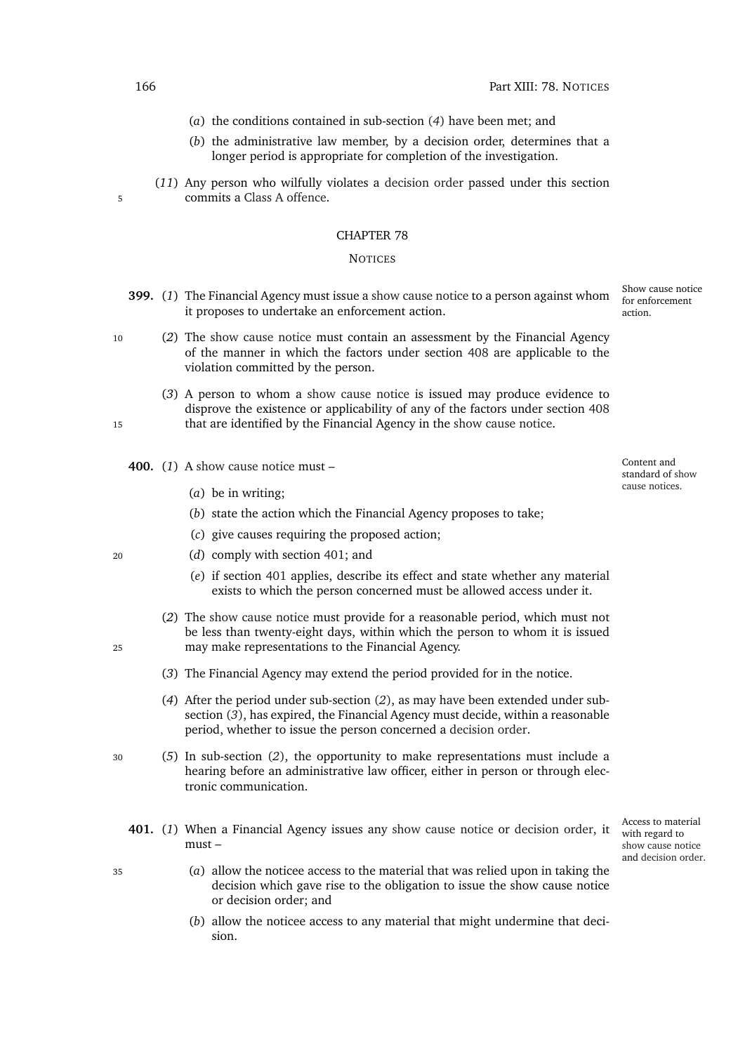(*a*) the conditions contained in sub-section (*4*) have been met; and

(*b*) the administrative law member, by a decision order, determines that a longer period is appropriate for completion of the investigation.

(*11*) Any person who wilfully violates a decision order passed under this section commits a Class A offence.

## CHAPTER 78

### NOTICES

**399.** (*1*) The Financial Agency must issue a show cause notice to a person against whom it proposes to undertake an enforcement action.

*Show cause notice for enforcement action.*

(*2*) The show cause notice must contain an assessment by the Financial Agency of the manner in which the factors under section 408 are applicable to the violation committed by the person.

(*3*) A person to whom a show cause notice is issued may produce evidence to disprove the existence or applicability of any of the factors under section 408 that are identified by the Financial Agency in the show cause notice.

**400.** (*1*) A show cause notice must –

*Content and standard of show cause notices.*

(*a*) be in writing;

(*b*) state the action which the Financial Agency proposes to take;

(*c*) give causes requiring the proposed action;

(*d*) comply with section 401; and

(*e*) if section 401 applies, describe its effect and state whether any material exists to which the person concerned must be allowed access under it.

(*2*) The show cause notice must provide for a reasonable period, which must not be less than twenty-eight days, within which the person to whom it is issued may make representations to the Financial Agency.

(*3*) The Financial Agency may extend the period provided for in the notice.

(*4*) After the period under sub-section (*2*), as may have been extended under sub-section (*3*), has expired, the Financial Agency must decide, within a reasonable period, whether to issue the person concerned a decision order.

(*5*) In sub-section (*2*), the opportunity to make representations must include a hearing before an administrative law officer, either in person or through electronic communication.

**401.** (*1*) When a Financial Agency issues any show cause notice or decision order, it must –

*Access to material with regard to show cause notice and decision order.*

(*a*) allow the noticee access to the material that was relied upon in taking the decision which gave rise to the obligation to issue the show cause notice or decision order; and

(*b*) allow the noticee access to any material that might undermine that decision.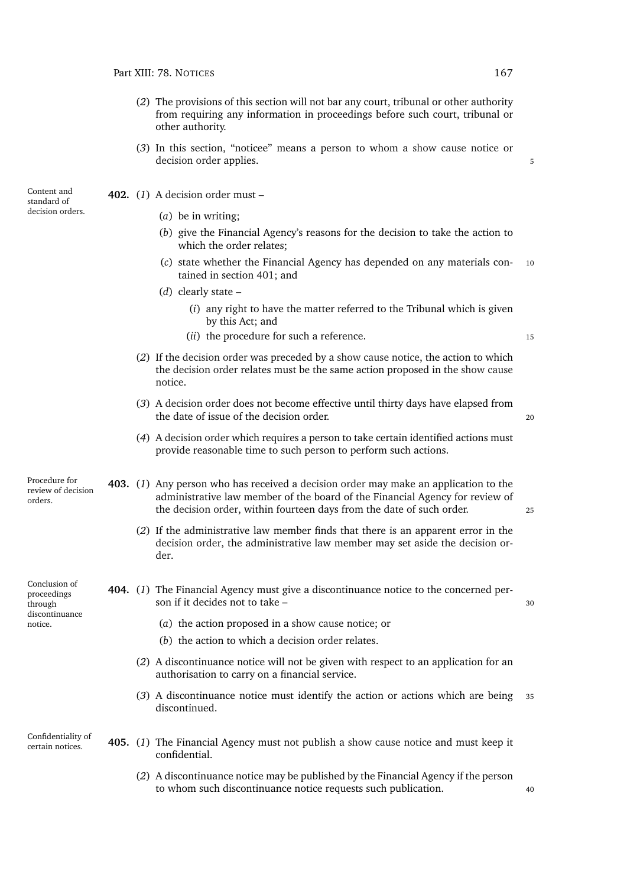(*2*) The provisions of this section will not bar any court, tribunal or other authority from requiring any information in proceedings before such court, tribunal or other authority.

(*3*) In this section, "noticee" means a person to whom a show cause notice or decision order applies.

*Content and standard of decision orders.*

**402.** (*1*) A decision order must –

(*a*) be in writing;

(*b*) give the Financial Agency's reasons for the decision to take the action to which the order relates;

(*c*) state whether the Financial Agency has depended on any materials contained in section 401; and

(*d*) clearly state –

(*i*) any right to have the matter referred to the Tribunal which is given by this Act; and

(*ii*) the procedure for such a reference.

(*2*) If the decision order was preceded by a show cause notice, the action to which the decision order relates must be the same action proposed in the show cause notice.

(*3*) A decision order does not become effective until thirty days have elapsed from the date of issue of the decision order.

(*4*) A decision order which requires a person to take certain identified actions must provide reasonable time to such person to perform such actions.

*Procedure for review of decision orders.*

**403.** (*1*) Any person who has received a decision order may make an application to the administrative law member of the board of the Financial Agency for review of the decision order, within fourteen days from the date of such order.

(*2*) If the administrative law member finds that there is an apparent error in the decision order, the administrative law member may set aside the decision order.

*Conclusion of proceedings through discontinuance notice.*

**404.** (*1*) The Financial Agency must give a discontinuance notice to the concerned person if it decides not to take –

(*a*) the action proposed in a show cause notice; or

(*b*) the action to which a decision order relates.

(*2*) A discontinuance notice will not be given with respect to an application for an authorisation to carry on a financial service.

(*3*) A discontinuance notice must identify the action or actions which are being discontinued.

*Confidentiality of certain notices.*

**405.** (*1*) The Financial Agency must not publish a show cause notice and must keep it confidential.

(*2*) A discontinuance notice may be published by the Financial Agency if the person to whom such discontinuance notice requests such publication.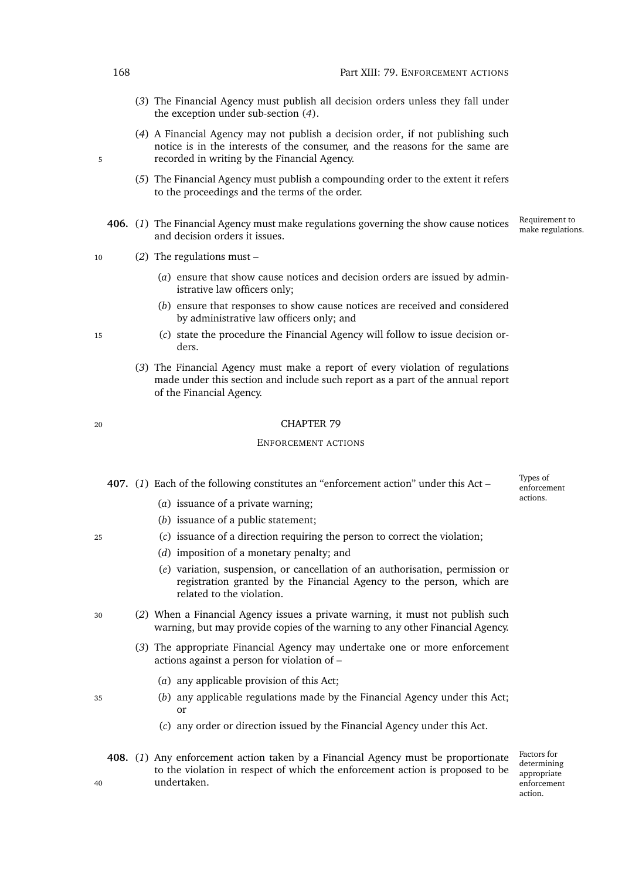(*3*) The Financial Agency must publish all decision orders unless they fall under the exception under sub-section (*4*).

(*4*) A Financial Agency may not publish a decision order, if not publishing such notice is in the interests of the consumer, and the reasons for the same are recorded in writing by the Financial Agency.

(*5*) The Financial Agency must publish a compounding order to the extent it refers to the proceedings and the terms of the order.

*Requirement to make regulations.*

**406.** (*1*) The Financial Agency must make regulations governing the show cause notices and decision orders it issues.

(*2*) The regulations must –

(*a*) ensure that show cause notices and decision orders are issued by administrative law officers only;

(*b*) ensure that responses to show cause notices are received and considered by administrative law officers only; and

(*c*) state the procedure the Financial Agency will follow to issue decision orders.

(*3*) The Financial Agency must make a report of every violation of regulations made under this section and include such report as a part of the annual report of the Financial Agency.

## CHAPTER 79

### ENFORCEMENT ACTIONS

*Types of enforcement actions.*

**407.** (*1*) Each of the following constitutes an "enforcement action" under this Act –

(*a*) issuance of a private warning;

(*b*) issuance of a public statement;

(*c*) issuance of a direction requiring the person to correct the violation;

(*d*) imposition of a monetary penalty; and

(*e*) variation, suspension, or cancellation of an authorisation, permission or registration granted by the Financial Agency to the person, which are related to the violation.

(*2*) When a Financial Agency issues a private warning, it must not publish such warning, but may provide copies of the warning to any other Financial Agency.

(*3*) The appropriate Financial Agency may undertake one or more enforcement actions against a person for violation of –

(*a*) any applicable provision of this Act;

(*b*) any applicable regulations made by the Financial Agency under this Act; or

(*c*) any order or direction issued by the Financial Agency under this Act.

*Factors for determining appropriate enforcement action.*

**408.** (*1*) Any enforcement action taken by a Financial Agency must be proportionate to the violation in respect of which the enforcement action is proposed to be undertaken.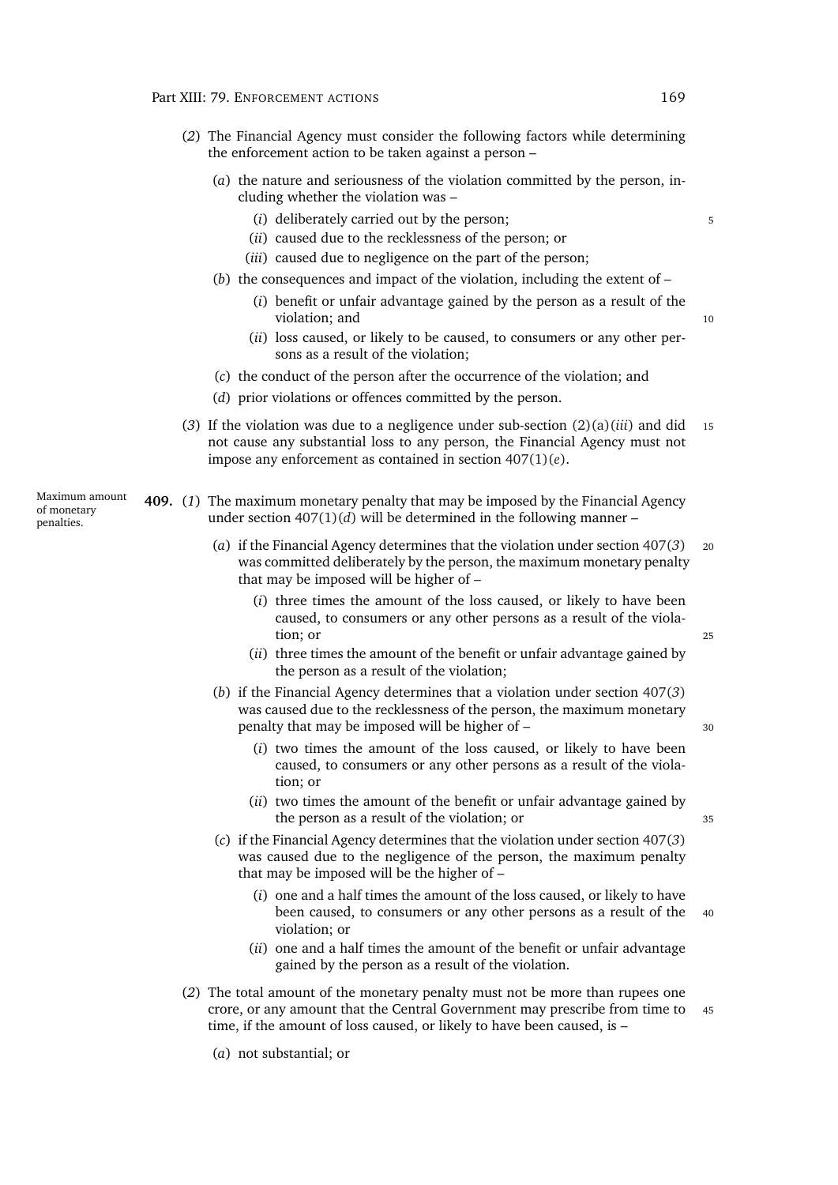(*2*) The Financial Agency must consider the following factors while determining the enforcement action to be taken against a person –

(*a*) the nature and seriousness of the violation committed by the person, including whether the violation was –

(*i*) deliberately carried out by the person;

(*ii*) caused due to the recklessness of the person; or

(*iii*) caused due to negligence on the part of the person;

(*b*) the consequences and impact of the violation, including the extent of –

(*i*) benefit or unfair advantage gained by the person as a result of the violation; and

(*ii*) loss caused, or likely to be caused, to consumers or any other persons as a result of the violation;

(*c*) the conduct of the person after the occurrence of the violation; and

(*d*) prior violations or offences committed by the person.

(*3*) If the violation was due to a negligence under sub-section (2)(a)(*iii*) and did not cause any substantial loss to any person, the Financial Agency must not impose any enforcement as contained in section 407(1)(*e*).

*Maximum amount of monetary penalties.*

**409.** (*1*) The maximum monetary penalty that may be imposed by the Financial Agency under section 407(1)(*d*) will be determined in the following manner –

(*a*) if the Financial Agency determines that the violation under section 407(*3*) was committed deliberately by the person, the maximum monetary penalty that may be imposed will be higher of –

(*i*) three times the amount of the loss caused, or likely to have been caused, to consumers or any other persons as a result of the violation; or

(*ii*) three times the amount of the benefit or unfair advantage gained by the person as a result of the violation;

(*b*) if the Financial Agency determines that a violation under section 407(*3*) was caused due to the recklessness of the person, the maximum monetary penalty that may be imposed will be higher of –

(*i*) two times the amount of the loss caused, or likely to have been caused, to consumers or any other persons as a result of the violation; or

(*ii*) two times the amount of the benefit or unfair advantage gained by the person as a result of the violation; or

(*c*) if the Financial Agency determines that the violation under section 407(*3*) was caused due to the negligence of the person, the maximum penalty that may be imposed will be the higher of –

(*i*) one and a half times the amount of the loss caused, or likely to have been caused, to consumers or any other persons as a result of the violation; or

(*ii*) one and a half times the amount of the benefit or unfair advantage gained by the person as a result of the violation.

(*2*) The total amount of the monetary penalty must not be more than rupees one crore, or any amount that the Central Government may prescribe from time to time, if the amount of loss caused, or likely to have been caused, is –

(*a*) not substantial; or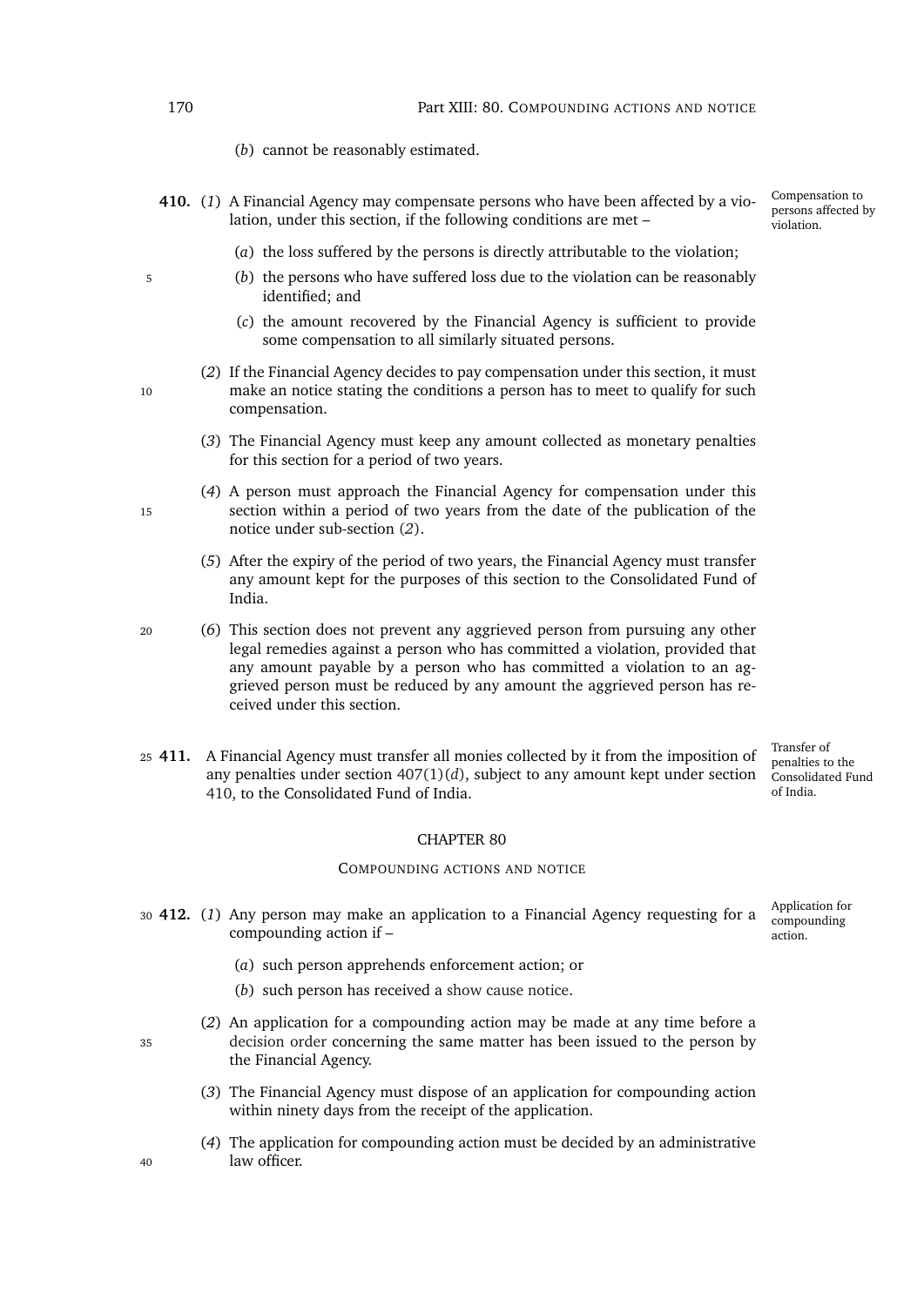(*b*) cannot be reasonably estimated.

**410.** (*1*) A Financial Agency may compensate persons who have been affected by a violation, under this section, if the following conditions are met –

Compensation to persons affected by violation.

(*a*) the loss suffered by the persons is directly attributable to the violation;

(*b*) the persons who have suffered loss due to the violation can be reasonably identified; and

(*c*) the amount recovered by the Financial Agency is sufficient to provide some compensation to all similarly situated persons.

(*2*) If the Financial Agency decides to pay compensation under this section, it must make an notice stating the conditions a person has to meet to qualify for such compensation.

(*3*) The Financial Agency must keep any amount collected as monetary penalties for this section for a period of two years.

(*4*) A person must approach the Financial Agency for compensation under this section within a period of two years from the date of the publication of the notice under sub-section (*2*).

(*5*) After the expiry of the period of two years, the Financial Agency must transfer any amount kept for the purposes of this section to the Consolidated Fund of India.

(*6*) This section does not prevent any aggrieved person from pursuing any other legal remedies against a person who has committed a violation, provided that any amount payable by a person who has committed a violation to an aggrieved person must be reduced by any amount the aggrieved person has received under this section.

**411.** A Financial Agency must transfer all monies collected by it from the imposition of any penalties under section 407(1)(*d*), subject to any amount kept under section 410, to the Consolidated Fund of India.

Transfer of penalties to the Consolidated Fund of India.

## CHAPTER 80

### COMPOUNDING ACTIONS AND NOTICE

**412.** (*1*) Any person may make an application to a Financial Agency requesting for a compounding action if –

Application for compounding action.

(*a*) such person apprehends enforcement action; or

(*b*) such person has received a show cause notice.

(*2*) An application for a compounding action may be made at any time before a decision order concerning the same matter has been issued to the person by the Financial Agency.

(*3*) The Financial Agency must dispose of an application for compounding action within ninety days from the receipt of the application.

(*4*) The application for compounding action must be decided by an administrative law officer.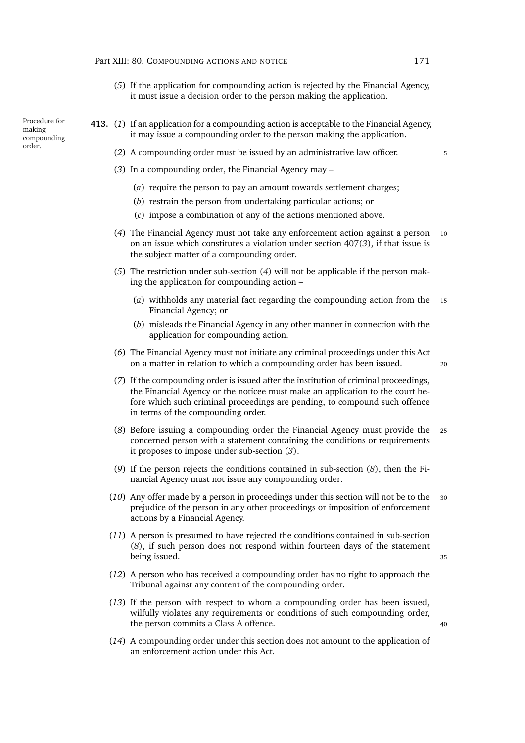(*5*) If the application for compounding action is rejected by the Financial Agency, it must issue a decision order to the person making the application.

Procedure for making compounding order.

**413.** (*1*) If an application for a compounding action is acceptable to the Financial Agency, it may issue a compounding order to the person making the application.

(*2*) A compounding order must be issued by an administrative law officer.

(*3*) In a compounding order, the Financial Agency may –

(*a*) require the person to pay an amount towards settlement charges;

(*b*) restrain the person from undertaking particular actions; or

(*c*) impose a combination of any of the actions mentioned above.

(*4*) The Financial Agency must not take any enforcement action against a person on an issue which constitutes a violation under section 407(*3*), if that issue is the subject matter of a compounding order.

(*5*) The restriction under sub-section (*4*) will not be applicable if the person making the application for compounding action –

(*a*) withholds any material fact regarding the compounding action from the Financial Agency; or

(*b*) misleads the Financial Agency in any other manner in connection with the application for compounding action.

(*6*) The Financial Agency must not initiate any criminal proceedings under this Act on a matter in relation to which a compounding order has been issued.

(*7*) If the compounding order is issued after the institution of criminal proceedings, the Financial Agency or the noticee must make an application to the court before which such criminal proceedings are pending, to compound such offence in terms of the compounding order.

(*8*) Before issuing a compounding order the Financial Agency must provide the concerned person with a statement containing the conditions or requirements it proposes to impose under sub-section (*3*).

(*9*) If the person rejects the conditions contained in sub-section (*8*), then the Financial Agency must not issue any compounding order.

(*10*) Any offer made by a person in proceedings under this section will not be to the prejudice of the person in any other proceedings or imposition of enforcement actions by a Financial Agency.

(*11*) A person is presumed to have rejected the conditions contained in sub-section (*8*), if such person does not respond within fourteen days of the statement being issued.

(*12*) A person who has received a compounding order has no right to approach the Tribunal against any content of the compounding order.

(*13*) If the person with respect to whom a compounding order has been issued, wilfully violates any requirements or conditions of such compounding order, the person commits a Class A offence.

(*14*) A compounding order under this section does not amount to the application of an enforcement action under this Act.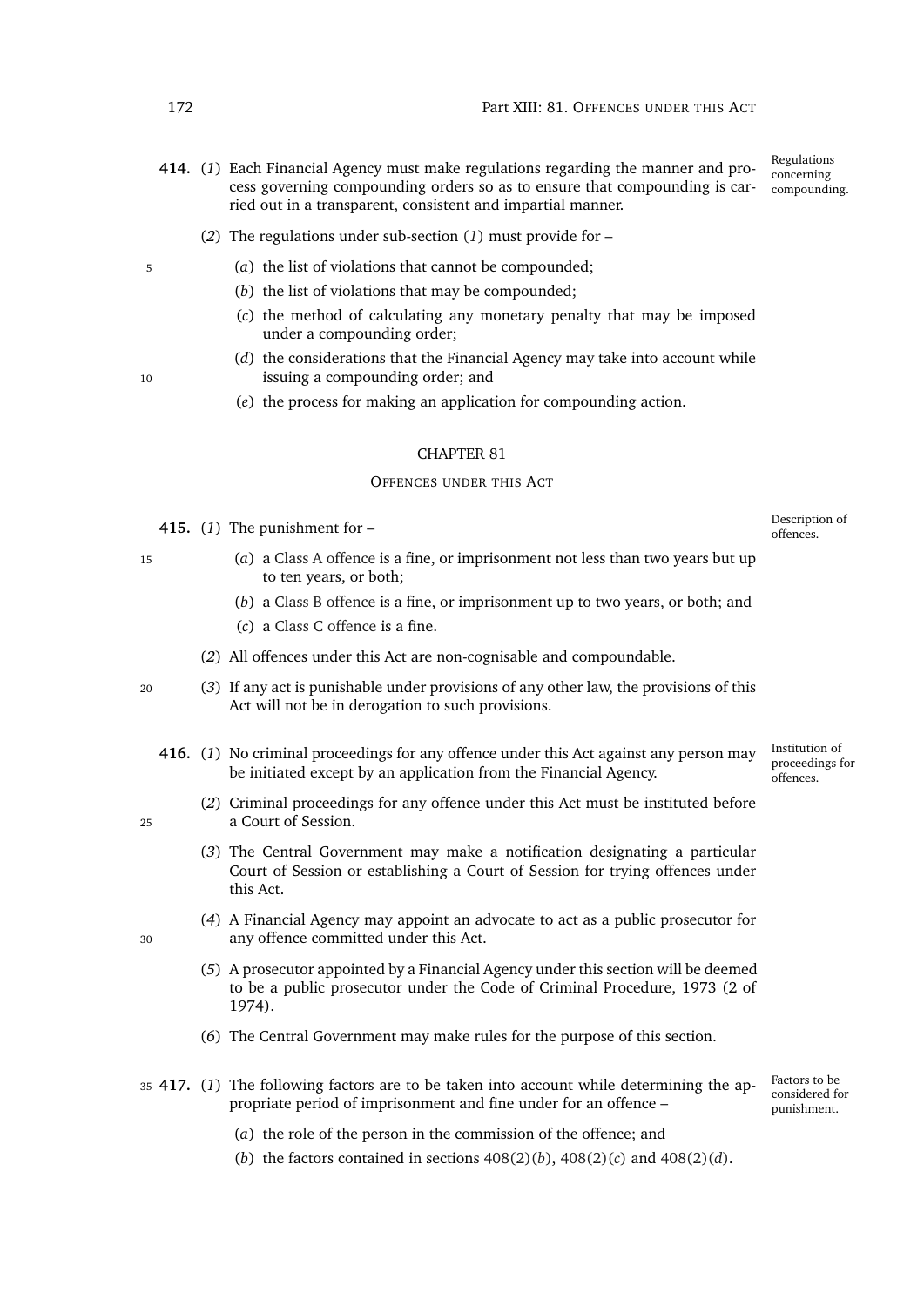**414.** (*1*) Each Financial Agency must make regulations regarding the manner and process governing compounding orders so as to ensure that compounding is carried out in a transparent, consistent and impartial manner. *Regulations concerning compounding.*

(*2*) The regulations under sub-section (*1*) must provide for –

(*a*) the list of violations that cannot be compounded;

(*b*) the list of violations that may be compounded;

(*c*) the method of calculating any monetary penalty that may be imposed under a compounding order;

(*d*) the considerations that the Financial Agency may take into account while issuing a compounding order; and

(*e*) the process for making an application for compounding action.

## CHAPTER 81

### OFFENCES UNDER THIS ACT

**415.** (*1*) The punishment for – *Description of offences.*

(*a*) a Class A offence is a fine, or imprisonment not less than two years but up to ten years, or both;

(*b*) a Class B offence is a fine, or imprisonment up to two years, or both; and

(*c*) a Class C offence is a fine.

(*2*) All offences under this Act are non-cognisable and compoundable.

(*3*) If any act is punishable under provisions of any other law, the provisions of this Act will not be in derogation to such provisions.

**416.** (*1*) No criminal proceedings for any offence under this Act against any person may be initiated except by an application from the Financial Agency. *Institution of proceedings for offences.*

(*2*) Criminal proceedings for any offence under this Act must be instituted before a Court of Session.

(*3*) The Central Government may make a notification designating a particular Court of Session or establishing a Court of Session for trying offences under this Act.

(*4*) A Financial Agency may appoint an advocate to act as a public prosecutor for any offence committed under this Act.

(*5*) A prosecutor appointed by a Financial Agency under this section will be deemed to be a public prosecutor under the Code of Criminal Procedure, 1973 (2 of 1974).

(*6*) The Central Government may make rules for the purpose of this section.

**417.** (*1*) The following factors are to be taken into account while determining the appropriate period of imprisonment and fine under for an offence – *Factors to be considered for punishment.*

(*a*) the role of the person in the commission of the offence; and

(*b*) the factors contained in sections 408(2)(*b*), 408(2)(*c*) and 408(2)(*d*).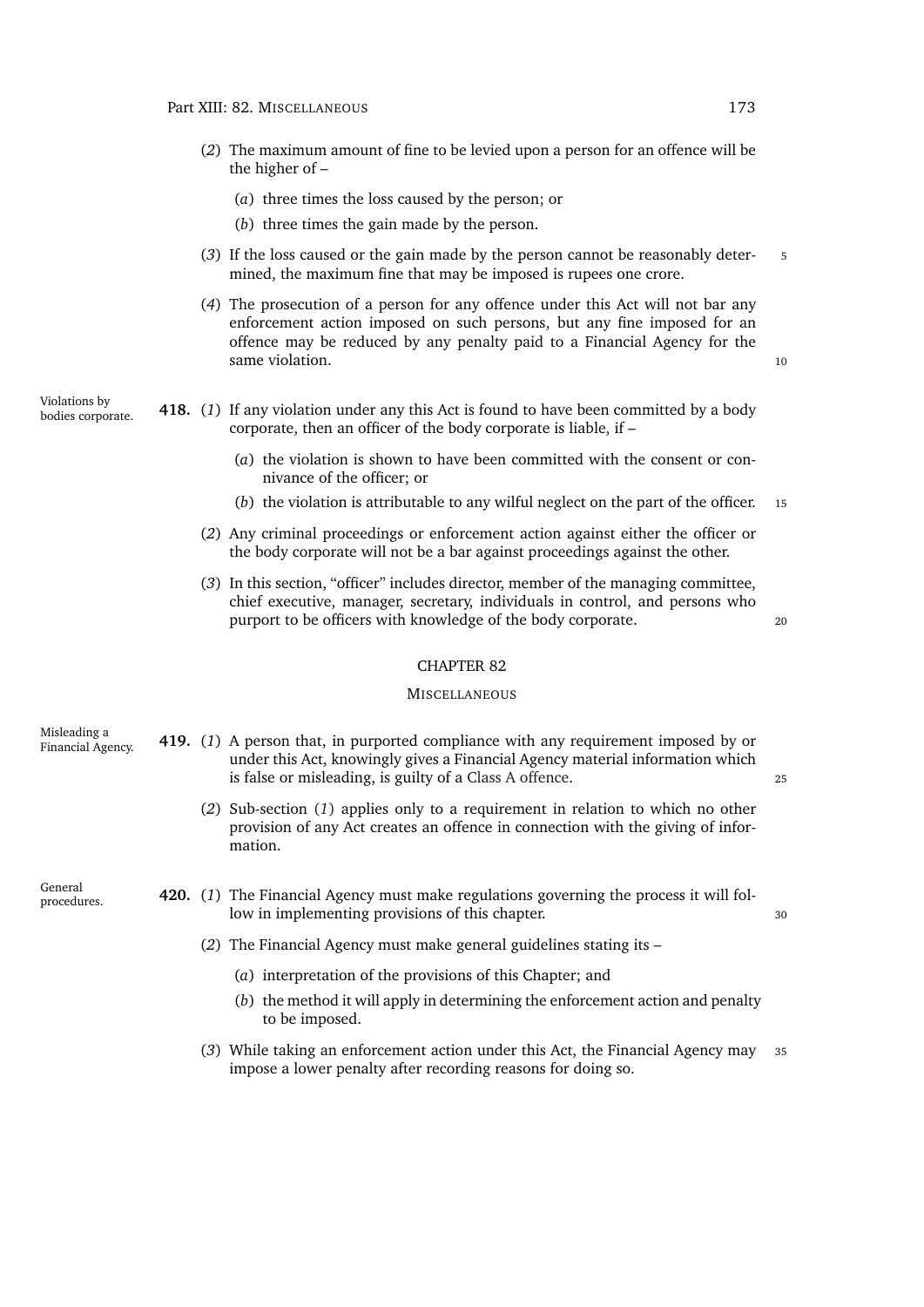(*2*) The maximum amount of fine to be levied upon a person for an offence will be the higher of –

(*a*) three times the loss caused by the person; or

(*b*) three times the gain made by the person.

(*3*) If the loss caused or the gain made by the person cannot be reasonably determined, the maximum fine that may be imposed is rupees one crore.

(*4*) The prosecution of a person for any offence under this Act will not bar any enforcement action imposed on such persons, but any fine imposed for an offence may be reduced by any penalty paid to a Financial Agency for the same violation.

*Violations by bodies corporate.*

**418.** (*1*) If any violation under any this Act is found to have been committed by a body corporate, then an officer of the body corporate is liable, if –

(*a*) the violation is shown to have been committed with the consent or connivance of the officer; or

(*b*) the violation is attributable to any wilful neglect on the part of the officer.

(*2*) Any criminal proceedings or enforcement action against either the officer or the body corporate will not be a bar against proceedings against the other.

(*3*) In this section, "officer" includes director, member of the managing committee, chief executive, manager, secretary, individuals in control, and persons who purport to be officers with knowledge of the body corporate.

## CHAPTER 82

## MISCELLANEOUS

*Misleading a Financial Agency.*

**419.** (*1*) A person that, in purported compliance with any requirement imposed by or under this Act, knowingly gives a Financial Agency material information which is false or misleading, is guilty of a Class A offence.

(*2*) Sub-section (*1*) applies only to a requirement in relation to which no other provision of any Act creates an offence in connection with the giving of information.

*General procedures.*

**420.** (*1*) The Financial Agency must make regulations governing the process it will follow in implementing provisions of this chapter.

(*2*) The Financial Agency must make general guidelines stating its –

(*a*) interpretation of the provisions of this Chapter; and

(*b*) the method it will apply in determining the enforcement action and penalty to be imposed.

(*3*) While taking an enforcement action under this Act, the Financial Agency may impose a lower penalty after recording reasons for doing so.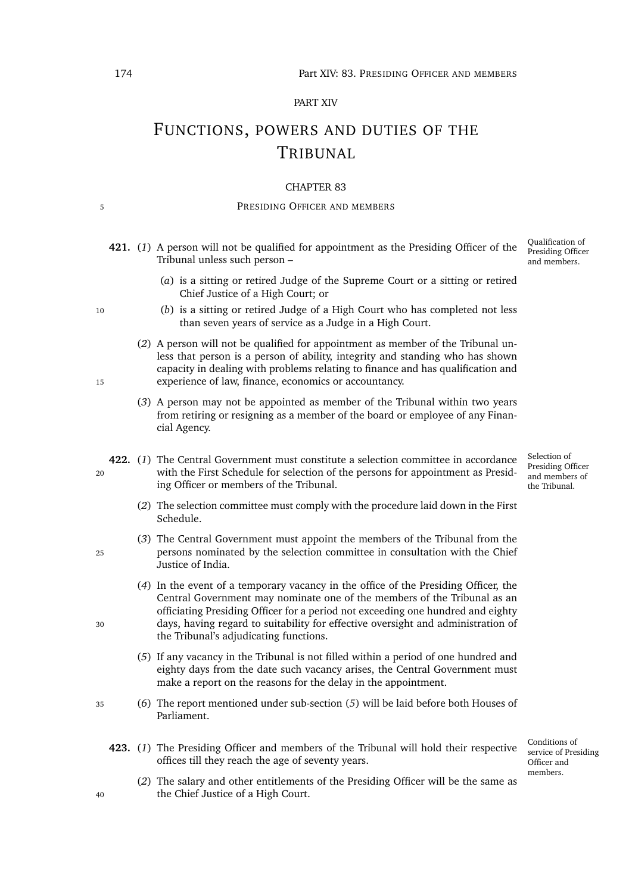PART XIV

# Functions, powers and duties of the Tribunal

CHAPTER 83

## Presiding Officer and members

**421.** (*1*) A person will not be qualified for appointment as the Presiding Officer of the Tribunal unless such person –

Qualification of Presiding Officer and members.

(*a*) is a sitting or retired Judge of the Supreme Court or a sitting or retired Chief Justice of a High Court; or

(*b*) is a sitting or retired Judge of a High Court who has completed not less than seven years of service as a Judge in a High Court.

(*2*) A person will not be qualified for appointment as member of the Tribunal unless that person is a person of ability, integrity and standing who has shown capacity in dealing with problems relating to finance and has qualification and experience of law, finance, economics or accountancy.

(*3*) A person may not be appointed as member of the Tribunal within two years from retiring or resigning as a member of the board or employee of any Financial Agency.

**422.** (*1*) The Central Government must constitute a selection committee in accordance with the First Schedule for selection of the persons for appointment as Presiding Officer or members of the Tribunal.

Selection of Presiding Officer and members of the Tribunal.

(*2*) The selection committee must comply with the procedure laid down in the First Schedule.

(*3*) The Central Government must appoint the members of the Tribunal from the persons nominated by the selection committee in consultation with the Chief Justice of India.

(*4*) In the event of a temporary vacancy in the office of the Presiding Officer, the Central Government may nominate one of the members of the Tribunal as an officiating Presiding Officer for a period not exceeding one hundred and eighty days, having regard to suitability for effective oversight and administration of the Tribunal's adjudicating functions.

(*5*) If any vacancy in the Tribunal is not filled within a period of one hundred and eighty days from the date such vacancy arises, the Central Government must make a report on the reasons for the delay in the appointment.

(*6*) The report mentioned under sub-section (*5*) will be laid before both Houses of Parliament.

**423.** (*1*) The Presiding Officer and members of the Tribunal will hold their respective offices till they reach the age of seventy years.

Conditions of service of Presiding Officer and members.

(*2*) The salary and other entitlements of the Presiding Officer will be the same as the Chief Justice of a High Court.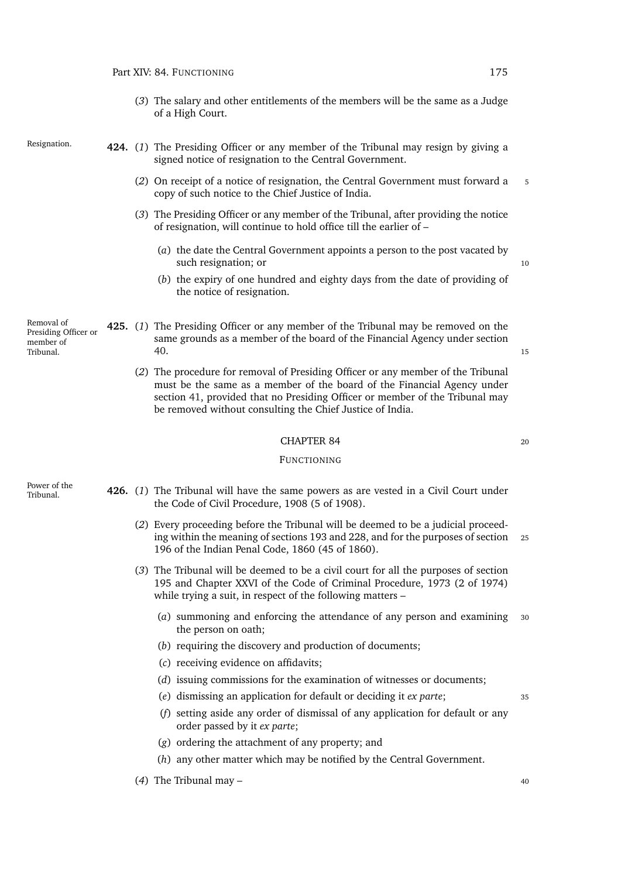(*3*) The salary and other entitlements of the members will be the same as a Judge of a High Court.

Resignation.

**424.** (*1*) The Presiding Officer or any member of the Tribunal may resign by giving a signed notice of resignation to the Central Government.

(*2*) On receipt of a notice of resignation, the Central Government must forward a copy of such notice to the Chief Justice of India.

(*3*) The Presiding Officer or any member of the Tribunal, after providing the notice of resignation, will continue to hold office till the earlier of –

(*a*) the date the Central Government appoints a person to the post vacated by such resignation; or

(*b*) the expiry of one hundred and eighty days from the date of providing of the notice of resignation.

Removal of Presiding Officer or member of Tribunal.

**425.** (*1*) The Presiding Officer or any member of the Tribunal may be removed on the same grounds as a member of the board of the Financial Agency under section 40.

(*2*) The procedure for removal of Presiding Officer or any member of the Tribunal must be the same as a member of the board of the Financial Agency under section 41, provided that no Presiding Officer or member of the Tribunal may be removed without consulting the Chief Justice of India.

## CHAPTER 84

### FUNCTIONING

Power of the Tribunal.

**426.** (*1*) The Tribunal will have the same powers as are vested in a Civil Court under the Code of Civil Procedure, 1908 (5 of 1908).

(*2*) Every proceeding before the Tribunal will be deemed to be a judicial proceeding within the meaning of sections 193 and 228, and for the purposes of section 196 of the Indian Penal Code, 1860 (45 of 1860).

(*3*) The Tribunal will be deemed to be a civil court for all the purposes of section 195 and Chapter XXVI of the Code of Criminal Procedure, 1973 (2 of 1974) while trying a suit, in respect of the following matters –

(*a*) summoning and enforcing the attendance of any person and examining the person on oath;

(*b*) requiring the discovery and production of documents;

(*c*) receiving evidence on affidavits;

(*d*) issuing commissions for the examination of witnesses or documents;

(*e*) dismissing an application for default or deciding it *ex parte*;

(*f*) setting aside any order of dismissal of any application for default or any order passed by it *ex parte*;

(*g*) ordering the attachment of any property; and

(*h*) any other matter which may be notified by the Central Government.

(*4*) The Tribunal may –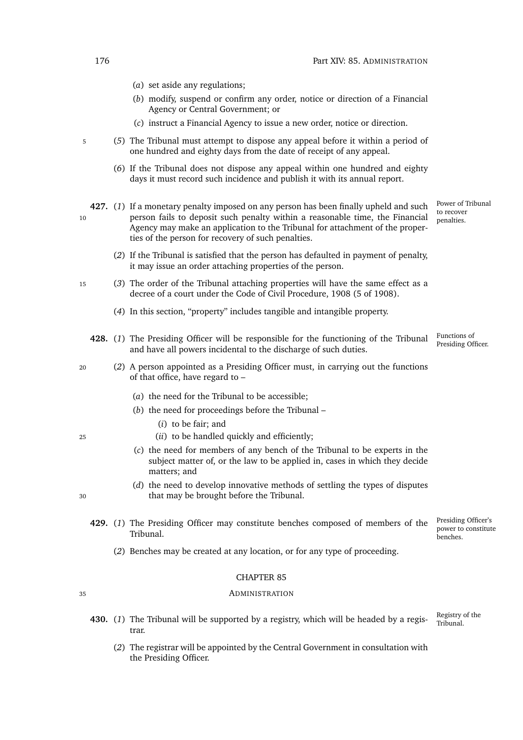(*a*) set aside any regulations;

(*b*) modify, suspend or confirm any order, notice or direction of a Financial Agency or Central Government; or

(*c*) instruct a Financial Agency to issue a new order, notice or direction.

(*5*) The Tribunal must attempt to dispose any appeal before it within a period of one hundred and eighty days from the date of receipt of any appeal.

(*6*) If the Tribunal does not dispose any appeal within one hundred and eighty days it must record such incidence and publish it with its annual report.

*Power of Tribunal to recover penalties.*

**427.** (*1*) If a monetary penalty imposed on any person has been finally upheld and such person fails to deposit such penalty within a reasonable time, the Financial Agency may make an application to the Tribunal for attachment of the properties of the person for recovery of such penalties.

(*2*) If the Tribunal is satisfied that the person has defaulted in payment of penalty, it may issue an order attaching properties of the person.

(*3*) The order of the Tribunal attaching properties will have the same effect as a decree of a court under the Code of Civil Procedure, 1908 (5 of 1908).

(*4*) In this section, "property" includes tangible and intangible property.

*Functions of Presiding Officer.*

**428.** (*1*) The Presiding Officer will be responsible for the functioning of the Tribunal and have all powers incidental to the discharge of such duties.

(*2*) A person appointed as a Presiding Officer must, in carrying out the functions of that office, have regard to –

(*a*) the need for the Tribunal to be accessible;

(*b*) the need for proceedings before the Tribunal –

(*i*) to be fair; and

(*ii*) to be handled quickly and efficiently;

(*c*) the need for members of any bench of the Tribunal to be experts in the subject matter of, or the law to be applied in, cases in which they decide matters; and

(*d*) the need to develop innovative methods of settling the types of disputes that may be brought before the Tribunal.

*Presiding Officer's power to constitute benches.*

**429.** (*1*) The Presiding Officer may constitute benches composed of members of the Tribunal.

(*2*) Benches may be created at any location, or for any type of proceeding.

## CHAPTER 85

## ADMINISTRATION

*Registry of the Tribunal.*

**430.** (*1*) The Tribunal will be supported by a registry, which will be headed by a registrar.

(*2*) The registrar will be appointed by the Central Government in consultation with the Presiding Officer.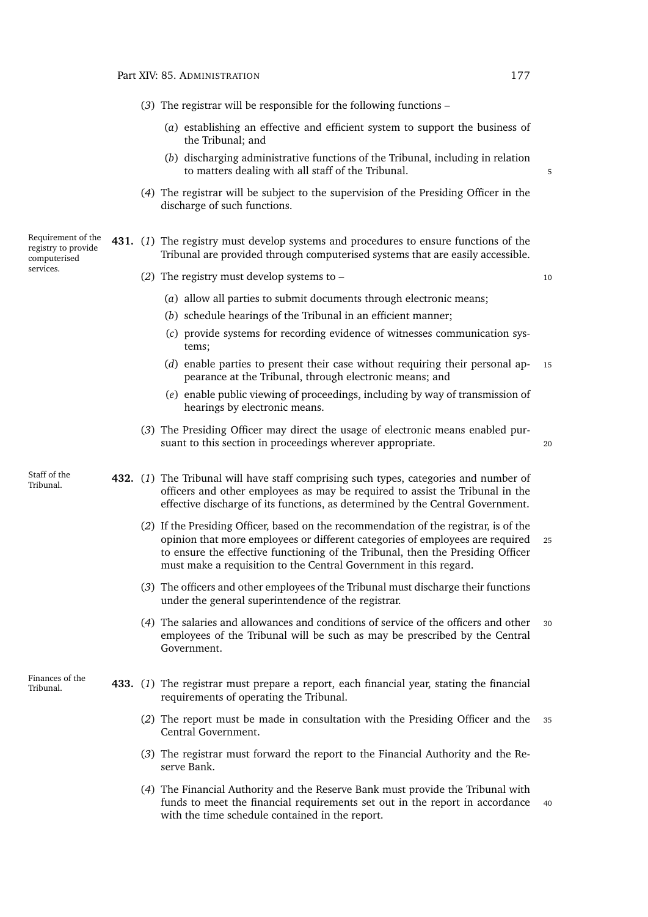(*3*) The registrar will be responsible for the following functions –

(*a*) establishing an effective and efficient system to support the business of the Tribunal; and

(*b*) discharging administrative functions of the Tribunal, including in relation to matters dealing with all staff of the Tribunal.

(*4*) The registrar will be subject to the supervision of the Presiding Officer in the discharge of such functions.

*Requirement of the registry to provide computerised services.*

**431.** (*1*) The registry must develop systems and procedures to ensure functions of the Tribunal are provided through computerised systems that are easily accessible.

(*2*) The registry must develop systems to –

(*a*) allow all parties to submit documents through electronic means;

(*b*) schedule hearings of the Tribunal in an efficient manner;

(*c*) provide systems for recording evidence of witnesses communication systems;

(*d*) enable parties to present their case without requiring their personal appearance at the Tribunal, through electronic means; and

(*e*) enable public viewing of proceedings, including by way of transmission of hearings by electronic means.

(*3*) The Presiding Officer may direct the usage of electronic means enabled pursuant to this section in proceedings wherever appropriate.

*Staff of the Tribunal.*

**432.** (*1*) The Tribunal will have staff comprising such types, categories and number of officers and other employees as may be required to assist the Tribunal in the effective discharge of its functions, as determined by the Central Government.

(*2*) If the Presiding Officer, based on the recommendation of the registrar, is of the opinion that more employees or different categories of employees are required to ensure the effective functioning of the Tribunal, then the Presiding Officer must make a requisition to the Central Government in this regard.

(*3*) The officers and other employees of the Tribunal must discharge their functions under the general superintendence of the registrar.

(*4*) The salaries and allowances and conditions of service of the officers and other employees of the Tribunal will be such as may be prescribed by the Central Government.

*Finances of the Tribunal.*

**433.** (*1*) The registrar must prepare a report, each financial year, stating the financial requirements of operating the Tribunal.

(*2*) The report must be made in consultation with the Presiding Officer and the Central Government.

(*3*) The registrar must forward the report to the Financial Authority and the Reserve Bank.

(*4*) The Financial Authority and the Reserve Bank must provide the Tribunal with funds to meet the financial requirements set out in the report in accordance with the time schedule contained in the report.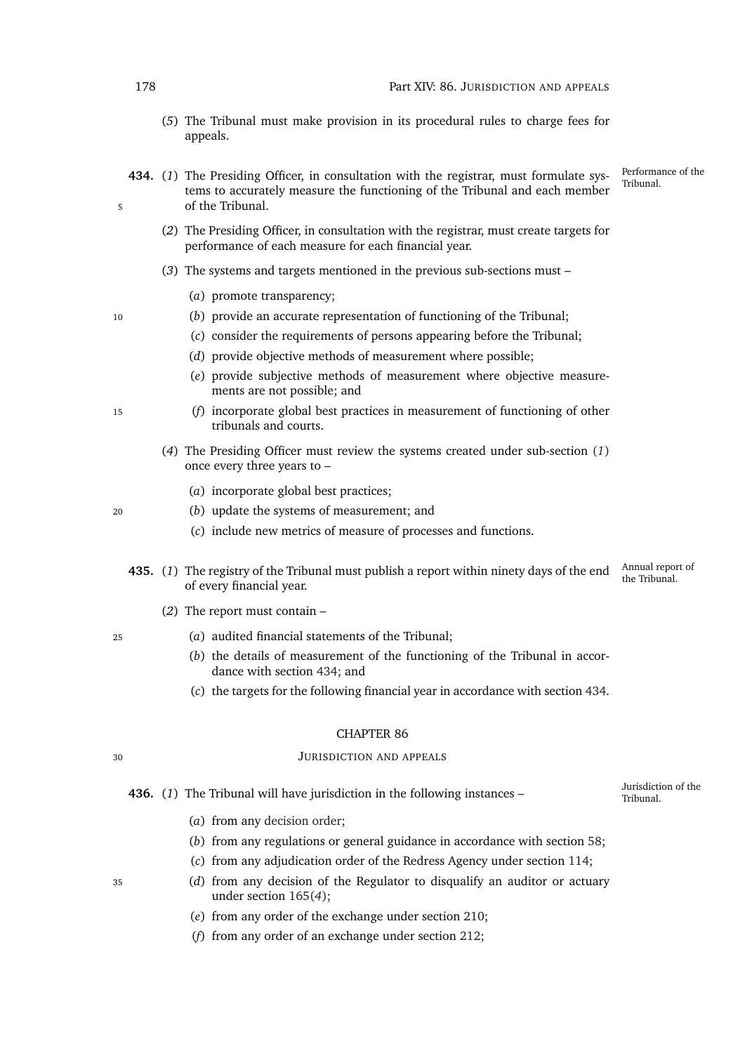(*5*) The Tribunal must make provision in its procedural rules to charge fees for appeals.

**434.** (*1*) The Presiding Officer, in consultation with the registrar, must formulate systems to accurately measure the functioning of the Tribunal and each member of the Tribunal.

*Performance of the Tribunal.*

(*2*) The Presiding Officer, in consultation with the registrar, must create targets for performance of each measure for each financial year.

(*3*) The systems and targets mentioned in the previous sub-sections must –

(*a*) promote transparency;

(*b*) provide an accurate representation of functioning of the Tribunal;

(*c*) consider the requirements of persons appearing before the Tribunal;

(*d*) provide objective methods of measurement where possible;

(*e*) provide subjective methods of measurement where objective measurements are not possible; and

(*f*) incorporate global best practices in measurement of functioning of other tribunals and courts.

(*4*) The Presiding Officer must review the systems created under sub-section (*1*) once every three years to –

(*a*) incorporate global best practices;

(*b*) update the systems of measurement; and

(*c*) include new metrics of measure of processes and functions.

**435.** (*1*) The registry of the Tribunal must publish a report within ninety days of the end of every financial year.

*Annual report of the Tribunal.*

(*2*) The report must contain –

(*a*) audited financial statements of the Tribunal;

(*b*) the details of measurement of the functioning of the Tribunal in accordance with section 434; and

(*c*) the targets for the following financial year in accordance with section 434.

## CHAPTER 86

### JURISDICTION AND APPEALS

**436.** (*1*) The Tribunal will have jurisdiction in the following instances –

*Jurisdiction of the Tribunal.*

(*a*) from any decision order;

(*b*) from any regulations or general guidance in accordance with section 58;

(*c*) from any adjudication order of the Redress Agency under section 114;

(*d*) from any decision of the Regulator to disqualify an auditor or actuary under section 165(*4*);

(*e*) from any order of the exchange under section 210;

(*f*) from any order of an exchange under section 212;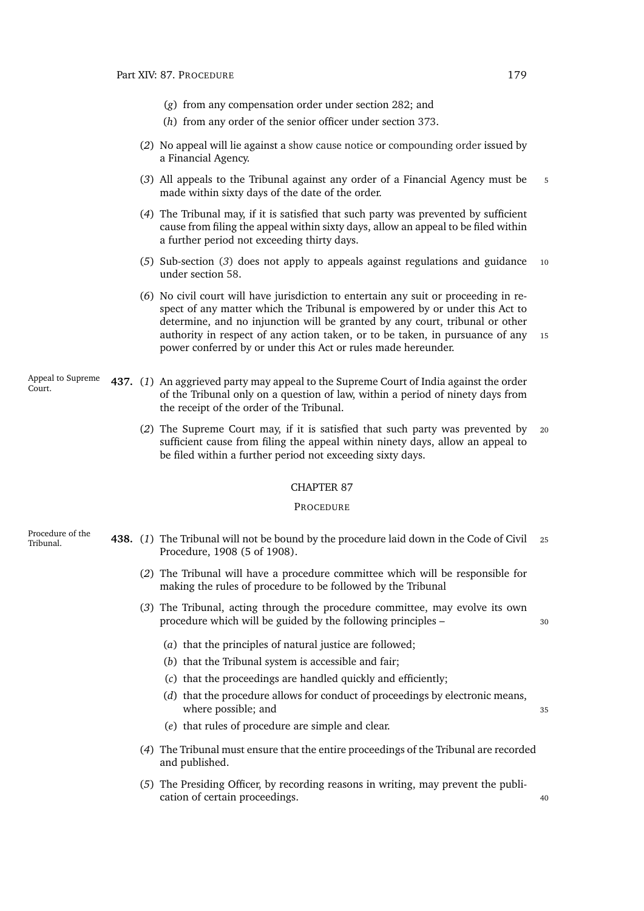(*g*) from any compensation order under section 282; and

(*h*) from any order of the senior officer under section 373.

(*2*) No appeal will lie against a show cause notice or compounding order issued by a Financial Agency.

(*3*) All appeals to the Tribunal against any order of a Financial Agency must be made within sixty days of the date of the order.

(*4*) The Tribunal may, if it is satisfied that such party was prevented by sufficient cause from filing the appeal within sixty days, allow an appeal to be filed within a further period not exceeding thirty days.

(*5*) Sub-section (*3*) does not apply to appeals against regulations and guidance under section 58.

(*6*) No civil court will have jurisdiction to entertain any suit or proceeding in respect of any matter which the Tribunal is empowered by or under this Act to determine, and no injunction will be granted by any court, tribunal or other authority in respect of any action taken, or to be taken, in pursuance of any power conferred by or under this Act or rules made hereunder.

Appeal to Supreme Court.

**437.** (*1*) An aggrieved party may appeal to the Supreme Court of India against the order of the Tribunal only on a question of law, within a period of ninety days from the receipt of the order of the Tribunal.

(*2*) The Supreme Court may, if it is satisfied that such party was prevented by sufficient cause from filing the appeal within ninety days, allow an appeal to be filed within a further period not exceeding sixty days.

## CHAPTER 87

### PROCEDURE

Procedure of the Tribunal.

**438.** (*1*) The Tribunal will not be bound by the procedure laid down in the Code of Civil Procedure, 1908 (5 of 1908).

(*2*) The Tribunal will have a procedure committee which will be responsible for making the rules of procedure to be followed by the Tribunal

(*3*) The Tribunal, acting through the procedure committee, may evolve its own procedure which will be guided by the following principles –

(*a*) that the principles of natural justice are followed;

(*b*) that the Tribunal system is accessible and fair;

(*c*) that the proceedings are handled quickly and efficiently;

(*d*) that the procedure allows for conduct of proceedings by electronic means, where possible; and

(*e*) that rules of procedure are simple and clear.

(*4*) The Tribunal must ensure that the entire proceedings of the Tribunal are recorded and published.

(*5*) The Presiding Officer, by recording reasons in writing, may prevent the publication of certain proceedings.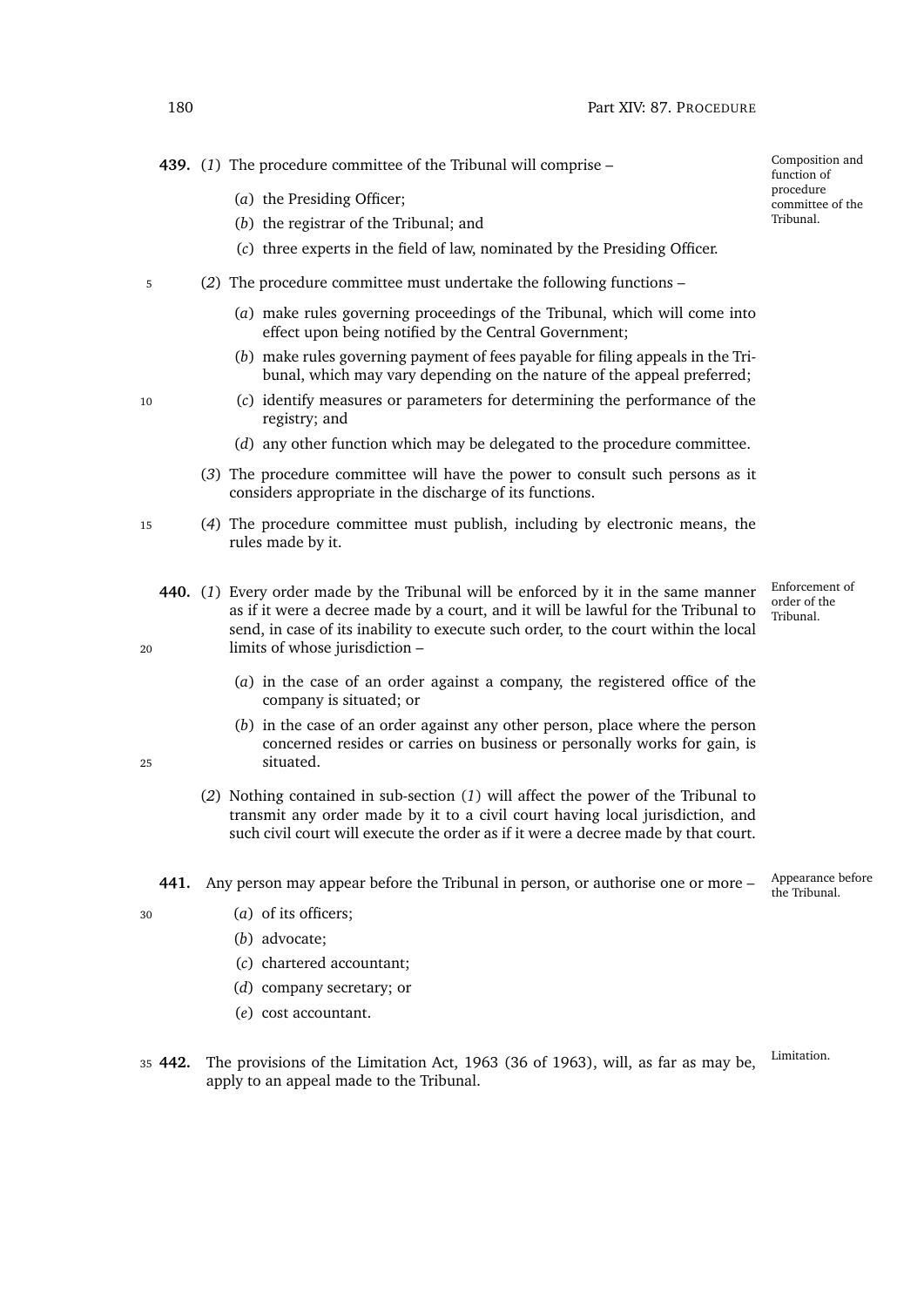**439.** (*1*) The procedure committee of the Tribunal will comprise –

*Composition and function of procedure committee of the Tribunal.*

(*a*) the Presiding Officer;

(*b*) the registrar of the Tribunal; and

(*c*) three experts in the field of law, nominated by the Presiding Officer.

(*2*) The procedure committee must undertake the following functions –

(*a*) make rules governing proceedings of the Tribunal, which will come into effect upon being notified by the Central Government;

(*b*) make rules governing payment of fees payable for filing appeals in the Tribunal, which may vary depending on the nature of the appeal preferred;

(*c*) identify measures or parameters for determining the performance of the registry; and

(*d*) any other function which may be delegated to the procedure committee.

(*3*) The procedure committee will have the power to consult such persons as it considers appropriate in the discharge of its functions.

(*4*) The procedure committee must publish, including by electronic means, the rules made by it.

**440.** (*1*) Every order made by the Tribunal will be enforced by it in the same manner as if it were a decree made by a court, and it will be lawful for the Tribunal to send, in case of its inability to execute such order, to the court within the local limits of whose jurisdiction –

*Enforcement of order of the Tribunal.*

(*a*) in the case of an order against a company, the registered office of the company is situated; or

(*b*) in the case of an order against any other person, place where the person concerned resides or carries on business or personally works for gain, is situated.

(*2*) Nothing contained in sub-section (*1*) will affect the power of the Tribunal to transmit any order made by it to a civil court having local jurisdiction, and such civil court will execute the order as if it were a decree made by that court.

**441.** Any person may appear before the Tribunal in person, or authorise one or more –

*Appearance before the Tribunal.*

(*a*) of its officers;

(*b*) advocate;

(*c*) chartered accountant;

(*d*) company secretary; or

(*e*) cost accountant.

**442.** The provisions of the Limitation Act, 1963 (36 of 1963), will, as far as may be, apply to an appeal made to the Tribunal.

*Limitation.*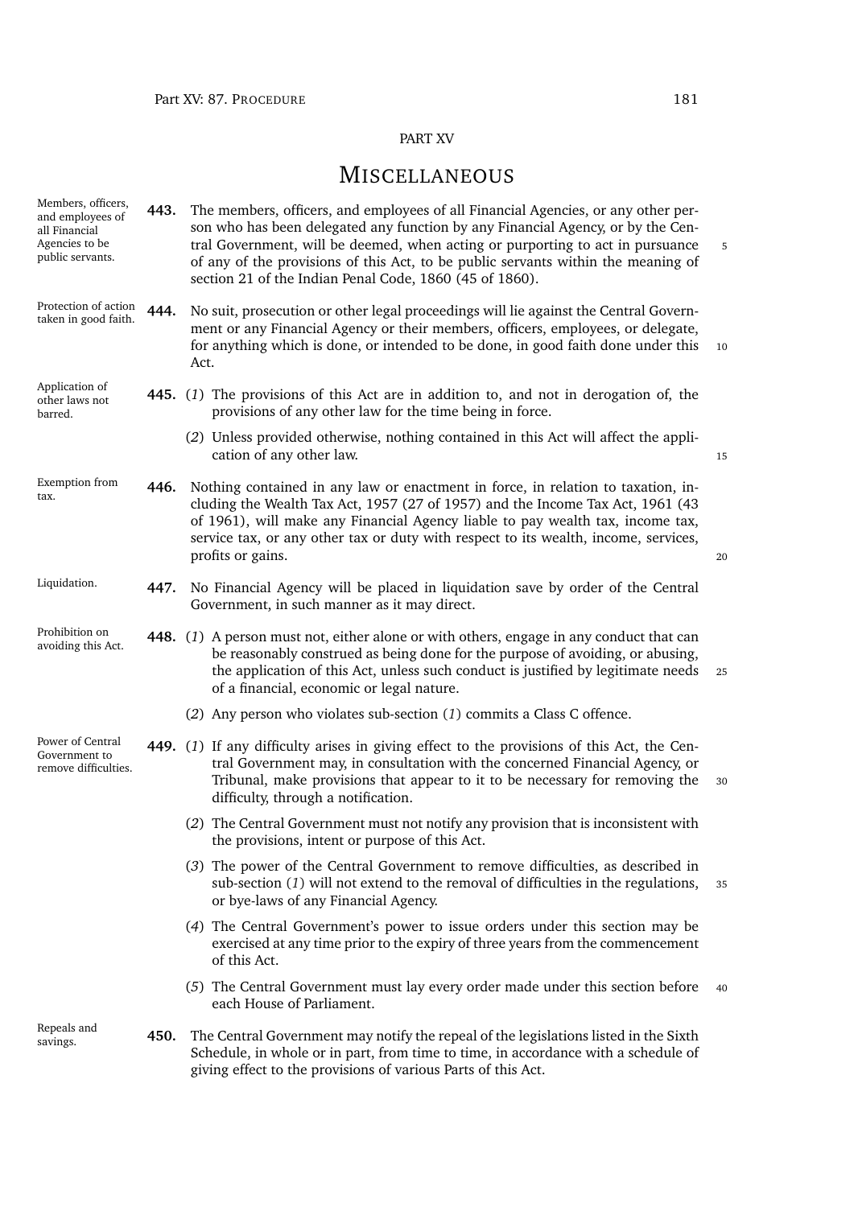PART XV

# MISCELLANEOUS

*Members, officers, and employees of all Financial Agencies to be public servants.*

**443.** The members, officers, and employees of all Financial Agencies, or any other person who has been delegated any function by any Financial Agency, or by the Central Government, will be deemed, when acting or purporting to act in pursuance of any of the provisions of this Act, to be public servants within the meaning of section 21 of the Indian Penal Code, 1860 (45 of 1860).

*Protection of action taken in good faith.*

**444.** No suit, prosecution or other legal proceedings will lie against the Central Government or any Financial Agency or their members, officers, employees, or delegate, for anything which is done, or intended to be done, in good faith done under this Act.

*Application of other laws not barred.*

**445.** (*1*) The provisions of this Act are in addition to, and not in derogation of, the provisions of any other law for the time being in force.

(*2*) Unless provided otherwise, nothing contained in this Act will affect the application of any other law.

*Exemption from tax.*

**446.** Nothing contained in any law or enactment in force, in relation to taxation, including the Wealth Tax Act, 1957 (27 of 1957) and the Income Tax Act, 1961 (43 of 1961), will make any Financial Agency liable to pay wealth tax, income tax, service tax, or any other tax or duty with respect to its wealth, income, services, profits or gains.

*Liquidation.*

**447.** No Financial Agency will be placed in liquidation save by order of the Central Government, in such manner as it may direct.

*Prohibition on avoiding this Act.*

**448.** (*1*) A person must not, either alone or with others, engage in any conduct that can be reasonably construed as being done for the purpose of avoiding, or abusing, the application of this Act, unless such conduct is justified by legitimate needs of a financial, economic or legal nature.

(*2*) Any person who violates sub-section (*1*) commits a Class C offence.

*Power of Central Government to remove difficulties.*

**449.** (*1*) If any difficulty arises in giving effect to the provisions of this Act, the Central Government may, in consultation with the concerned Financial Agency, or Tribunal, make provisions that appear to it to be necessary for removing the difficulty, through a notification.

(*2*) The Central Government must not notify any provision that is inconsistent with the provisions, intent or purpose of this Act.

(*3*) The power of the Central Government to remove difficulties, as described in sub-section (*1*) will not extend to the removal of difficulties in the regulations, or bye-laws of any Financial Agency.

(*4*) The Central Government's power to issue orders under this section may be exercised at any time prior to the expiry of three years from the commencement of this Act.

(*5*) The Central Government must lay every order made under this section before each House of Parliament.

*Repeals and savings.*

**450.** The Central Government may notify the repeal of the legislations listed in the Sixth Schedule, in whole or in part, from time to time, in accordance with a schedule of giving effect to the provisions of various Parts of this Act.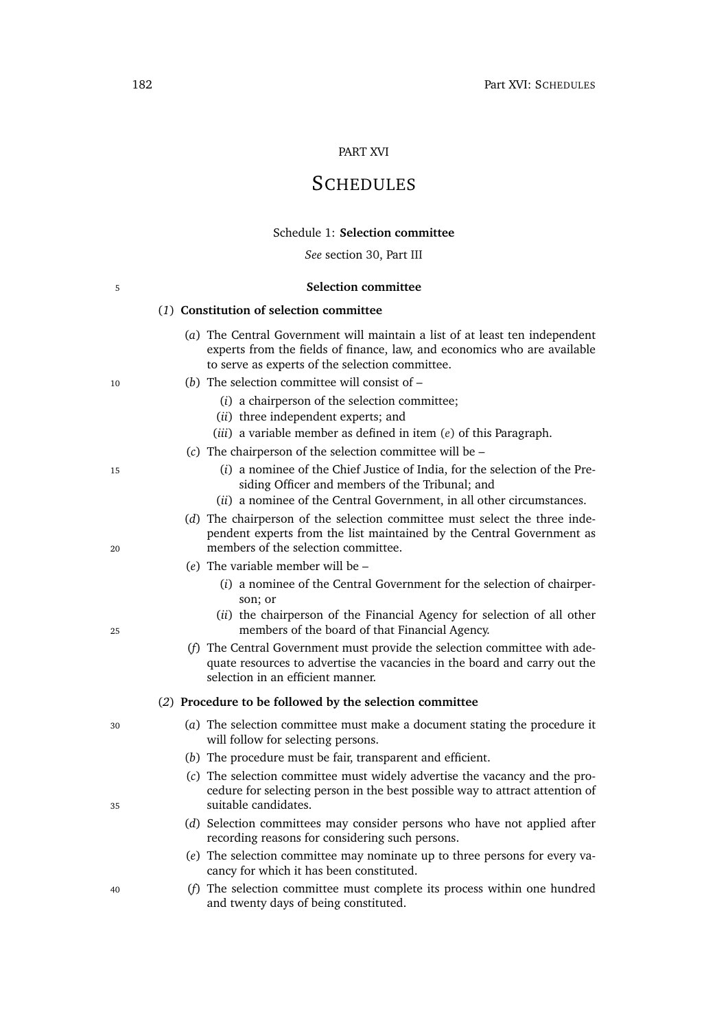PART XVI

# SCHEDULES

## Schedule 1: **Selection committee**

*See* section 30, Part III

### Selection committee

(*1*) **Constitution of selection committee**

(*a*) The Central Government will maintain a list of at least ten independent experts from the fields of finance, law, and economics who are available to serve as experts of the selection committee.

(*b*) The selection committee will consist of –

(*i*) a chairperson of the selection committee;

(*ii*) three independent experts; and

(*iii*) a variable member as defined in item (*e*) of this Paragraph.

(*c*) The chairperson of the selection committee will be –

(*i*) a nominee of the Chief Justice of India, for the selection of the Presiding Officer and members of the Tribunal; and

(*ii*) a nominee of the Central Government, in all other circumstances.

(*d*) The chairperson of the selection committee must select the three independent experts from the list maintained by the Central Government as members of the selection committee.

(*e*) The variable member will be –

(*i*) a nominee of the Central Government for the selection of chairperson; or

(*ii*) the chairperson of the Financial Agency for selection of all other members of the board of that Financial Agency.

(*f*) The Central Government must provide the selection committee with adequate resources to advertise the vacancies in the board and carry out the selection in an efficient manner.

(*2*) **Procedure to be followed by the selection committee**

(*a*) The selection committee must make a document stating the procedure it will follow for selecting persons.

(*b*) The procedure must be fair, transparent and efficient.

(*c*) The selection committee must widely advertise the vacancy and the procedure for selecting person in the best possible way to attract attention of suitable candidates.

(*d*) Selection committees may consider persons who have not applied after recording reasons for considering such persons.

(*e*) The selection committee may nominate up to three persons for every vacancy for which it has been constituted.

(*f*) The selection committee must complete its process within one hundred and twenty days of being constituted.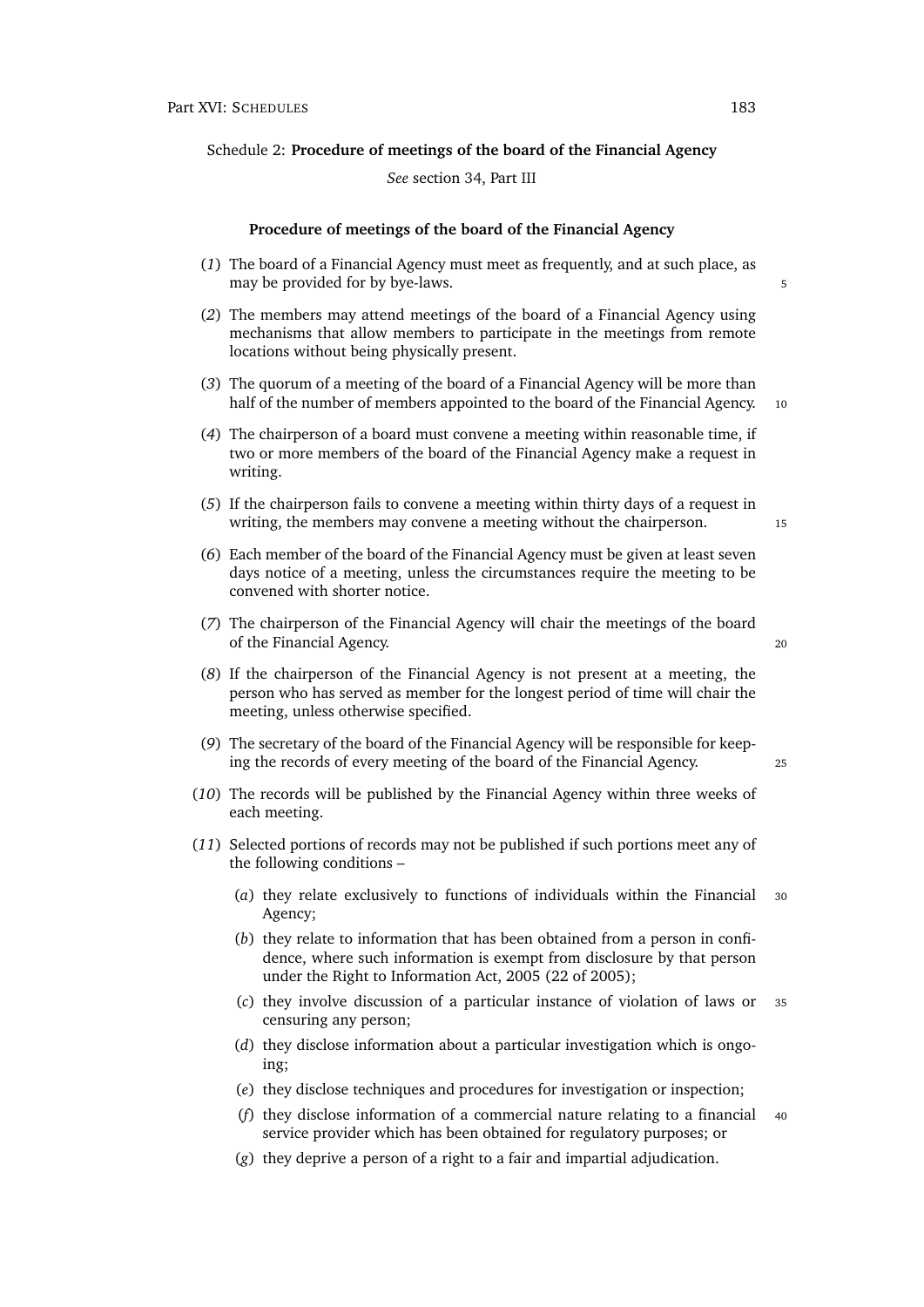Schedule 2: **Procedure of meetings of the board of the Financial Agency**

*See* section 34, Part III

### Procedure of meetings of the board of the Financial Agency

(*1*) The board of a Financial Agency must meet as frequently, and at such place, as may be provided for by bye-laws.

(*2*) The members may attend meetings of the board of a Financial Agency using mechanisms that allow members to participate in the meetings from remote locations without being physically present.

(*3*) The quorum of a meeting of the board of a Financial Agency will be more than half of the number of members appointed to the board of the Financial Agency.

(*4*) The chairperson of a board must convene a meeting within reasonable time, if two or more members of the board of the Financial Agency make a request in writing.

(*5*) If the chairperson fails to convene a meeting within thirty days of a request in writing, the members may convene a meeting without the chairperson.

(*6*) Each member of the board of the Financial Agency must be given at least seven days notice of a meeting, unless the circumstances require the meeting to be convened with shorter notice.

(*7*) The chairperson of the Financial Agency will chair the meetings of the board of the Financial Agency.

(*8*) If the chairperson of the Financial Agency is not present at a meeting, the person who has served as member for the longest period of time will chair the meeting, unless otherwise specified.

(*9*) The secretary of the board of the Financial Agency will be responsible for keeping the records of every meeting of the board of the Financial Agency.

(*10*) The records will be published by the Financial Agency within three weeks of each meeting.

(*11*) Selected portions of records may not be published if such portions meet any of the following conditions –

(*a*) they relate exclusively to functions of individuals within the Financial Agency;

(*b*) they relate to information that has been obtained from a person in confidence, where such information is exempt from disclosure by that person under the Right to Information Act, 2005 (22 of 2005);

(*c*) they involve discussion of a particular instance of violation of laws or censuring any person;

(*d*) they disclose information about a particular investigation which is ongoing;

(*e*) they disclose techniques and procedures for investigation or inspection;

(*f*) they disclose information of a commercial nature relating to a financial service provider which has been obtained for regulatory purposes; or

(*g*) they deprive a person of a right to a fair and impartial adjudication.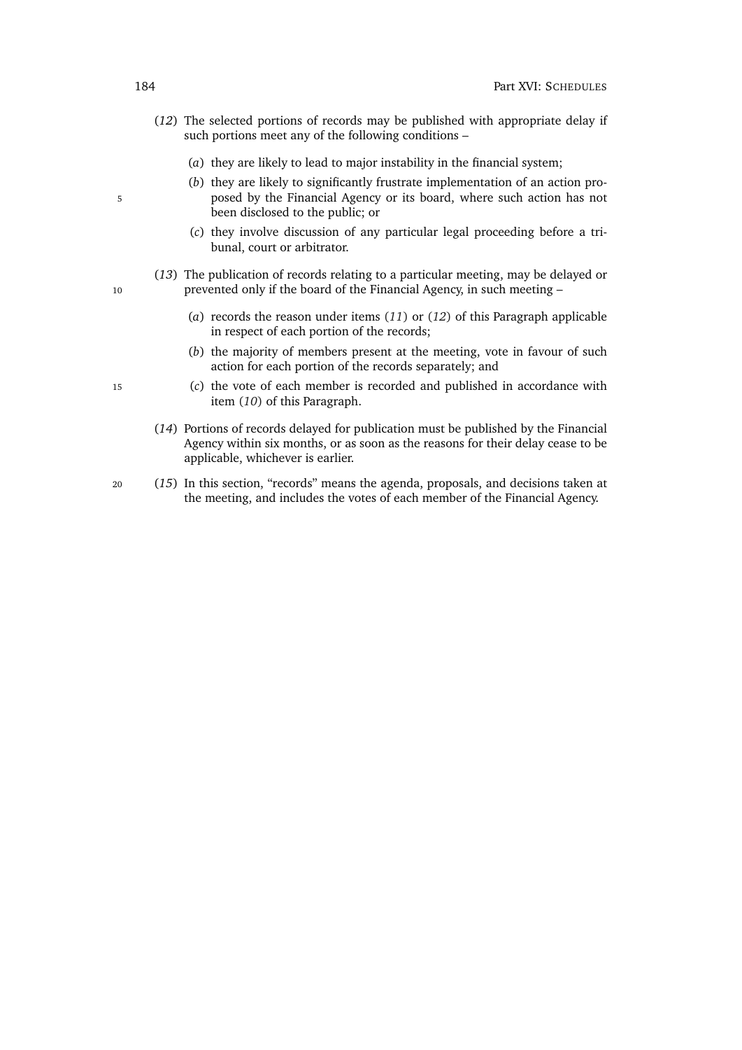(*12*) The selected portions of records may be published with appropriate delay if such portions meet any of the following conditions –

(*a*) they are likely to lead to major instability in the financial system;

(*b*) they are likely to significantly frustrate implementation of an action proposed by the Financial Agency or its board, where such action has not been disclosed to the public; or

(*c*) they involve discussion of any particular legal proceeding before a tribunal, court or arbitrator.

(*13*) The publication of records relating to a particular meeting, may be delayed or prevented only if the board of the Financial Agency, in such meeting –

(*a*) records the reason under items (*11*) or (*12*) of this Paragraph applicable in respect of each portion of the records;

(*b*) the majority of members present at the meeting, vote in favour of such action for each portion of the records separately; and

(*c*) the vote of each member is recorded and published in accordance with item (*10*) of this Paragraph.

(*14*) Portions of records delayed for publication must be published by the Financial Agency within six months, or as soon as the reasons for their delay cease to be applicable, whichever is earlier.

(*15*) In this section, "records" means the agenda, proposals, and decisions taken at the meeting, and includes the votes of each member of the Financial Agency.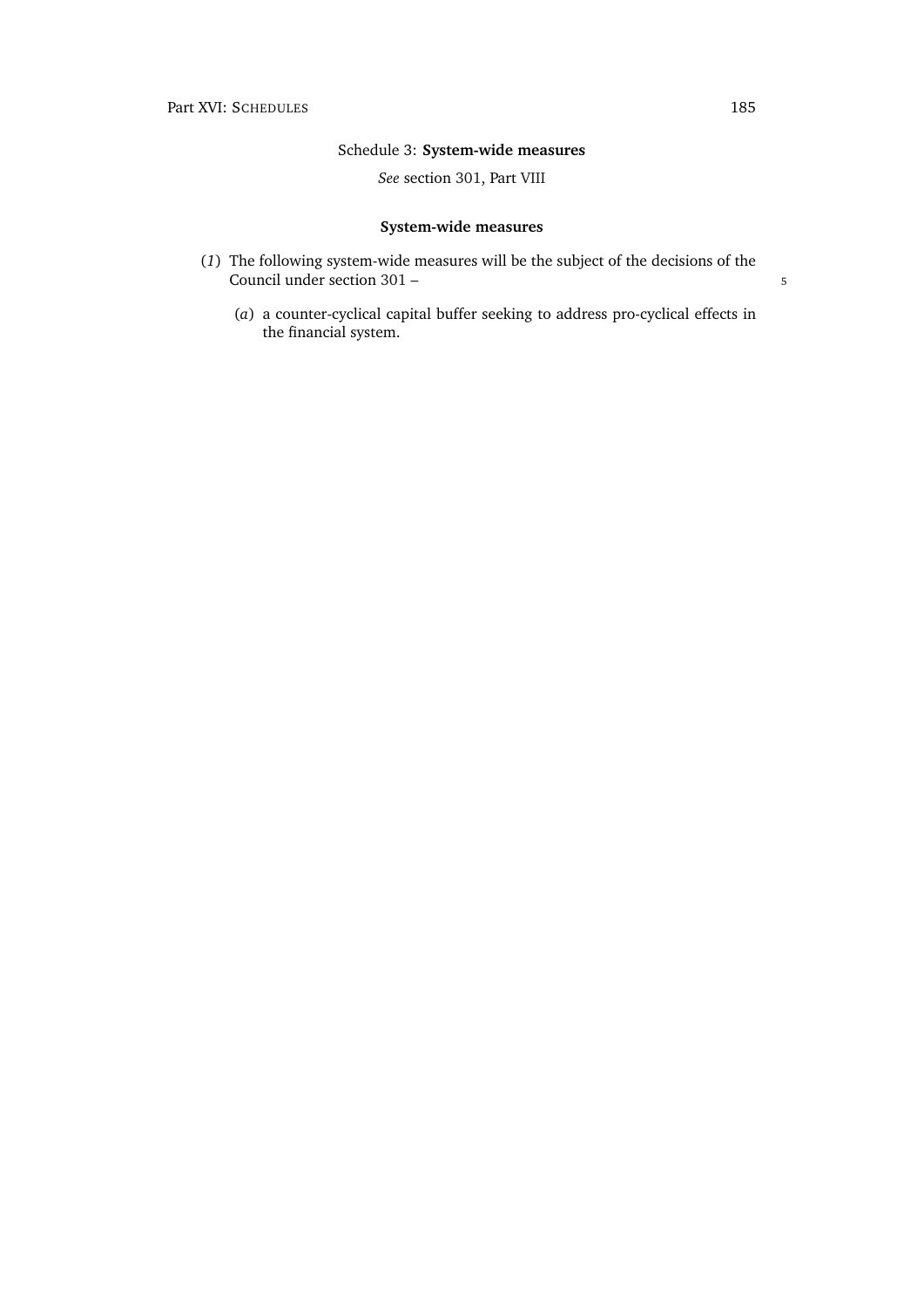## Schedule 3: **System-wide measures**

*See* section 301, Part VIII

### System-wide measures

(*1*) The following system-wide measures will be the subject of the decisions of the Council under section 301 –

(*a*) a counter-cyclical capital buffer seeking to address pro-cyclical effects in the financial system.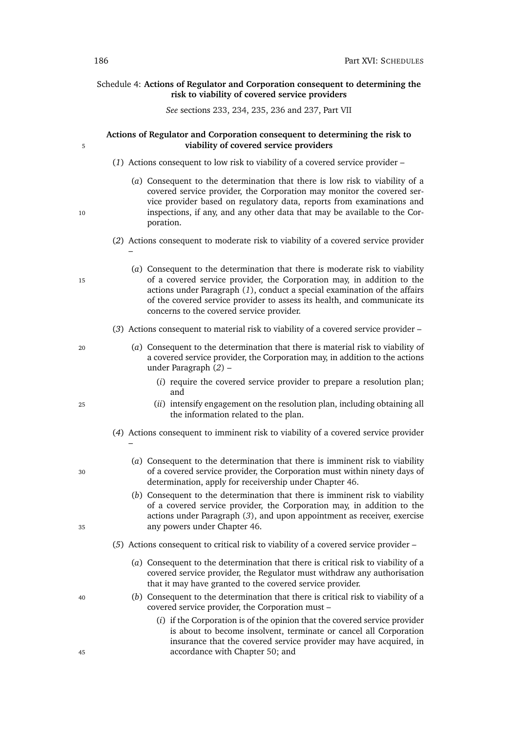## Schedule 4: Actions of Regulator and Corporation consequent to determining the risk to viability of covered service providers

*See* sections 233, 234, 235, 236 and 237, Part VII

### Actions of Regulator and Corporation consequent to determining the risk to viability of covered service providers

(*1*) Actions consequent to low risk to viability of a covered service provider –

(*a*) Consequent to the determination that there is low risk to viability of a covered service provider, the Corporation may monitor the covered service provider based on regulatory data, reports from examinations and inspections, if any, and any other data that may be available to the Corporation.

(*2*) Actions consequent to moderate risk to viability of a covered service provider –

(*a*) Consequent to the determination that there is moderate risk to viability of a covered service provider, the Corporation may, in addition to the actions under Paragraph (*1*), conduct a special examination of the affairs of the covered service provider to assess its health, and communicate its concerns to the covered service provider.

(*3*) Actions consequent to material risk to viability of a covered service provider –

(*a*) Consequent to the determination that there is material risk to viability of a covered service provider, the Corporation may, in addition to the actions under Paragraph (*2*) –

(*i*) require the covered service provider to prepare a resolution plan; and

(*ii*) intensify engagement on the resolution plan, including obtaining all the information related to the plan.

(*4*) Actions consequent to imminent risk to viability of a covered service provider –

(*a*) Consequent to the determination that there is imminent risk to viability of a covered service provider, the Corporation must within ninety days of determination, apply for receivership under Chapter 46.

(*b*) Consequent to the determination that there is imminent risk to viability of a covered service provider, the Corporation may, in addition to the actions under Paragraph (*3*), and upon appointment as receiver, exercise any powers under Chapter 46.

(*5*) Actions consequent to critical risk to viability of a covered service provider –

(*a*) Consequent to the determination that there is critical risk to viability of a covered service provider, the Regulator must withdraw any authorisation that it may have granted to the covered service provider.

(*b*) Consequent to the determination that there is critical risk to viability of a covered service provider, the Corporation must –

(*i*) if the Corporation is of the opinion that the covered service provider is about to become insolvent, terminate or cancel all Corporation insurance that the covered service provider may have acquired, in accordance with Chapter 50; and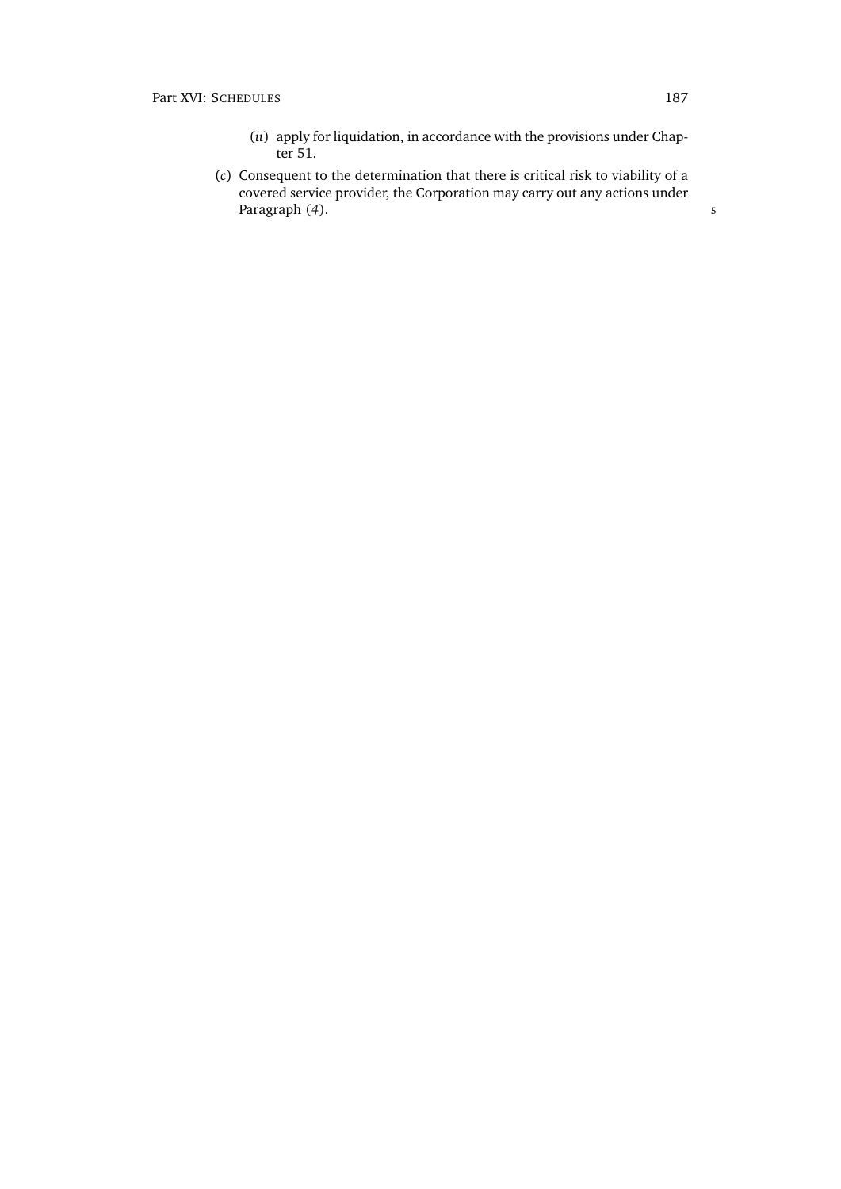(*ii*) apply for liquidation, in accordance with the provisions under Chapter 51.

(*c*) Consequent to the determination that there is critical risk to viability of a covered service provider, the Corporation may carry out any actions under Paragraph (*4*).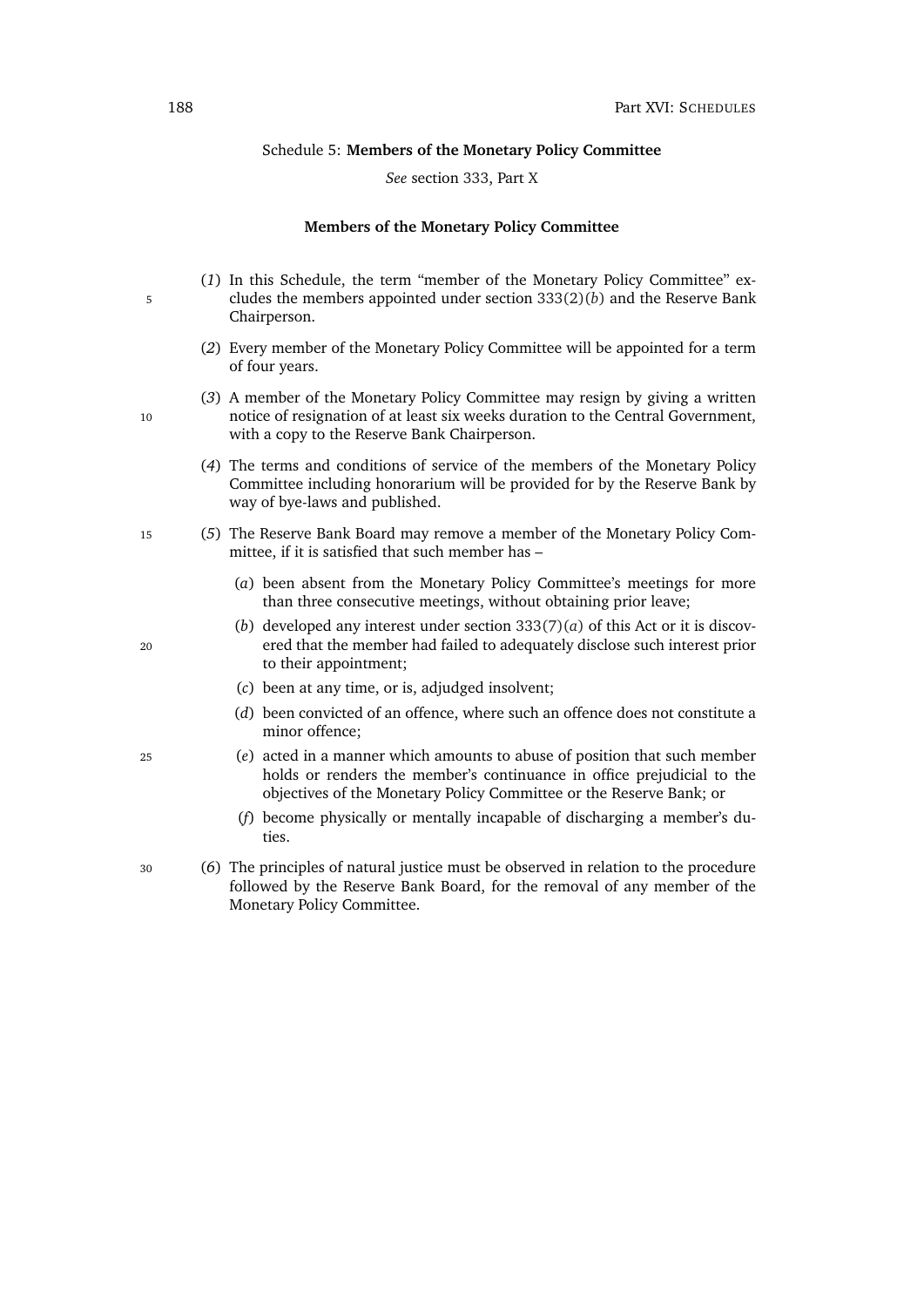Schedule 5: **Members of the Monetary Policy Committee**

*See* section 333, Part X

## Members of the Monetary Policy Committee

(*1*) In this Schedule, the term "member of the Monetary Policy Committee" excludes the members appointed under section 333(2)(*b*) and the Reserve Bank Chairperson.

(*2*) Every member of the Monetary Policy Committee will be appointed for a term of four years.

(*3*) A member of the Monetary Policy Committee may resign by giving a written notice of resignation of at least six weeks duration to the Central Government, with a copy to the Reserve Bank Chairperson.

(*4*) The terms and conditions of service of the members of the Monetary Policy Committee including honorarium will be provided for by the Reserve Bank by way of bye-laws and published.

(*5*) The Reserve Bank Board may remove a member of the Monetary Policy Committee, if it is satisfied that such member has –

- (*a*) been absent from the Monetary Policy Committee's meetings for more than three consecutive meetings, without obtaining prior leave;
- (*b*) developed any interest under section 333(7)(*a*) of this Act or it is discovered that the member had failed to adequately disclose such interest prior to their appointment;
- (*c*) been at any time, or is, adjudged insolvent;
- (*d*) been convicted of an offence, where such an offence does not constitute a minor offence;
- (*e*) acted in a manner which amounts to abuse of position that such member holds or renders the member's continuance in office prejudicial to the objectives of the Monetary Policy Committee or the Reserve Bank; or
- (*f*) become physically or mentally incapable of discharging a member's duties.

(*6*) The principles of natural justice must be observed in relation to the procedure followed by the Reserve Bank Board, for the removal of any member of the Monetary Policy Committee.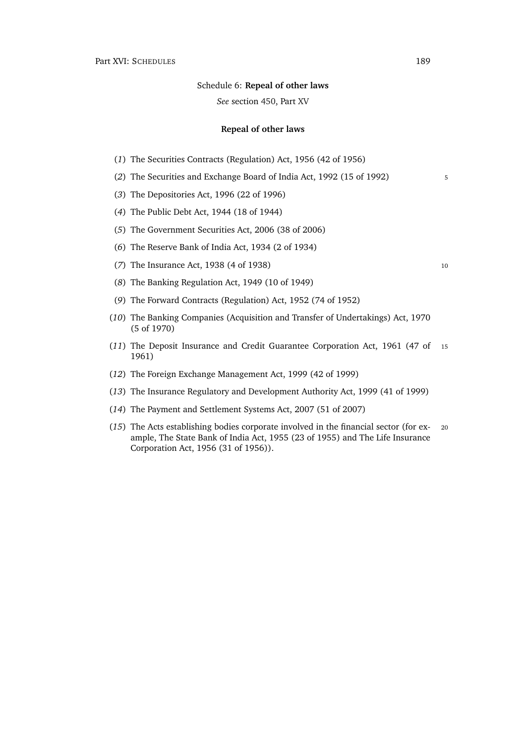Schedule 6: **Repeal of other laws**

*See* section 450, Part XV

## Repeal of other laws

(*1*) The Securities Contracts (Regulation) Act, 1956 (42 of 1956)

(*2*) The Securities and Exchange Board of India Act, 1992 (15 of 1992)

(*3*) The Depositories Act, 1996 (22 of 1996)

(*4*) The Public Debt Act, 1944 (18 of 1944)

(*5*) The Government Securities Act, 2006 (38 of 2006)

(*6*) The Reserve Bank of India Act, 1934 (2 of 1934)

(*7*) The Insurance Act, 1938 (4 of 1938)

(*8*) The Banking Regulation Act, 1949 (10 of 1949)

(*9*) The Forward Contracts (Regulation) Act, 1952 (74 of 1952)

(*10*) The Banking Companies (Acquisition and Transfer of Undertakings) Act, 1970 (5 of 1970)

(*11*) The Deposit Insurance and Credit Guarantee Corporation Act, 1961 (47 of 1961)

(*12*) The Foreign Exchange Management Act, 1999 (42 of 1999)

(*13*) The Insurance Regulatory and Development Authority Act, 1999 (41 of 1999)

(*14*) The Payment and Settlement Systems Act, 2007 (51 of 2007)

(*15*) The Acts establishing bodies corporate involved in the financial sector (for example, The State Bank of India Act, 1955 (23 of 1955) and The Life Insurance Corporation Act, 1956 (31 of 1956)).